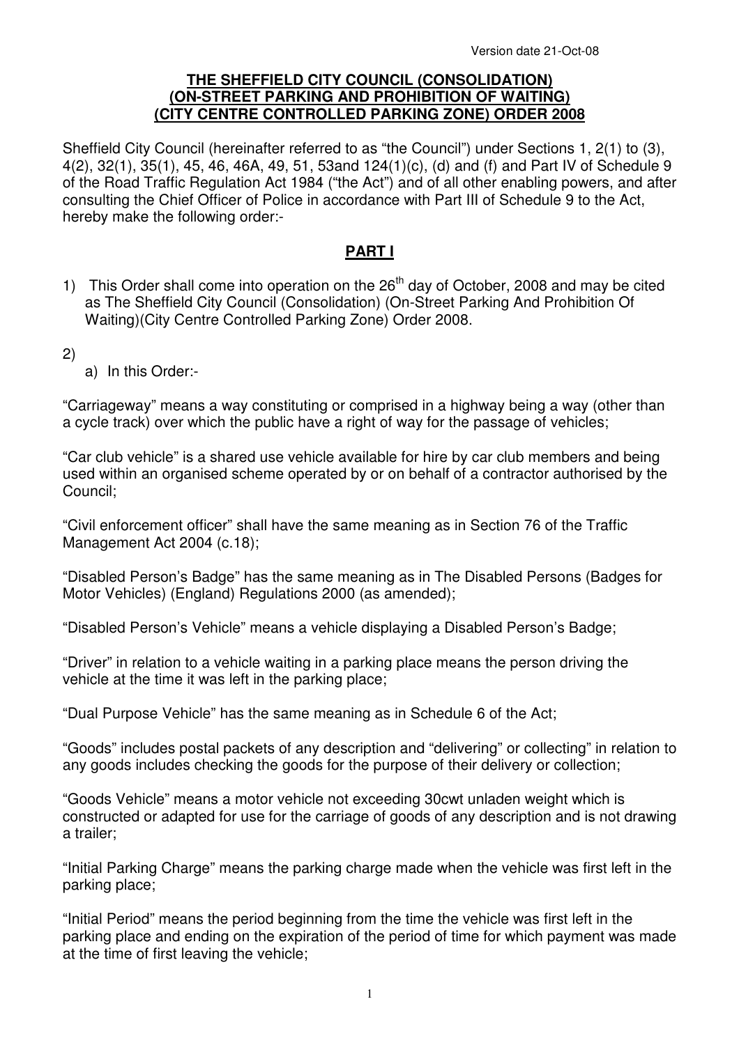Version date 21-Oct-08

**THE SHEFFIELD CITY COUNCIL (CONSOLIDATION) (ON-STREET PARKING AND PROHIBITION OF WAITING) (CITY CENTRE CONTROLLED PARKING ZONE) ORDER 2008**

Sheffield City Council (hereinafter referred to as "the Council") under Sections 1, 2(1) to (3), 4(2), 32(1), 35(1), 45, 46, 46A, 49, 51, 53and 124(1)(c), (d) and (f) and Part IV of Schedule 9 of the Road Traffic Regulation Act 1984 ("the Act") and of all other enabling powers, and after consulting the Chief Officer of Police in accordance with Part III of Schedule 9 to the Act, hereby make the following order:-

## PART I

1) This Order shall come into operation on the 26th day of October, 2008 and may be cited as The Sheffield City Council (Consolidation) (On-Street Parking And Prohibition Of Waiting)(City Centre Controlled Parking Zone) Order 2008.

2)
   a) In this Order:-

"Carriageway" means a way constituting or comprised in a highway being a way (other than a cycle track) over which the public have a right of way for the passage of vehicles;

"Car club vehicle" is a shared use vehicle available for hire by car club members and being used within an organised scheme operated by or on behalf of a contractor authorised by the Council;

"Civil enforcement officer" shall have the same meaning as in Section 76 of the Traffic Management Act 2004 (c.18);

"Disabled Person's Badge" has the same meaning as in The Disabled Persons (Badges for Motor Vehicles) (England) Regulations 2000 (as amended);

"Disabled Person's Vehicle" means a vehicle displaying a Disabled Person's Badge;

"Driver" in relation to a vehicle waiting in a parking place means the person driving the vehicle at the time it was left in the parking place;

"Dual Purpose Vehicle" has the same meaning as in Schedule 6 of the Act;

"Goods" includes postal packets of any description and "delivering" or collecting" in relation to any goods includes checking the goods for the purpose of their delivery or collection;

"Goods Vehicle" means a motor vehicle not exceeding 30cwt unladen weight which is constructed or adapted for use for the carriage of goods of any description and is not drawing a trailer;

"Initial Parking Charge" means the parking charge made when the vehicle was first left in the parking place;

"Initial Period" means the period beginning from the time the vehicle was first left in the parking place and ending on the expiration of the period of time for which payment was made at the time of first leaving the vehicle;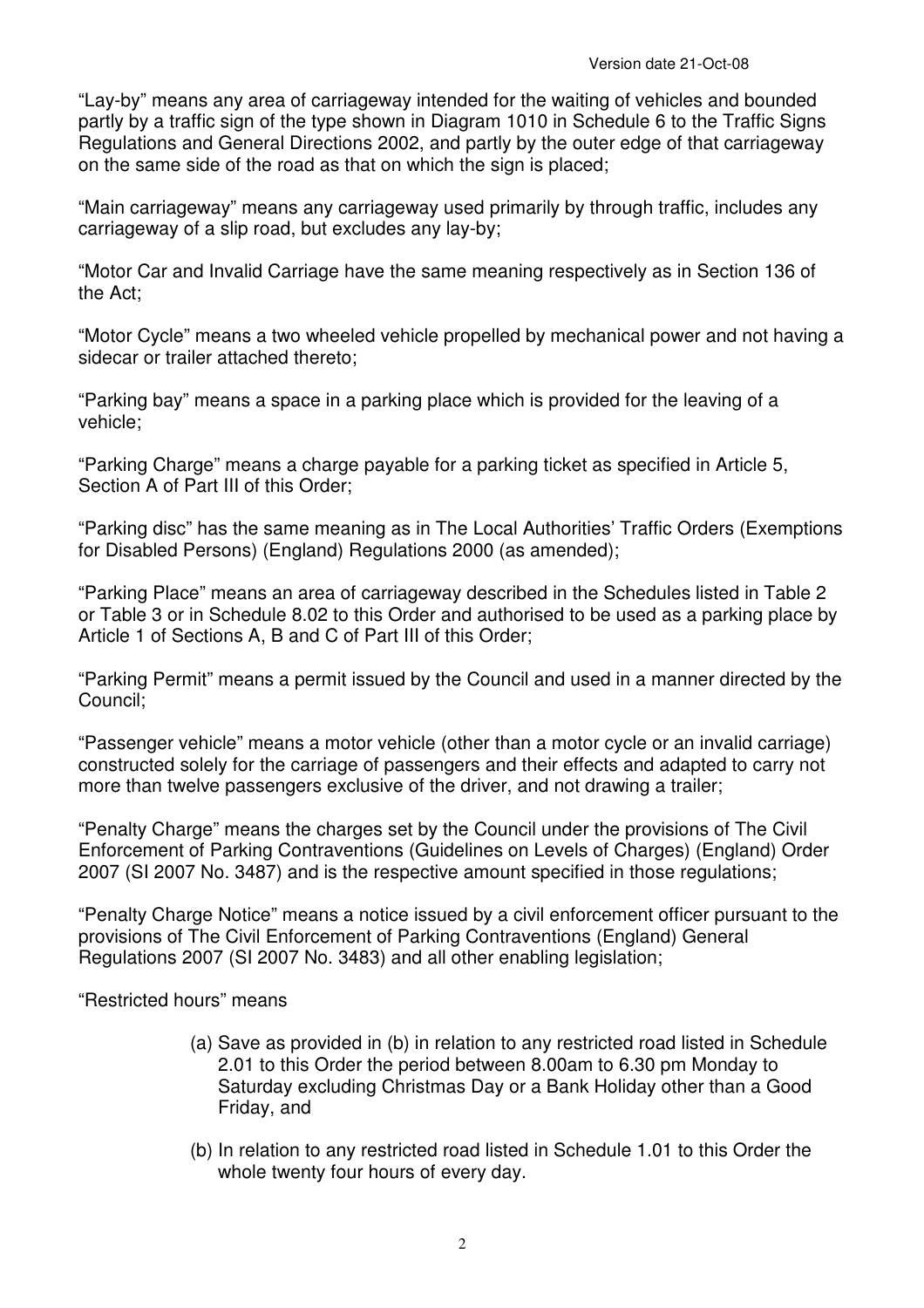"Lay-by" means any area of carriageway intended for the waiting of vehicles and bounded partly by a traffic sign of the type shown in Diagram 1010 in Schedule 6 to the Traffic Signs Regulations and General Directions 2002, and partly by the outer edge of that carriageway on the same side of the road as that on which the sign is placed;

"Main carriageway" means any carriageway used primarily by through traffic, includes any carriageway of a slip road, but excludes any lay-by;

"Motor Car and Invalid Carriage have the same meaning respectively as in Section 136 of the Act;

"Motor Cycle" means a two wheeled vehicle propelled by mechanical power and not having a sidecar or trailer attached thereto;

"Parking bay" means a space in a parking place which is provided for the leaving of a vehicle;

"Parking Charge" means a charge payable for a parking ticket as specified in Article 5, Section A of Part III of this Order;

"Parking disc" has the same meaning as in The Local Authorities' Traffic Orders (Exemptions for Disabled Persons) (England) Regulations 2000 (as amended);

"Parking Place" means an area of carriageway described in the Schedules listed in Table 2 or Table 3 or in Schedule 8.02 to this Order and authorised to be used as a parking place by Article 1 of Sections A, B and C of Part III of this Order;

"Parking Permit" means a permit issued by the Council and used in a manner directed by the Council;

"Passenger vehicle" means a motor vehicle (other than a motor cycle or an invalid carriage) constructed solely for the carriage of passengers and their effects and adapted to carry not more than twelve passengers exclusive of the driver, and not drawing a trailer;

"Penalty Charge" means the charges set by the Council under the provisions of The Civil Enforcement of Parking Contraventions (Guidelines on Levels of Charges) (England) Order 2007 (SI 2007 No. 3487) and is the respective amount specified in those regulations;

"Penalty Charge Notice" means a notice issued by a civil enforcement officer pursuant to the provisions of The Civil Enforcement of Parking Contraventions (England) General Regulations 2007 (SI 2007 No. 3483) and all other enabling legislation;

"Restricted hours" means

(a) Save as provided in (b) in relation to any restricted road listed in Schedule 2.01 to this Order the period between 8.00am to 6.30 pm Monday to Saturday excluding Christmas Day or a Bank Holiday other than a Good Friday, and

(b) In relation to any restricted road listed in Schedule 1.01 to this Order the whole twenty four hours of every day.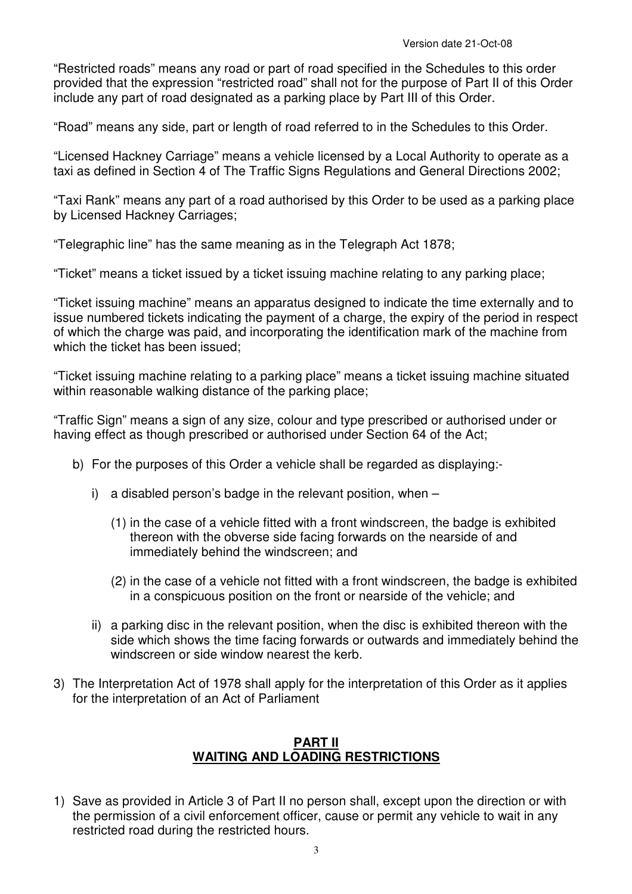"Restricted roads" means any road or part of road specified in the Schedules to this order provided that the expression "restricted road" shall not for the purpose of Part II of this Order include any part of road designated as a parking place by Part III of this Order.

"Road" means any side, part or length of road referred to in the Schedules to this Order.

"Licensed Hackney Carriage" means a vehicle licensed by a Local Authority to operate as a taxi as defined in Section 4 of The Traffic Signs Regulations and General Directions 2002;

"Taxi Rank" means any part of a road authorised by this Order to be used as a parking place by Licensed Hackney Carriages;

"Telegraphic line" has the same meaning as in the Telegraph Act 1878;

"Ticket" means a ticket issued by a ticket issuing machine relating to any parking place;

"Ticket issuing machine" means an apparatus designed to indicate the time externally and to issue numbered tickets indicating the payment of a charge, the expiry of the period in respect of which the charge was paid, and incorporating the identification mark of the machine from which the ticket has been issued;

"Ticket issuing machine relating to a parking place" means a ticket issuing machine situated within reasonable walking distance of the parking place;

"Traffic Sign" means a sign of any size, colour and type prescribed or authorised under or having effect as though prescribed or authorised under Section 64 of the Act;

b) For the purposes of this Order a vehicle shall be regarded as displaying:-

   i) a disabled person's badge in the relevant position, when –

      (1) in the case of a vehicle fitted with a front windscreen, the badge is exhibited thereon with the obverse side facing forwards on the nearside of and immediately behind the windscreen; and

      (2) in the case of a vehicle not fitted with a front windscreen, the badge is exhibited in a conspicuous position on the front or nearside of the vehicle; and

   ii) a parking disc in the relevant position, when the disc is exhibited thereon with the side which shows the time facing forwards or outwards and immediately behind the windscreen or side window nearest the kerb.

3) The Interpretation Act of 1978 shall apply for the interpretation of this Order as it applies for the interpretation of an Act of Parliament

## PART II
## WAITING AND LOADING RESTRICTIONS

1) Save as provided in Article 3 of Part II no person shall, except upon the direction or with the permission of a civil enforcement officer, cause or permit any vehicle to wait in any restricted road during the restricted hours.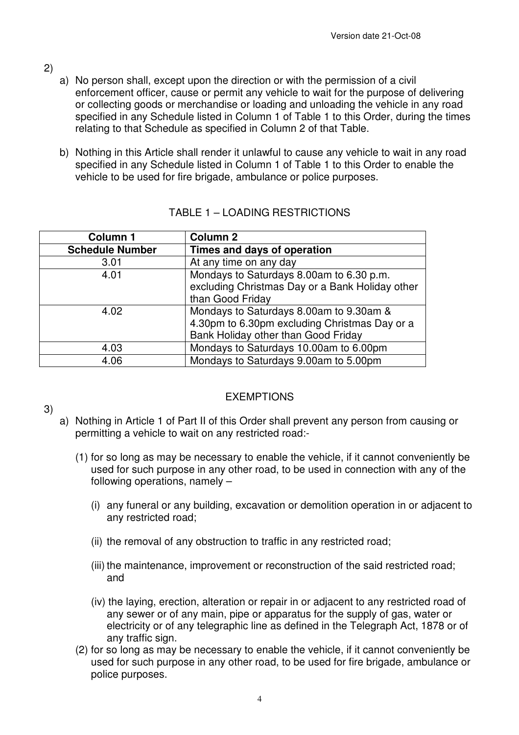2)

a) No person shall, except upon the direction or with the permission of a civil enforcement officer, cause or permit any vehicle to wait for the purpose of delivering or collecting goods or merchandise or loading and unloading the vehicle in any road specified in any Schedule listed in Column 1 of Table 1 to this Order, during the times relating to that Schedule as specified in Column 2 of that Table.

b) Nothing in this Article shall render it unlawful to cause any vehicle to wait in any road specified in any Schedule listed in Column 1 of Table 1 to this Order to enable the vehicle to be used for fire brigade, ambulance or police purposes.

TABLE 1 – LOADING RESTRICTIONS

| Column 1<br>Schedule Number | Column 2<br>Times and days of operation |
|---|---|
| 3.01 | At any time on any day |
| 4.01 | Mondays to Saturdays 8.00am to 6.30 p.m. excluding Christmas Day or a Bank Holiday other than Good Friday |
| 4.02 | Mondays to Saturdays 8.00am to 9.30am & 4.30pm to 6.30pm excluding Christmas Day or a Bank Holiday other than Good Friday |
| 4.03 | Mondays to Saturdays 10.00am to 6.00pm |
| 4.06 | Mondays to Saturdays 9.00am to 5.00pm |

EXEMPTIONS

3)

a) Nothing in Article 1 of Part II of this Order shall prevent any person from causing or permitting a vehicle to wait on any restricted road:-

(1) for so long as may be necessary to enable the vehicle, if it cannot conveniently be used for such purpose in any other road, to be used in connection with any of the following operations, namely –

(i) any funeral or any building, excavation or demolition operation in or adjacent to any restricted road;

(ii) the removal of any obstruction to traffic in any restricted road;

(iii) the maintenance, improvement or reconstruction of the said restricted road; and

(iv) the laying, erection, alteration or repair in or adjacent to any restricted road of any sewer or of any main, pipe or apparatus for the supply of gas, water or electricity or of any telegraphic line as defined in the Telegraph Act, 1878 or of any traffic sign.

(2) for so long as may be necessary to enable the vehicle, if it cannot conveniently be used for such purpose in any other road, to be used for fire brigade, ambulance or police purposes.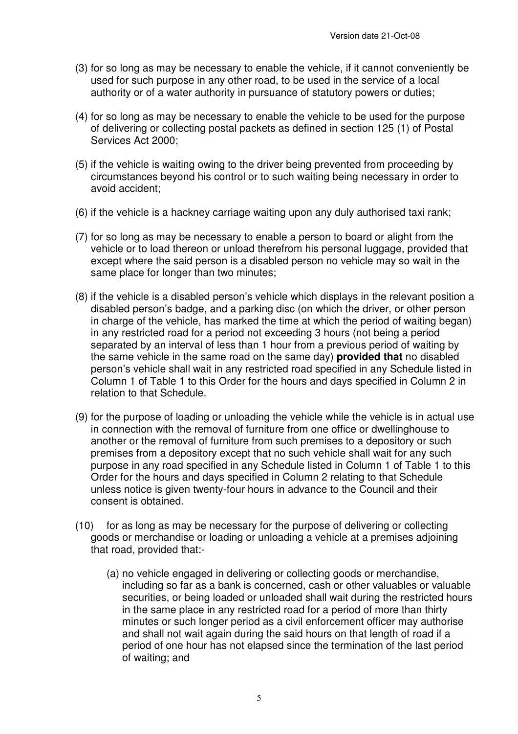(3) for so long as may be necessary to enable the vehicle, if it cannot conveniently be used for such purpose in any other road, to be used in the service of a local authority or of a water authority in pursuance of statutory powers or duties;

(4) for so long as may be necessary to enable the vehicle to be used for the purpose of delivering or collecting postal packets as defined in section 125 (1) of Postal Services Act 2000;

(5) if the vehicle is waiting owing to the driver being prevented from proceeding by circumstances beyond his control or to such waiting being necessary in order to avoid accident;

(6) if the vehicle is a hackney carriage waiting upon any duly authorised taxi rank;

(7) for so long as may be necessary to enable a person to board or alight from the vehicle or to load thereon or unload therefrom his personal luggage, provided that except where the said person is a disabled person no vehicle may so wait in the same place for longer than two minutes;

(8) if the vehicle is a disabled person's vehicle which displays in the relevant position a disabled person's badge, and a parking disc (on which the driver, or other person in charge of the vehicle, has marked the time at which the period of waiting began) in any restricted road for a period not exceeding 3 hours (not being a period separated by an interval of less than 1 hour from a previous period of waiting by the same vehicle in the same road on the same day) **provided that** no disabled person's vehicle shall wait in any restricted road specified in any Schedule listed in Column 1 of Table 1 to this Order for the hours and days specified in Column 2 in relation to that Schedule.

(9) for the purpose of loading or unloading the vehicle while the vehicle is in actual use in connection with the removal of furniture from one office or dwellinghouse to another or the removal of furniture from such premises to a depository or such premises from a depository except that no such vehicle shall wait for any such purpose in any road specified in any Schedule listed in Column 1 of Table 1 to this Order for the hours and days specified in Column 2 relating to that Schedule unless notice is given twenty-four hours in advance to the Council and their consent is obtained.

(10) for as long as may be necessary for the purpose of delivering or collecting goods or merchandise or loading or unloading a vehicle at a premises adjoining that road, provided that:-

  (a) no vehicle engaged in delivering or collecting goods or merchandise, including so far as a bank is concerned, cash or other valuables or valuable securities, or being loaded or unloaded shall wait during the restricted hours in the same place in any restricted road for a period of more than thirty minutes or such longer period as a civil enforcement officer may authorise and shall not wait again during the said hours on that length of road if a period of one hour has not elapsed since the termination of the last period of waiting; and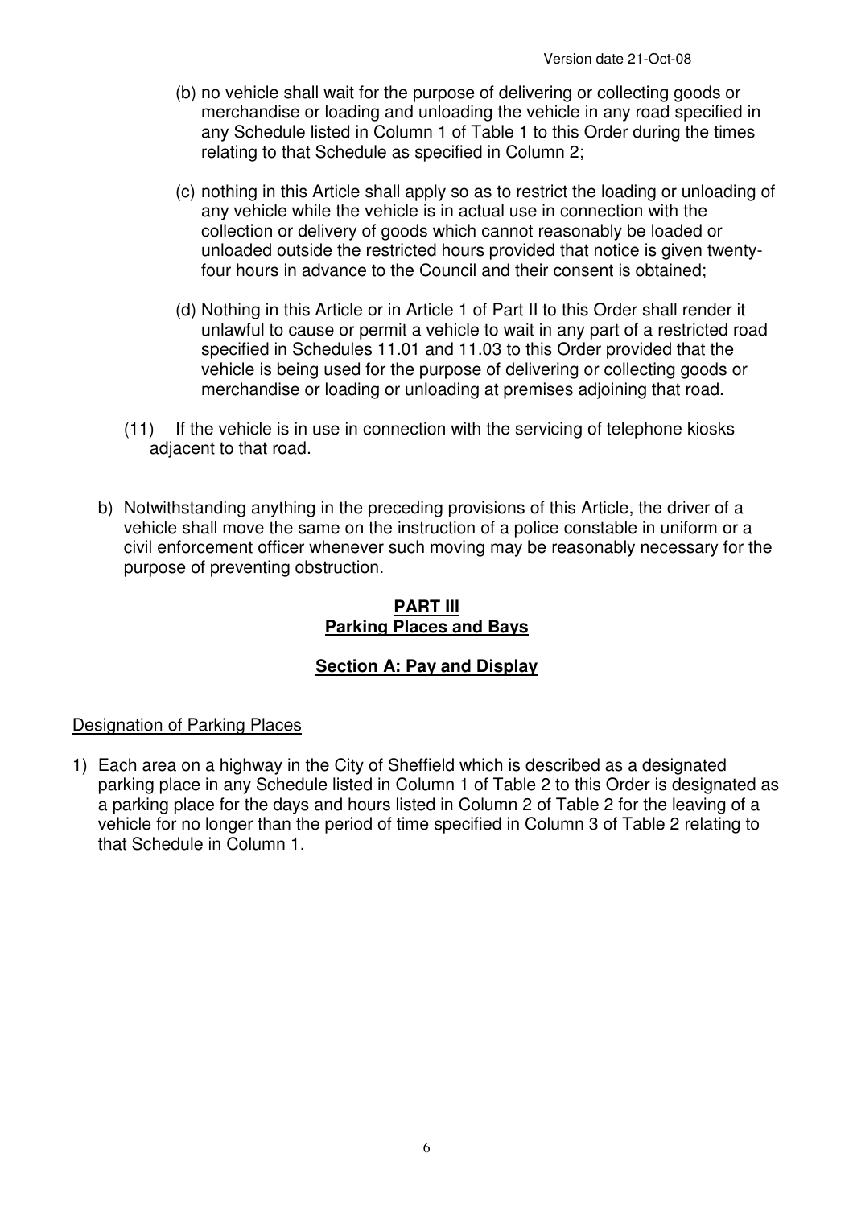(b) no vehicle shall wait for the purpose of delivering or collecting goods or merchandise or loading and unloading the vehicle in any road specified in any Schedule listed in Column 1 of Table 1 to this Order during the times relating to that Schedule as specified in Column 2;

(c) nothing in this Article shall apply so as to restrict the loading or unloading of any vehicle while the vehicle is in actual use in connection with the collection or delivery of goods which cannot reasonably be loaded or unloaded outside the restricted hours provided that notice is given twenty-four hours in advance to the Council and their consent is obtained;

(d) Nothing in this Article or in Article 1 of Part II to this Order shall render it unlawful to cause or permit a vehicle to wait in any part of a restricted road specified in Schedules 11.01 and 11.03 to this Order provided that the vehicle is being used for the purpose of delivering or collecting goods or merchandise or loading or unloading at premises adjoining that road.

(11) If the vehicle is in use in connection with the servicing of telephone kiosks adjacent to that road.

b) Notwithstanding anything in the preceding provisions of this Article, the driver of a vehicle shall move the same on the instruction of a police constable in uniform or a civil enforcement officer whenever such moving may be reasonably necessary for the purpose of preventing obstruction.

## PART III
## Parking Places and Bays

### Section A: Pay and Display

Designation of Parking Places

1) Each area on a highway in the City of Sheffield which is described as a designated parking place in any Schedule listed in Column 1 of Table 2 to this Order is designated as a parking place for the days and hours listed in Column 2 of Table 2 for the leaving of a vehicle for no longer than the period of time specified in Column 3 of Table 2 relating to that Schedule in Column 1.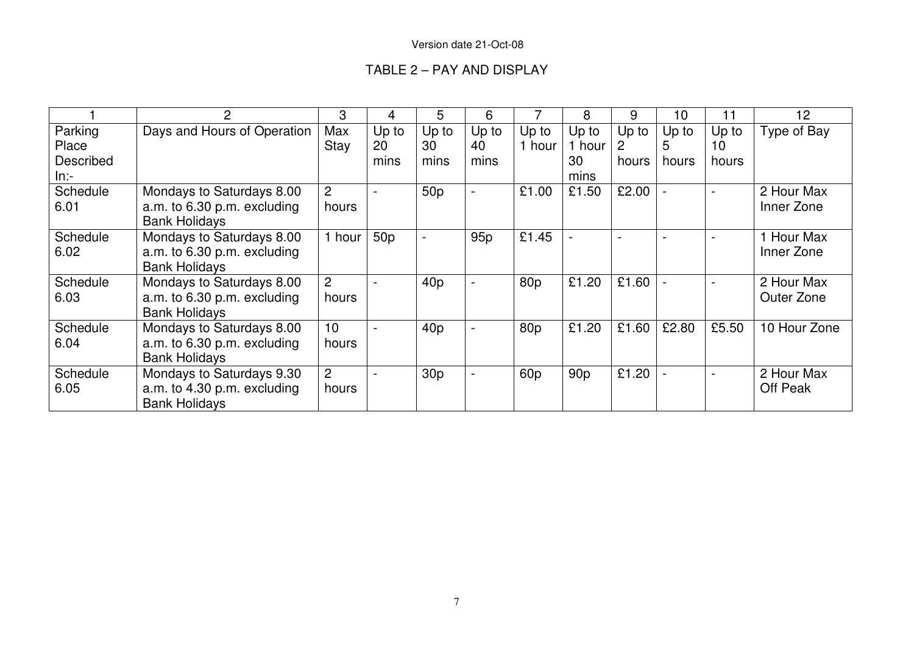Version date 21-Oct-08

TABLE 2 – PAY AND DISPLAY

| 1 | 2 | 3 | 4 | 5 | 6 | 7 | 8 | 9 | 10 | 11 | 12 |
|---|---|---|---|---|---|---|---|---|---|---|---|
| Parking Place Described In:- | Days and Hours of Operation | Max Stay | Up to 20 mins | Up to 30 mins | Up to 40 mins | Up to 1 hour | Up to 1 hour 30 mins | Up to 2 hours | Up to 5 hours | Up to 10 hours | Type of Bay |
| Schedule 6.01 | Mondays to Saturdays 8.00 a.m. to 6.30 p.m. excluding Bank Holidays | 2 hours | - | 50p | - | £1.00 | £1.50 | £2.00 | - | - | 2 Hour Max Inner Zone |
| Schedule 6.02 | Mondays to Saturdays 8.00 a.m. to 6.30 p.m. excluding Bank Holidays | 1 hour | 50p | - | 95p | £1.45 | - | - | - | - | 1 Hour Max Inner Zone |
| Schedule 6.03 | Mondays to Saturdays 8.00 a.m. to 6.30 p.m. excluding Bank Holidays | 2 hours | - | 40p | - | 80p | £1.20 | £1.60 | - | - | 2 Hour Max Outer Zone |
| Schedule 6.04 | Mondays to Saturdays 8.00 a.m. to 6.30 p.m. excluding Bank Holidays | 10 hours | - | 40p | - | 80p | £1.20 | £1.60 | £2.80 | £5.50 | 10 Hour Zone |
| Schedule 6.05 | Mondays to Saturdays 9.30 a.m. to 4.30 p.m. excluding Bank Holidays | 2 hours | - | 30p | - | 60p | 90p | £1.20 | - | - | 2 Hour Max Off Peak |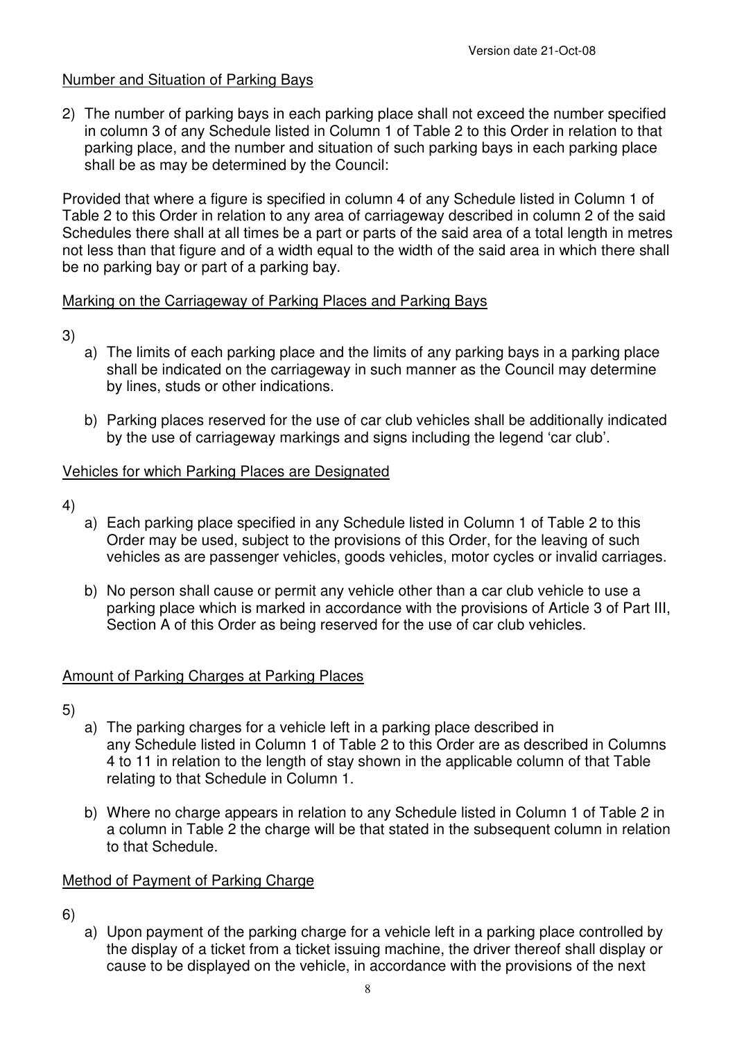Number and Situation of Parking Bays

2) The number of parking bays in each parking place shall not exceed the number specified in column 3 of any Schedule listed in Column 1 of Table 2 to this Order in relation to that parking place, and the number and situation of such parking bays in each parking place shall be as may be determined by the Council:

Provided that where a figure is specified in column 4 of any Schedule listed in Column 1 of Table 2 to this Order in relation to any area of carriageway described in column 2 of the said Schedules there shall at all times be a part or parts of the said area of a total length in metres not less than that figure and of a width equal to the width of the said area in which there shall be no parking bay or part of a parking bay.

Marking on the Carriageway of Parking Places and Parking Bays

3)
  a) The limits of each parking place and the limits of any parking bays in a parking place shall be indicated on the carriageway in such manner as the Council may determine by lines, studs or other indications.

  b) Parking places reserved for the use of car club vehicles shall be additionally indicated by the use of carriageway markings and signs including the legend 'car club'.

Vehicles for which Parking Places are Designated

4)
  a) Each parking place specified in any Schedule listed in Column 1 of Table 2 to this Order may be used, subject to the provisions of this Order, for the leaving of such vehicles as are passenger vehicles, goods vehicles, motor cycles or invalid carriages.

  b) No person shall cause or permit any vehicle other than a car club vehicle to use a parking place which is marked in accordance with the provisions of Article 3 of Part III, Section A of this Order as being reserved for the use of car club vehicles.

Amount of Parking Charges at Parking Places

5)
  a) The parking charges for a vehicle left in a parking place described in any Schedule listed in Column 1 of Table 2 to this Order are as described in Columns 4 to 11 in relation to the length of stay shown in the applicable column of that Table relating to that Schedule in Column 1.

  b) Where no charge appears in relation to any Schedule listed in Column 1 of Table 2 in a column in Table 2 the charge will be that stated in the subsequent column in relation to that Schedule.

Method of Payment of Parking Charge

6)
  a) Upon payment of the parking charge for a vehicle left in a parking place controlled by the display of a ticket from a ticket issuing machine, the driver thereof shall display or cause to be displayed on the vehicle, in accordance with the provisions of the next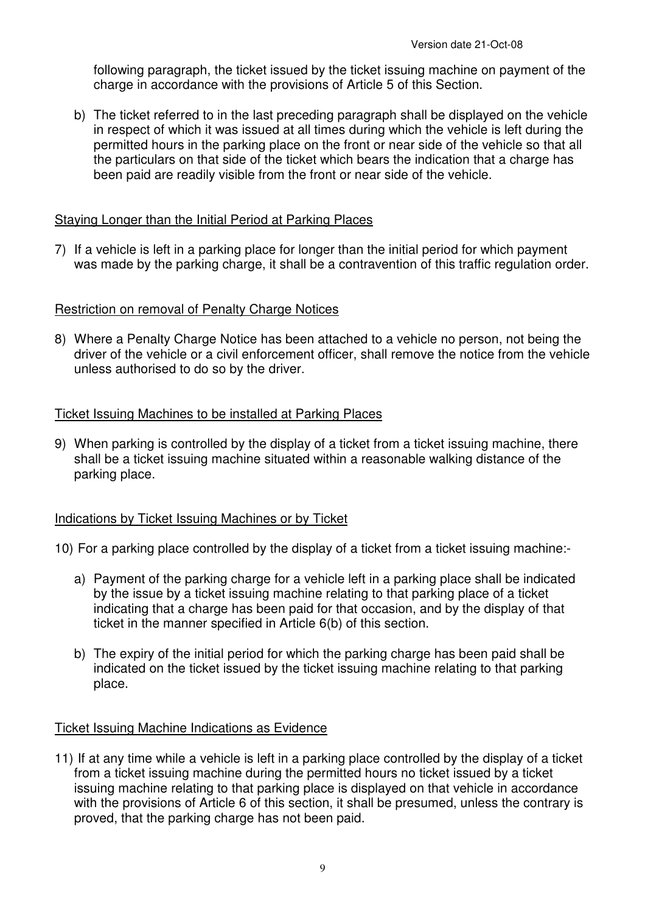following paragraph, the ticket issued by the ticket issuing machine on payment of the charge in accordance with the provisions of Article 5 of this Section.

b) The ticket referred to in the last preceding paragraph shall be displayed on the vehicle in respect of which it was issued at all times during which the vehicle is left during the permitted hours in the parking place on the front or near side of the vehicle so that all the particulars on that side of the ticket which bears the indication that a charge has been paid are readily visible from the front or near side of the vehicle.

<u>Staying Longer than the Initial Period at Parking Places</u>

7) If a vehicle is left in a parking place for longer than the initial period for which payment was made by the parking charge, it shall be a contravention of this traffic regulation order.

<u>Restriction on removal of Penalty Charge Notices</u>

8) Where a Penalty Charge Notice has been attached to a vehicle no person, not being the driver of the vehicle or a civil enforcement officer, shall remove the notice from the vehicle unless authorised to do so by the driver.

<u>Ticket Issuing Machines to be installed at Parking Places</u>

9) When parking is controlled by the display of a ticket from a ticket issuing machine, there shall be a ticket issuing machine situated within a reasonable walking distance of the parking place.

<u>Indications by Ticket Issuing Machines or by Ticket</u>

10) For a parking place controlled by the display of a ticket from a ticket issuing machine:-

a) Payment of the parking charge for a vehicle left in a parking place shall be indicated by the issue by a ticket issuing machine relating to that parking place of a ticket indicating that a charge has been paid for that occasion, and by the display of that ticket in the manner specified in Article 6(b) of this section.

b) The expiry of the initial period for which the parking charge has been paid shall be indicated on the ticket issued by the ticket issuing machine relating to that parking place.

<u>Ticket Issuing Machine Indications as Evidence</u>

11) If at any time while a vehicle is left in a parking place controlled by the display of a ticket from a ticket issuing machine during the permitted hours no ticket issued by a ticket issuing machine relating to that parking place is displayed on that vehicle in accordance with the provisions of Article 6 of this section, it shall be presumed, unless the contrary is proved, that the parking charge has not been paid.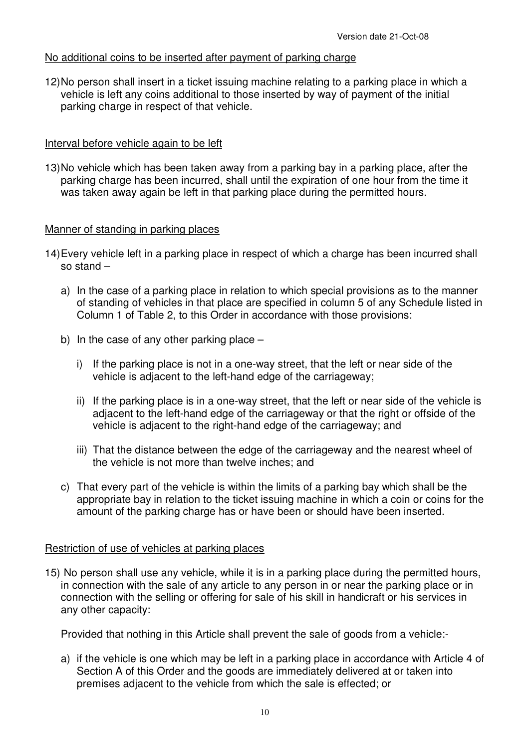No additional coins to be inserted after payment of parking charge

12) No person shall insert in a ticket issuing machine relating to a parking place in which a vehicle is left any coins additional to those inserted by way of payment of the initial parking charge in respect of that vehicle.

Interval before vehicle again to be left

13) No vehicle which has been taken away from a parking bay in a parking place, after the parking charge has been incurred, shall until the expiration of one hour from the time it was taken away again be left in that parking place during the permitted hours.

Manner of standing in parking places

14) Every vehicle left in a parking place in respect of which a charge has been incurred shall so stand –

    a) In the case of a parking place in relation to which special provisions as to the manner of standing of vehicles in that place are specified in column 5 of any Schedule listed in Column 1 of Table 2, to this Order in accordance with those provisions:

    b) In the case of any other parking place –

        i) If the parking place is not in a one-way street, that the left or near side of the vehicle is adjacent to the left-hand edge of the carriageway;

        ii) If the parking place is in a one-way street, that the left or near side of the vehicle is adjacent to the left-hand edge of the carriageway or that the right or offside of the vehicle is adjacent to the right-hand edge of the carriageway; and

        iii) That the distance between the edge of the carriageway and the nearest wheel of the vehicle is not more than twelve inches; and

    c) That every part of the vehicle is within the limits of a parking bay which shall be the appropriate bay in relation to the ticket issuing machine in which a coin or coins for the amount of the parking charge has or have been or should have been inserted.

Restriction of use of vehicles at parking places

15) No person shall use any vehicle, while it is in a parking place during the permitted hours, in connection with the sale of any article to any person in or near the parking place or in connection with the selling or offering for sale of his skill in handicraft or his services in any other capacity:

    Provided that nothing in this Article shall prevent the sale of goods from a vehicle:-

    a) if the vehicle is one which may be left in a parking place in accordance with Article 4 of Section A of this Order and the goods are immediately delivered at or taken into premises adjacent to the vehicle from which the sale is effected; or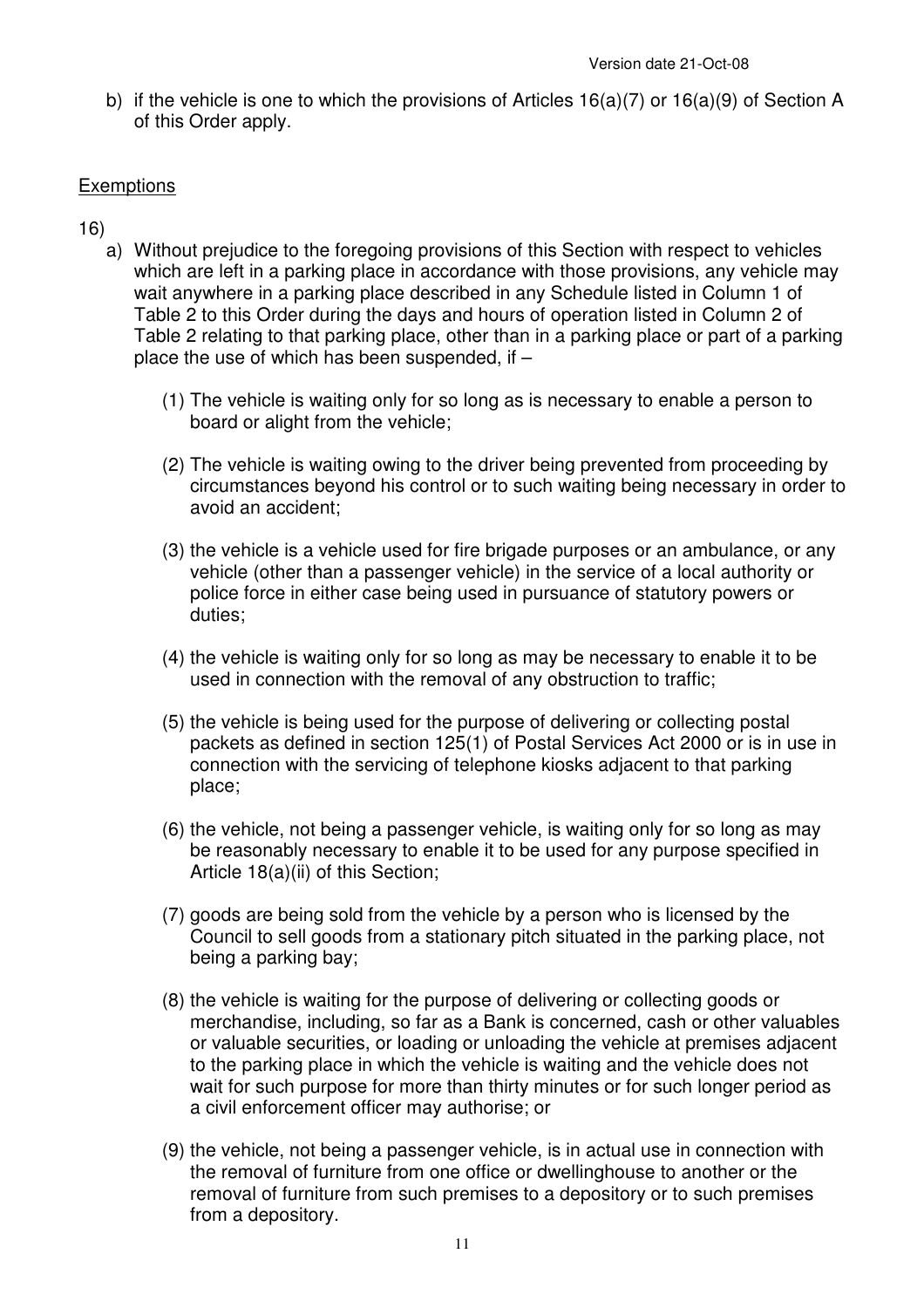b) if the vehicle is one to which the provisions of Articles 16(a)(7) or 16(a)(9) of Section A of this Order apply.

Exemptions

16)

a) Without prejudice to the foregoing provisions of this Section with respect to vehicles which are left in a parking place in accordance with those provisions, any vehicle may wait anywhere in a parking place described in any Schedule listed in Column 1 of Table 2 to this Order during the days and hours of operation listed in Column 2 of Table 2 relating to that parking place, other than in a parking place or part of a parking place the use of which has been suspended, if –

(1) The vehicle is waiting only for so long as is necessary to enable a person to board or alight from the vehicle;

(2) The vehicle is waiting owing to the driver being prevented from proceeding by circumstances beyond his control or to such waiting being necessary in order to avoid an accident;

(3) the vehicle is a vehicle used for fire brigade purposes or an ambulance, or any vehicle (other than a passenger vehicle) in the service of a local authority or police force in either case being used in pursuance of statutory powers or duties;

(4) the vehicle is waiting only for so long as may be necessary to enable it to be used in connection with the removal of any obstruction to traffic;

(5) the vehicle is being used for the purpose of delivering or collecting postal packets as defined in section 125(1) of Postal Services Act 2000 or is in use in connection with the servicing of telephone kiosks adjacent to that parking place;

(6) the vehicle, not being a passenger vehicle, is waiting only for so long as may be reasonably necessary to enable it to be used for any purpose specified in Article 18(a)(ii) of this Section;

(7) goods are being sold from the vehicle by a person who is licensed by the Council to sell goods from a stationary pitch situated in the parking place, not being a parking bay;

(8) the vehicle is waiting for the purpose of delivering or collecting goods or merchandise, including, so far as a Bank is concerned, cash or other valuables or valuable securities, or loading or unloading the vehicle at premises adjacent to the parking place in which the vehicle is waiting and the vehicle does not wait for such purpose for more than thirty minutes or for such longer period as a civil enforcement officer may authorise; or

(9) the vehicle, not being a passenger vehicle, is in actual use in connection with the removal of furniture from one office or dwellinghouse to another or the removal of furniture from such premises to a depository or to such premises from a depository.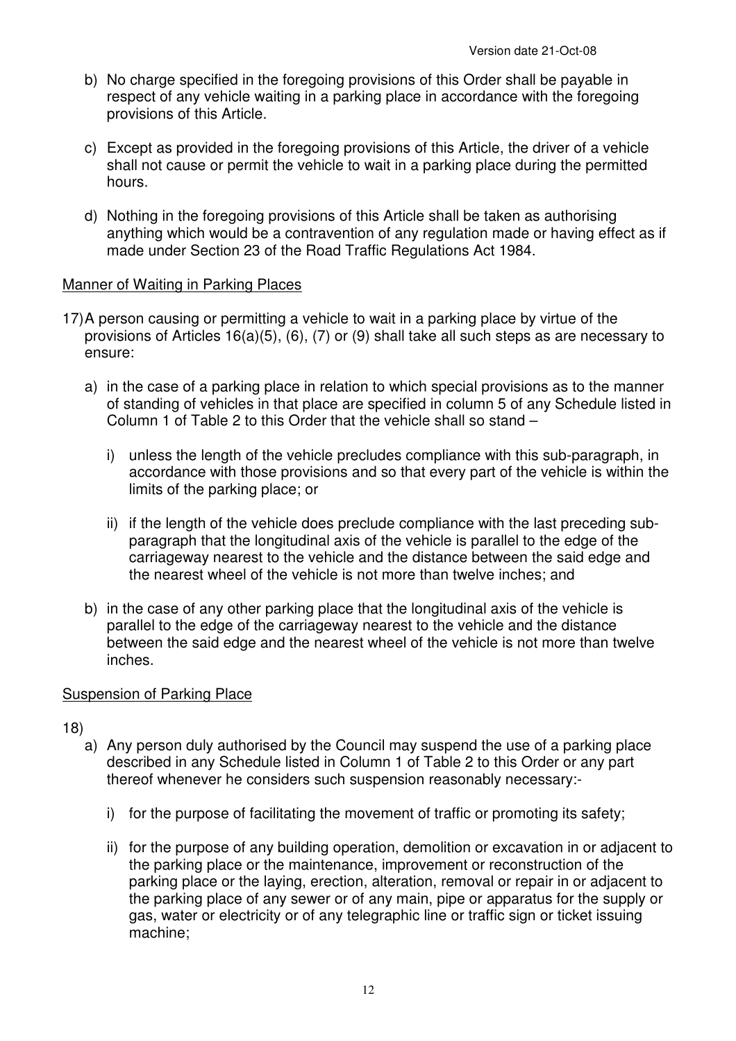b) No charge specified in the foregoing provisions of this Order shall be payable in respect of any vehicle waiting in a parking place in accordance with the foregoing provisions of this Article.

c) Except as provided in the foregoing provisions of this Article, the driver of a vehicle shall not cause or permit the vehicle to wait in a parking place during the permitted hours.

d) Nothing in the foregoing provisions of this Article shall be taken as authorising anything which would be a contravention of any regulation made or having effect as if made under Section 23 of the Road Traffic Regulations Act 1984.

<u>Manner of Waiting in Parking Places</u>

17) A person causing or permitting a vehicle to wait in a parking place by virtue of the provisions of Articles 16(a)(5), (6), (7) or (9) shall take all such steps as are necessary to ensure:

a) in the case of a parking place in relation to which special provisions as to the manner of standing of vehicles in that place are specified in column 5 of any Schedule listed in Column 1 of Table 2 to this Order that the vehicle shall so stand –

   i) unless the length of the vehicle precludes compliance with this sub-paragraph, in accordance with those provisions and so that every part of the vehicle is within the limits of the parking place; or

   ii) if the length of the vehicle does preclude compliance with the last preceding sub-paragraph that the longitudinal axis of the vehicle is parallel to the edge of the carriageway nearest to the vehicle and the distance between the said edge and the nearest wheel of the vehicle is not more than twelve inches; and

b) in the case of any other parking place that the longitudinal axis of the vehicle is parallel to the edge of the carriageway nearest to the vehicle and the distance between the said edge and the nearest wheel of the vehicle is not more than twelve inches.

<u>Suspension of Parking Place</u>

18)

a) Any person duly authorised by the Council may suspend the use of a parking place described in any Schedule listed in Column 1 of Table 2 to this Order or any part thereof whenever he considers such suspension reasonably necessary:-

   i) for the purpose of facilitating the movement of traffic or promoting its safety;

   ii) for the purpose of any building operation, demolition or excavation in or adjacent to the parking place or the maintenance, improvement or reconstruction of the parking place or the laying, erection, alteration, removal or repair in or adjacent to the parking place of any sewer or of any main, pipe or apparatus for the supply or gas, water or electricity or of any telegraphic line or traffic sign or ticket issuing machine;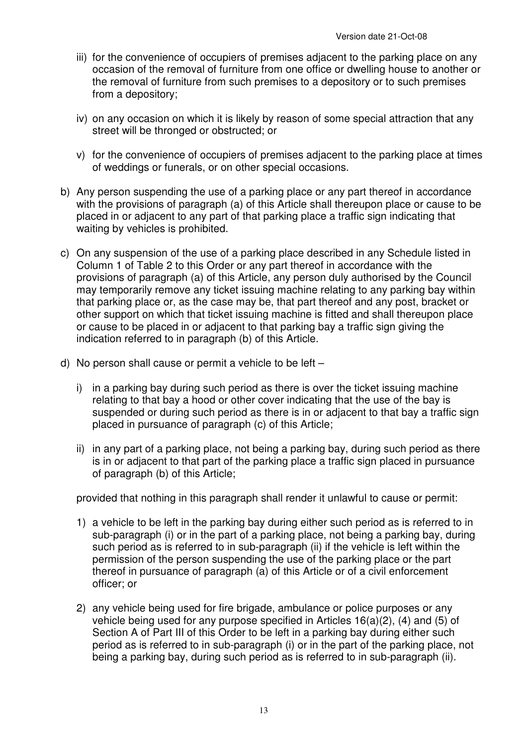iii) for the convenience of occupiers of premises adjacent to the parking place on any occasion of the removal of furniture from one office or dwelling house to another or the removal of furniture from such premises to a depository or to such premises from a depository;

iv) on any occasion on which it is likely by reason of some special attraction that any street will be thronged or obstructed; or

v) for the convenience of occupiers of premises adjacent to the parking place at times of weddings or funerals, or on other special occasions.

b) Any person suspending the use of a parking place or any part thereof in accordance with the provisions of paragraph (a) of this Article shall thereupon place or cause to be placed in or adjacent to any part of that parking place a traffic sign indicating that waiting by vehicles is prohibited.

c) On any suspension of the use of a parking place described in any Schedule listed in Column 1 of Table 2 to this Order or any part thereof in accordance with the provisions of paragraph (a) of this Article, any person duly authorised by the Council may temporarily remove any ticket issuing machine relating to any parking bay within that parking place or, as the case may be, that part thereof and any post, bracket or other support on which that ticket issuing machine is fitted and shall thereupon place or cause to be placed in or adjacent to that parking bay a traffic sign giving the indication referred to in paragraph (b) of this Article.

d) No person shall cause or permit a vehicle to be left –

   i) in a parking bay during such period as there is over the ticket issuing machine relating to that bay a hood or other cover indicating that the use of the bay is suspended or during such period as there is in or adjacent to that bay a traffic sign placed in pursuance of paragraph (c) of this Article;

   ii) in any part of a parking place, not being a parking bay, during such period as there is in or adjacent to that part of the parking place a traffic sign placed in pursuance of paragraph (b) of this Article;

   provided that nothing in this paragraph shall render it unlawful to cause or permit:

   1) a vehicle to be left in the parking bay during either such period as is referred to in sub-paragraph (i) or in the part of a parking place, not being a parking bay, during such period as is referred to in sub-paragraph (ii) if the vehicle is left within the permission of the person suspending the use of the parking place or the part thereof in pursuance of paragraph (a) of this Article or of a civil enforcement officer; or

   2) any vehicle being used for fire brigade, ambulance or police purposes or any vehicle being used for any purpose specified in Articles 16(a)(2), (4) and (5) of Section A of Part III of this Order to be left in a parking bay during either such period as is referred to in sub-paragraph (i) or in the part of the parking place, not being a parking bay, during such period as is referred to in sub-paragraph (ii).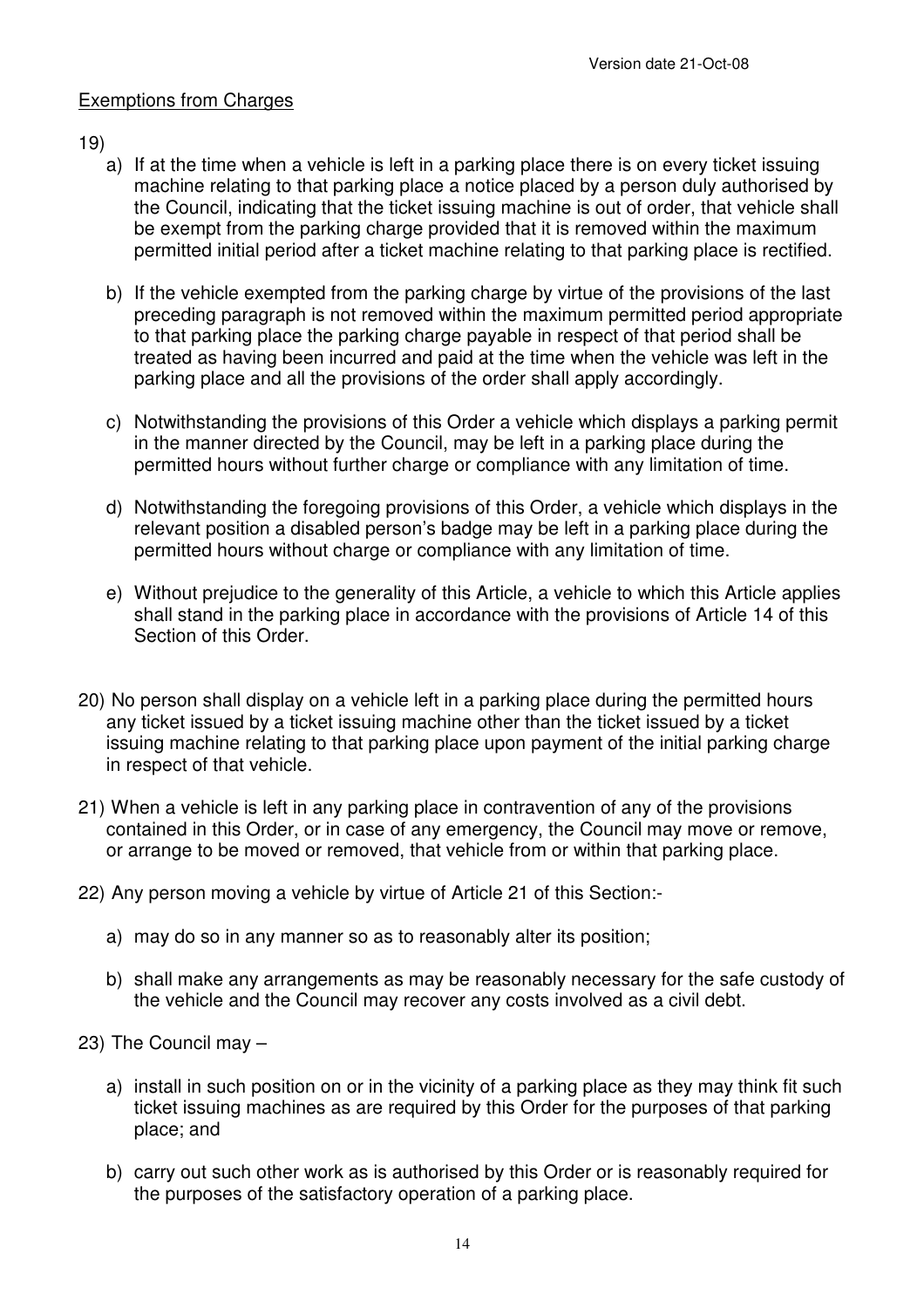Exemptions from Charges

19)

a) If at the time when a vehicle is left in a parking place there is on every ticket issuing machine relating to that parking place a notice placed by a person duly authorised by the Council, indicating that the ticket issuing machine is out of order, that vehicle shall be exempt from the parking charge provided that it is removed within the maximum permitted initial period after a ticket machine relating to that parking place is rectified.

b) If the vehicle exempted from the parking charge by virtue of the provisions of the last preceding paragraph is not removed within the maximum permitted period appropriate to that parking place the parking charge payable in respect of that period shall be treated as having been incurred and paid at the time when the vehicle was left in the parking place and all the provisions of the order shall apply accordingly.

c) Notwithstanding the provisions of this Order a vehicle which displays a parking permit in the manner directed by the Council, may be left in a parking place during the permitted hours without further charge or compliance with any limitation of time.

d) Notwithstanding the foregoing provisions of this Order, a vehicle which displays in the relevant position a disabled person's badge may be left in a parking place during the permitted hours without charge or compliance with any limitation of time.

e) Without prejudice to the generality of this Article, a vehicle to which this Article applies shall stand in the parking place in accordance with the provisions of Article 14 of this Section of this Order.

20) No person shall display on a vehicle left in a parking place during the permitted hours any ticket issued by a ticket issuing machine other than the ticket issued by a ticket issuing machine relating to that parking place upon payment of the initial parking charge in respect of that vehicle.

21) When a vehicle is left in any parking place in contravention of any of the provisions contained in this Order, or in case of any emergency, the Council may move or remove, or arrange to be moved or removed, that vehicle from or within that parking place.

22) Any person moving a vehicle by virtue of Article 21 of this Section:-

a) may do so in any manner so as to reasonably alter its position;

b) shall make any arrangements as may be reasonably necessary for the safe custody of the vehicle and the Council may recover any costs involved as a civil debt.

23) The Council may –

a) install in such position on or in the vicinity of a parking place as they may think fit such ticket issuing machines as are required by this Order for the purposes of that parking place; and

b) carry out such other work as is authorised by this Order or is reasonably required for the purposes of the satisfactory operation of a parking place.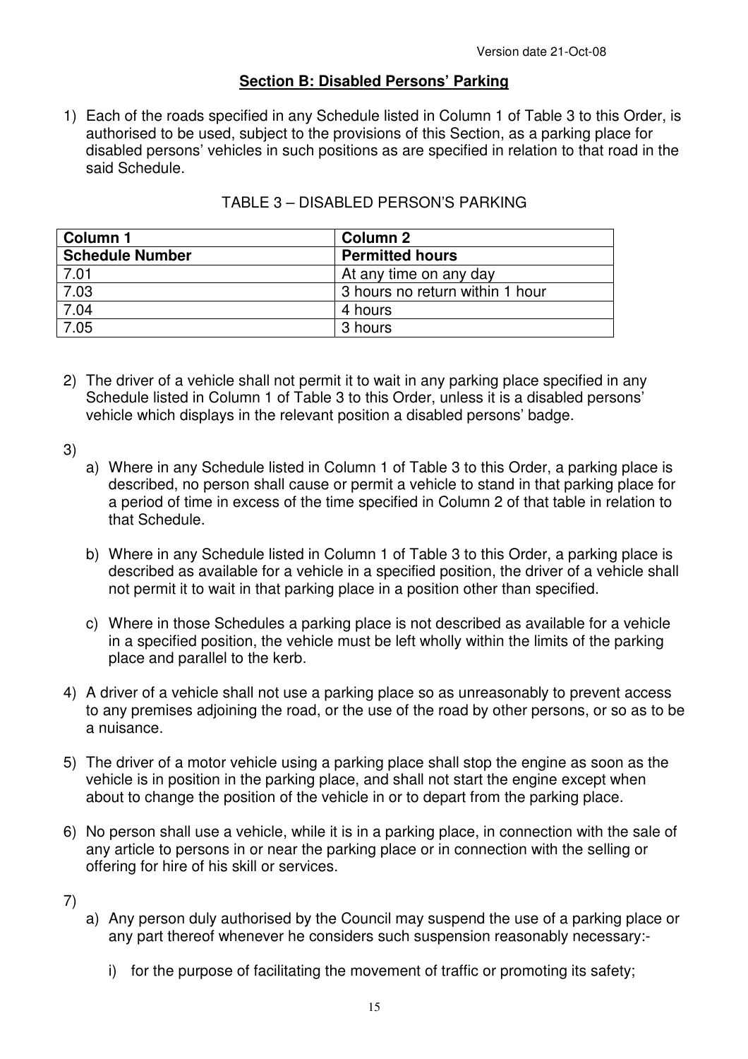## Section B: Disabled Persons' Parking

1) Each of the roads specified in any Schedule listed in Column 1 of Table 3 to this Order, is authorised to be used, subject to the provisions of this Section, as a parking place for disabled persons' vehicles in such positions as are specified in relation to that road in the said Schedule.

TABLE 3 – DISABLED PERSON'S PARKING

| Column 1<br>Schedule Number | Column 2<br>Permitted hours |
|---|---|
| 7.01 | At any time on any day |
| 7.03 | 3 hours no return within 1 hour |
| 7.04 | 4 hours |
| 7.05 | 3 hours |

2) The driver of a vehicle shall not permit it to wait in any parking place specified in any Schedule listed in Column 1 of Table 3 to this Order, unless it is a disabled persons' vehicle which displays in the relevant position a disabled persons' badge.

3)
   a) Where in any Schedule listed in Column 1 of Table 3 to this Order, a parking place is described, no person shall cause or permit a vehicle to stand in that parking place for a period of time in excess of the time specified in Column 2 of that table in relation to that Schedule.

   b) Where in any Schedule listed in Column 1 of Table 3 to this Order, a parking place is described as available for a vehicle in a specified position, the driver of a vehicle shall not permit it to wait in that parking place in a position other than specified.

   c) Where in those Schedules a parking place is not described as available for a vehicle in a specified position, the vehicle must be left wholly within the limits of the parking place and parallel to the kerb.

4) A driver of a vehicle shall not use a parking place so as unreasonably to prevent access to any premises adjoining the road, or the use of the road by other persons, or so as to be a nuisance.

5) The driver of a motor vehicle using a parking place shall stop the engine as soon as the vehicle is in position in the parking place, and shall not start the engine except when about to change the position of the vehicle in or to depart from the parking place.

6) No person shall use a vehicle, while it is in a parking place, in connection with the sale of any article to persons in or near the parking place or in connection with the selling or offering for hire of his skill or services.

7)
   a) Any person duly authorised by the Council may suspend the use of a parking place or any part thereof whenever he considers such suspension reasonably necessary:-

      i) for the purpose of facilitating the movement of traffic or promoting its safety;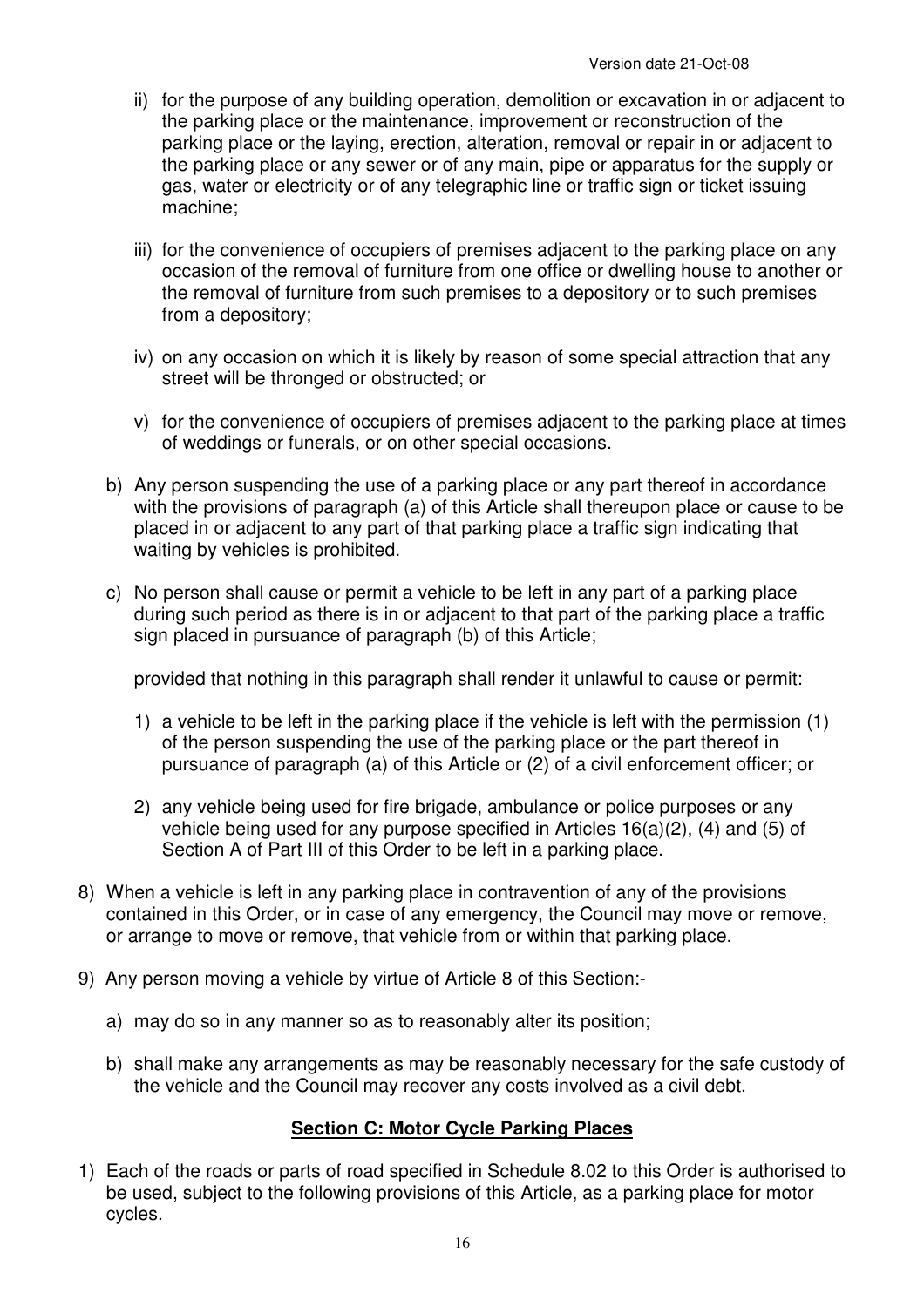ii) for the purpose of any building operation, demolition or excavation in or adjacent to the parking place or the maintenance, improvement or reconstruction of the parking place or the laying, erection, alteration, removal or repair in or adjacent to the parking place or any sewer or of any main, pipe or apparatus for the supply or gas, water or electricity or of any telegraphic line or traffic sign or ticket issuing machine;

iii) for the convenience of occupiers of premises adjacent to the parking place on any occasion of the removal of furniture from one office or dwelling house to another or the removal of furniture from such premises to a depository or to such premises from a depository;

iv) on any occasion on which it is likely by reason of some special attraction that any street will be thronged or obstructed; or

v) for the convenience of occupiers of premises adjacent to the parking place at times of weddings or funerals, or on other special occasions.

b) Any person suspending the use of a parking place or any part thereof in accordance with the provisions of paragraph (a) of this Article shall thereupon place or cause to be placed in or adjacent to any part of that parking place a traffic sign indicating that waiting by vehicles is prohibited.

c) No person shall cause or permit a vehicle to be left in any part of a parking place during such period as there is in or adjacent to that part of the parking place a traffic sign placed in pursuance of paragraph (b) of this Article;

provided that nothing in this paragraph shall render it unlawful to cause or permit:

1) a vehicle to be left in the parking place if the vehicle is left with the permission (1) of the person suspending the use of the parking place or the part thereof in pursuance of paragraph (a) of this Article or (2) of a civil enforcement officer; or

2) any vehicle being used for fire brigade, ambulance or police purposes or any vehicle being used for any purpose specified in Articles 16(a)(2), (4) and (5) of Section A of Part III of this Order to be left in a parking place.

8) When a vehicle is left in any parking place in contravention of any of the provisions contained in this Order, or in case of any emergency, the Council may move or remove, or arrange to move or remove, that vehicle from or within that parking place.

9) Any person moving a vehicle by virtue of Article 8 of this Section:-

a) may do so in any manner so as to reasonably alter its position;

b) shall make any arrangements as may be reasonably necessary for the safe custody of the vehicle and the Council may recover any costs involved as a civil debt.

## Section C: Motor Cycle Parking Places

1) Each of the roads or parts of road specified in Schedule 8.02 to this Order is authorised to be used, subject to the following provisions of this Article, as a parking place for motor cycles.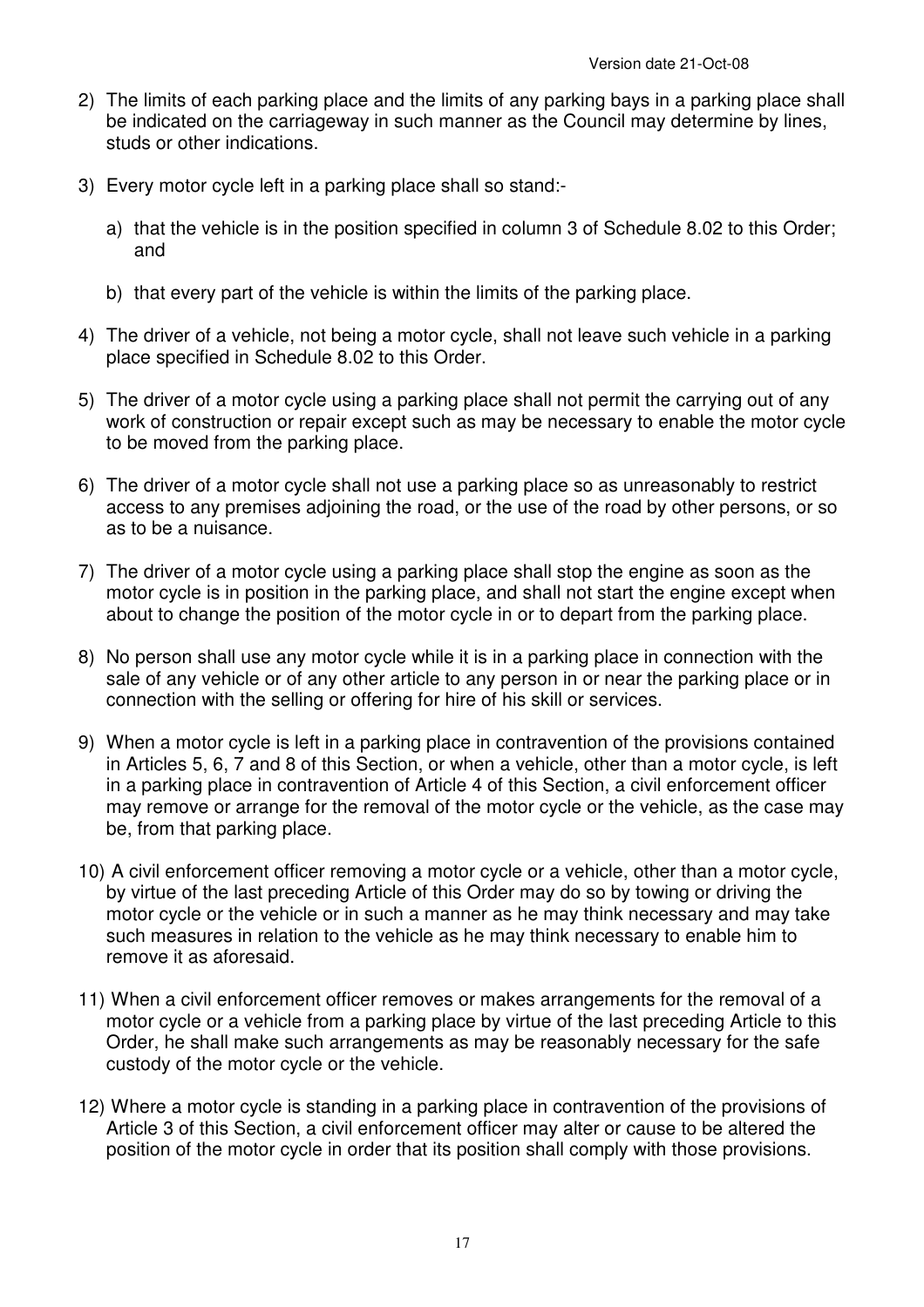2) The limits of each parking place and the limits of any parking bays in a parking place shall be indicated on the carriageway in such manner as the Council may determine by lines, studs or other indications.

3) Every motor cycle left in a parking place shall so stand:-

   a) that the vehicle is in the position specified in column 3 of Schedule 8.02 to this Order; and

   b) that every part of the vehicle is within the limits of the parking place.

4) The driver of a vehicle, not being a motor cycle, shall not leave such vehicle in a parking place specified in Schedule 8.02 to this Order.

5) The driver of a motor cycle using a parking place shall not permit the carrying out of any work of construction or repair except such as may be necessary to enable the motor cycle to be moved from the parking place.

6) The driver of a motor cycle shall not use a parking place so as unreasonably to restrict access to any premises adjoining the road, or the use of the road by other persons, or so as to be a nuisance.

7) The driver of a motor cycle using a parking place shall stop the engine as soon as the motor cycle is in position in the parking place, and shall not start the engine except when about to change the position of the motor cycle in or to depart from the parking place.

8) No person shall use any motor cycle while it is in a parking place in connection with the sale of any vehicle or of any other article to any person in or near the parking place or in connection with the selling or offering for hire of his skill or services.

9) When a motor cycle is left in a parking place in contravention of the provisions contained in Articles 5, 6, 7 and 8 of this Section, or when a vehicle, other than a motor cycle, is left in a parking place in contravention of Article 4 of this Section, a civil enforcement officer may remove or arrange for the removal of the motor cycle or the vehicle, as the case may be, from that parking place.

10) A civil enforcement officer removing a motor cycle or a vehicle, other than a motor cycle, by virtue of the last preceding Article of this Order may do so by towing or driving the motor cycle or the vehicle or in such a manner as he may think necessary and may take such measures in relation to the vehicle as he may think necessary to enable him to remove it as aforesaid.

11) When a civil enforcement officer removes or makes arrangements for the removal of a motor cycle or a vehicle from a parking place by virtue of the last preceding Article to this Order, he shall make such arrangements as may be reasonably necessary for the safe custody of the motor cycle or the vehicle.

12) Where a motor cycle is standing in a parking place in contravention of the provisions of Article 3 of this Section, a civil enforcement officer may alter or cause to be altered the position of the motor cycle in order that its position shall comply with those provisions.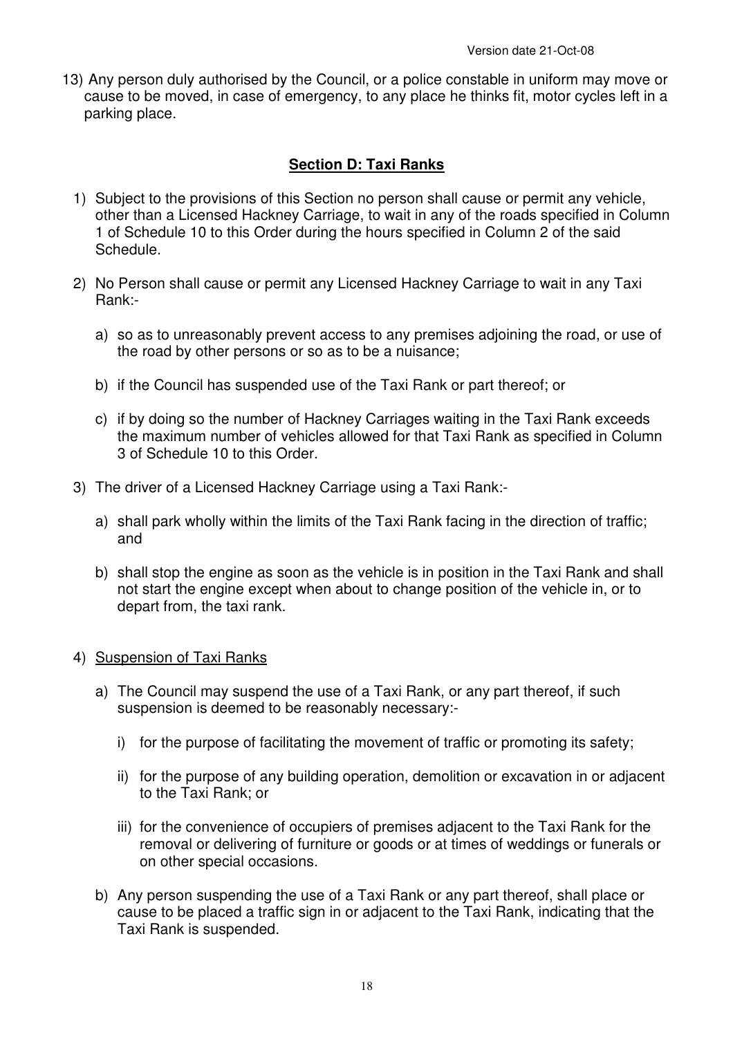13) Any person duly authorised by the Council, or a police constable in uniform may move or cause to be moved, in case of emergency, to any place he thinks fit, motor cycles left in a parking place.

## Section D: Taxi Ranks

1) Subject to the provisions of this Section no person shall cause or permit any vehicle, other than a Licensed Hackney Carriage, to wait in any of the roads specified in Column 1 of Schedule 10 to this Order during the hours specified in Column 2 of the said Schedule.

2) No Person shall cause or permit any Licensed Hackney Carriage to wait in any Taxi Rank:-

   a) so as to unreasonably prevent access to any premises adjoining the road, or use of the road by other persons or so as to be a nuisance;

   b) if the Council has suspended use of the Taxi Rank or part thereof; or

   c) if by doing so the number of Hackney Carriages waiting in the Taxi Rank exceeds the maximum number of vehicles allowed for that Taxi Rank as specified in Column 3 of Schedule 10 to this Order.

3) The driver of a Licensed Hackney Carriage using a Taxi Rank:-

   a) shall park wholly within the limits of the Taxi Rank facing in the direction of traffic; and

   b) shall stop the engine as soon as the vehicle is in position in the Taxi Rank and shall not start the engine except when about to change position of the vehicle in, or to depart from, the taxi rank.

4) Suspension of Taxi Ranks

   a) The Council may suspend the use of a Taxi Rank, or any part thereof, if such suspension is deemed to be reasonably necessary:-

      i) for the purpose of facilitating the movement of traffic or promoting its safety;

      ii) for the purpose of any building operation, demolition or excavation in or adjacent to the Taxi Rank; or

      iii) for the convenience of occupiers of premises adjacent to the Taxi Rank for the removal or delivering of furniture or goods or at times of weddings or funerals or on other special occasions.

   b) Any person suspending the use of a Taxi Rank or any part thereof, shall place or cause to be placed a traffic sign in or adjacent to the Taxi Rank, indicating that the Taxi Rank is suspended.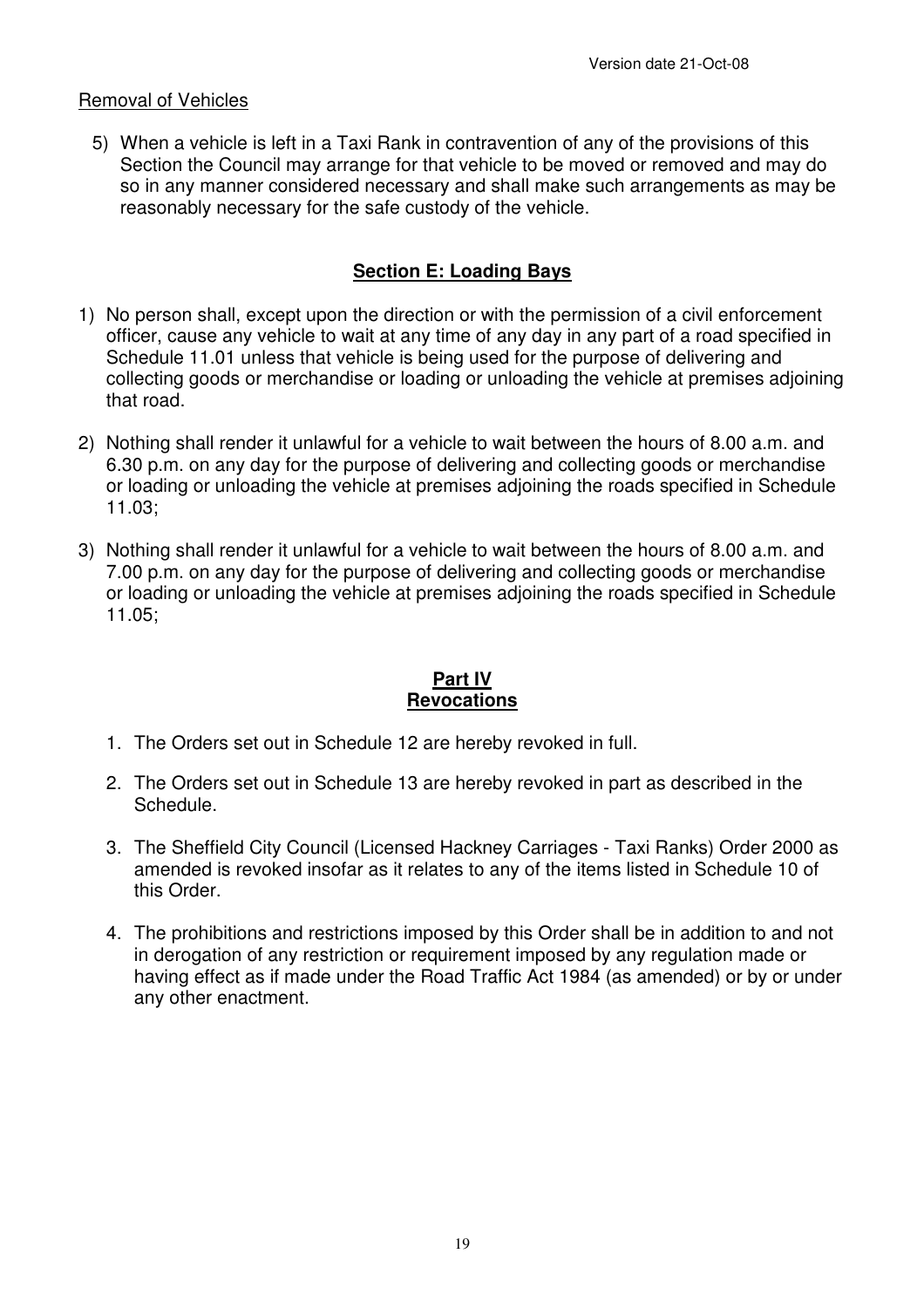Removal of Vehicles

5) When a vehicle is left in a Taxi Rank in contravention of any of the provisions of this Section the Council may arrange for that vehicle to be moved or removed and may do so in any manner considered necessary and shall make such arrangements as may be reasonably necessary for the safe custody of the vehicle.

## Section E: Loading Bays

1) No person shall, except upon the direction or with the permission of a civil enforcement officer, cause any vehicle to wait at any time of any day in any part of a road specified in Schedule 11.01 unless that vehicle is being used for the purpose of delivering and collecting goods or merchandise or loading or unloading the vehicle at premises adjoining that road.

2) Nothing shall render it unlawful for a vehicle to wait between the hours of 8.00 a.m. and 6.30 p.m. on any day for the purpose of delivering and collecting goods or merchandise or loading or unloading the vehicle at premises adjoining the roads specified in Schedule 11.03;

3) Nothing shall render it unlawful for a vehicle to wait between the hours of 8.00 a.m. and 7.00 p.m. on any day for the purpose of delivering and collecting goods or merchandise or loading or unloading the vehicle at premises adjoining the roads specified in Schedule 11.05;

## Part IV
## Revocations

1. The Orders set out in Schedule 12 are hereby revoked in full.

2. The Orders set out in Schedule 13 are hereby revoked in part as described in the Schedule.

3. The Sheffield City Council (Licensed Hackney Carriages - Taxi Ranks) Order 2000 as amended is revoked insofar as it relates to any of the items listed in Schedule 10 of this Order.

4. The prohibitions and restrictions imposed by this Order shall be in addition to and not in derogation of any restriction or requirement imposed by any regulation made or having effect as if made under the Road Traffic Act 1984 (as amended) or by or under any other enactment.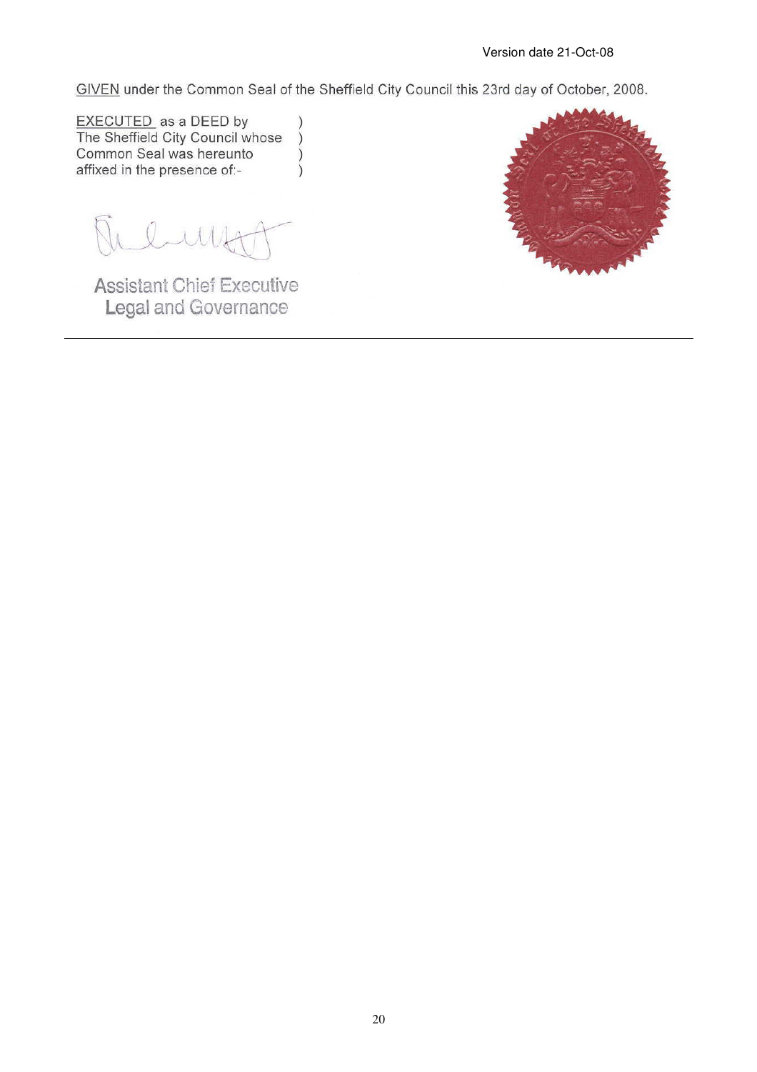Version date 21-Oct-08

GIVEN under the Common Seal of the Sheffield City Council this 23rd day of October, 2008.

EXECUTED as a DEED by )
The Sheffield City Council whose )
Common Seal was hereunto )
affixed in the presence of:- )

Assistant Chief Executive
Legal and Governance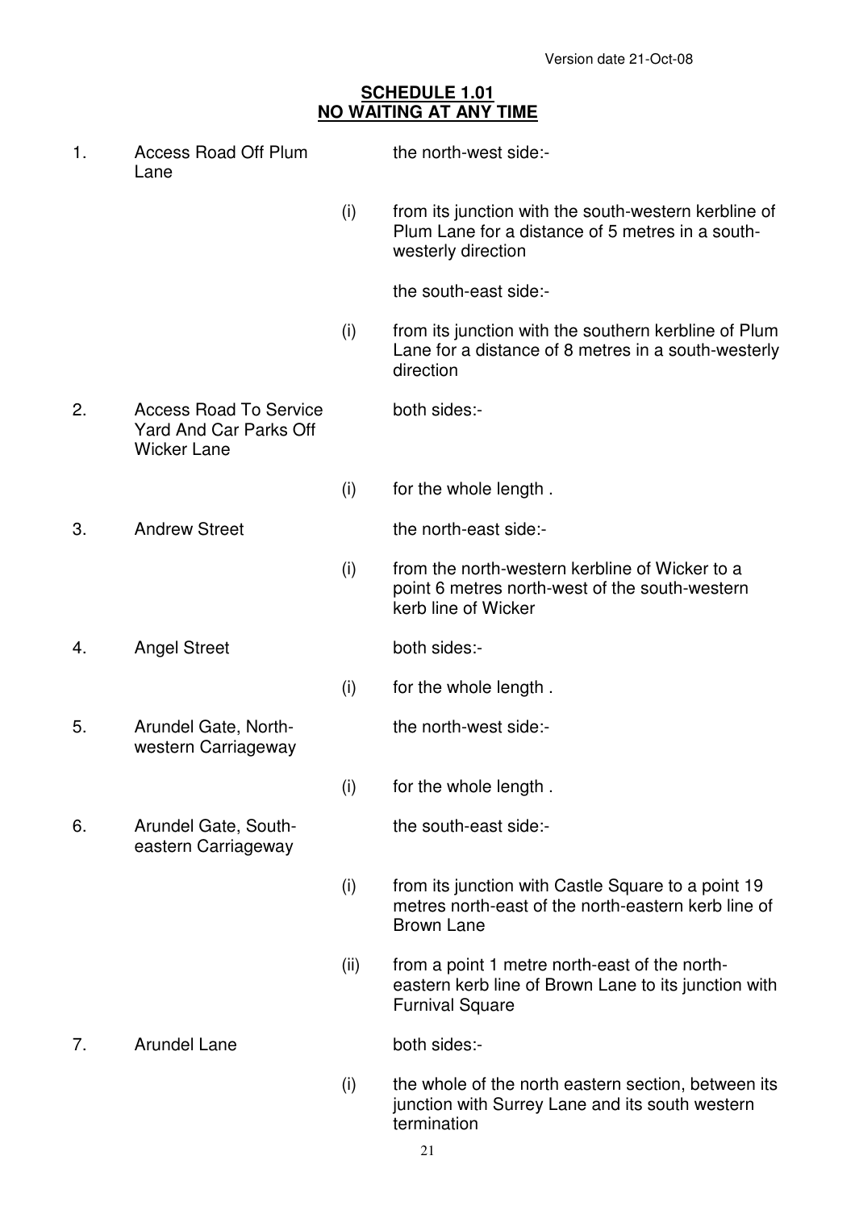## SCHEDULE 1.01
## NO WAITING AT ANY TIME

| | | | |
|---|---|---|---|
| 1. | Access Road Off Plum Lane | | the north-west side:- |
| | | (i) | from its junction with the south-western kerbline of Plum Lane for a distance of 5 metres in a south-westerly direction |
| | | | the south-east side:- |
| | | (i) | from its junction with the southern kerbline of Plum Lane for a distance of 8 metres in a south-westerly direction |
| 2. | Access Road To Service Yard And Car Parks Off Wicker Lane | | both sides:- |
| | | (i) | for the whole length . |
| 3. | Andrew Street | | the north-east side:- |
| | | (i) | from the north-western kerbline of Wicker to a point 6 metres north-west of the south-western kerb line of Wicker |
| 4. | Angel Street | | both sides:- |
| | | (i) | for the whole length . |
| 5. | Arundel Gate, North-western Carriageway | | the north-west side:- |
| | | (i) | for the whole length . |
| 6. | Arundel Gate, South-eastern Carriageway | | the south-east side:- |
| | | (i) | from its junction with Castle Square to a point 19 metres north-east of the north-eastern kerb line of Brown Lane |
| | | (ii) | from a point 1 metre north-east of the north-eastern kerb line of Brown Lane to its junction with Furnival Square |
| 7. | Arundel Lane | | both sides:- |
| | | (i) | the whole of the north eastern section, between its junction with Surrey Lane and its south western termination |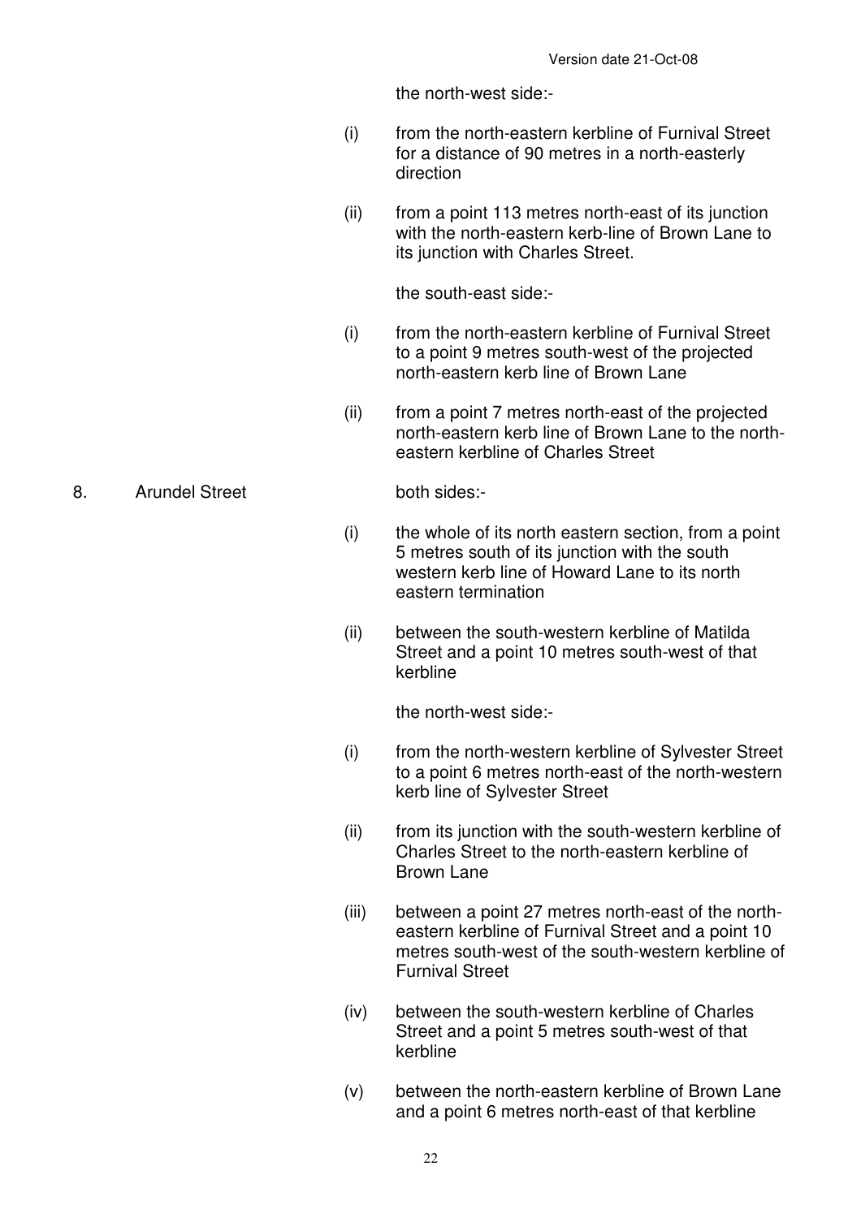the north-west side:-

(i) from the north-eastern kerbline of Furnival Street for a distance of 90 metres in a north-easterly direction

(ii) from a point 113 metres north-east of its junction with the north-eastern kerb-line of Brown Lane to its junction with Charles Street.

the south-east side:-

(i) from the north-eastern kerbline of Furnival Street to a point 9 metres south-west of the projected north-eastern kerb line of Brown Lane

(ii) from a point 7 metres north-east of the projected north-eastern kerb line of Brown Lane to the north-eastern kerbline of Charles Street

8. Arundel Street

both sides:-

(i) the whole of its north eastern section, from a point 5 metres south of its junction with the south western kerb line of Howard Lane to its north eastern termination

(ii) between the south-western kerbline of Matilda Street and a point 10 metres south-west of that kerbline

the north-west side:-

(i) from the north-western kerbline of Sylvester Street to a point 6 metres north-east of the north-western kerb line of Sylvester Street

(ii) from its junction with the south-western kerbline of Charles Street to the north-eastern kerbline of Brown Lane

(iii) between a point 27 metres north-east of the north-eastern kerbline of Furnival Street and a point 10 metres south-west of the south-western kerbline of Furnival Street

(iv) between the south-western kerbline of Charles Street and a point 5 metres south-west of that kerbline

(v) between the north-eastern kerbline of Brown Lane and a point 6 metres north-east of that kerbline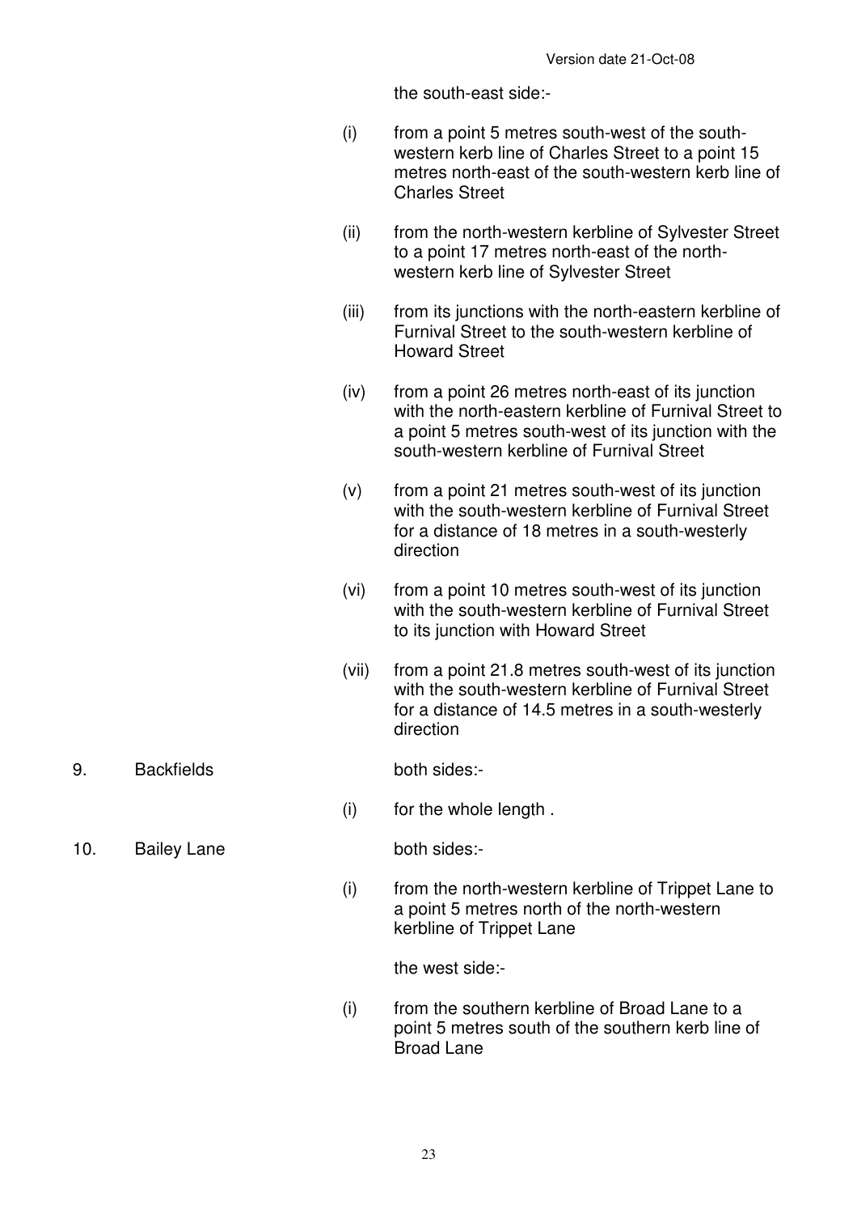the south-east side:-

(i) from a point 5 metres south-west of the south-western kerb line of Charles Street to a point 15 metres north-east of the south-western kerb line of Charles Street

(ii) from the north-western kerbline of Sylvester Street to a point 17 metres north-east of the north-western kerb line of Sylvester Street

(iii) from its junctions with the north-eastern kerbline of Furnival Street to the south-western kerbline of Howard Street

(iv) from a point 26 metres north-east of its junction with the north-eastern kerbline of Furnival Street to a point 5 metres south-west of its junction with the south-western kerbline of Furnival Street

(v) from a point 21 metres south-west of its junction with the south-western kerbline of Furnival Street for a distance of 18 metres in a south-westerly direction

(vi) from a point 10 metres south-west of its junction with the south-western kerbline of Furnival Street to its junction with Howard Street

(vii) from a point 21.8 metres south-west of its junction with the south-western kerbline of Furnival Street for a distance of 14.5 metres in a south-westerly direction

9. Backfields

both sides:-

(i) for the whole length .

10. Bailey Lane

both sides:-

(i) from the north-western kerbline of Trippet Lane to a point 5 metres north of the north-western kerbline of Trippet Lane

the west side:-

(i) from the southern kerbline of Broad Lane to a point 5 metres south of the southern kerb line of Broad Lane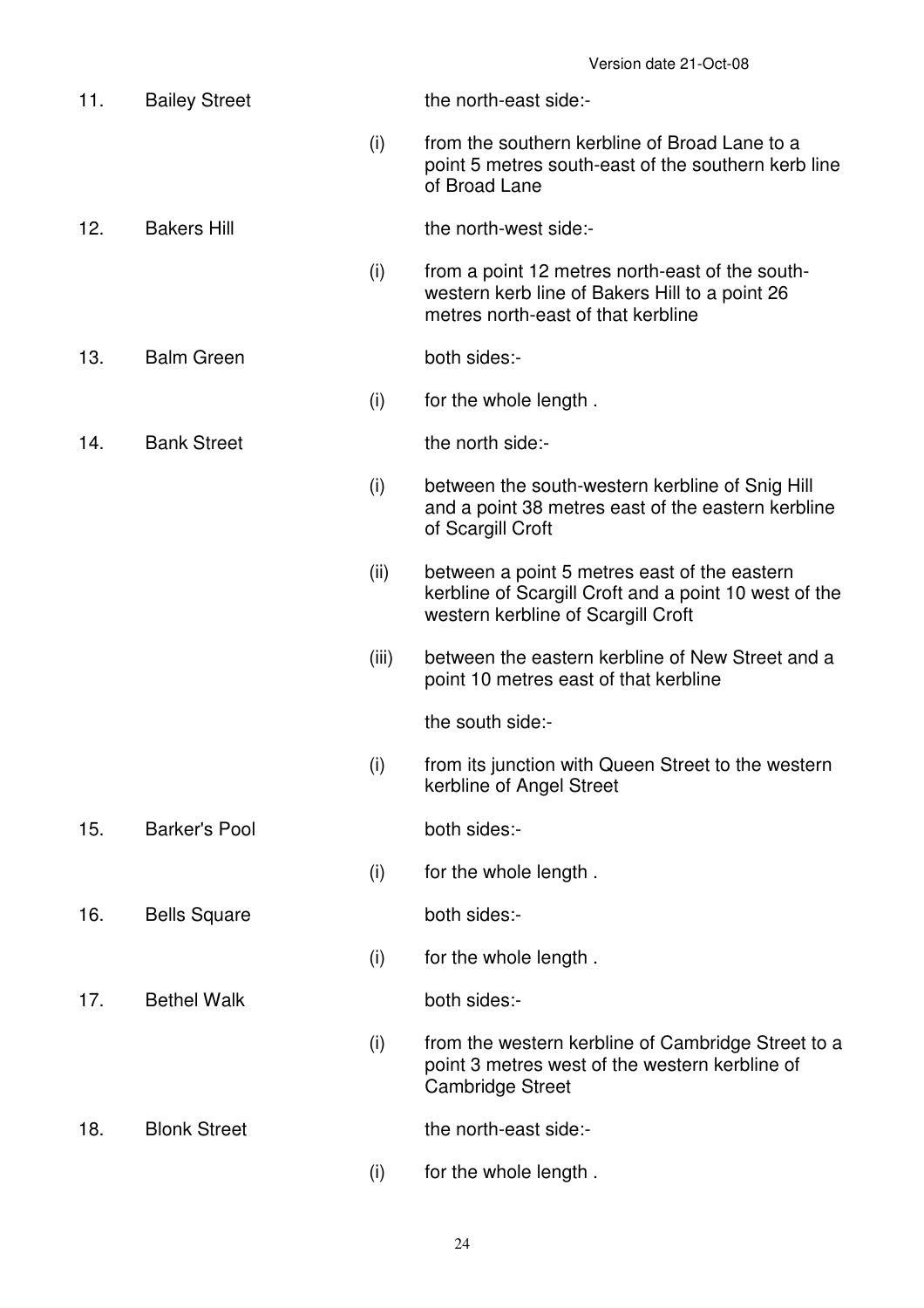| | | | |
|---|---|---|---|
| 11. | Bailey Street | | the north-east side:- |
| | | (i) | from the southern kerbline of Broad Lane to a point 5 metres south-east of the southern kerb line of Broad Lane |
| 12. | Bakers Hill | | the north-west side:- |
| | | (i) | from a point 12 metres north-east of the south-western kerb line of Bakers Hill to a point 26 metres north-east of that kerbline |
| 13. | Balm Green | | both sides:- |
| | | (i) | for the whole length . |
| 14. | Bank Street | | the north side:- |
| | | (i) | between the south-western kerbline of Snig Hill and a point 38 metres east of the eastern kerbline of Scargill Croft |
| | | (ii) | between a point 5 metres east of the eastern kerbline of Scargill Croft and a point 10 west of the western kerbline of Scargill Croft |
| | | (iii) | between the eastern kerbline of New Street and a point 10 metres east of that kerbline |
| | | | the south side:- |
| | | (i) | from its junction with Queen Street to the western kerbline of Angel Street |
| 15. | Barker's Pool | | both sides:- |
| | | (i) | for the whole length . |
| 16. | Bells Square | | both sides:- |
| | | (i) | for the whole length . |
| 17. | Bethel Walk | | both sides:- |
| | | (i) | from the western kerbline of Cambridge Street to a point 3 metres west of the western kerbline of Cambridge Street |
| 18. | Blonk Street | | the north-east side:- |
| | | (i) | for the whole length . |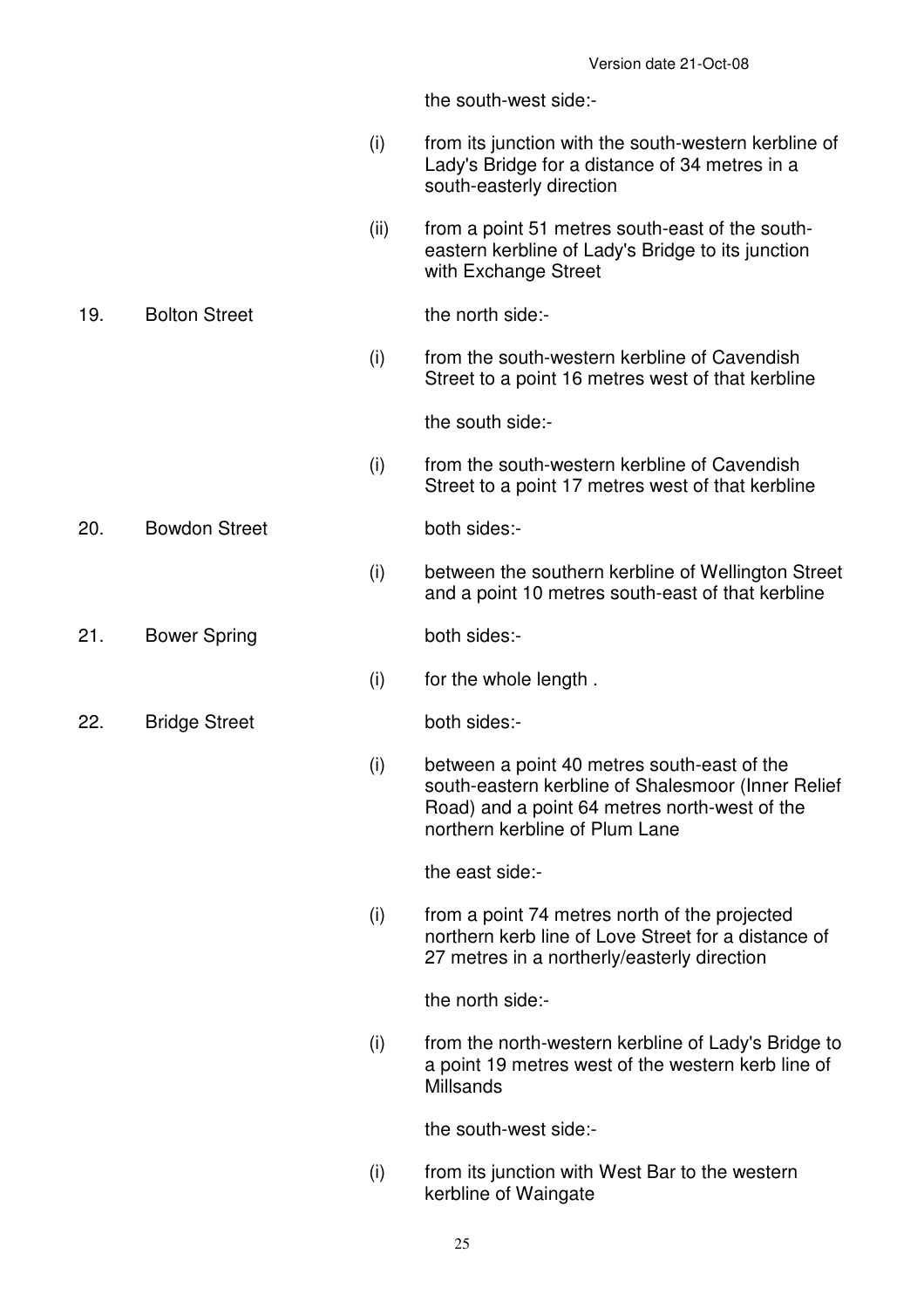the south-west side:-

(i) from its junction with the south-western kerbline of Lady's Bridge for a distance of 34 metres in a south-easterly direction

(ii) from a point 51 metres south-east of the south-eastern kerbline of Lady's Bridge to its junction with Exchange Street

19. Bolton Street

the north side:-

(i) from the south-western kerbline of Cavendish Street to a point 16 metres west of that kerbline

the south side:-

(i) from the south-western kerbline of Cavendish Street to a point 17 metres west of that kerbline

20. Bowdon Street

both sides:-

(i) between the southern kerbline of Wellington Street and a point 10 metres south-east of that kerbline

21. Bower Spring

both sides:-

(i) for the whole length .

22. Bridge Street

both sides:-

(i) between a point 40 metres south-east of the south-eastern kerbline of Shalesmoor (Inner Relief Road) and a point 64 metres north-west of the northern kerbline of Plum Lane

the east side:-

(i) from a point 74 metres north of the projected northern kerb line of Love Street for a distance of 27 metres in a northerly/easterly direction

the north side:-

(i) from the north-western kerbline of Lady's Bridge to a point 19 metres west of the western kerb line of Millsands

the south-west side:-

(i) from its junction with West Bar to the western kerbline of Waingate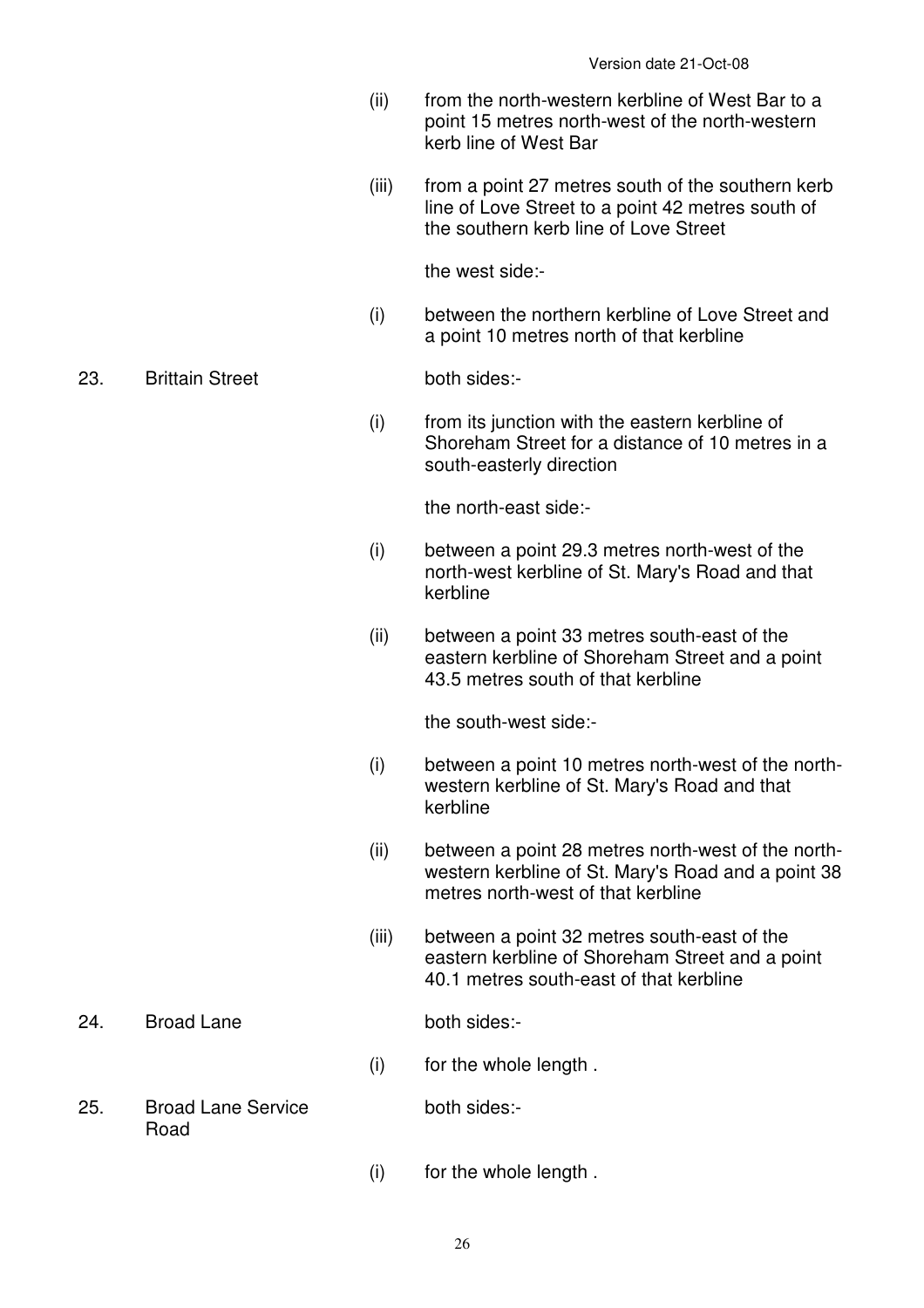(ii) from the north-western kerbline of West Bar to a point 15 metres north-west of the north-western kerb line of West Bar

(iii) from a point 27 metres south of the southern kerb line of Love Street to a point 42 metres south of the southern kerb line of Love Street

the west side:-

(i) between the northern kerbline of Love Street and a point 10 metres north of that kerbline

23. Brittain Street

both sides:-

(i) from its junction with the eastern kerbline of Shoreham Street for a distance of 10 metres in a south-easterly direction

the north-east side:-

(i) between a point 29.3 metres north-west of the north-west kerbline of St. Mary's Road and that kerbline

(ii) between a point 33 metres south-east of the eastern kerbline of Shoreham Street and a point 43.5 metres south of that kerbline

the south-west side:-

(i) between a point 10 metres north-west of the north-western kerbline of St. Mary's Road and that kerbline

(ii) between a point 28 metres north-west of the north-western kerbline of St. Mary's Road and a point 38 metres north-west of that kerbline

(iii) between a point 32 metres south-east of the eastern kerbline of Shoreham Street and a point 40.1 metres south-east of that kerbline

24. Broad Lane

both sides:-

(i) for the whole length .

25. Broad Lane Service Road

both sides:-

(i) for the whole length .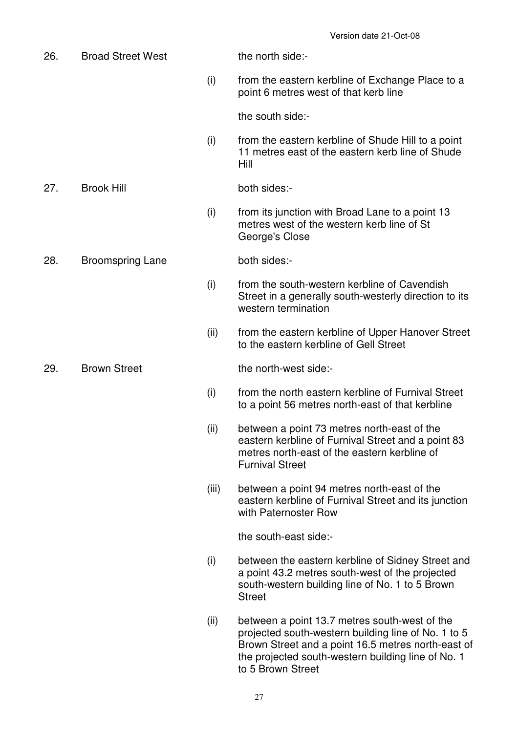| | | | |
|---|---|---|---|
| 26. | Broad Street West | | the north side:- |
| | | (i) | from the eastern kerbline of Exchange Place to a point 6 metres west of that kerb line |
| | | | the south side:- |
| | | (i) | from the eastern kerbline of Shude Hill to a point 11 metres east of the eastern kerb line of Shude Hill |
| 27. | Brook Hill | | both sides:- |
| | | (i) | from its junction with Broad Lane to a point 13 metres west of the western kerb line of St George's Close |
| 28. | Broomspring Lane | | both sides:- |
| | | (i) | from the south-western kerbline of Cavendish Street in a generally south-westerly direction to its western termination |
| | | (ii) | from the eastern kerbline of Upper Hanover Street to the eastern kerbline of Gell Street |
| 29. | Brown Street | | the north-west side:- |
| | | (i) | from the north eastern kerbline of Furnival Street to a point 56 metres north-east of that kerbline |
| | | (ii) | between a point 73 metres north-east of the eastern kerbline of Furnival Street and a point 83 metres north-east of the eastern kerbline of Furnival Street |
| | | (iii) | between a point 94 metres north-east of the eastern kerbline of Furnival Street and its junction with Paternoster Row |
| | | | the south-east side:- |
| | | (i) | between the eastern kerbline of Sidney Street and a point 43.2 metres south-west of the projected south-western building line of No. 1 to 5 Brown Street |
| | | (ii) | between a point 13.7 metres south-west of the projected south-western building line of No. 1 to 5 Brown Street and a point 16.5 metres north-east of the projected south-western building line of No. 1 to 5 Brown Street |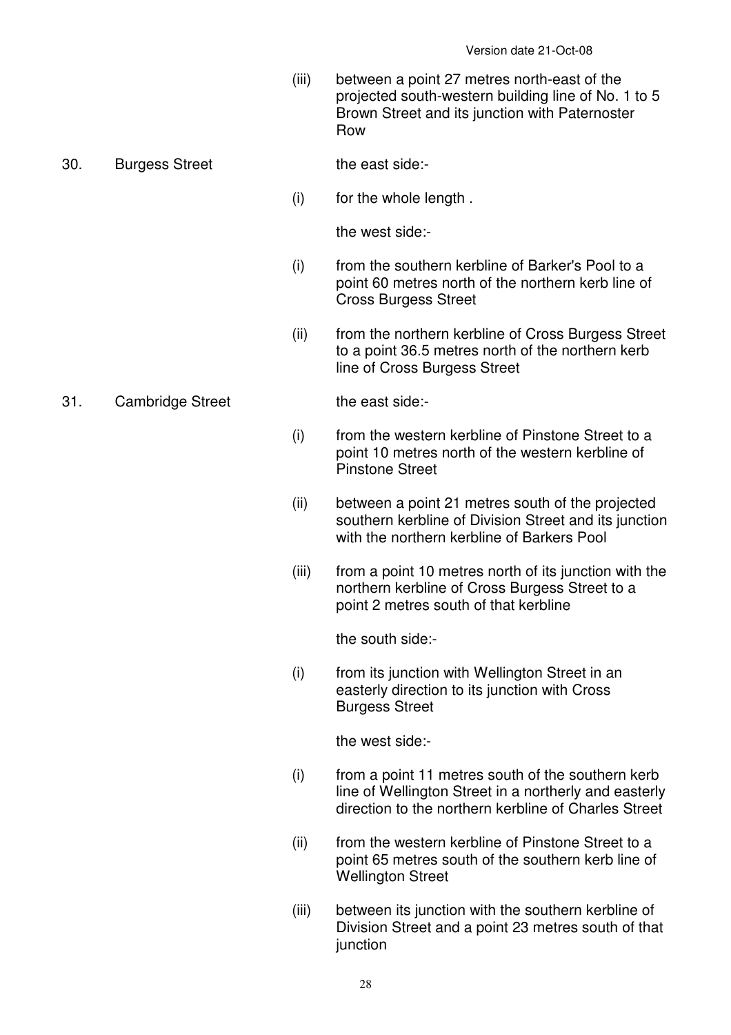(iii) between a point 27 metres north-east of the projected south-western building line of No. 1 to 5 Brown Street and its junction with Paternoster Row

30. Burgess Street

the east side:-

(i) for the whole length .

the west side:-

(i) from the southern kerbline of Barker's Pool to a point 60 metres north of the northern kerb line of Cross Burgess Street

(ii) from the northern kerbline of Cross Burgess Street to a point 36.5 metres north of the northern kerb line of Cross Burgess Street

31. Cambridge Street

the east side:-

(i) from the western kerbline of Pinstone Street to a point 10 metres north of the western kerbline of Pinstone Street

(ii) between a point 21 metres south of the projected southern kerbline of Division Street and its junction with the northern kerbline of Barkers Pool

(iii) from a point 10 metres north of its junction with the northern kerbline of Cross Burgess Street to a point 2 metres south of that kerbline

the south side:-

(i) from its junction with Wellington Street in an easterly direction to its junction with Cross Burgess Street

the west side:-

(i) from a point 11 metres south of the southern kerb line of Wellington Street in a northerly and easterly direction to the northern kerbline of Charles Street

(ii) from the western kerbline of Pinstone Street to a point 65 metres south of the southern kerb line of Wellington Street

(iii) between its junction with the southern kerbline of Division Street and a point 23 metres south of that junction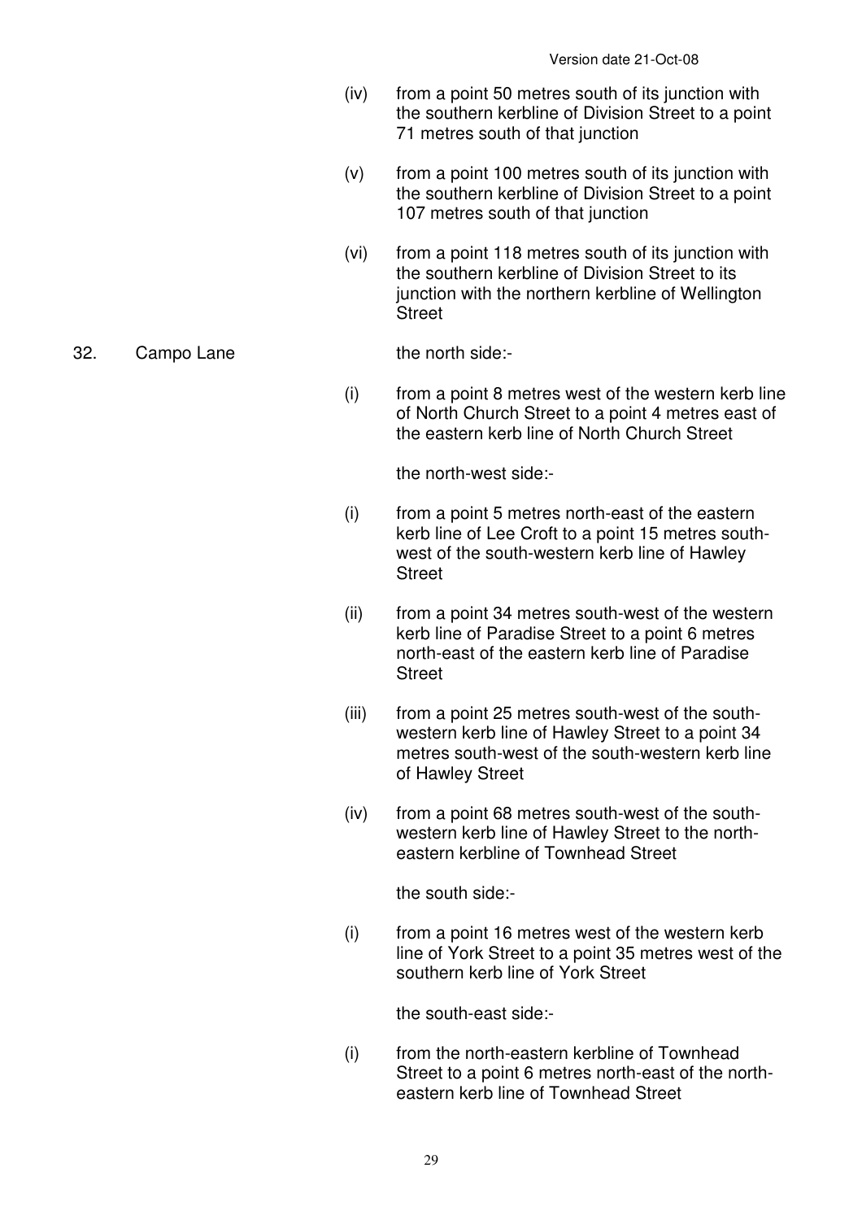(iv) from a point 50 metres south of its junction with the southern kerbline of Division Street to a point 71 metres south of that junction

(v) from a point 100 metres south of its junction with the southern kerbline of Division Street to a point 107 metres south of that junction

(vi) from a point 118 metres south of its junction with the southern kerbline of Division Street to its junction with the northern kerbline of Wellington Street

32. Campo Lane

the north side:-

(i) from a point 8 metres west of the western kerb line of North Church Street to a point 4 metres east of the eastern kerb line of North Church Street

the north-west side:-

(i) from a point 5 metres north-east of the eastern kerb line of Lee Croft to a point 15 metres south-west of the south-western kerb line of Hawley Street

(ii) from a point 34 metres south-west of the western kerb line of Paradise Street to a point 6 metres north-east of the eastern kerb line of Paradise Street

(iii) from a point 25 metres south-west of the south-western kerb line of Hawley Street to a point 34 metres south-west of the south-western kerb line of Hawley Street

(iv) from a point 68 metres south-west of the south-western kerb line of Hawley Street to the north-eastern kerbline of Townhead Street

the south side:-

(i) from a point 16 metres west of the western kerb line of York Street to a point 35 metres west of the southern kerb line of York Street

the south-east side:-

(i) from the north-eastern kerbline of Townhead Street to a point 6 metres north-east of the north-eastern kerb line of Townhead Street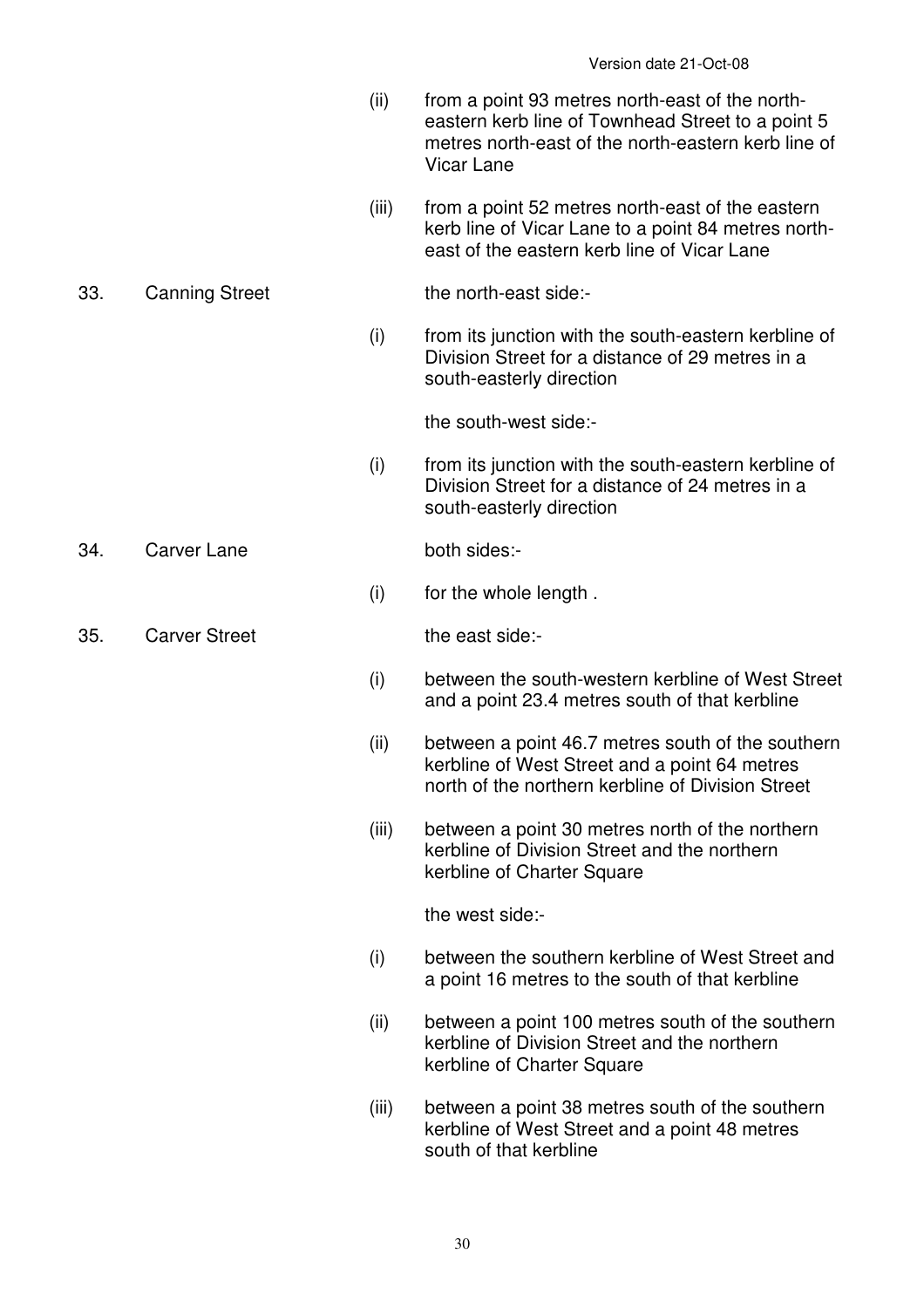| | | | |
|---|---|---|---|
| | | (ii) | from a point 93 metres north-east of the north-eastern kerb line of Townhead Street to a point 5 metres north-east of the north-eastern kerb line of Vicar Lane |
| | | (iii) | from a point 52 metres north-east of the eastern kerb line of Vicar Lane to a point 84 metres north-east of the eastern kerb line of Vicar Lane |
| 33. | Canning Street | | the north-east side:- |
| | | (i) | from its junction with the south-eastern kerbline of Division Street for a distance of 29 metres in a south-easterly direction |
| | | | the south-west side:- |
| | | (i) | from its junction with the south-eastern kerbline of Division Street for a distance of 24 metres in a south-easterly direction |
| 34. | Carver Lane | | both sides:- |
| | | (i) | for the whole length . |
| 35. | Carver Street | | the east side:- |
| | | (i) | between the south-western kerbline of West Street and a point 23.4 metres south of that kerbline |
| | | (ii) | between a point 46.7 metres south of the southern kerbline of West Street and a point 64 metres north of the northern kerbline of Division Street |
| | | (iii) | between a point 30 metres north of the northern kerbline of Division Street and the northern kerbline of Charter Square |
| | | | the west side:- |
| | | (i) | between the southern kerbline of West Street and a point 16 metres to the south of that kerbline |
| | | (ii) | between a point 100 metres south of the southern kerbline of Division Street and the northern kerbline of Charter Square |
| | | (iii) | between a point 38 metres south of the southern kerbline of West Street and a point 48 metres south of that kerbline |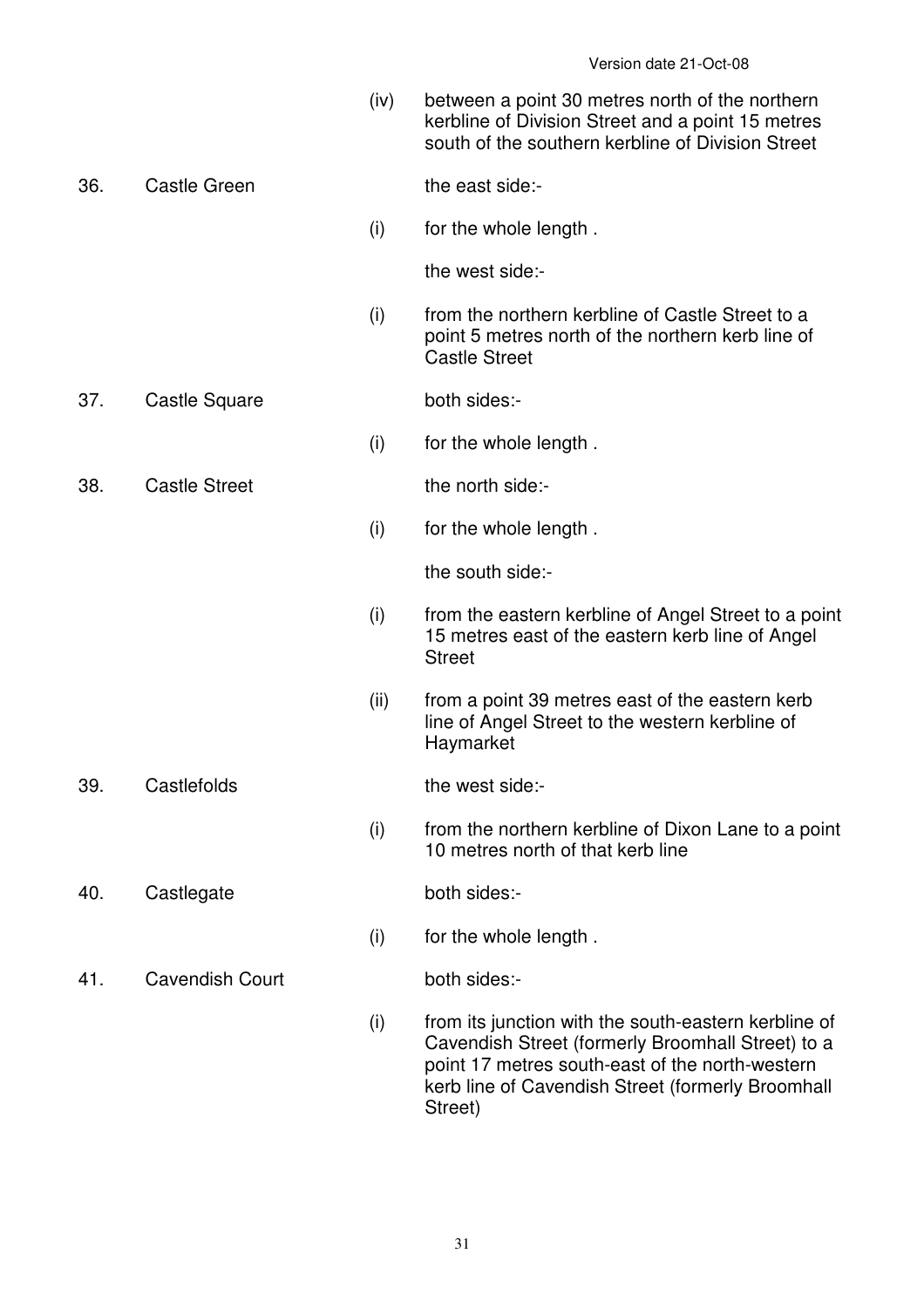| | | | |
|---|---|---|---|
| | | (iv) | between a point 30 metres north of the northern kerbline of Division Street and a point 15 metres south of the southern kerbline of Division Street |
| 36. | Castle Green | | the east side:- |
| | | (i) | for the whole length . |
| | | | the west side:- |
| | | (i) | from the northern kerbline of Castle Street to a point 5 metres north of the northern kerb line of Castle Street |
| 37. | Castle Square | | both sides:- |
| | | (i) | for the whole length . |
| 38. | Castle Street | | the north side:- |
| | | (i) | for the whole length . |
| | | | the south side:- |
| | | (i) | from the eastern kerbline of Angel Street to a point 15 metres east of the eastern kerb line of Angel Street |
| | | (ii) | from a point 39 metres east of the eastern kerb line of Angel Street to the western kerbline of Haymarket |
| 39. | Castlefolds | | the west side:- |
| | | (i) | from the northern kerbline of Dixon Lane to a point 10 metres north of that kerb line |
| 40. | Castlegate | | both sides:- |
| | | (i) | for the whole length . |
| 41. | Cavendish Court | | both sides:- |
| | | (i) | from its junction with the south-eastern kerbline of Cavendish Street (formerly Broomhall Street) to a point 17 metres south-east of the north-western kerb line of Cavendish Street (formerly Broomhall Street) |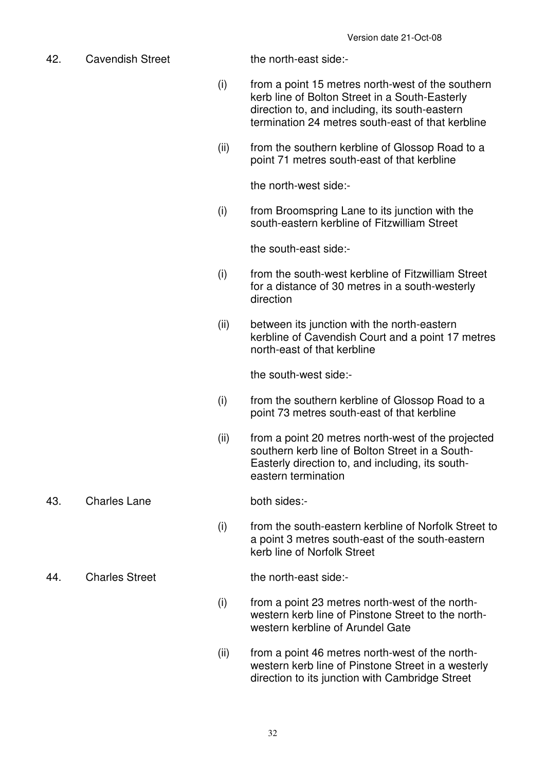| No. | Street | | Extent |
|---|---|---|---|
| 42. | Cavendish Street | | the north-east side:- |
| | | (i) | from a point 15 metres north-west of the southern kerb line of Bolton Street in a South-Easterly direction to, and including, its south-eastern termination 24 metres south-east of that kerbline |
| | | (ii) | from the southern kerbline of Glossop Road to a point 71 metres south-east of that kerbline |
| | | | the north-west side:- |
| | | (i) | from Broomspring Lane to its junction with the south-eastern kerbline of Fitzwilliam Street |
| | | | the south-east side:- |
| | | (i) | from the south-west kerbline of Fitzwilliam Street for a distance of 30 metres in a south-westerly direction |
| | | (ii) | between its junction with the north-eastern kerbline of Cavendish Court and a point 17 metres north-east of that kerbline |
| | | | the south-west side:- |
| | | (i) | from the southern kerbline of Glossop Road to a point 73 metres south-east of that kerbline |
| | | (ii) | from a point 20 metres north-west of the projected southern kerb line of Bolton Street in a South-Easterly direction to, and including, its south-eastern termination |
| 43. | Charles Lane | | both sides:- |
| | | (i) | from the south-eastern kerbline of Norfolk Street to a point 3 metres south-east of the south-eastern kerb line of Norfolk Street |
| 44. | Charles Street | | the north-east side:- |
| | | (i) | from a point 23 metres north-west of the north-western kerb line of Pinstone Street to the north-western kerbline of Arundel Gate |
| | | (ii) | from a point 46 metres north-west of the north-western kerb line of Pinstone Street in a westerly direction to its junction with Cambridge Street |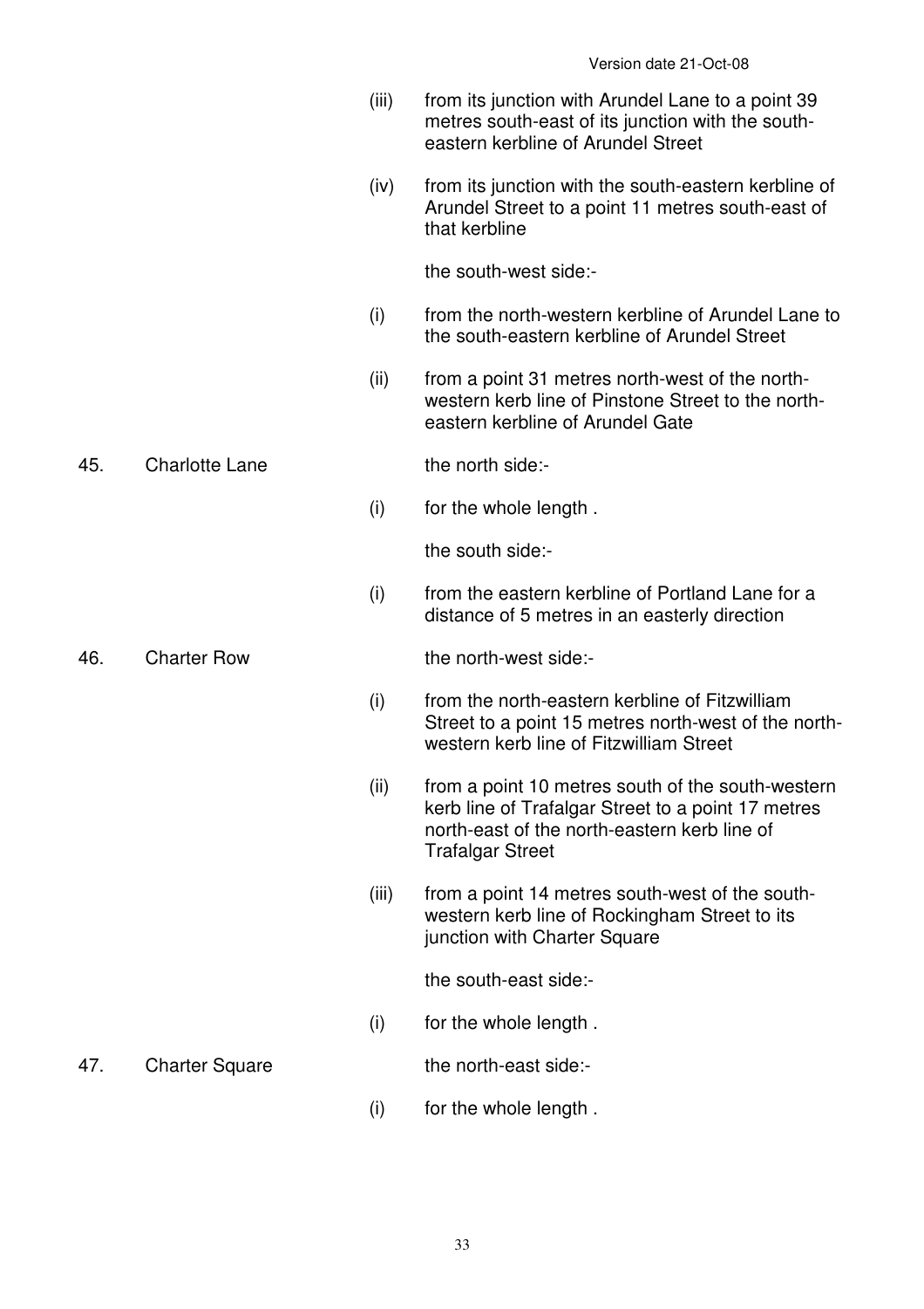(iii) from its junction with Arundel Lane to a point 39 metres south-east of its junction with the south-eastern kerbline of Arundel Street

(iv) from its junction with the south-eastern kerbline of Arundel Street to a point 11 metres south-east of that kerbline

the south-west side:-

(i) from the north-western kerbline of Arundel Lane to the south-eastern kerbline of Arundel Street

(ii) from a point 31 metres north-west of the north-western kerb line of Pinstone Street to the north-eastern kerbline of Arundel Gate

45. Charlotte Lane

the north side:-

(i) for the whole length .

the south side:-

(i) from the eastern kerbline of Portland Lane for a distance of 5 metres in an easterly direction

46. Charter Row

the north-west side:-

(i) from the north-eastern kerbline of Fitzwilliam Street to a point 15 metres north-west of the north-western kerb line of Fitzwilliam Street

(ii) from a point 10 metres south of the south-western kerb line of Trafalgar Street to a point 17 metres north-east of the north-eastern kerb line of Trafalgar Street

(iii) from a point 14 metres south-west of the south-western kerb line of Rockingham Street to its junction with Charter Square

the south-east side:-

(i) for the whole length .

47. Charter Square

the north-east side:-

(i) for the whole length .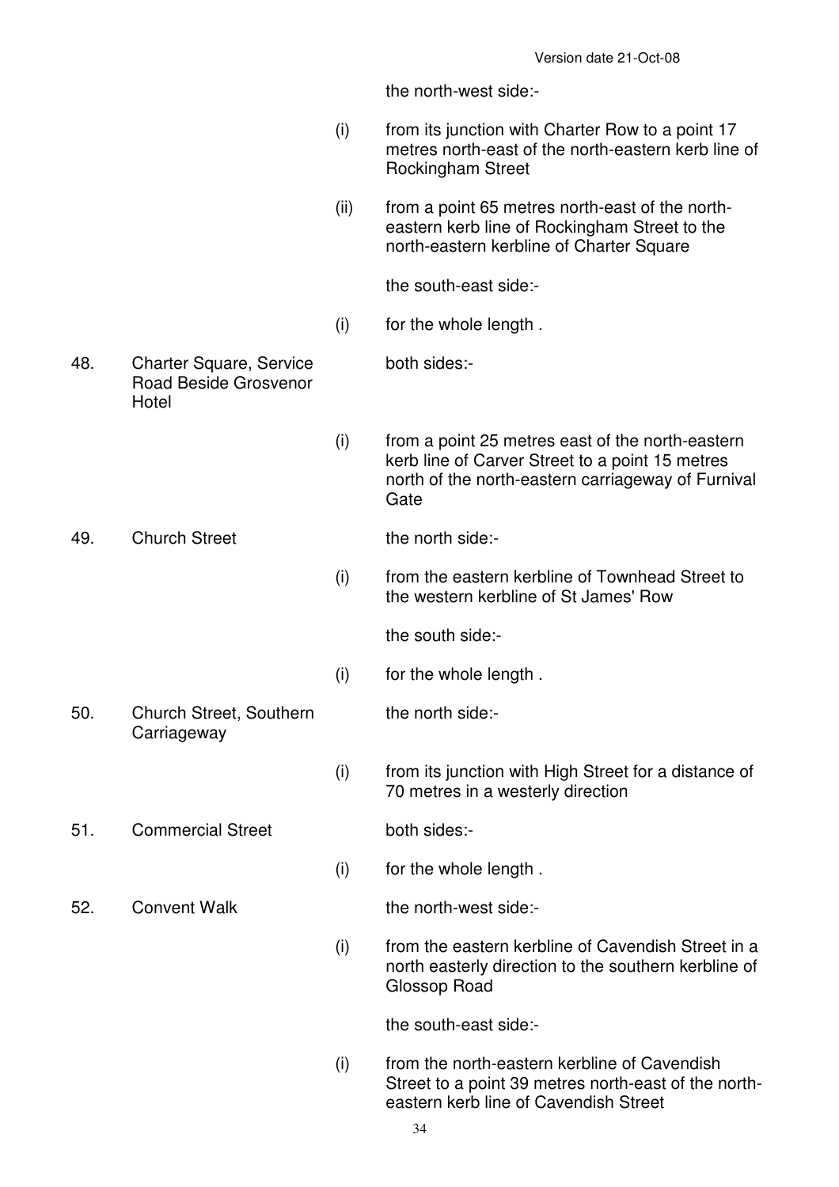the north-west side:-

| | | | |
|---|---|---|---|
| | | (i) | from its junction with Charter Row to a point 17 metres north-east of the north-eastern kerb line of Rockingham Street |
| | | (ii) | from a point 65 metres north-east of the north-eastern kerb line of Rockingham Street to the north-eastern kerbline of Charter Square |
| | | | the south-east side:- |
| | | (i) | for the whole length . |
| 48. | Charter Square, Service Road Beside Grosvenor Hotel | | both sides:- |
| | | (i) | from a point 25 metres east of the north-eastern kerb line of Carver Street to a point 15 metres north of the north-eastern carriageway of Furnival Gate |
| 49. | Church Street | | the north side:- |
| | | (i) | from the eastern kerbline of Townhead Street to the western kerbline of St James' Row |
| | | | the south side:- |
| | | (i) | for the whole length . |
| 50. | Church Street, Southern Carriageway | | the north side:- |
| | | (i) | from its junction with High Street for a distance of 70 metres in a westerly direction |
| 51. | Commercial Street | | both sides:- |
| | | (i) | for the whole length . |
| 52. | Convent Walk | | the north-west side:- |
| | | (i) | from the eastern kerbline of Cavendish Street in a north easterly direction to the southern kerbline of Glossop Road |
| | | | the south-east side:- |
| | | (i) | from the north-eastern kerbline of Cavendish Street to a point 39 metres north-east of the north-eastern kerb line of Cavendish Street |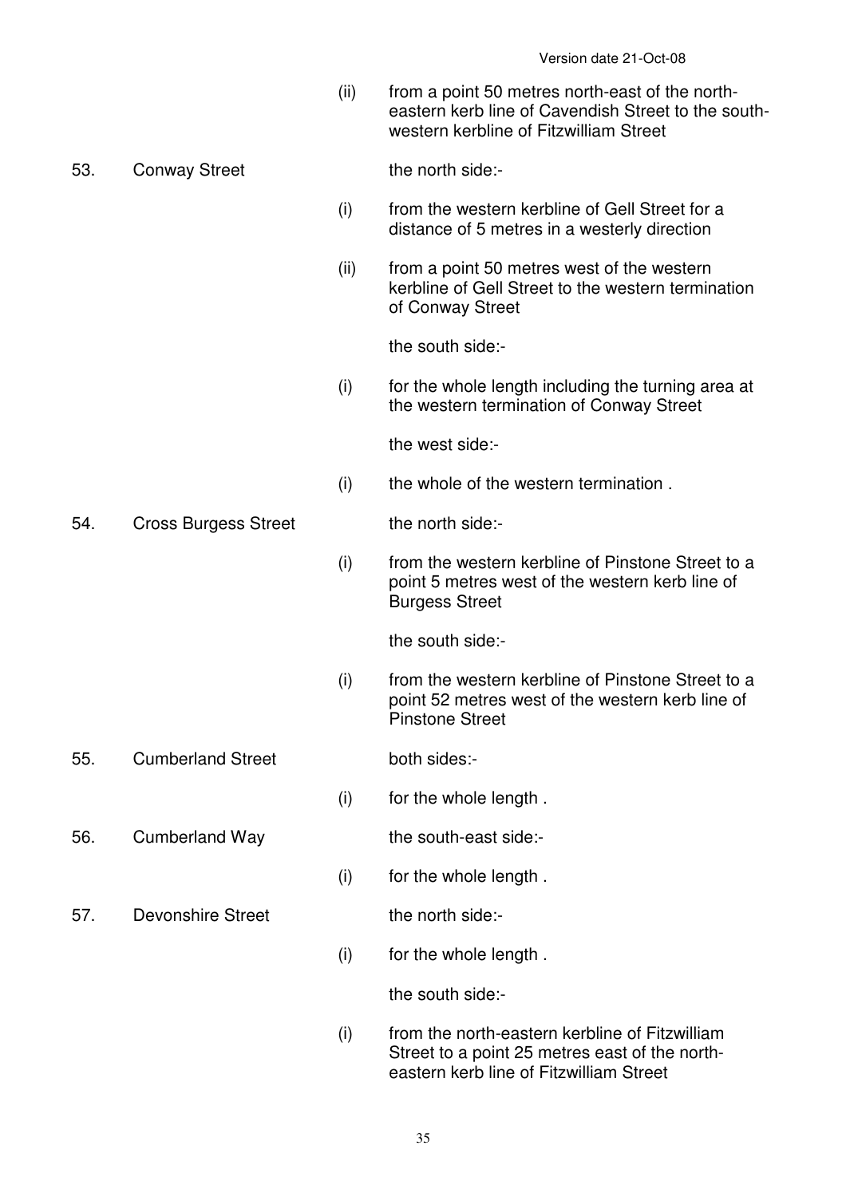Version date 21-Oct-08

| | | | |
|---|---|---|---|
| | | (ii) | from a point 50 metres north-east of the north-eastern kerb line of Cavendish Street to the south-western kerbline of Fitzwilliam Street |
| 53. | Conway Street | | the north side:- |
| | | (i) | from the western kerbline of Gell Street for a distance of 5 metres in a westerly direction |
| | | (ii) | from a point 50 metres west of the western kerbline of Gell Street to the western termination of Conway Street |
| | | | the south side:- |
| | | (i) | for the whole length including the turning area at the western termination of Conway Street |
| | | | the west side:- |
| | | (i) | the whole of the western termination . |
| 54. | Cross Burgess Street | | the north side:- |
| | | (i) | from the western kerbline of Pinstone Street to a point 5 metres west of the western kerb line of Burgess Street |
| | | | the south side:- |
| | | (i) | from the western kerbline of Pinstone Street to a point 52 metres west of the western kerb line of Pinstone Street |
| 55. | Cumberland Street | | both sides:- |
| | | (i) | for the whole length . |
| 56. | Cumberland Way | | the south-east side:- |
| | | (i) | for the whole length . |
| 57. | Devonshire Street | | the north side:- |
| | | (i) | for the whole length . |
| | | | the south side:- |
| | | (i) | from the north-eastern kerbline of Fitzwilliam Street to a point 25 metres east of the north-eastern kerb line of Fitzwilliam Street |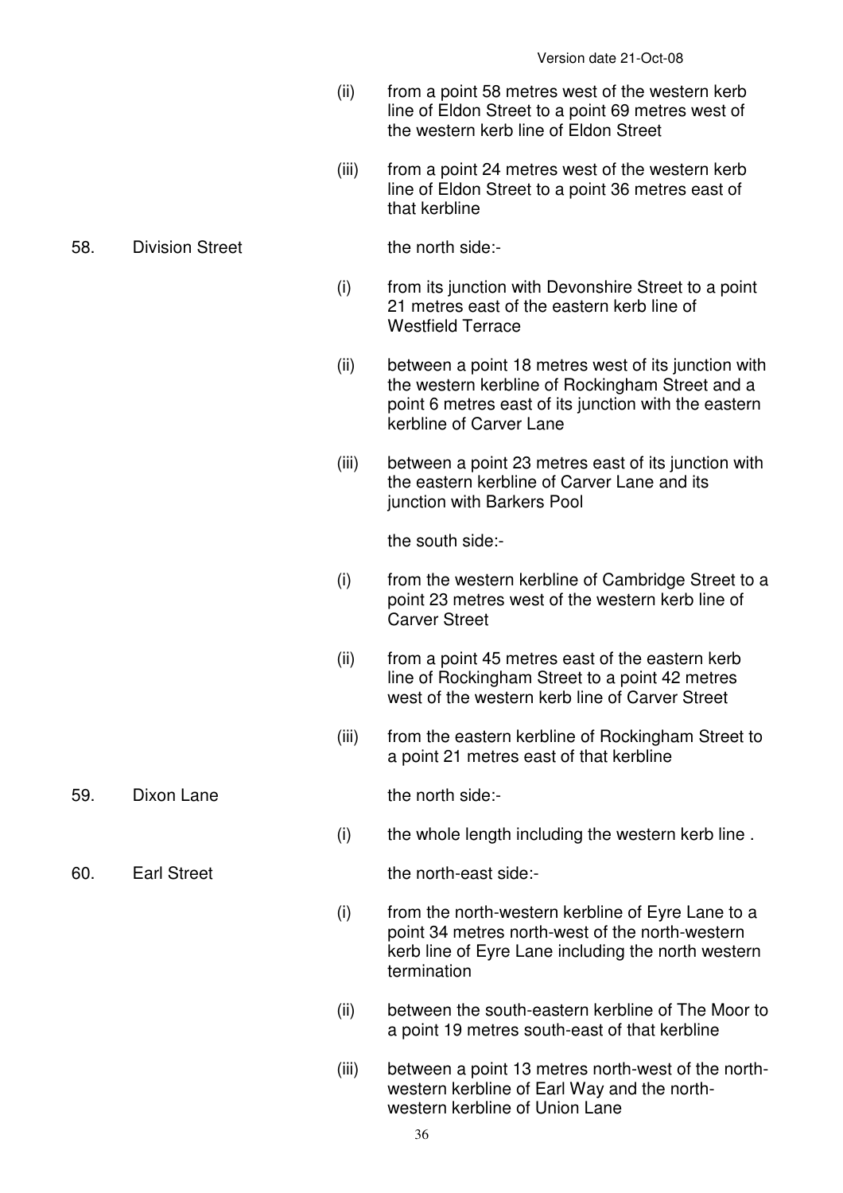(ii) from a point 58 metres west of the western kerb line of Eldon Street to a point 69 metres west of the western kerb line of Eldon Street

(iii) from a point 24 metres west of the western kerb line of Eldon Street to a point 36 metres east of that kerbline

58. Division Street — the north side:-

(i) from its junction with Devonshire Street to a point 21 metres east of the eastern kerb line of Westfield Terrace

(ii) between a point 18 metres west of its junction with the western kerbline of Rockingham Street and a point 6 metres east of its junction with the eastern kerbline of Carver Lane

(iii) between a point 23 metres east of its junction with the eastern kerbline of Carver Lane and its junction with Barkers Pool

the south side:-

(i) from the western kerbline of Cambridge Street to a point 23 metres west of the western kerb line of Carver Street

(ii) from a point 45 metres east of the eastern kerb line of Rockingham Street to a point 42 metres west of the western kerb line of Carver Street

(iii) from the eastern kerbline of Rockingham Street to a point 21 metres east of that kerbline

59. Dixon Lane — the north side:-

(i) the whole length including the western kerb line .

60. Earl Street — the north-east side:-

(i) from the north-western kerbline of Eyre Lane to a point 34 metres north-west of the north-western kerb line of Eyre Lane including the north western termination

(ii) between the south-eastern kerbline of The Moor to a point 19 metres south-east of that kerbline

(iii) between a point 13 metres north-west of the north-western kerbline of Earl Way and the north-western kerbline of Union Lane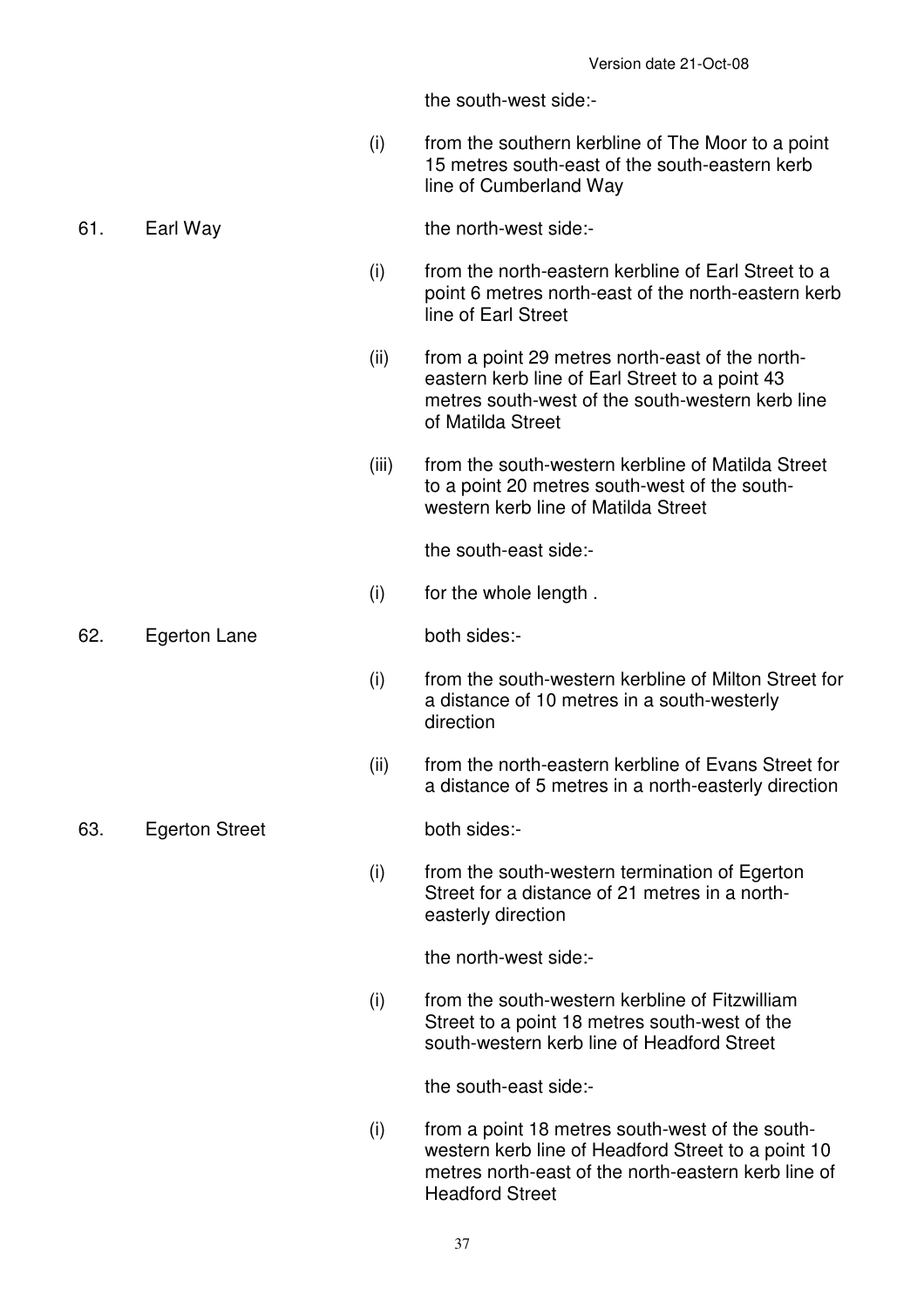the south-west side:-

(i) from the southern kerbline of The Moor to a point 15 metres south-east of the south-eastern kerb line of Cumberland Way

61. Earl Way

the north-west side:-

(i) from the north-eastern kerbline of Earl Street to a point 6 metres north-east of the north-eastern kerb line of Earl Street

(ii) from a point 29 metres north-east of the north-eastern kerb line of Earl Street to a point 43 metres south-west of the south-western kerb line of Matilda Street

(iii) from the south-western kerbline of Matilda Street to a point 20 metres south-west of the south-western kerb line of Matilda Street

the south-east side:-

(i) for the whole length .

62. Egerton Lane

both sides:-

(i) from the south-western kerbline of Milton Street for a distance of 10 metres in a south-westerly direction

(ii) from the north-eastern kerbline of Evans Street for a distance of 5 metres in a north-easterly direction

63. Egerton Street

both sides:-

(i) from the south-western termination of Egerton Street for a distance of 21 metres in a north-easterly direction

the north-west side:-

(i) from the south-western kerbline of Fitzwilliam Street to a point 18 metres south-west of the south-western kerb line of Headford Street

the south-east side:-

(i) from a point 18 metres south-west of the south-western kerb line of Headford Street to a point 10 metres north-east of the north-eastern kerb line of Headford Street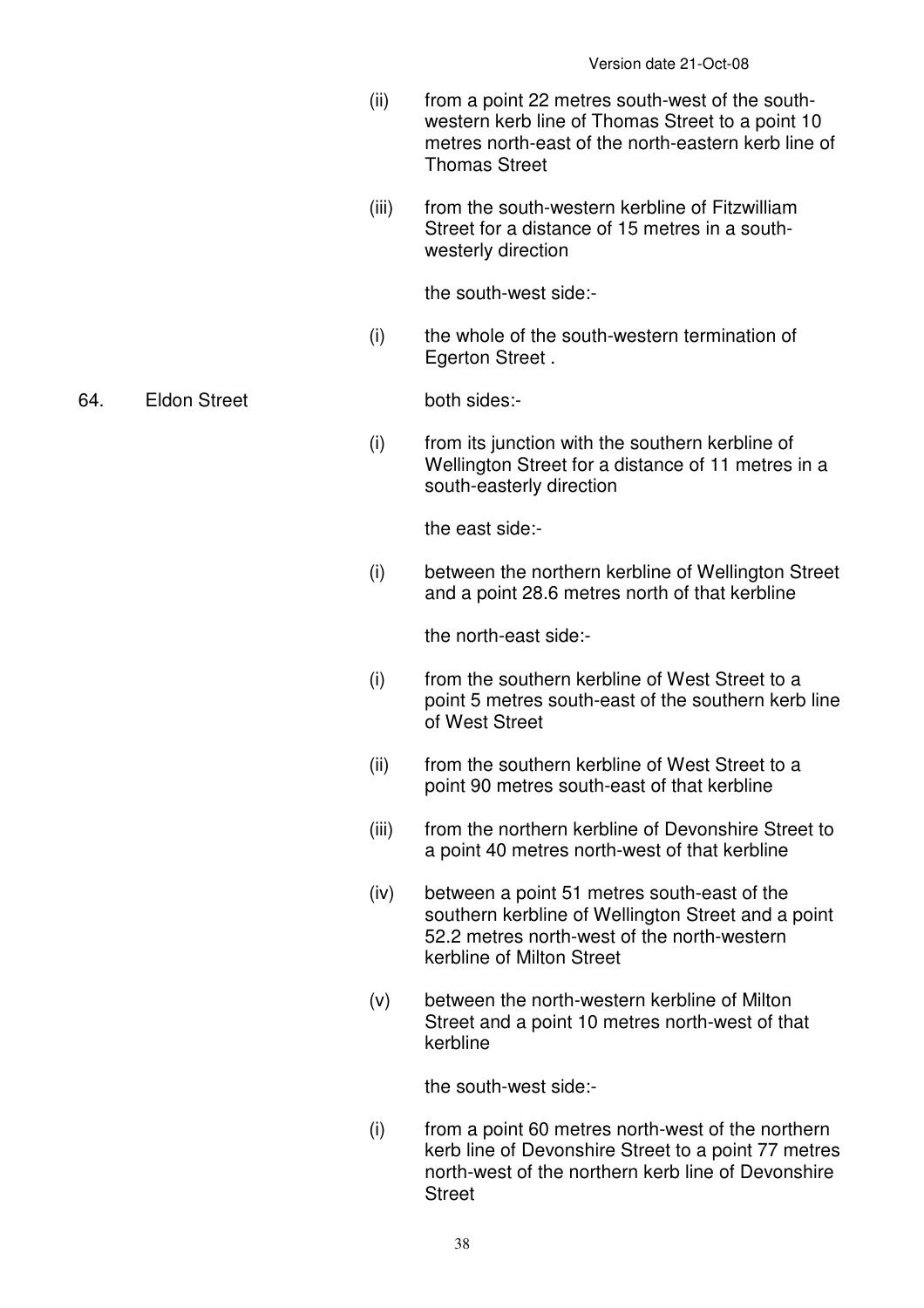(ii) from a point 22 metres south-west of the south-western kerb line of Thomas Street to a point 10 metres north-east of the north-eastern kerb line of Thomas Street

(iii) from the south-western kerbline of Fitzwilliam Street for a distance of 15 metres in a south-westerly direction

the south-west side:-

(i) the whole of the south-western termination of Egerton Street .

64. Eldon Street

both sides:-

(i) from its junction with the southern kerbline of Wellington Street for a distance of 11 metres in a south-easterly direction

the east side:-

(i) between the northern kerbline of Wellington Street and a point 28.6 metres north of that kerbline

the north-east side:-

(i) from the southern kerbline of West Street to a point 5 metres south-east of the southern kerb line of West Street

(ii) from the southern kerbline of West Street to a point 90 metres south-east of that kerbline

(iii) from the northern kerbline of Devonshire Street to a point 40 metres north-west of that kerbline

(iv) between a point 51 metres south-east of the southern kerbline of Wellington Street and a point 52.2 metres north-west of the north-western kerbline of Milton Street

(v) between the north-western kerbline of Milton Street and a point 10 metres north-west of that kerbline

the south-west side:-

(i) from a point 60 metres north-west of the northern kerb line of Devonshire Street to a point 77 metres north-west of the northern kerb line of Devonshire Street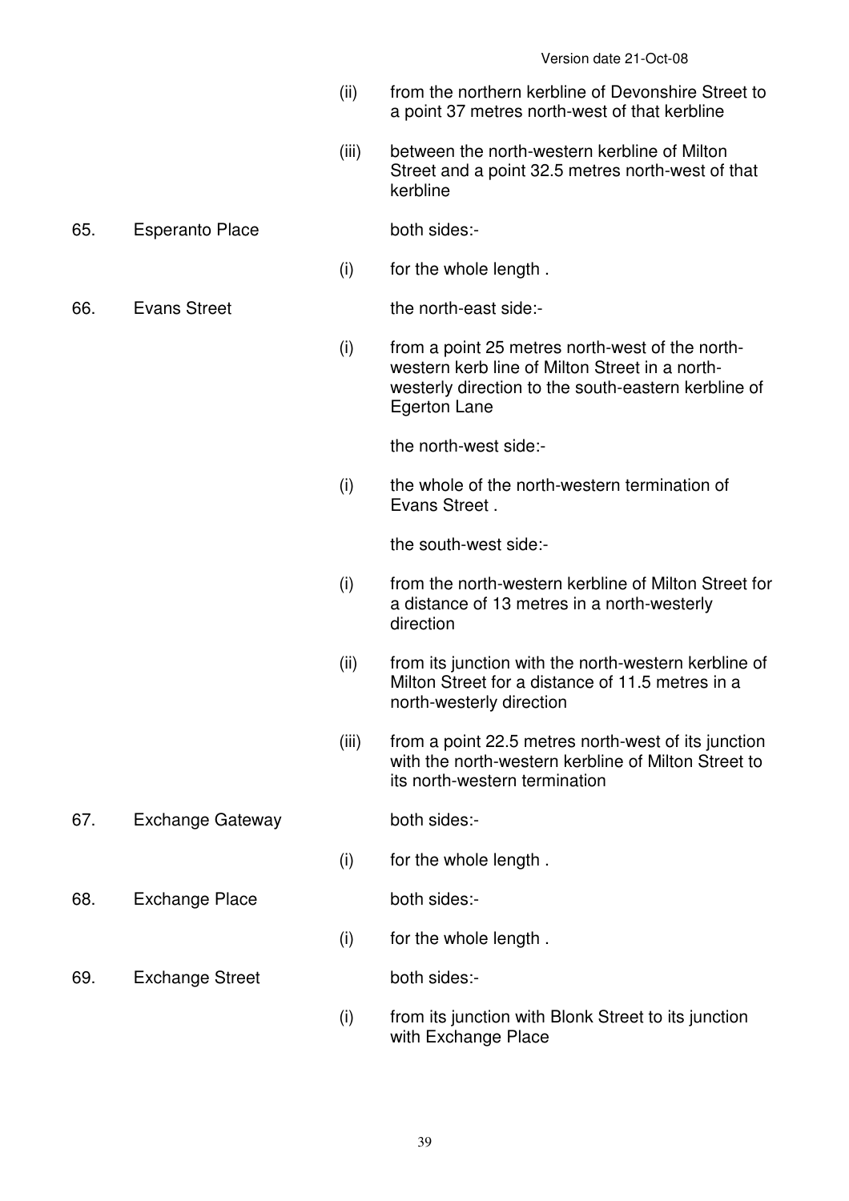(ii) from the northern kerbline of Devonshire Street to a point 37 metres north-west of that kerbline

(iii) between the north-western kerbline of Milton Street and a point 32.5 metres north-west of that kerbline

65. Esperanto Place

both sides:-

(i) for the whole length .

66. Evans Street

the north-east side:-

(i) from a point 25 metres north-west of the north-western kerb line of Milton Street in a north-westerly direction to the south-eastern kerbline of Egerton Lane

the north-west side:-

(i) the whole of the north-western termination of Evans Street .

the south-west side:-

(i) from the north-western kerbline of Milton Street for a distance of 13 metres in a north-westerly direction

(ii) from its junction with the north-western kerbline of Milton Street for a distance of 11.5 metres in a north-westerly direction

(iii) from a point 22.5 metres north-west of its junction with the north-western kerbline of Milton Street to its north-western termination

67. Exchange Gateway

both sides:-

(i) for the whole length .

68. Exchange Place

both sides:-

(i) for the whole length .

69. Exchange Street

both sides:-

(i) from its junction with Blonk Street to its junction with Exchange Place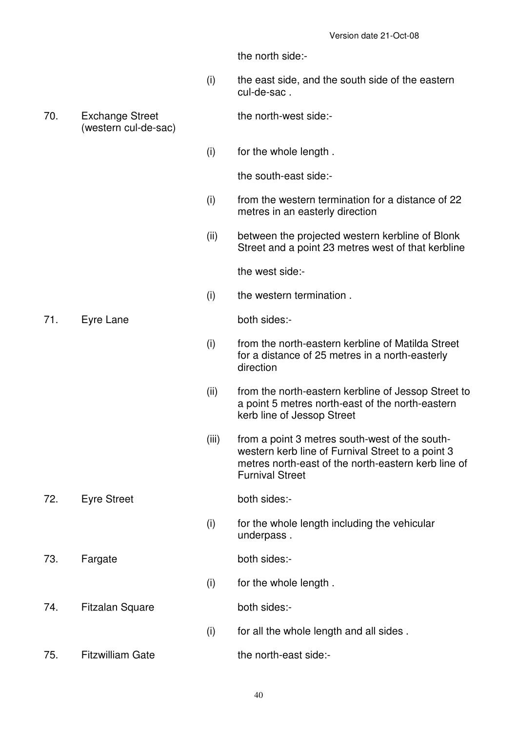the north side:-

(i) the east side, and the south side of the eastern cul-de-sac .

70. Exchange Street (western cul-de-sac) — the north-west side:-

(i) for the whole length .

the south-east side:-

(i) from the western termination for a distance of 22 metres in an easterly direction

(ii) between the projected western kerbline of Blonk Street and a point 23 metres west of that kerbline

the west side:-

(i) the western termination .

71. Eyre Lane — both sides:-

(i) from the north-eastern kerbline of Matilda Street for a distance of 25 metres in a north-easterly direction

(ii) from the north-eastern kerbline of Jessop Street to a point 5 metres north-east of the north-eastern kerb line of Jessop Street

(iii) from a point 3 metres south-west of the south-western kerb line of Furnival Street to a point 3 metres north-east of the north-eastern kerb line of Furnival Street

72. Eyre Street — both sides:-

(i) for the whole length including the vehicular underpass .

73. Fargate — both sides:-

(i) for the whole length .

74. Fitzalan Square — both sides:-

(i) for all the whole length and all sides .

75. Fitzwilliam Gate — the north-east side:-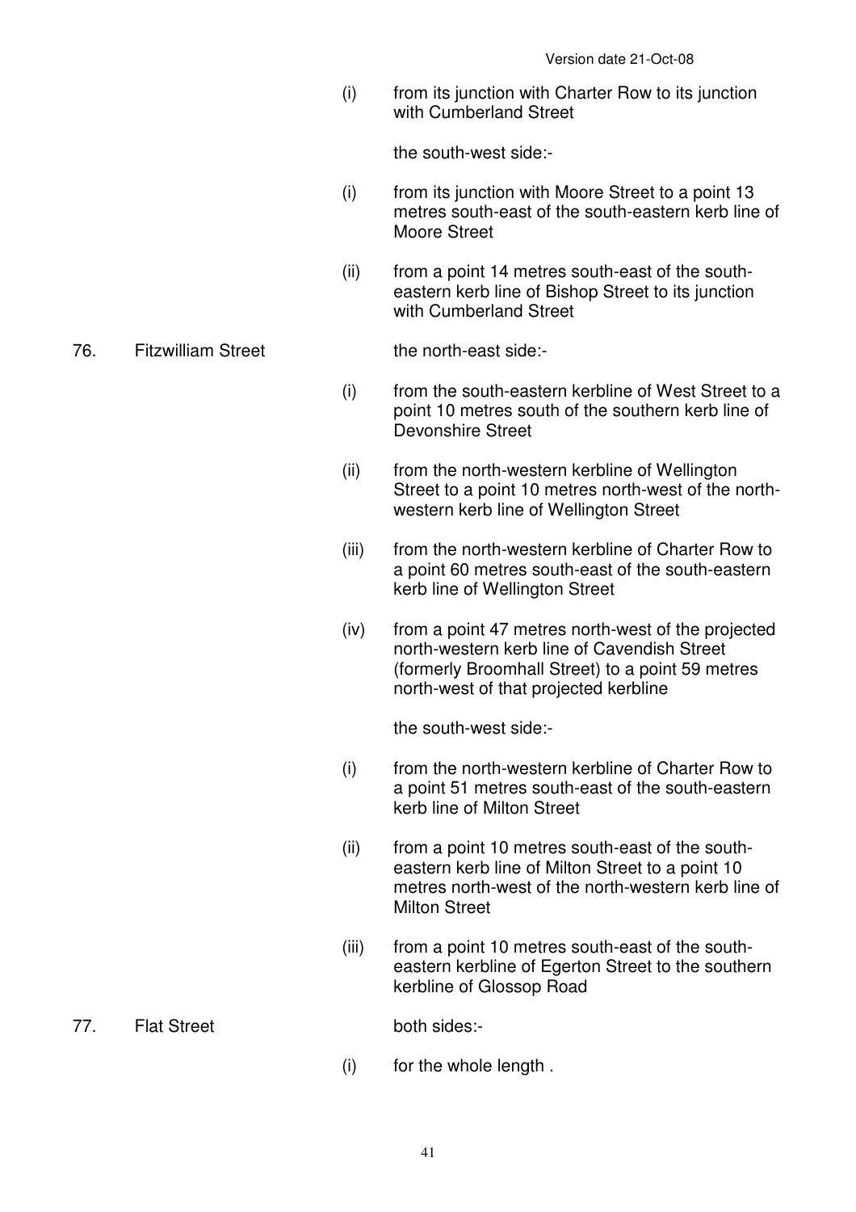(i) from its junction with Charter Row to its junction with Cumberland Street

the south-west side:-

(i) from its junction with Moore Street to a point 13 metres south-east of the south-eastern kerb line of Moore Street

(ii) from a point 14 metres south-east of the south-eastern kerb line of Bishop Street to its junction with Cumberland Street

76. Fitzwilliam Street

the north-east side:-

(i) from the south-eastern kerbline of West Street to a point 10 metres south of the southern kerb line of Devonshire Street

(ii) from the north-western kerbline of Wellington Street to a point 10 metres north-west of the north-western kerb line of Wellington Street

(iii) from the north-western kerbline of Charter Row to a point 60 metres south-east of the south-eastern kerb line of Wellington Street

(iv) from a point 47 metres north-west of the projected north-western kerb line of Cavendish Street (formerly Broomhall Street) to a point 59 metres north-west of that projected kerbline

the south-west side:-

(i) from the north-western kerbline of Charter Row to a point 51 metres south-east of the south-eastern kerb line of Milton Street

(ii) from a point 10 metres south-east of the south-eastern kerb line of Milton Street to a point 10 metres north-west of the north-western kerb line of Milton Street

(iii) from a point 10 metres south-east of the south-eastern kerbline of Egerton Street to the southern kerbline of Glossop Road

77. Flat Street

both sides:-

(i) for the whole length .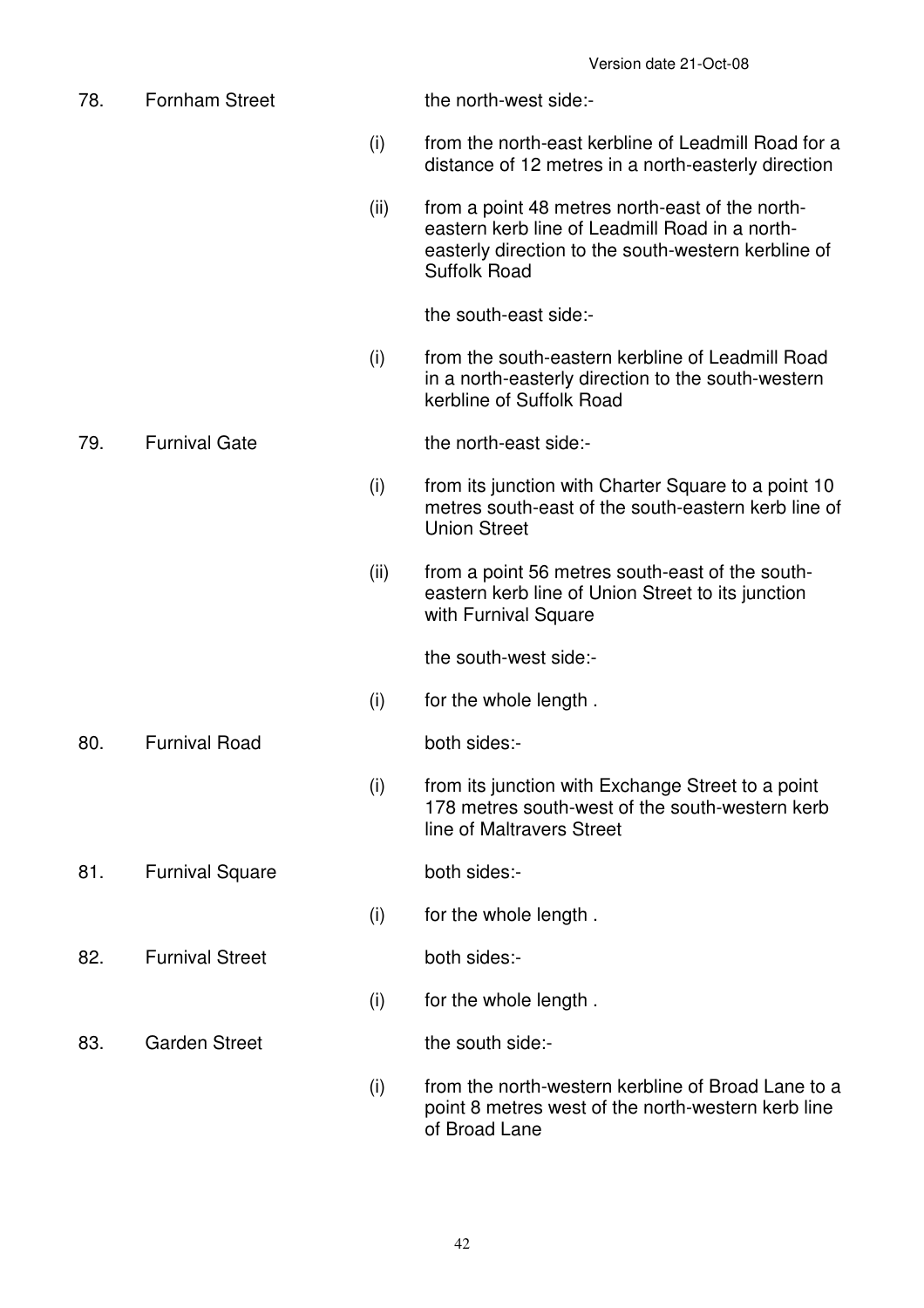| | | | |
|---|---|---|---|
| 78. | Fornham Street | | the north-west side:- |
| | | (i) | from the north-east kerbline of Leadmill Road for a distance of 12 metres in a north-easterly direction |
| | | (ii) | from a point 48 metres north-east of the north-eastern kerb line of Leadmill Road in a north-easterly direction to the south-western kerbline of Suffolk Road |
| | | | the south-east side:- |
| | | (i) | from the south-eastern kerbline of Leadmill Road in a north-easterly direction to the south-western kerbline of Suffolk Road |
| 79. | Furnival Gate | | the north-east side:- |
| | | (i) | from its junction with Charter Square to a point 10 metres south-east of the south-eastern kerb line of Union Street |
| | | (ii) | from a point 56 metres south-east of the south-eastern kerb line of Union Street to its junction with Furnival Square |
| | | | the south-west side:- |
| | | (i) | for the whole length . |
| 80. | Furnival Road | | both sides:- |
| | | (i) | from its junction with Exchange Street to a point 178 metres south-west of the south-western kerb line of Maltravers Street |
| 81. | Furnival Square | | both sides:- |
| | | (i) | for the whole length . |
| 82. | Furnival Street | | both sides:- |
| | | (i) | for the whole length . |
| 83. | Garden Street | | the south side:- |
| | | (i) | from the north-western kerbline of Broad Lane to a point 8 metres west of the north-western kerb line of Broad Lane |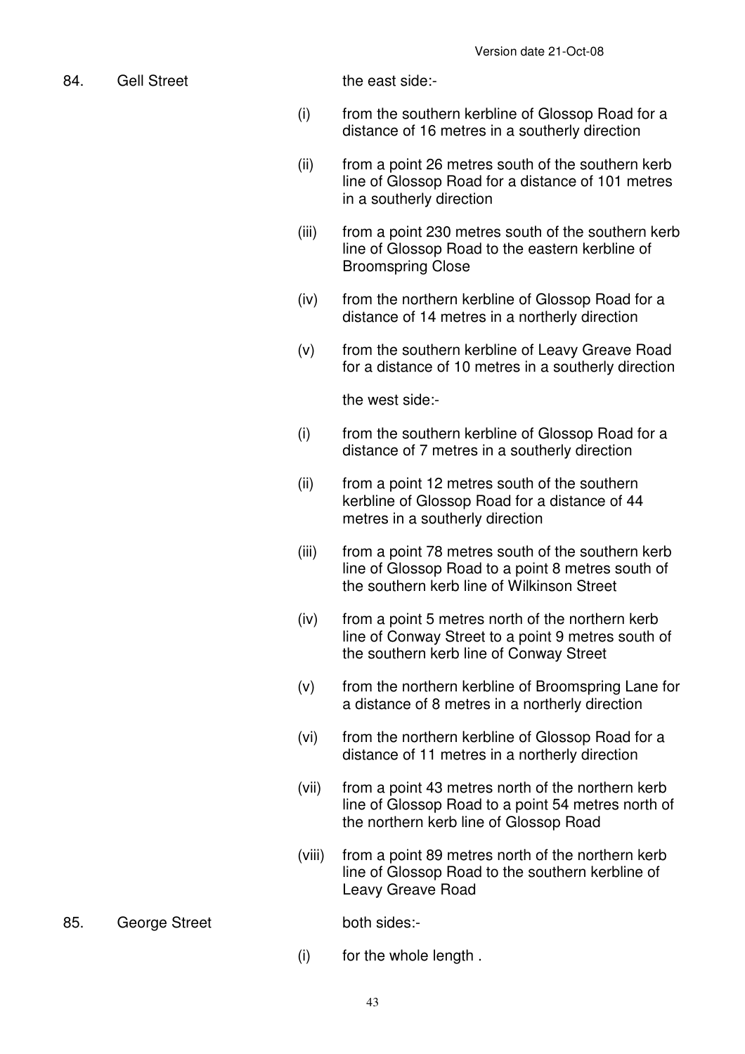84. Gell Street

the east side:-

(i) from the southern kerbline of Glossop Road for a distance of 16 metres in a southerly direction

(ii) from a point 26 metres south of the southern kerb line of Glossop Road for a distance of 101 metres in a southerly direction

(iii) from a point 230 metres south of the southern kerb line of Glossop Road to the eastern kerbline of Broomspring Close

(iv) from the northern kerbline of Glossop Road for a distance of 14 metres in a northerly direction

(v) from the southern kerbline of Leavy Greave Road for a distance of 10 metres in a southerly direction

the west side:-

(i) from the southern kerbline of Glossop Road for a distance of 7 metres in a southerly direction

(ii) from a point 12 metres south of the southern kerbline of Glossop Road for a distance of 44 metres in a southerly direction

(iii) from a point 78 metres south of the southern kerb line of Glossop Road to a point 8 metres south of the southern kerb line of Wilkinson Street

(iv) from a point 5 metres north of the northern kerb line of Conway Street to a point 9 metres south of the southern kerb line of Conway Street

(v) from the northern kerbline of Broomspring Lane for a distance of 8 metres in a northerly direction

(vi) from the northern kerbline of Glossop Road for a distance of 11 metres in a northerly direction

(vii) from a point 43 metres north of the northern kerb line of Glossop Road to a point 54 metres north of the northern kerb line of Glossop Road

(viii) from a point 89 metres north of the northern kerb line of Glossop Road to the southern kerbline of Leavy Greave Road

85. George Street

both sides:-

(i) for the whole length .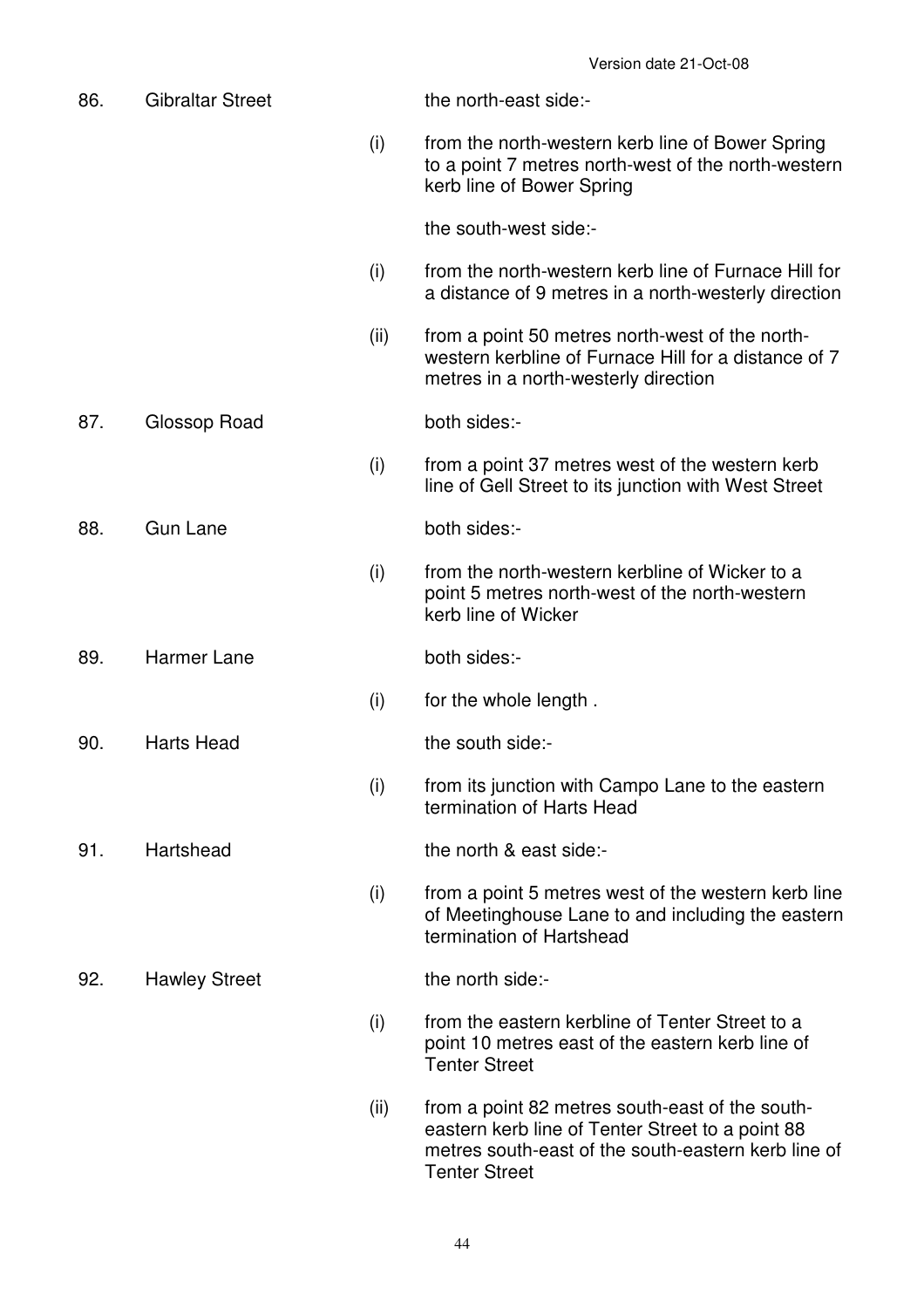| | | | |
|---|---|---|---|
| 86. | Gibraltar Street | | the north-east side:- |
| | | (i) | from the north-western kerb line of Bower Spring to a point 7 metres north-west of the north-western kerb line of Bower Spring |
| | | | the south-west side:- |
| | | (i) | from the north-western kerb line of Furnace Hill for a distance of 9 metres in a north-westerly direction |
| | | (ii) | from a point 50 metres north-west of the north-western kerbline of Furnace Hill for a distance of 7 metres in a north-westerly direction |
| 87. | Glossop Road | | both sides:- |
| | | (i) | from a point 37 metres west of the western kerb line of Gell Street to its junction with West Street |
| 88. | Gun Lane | | both sides:- |
| | | (i) | from the north-western kerbline of Wicker to a point 5 metres north-west of the north-western kerb line of Wicker |
| 89. | Harmer Lane | | both sides:- |
| | | (i) | for the whole length . |
| 90. | Harts Head | | the south side:- |
| | | (i) | from its junction with Campo Lane to the eastern termination of Harts Head |
| 91. | Hartshead | | the north & east side:- |
| | | (i) | from a point 5 metres west of the western kerb line of Meetinghouse Lane to and including the eastern termination of Hartshead |
| 92. | Hawley Street | | the north side:- |
| | | (i) | from the eastern kerbline of Tenter Street to a point 10 metres east of the eastern kerb line of Tenter Street |
| | | (ii) | from a point 82 metres south-east of the south-eastern kerb line of Tenter Street to a point 88 metres south-east of the south-eastern kerb line of Tenter Street |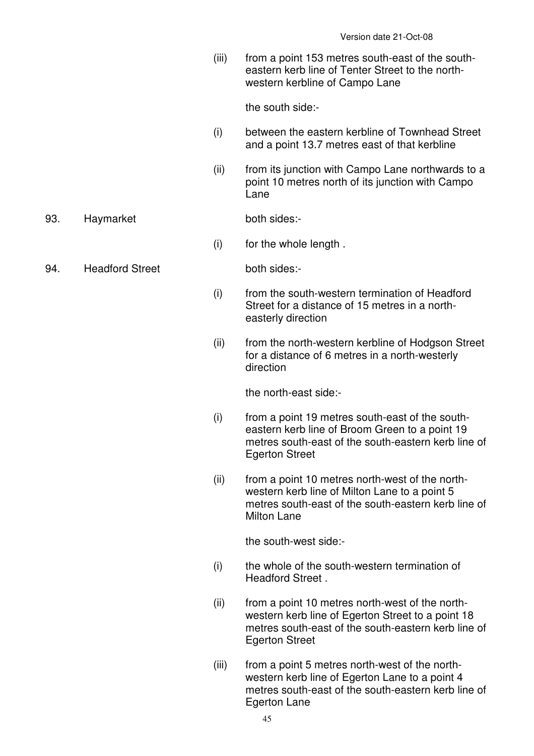(iii) from a point 153 metres south-east of the south-eastern kerb line of Tenter Street to the north-western kerbline of Campo Lane

the south side:-

(i) between the eastern kerbline of Townhead Street and a point 13.7 metres east of that kerbline

(ii) from its junction with Campo Lane northwards to a point 10 metres north of its junction with Campo Lane

93. Haymarket

both sides:-

(i) for the whole length .

94. Headford Street

both sides:-

(i) from the south-western termination of Headford Street for a distance of 15 metres in a north-easterly direction

(ii) from the north-western kerbline of Hodgson Street for a distance of 6 metres in a north-westerly direction

the north-east side:-

(i) from a point 19 metres south-east of the south-eastern kerb line of Broom Green to a point 19 metres south-east of the south-eastern kerb line of Egerton Street

(ii) from a point 10 metres north-west of the north-western kerb line of Milton Lane to a point 5 metres south-east of the south-eastern kerb line of Milton Lane

the south-west side:-

(i) the whole of the south-western termination of Headford Street .

(ii) from a point 10 metres north-west of the north-western kerb line of Egerton Street to a point 18 metres south-east of the south-eastern kerb line of Egerton Street

(iii) from a point 5 metres north-west of the north-western kerb line of Egerton Lane to a point 4 metres south-east of the south-eastern kerb line of Egerton Lane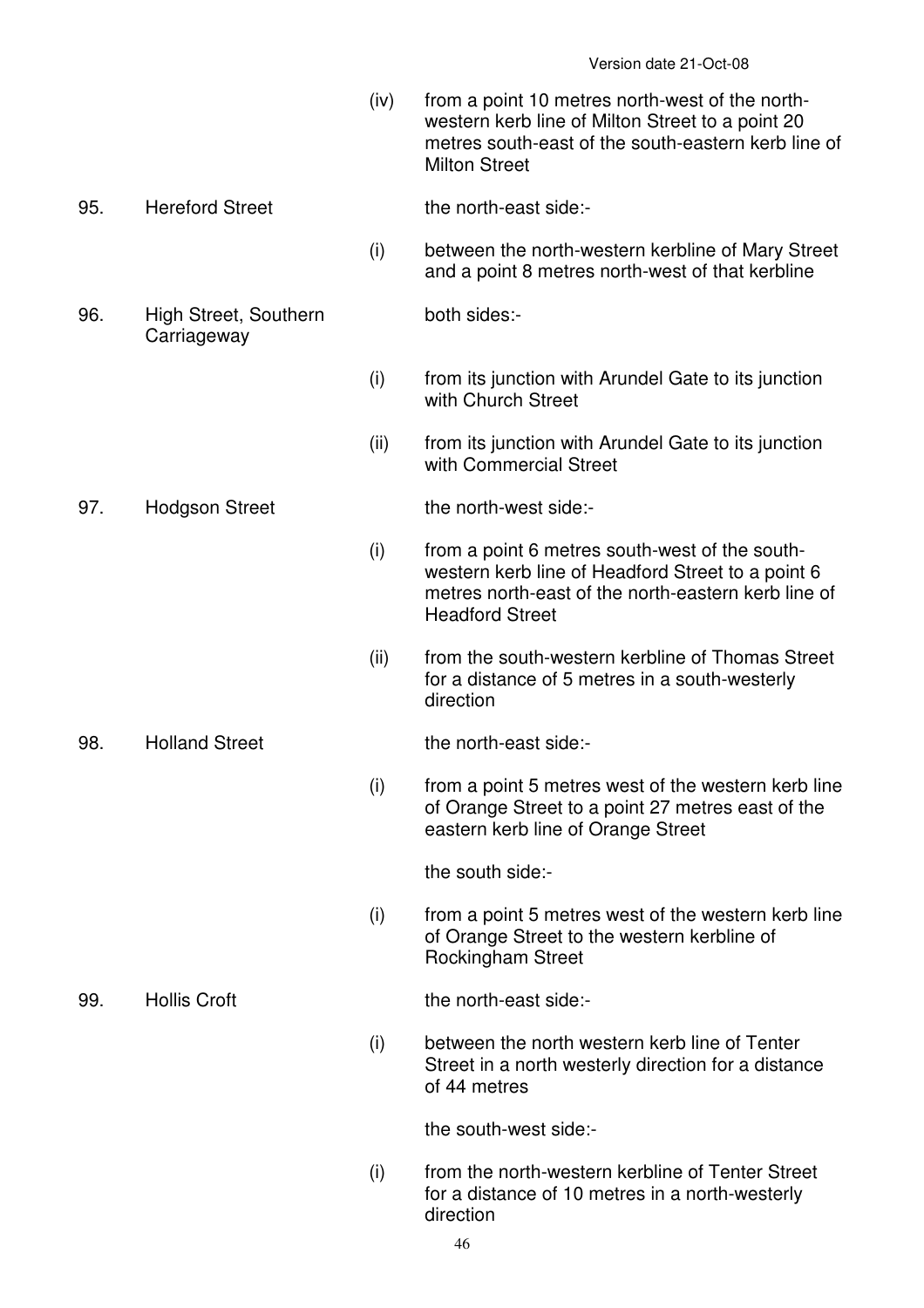| | | | |
|---|---|---|---|
| | | (iv) | from a point 10 metres north-west of the north-western kerb line of Milton Street to a point 20 metres south-east of the south-eastern kerb line of Milton Street |
| 95. | Hereford Street | | the north-east side:- |
| | | (i) | between the north-western kerbline of Mary Street and a point 8 metres north-west of that kerbline |
| 96. | High Street, Southern Carriageway | | both sides:- |
| | | (i) | from its junction with Arundel Gate to its junction with Church Street |
| | | (ii) | from its junction with Arundel Gate to its junction with Commercial Street |
| 97. | Hodgson Street | | the north-west side:- |
| | | (i) | from a point 6 metres south-west of the south-western kerb line of Headford Street to a point 6 metres north-east of the north-eastern kerb line of Headford Street |
| | | (ii) | from the south-western kerbline of Thomas Street for a distance of 5 metres in a south-westerly direction |
| 98. | Holland Street | | the north-east side:- |
| | | (i) | from a point 5 metres west of the western kerb line of Orange Street to a point 27 metres east of the eastern kerb line of Orange Street |
| | | | the south side:- |
| | | (i) | from a point 5 metres west of the western kerb line of Orange Street to the western kerbline of Rockingham Street |
| 99. | Hollis Croft | | the north-east side:- |
| | | (i) | between the north western kerb line of Tenter Street in a north westerly direction for a distance of 44 metres |
| | | | the south-west side:- |
| | | (i) | from the north-western kerbline of Tenter Street for a distance of 10 metres in a north-westerly direction |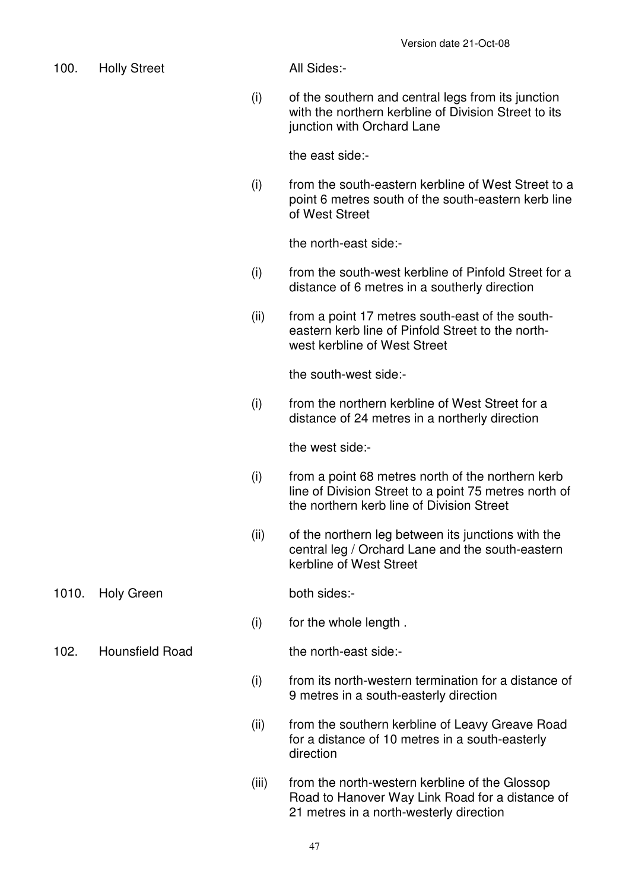Version date 21-Oct-08

100. Holly Street

All Sides:-

(i) of the southern and central legs from its junction with the northern kerbline of Division Street to its junction with Orchard Lane

the east side:-

(i) from the south-eastern kerbline of West Street to a point 6 metres south of the south-eastern kerb line of West Street

the north-east side:-

(i) from the south-west kerbline of Pinfold Street for a distance of 6 metres in a southerly direction

(ii) from a point 17 metres south-east of the south-eastern kerb line of Pinfold Street to the north-west kerbline of West Street

the south-west side:-

(i) from the northern kerbline of West Street for a distance of 24 metres in a northerly direction

the west side:-

(i) from a point 68 metres north of the northern kerb line of Division Street to a point 75 metres north of the northern kerb line of Division Street

(ii) of the northern leg between its junctions with the central leg / Orchard Lane and the south-eastern kerbline of West Street

1010. Holy Green

both sides:-

(i) for the whole length .

102. Hounsfield Road

the north-east side:-

(i) from its north-western termination for a distance of 9 metres in a south-easterly direction

(ii) from the southern kerbline of Leavy Greave Road for a distance of 10 metres in a south-easterly direction

(iii) from the north-western kerbline of the Glossop Road to Hanover Way Link Road for a distance of 21 metres in a north-westerly direction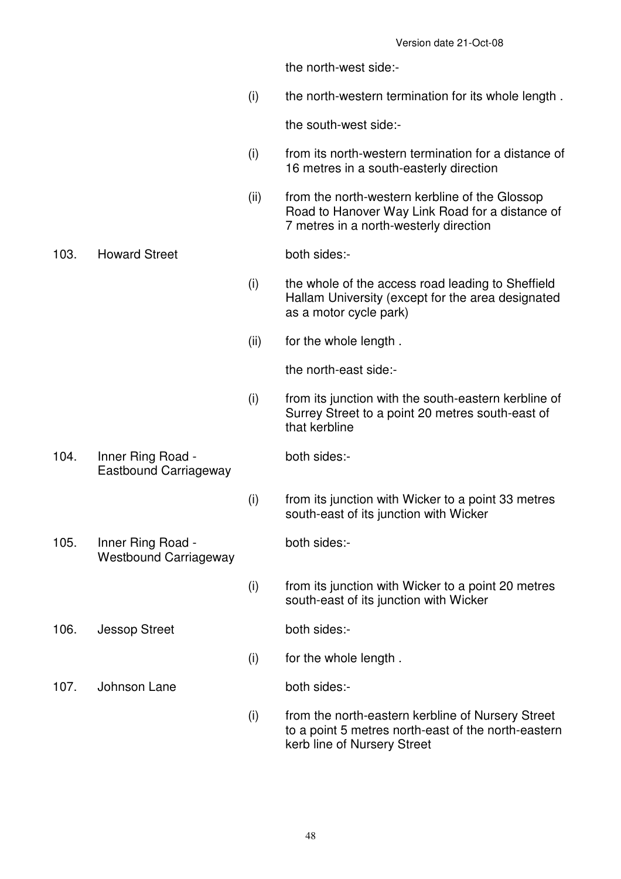| | | | |
|---|---|---|---|
| | | | the north-west side:- |
| | | (i) | the north-western termination for its whole length . |
| | | | the south-west side:- |
| | | (i) | from its north-western termination for a distance of 16 metres in a south-easterly direction |
| | | (ii) | from the north-western kerbline of the Glossop Road to Hanover Way Link Road for a distance of 7 metres in a north-westerly direction |
| 103. | Howard Street | | both sides:- |
| | | (i) | the whole of the access road leading to Sheffield Hallam University (except for the area designated as a motor cycle park) |
| | | (ii) | for the whole length . |
| | | | the north-east side:- |
| | | (i) | from its junction with the south-eastern kerbline of Surrey Street to a point 20 metres south-east of that kerbline |
| 104. | Inner Ring Road - Eastbound Carriageway | | both sides:- |
| | | (i) | from its junction with Wicker to a point 33 metres south-east of its junction with Wicker |
| 105. | Inner Ring Road - Westbound Carriageway | | both sides:- |
| | | (i) | from its junction with Wicker to a point 20 metres south-east of its junction with Wicker |
| 106. | Jessop Street | | both sides:- |
| | | (i) | for the whole length . |
| 107. | Johnson Lane | | both sides:- |
| | | (i) | from the north-eastern kerbline of Nursery Street to a point 5 metres north-east of the north-eastern kerb line of Nursery Street |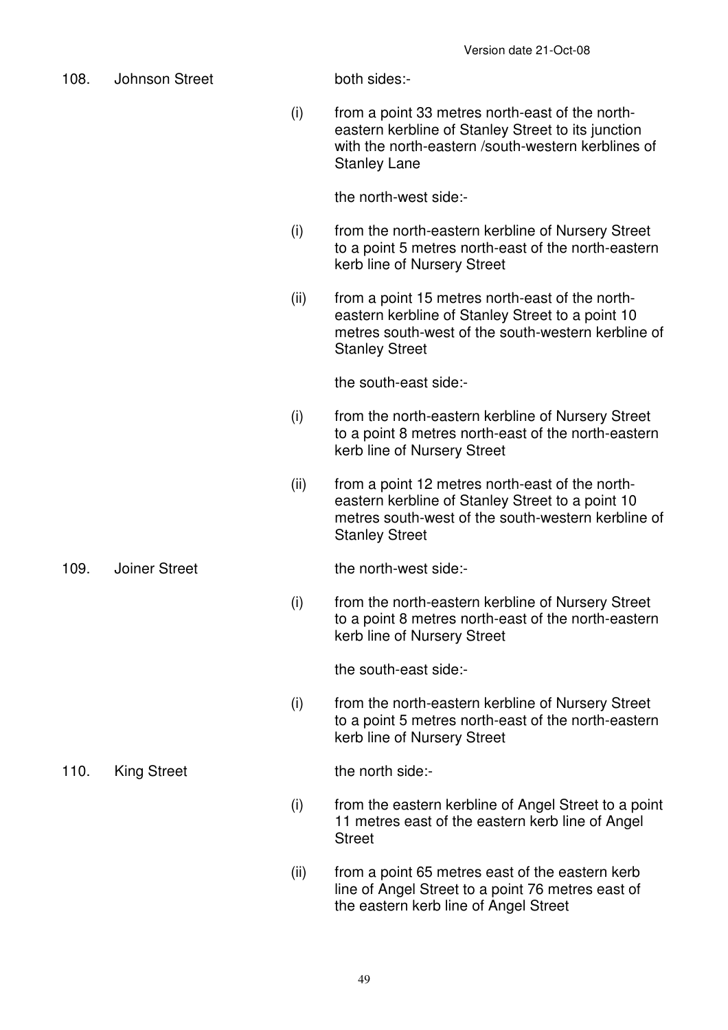108. Johnson Street

both sides:-

(i) from a point 33 metres north-east of the north-eastern kerbline of Stanley Street to its junction with the north-eastern /south-western kerblines of Stanley Lane

the north-west side:-

(i) from the north-eastern kerbline of Nursery Street to a point 5 metres north-east of the north-eastern kerb line of Nursery Street

(ii) from a point 15 metres north-east of the north-eastern kerbline of Stanley Street to a point 10 metres south-west of the south-western kerbline of Stanley Street

the south-east side:-

(i) from the north-eastern kerbline of Nursery Street to a point 8 metres north-east of the north-eastern kerb line of Nursery Street

(ii) from a point 12 metres north-east of the north-eastern kerbline of Stanley Street to a point 10 metres south-west of the south-western kerbline of Stanley Street

109. Joiner Street

the north-west side:-

(i) from the north-eastern kerbline of Nursery Street to a point 8 metres north-east of the north-eastern kerb line of Nursery Street

the south-east side:-

(i) from the north-eastern kerbline of Nursery Street to a point 5 metres north-east of the north-eastern kerb line of Nursery Street

110. King Street

the north side:-

(i) from the eastern kerbline of Angel Street to a point 11 metres east of the eastern kerb line of Angel Street

(ii) from a point 65 metres east of the eastern kerb line of Angel Street to a point 76 metres east of the eastern kerb line of Angel Street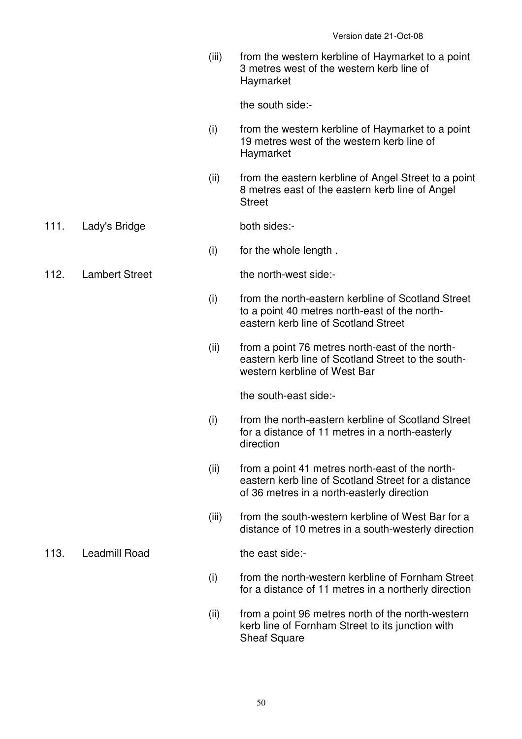(iii) from the western kerbline of Haymarket to a point 3 metres west of the western kerb line of Haymarket

the south side:-

(i) from the western kerbline of Haymarket to a point 19 metres west of the western kerb line of Haymarket

(ii) from the eastern kerbline of Angel Street to a point 8 metres east of the eastern kerb line of Angel Street

111. Lady's Bridge

both sides:-

(i) for the whole length .

112. Lambert Street

the north-west side:-

(i) from the north-eastern kerbline of Scotland Street to a point 40 metres north-east of the north-eastern kerb line of Scotland Street

(ii) from a point 76 metres north-east of the north-eastern kerb line of Scotland Street to the south-western kerbline of West Bar

the south-east side:-

(i) from the north-eastern kerbline of Scotland Street for a distance of 11 metres in a north-easterly direction

(ii) from a point 41 metres north-east of the north-eastern kerb line of Scotland Street for a distance of 36 metres in a north-easterly direction

(iii) from the south-western kerbline of West Bar for a distance of 10 metres in a south-westerly direction

113. Leadmill Road

the east side:-

(i) from the north-western kerbline of Fornham Street for a distance of 11 metres in a northerly direction

(ii) from a point 96 metres north of the north-western kerb line of Fornham Street to its junction with Sheaf Square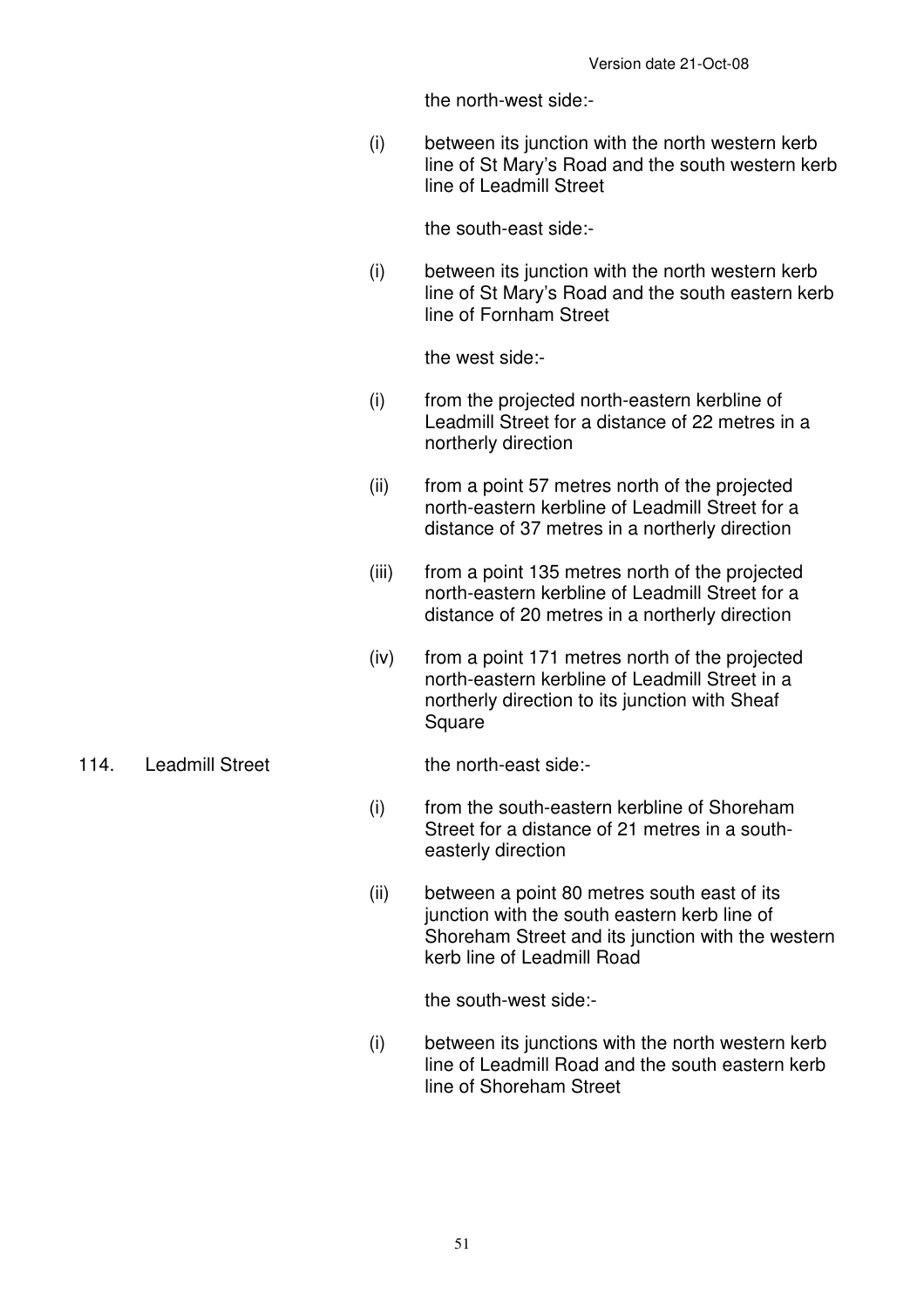the north-west side:-

(i) between its junction with the north western kerb line of St Mary's Road and the south western kerb line of Leadmill Street

the south-east side:-

(i) between its junction with the north western kerb line of St Mary's Road and the south eastern kerb line of Fornham Street

the west side:-

(i) from the projected north-eastern kerbline of Leadmill Street for a distance of 22 metres in a northerly direction

(ii) from a point 57 metres north of the projected north-eastern kerbline of Leadmill Street for a distance of 37 metres in a northerly direction

(iii) from a point 135 metres north of the projected north-eastern kerbline of Leadmill Street for a distance of 20 metres in a northerly direction

(iv) from a point 171 metres north of the projected north-eastern kerbline of Leadmill Street in a northerly direction to its junction with Sheaf Square

114. Leadmill Street

the north-east side:-

(i) from the south-eastern kerbline of Shoreham Street for a distance of 21 metres in a south-easterly direction

(ii) between a point 80 metres south east of its junction with the south eastern kerb line of Shoreham Street and its junction with the western kerb line of Leadmill Road

the south-west side:-

(i) between its junctions with the north western kerb line of Leadmill Road and the south eastern kerb line of Shoreham Street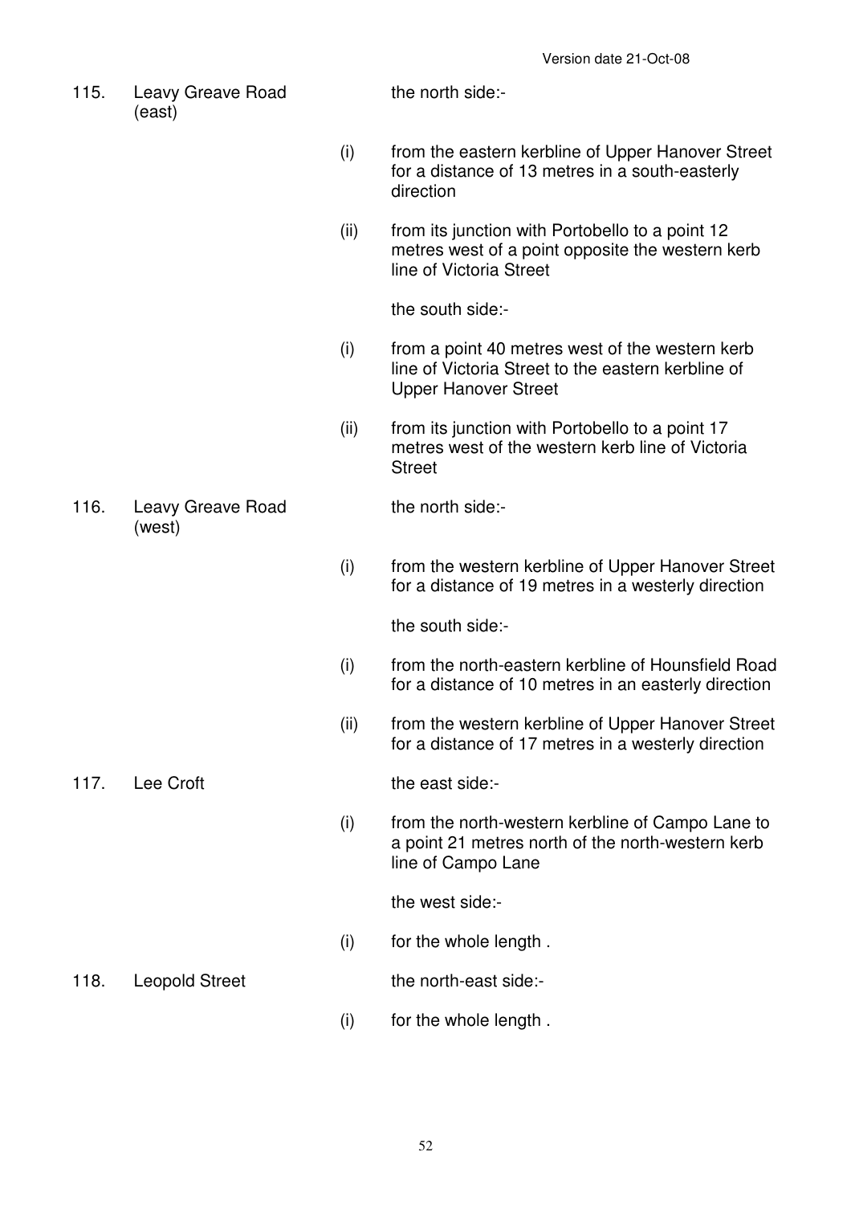| | | | |
|---|---|---|---|
| 115. | Leavy Greave Road (east) | | the north side:- |
| | | (i) | from the eastern kerbline of Upper Hanover Street for a distance of 13 metres in a south-easterly direction |
| | | (ii) | from its junction with Portobello to a point 12 metres west of a point opposite the western kerb line of Victoria Street |
| | | | the south side:- |
| | | (i) | from a point 40 metres west of the western kerb line of Victoria Street to the eastern kerbline of Upper Hanover Street |
| | | (ii) | from its junction with Portobello to a point 17 metres west of the western kerb line of Victoria Street |
| 116. | Leavy Greave Road (west) | | the north side:- |
| | | (i) | from the western kerbline of Upper Hanover Street for a distance of 19 metres in a westerly direction |
| | | | the south side:- |
| | | (i) | from the north-eastern kerbline of Hounsfield Road for a distance of 10 metres in an easterly direction |
| | | (ii) | from the western kerbline of Upper Hanover Street for a distance of 17 metres in a westerly direction |
| 117. | Lee Croft | | the east side:- |
| | | (i) | from the north-western kerbline of Campo Lane to a point 21 metres north of the north-western kerb line of Campo Lane |
| | | | the west side:- |
| | | (i) | for the whole length . |
| 118. | Leopold Street | | the north-east side:- |
| | | (i) | for the whole length . |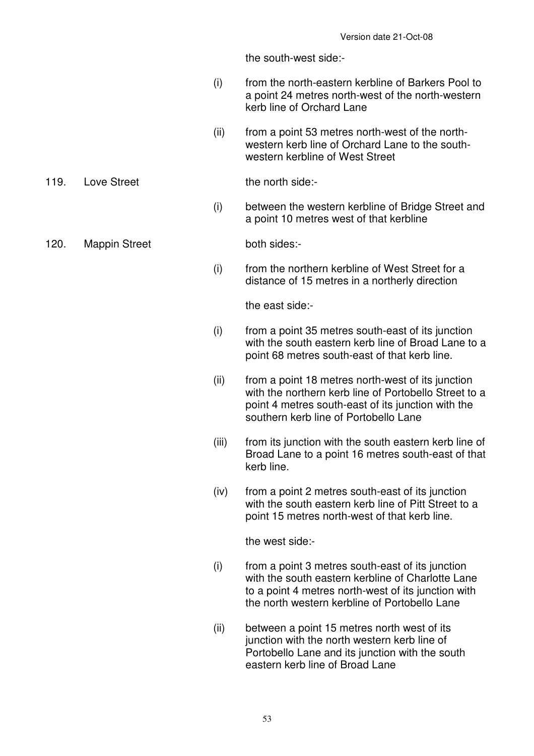the south-west side:-

(i) from the north-eastern kerbline of Barkers Pool to a point 24 metres north-west of the north-western kerb line of Orchard Lane

(ii) from a point 53 metres north-west of the north-western kerb line of Orchard Lane to the south-western kerbline of West Street

119. Love Street

the north side:-

(i) between the western kerbline of Bridge Street and a point 10 metres west of that kerbline

120. Mappin Street

both sides:-

(i) from the northern kerbline of West Street for a distance of 15 metres in a northerly direction

the east side:-

(i) from a point 35 metres south-east of its junction with the south eastern kerb line of Broad Lane to a point 68 metres south-east of that kerb line.

(ii) from a point 18 metres north-west of its junction with the northern kerb line of Portobello Street to a point 4 metres south-east of its junction with the southern kerb line of Portobello Lane

(iii) from its junction with the south eastern kerb line of Broad Lane to a point 16 metres south-east of that kerb line.

(iv) from a point 2 metres south-east of its junction with the south eastern kerb line of Pitt Street to a point 15 metres north-west of that kerb line.

the west side:-

(i) from a point 3 metres south-east of its junction with the south eastern kerbline of Charlotte Lane to a point 4 metres north-west of its junction with the north western kerbline of Portobello Lane

(ii) between a point 15 metres north west of its junction with the north western kerb line of Portobello Lane and its junction with the south eastern kerb line of Broad Lane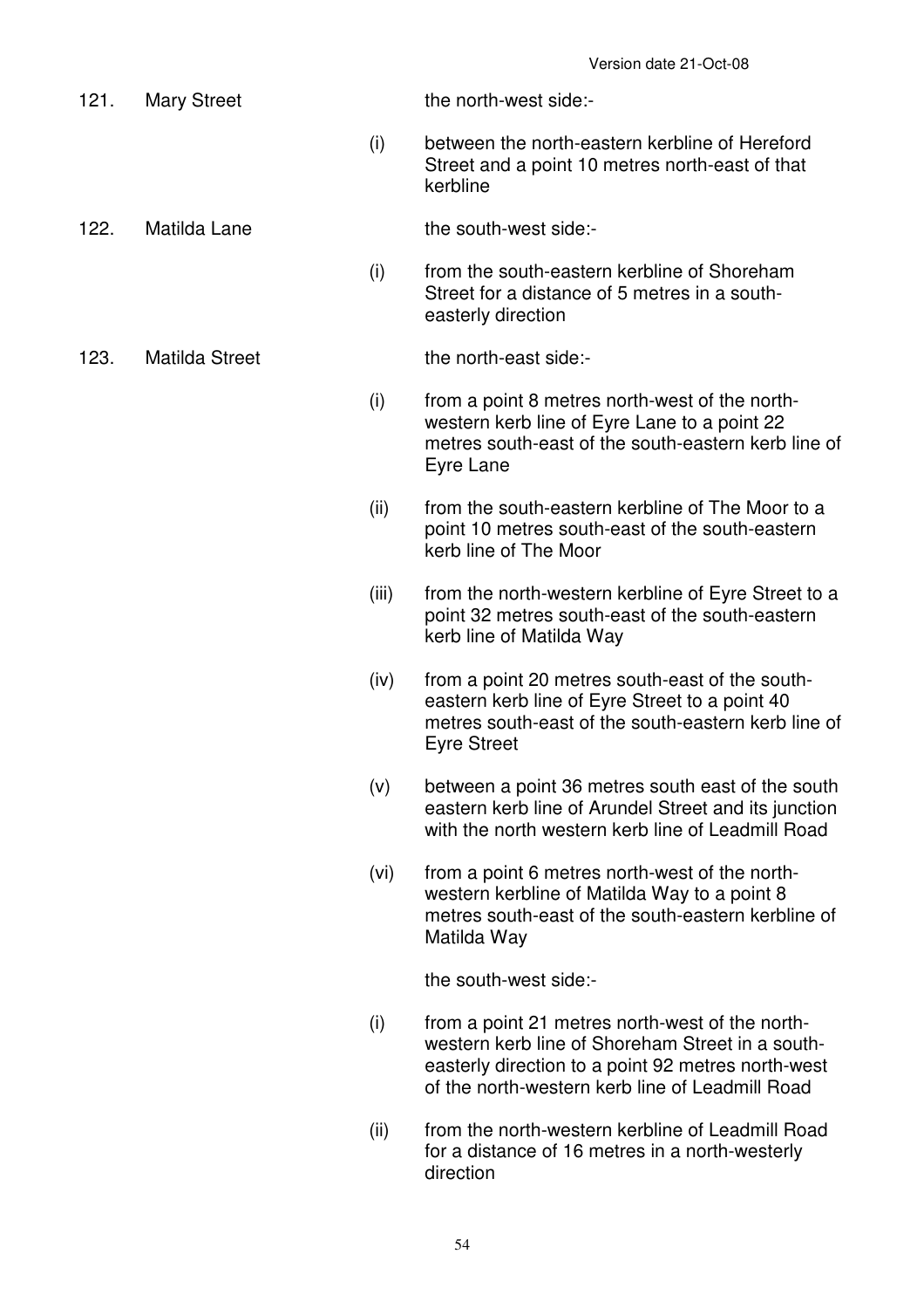121. Mary Street — the north-west side:-

(i) between the north-eastern kerbline of Hereford Street and a point 10 metres north-east of that kerbline

122. Matilda Lane — the south-west side:-

(i) from the south-eastern kerbline of Shoreham Street for a distance of 5 metres in a south-easterly direction

123. Matilda Street — the north-east side:-

(i) from a point 8 metres north-west of the north-western kerb line of Eyre Lane to a point 22 metres south-east of the south-eastern kerb line of Eyre Lane

(ii) from the south-eastern kerbline of The Moor to a point 10 metres south-east of the south-eastern kerb line of The Moor

(iii) from the north-western kerbline of Eyre Street to a point 32 metres south-east of the south-eastern kerb line of Matilda Way

(iv) from a point 20 metres south-east of the south-eastern kerb line of Eyre Street to a point 40 metres south-east of the south-eastern kerb line of Eyre Street

(v) between a point 36 metres south east of the south eastern kerb line of Arundel Street and its junction with the north western kerb line of Leadmill Road

(vi) from a point 6 metres north-west of the north-western kerbline of Matilda Way to a point 8 metres south-east of the south-eastern kerbline of Matilda Way

the south-west side:-

(i) from a point 21 metres north-west of the north-western kerb line of Shoreham Street in a south-easterly direction to a point 92 metres north-west of the north-western kerb line of Leadmill Road

(ii) from the north-western kerbline of Leadmill Road for a distance of 16 metres in a north-westerly direction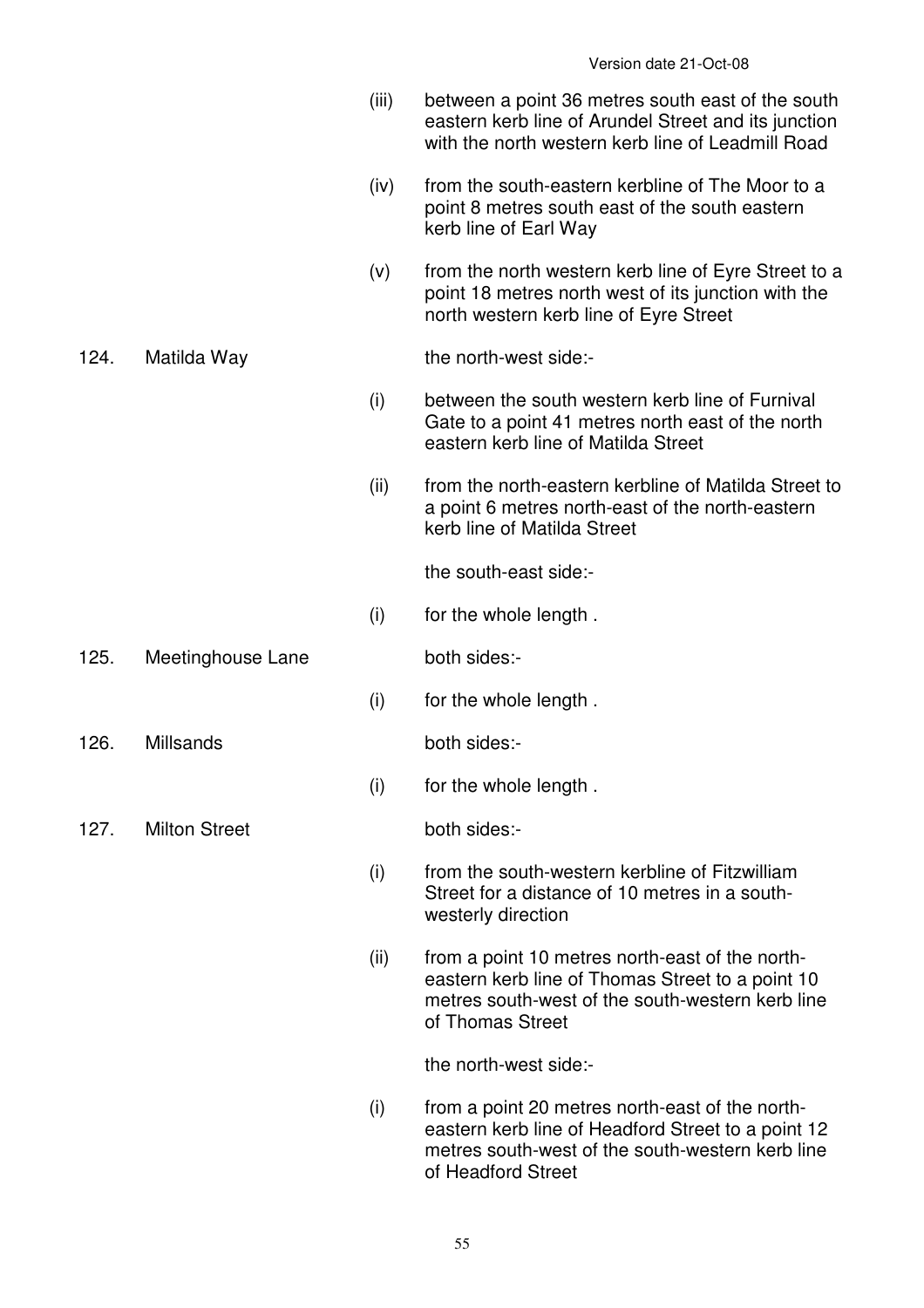| | | | |
|---|---|---|---|
| | | (iii) | between a point 36 metres south east of the south eastern kerb line of Arundel Street and its junction with the north western kerb line of Leadmill Road |
| | | (iv) | from the south-eastern kerbline of The Moor to a point 8 metres south east of the south eastern kerb line of Earl Way |
| | | (v) | from the north western kerb line of Eyre Street to a point 18 metres north west of its junction with the north western kerb line of Eyre Street |
| 124. | Matilda Way | | the north-west side:- |
| | | (i) | between the south western kerb line of Furnival Gate to a point 41 metres north east of the north eastern kerb line of Matilda Street |
| | | (ii) | from the north-eastern kerbline of Matilda Street to a point 6 metres north-east of the north-eastern kerb line of Matilda Street |
| | | | the south-east side:- |
| | | (i) | for the whole length . |
| 125. | Meetinghouse Lane | | both sides:- |
| | | (i) | for the whole length . |
| 126. | Millsands | | both sides:- |
| | | (i) | for the whole length . |
| 127. | Milton Street | | both sides:- |
| | | (i) | from the south-western kerbline of Fitzwilliam Street for a distance of 10 metres in a south-westerly direction |
| | | (ii) | from a point 10 metres north-east of the north-eastern kerb line of Thomas Street to a point 10 metres south-west of the south-western kerb line of Thomas Street |
| | | | the north-west side:- |
| | | (i) | from a point 20 metres north-east of the north-eastern kerb line of Headford Street to a point 12 metres south-west of the south-western kerb line of Headford Street |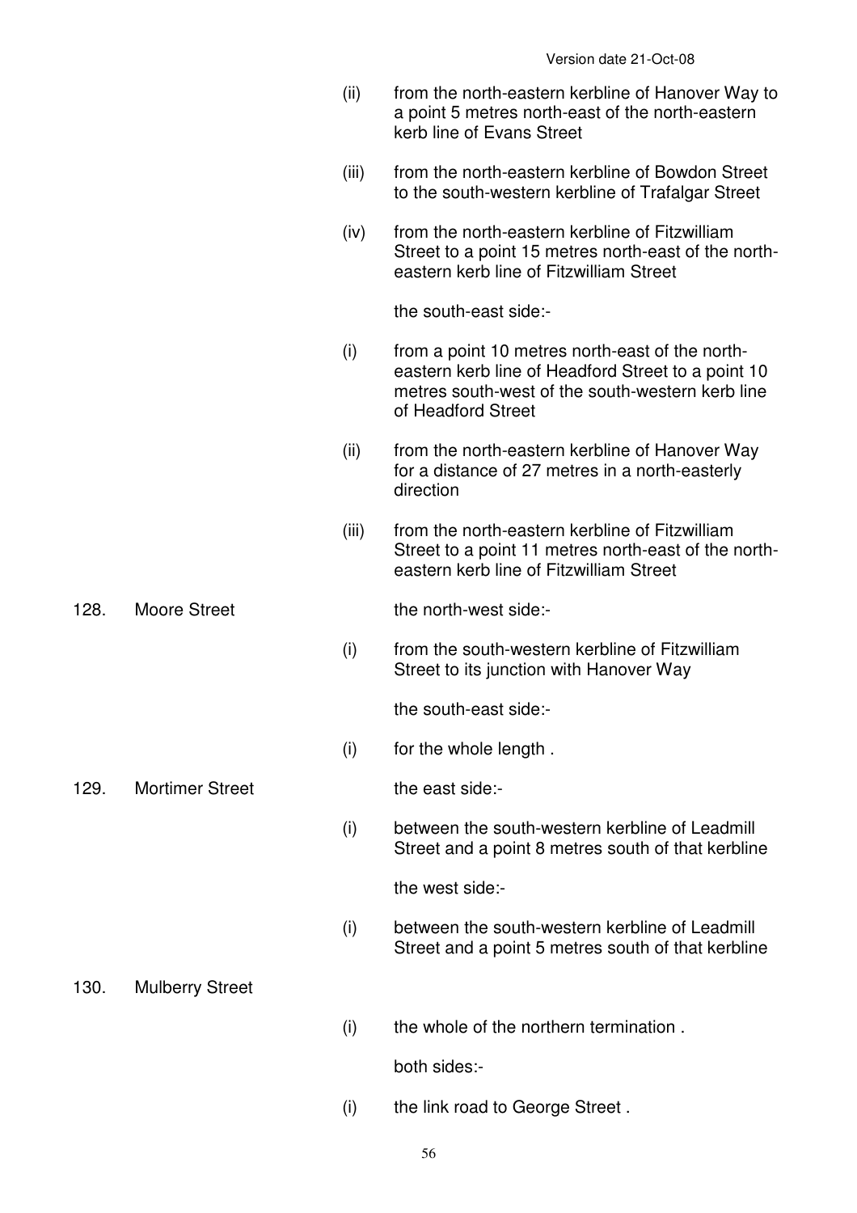(ii) from the north-eastern kerbline of Hanover Way to a point 5 metres north-east of the north-eastern kerb line of Evans Street

(iii) from the north-eastern kerbline of Bowdon Street to the south-western kerbline of Trafalgar Street

(iv) from the north-eastern kerbline of Fitzwilliam Street to a point 15 metres north-east of the north-eastern kerb line of Fitzwilliam Street

the south-east side:-

(i) from a point 10 metres north-east of the north-eastern kerb line of Headford Street to a point 10 metres south-west of the south-western kerb line of Headford Street

(ii) from the north-eastern kerbline of Hanover Way for a distance of 27 metres in a north-easterly direction

(iii) from the north-eastern kerbline of Fitzwilliam Street to a point 11 metres north-east of the north-eastern kerb line of Fitzwilliam Street

128. Moore Street

the north-west side:-

(i) from the south-western kerbline of Fitzwilliam Street to its junction with Hanover Way

the south-east side:-

(i) for the whole length .

129. Mortimer Street

the east side:-

(i) between the south-western kerbline of Leadmill Street and a point 8 metres south of that kerbline

the west side:-

(i) between the south-western kerbline of Leadmill Street and a point 5 metres south of that kerbline

130. Mulberry Street

(i) the whole of the northern termination .

both sides:-

(i) the link road to George Street .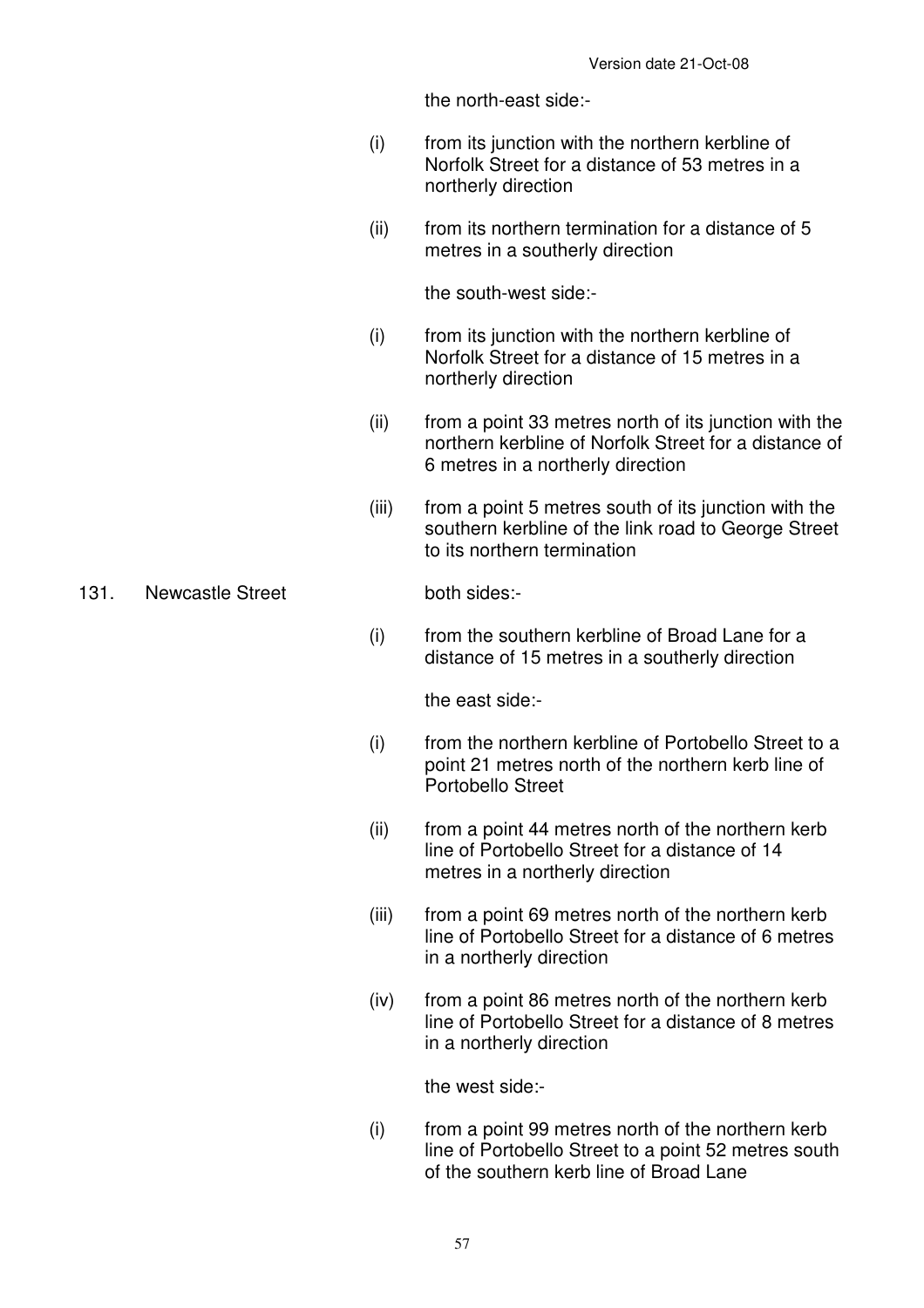the north-east side:-

(i) from its junction with the northern kerbline of Norfolk Street for a distance of 53 metres in a northerly direction

(ii) from its northern termination for a distance of 5 metres in a southerly direction

the south-west side:-

(i) from its junction with the northern kerbline of Norfolk Street for a distance of 15 metres in a northerly direction

(ii) from a point 33 metres north of its junction with the northern kerbline of Norfolk Street for a distance of 6 metres in a northerly direction

(iii) from a point 5 metres south of its junction with the southern kerbline of the link road to George Street to its northern termination

131. Newcastle Street

both sides:-

(i) from the southern kerbline of Broad Lane for a distance of 15 metres in a southerly direction

the east side:-

(i) from the northern kerbline of Portobello Street to a point 21 metres north of the northern kerb line of Portobello Street

(ii) from a point 44 metres north of the northern kerb line of Portobello Street for a distance of 14 metres in a northerly direction

(iii) from a point 69 metres north of the northern kerb line of Portobello Street for a distance of 6 metres in a northerly direction

(iv) from a point 86 metres north of the northern kerb line of Portobello Street for a distance of 8 metres in a northerly direction

the west side:-

(i) from a point 99 metres north of the northern kerb line of Portobello Street to a point 52 metres south of the southern kerb line of Broad Lane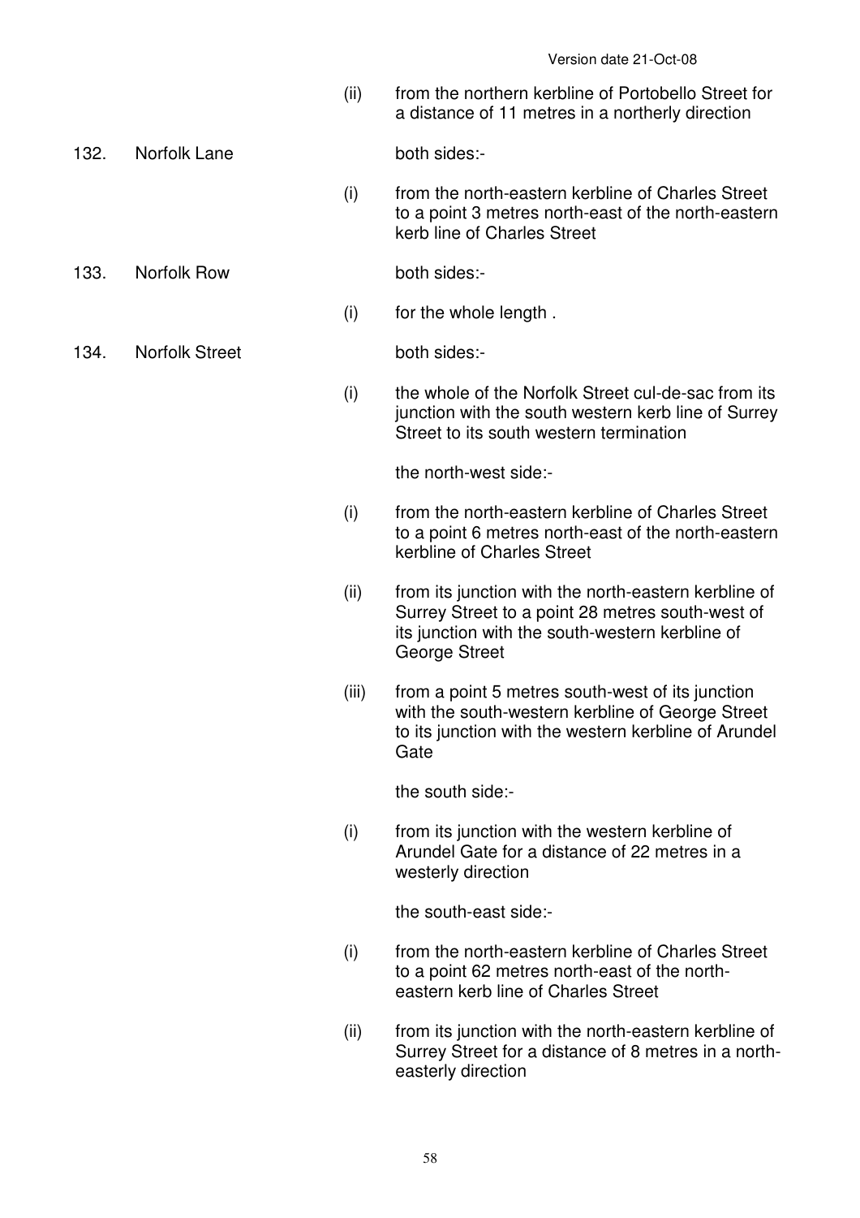(ii) from the northern kerbline of Portobello Street for a distance of 11 metres in a northerly direction

132. Norfolk Lane

both sides:-

(i) from the north-eastern kerbline of Charles Street to a point 3 metres north-east of the north-eastern kerb line of Charles Street

133. Norfolk Row

both sides:-

(i) for the whole length .

134. Norfolk Street

both sides:-

(i) the whole of the Norfolk Street cul-de-sac from its junction with the south western kerb line of Surrey Street to its south western termination

the north-west side:-

(i) from the north-eastern kerbline of Charles Street to a point 6 metres north-east of the north-eastern kerbline of Charles Street

(ii) from its junction with the north-eastern kerbline of Surrey Street to a point 28 metres south-west of its junction with the south-western kerbline of George Street

(iii) from a point 5 metres south-west of its junction with the south-western kerbline of George Street to its junction with the western kerbline of Arundel Gate

the south side:-

(i) from its junction with the western kerbline of Arundel Gate for a distance of 22 metres in a westerly direction

the south-east side:-

(i) from the north-eastern kerbline of Charles Street to a point 62 metres north-east of the north-eastern kerb line of Charles Street

(ii) from its junction with the north-eastern kerbline of Surrey Street for a distance of 8 metres in a north-easterly direction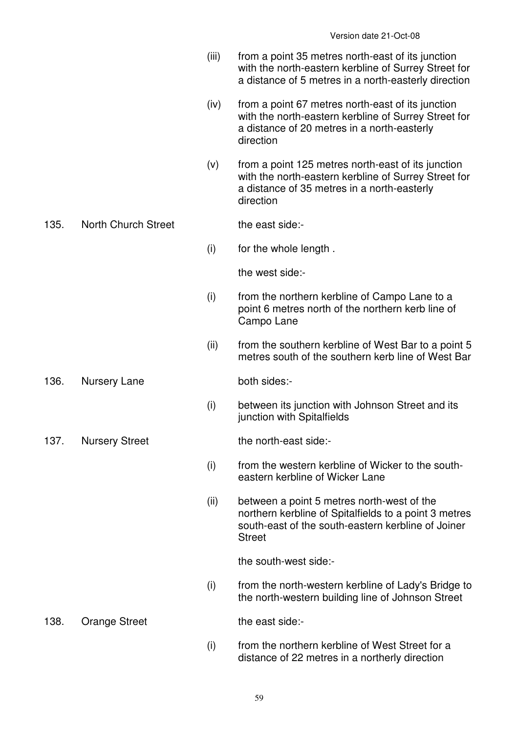(iii) from a point 35 metres north-east of its junction with the north-eastern kerbline of Surrey Street for a distance of 5 metres in a north-easterly direction

(iv) from a point 67 metres north-east of its junction with the north-eastern kerbline of Surrey Street for a distance of 20 metres in a north-easterly direction

(v) from a point 125 metres north-east of its junction with the north-eastern kerbline of Surrey Street for a distance of 35 metres in a north-easterly direction

135. North Church Street

the east side:-

(i) for the whole length .

the west side:-

(i) from the northern kerbline of Campo Lane to a point 6 metres north of the northern kerb line of Campo Lane

(ii) from the southern kerbline of West Bar to a point 5 metres south of the southern kerb line of West Bar

136. Nursery Lane

both sides:-

(i) between its junction with Johnson Street and its junction with Spitalfields

137. Nursery Street

the north-east side:-

(i) from the western kerbline of Wicker to the south-eastern kerbline of Wicker Lane

(ii) between a point 5 metres north-west of the northern kerbline of Spitalfields to a point 3 metres south-east of the south-eastern kerbline of Joiner Street

the south-west side:-

(i) from the north-western kerbline of Lady's Bridge to the north-western building line of Johnson Street

138. Orange Street

the east side:-

(i) from the northern kerbline of West Street for a distance of 22 metres in a northerly direction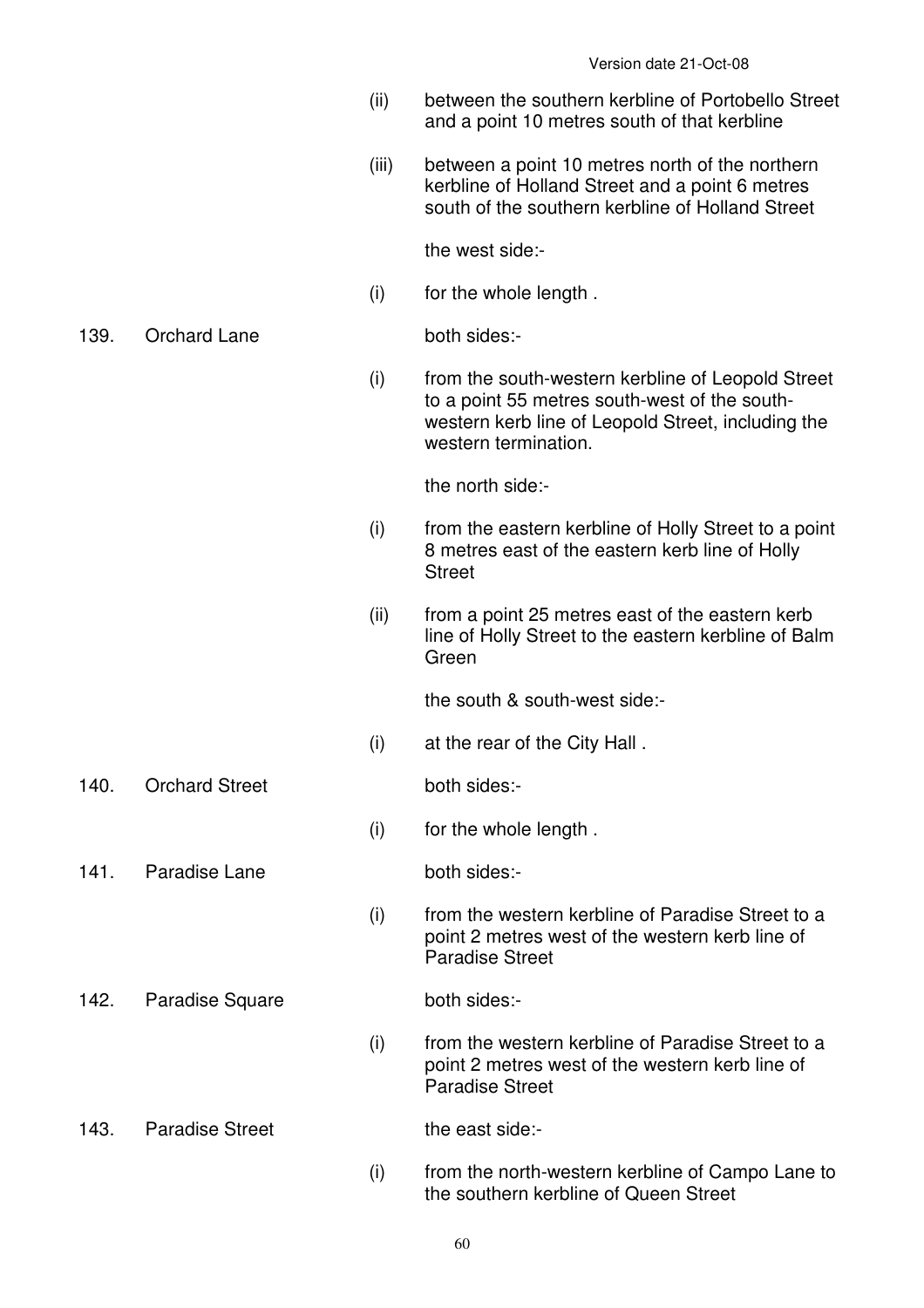(ii) between the southern kerbline of Portobello Street and a point 10 metres south of that kerbline

(iii) between a point 10 metres north of the northern kerbline of Holland Street and a point 6 metres south of the southern kerbline of Holland Street

the west side:-

(i) for the whole length .

139. Orchard Lane

both sides:-

(i) from the south-western kerbline of Leopold Street to a point 55 metres south-west of the south-western kerb line of Leopold Street, including the western termination.

the north side:-

(i) from the eastern kerbline of Holly Street to a point 8 metres east of the eastern kerb line of Holly Street

(ii) from a point 25 metres east of the eastern kerb line of Holly Street to the eastern kerbline of Balm Green

the south & south-west side:-

(i) at the rear of the City Hall .

140. Orchard Street

both sides:-

(i) for the whole length .

141. Paradise Lane

both sides:-

(i) from the western kerbline of Paradise Street to a point 2 metres west of the western kerb line of Paradise Street

142. Paradise Square

both sides:-

(i) from the western kerbline of Paradise Street to a point 2 metres west of the western kerb line of Paradise Street

143. Paradise Street

the east side:-

(i) from the north-western kerbline of Campo Lane to the southern kerbline of Queen Street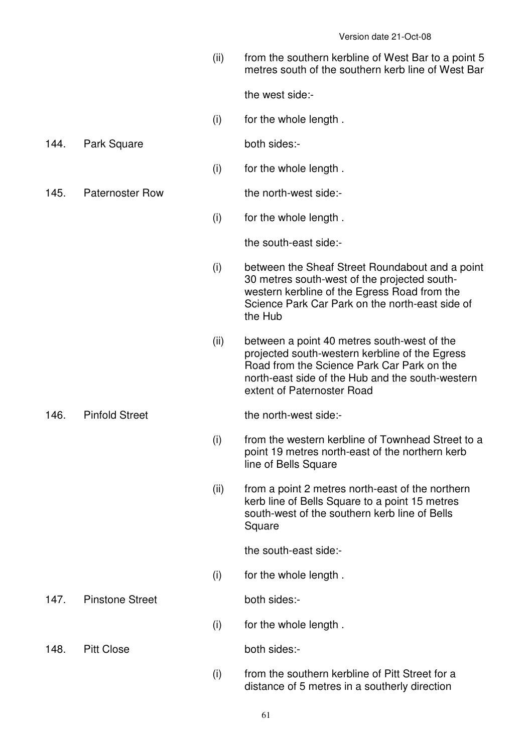| | | | |
|---|---|---|---|
| | | (ii) | from the southern kerbline of West Bar to a point 5 metres south of the southern kerb line of West Bar |
| | | | the west side:- |
| | | (i) | for the whole length . |
| 144. | Park Square | | both sides:- |
| | | (i) | for the whole length . |
| 145. | Paternoster Row | | the north-west side:- |
| | | (i) | for the whole length . |
| | | | the south-east side:- |
| | | (i) | between the Sheaf Street Roundabout and a point 30 metres south-west of the projected south-western kerbline of the Egress Road from the Science Park Car Park on the north-east side of the Hub |
| | | (ii) | between a point 40 metres south-west of the projected south-western kerbline of the Egress Road from the Science Park Car Park on the north-east side of the Hub and the south-western extent of Paternoster Road |
| 146. | Pinfold Street | | the north-west side:- |
| | | (i) | from the western kerbline of Townhead Street to a point 19 metres north-east of the northern kerb line of Bells Square |
| | | (ii) | from a point 2 metres north-east of the northern kerb line of Bells Square to a point 15 metres south-west of the southern kerb line of Bells Square |
| | | | the south-east side:- |
| | | (i) | for the whole length . |
| 147. | Pinstone Street | | both sides:- |
| | | (i) | for the whole length . |
| 148. | Pitt Close | | both sides:- |
| | | (i) | from the southern kerbline of Pitt Street for a distance of 5 metres in a southerly direction |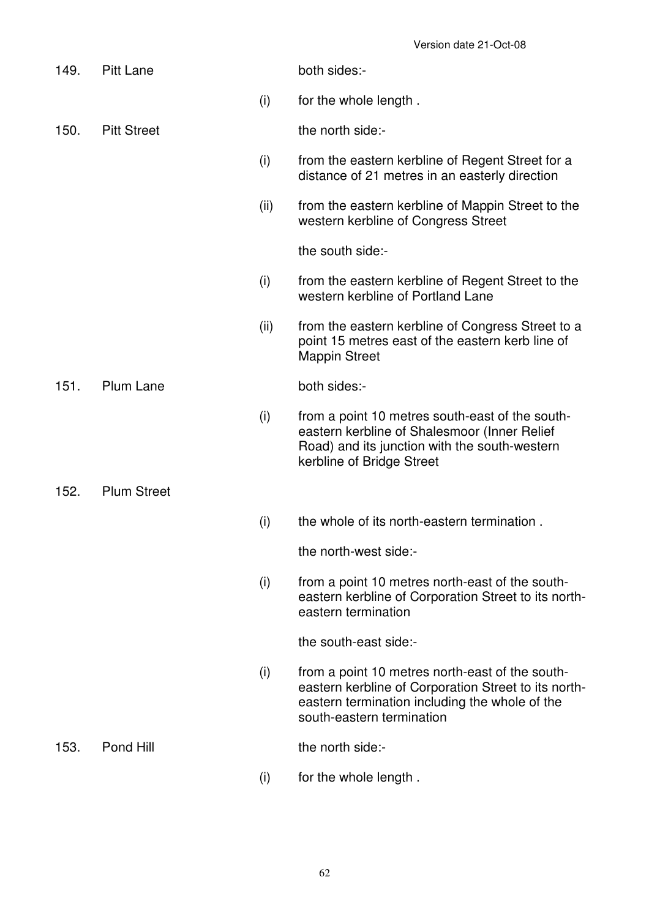| | | | |
|---|---|---|---|
| 149. | Pitt Lane | | both sides:- |
| | | (i) | for the whole length . |
| 150. | Pitt Street | | the north side:- |
| | | (i) | from the eastern kerbline of Regent Street for a distance of 21 metres in an easterly direction |
| | | (ii) | from the eastern kerbline of Mappin Street to the western kerbline of Congress Street |
| | | | the south side:- |
| | | (i) | from the eastern kerbline of Regent Street to the western kerbline of Portland Lane |
| | | (ii) | from the eastern kerbline of Congress Street to a point 15 metres east of the eastern kerb line of Mappin Street |
| 151. | Plum Lane | | both sides:- |
| | | (i) | from a point 10 metres south-east of the south-eastern kerbline of Shalesmoor (Inner Relief Road) and its junction with the south-western kerbline of Bridge Street |
| 152. | Plum Street | | |
| | | (i) | the whole of its north-eastern termination . |
| | | | the north-west side:- |
| | | (i) | from a point 10 metres north-east of the south-eastern kerbline of Corporation Street to its north-eastern termination |
| | | | the south-east side:- |
| | | (i) | from a point 10 metres north-east of the south-eastern kerbline of Corporation Street to its north-eastern termination including the whole of the south-eastern termination |
| 153. | Pond Hill | | the north side:- |
| | | (i) | for the whole length . |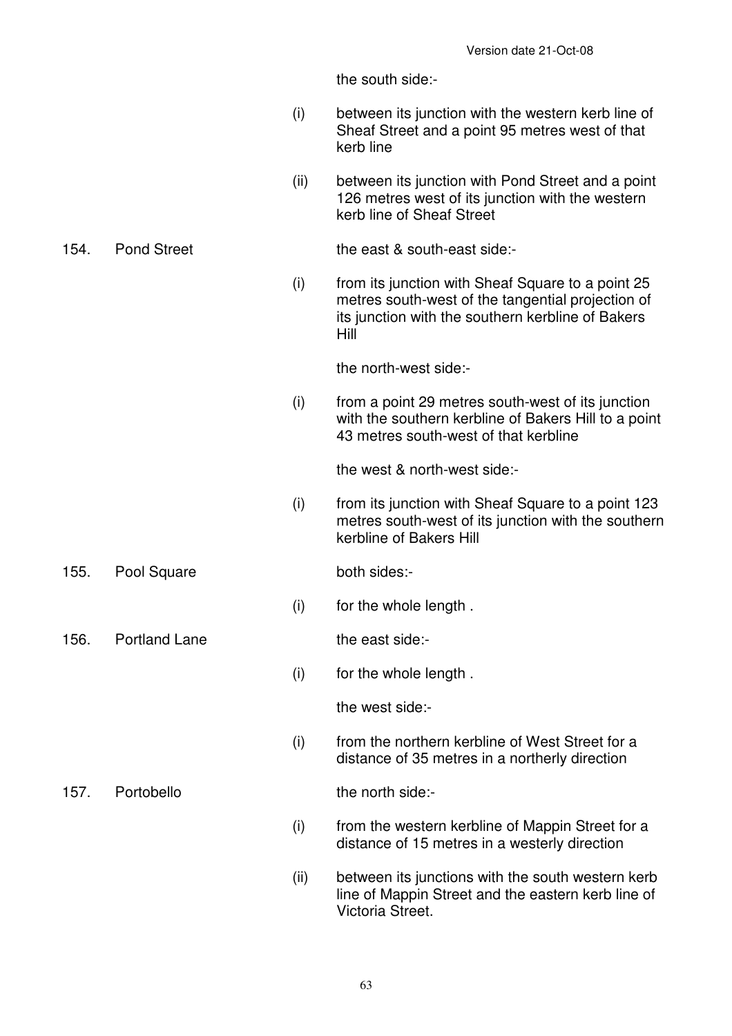the south side:-

(i) between its junction with the western kerb line of Sheaf Street and a point 95 metres west of that kerb line

(ii) between its junction with Pond Street and a point 126 metres west of its junction with the western kerb line of Sheaf Street

154. Pond Street

the east & south-east side:-

(i) from its junction with Sheaf Square to a point 25 metres south-west of the tangential projection of its junction with the southern kerbline of Bakers Hill

the north-west side:-

(i) from a point 29 metres south-west of its junction with the southern kerbline of Bakers Hill to a point 43 metres south-west of that kerbline

the west & north-west side:-

(i) from its junction with Sheaf Square to a point 123 metres south-west of its junction with the southern kerbline of Bakers Hill

155. Pool Square

both sides:-

(i) for the whole length .

156. Portland Lane

the east side:-

(i) for the whole length .

the west side:-

(i) from the northern kerbline of West Street for a distance of 35 metres in a northerly direction

157. Portobello

the north side:-

(i) from the western kerbline of Mappin Street for a distance of 15 metres in a westerly direction

(ii) between its junctions with the south western kerb line of Mappin Street and the eastern kerb line of Victoria Street.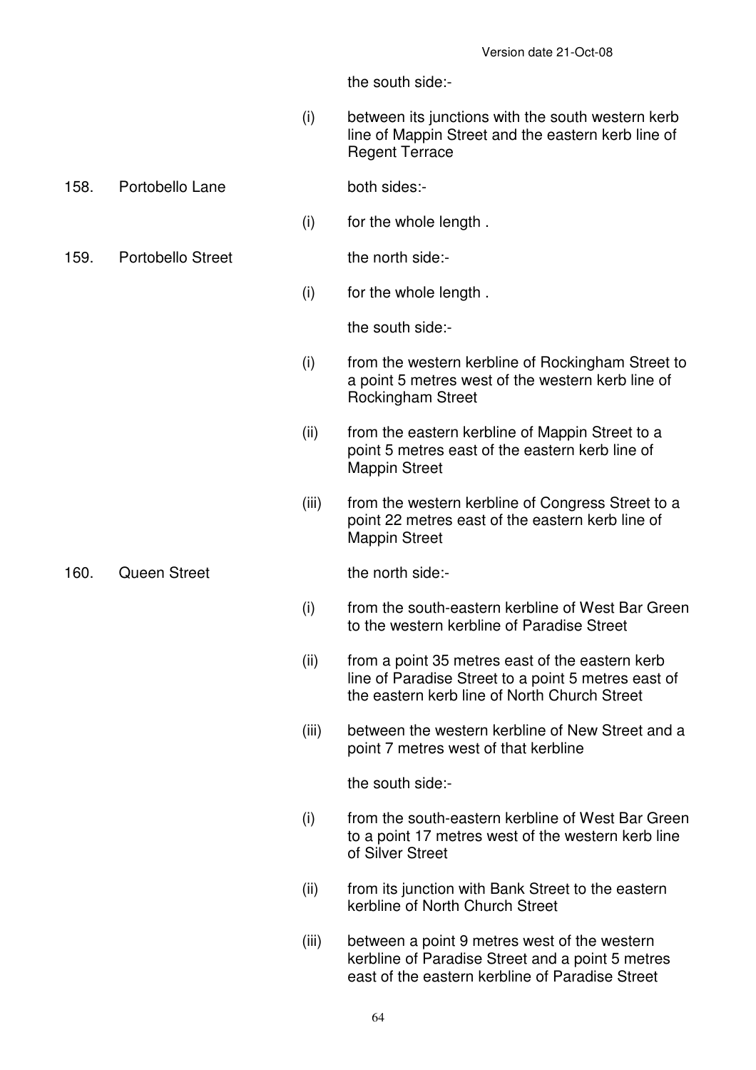the south side:-

(i) between its junctions with the south western kerb line of Mappin Street and the eastern kerb line of Regent Terrace

158. Portobello Lane

both sides:-

(i) for the whole length .

159. Portobello Street

the north side:-

(i) for the whole length .

the south side:-

(i) from the western kerbline of Rockingham Street to a point 5 metres west of the western kerb line of Rockingham Street

(ii) from the eastern kerbline of Mappin Street to a point 5 metres east of the eastern kerb line of Mappin Street

(iii) from the western kerbline of Congress Street to a point 22 metres east of the eastern kerb line of Mappin Street

160. Queen Street

the north side:-

(i) from the south-eastern kerbline of West Bar Green to the western kerbline of Paradise Street

(ii) from a point 35 metres east of the eastern kerb line of Paradise Street to a point 5 metres east of the eastern kerb line of North Church Street

(iii) between the western kerbline of New Street and a point 7 metres west of that kerbline

the south side:-

(i) from the south-eastern kerbline of West Bar Green to a point 17 metres west of the western kerb line of Silver Street

(ii) from its junction with Bank Street to the eastern kerbline of North Church Street

(iii) between a point 9 metres west of the western kerbline of Paradise Street and a point 5 metres east of the eastern kerbline of Paradise Street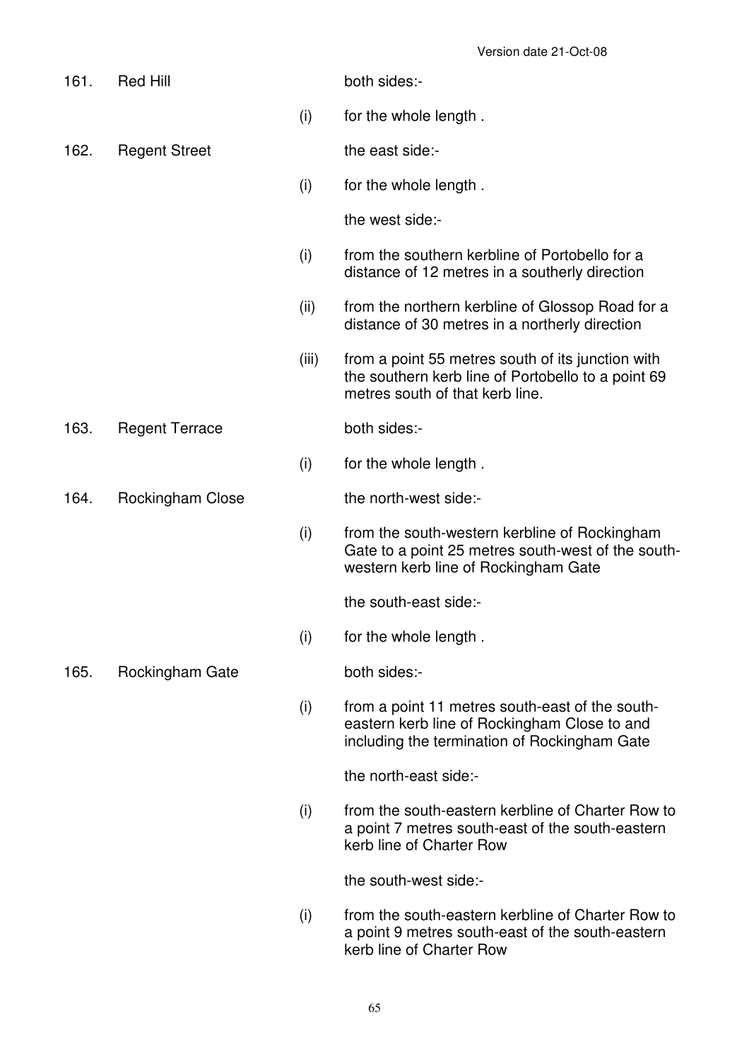| | | | |
|---|---|---|---|
| 161. | Red Hill | | both sides:- |
| | | (i) | for the whole length . |
| 162. | Regent Street | | the east side:- |
| | | (i) | for the whole length . |
| | | | the west side:- |
| | | (i) | from the southern kerbline of Portobello for a distance of 12 metres in a southerly direction |
| | | (ii) | from the northern kerbline of Glossop Road for a distance of 30 metres in a northerly direction |
| | | (iii) | from a point 55 metres south of its junction with the southern kerb line of Portobello to a point 69 metres south of that kerb line. |
| 163. | Regent Terrace | | both sides:- |
| | | (i) | for the whole length . |
| 164. | Rockingham Close | | the north-west side:- |
| | | (i) | from the south-western kerbline of Rockingham Gate to a point 25 metres south-west of the south-western kerb line of Rockingham Gate |
| | | | the south-east side:- |
| | | (i) | for the whole length . |
| 165. | Rockingham Gate | | both sides:- |
| | | (i) | from a point 11 metres south-east of the south-eastern kerb line of Rockingham Close to and including the termination of Rockingham Gate |
| | | | the north-east side:- |
| | | (i) | from the south-eastern kerbline of Charter Row to a point 7 metres south-east of the south-eastern kerb line of Charter Row |
| | | | the south-west side:- |
| | | (i) | from the south-eastern kerbline of Charter Row to a point 9 metres south-east of the south-eastern kerb line of Charter Row |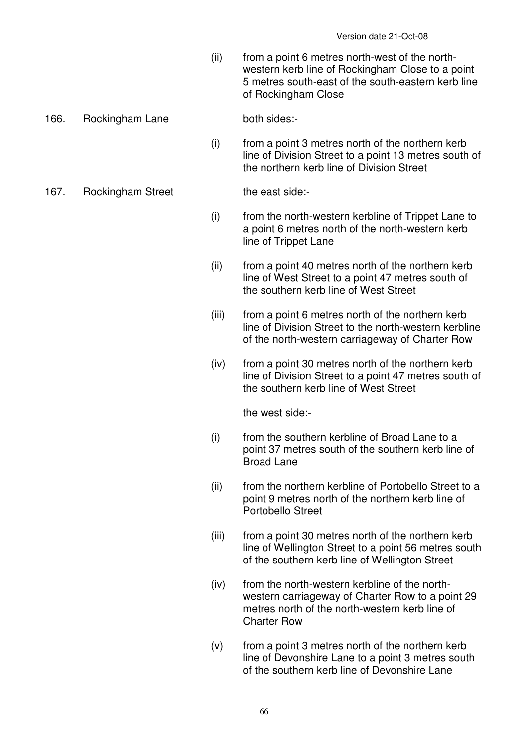(ii) from a point 6 metres north-west of the north-western kerb line of Rockingham Close to a point 5 metres south-east of the south-eastern kerb line of Rockingham Close

166. Rockingham Lane both sides:-

(i) from a point 3 metres north of the northern kerb line of Division Street to a point 13 metres south of the northern kerb line of Division Street

167. Rockingham Street the east side:-

(i) from the north-western kerbline of Trippet Lane to a point 6 metres north of the north-western kerb line of Trippet Lane

(ii) from a point 40 metres north of the northern kerb line of West Street to a point 47 metres south of the southern kerb line of West Street

(iii) from a point 6 metres north of the northern kerb line of Division Street to the north-western kerbline of the north-western carriageway of Charter Row

(iv) from a point 30 metres north of the northern kerb line of Division Street to a point 47 metres south of the southern kerb line of West Street

the west side:-

(i) from the southern kerbline of Broad Lane to a point 37 metres south of the southern kerb line of Broad Lane

(ii) from the northern kerbline of Portobello Street to a point 9 metres north of the northern kerb line of Portobello Street

(iii) from a point 30 metres north of the northern kerb line of Wellington Street to a point 56 metres south of the southern kerb line of Wellington Street

(iv) from the north-western kerbline of the north-western carriageway of Charter Row to a point 29 metres north of the north-western kerb line of Charter Row

(v) from a point 3 metres north of the northern kerb line of Devonshire Lane to a point 3 metres south of the southern kerb line of Devonshire Lane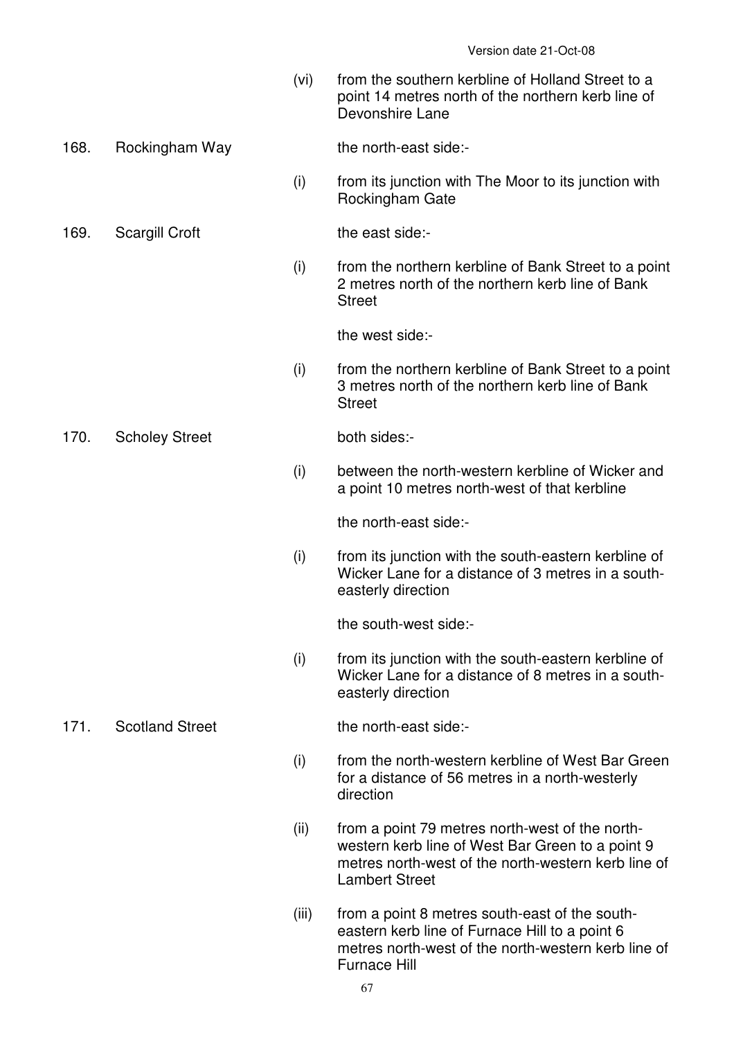(vi) from the southern kerbline of Holland Street to a point 14 metres north of the northern kerb line of Devonshire Lane

168. Rockingham Way

the north-east side:-

(i) from its junction with The Moor to its junction with Rockingham Gate

169. Scargill Croft

the east side:-

(i) from the northern kerbline of Bank Street to a point 2 metres north of the northern kerb line of Bank Street

the west side:-

(i) from the northern kerbline of Bank Street to a point 3 metres north of the northern kerb line of Bank Street

170. Scholey Street

both sides:-

(i) between the north-western kerbline of Wicker and a point 10 metres north-west of that kerbline

the north-east side:-

(i) from its junction with the south-eastern kerbline of Wicker Lane for a distance of 3 metres in a south-easterly direction

the south-west side:-

(i) from its junction with the south-eastern kerbline of Wicker Lane for a distance of 8 metres in a south-easterly direction

171. Scotland Street

the north-east side:-

(i) from the north-western kerbline of West Bar Green for a distance of 56 metres in a north-westerly direction

(ii) from a point 79 metres north-west of the north-western kerb line of West Bar Green to a point 9 metres north-west of the north-western kerb line of Lambert Street

(iii) from a point 8 metres south-east of the south-eastern kerb line of Furnace Hill to a point 6 metres north-west of the north-western kerb line of Furnace Hill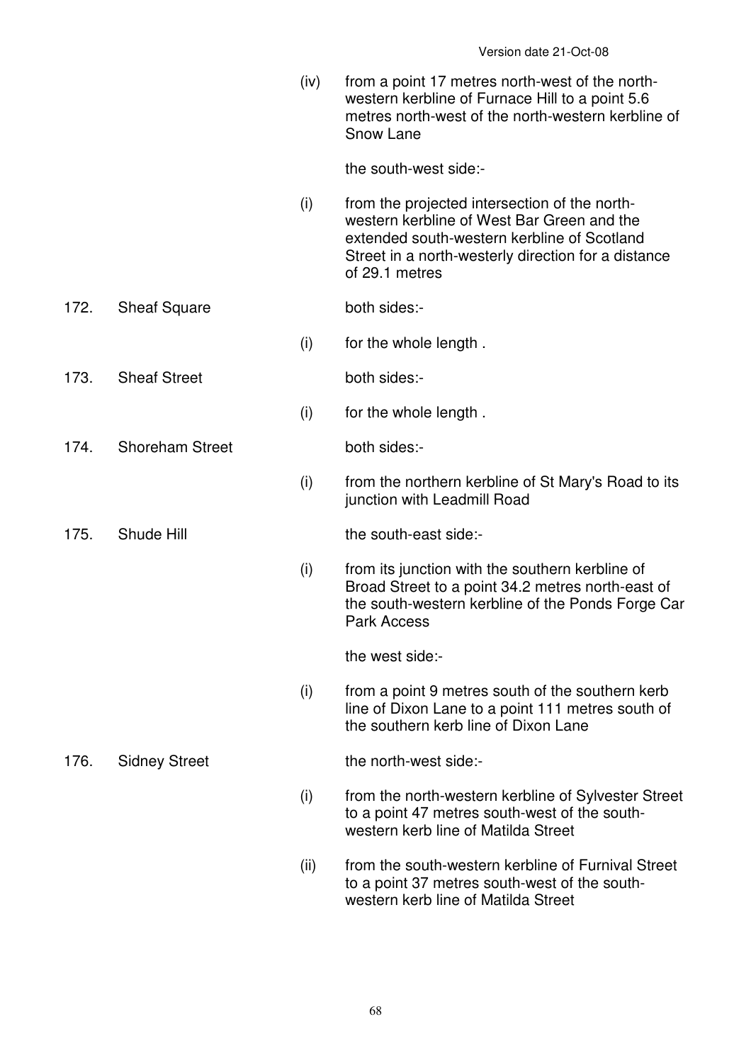| | | | |
|---|---|---|---|
| | | (iv) | from a point 17 metres north-west of the north-western kerbline of Furnace Hill to a point 5.6 metres north-west of the north-western kerbline of Snow Lane |
| | | | the south-west side:- |
| | | (i) | from the projected intersection of the north-western kerbline of West Bar Green and the extended south-western kerbline of Scotland Street in a north-westerly direction for a distance of 29.1 metres |
| 172. | Sheaf Square | | both sides:- |
| | | (i) | for the whole length . |
| 173. | Sheaf Street | | both sides:- |
| | | (i) | for the whole length . |
| 174. | Shoreham Street | | both sides:- |
| | | (i) | from the northern kerbline of St Mary's Road to its junction with Leadmill Road |
| 175. | Shude Hill | | the south-east side:- |
| | | (i) | from its junction with the southern kerbline of Broad Street to a point 34.2 metres north-east of the south-western kerbline of the Ponds Forge Car Park Access |
| | | | the west side:- |
| | | (i) | from a point 9 metres south of the southern kerb line of Dixon Lane to a point 111 metres south of the southern kerb line of Dixon Lane |
| 176. | Sidney Street | | the north-west side:- |
| | | (i) | from the north-western kerbline of Sylvester Street to a point 47 metres south-west of the south-western kerb line of Matilda Street |
| | | (ii) | from the south-western kerbline of Furnival Street to a point 37 metres south-west of the south-western kerb line of Matilda Street |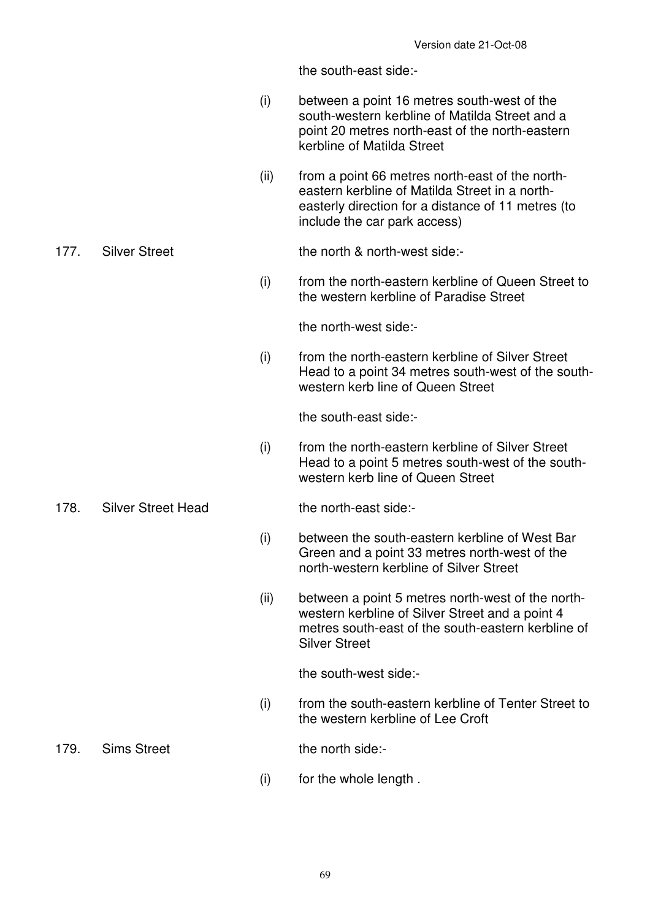the south-east side:-

(i) between a point 16 metres south-west of the south-western kerbline of Matilda Street and a point 20 metres north-east of the north-eastern kerbline of Matilda Street

(ii) from a point 66 metres north-east of the north-eastern kerbline of Matilda Street in a north-easterly direction for a distance of 11 metres (to include the car park access)

177. Silver Street

the north & north-west side:-

(i) from the north-eastern kerbline of Queen Street to the western kerbline of Paradise Street

the north-west side:-

(i) from the north-eastern kerbline of Silver Street Head to a point 34 metres south-west of the south-western kerb line of Queen Street

the south-east side:-

(i) from the north-eastern kerbline of Silver Street Head to a point 5 metres south-west of the south-western kerb line of Queen Street

178. Silver Street Head

the north-east side:-

(i) between the south-eastern kerbline of West Bar Green and a point 33 metres north-west of the north-western kerbline of Silver Street

(ii) between a point 5 metres north-west of the north-western kerbline of Silver Street and a point 4 metres south-east of the south-eastern kerbline of Silver Street

the south-west side:-

(i) from the south-eastern kerbline of Tenter Street to the western kerbline of Lee Croft

179. Sims Street

the north side:-

(i) for the whole length .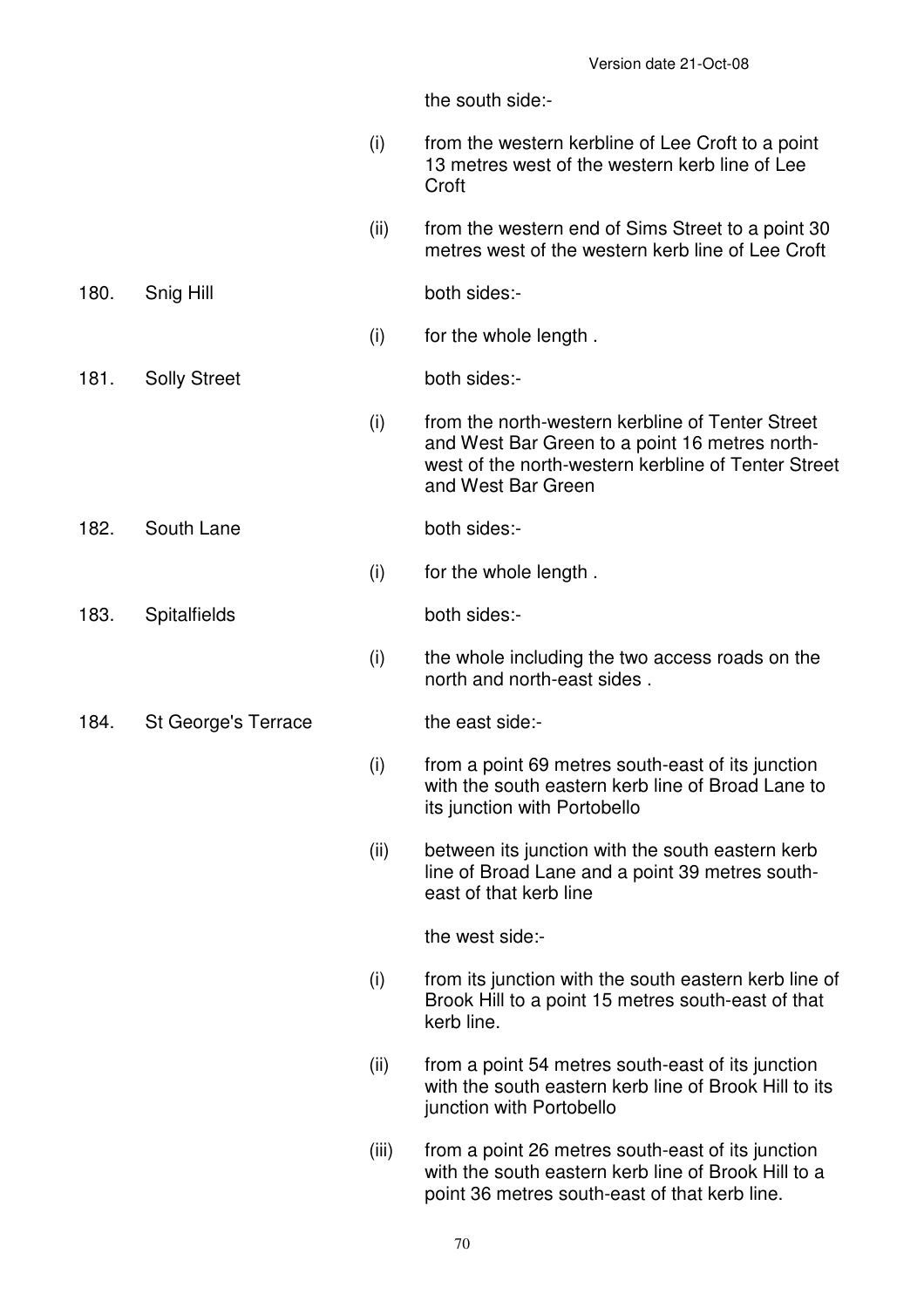the south side:-

(i) from the western kerbline of Lee Croft to a point 13 metres west of the western kerb line of Lee Croft

(ii) from the western end of Sims Street to a point 30 metres west of the western kerb line of Lee Croft

180. Snig Hill

both sides:-

(i) for the whole length .

181. Solly Street

both sides:-

(i) from the north-western kerbline of Tenter Street and West Bar Green to a point 16 metres north-west of the north-western kerbline of Tenter Street and West Bar Green

182. South Lane

both sides:-

(i) for the whole length .

183. Spitalfields

both sides:-

(i) the whole including the two access roads on the north and north-east sides .

184. St George's Terrace

the east side:-

(i) from a point 69 metres south-east of its junction with the south eastern kerb line of Broad Lane to its junction with Portobello

(ii) between its junction with the south eastern kerb line of Broad Lane and a point 39 metres south-east of that kerb line

the west side:-

(i) from its junction with the south eastern kerb line of Brook Hill to a point 15 metres south-east of that kerb line.

(ii) from a point 54 metres south-east of its junction with the south eastern kerb line of Brook Hill to its junction with Portobello

(iii) from a point 26 metres south-east of its junction with the south eastern kerb line of Brook Hill to a point 36 metres south-east of that kerb line.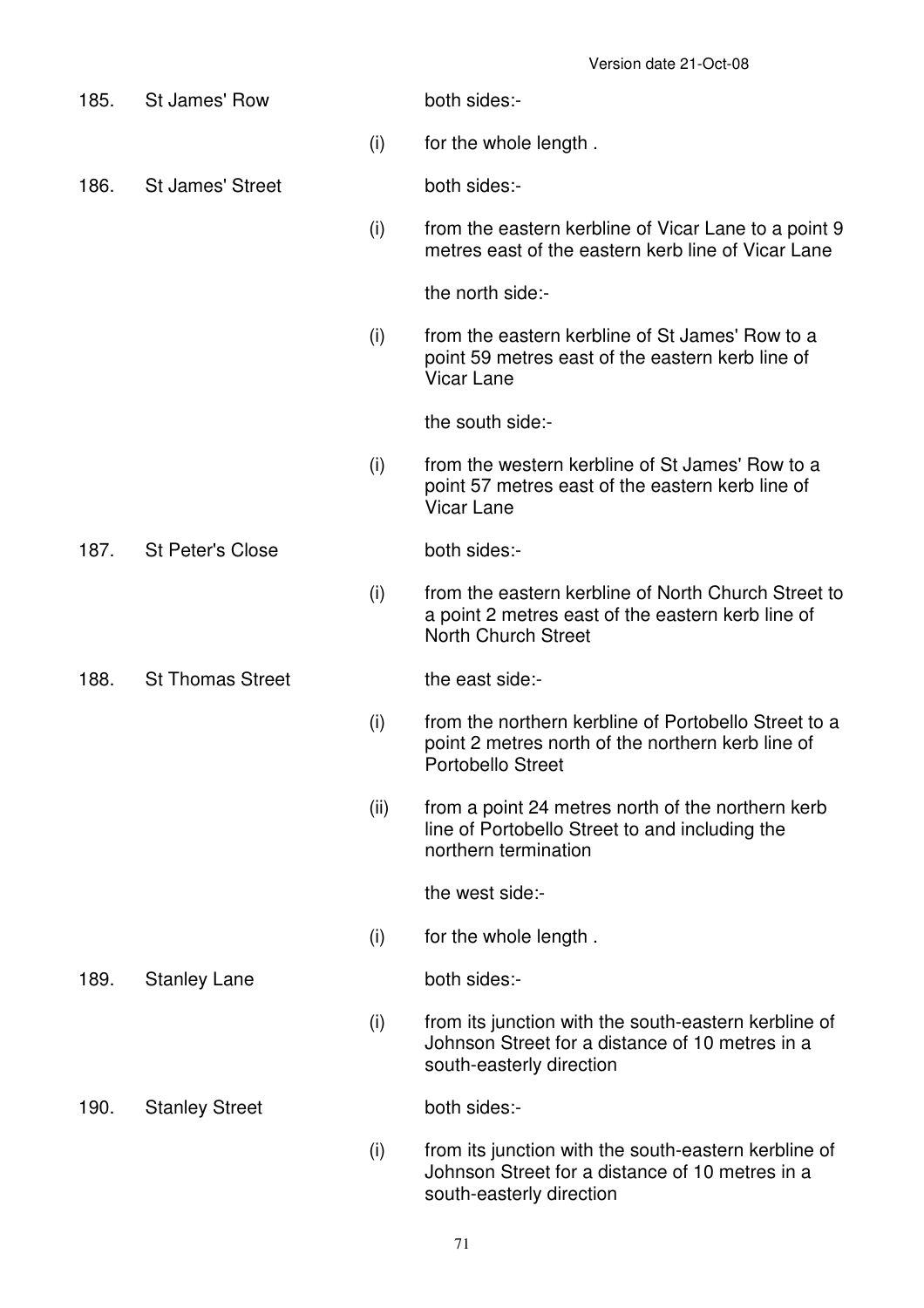| | | | |
|---|---|---|---|
| 185. | St James' Row | | both sides:- |
| | | (i) | for the whole length . |
| 186. | St James' Street | | both sides:- |
| | | (i) | from the eastern kerbline of Vicar Lane to a point 9 metres east of the eastern kerb line of Vicar Lane |
| | | | the north side:- |
| | | (i) | from the eastern kerbline of St James' Row to a point 59 metres east of the eastern kerb line of Vicar Lane |
| | | | the south side:- |
| | | (i) | from the western kerbline of St James' Row to a point 57 metres east of the eastern kerb line of Vicar Lane |
| 187. | St Peter's Close | | both sides:- |
| | | (i) | from the eastern kerbline of North Church Street to a point 2 metres east of the eastern kerb line of North Church Street |
| 188. | St Thomas Street | | the east side:- |
| | | (i) | from the northern kerbline of Portobello Street to a point 2 metres north of the northern kerb line of Portobello Street |
| | | (ii) | from a point 24 metres north of the northern kerb line of Portobello Street to and including the northern termination |
| | | | the west side:- |
| | | (i) | for the whole length . |
| 189. | Stanley Lane | | both sides:- |
| | | (i) | from its junction with the south-eastern kerbline of Johnson Street for a distance of 10 metres in a south-easterly direction |
| 190. | Stanley Street | | both sides:- |
| | | (i) | from its junction with the south-eastern kerbline of Johnson Street for a distance of 10 metres in a south-easterly direction |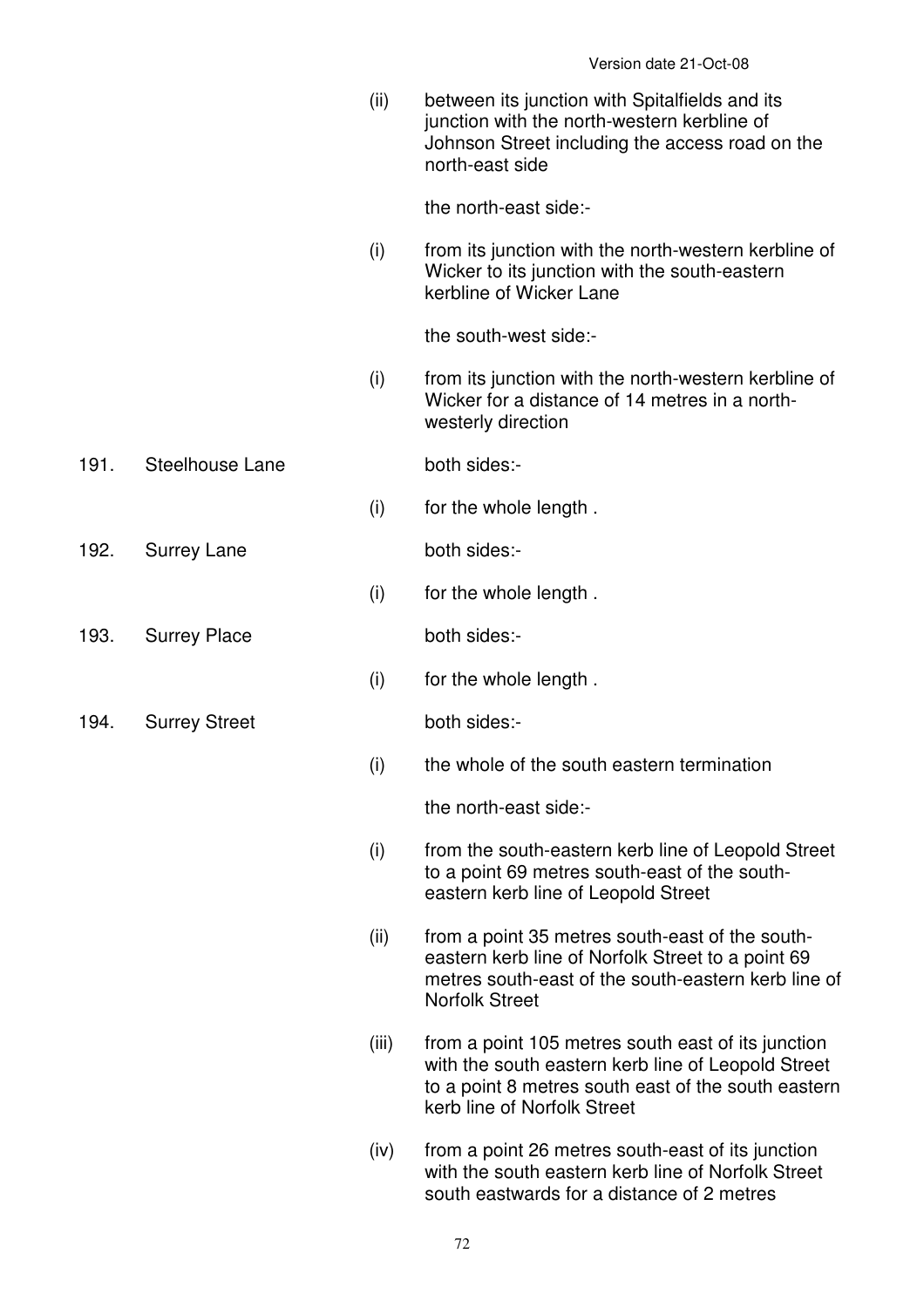| | | | |
|---|---|---|---|
| | | (ii) | between its junction with Spitalfields and its junction with the north-western kerbline of Johnson Street including the access road on the north-east side |
| | | | the north-east side:- |
| | | (i) | from its junction with the north-western kerbline of Wicker to its junction with the south-eastern kerbline of Wicker Lane |
| | | | the south-west side:- |
| | | (i) | from its junction with the north-western kerbline of Wicker for a distance of 14 metres in a north-westerly direction |
| 191. | Steelhouse Lane | | both sides:- |
| | | (i) | for the whole length . |
| 192. | Surrey Lane | | both sides:- |
| | | (i) | for the whole length . |
| 193. | Surrey Place | | both sides:- |
| | | (i) | for the whole length . |
| 194. | Surrey Street | | both sides:- |
| | | (i) | the whole of the south eastern termination |
| | | | the north-east side:- |
| | | (i) | from the south-eastern kerb line of Leopold Street to a point 69 metres south-east of the south-eastern kerb line of Leopold Street |
| | | (ii) | from a point 35 metres south-east of the south-eastern kerb line of Norfolk Street to a point 69 metres south-east of the south-eastern kerb line of Norfolk Street |
| | | (iii) | from a point 105 metres south east of its junction with the south eastern kerb line of Leopold Street to a point 8 metres south east of the south eastern kerb line of Norfolk Street |
| | | (iv) | from a point 26 metres south-east of its junction with the south eastern kerb line of Norfolk Street south eastwards for a distance of 2 metres |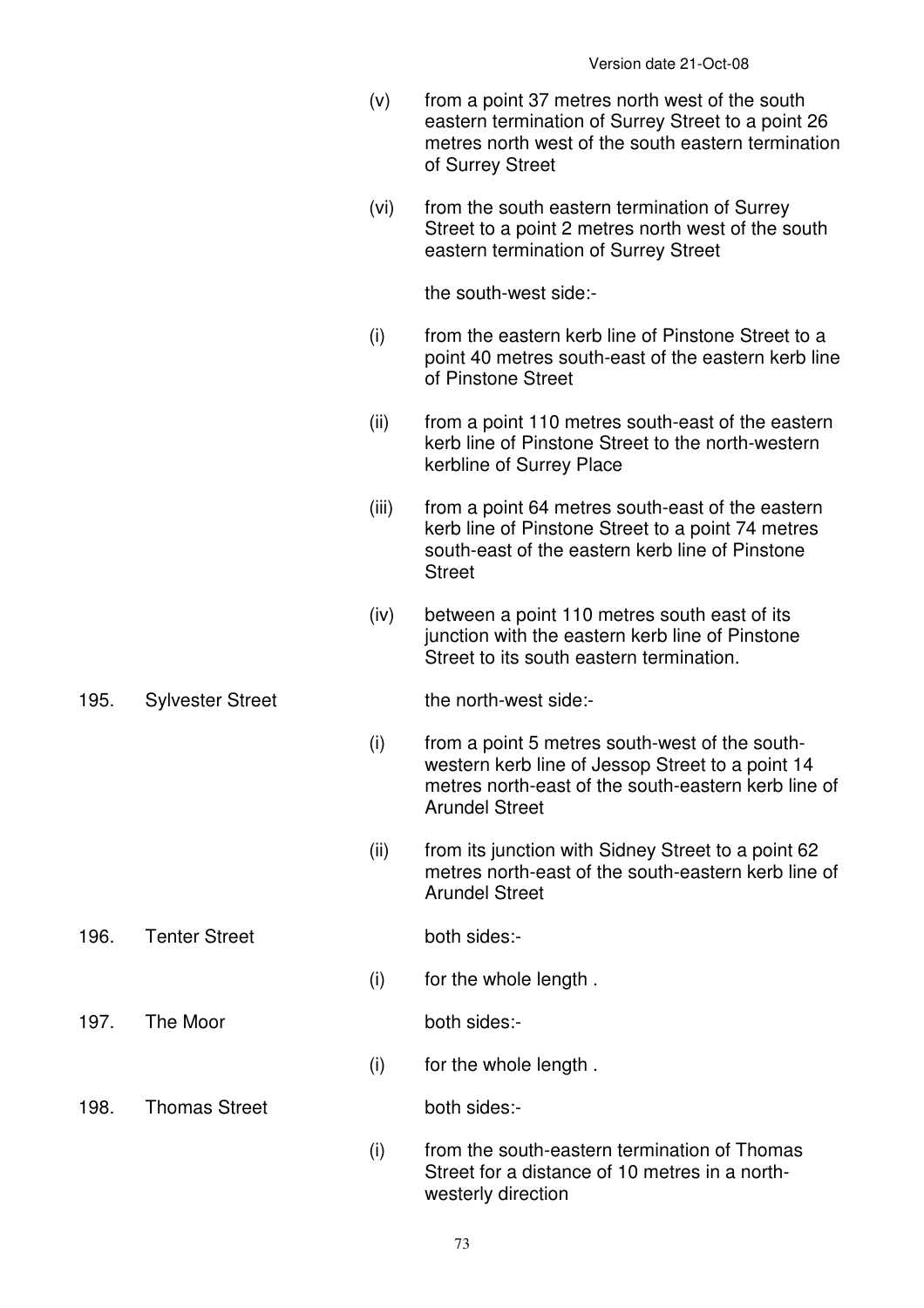| | | | |
|---|---|---|---|
| | | (v) | from a point 37 metres north west of the south eastern termination of Surrey Street to a point 26 metres north west of the south eastern termination of Surrey Street |
| | | (vi) | from the south eastern termination of Surrey Street to a point 2 metres north west of the south eastern termination of Surrey Street |
| | | | the south-west side:- |
| | | (i) | from the eastern kerb line of Pinstone Street to a point 40 metres south-east of the eastern kerb line of Pinstone Street |
| | | (ii) | from a point 110 metres south-east of the eastern kerb line of Pinstone Street to the north-western kerbline of Surrey Place |
| | | (iii) | from a point 64 metres south-east of the eastern kerb line of Pinstone Street to a point 74 metres south-east of the eastern kerb line of Pinstone Street |
| | | (iv) | between a point 110 metres south east of its junction with the eastern kerb line of Pinstone Street to its south eastern termination. |
| 195. | Sylvester Street | | the north-west side:- |
| | | (i) | from a point 5 metres south-west of the south-western kerb line of Jessop Street to a point 14 metres north-east of the south-eastern kerb line of Arundel Street |
| | | (ii) | from its junction with Sidney Street to a point 62 metres north-east of the south-eastern kerb line of Arundel Street |
| 196. | Tenter Street | | both sides:- |
| | | (i) | for the whole length . |
| 197. | The Moor | | both sides:- |
| | | (i) | for the whole length . |
| 198. | Thomas Street | | both sides:- |
| | | (i) | from the south-eastern termination of Thomas Street for a distance of 10 metres in a north-westerly direction |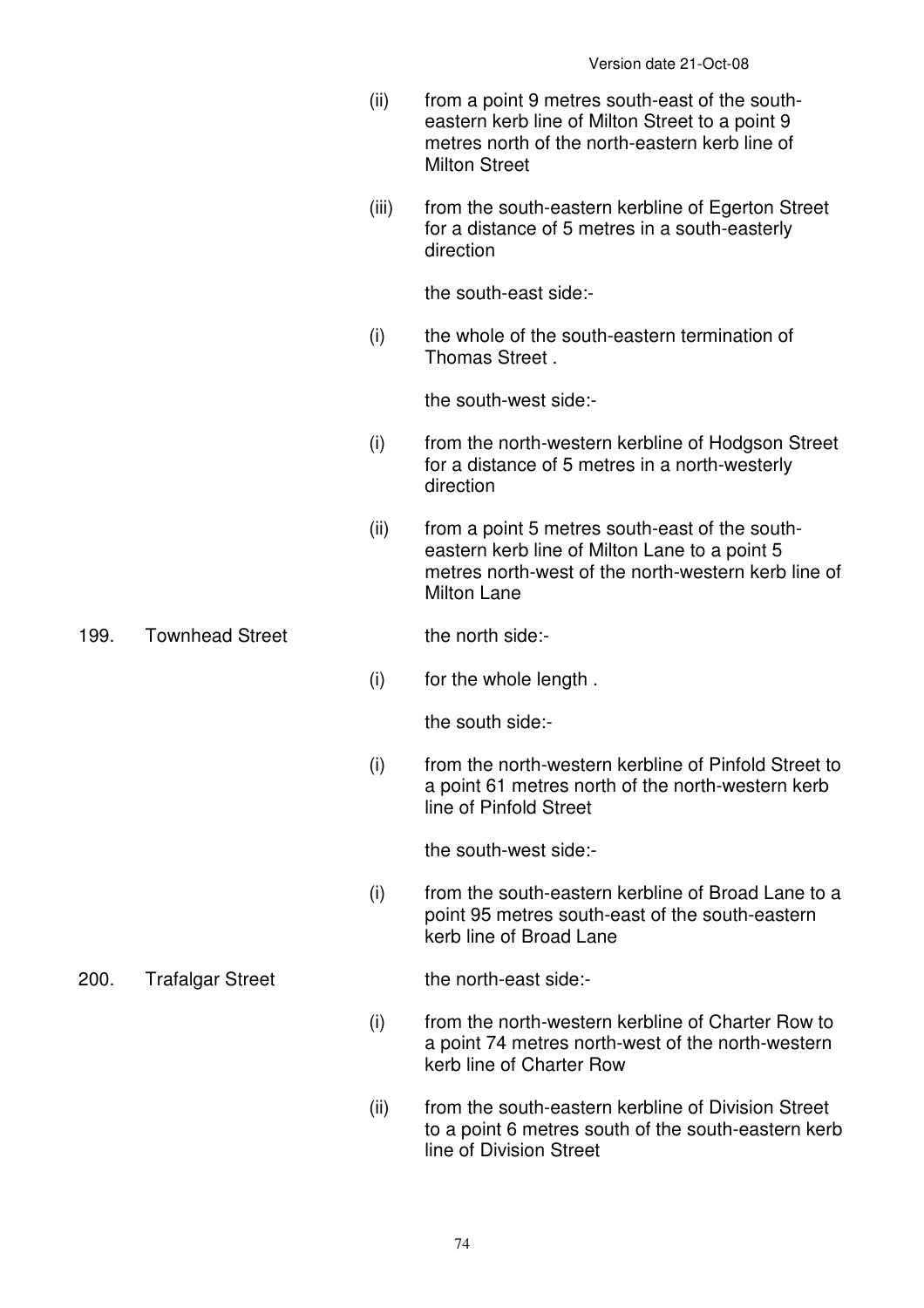(ii) from a point 9 metres south-east of the south-eastern kerb line of Milton Street to a point 9 metres north of the north-eastern kerb line of Milton Street

(iii) from the south-eastern kerbline of Egerton Street for a distance of 5 metres in a south-easterly direction

the south-east side:-

(i) the whole of the south-eastern termination of Thomas Street .

the south-west side:-

(i) from the north-western kerbline of Hodgson Street for a distance of 5 metres in a north-westerly direction

(ii) from a point 5 metres south-east of the south-eastern kerb line of Milton Lane to a point 5 metres north-west of the north-western kerb line of Milton Lane

199. Townhead Street

the north side:-

(i) for the whole length .

the south side:-

(i) from the north-western kerbline of Pinfold Street to a point 61 metres north of the north-western kerb line of Pinfold Street

the south-west side:-

(i) from the south-eastern kerbline of Broad Lane to a point 95 metres south-east of the south-eastern kerb line of Broad Lane

200. Trafalgar Street

the north-east side:-

(i) from the north-western kerbline of Charter Row to a point 74 metres north-west of the north-western kerb line of Charter Row

(ii) from the south-eastern kerbline of Division Street to a point 6 metres south of the south-eastern kerb line of Division Street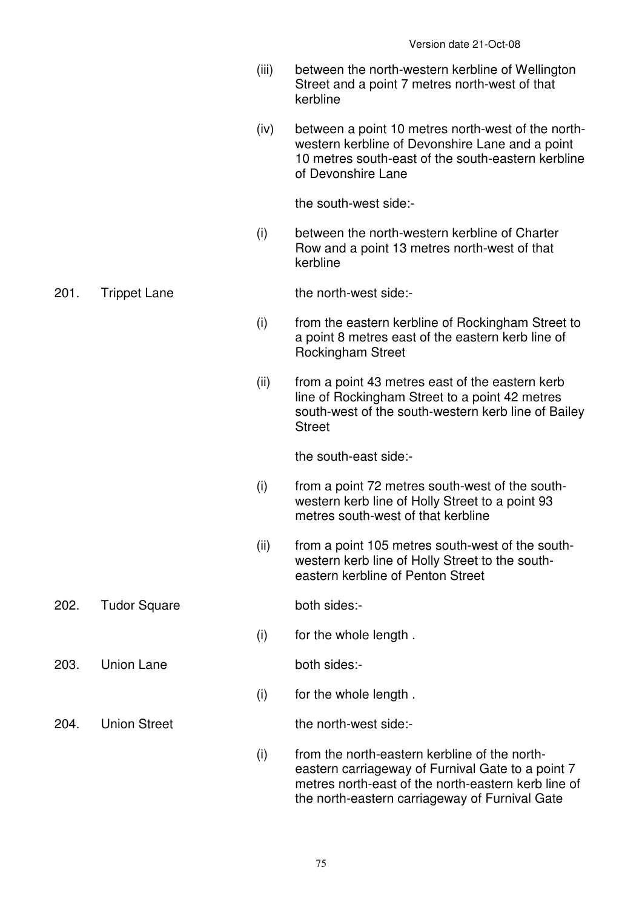| | | | |
|---|---|---|---|
| | | (iii) | between the north-western kerbline of Wellington Street and a point 7 metres north-west of that kerbline |
| | | (iv) | between a point 10 metres north-west of the north-western kerbline of Devonshire Lane and a point 10 metres south-east of the south-eastern kerbline of Devonshire Lane |
| | | | the south-west side:- |
| | | (i) | between the north-western kerbline of Charter Row and a point 13 metres north-west of that kerbline |
| 201. | Trippet Lane | | the north-west side:- |
| | | (i) | from the eastern kerbline of Rockingham Street to a point 8 metres east of the eastern kerb line of Rockingham Street |
| | | (ii) | from a point 43 metres east of the eastern kerb line of Rockingham Street to a point 42 metres south-west of the south-western kerb line of Bailey Street |
| | | | the south-east side:- |
| | | (i) | from a point 72 metres south-west of the south-western kerb line of Holly Street to a point 93 metres south-west of that kerbline |
| | | (ii) | from a point 105 metres south-west of the south-western kerb line of Holly Street to the south-eastern kerbline of Penton Street |
| 202. | Tudor Square | | both sides:- |
| | | (i) | for the whole length . |
| 203. | Union Lane | | both sides:- |
| | | (i) | for the whole length . |
| 204. | Union Street | | the north-west side:- |
| | | (i) | from the north-eastern kerbline of the north-eastern carriageway of Furnival Gate to a point 7 metres north-east of the north-eastern kerb line of the north-eastern carriageway of Furnival Gate |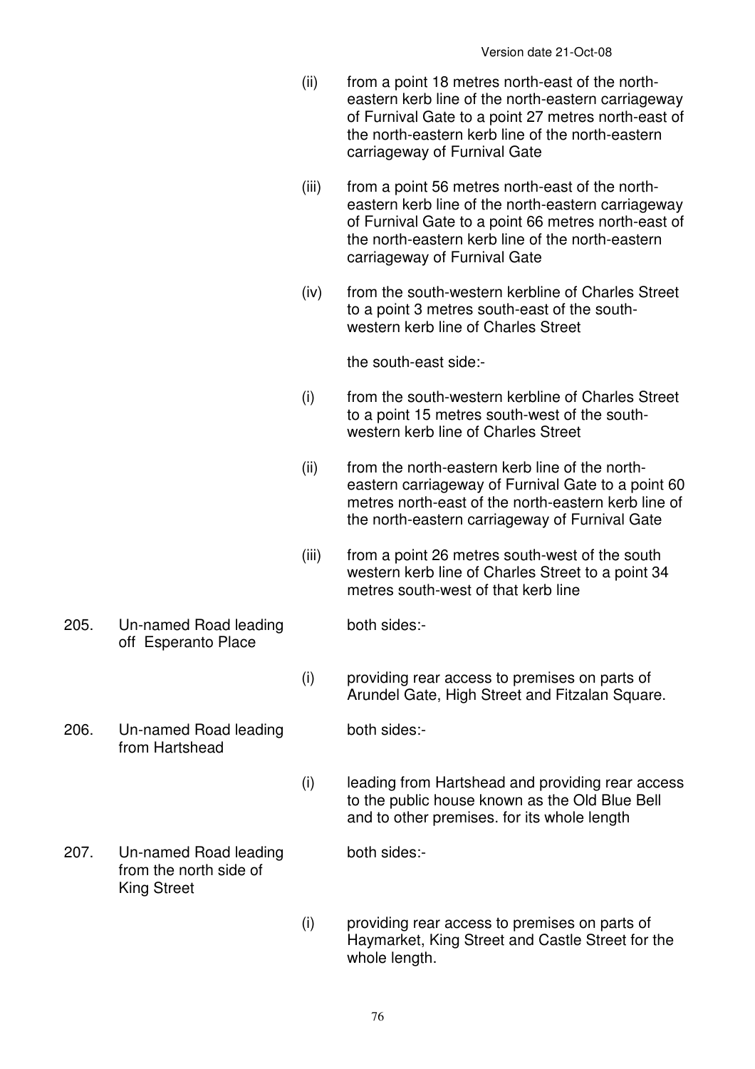| | | | |
|---|---|---|---|
| | | (ii) | from a point 18 metres north-east of the north-eastern kerb line of the north-eastern carriageway of Furnival Gate to a point 27 metres north-east of the north-eastern kerb line of the north-eastern carriageway of Furnival Gate |
| | | (iii) | from a point 56 metres north-east of the north-eastern kerb line of the north-eastern carriageway of Furnival Gate to a point 66 metres north-east of the north-eastern kerb line of the north-eastern carriageway of Furnival Gate |
| | | (iv) | from the south-western kerbline of Charles Street to a point 3 metres south-east of the south-western kerb line of Charles Street |
| | | | the south-east side:- |
| | | (i) | from the south-western kerbline of Charles Street to a point 15 metres south-west of the south-western kerb line of Charles Street |
| | | (ii) | from the north-eastern kerb line of the north-eastern carriageway of Furnival Gate to a point 60 metres north-east of the north-eastern kerb line of the north-eastern carriageway of Furnival Gate |
| | | (iii) | from a point 26 metres south-west of the south western kerb line of Charles Street to a point 34 metres south-west of that kerb line |
| 205. | Un-named Road leading off Esperanto Place | | both sides:- |
| | | (i) | providing rear access to premises on parts of Arundel Gate, High Street and Fitzalan Square. |
| 206. | Un-named Road leading from Hartshead | | both sides:- |
| | | (i) | leading from Hartshead and providing rear access to the public house known as the Old Blue Bell and to other premises. for its whole length |
| 207. | Un-named Road leading from the north side of King Street | | both sides:- |
| | | (i) | providing rear access to premises on parts of Haymarket, King Street and Castle Street for the whole length. |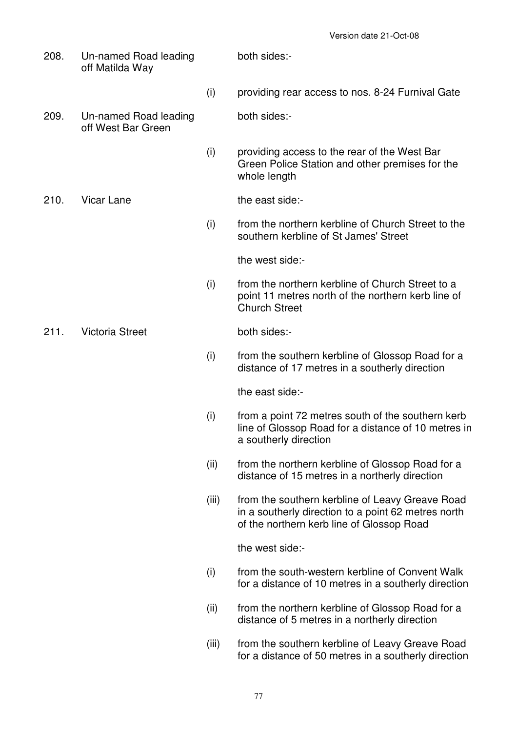Version date 21-Oct-08

| | | | |
|---|---|---|---|
| 208. | Un-named Road leading off Matilda Way | | both sides:- |
| | | (i) | providing rear access to nos. 8-24 Furnival Gate |
| 209. | Un-named Road leading off West Bar Green | | both sides:- |
| | | (i) | providing access to the rear of the West Bar Green Police Station and other premises for the whole length |
| 210. | Vicar Lane | | the east side:- |
| | | (i) | from the northern kerbline of Church Street to the southern kerbline of St James' Street |
| | | | the west side:- |
| | | (i) | from the northern kerbline of Church Street to a point 11 metres north of the northern kerb line of Church Street |
| 211. | Victoria Street | | both sides:- |
| | | (i) | from the southern kerbline of Glossop Road for a distance of 17 metres in a southerly direction |
| | | | the east side:- |
| | | (i) | from a point 72 metres south of the southern kerb line of Glossop Road for a distance of 10 metres in a southerly direction |
| | | (ii) | from the northern kerbline of Glossop Road for a distance of 15 metres in a northerly direction |
| | | (iii) | from the southern kerbline of Leavy Greave Road in a southerly direction to a point 62 metres north of the northern kerb line of Glossop Road |
| | | | the west side:- |
| | | (i) | from the south-western kerbline of Convent Walk for a distance of 10 metres in a southerly direction |
| | | (ii) | from the northern kerbline of Glossop Road for a distance of 5 metres in a northerly direction |
| | | (iii) | from the southern kerbline of Leavy Greave Road for a distance of 50 metres in a southerly direction |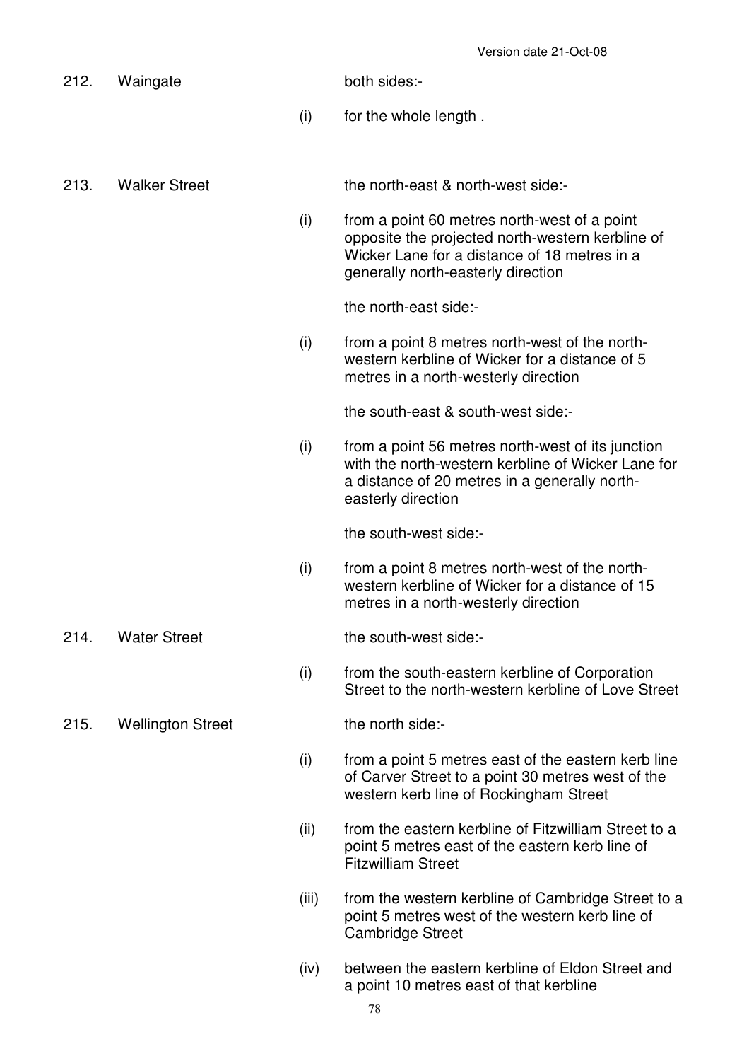212. Waingate

both sides:-

(i) for the whole length .

213. Walker Street

the north-east & north-west side:-

(i) from a point 60 metres north-west of a point opposite the projected north-western kerbline of Wicker Lane for a distance of 18 metres in a generally north-easterly direction

the north-east side:-

(i) from a point 8 metres north-west of the north-western kerbline of Wicker for a distance of 5 metres in a north-westerly direction

the south-east & south-west side:-

(i) from a point 56 metres north-west of its junction with the north-western kerbline of Wicker Lane for a distance of 20 metres in a generally north-easterly direction

the south-west side:-

(i) from a point 8 metres north-west of the north-western kerbline of Wicker for a distance of 15 metres in a north-westerly direction

214. Water Street

the south-west side:-

(i) from the south-eastern kerbline of Corporation Street to the north-western kerbline of Love Street

215. Wellington Street

the north side:-

(i) from a point 5 metres east of the eastern kerb line of Carver Street to a point 30 metres west of the western kerb line of Rockingham Street

(ii) from the eastern kerbline of Fitzwilliam Street to a point 5 metres east of the eastern kerb line of Fitzwilliam Street

(iii) from the western kerbline of Cambridge Street to a point 5 metres west of the western kerb line of Cambridge Street

(iv) between the eastern kerbline of Eldon Street and a point 10 metres east of that kerbline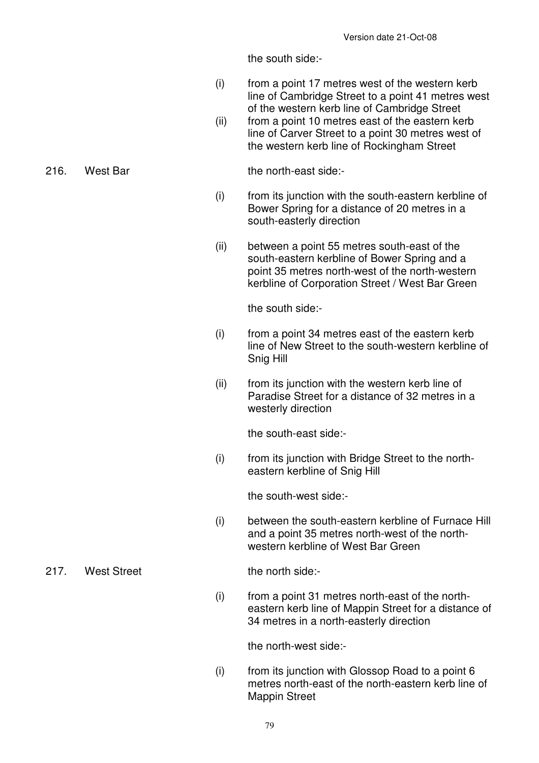the south side:-

(i) from a point 17 metres west of the western kerb line of Cambridge Street to a point 41 metres west of the western kerb line of Cambridge Street

(ii) from a point 10 metres east of the eastern kerb line of Carver Street to a point 30 metres west of the western kerb line of Rockingham Street

216. West Bar

the north-east side:-

(i) from its junction with the south-eastern kerbline of Bower Spring for a distance of 20 metres in a south-easterly direction

(ii) between a point 55 metres south-east of the south-eastern kerbline of Bower Spring and a point 35 metres north-west of the north-western kerbline of Corporation Street / West Bar Green

the south side:-

(i) from a point 34 metres east of the eastern kerb line of New Street to the south-western kerbline of Snig Hill

(ii) from its junction with the western kerb line of Paradise Street for a distance of 32 metres in a westerly direction

the south-east side:-

(i) from its junction with Bridge Street to the north-eastern kerbline of Snig Hill

the south-west side:-

(i) between the south-eastern kerbline of Furnace Hill and a point 35 metres north-west of the north-western kerbline of West Bar Green

217. West Street

the north side:-

(i) from a point 31 metres north-east of the north-eastern kerb line of Mappin Street for a distance of 34 metres in a north-easterly direction

the north-west side:-

(i) from its junction with Glossop Road to a point 6 metres north-east of the north-eastern kerb line of Mappin Street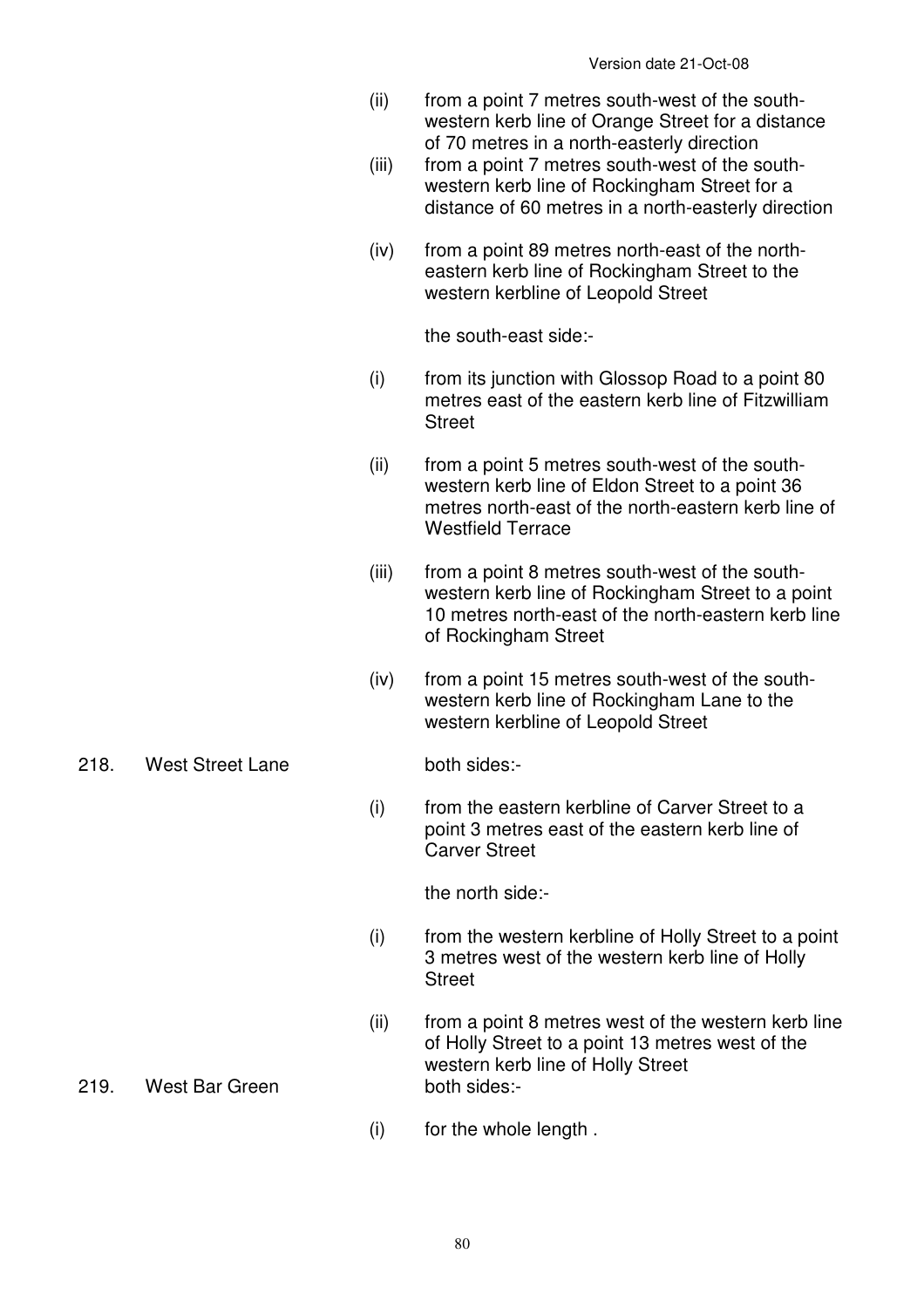(ii) from a point 7 metres south-west of the south-western kerb line of Orange Street for a distance of 70 metres in a north-easterly direction

(iii) from a point 7 metres south-west of the south-western kerb line of Rockingham Street for a distance of 60 metres in a north-easterly direction

(iv) from a point 89 metres north-east of the north-eastern kerb line of Rockingham Street to the western kerbline of Leopold Street

the south-east side:-

(i) from its junction with Glossop Road to a point 80 metres east of the eastern kerb line of Fitzwilliam Street

(ii) from a point 5 metres south-west of the south-western kerb line of Eldon Street to a point 36 metres north-east of the north-eastern kerb line of Westfield Terrace

(iii) from a point 8 metres south-west of the south-western kerb line of Rockingham Street to a point 10 metres north-east of the north-eastern kerb line of Rockingham Street

(iv) from a point 15 metres south-west of the south-western kerb line of Rockingham Lane to the western kerbline of Leopold Street

218. West Street Lane

both sides:-

(i) from the eastern kerbline of Carver Street to a point 3 metres east of the eastern kerb line of Carver Street

the north side:-

(i) from the western kerbline of Holly Street to a point 3 metres west of the western kerb line of Holly Street

(ii) from a point 8 metres west of the western kerb line of Holly Street to a point 13 metres west of the western kerb line of Holly Street

219. West Bar Green

both sides:-

(i) for the whole length .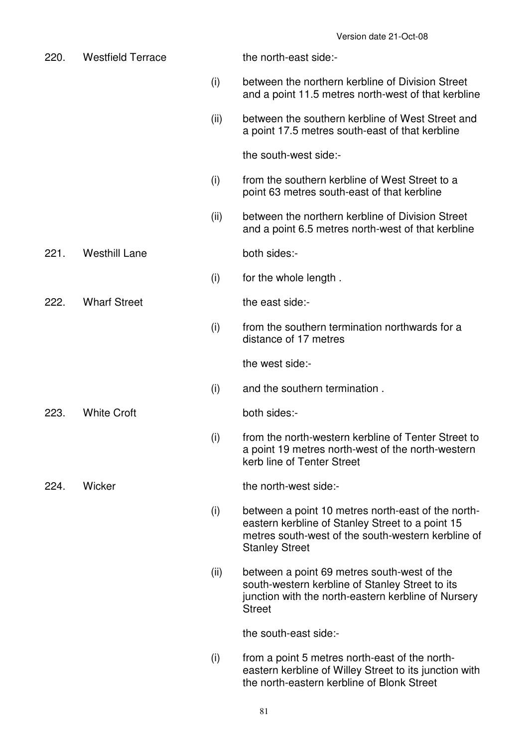| | | | |
|---|---|---|---|
| 220. | Westfield Terrace | | the north-east side:- |
| | | (i) | between the northern kerbline of Division Street and a point 11.5 metres north-west of that kerbline |
| | | (ii) | between the southern kerbline of West Street and a point 17.5 metres south-east of that kerbline |
| | | | the south-west side:- |
| | | (i) | from the southern kerbline of West Street to a point 63 metres south-east of that kerbline |
| | | (ii) | between the northern kerbline of Division Street and a point 6.5 metres north-west of that kerbline |
| 221. | Westhill Lane | | both sides:- |
| | | (i) | for the whole length . |
| 222. | Wharf Street | | the east side:- |
| | | (i) | from the southern termination northwards for a distance of 17 metres |
| | | | the west side:- |
| | | (i) | and the southern termination . |
| 223. | White Croft | | both sides:- |
| | | (i) | from the north-western kerbline of Tenter Street to a point 19 metres north-west of the north-western kerb line of Tenter Street |
| 224. | Wicker | | the north-west side:- |
| | | (i) | between a point 10 metres north-east of the north-eastern kerbline of Stanley Street to a point 15 metres south-west of the south-western kerbline of Stanley Street |
| | | (ii) | between a point 69 metres south-west of the south-western kerbline of Stanley Street to its junction with the north-eastern kerbline of Nursery Street |
| | | | the south-east side:- |
| | | (i) | from a point 5 metres north-east of the north-eastern kerbline of Willey Street to its junction with the north-eastern kerbline of Blonk Street |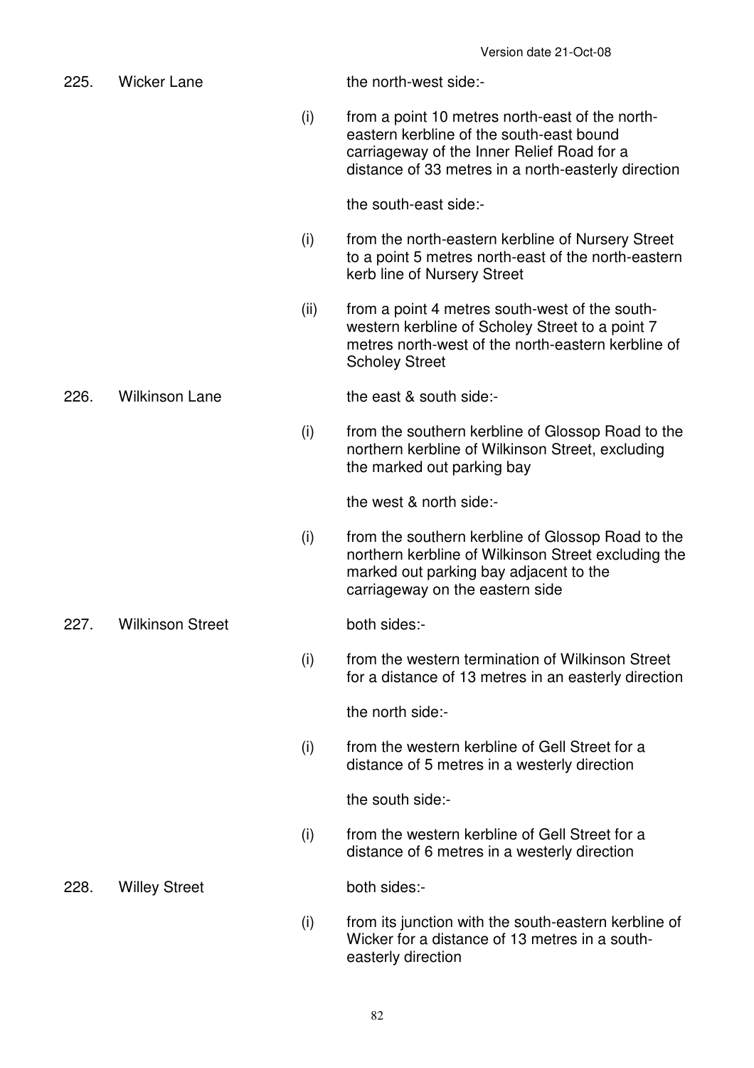225. Wicker Lane

the north-west side:-

(i) from a point 10 metres north-east of the north-eastern kerbline of the south-east bound carriageway of the Inner Relief Road for a distance of 33 metres in a north-easterly direction

the south-east side:-

(i) from the north-eastern kerbline of Nursery Street to a point 5 metres north-east of the north-eastern kerb line of Nursery Street

(ii) from a point 4 metres south-west of the south-western kerbline of Scholey Street to a point 7 metres north-west of the north-eastern kerbline of Scholey Street

226. Wilkinson Lane

the east & south side:-

(i) from the southern kerbline of Glossop Road to the northern kerbline of Wilkinson Street, excluding the marked out parking bay

the west & north side:-

(i) from the southern kerbline of Glossop Road to the northern kerbline of Wilkinson Street excluding the marked out parking bay adjacent to the carriageway on the eastern side

227. Wilkinson Street

both sides:-

(i) from the western termination of Wilkinson Street for a distance of 13 metres in an easterly direction

the north side:-

(i) from the western kerbline of Gell Street for a distance of 5 metres in a westerly direction

the south side:-

(i) from the western kerbline of Gell Street for a distance of 6 metres in a westerly direction

228. Willey Street

both sides:-

(i) from its junction with the south-eastern kerbline of Wicker for a distance of 13 metres in a south-easterly direction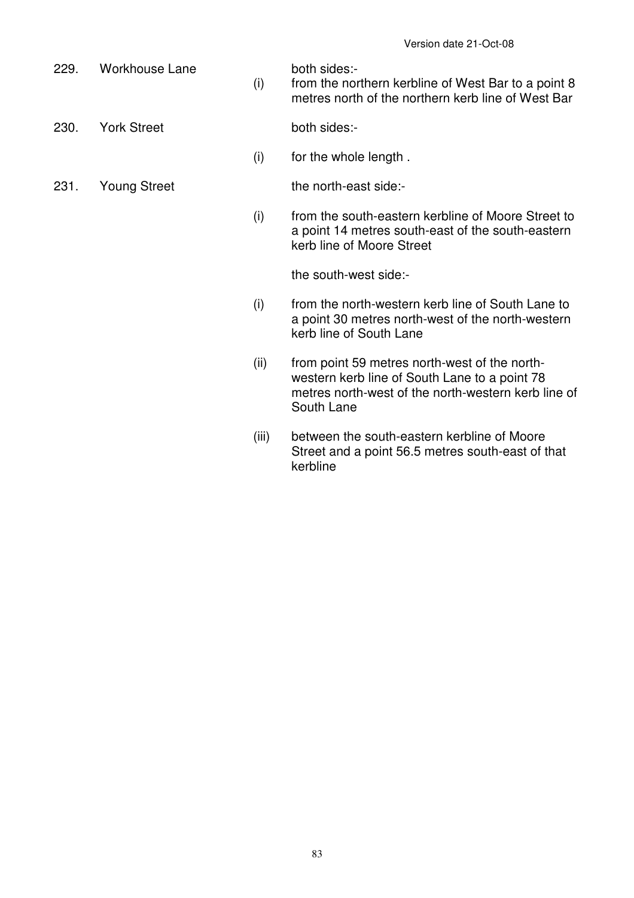| | | | |
|---|---|---|---|
| 229. | Workhouse Lane | | both sides:- |
| | | (i) | from the northern kerbline of West Bar to a point 8 metres north of the northern kerb line of West Bar |
| 230. | York Street | | both sides:- |
| | | (i) | for the whole length . |
| 231. | Young Street | | the north-east side:- |
| | | (i) | from the south-eastern kerbline of Moore Street to a point 14 metres south-east of the south-eastern kerb line of Moore Street |
| | | | the south-west side:- |
| | | (i) | from the north-western kerb line of South Lane to a point 30 metres north-west of the north-western kerb line of South Lane |
| | | (ii) | from point 59 metres north-west of the north-western kerb line of South Lane to a point 78 metres north-west of the north-western kerb line of South Lane |
| | | (iii) | between the south-eastern kerbline of Moore Street and a point 56.5 metres south-east of that kerbline |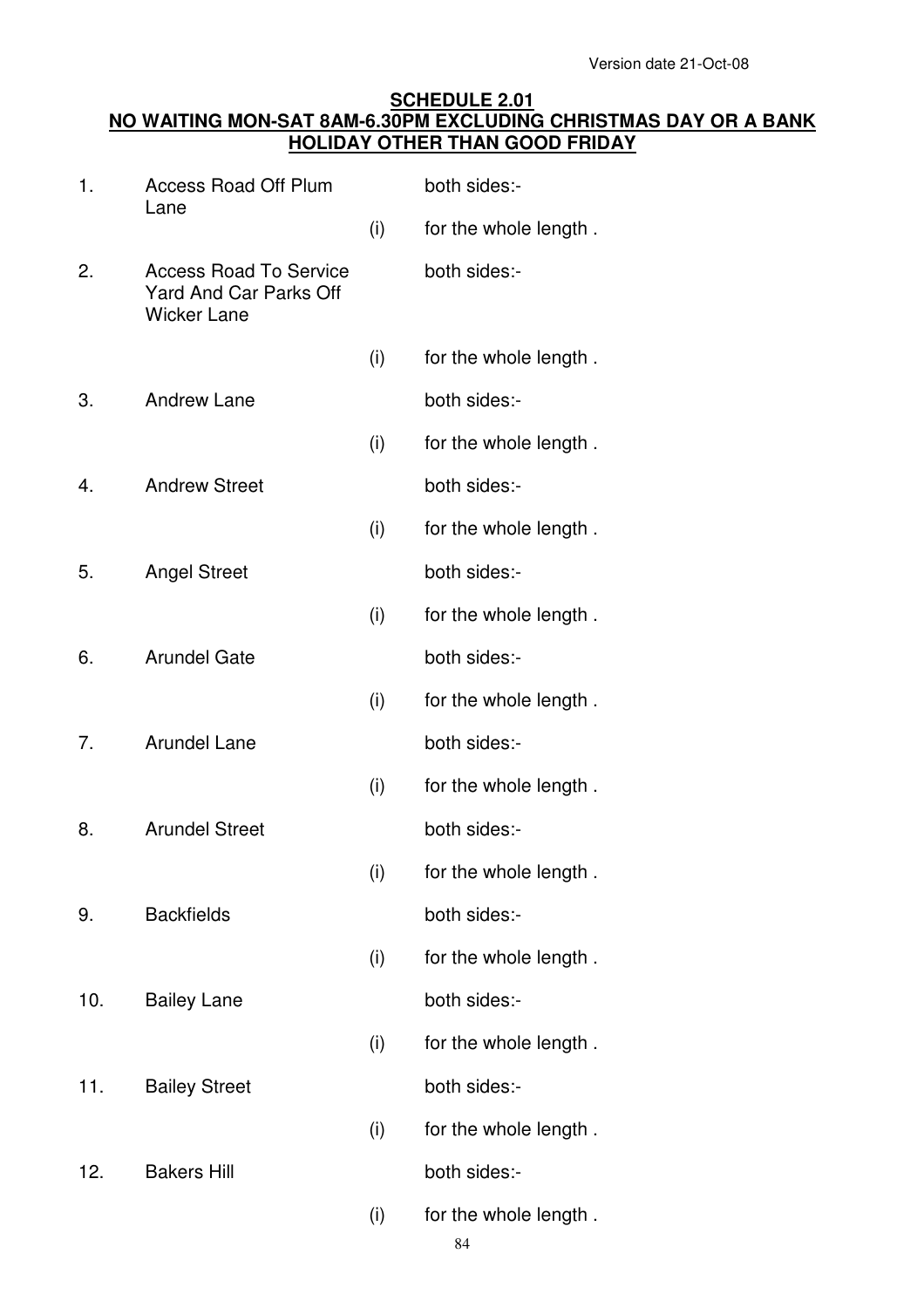Version date 21-Oct-08

## SCHEDULE 2.01
## NO WAITING MON-SAT 8AM-6.30PM EXCLUDING CHRISTMAS DAY OR A BANK HOLIDAY OTHER THAN GOOD FRIDAY

| | | | |
|---|---|---|---|
| 1. | Access Road Off Plum Lane | | both sides:- |
| | | (i) | for the whole length . |
| 2. | Access Road To Service Yard And Car Parks Off Wicker Lane | | both sides:- |
| | | (i) | for the whole length . |
| 3. | Andrew Lane | | both sides:- |
| | | (i) | for the whole length . |
| 4. | Andrew Street | | both sides:- |
| | | (i) | for the whole length . |
| 5. | Angel Street | | both sides:- |
| | | (i) | for the whole length . |
| 6. | Arundel Gate | | both sides:- |
| | | (i) | for the whole length . |
| 7. | Arundel Lane | | both sides:- |
| | | (i) | for the whole length . |
| 8. | Arundel Street | | both sides:- |
| | | (i) | for the whole length . |
| 9. | Backfields | | both sides:- |
| | | (i) | for the whole length . |
| 10. | Bailey Lane | | both sides:- |
| | | (i) | for the whole length . |
| 11. | Bailey Street | | both sides:- |
| | | (i) | for the whole length . |
| 12. | Bakers Hill | | both sides:- |
| | | (i) | for the whole length . |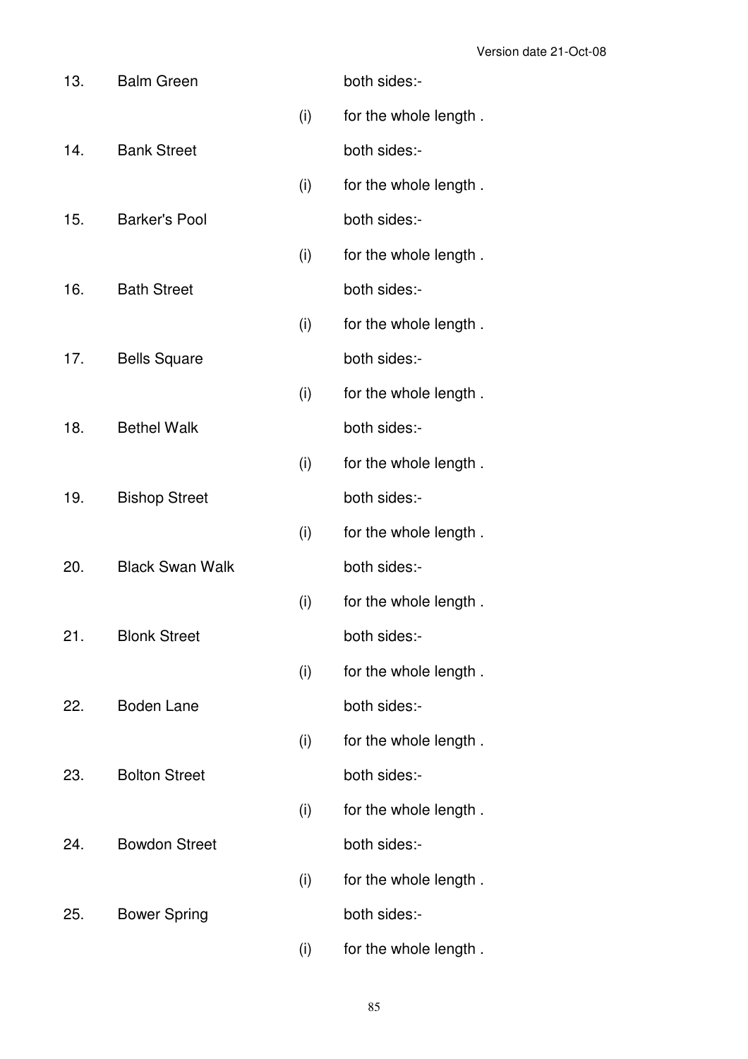| | | | |
|---|---|---|---|
| 13. | Balm Green | | both sides:- |
| | | (i) | for the whole length . |
| 14. | Bank Street | | both sides:- |
| | | (i) | for the whole length . |
| 15. | Barker's Pool | | both sides:- |
| | | (i) | for the whole length . |
| 16. | Bath Street | | both sides:- |
| | | (i) | for the whole length . |
| 17. | Bells Square | | both sides:- |
| | | (i) | for the whole length . |
| 18. | Bethel Walk | | both sides:- |
| | | (i) | for the whole length . |
| 19. | Bishop Street | | both sides:- |
| | | (i) | for the whole length . |
| 20. | Black Swan Walk | | both sides:- |
| | | (i) | for the whole length . |
| 21. | Blonk Street | | both sides:- |
| | | (i) | for the whole length . |
| 22. | Boden Lane | | both sides:- |
| | | (i) | for the whole length . |
| 23. | Bolton Street | | both sides:- |
| | | (i) | for the whole length . |
| 24. | Bowdon Street | | both sides:- |
| | | (i) | for the whole length . |
| 25. | Bower Spring | | both sides:- |
| | | (i) | for the whole length . |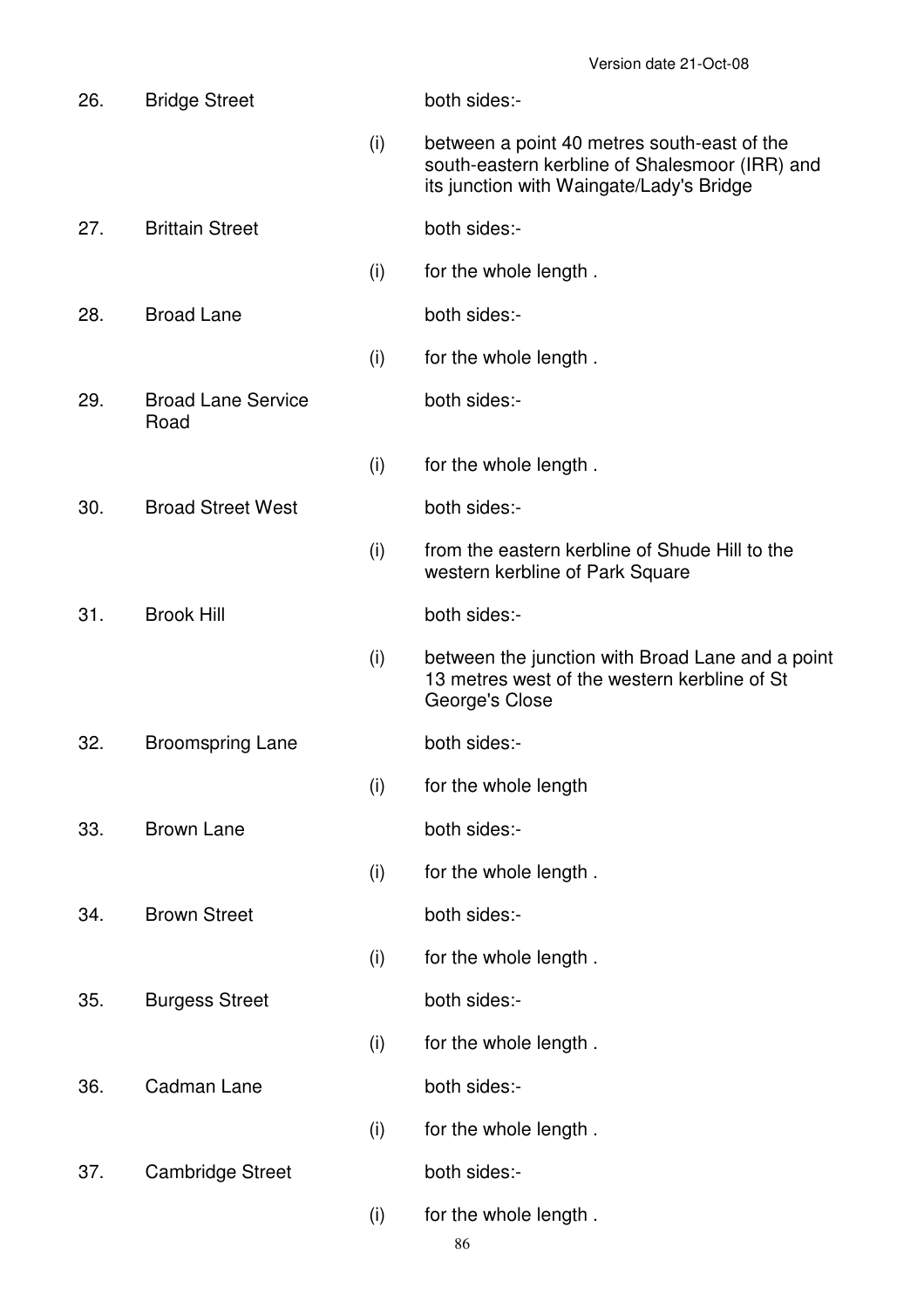| | | | |
|---|---|---|---|
| 26. | Bridge Street | | both sides:- |
| | | (i) | between a point 40 metres south-east of the south-eastern kerbline of Shalesmoor (IRR) and its junction with Waingate/Lady's Bridge |
| 27. | Brittain Street | | both sides:- |
| | | (i) | for the whole length . |
| 28. | Broad Lane | | both sides:- |
| | | (i) | for the whole length . |
| 29. | Broad Lane Service Road | | both sides:- |
| | | (i) | for the whole length . |
| 30. | Broad Street West | | both sides:- |
| | | (i) | from the eastern kerbline of Shude Hill to the western kerbline of Park Square |
| 31. | Brook Hill | | both sides:- |
| | | (i) | between the junction with Broad Lane and a point 13 metres west of the western kerbline of St George's Close |
| 32. | Broomspring Lane | | both sides:- |
| | | (i) | for the whole length |
| 33. | Brown Lane | | both sides:- |
| | | (i) | for the whole length . |
| 34. | Brown Street | | both sides:- |
| | | (i) | for the whole length . |
| 35. | Burgess Street | | both sides:- |
| | | (i) | for the whole length . |
| 36. | Cadman Lane | | both sides:- |
| | | (i) | for the whole length . |
| 37. | Cambridge Street | | both sides:- |
| | | (i) | for the whole length . |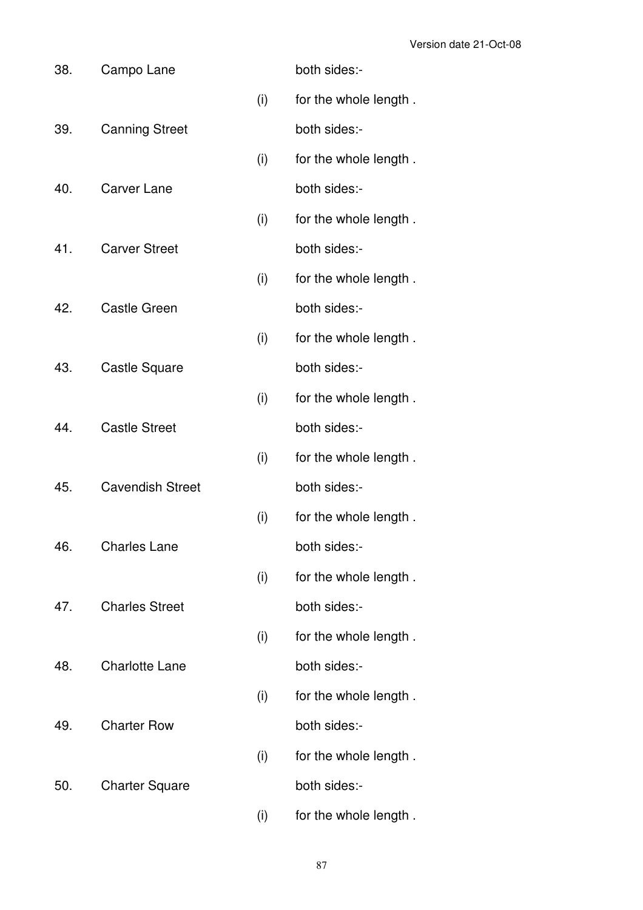| | | | |
|---|---|---|---|
| 38. | Campo Lane | | both sides:- |
| | | (i) | for the whole length . |
| 39. | Canning Street | | both sides:- |
| | | (i) | for the whole length . |
| 40. | Carver Lane | | both sides:- |
| | | (i) | for the whole length . |
| 41. | Carver Street | | both sides:- |
| | | (i) | for the whole length . |
| 42. | Castle Green | | both sides:- |
| | | (i) | for the whole length . |
| 43. | Castle Square | | both sides:- |
| | | (i) | for the whole length . |
| 44. | Castle Street | | both sides:- |
| | | (i) | for the whole length . |
| 45. | Cavendish Street | | both sides:- |
| | | (i) | for the whole length . |
| 46. | Charles Lane | | both sides:- |
| | | (i) | for the whole length . |
| 47. | Charles Street | | both sides:- |
| | | (i) | for the whole length . |
| 48. | Charlotte Lane | | both sides:- |
| | | (i) | for the whole length . |
| 49. | Charter Row | | both sides:- |
| | | (i) | for the whole length . |
| 50. | Charter Square | | both sides:- |
| | | (i) | for the whole length . |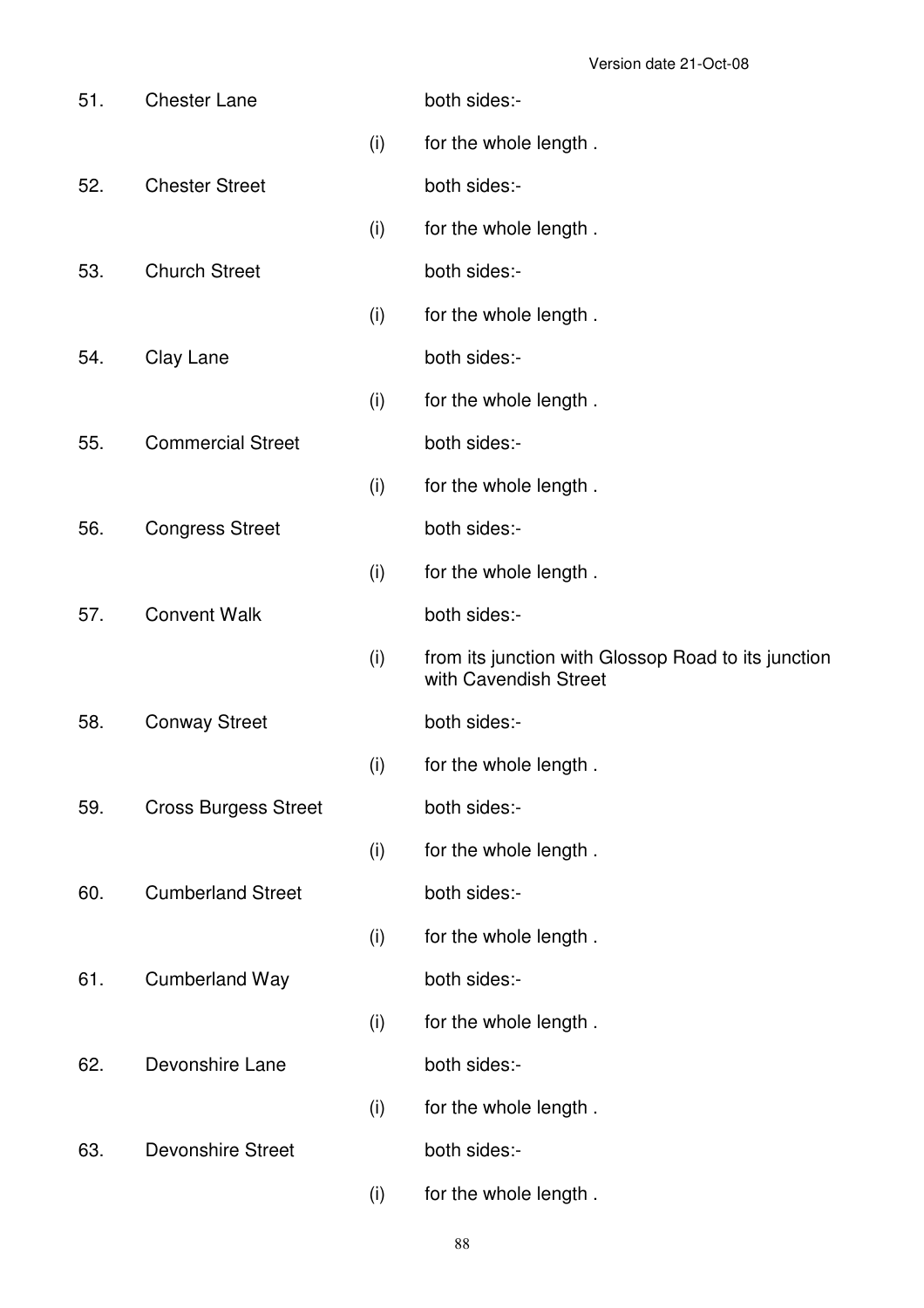| | | | |
|---|---|---|---|
| 51. | Chester Lane | | both sides:- |
| | | (i) | for the whole length . |
| 52. | Chester Street | | both sides:- |
| | | (i) | for the whole length . |
| 53. | Church Street | | both sides:- |
| | | (i) | for the whole length . |
| 54. | Clay Lane | | both sides:- |
| | | (i) | for the whole length . |
| 55. | Commercial Street | | both sides:- |
| | | (i) | for the whole length . |
| 56. | Congress Street | | both sides:- |
| | | (i) | for the whole length . |
| 57. | Convent Walk | | both sides:- |
| | | (i) | from its junction with Glossop Road to its junction with Cavendish Street |
| 58. | Conway Street | | both sides:- |
| | | (i) | for the whole length . |
| 59. | Cross Burgess Street | | both sides:- |
| | | (i) | for the whole length . |
| 60. | Cumberland Street | | both sides:- |
| | | (i) | for the whole length . |
| 61. | Cumberland Way | | both sides:- |
| | | (i) | for the whole length . |
| 62. | Devonshire Lane | | both sides:- |
| | | (i) | for the whole length . |
| 63. | Devonshire Street | | both sides:- |
| | | (i) | for the whole length . |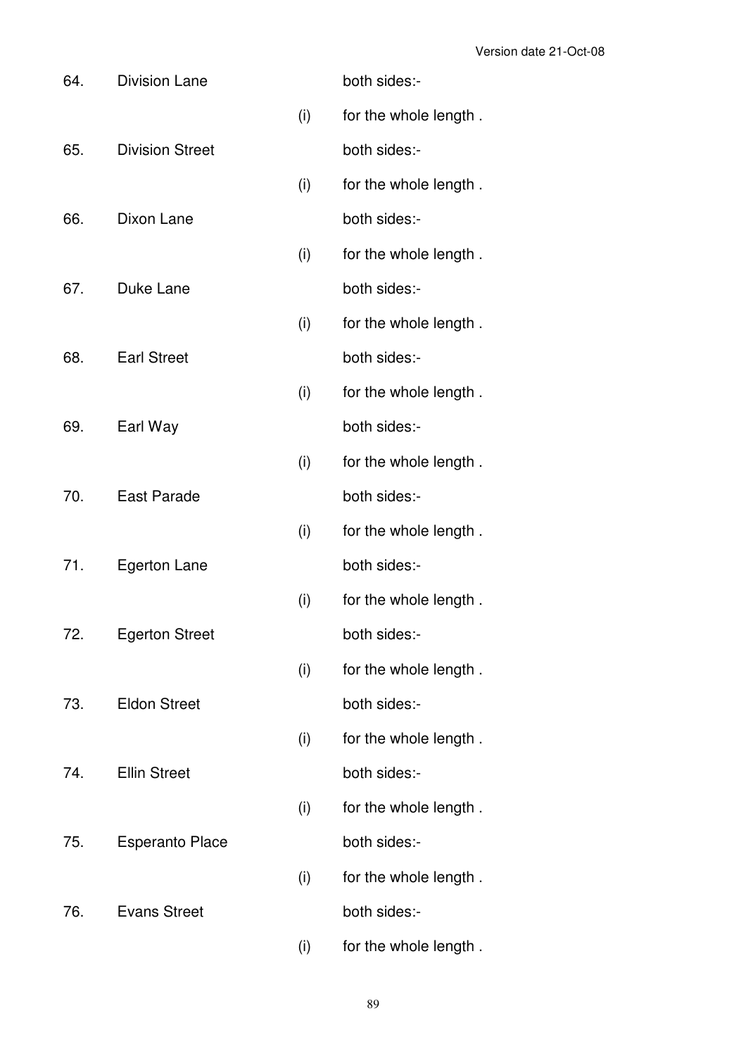| | | | |
|---|---|---|---|
| 64. | Division Lane | | both sides:- |
| | | (i) | for the whole length . |
| 65. | Division Street | | both sides:- |
| | | (i) | for the whole length . |
| 66. | Dixon Lane | | both sides:- |
| | | (i) | for the whole length . |
| 67. | Duke Lane | | both sides:- |
| | | (i) | for the whole length . |
| 68. | Earl Street | | both sides:- |
| | | (i) | for the whole length . |
| 69. | Earl Way | | both sides:- |
| | | (i) | for the whole length . |
| 70. | East Parade | | both sides:- |
| | | (i) | for the whole length . |
| 71. | Egerton Lane | | both sides:- |
| | | (i) | for the whole length . |
| 72. | Egerton Street | | both sides:- |
| | | (i) | for the whole length . |
| 73. | Eldon Street | | both sides:- |
| | | (i) | for the whole length . |
| 74. | Ellin Street | | both sides:- |
| | | (i) | for the whole length . |
| 75. | Esperanto Place | | both sides:- |
| | | (i) | for the whole length . |
| 76. | Evans Street | | both sides:- |
| | | (i) | for the whole length . |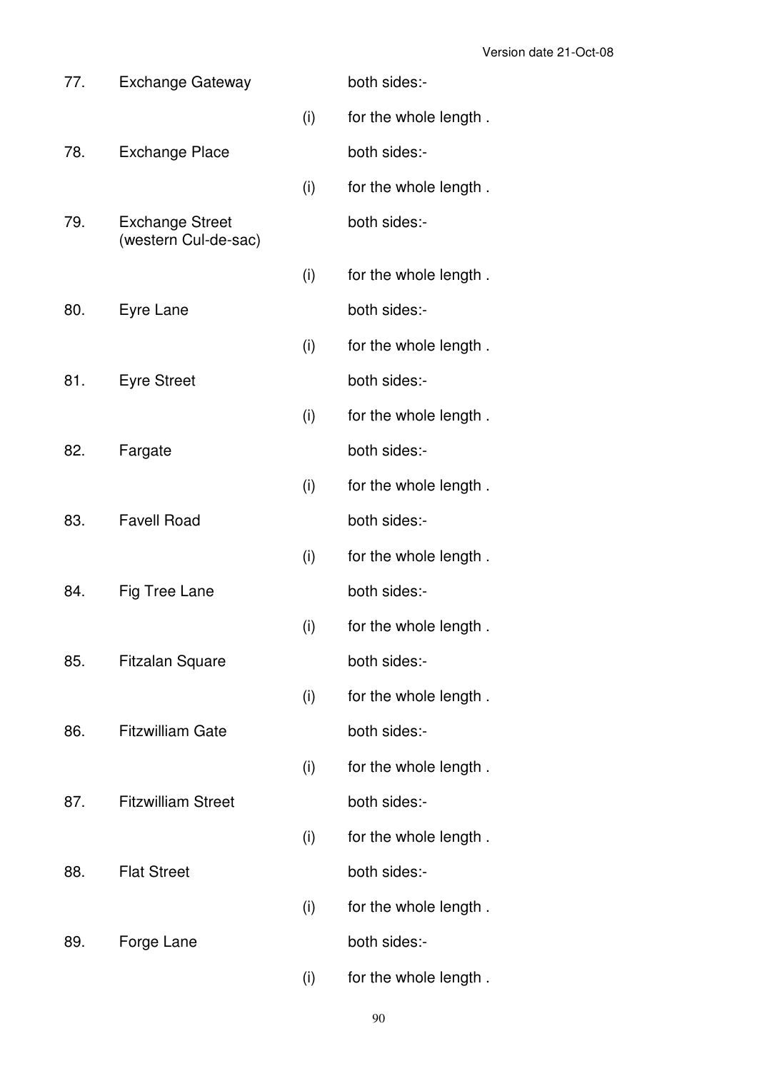| | | | |
|---|---|---|---|
| 77. | Exchange Gateway | | both sides:- |
| | | (i) | for the whole length . |
| 78. | Exchange Place | | both sides:- |
| | | (i) | for the whole length . |
| 79. | Exchange Street (western Cul-de-sac) | | both sides:- |
| | | (i) | for the whole length . |
| 80. | Eyre Lane | | both sides:- |
| | | (i) | for the whole length . |
| 81. | Eyre Street | | both sides:- |
| | | (i) | for the whole length . |
| 82. | Fargate | | both sides:- |
| | | (i) | for the whole length . |
| 83. | Favell Road | | both sides:- |
| | | (i) | for the whole length . |
| 84. | Fig Tree Lane | | both sides:- |
| | | (i) | for the whole length . |
| 85. | Fitzalan Square | | both sides:- |
| | | (i) | for the whole length . |
| 86. | Fitzwilliam Gate | | both sides:- |
| | | (i) | for the whole length . |
| 87. | Fitzwilliam Street | | both sides:- |
| | | (i) | for the whole length . |
| 88. | Flat Street | | both sides:- |
| | | (i) | for the whole length . |
| 89. | Forge Lane | | both sides:- |
| | | (i) | for the whole length . |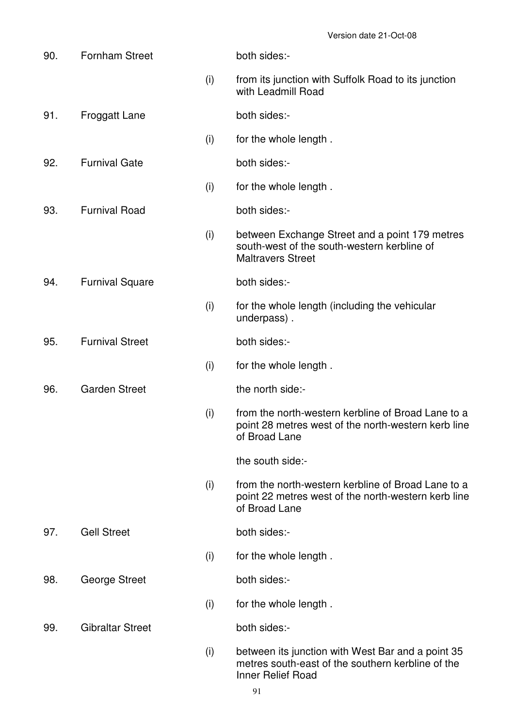| | | | |
|---|---|---|---|
| 90. | Fornham Street | | both sides:- |
| | | (i) | from its junction with Suffolk Road to its junction with Leadmill Road |
| 91. | Froggatt Lane | | both sides:- |
| | | (i) | for the whole length . |
| 92. | Furnival Gate | | both sides:- |
| | | (i) | for the whole length . |
| 93. | Furnival Road | | both sides:- |
| | | (i) | between Exchange Street and a point 179 metres south-west of the south-western kerbline of Maltravers Street |
| 94. | Furnival Square | | both sides:- |
| | | (i) | for the whole length (including the vehicular underpass) . |
| 95. | Furnival Street | | both sides:- |
| | | (i) | for the whole length . |
| 96. | Garden Street | | the north side:- |
| | | (i) | from the north-western kerbline of Broad Lane to a point 28 metres west of the north-western kerb line of Broad Lane |
| | | | the south side:- |
| | | (i) | from the north-western kerbline of Broad Lane to a point 22 metres west of the north-western kerb line of Broad Lane |
| 97. | Gell Street | | both sides:- |
| | | (i) | for the whole length . |
| 98. | George Street | | both sides:- |
| | | (i) | for the whole length . |
| 99. | Gibraltar Street | | both sides:- |
| | | (i) | between its junction with West Bar and a point 35 metres south-east of the southern kerbline of the Inner Relief Road |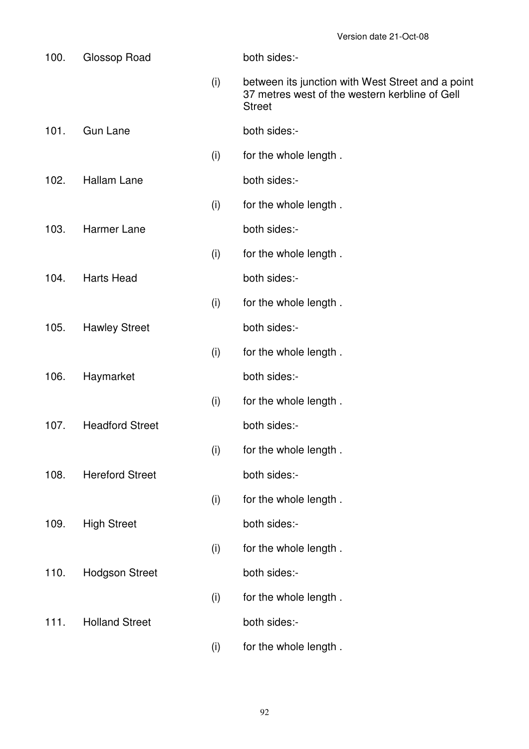| | | | |
|---|---|---|---|
| 100. | Glossop Road | | both sides:- |
| | | (i) | between its junction with West Street and a point 37 metres west of the western kerbline of Gell Street |
| 101. | Gun Lane | | both sides:- |
| | | (i) | for the whole length . |
| 102. | Hallam Lane | | both sides:- |
| | | (i) | for the whole length . |
| 103. | Harmer Lane | | both sides:- |
| | | (i) | for the whole length . |
| 104. | Harts Head | | both sides:- |
| | | (i) | for the whole length . |
| 105. | Hawley Street | | both sides:- |
| | | (i) | for the whole length . |
| 106. | Haymarket | | both sides:- |
| | | (i) | for the whole length . |
| 107. | Headford Street | | both sides:- |
| | | (i) | for the whole length . |
| 108. | Hereford Street | | both sides:- |
| | | (i) | for the whole length . |
| 109. | High Street | | both sides:- |
| | | (i) | for the whole length . |
| 110. | Hodgson Street | | both sides:- |
| | | (i) | for the whole length . |
| 111. | Holland Street | | both sides:- |
| | | (i) | for the whole length . |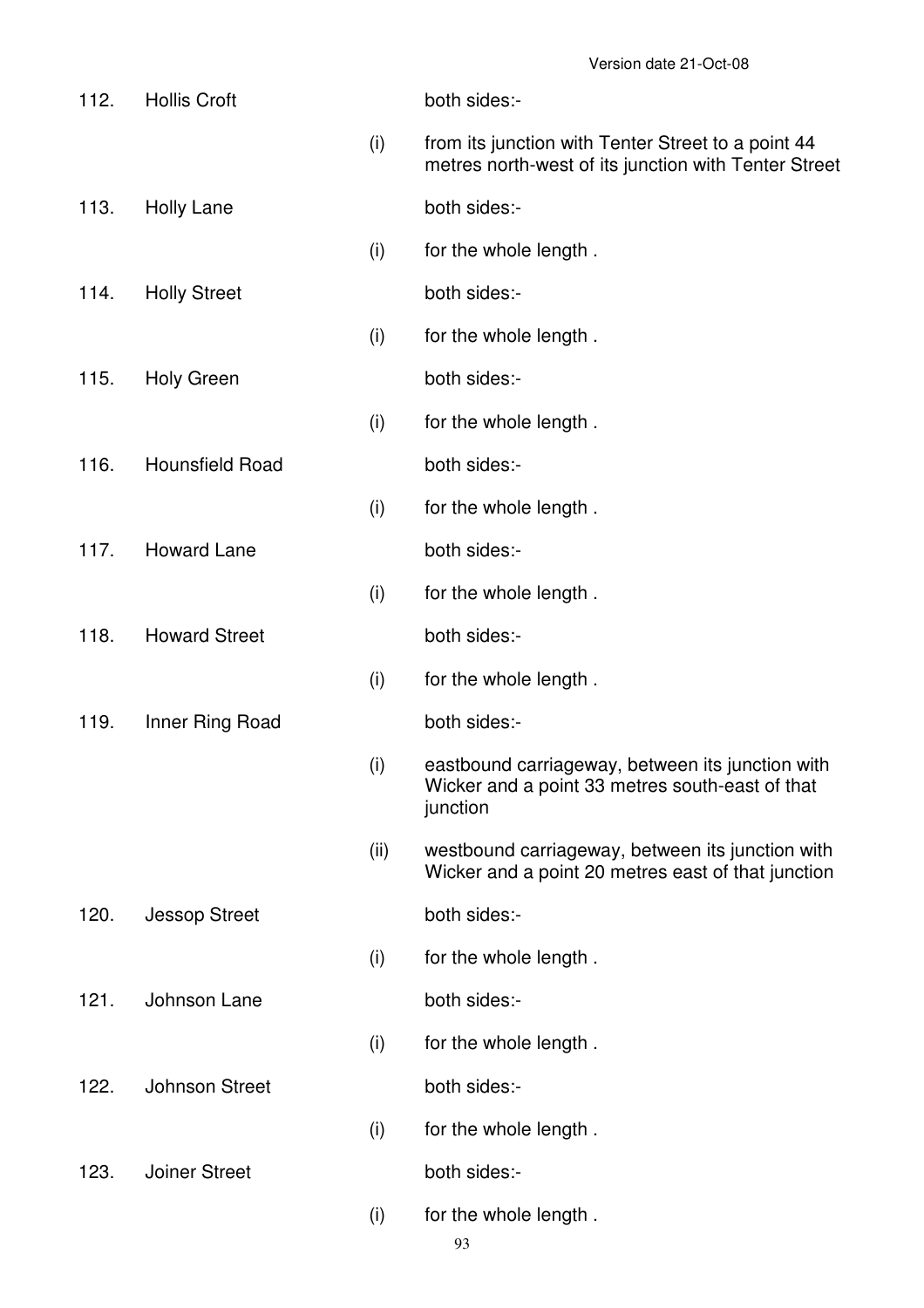| | | | |
|---|---|---|---|
| 112. | Hollis Croft | | both sides:- |
| | | (i) | from its junction with Tenter Street to a point 44 metres north-west of its junction with Tenter Street |
| 113. | Holly Lane | | both sides:- |
| | | (i) | for the whole length . |
| 114. | Holly Street | | both sides:- |
| | | (i) | for the whole length . |
| 115. | Holy Green | | both sides:- |
| | | (i) | for the whole length . |
| 116. | Hounsfield Road | | both sides:- |
| | | (i) | for the whole length . |
| 117. | Howard Lane | | both sides:- |
| | | (i) | for the whole length . |
| 118. | Howard Street | | both sides:- |
| | | (i) | for the whole length . |
| 119. | Inner Ring Road | | both sides:- |
| | | (i) | eastbound carriageway, between its junction with Wicker and a point 33 metres south-east of that junction |
| | | (ii) | westbound carriageway, between its junction with Wicker and a point 20 metres east of that junction |
| 120. | Jessop Street | | both sides:- |
| | | (i) | for the whole length . |
| 121. | Johnson Lane | | both sides:- |
| | | (i) | for the whole length . |
| 122. | Johnson Street | | both sides:- |
| | | (i) | for the whole length . |
| 123. | Joiner Street | | both sides:- |
| | | (i) | for the whole length . |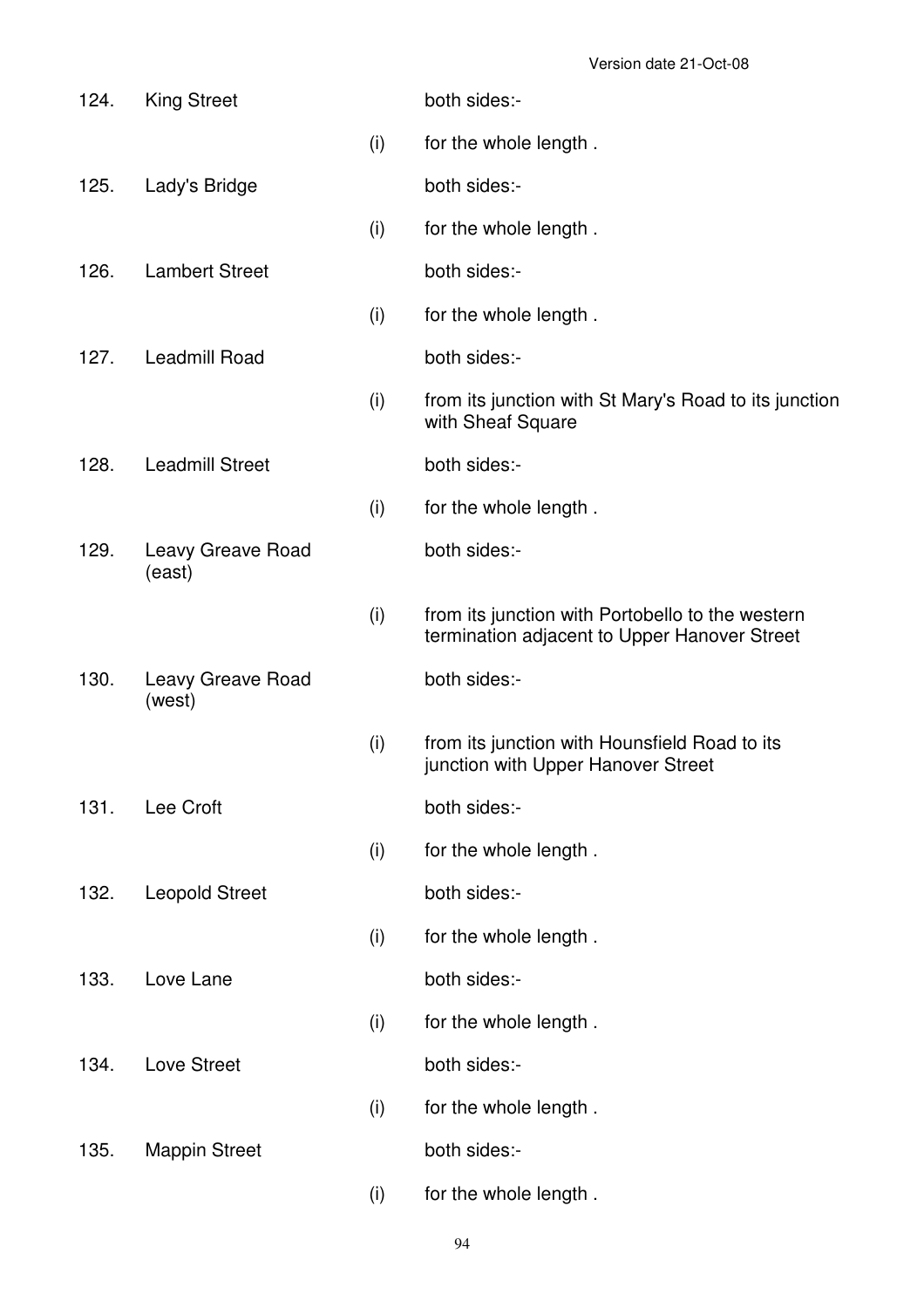| | | | |
|---|---|---|---|
| 124. | King Street | | both sides:- |
| | | (i) | for the whole length . |
| 125. | Lady's Bridge | | both sides:- |
| | | (i) | for the whole length . |
| 126. | Lambert Street | | both sides:- |
| | | (i) | for the whole length . |
| 127. | Leadmill Road | | both sides:- |
| | | (i) | from its junction with St Mary's Road to its junction with Sheaf Square |
| 128. | Leadmill Street | | both sides:- |
| | | (i) | for the whole length . |
| 129. | Leavy Greave Road (east) | | both sides:- |
| | | (i) | from its junction with Portobello to the western termination adjacent to Upper Hanover Street |
| 130. | Leavy Greave Road (west) | | both sides:- |
| | | (i) | from its junction with Hounsfield Road to its junction with Upper Hanover Street |
| 131. | Lee Croft | | both sides:- |
| | | (i) | for the whole length . |
| 132. | Leopold Street | | both sides:- |
| | | (i) | for the whole length . |
| 133. | Love Lane | | both sides:- |
| | | (i) | for the whole length . |
| 134. | Love Street | | both sides:- |
| | | (i) | for the whole length . |
| 135. | Mappin Street | | both sides:- |
| | | (i) | for the whole length . |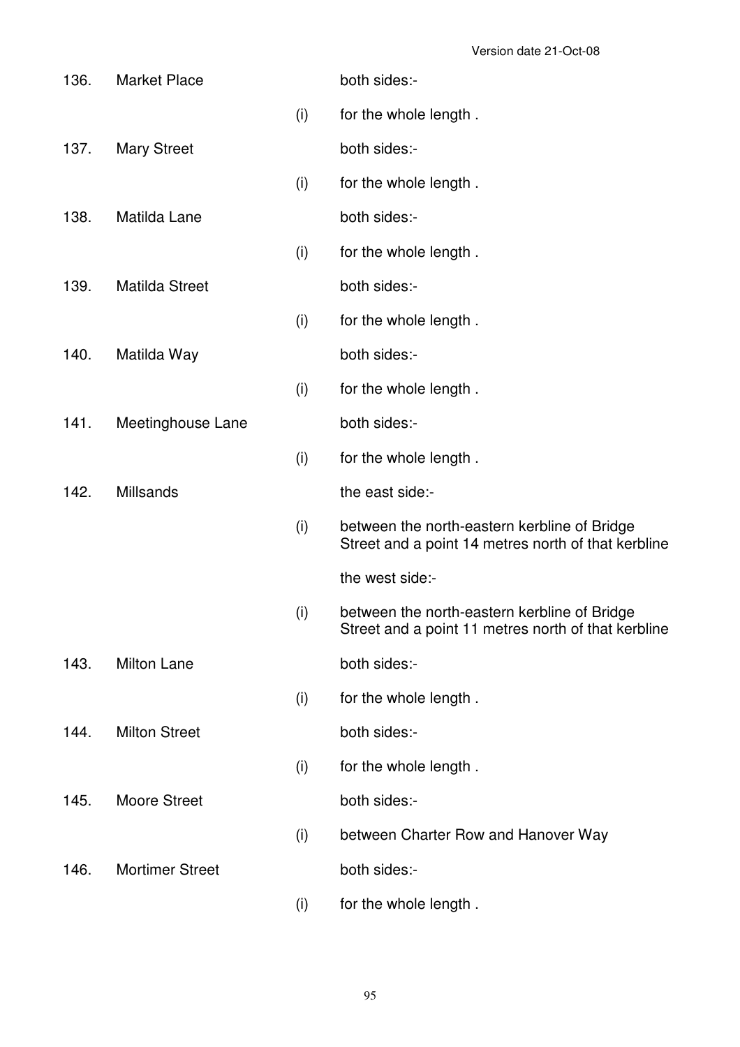| | | | |
|---|---|---|---|
| 136. | Market Place | | both sides:- |
| | | (i) | for the whole length . |
| 137. | Mary Street | | both sides:- |
| | | (i) | for the whole length . |
| 138. | Matilda Lane | | both sides:- |
| | | (i) | for the whole length . |
| 139. | Matilda Street | | both sides:- |
| | | (i) | for the whole length . |
| 140. | Matilda Way | | both sides:- |
| | | (i) | for the whole length . |
| 141. | Meetinghouse Lane | | both sides:- |
| | | (i) | for the whole length . |
| 142. | Millsands | | the east side:- |
| | | (i) | between the north-eastern kerbline of Bridge Street and a point 14 metres north of that kerbline |
| | | | the west side:- |
| | | (i) | between the north-eastern kerbline of Bridge Street and a point 11 metres north of that kerbline |
| 143. | Milton Lane | | both sides:- |
| | | (i) | for the whole length . |
| 144. | Milton Street | | both sides:- |
| | | (i) | for the whole length . |
| 145. | Moore Street | | both sides:- |
| | | (i) | between Charter Row and Hanover Way |
| 146. | Mortimer Street | | both sides:- |
| | | (i) | for the whole length . |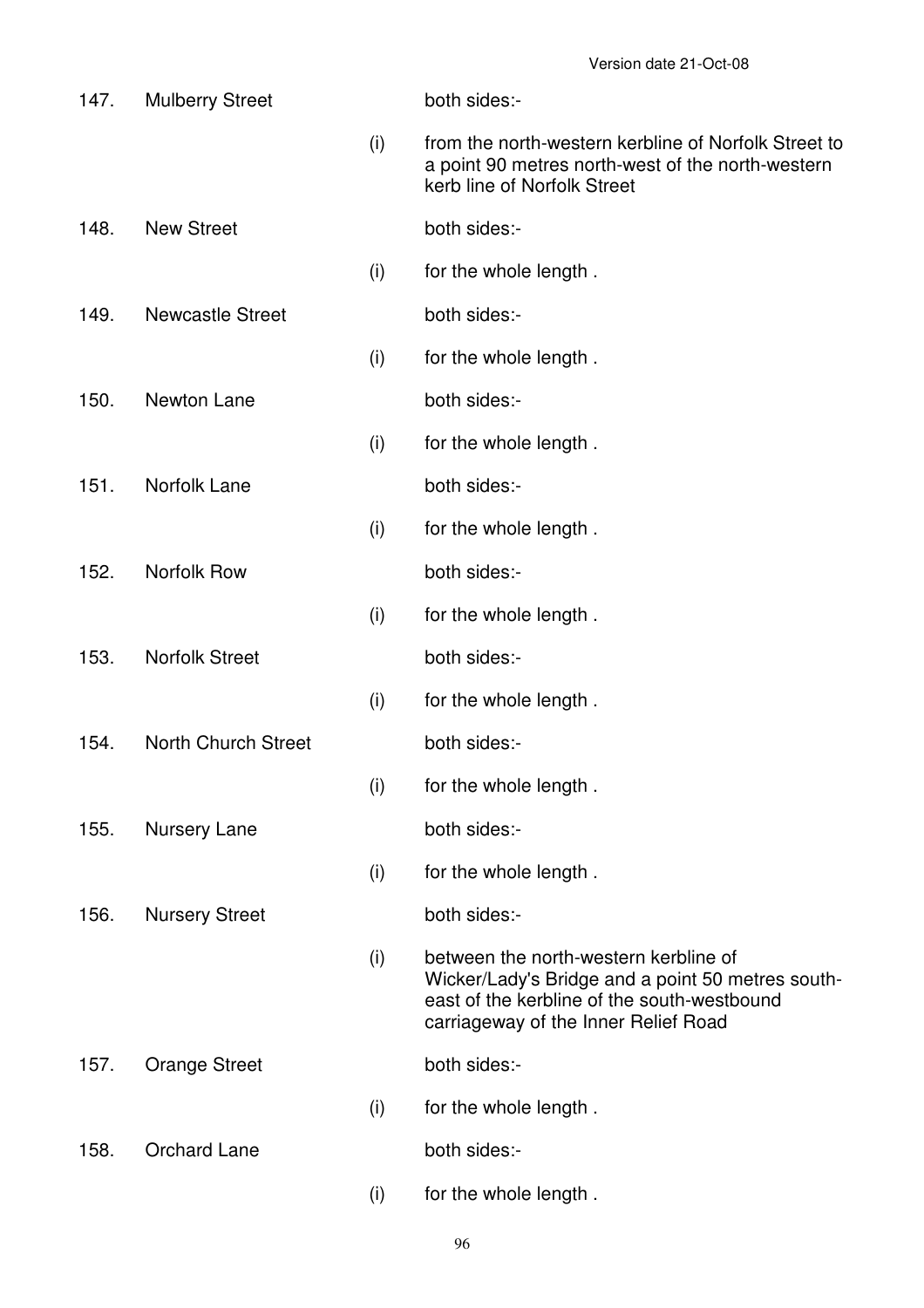Version date 21-Oct-08

| | | | |
|---|---|---|---|
| 147. | Mulberry Street | | both sides:- |
| | | (i) | from the north-western kerbline of Norfolk Street to a point 90 metres north-west of the north-western kerb line of Norfolk Street |
| 148. | New Street | | both sides:- |
| | | (i) | for the whole length . |
| 149. | Newcastle Street | | both sides:- |
| | | (i) | for the whole length . |
| 150. | Newton Lane | | both sides:- |
| | | (i) | for the whole length . |
| 151. | Norfolk Lane | | both sides:- |
| | | (i) | for the whole length . |
| 152. | Norfolk Row | | both sides:- |
| | | (i) | for the whole length . |
| 153. | Norfolk Street | | both sides:- |
| | | (i) | for the whole length . |
| 154. | North Church Street | | both sides:- |
| | | (i) | for the whole length . |
| 155. | Nursery Lane | | both sides:- |
| | | (i) | for the whole length . |
| 156. | Nursery Street | | both sides:- |
| | | (i) | between the north-western kerbline of Wicker/Lady's Bridge and a point 50 metres south-east of the kerbline of the south-westbound carriageway of the Inner Relief Road |
| 157. | Orange Street | | both sides:- |
| | | (i) | for the whole length . |
| 158. | Orchard Lane | | both sides:- |
| | | (i) | for the whole length . |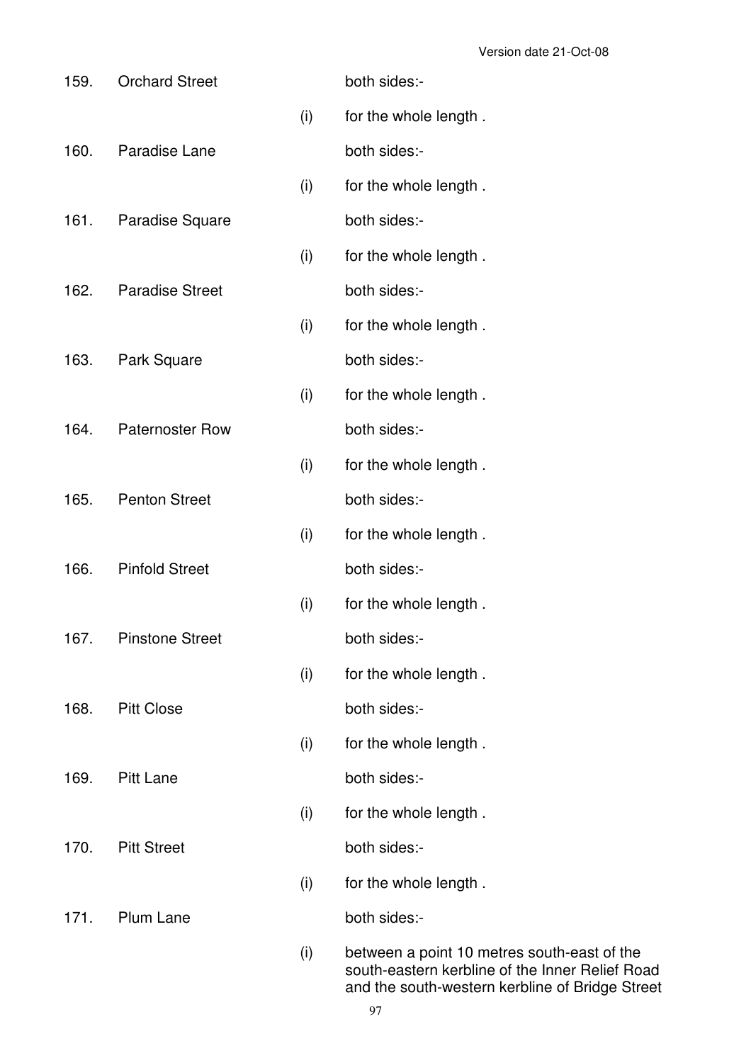159. Orchard Street both sides:-

(i) for the whole length .

160. Paradise Lane both sides:-

(i) for the whole length .

161. Paradise Square both sides:-

(i) for the whole length .

162. Paradise Street both sides:-

(i) for the whole length .

163. Park Square both sides:-

(i) for the whole length .

164. Paternoster Row both sides:-

(i) for the whole length .

165. Penton Street both sides:-

(i) for the whole length .

166. Pinfold Street both sides:-

(i) for the whole length .

167. Pinstone Street both sides:-

(i) for the whole length .

168. Pitt Close both sides:-

(i) for the whole length .

169. Pitt Lane both sides:-

(i) for the whole length .

170. Pitt Street both sides:-

(i) for the whole length .

171. Plum Lane both sides:-

(i) between a point 10 metres south-east of the south-eastern kerbline of the Inner Relief Road and the south-western kerbline of Bridge Street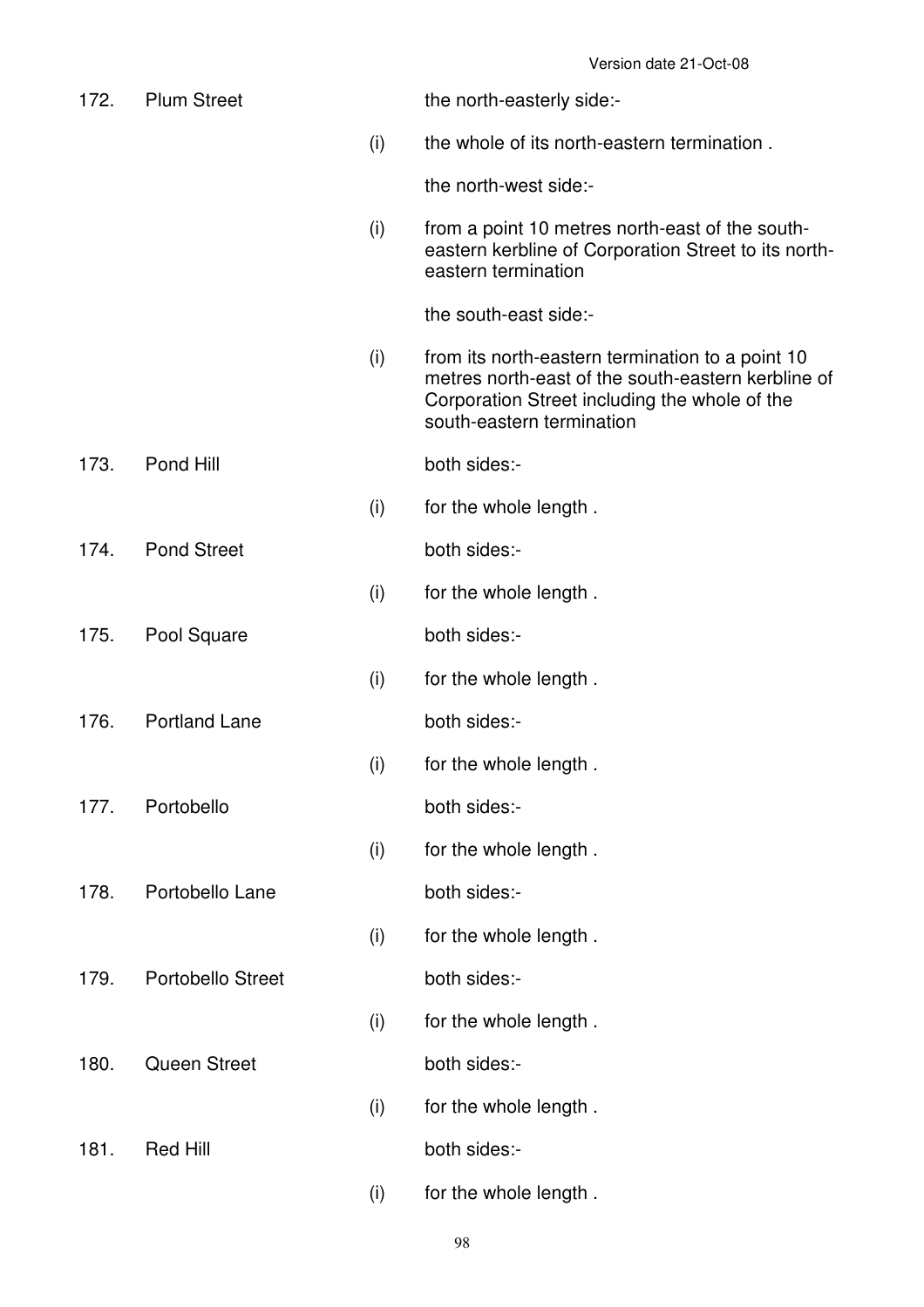| | | | |
|---|---|---|---|
| 172. | Plum Street | | the north-easterly side:- |
| | | (i) | the whole of its north-eastern termination . |
| | | | the north-west side:- |
| | | (i) | from a point 10 metres north-east of the south-eastern kerbline of Corporation Street to its north-eastern termination |
| | | | the south-east side:- |
| | | (i) | from its north-eastern termination to a point 10 metres north-east of the south-eastern kerbline of Corporation Street including the whole of the south-eastern termination |
| 173. | Pond Hill | | both sides:- |
| | | (i) | for the whole length . |
| 174. | Pond Street | | both sides:- |
| | | (i) | for the whole length . |
| 175. | Pool Square | | both sides:- |
| | | (i) | for the whole length . |
| 176. | Portland Lane | | both sides:- |
| | | (i) | for the whole length . |
| 177. | Portobello | | both sides:- |
| | | (i) | for the whole length . |
| 178. | Portobello Lane | | both sides:- |
| | | (i) | for the whole length . |
| 179. | Portobello Street | | both sides:- |
| | | (i) | for the whole length . |
| 180. | Queen Street | | both sides:- |
| | | (i) | for the whole length . |
| 181. | Red Hill | | both sides:- |
| | | (i) | for the whole length . |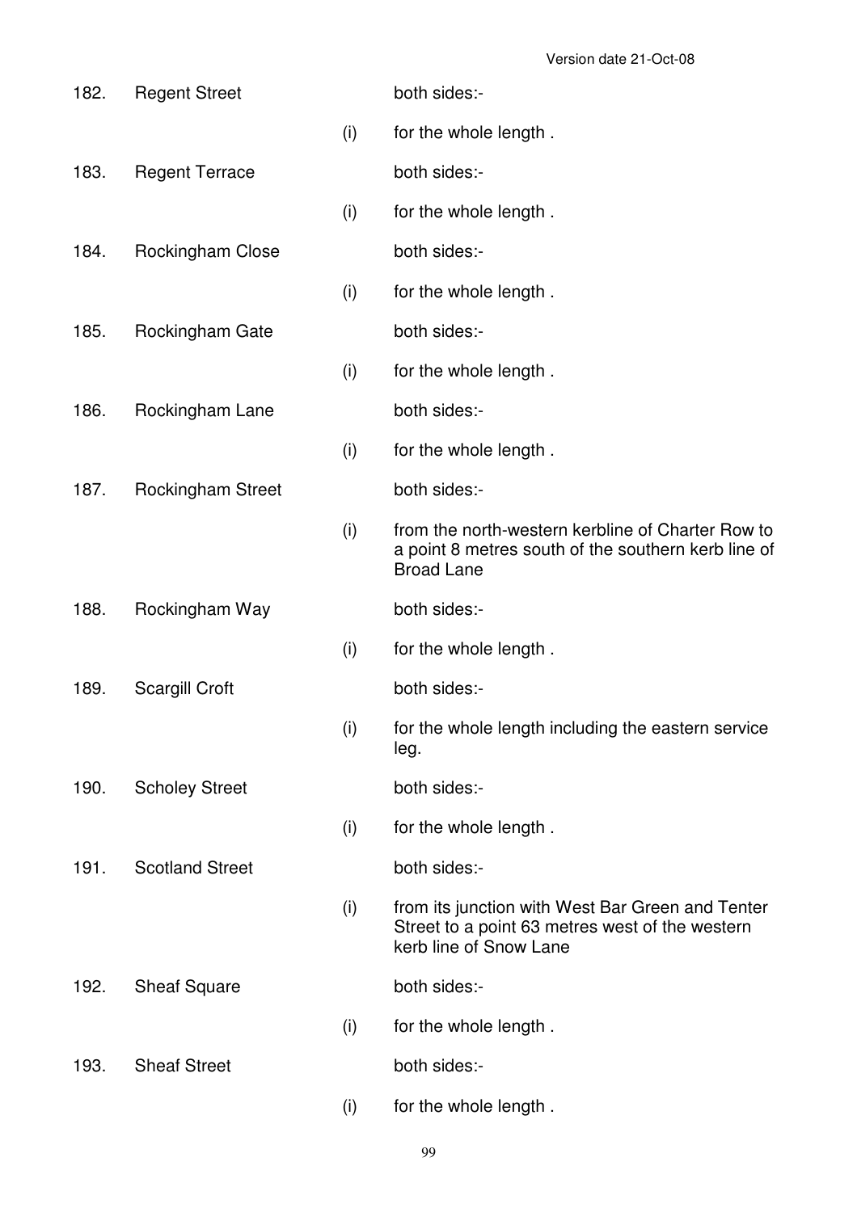| | | | |
|---|---|---|---|
| 182. | Regent Street | | both sides:- |
| | | (i) | for the whole length . |
| 183. | Regent Terrace | | both sides:- |
| | | (i) | for the whole length . |
| 184. | Rockingham Close | | both sides:- |
| | | (i) | for the whole length . |
| 185. | Rockingham Gate | | both sides:- |
| | | (i) | for the whole length . |
| 186. | Rockingham Lane | | both sides:- |
| | | (i) | for the whole length . |
| 187. | Rockingham Street | | both sides:- |
| | | (i) | from the north-western kerbline of Charter Row to a point 8 metres south of the southern kerb line of Broad Lane |
| 188. | Rockingham Way | | both sides:- |
| | | (i) | for the whole length . |
| 189. | Scargill Croft | | both sides:- |
| | | (i) | for the whole length including the eastern service leg. |
| 190. | Scholey Street | | both sides:- |
| | | (i) | for the whole length . |
| 191. | Scotland Street | | both sides:- |
| | | (i) | from its junction with West Bar Green and Tenter Street to a point 63 metres west of the western kerb line of Snow Lane |
| 192. | Sheaf Square | | both sides:- |
| | | (i) | for the whole length . |
| 193. | Sheaf Street | | both sides:- |
| | | (i) | for the whole length . |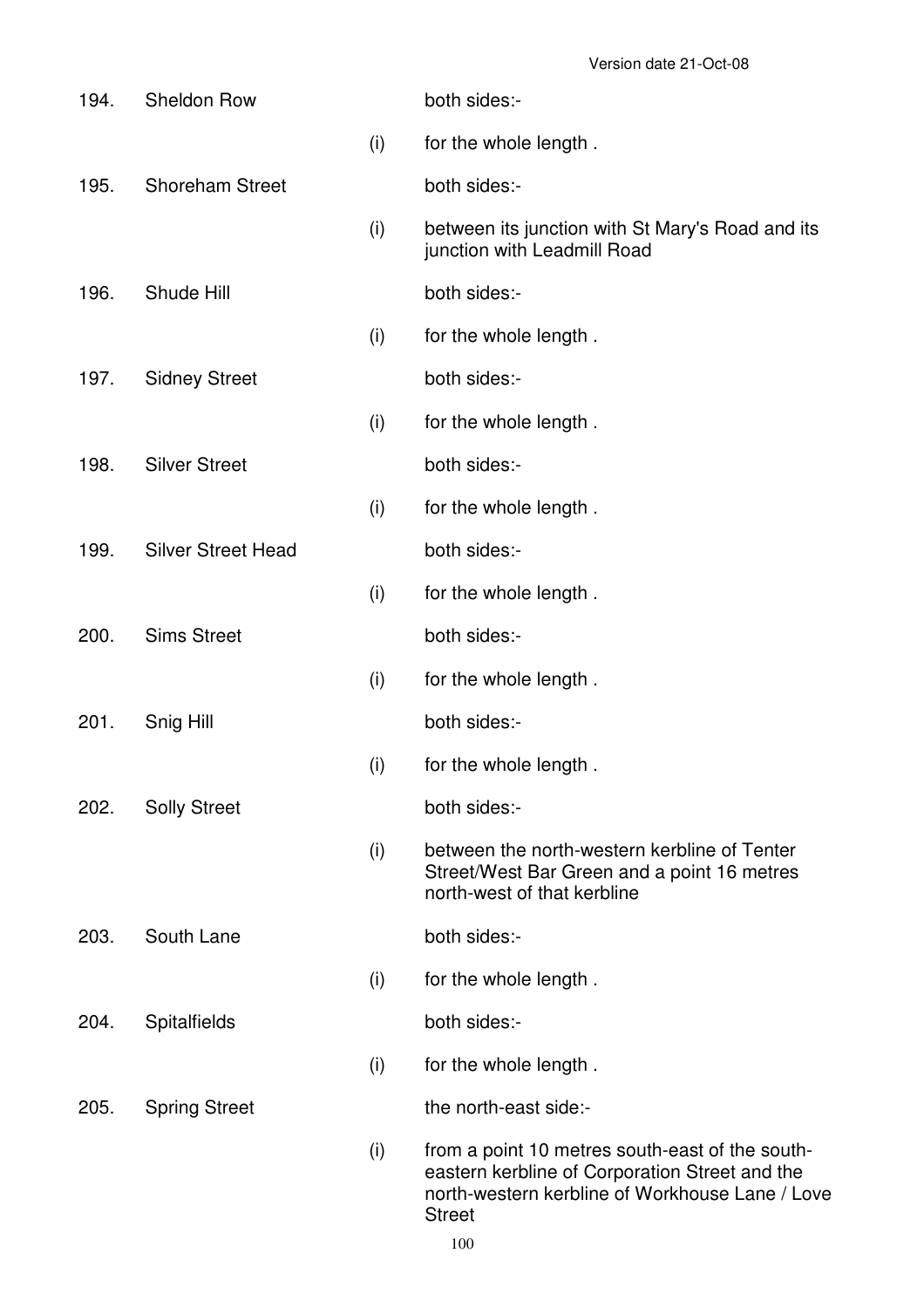| | | | |
|---|---|---|---|
| 194. | Sheldon Row | | both sides:- |
| | | (i) | for the whole length . |
| 195. | Shoreham Street | | both sides:- |
| | | (i) | between its junction with St Mary's Road and its junction with Leadmill Road |
| 196. | Shude Hill | | both sides:- |
| | | (i) | for the whole length . |
| 197. | Sidney Street | | both sides:- |
| | | (i) | for the whole length . |
| 198. | Silver Street | | both sides:- |
| | | (i) | for the whole length . |
| 199. | Silver Street Head | | both sides:- |
| | | (i) | for the whole length . |
| 200. | Sims Street | | both sides:- |
| | | (i) | for the whole length . |
| 201. | Snig Hill | | both sides:- |
| | | (i) | for the whole length . |
| 202. | Solly Street | | both sides:- |
| | | (i) | between the north-western kerbline of Tenter Street/West Bar Green and a point 16 metres north-west of that kerbline |
| 203. | South Lane | | both sides:- |
| | | (i) | for the whole length . |
| 204. | Spitalfields | | both sides:- |
| | | (i) | for the whole length . |
| 205. | Spring Street | | the north-east side:- |
| | | (i) | from a point 10 metres south-east of the south-eastern kerbline of Corporation Street and the north-western kerbline of Workhouse Lane / Love Street |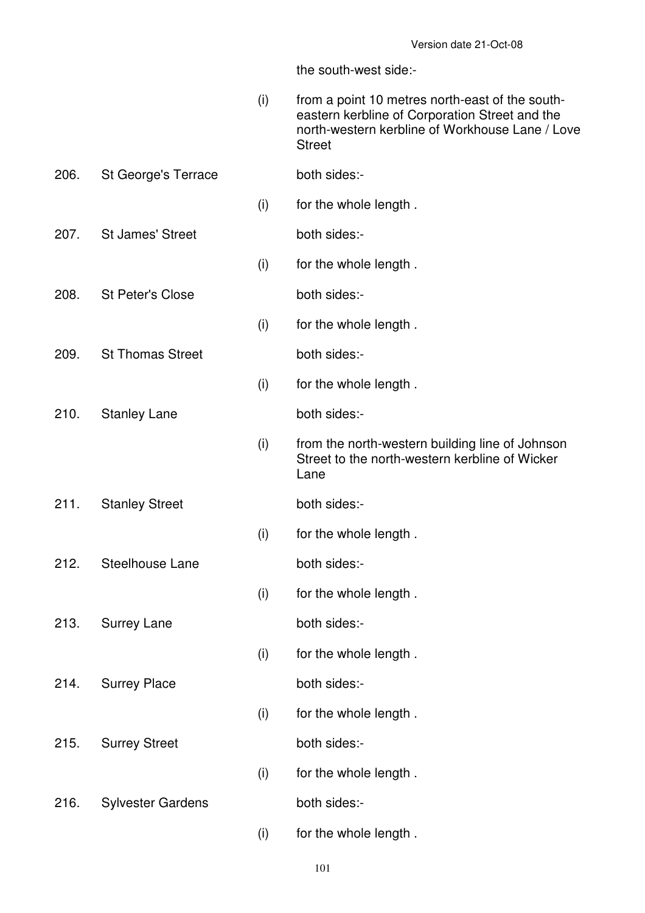| | | | |
|---|---|---|---|
| | | | the south-west side:- |
| | | (i) | from a point 10 metres north-east of the south-eastern kerbline of Corporation Street and the north-western kerbline of Workhouse Lane / Love Street |
| 206. | St George's Terrace | | both sides:- |
| | | (i) | for the whole length . |
| 207. | St James' Street | | both sides:- |
| | | (i) | for the whole length . |
| 208. | St Peter's Close | | both sides:- |
| | | (i) | for the whole length . |
| 209. | St Thomas Street | | both sides:- |
| | | (i) | for the whole length . |
| 210. | Stanley Lane | | both sides:- |
| | | (i) | from the north-western building line of Johnson Street to the north-western kerbline of Wicker Lane |
| 211. | Stanley Street | | both sides:- |
| | | (i) | for the whole length . |
| 212. | Steelhouse Lane | | both sides:- |
| | | (i) | for the whole length . |
| 213. | Surrey Lane | | both sides:- |
| | | (i) | for the whole length . |
| 214. | Surrey Place | | both sides:- |
| | | (i) | for the whole length . |
| 215. | Surrey Street | | both sides:- |
| | | (i) | for the whole length . |
| 216. | Sylvester Gardens | | both sides:- |
| | | (i) | for the whole length . |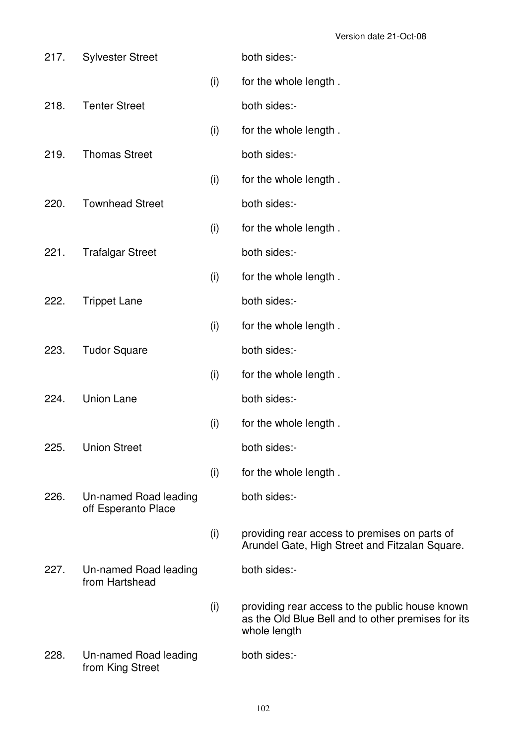| | | | |
|---|---|---|---|
| 217. | Sylvester Street | | both sides:- |
| | | (i) | for the whole length . |
| 218. | Tenter Street | | both sides:- |
| | | (i) | for the whole length . |
| 219. | Thomas Street | | both sides:- |
| | | (i) | for the whole length . |
| 220. | Townhead Street | | both sides:- |
| | | (i) | for the whole length . |
| 221. | Trafalgar Street | | both sides:- |
| | | (i) | for the whole length . |
| 222. | Trippet Lane | | both sides:- |
| | | (i) | for the whole length . |
| 223. | Tudor Square | | both sides:- |
| | | (i) | for the whole length . |
| 224. | Union Lane | | both sides:- |
| | | (i) | for the whole length . |
| 225. | Union Street | | both sides:- |
| | | (i) | for the whole length . |
| 226. | Un-named Road leading off Esperanto Place | | both sides:- |
| | | (i) | providing rear access to premises on parts of Arundel Gate, High Street and Fitzalan Square. |
| 227. | Un-named Road leading from Hartshead | | both sides:- |
| | | (i) | providing rear access to the public house known as the Old Blue Bell and to other premises for its whole length |
| 228. | Un-named Road leading from King Street | | both sides:- |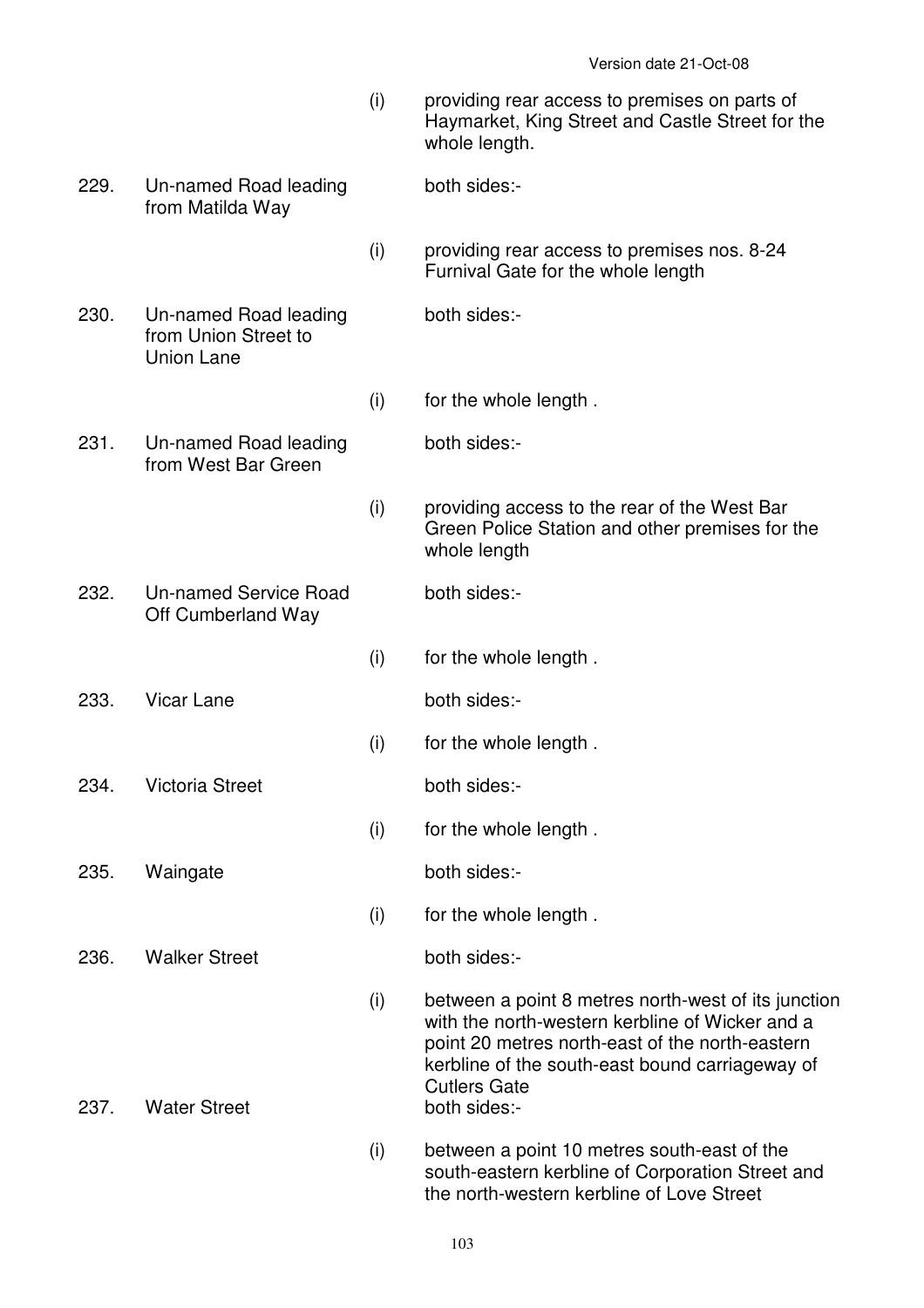| | | | |
|---|---|---|---|
| | | (i) | providing rear access to premises on parts of Haymarket, King Street and Castle Street for the whole length. |
| 229. | Un-named Road leading from Matilda Way | | both sides:- |
| | | (i) | providing rear access to premises nos. 8-24 Furnival Gate for the whole length |
| 230. | Un-named Road leading from Union Street to Union Lane | | both sides:- |
| | | (i) | for the whole length . |
| 231. | Un-named Road leading from West Bar Green | | both sides:- |
| | | (i) | providing access to the rear of the West Bar Green Police Station and other premises for the whole length |
| 232. | Un-named Service Road Off Cumberland Way | | both sides:- |
| | | (i) | for the whole length . |
| 233. | Vicar Lane | | both sides:- |
| | | (i) | for the whole length . |
| 234. | Victoria Street | | both sides:- |
| | | (i) | for the whole length . |
| 235. | Waingate | | both sides:- |
| | | (i) | for the whole length . |
| 236. | Walker Street | | both sides:- |
| | | (i) | between a point 8 metres north-west of its junction with the north-western kerbline of Wicker and a point 20 metres north-east of the north-eastern kerbline of the south-east bound carriageway of Cutlers Gate |
| 237. | Water Street | | both sides:- |
| | | (i) | between a point 10 metres south-east of the south-eastern kerbline of Corporation Street and the north-western kerbline of Love Street |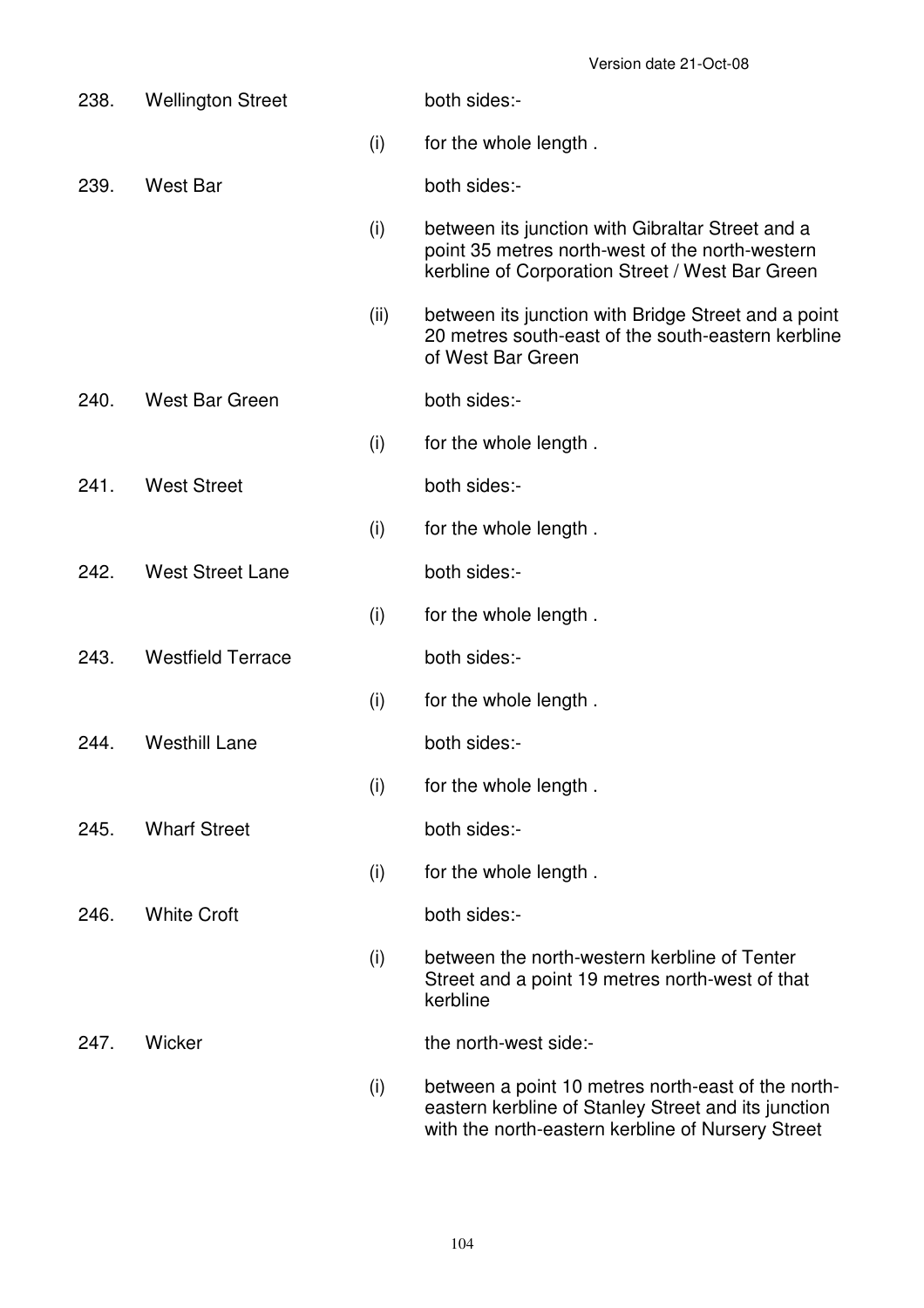| | | | |
|---|---|---|---|
| 238. | Wellington Street | | both sides:- |
| | | (i) | for the whole length . |
| 239. | West Bar | | both sides:- |
| | | (i) | between its junction with Gibraltar Street and a point 35 metres north-west of the north-western kerbline of Corporation Street / West Bar Green |
| | | (ii) | between its junction with Bridge Street and a point 20 metres south-east of the south-eastern kerbline of West Bar Green |
| 240. | West Bar Green | | both sides:- |
| | | (i) | for the whole length . |
| 241. | West Street | | both sides:- |
| | | (i) | for the whole length . |
| 242. | West Street Lane | | both sides:- |
| | | (i) | for the whole length . |
| 243. | Westfield Terrace | | both sides:- |
| | | (i) | for the whole length . |
| 244. | Westhill Lane | | both sides:- |
| | | (i) | for the whole length . |
| 245. | Wharf Street | | both sides:- |
| | | (i) | for the whole length . |
| 246. | White Croft | | both sides:- |
| | | (i) | between the north-western kerbline of Tenter Street and a point 19 metres north-west of that kerbline |
| 247. | Wicker | | the north-west side:- |
| | | (i) | between a point 10 metres north-east of the north-eastern kerbline of Stanley Street and its junction with the north-eastern kerbline of Nursery Street |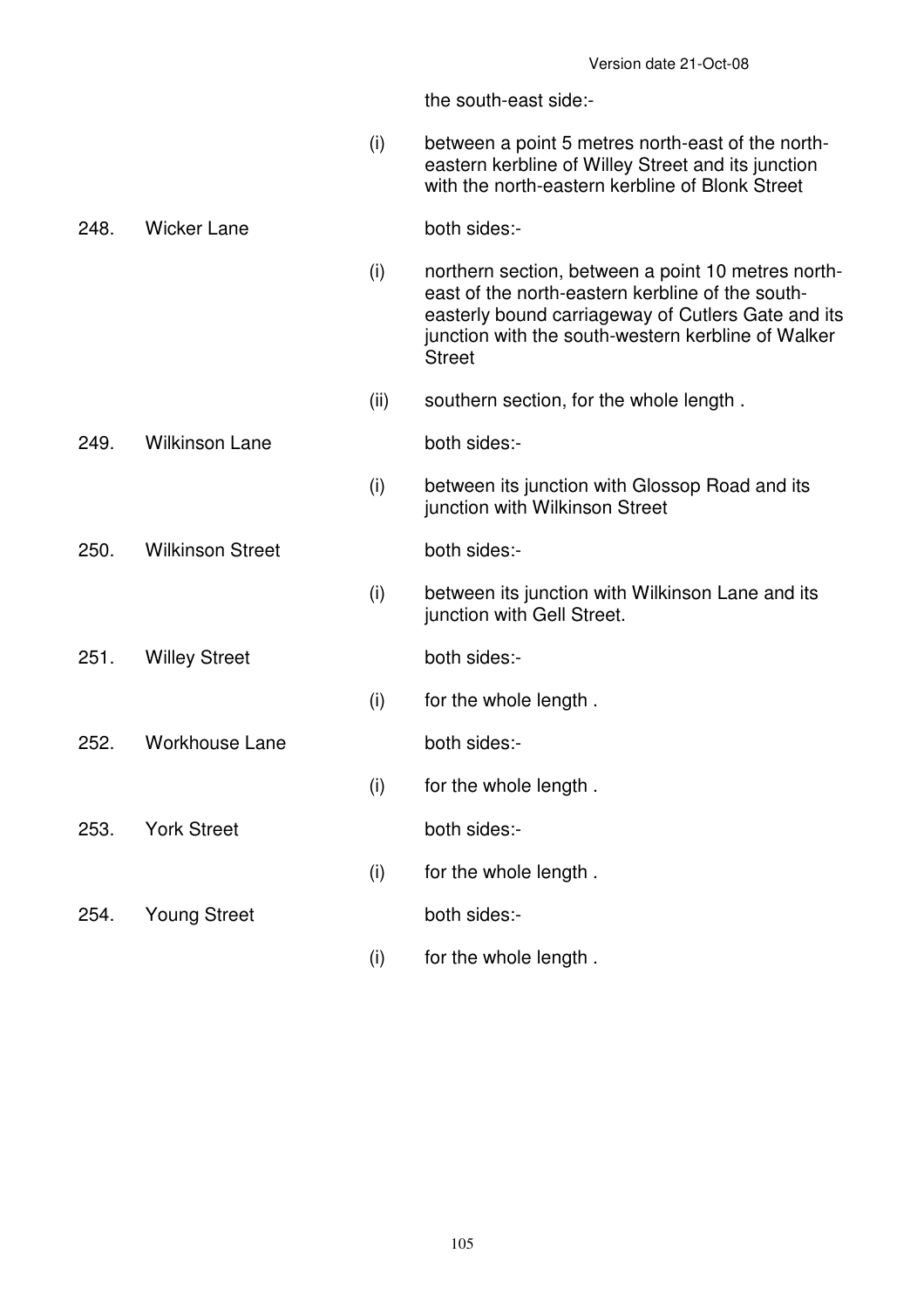| | | | |
|---|---|---|---|
| | | | the south-east side:- |
| | | (i) | between a point 5 metres north-east of the north-eastern kerbline of Willey Street and its junction with the north-eastern kerbline of Blonk Street |
| 248. | Wicker Lane | | both sides:- |
| | | (i) | northern section, between a point 10 metres north-east of the north-eastern kerbline of the south-easterly bound carriageway of Cutlers Gate and its junction with the south-western kerbline of Walker Street |
| | | (ii) | southern section, for the whole length . |
| 249. | Wilkinson Lane | | both sides:- |
| | | (i) | between its junction with Glossop Road and its junction with Wilkinson Street |
| 250. | Wilkinson Street | | both sides:- |
| | | (i) | between its junction with Wilkinson Lane and its junction with Gell Street. |
| 251. | Willey Street | | both sides:- |
| | | (i) | for the whole length . |
| 252. | Workhouse Lane | | both sides:- |
| | | (i) | for the whole length . |
| 253. | York Street | | both sides:- |
| | | (i) | for the whole length . |
| 254. | Young Street | | both sides:- |
| | | (i) | for the whole length . |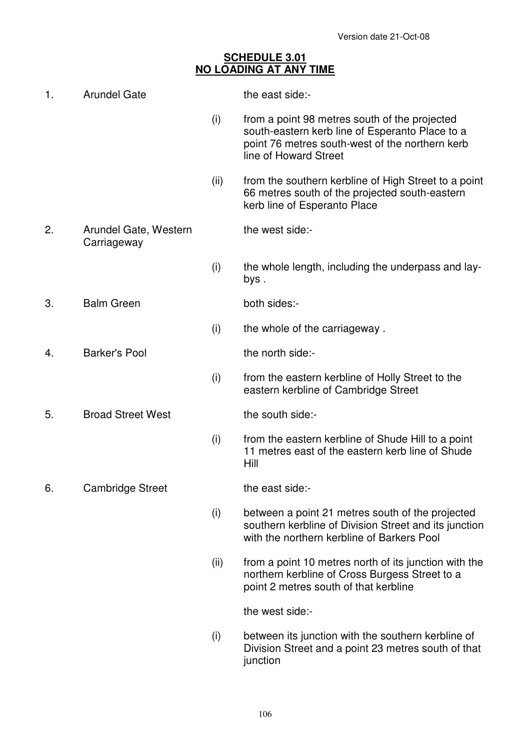Version date 21-Oct-08

## SCHEDULE 3.01
## NO LOADING AT ANY TIME

1. Arundel Gate — the east side:-

   (i) from a point 98 metres south of the projected south-eastern kerb line of Esperanto Place to a point 76 metres south-west of the northern kerb line of Howard Street

   (ii) from the southern kerbline of High Street to a point 66 metres south of the projected south-eastern kerb line of Esperanto Place

2. Arundel Gate, Western Carriageway — the west side:-

   (i) the whole length, including the underpass and lay-bys .

3. Balm Green — both sides:-

   (i) the whole of the carriageway .

4. Barker's Pool — the north side:-

   (i) from the eastern kerbline of Holly Street to the eastern kerbline of Cambridge Street

5. Broad Street West — the south side:-

   (i) from the eastern kerbline of Shude Hill to a point 11 metres east of the eastern kerb line of Shude Hill

6. Cambridge Street — the east side:-

   (i) between a point 21 metres south of the projected southern kerbline of Division Street and its junction with the northern kerbline of Barkers Pool

   (ii) from a point 10 metres north of its junction with the northern kerbline of Cross Burgess Street to a point 2 metres south of that kerbline

   the west side:-

   (i) between its junction with the southern kerbline of Division Street and a point 23 metres south of that junction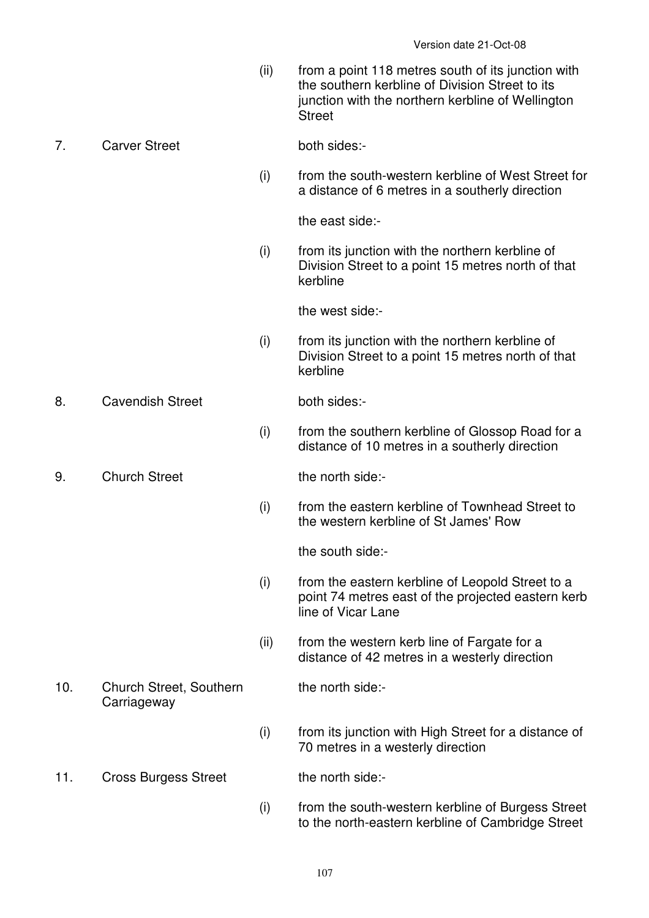| | | | |
|---|---|---|---|
| | | (ii) | from a point 118 metres south of its junction with the southern kerbline of Division Street to its junction with the northern kerbline of Wellington Street |
| 7. | Carver Street | | both sides:- |
| | | (i) | from the south-western kerbline of West Street for a distance of 6 metres in a southerly direction |
| | | | the east side:- |
| | | (i) | from its junction with the northern kerbline of Division Street to a point 15 metres north of that kerbline |
| | | | the west side:- |
| | | (i) | from its junction with the northern kerbline of Division Street to a point 15 metres north of that kerbline |
| 8. | Cavendish Street | | both sides:- |
| | | (i) | from the southern kerbline of Glossop Road for a distance of 10 metres in a southerly direction |
| 9. | Church Street | | the north side:- |
| | | (i) | from the eastern kerbline of Townhead Street to the western kerbline of St James' Row |
| | | | the south side:- |
| | | (i) | from the eastern kerbline of Leopold Street to a point 74 metres east of the projected eastern kerb line of Vicar Lane |
| | | (ii) | from the western kerb line of Fargate for a distance of 42 metres in a westerly direction |
| 10. | Church Street, Southern Carriageway | | the north side:- |
| | | (i) | from its junction with High Street for a distance of 70 metres in a westerly direction |
| 11. | Cross Burgess Street | | the north side:- |
| | | (i) | from the south-western kerbline of Burgess Street to the north-eastern kerbline of Cambridge Street |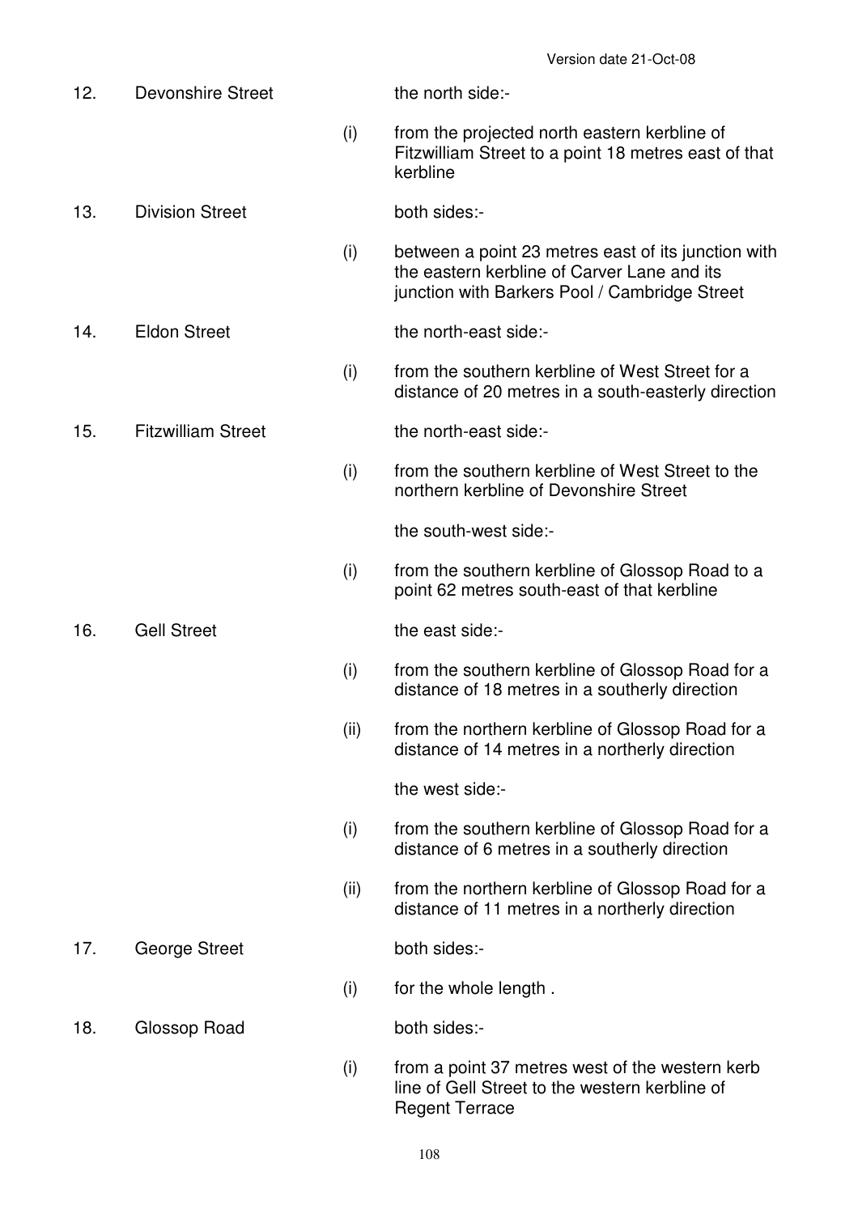| | | | |
|---|---|---|---|
| 12. | Devonshire Street | | the north side:- |
| | | (i) | from the projected north eastern kerbline of Fitzwilliam Street to a point 18 metres east of that kerbline |
| 13. | Division Street | | both sides:- |
| | | (i) | between a point 23 metres east of its junction with the eastern kerbline of Carver Lane and its junction with Barkers Pool / Cambridge Street |
| 14. | Eldon Street | | the north-east side:- |
| | | (i) | from the southern kerbline of West Street for a distance of 20 metres in a south-easterly direction |
| 15. | Fitzwilliam Street | | the north-east side:- |
| | | (i) | from the southern kerbline of West Street to the northern kerbline of Devonshire Street |
| | | | the south-west side:- |
| | | (i) | from the southern kerbline of Glossop Road to a point 62 metres south-east of that kerbline |
| 16. | Gell Street | | the east side:- |
| | | (i) | from the southern kerbline of Glossop Road for a distance of 18 metres in a southerly direction |
| | | (ii) | from the northern kerbline of Glossop Road for a distance of 14 metres in a northerly direction |
| | | | the west side:- |
| | | (i) | from the southern kerbline of Glossop Road for a distance of 6 metres in a southerly direction |
| | | (ii) | from the northern kerbline of Glossop Road for a distance of 11 metres in a northerly direction |
| 17. | George Street | | both sides:- |
| | | (i) | for the whole length . |
| 18. | Glossop Road | | both sides:- |
| | | (i) | from a point 37 metres west of the western kerb line of Gell Street to the western kerbline of Regent Terrace |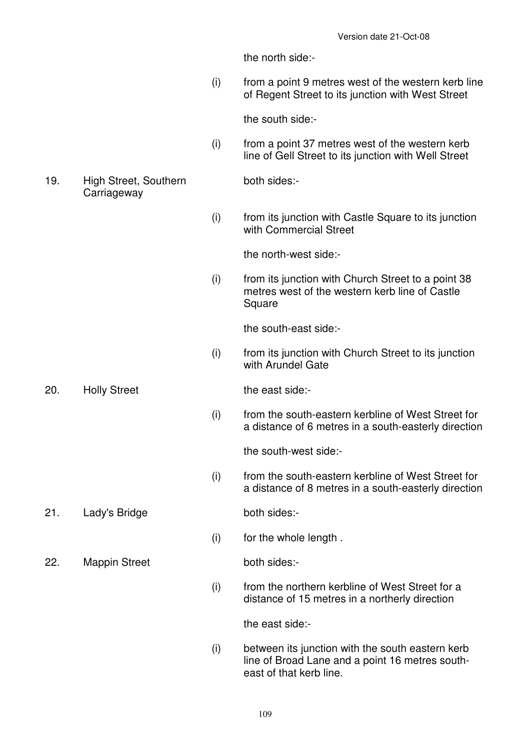| | | | |
|---|---|---|---|
| | | | the north side:- |
| | | (i) | from a point 9 metres west of the western kerb line of Regent Street to its junction with West Street |
| | | | the south side:- |
| | | (i) | from a point 37 metres west of the western kerb line of Gell Street to its junction with Well Street |
| 19. | High Street, Southern Carriageway | | both sides:- |
| | | (i) | from its junction with Castle Square to its junction with Commercial Street |
| | | | the north-west side:- |
| | | (i) | from its junction with Church Street to a point 38 metres west of the western kerb line of Castle Square |
| | | | the south-east side:- |
| | | (i) | from its junction with Church Street to its junction with Arundel Gate |
| 20. | Holly Street | | the east side:- |
| | | (i) | from the south-eastern kerbline of West Street for a distance of 6 metres in a south-easterly direction |
| | | | the south-west side:- |
| | | (i) | from the south-eastern kerbline of West Street for a distance of 8 metres in a south-easterly direction |
| 21. | Lady's Bridge | | both sides:- |
| | | (i) | for the whole length . |
| 22. | Mappin Street | | both sides:- |
| | | (i) | from the northern kerbline of West Street for a distance of 15 metres in a northerly direction |
| | | | the east side:- |
| | | (i) | between its junction with the south eastern kerb line of Broad Lane and a point 16 metres south-east of that kerb line. |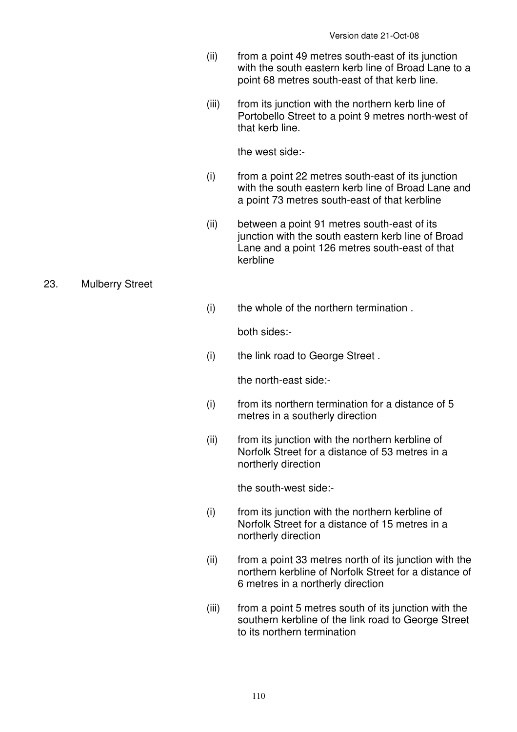(ii) from a point 49 metres south-east of its junction with the south eastern kerb line of Broad Lane to a point 68 metres south-east of that kerb line.

(iii) from its junction with the northern kerb line of Portobello Street to a point 9 metres north-west of that kerb line.

the west side:-

(i) from a point 22 metres south-east of its junction with the south eastern kerb line of Broad Lane and a point 73 metres south-east of that kerbline

(ii) between a point 91 metres south-east of its junction with the south eastern kerb line of Broad Lane and a point 126 metres south-east of that kerbline

23. Mulberry Street

(i) the whole of the northern termination .

both sides:-

(i) the link road to George Street .

the north-east side:-

(i) from its northern termination for a distance of 5 metres in a southerly direction

(ii) from its junction with the northern kerbline of Norfolk Street for a distance of 53 metres in a northerly direction

the south-west side:-

(i) from its junction with the northern kerbline of Norfolk Street for a distance of 15 metres in a northerly direction

(ii) from a point 33 metres north of its junction with the northern kerbline of Norfolk Street for a distance of 6 metres in a northerly direction

(iii) from a point 5 metres south of its junction with the southern kerbline of the link road to George Street to its northern termination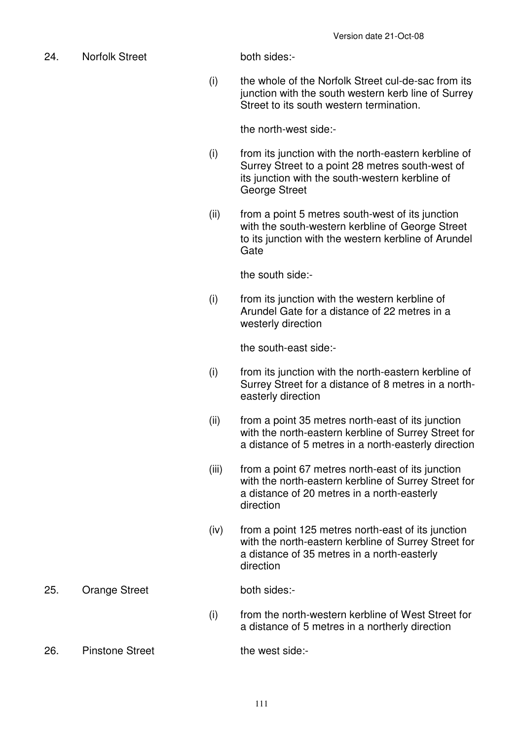24. Norfolk Street

both sides:-

(i) the whole of the Norfolk Street cul-de-sac from its junction with the south western kerb line of Surrey Street to its south western termination.

the north-west side:-

(i) from its junction with the north-eastern kerbline of Surrey Street to a point 28 metres south-west of its junction with the south-western kerbline of George Street

(ii) from a point 5 metres south-west of its junction with the south-western kerbline of George Street to its junction with the western kerbline of Arundel Gate

the south side:-

(i) from its junction with the western kerbline of Arundel Gate for a distance of 22 metres in a westerly direction

the south-east side:-

(i) from its junction with the north-eastern kerbline of Surrey Street for a distance of 8 metres in a north-easterly direction

(ii) from a point 35 metres north-east of its junction with the north-eastern kerbline of Surrey Street for a distance of 5 metres in a north-easterly direction

(iii) from a point 67 metres north-east of its junction with the north-eastern kerbline of Surrey Street for a distance of 20 metres in a north-easterly direction

(iv) from a point 125 metres north-east of its junction with the north-eastern kerbline of Surrey Street for a distance of 35 metres in a north-easterly direction

25. Orange Street

both sides:-

(i) from the north-western kerbline of West Street for a distance of 5 metres in a northerly direction

26. Pinstone Street

the west side:-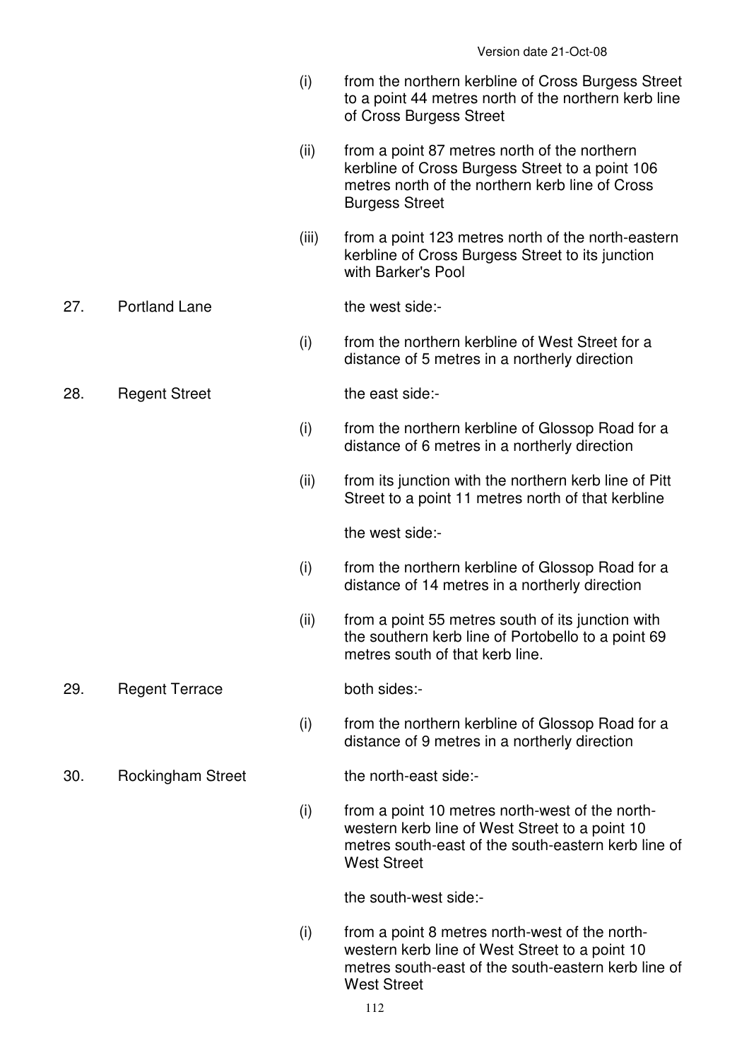(i) from the northern kerbline of Cross Burgess Street to a point 44 metres north of the northern kerb line of Cross Burgess Street

(ii) from a point 87 metres north of the northern kerbline of Cross Burgess Street to a point 106 metres north of the northern kerb line of Cross Burgess Street

(iii) from a point 123 metres north of the north-eastern kerbline of Cross Burgess Street to its junction with Barker's Pool

27. Portland Lane — the west side:-

(i) from the northern kerbline of West Street for a distance of 5 metres in a northerly direction

28. Regent Street — the east side:-

(i) from the northern kerbline of Glossop Road for a distance of 6 metres in a northerly direction

(ii) from its junction with the northern kerb line of Pitt Street to a point 11 metres north of that kerbline

the west side:-

(i) from the northern kerbline of Glossop Road for a distance of 14 metres in a northerly direction

(ii) from a point 55 metres south of its junction with the southern kerb line of Portobello to a point 69 metres south of that kerb line.

29. Regent Terrace — both sides:-

(i) from the northern kerbline of Glossop Road for a distance of 9 metres in a northerly direction

30. Rockingham Street — the north-east side:-

(i) from a point 10 metres north-west of the north-western kerb line of West Street to a point 10 metres south-east of the south-eastern kerb line of West Street

the south-west side:-

(i) from a point 8 metres north-west of the north-western kerb line of West Street to a point 10 metres south-east of the south-eastern kerb line of West Street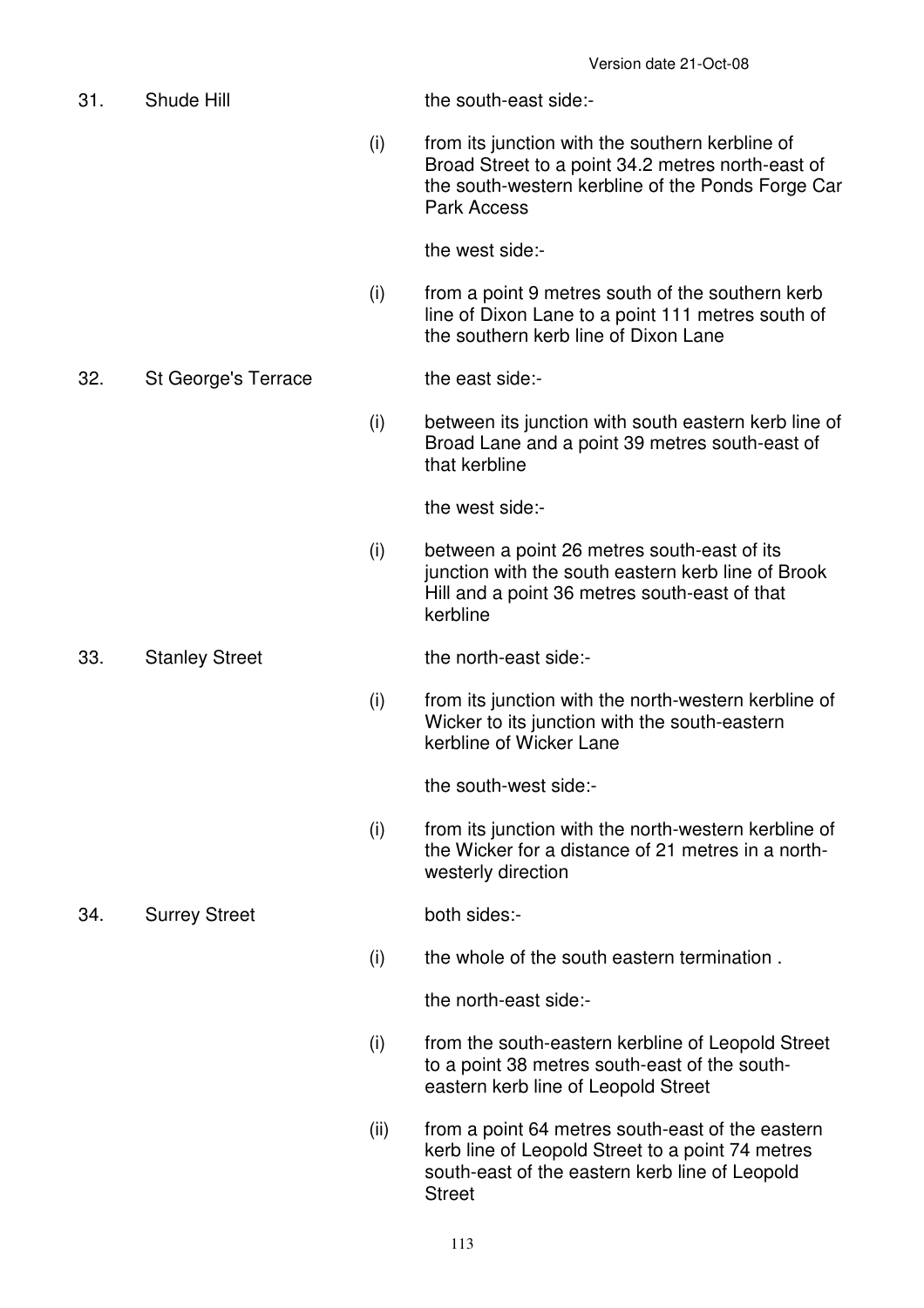| | | | |
|---|---|---|---|
| 31. | Shude Hill | | the south-east side:- |
| | | (i) | from its junction with the southern kerbline of Broad Street to a point 34.2 metres north-east of the south-western kerbline of the Ponds Forge Car Park Access |
| | | | the west side:- |
| | | (i) | from a point 9 metres south of the southern kerb line of Dixon Lane to a point 111 metres south of the southern kerb line of Dixon Lane |
| 32. | St George's Terrace | | the east side:- |
| | | (i) | between its junction with south eastern kerb line of Broad Lane and a point 39 metres south-east of that kerbline |
| | | | the west side:- |
| | | (i) | between a point 26 metres south-east of its junction with the south eastern kerb line of Brook Hill and a point 36 metres south-east of that kerbline |
| 33. | Stanley Street | | the north-east side:- |
| | | (i) | from its junction with the north-western kerbline of Wicker to its junction with the south-eastern kerbline of Wicker Lane |
| | | | the south-west side:- |
| | | (i) | from its junction with the north-western kerbline of the Wicker for a distance of 21 metres in a north-westerly direction |
| 34. | Surrey Street | | both sides:- |
| | | (i) | the whole of the south eastern termination . |
| | | | the north-east side:- |
| | | (i) | from the south-eastern kerbline of Leopold Street to a point 38 metres south-east of the south-eastern kerb line of Leopold Street |
| | | (ii) | from a point 64 metres south-east of the eastern kerb line of Leopold Street to a point 74 metres south-east of the eastern kerb line of Leopold Street |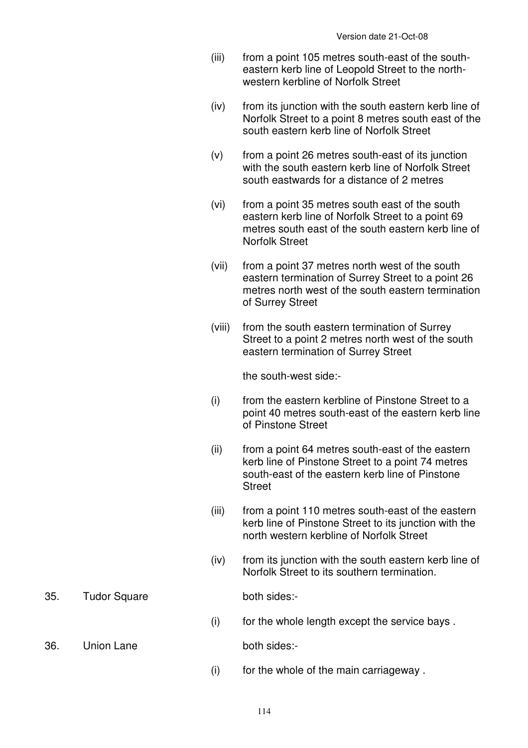(iii) from a point 105 metres south-east of the south-eastern kerb line of Leopold Street to the north-western kerbline of Norfolk Street

(iv) from its junction with the south eastern kerb line of Norfolk Street to a point 8 metres south east of the south eastern kerb line of Norfolk Street

(v) from a point 26 metres south-east of its junction with the south eastern kerb line of Norfolk Street south eastwards for a distance of 2 metres

(vi) from a point 35 metres south east of the south eastern kerb line of Norfolk Street to a point 69 metres south east of the south eastern kerb line of Norfolk Street

(vii) from a point 37 metres north west of the south eastern termination of Surrey Street to a point 26 metres north west of the south eastern termination of Surrey Street

(viii) from the south eastern termination of Surrey Street to a point 2 metres north west of the south eastern termination of Surrey Street

the south-west side:-

(i) from the eastern kerbline of Pinstone Street to a point 40 metres south-east of the eastern kerb line of Pinstone Street

(ii) from a point 64 metres south-east of the eastern kerb line of Pinstone Street to a point 74 metres south-east of the eastern kerb line of Pinstone Street

(iii) from a point 110 metres south-east of the eastern kerb line of Pinstone Street to its junction with the north western kerbline of Norfolk Street

(iv) from its junction with the south eastern kerb line of Norfolk Street to its southern termination.

35. Tudor Square both sides:-

(i) for the whole length except the service bays .

36. Union Lane both sides:-

(i) for the whole of the main carriageway .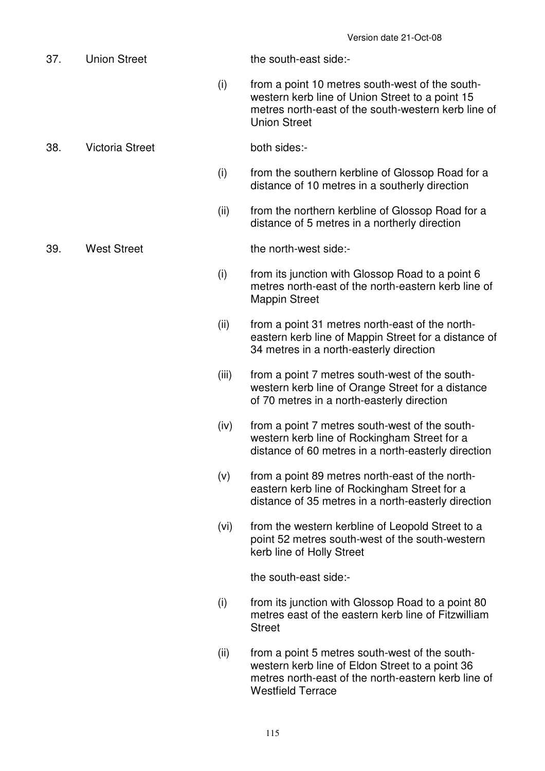Version date 21-Oct-08

37. Union Street — the south-east side:-

(i) from a point 10 metres south-west of the south-western kerb line of Union Street to a point 15 metres north-east of the south-western kerb line of Union Street

38. Victoria Street — both sides:-

(i) from the southern kerbline of Glossop Road for a distance of 10 metres in a southerly direction

(ii) from the northern kerbline of Glossop Road for a distance of 5 metres in a northerly direction

39. West Street — the north-west side:-

(i) from its junction with Glossop Road to a point 6 metres north-east of the north-eastern kerb line of Mappin Street

(ii) from a point 31 metres north-east of the north-eastern kerb line of Mappin Street for a distance of 34 metres in a north-easterly direction

(iii) from a point 7 metres south-west of the south-western kerb line of Orange Street for a distance of 70 metres in a north-easterly direction

(iv) from a point 7 metres south-west of the south-western kerb line of Rockingham Street for a distance of 60 metres in a north-easterly direction

(v) from a point 89 metres north-east of the north-eastern kerb line of Rockingham Street for a distance of 35 metres in a north-easterly direction

(vi) from the western kerbline of Leopold Street to a point 52 metres south-west of the south-western kerb line of Holly Street

the south-east side:-

(i) from its junction with Glossop Road to a point 80 metres east of the eastern kerb line of Fitzwilliam Street

(ii) from a point 5 metres south-west of the south-western kerb line of Eldon Street to a point 36 metres north-east of the north-eastern kerb line of Westfield Terrace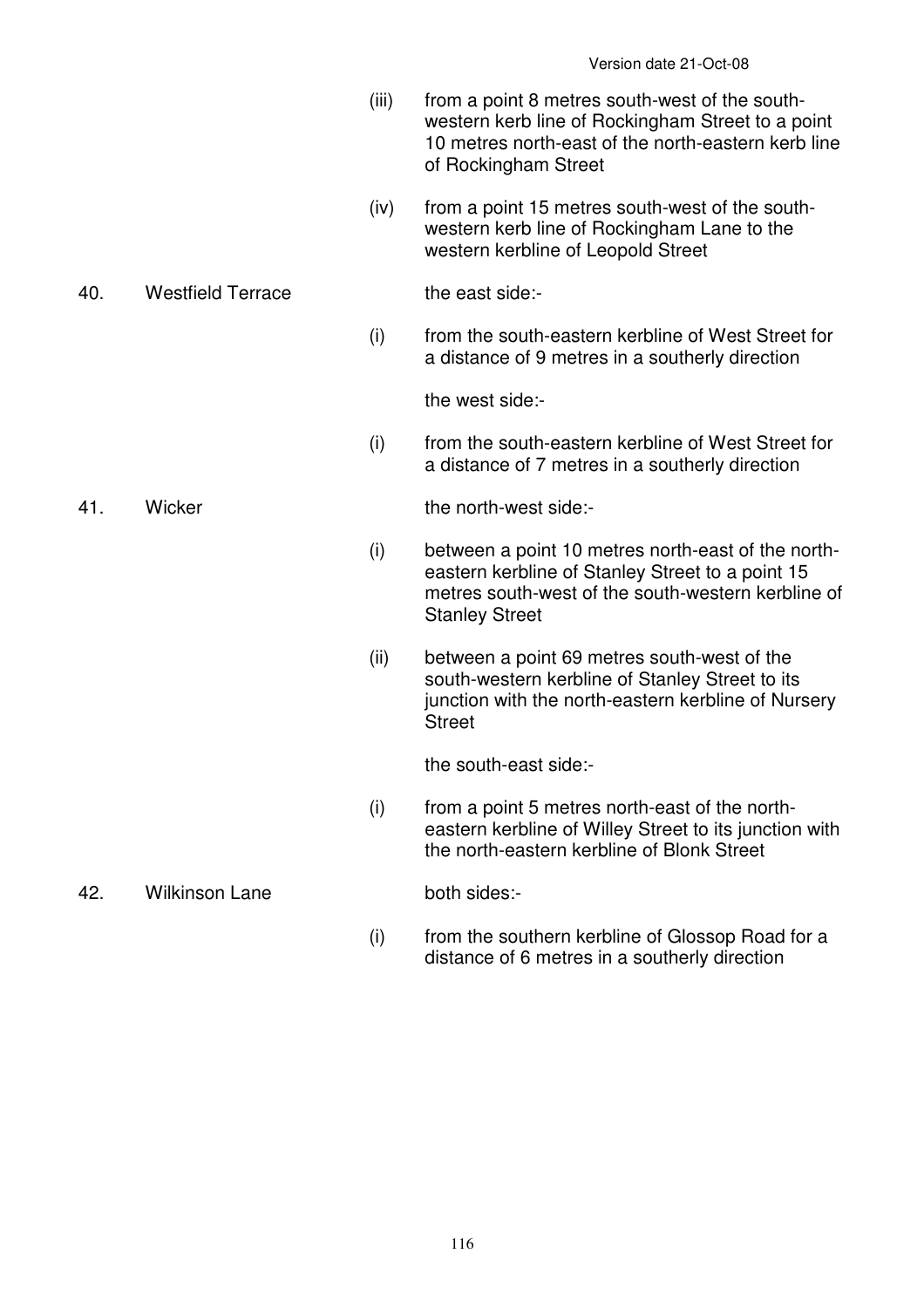(iii) from a point 8 metres south-west of the south-western kerb line of Rockingham Street to a point 10 metres north-east of the north-eastern kerb line of Rockingham Street

(iv) from a point 15 metres south-west of the south-western kerb line of Rockingham Lane to the western kerbline of Leopold Street

40. Westfield Terrace

the east side:-

(i) from the south-eastern kerbline of West Street for a distance of 9 metres in a southerly direction

the west side:-

(i) from the south-eastern kerbline of West Street for a distance of 7 metres in a southerly direction

41. Wicker

the north-west side:-

(i) between a point 10 metres north-east of the north-eastern kerbline of Stanley Street to a point 15 metres south-west of the south-western kerbline of Stanley Street

(ii) between a point 69 metres south-west of the south-western kerbline of Stanley Street to its junction with the north-eastern kerbline of Nursery Street

the south-east side:-

(i) from a point 5 metres north-east of the north-eastern kerbline of Willey Street to its junction with the north-eastern kerbline of Blonk Street

42. Wilkinson Lane

both sides:-

(i) from the southern kerbline of Glossop Road for a distance of 6 metres in a southerly direction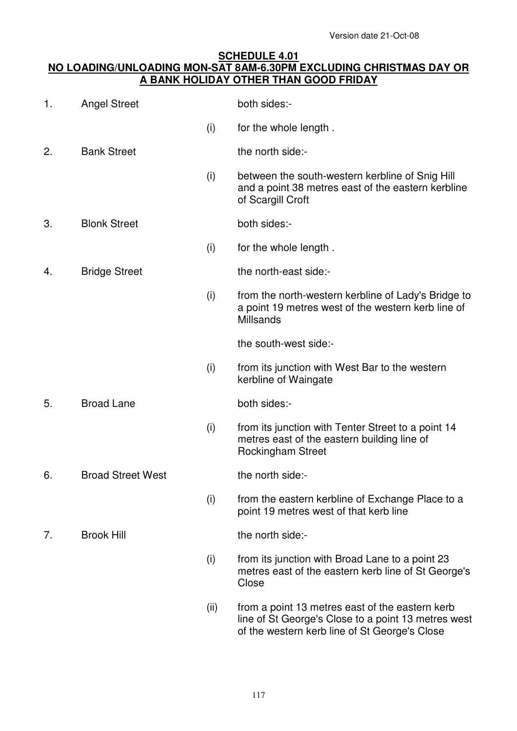Version date 21-Oct-08

**SCHEDULE 4.01**

**NO LOADING/UNLOADING MON-SAT 8AM-6.30PM EXCLUDING CHRISTMAS DAY OR A BANK HOLIDAY OTHER THAN GOOD FRIDAY**

1. Angel Street — both sides:-
   - (i) for the whole length .

2. Bank Street — the north side:-
   - (i) between the south-western kerbline of Snig Hill and a point 38 metres east of the eastern kerbline of Scargill Croft

3. Blonk Street — both sides:-
   - (i) for the whole length .

4. Bridge Street — the north-east side:-
   - (i) from the north-western kerbline of Lady's Bridge to a point 19 metres west of the western kerb line of Millsands

   the south-west side:-
   - (i) from its junction with West Bar to the western kerbline of Waingate

5. Broad Lane — both sides:-
   - (i) from its junction with Tenter Street to a point 14 metres east of the eastern building line of Rockingham Street

6. Broad Street West — the north side:-
   - (i) from the eastern kerbline of Exchange Place to a point 19 metres west of that kerb line

7. Brook Hill — the north side:-
   - (i) from its junction with Broad Lane to a point 23 metres east of the eastern kerb line of St George's Close
   - (ii) from a point 13 metres east of the eastern kerb line of St George's Close to a point 13 metres west of the western kerb line of St George's Close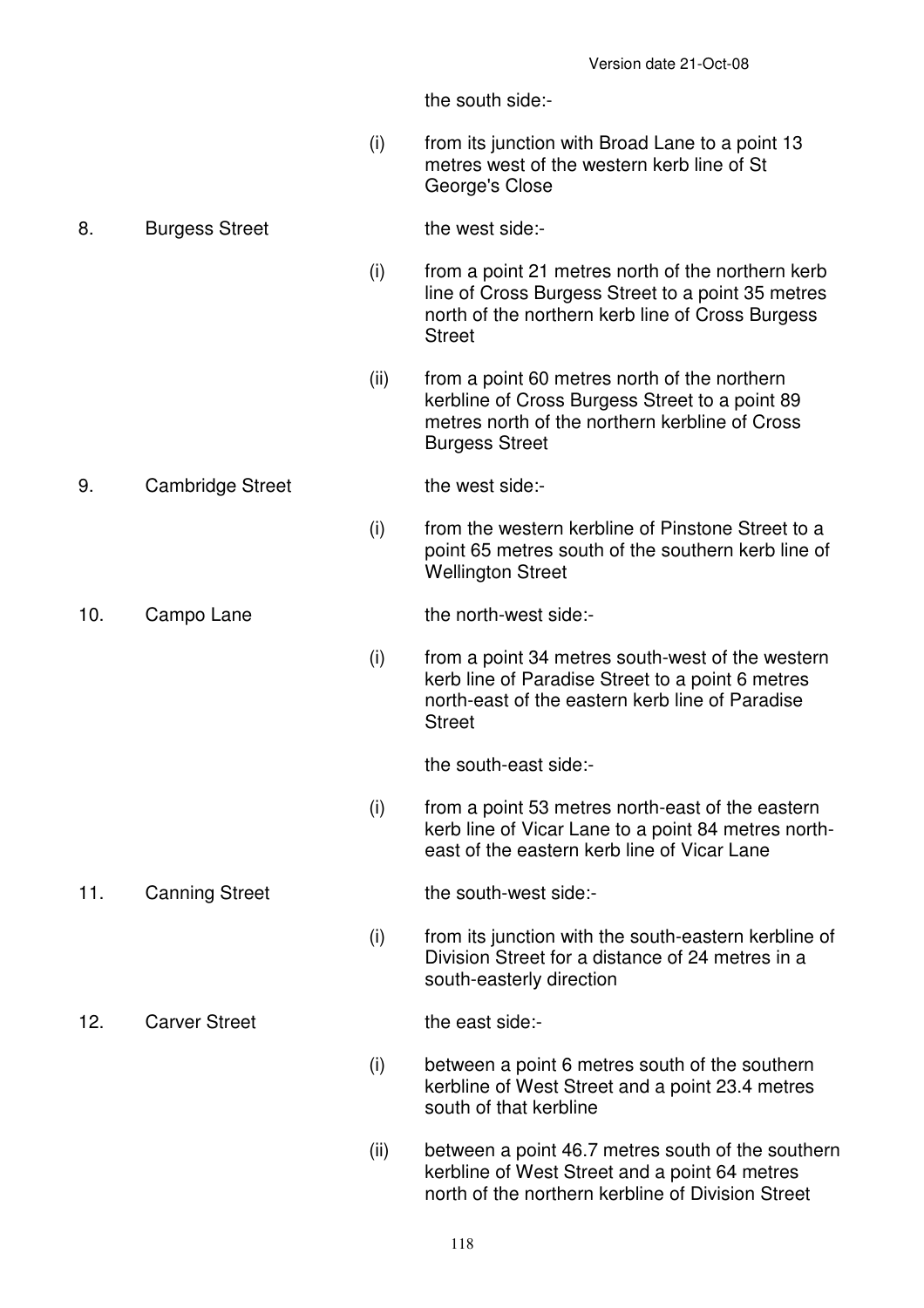the south side:-

(i) from its junction with Broad Lane to a point 13 metres west of the western kerb line of St George's Close

8. Burgess Street

the west side:-

(i) from a point 21 metres north of the northern kerb line of Cross Burgess Street to a point 35 metres north of the northern kerb line of Cross Burgess Street

(ii) from a point 60 metres north of the northern kerbline of Cross Burgess Street to a point 89 metres north of the northern kerbline of Cross Burgess Street

9. Cambridge Street

the west side:-

(i) from the western kerbline of Pinstone Street to a point 65 metres south of the southern kerb line of Wellington Street

10. Campo Lane

the north-west side:-

(i) from a point 34 metres south-west of the western kerb line of Paradise Street to a point 6 metres north-east of the eastern kerb line of Paradise Street

the south-east side:-

(i) from a point 53 metres north-east of the eastern kerb line of Vicar Lane to a point 84 metres north-east of the eastern kerb line of Vicar Lane

11. Canning Street

the south-west side:-

(i) from its junction with the south-eastern kerbline of Division Street for a distance of 24 metres in a south-easterly direction

12. Carver Street

the east side:-

(i) between a point 6 metres south of the southern kerbline of West Street and a point 23.4 metres south of that kerbline

(ii) between a point 46.7 metres south of the southern kerbline of West Street and a point 64 metres north of the northern kerbline of Division Street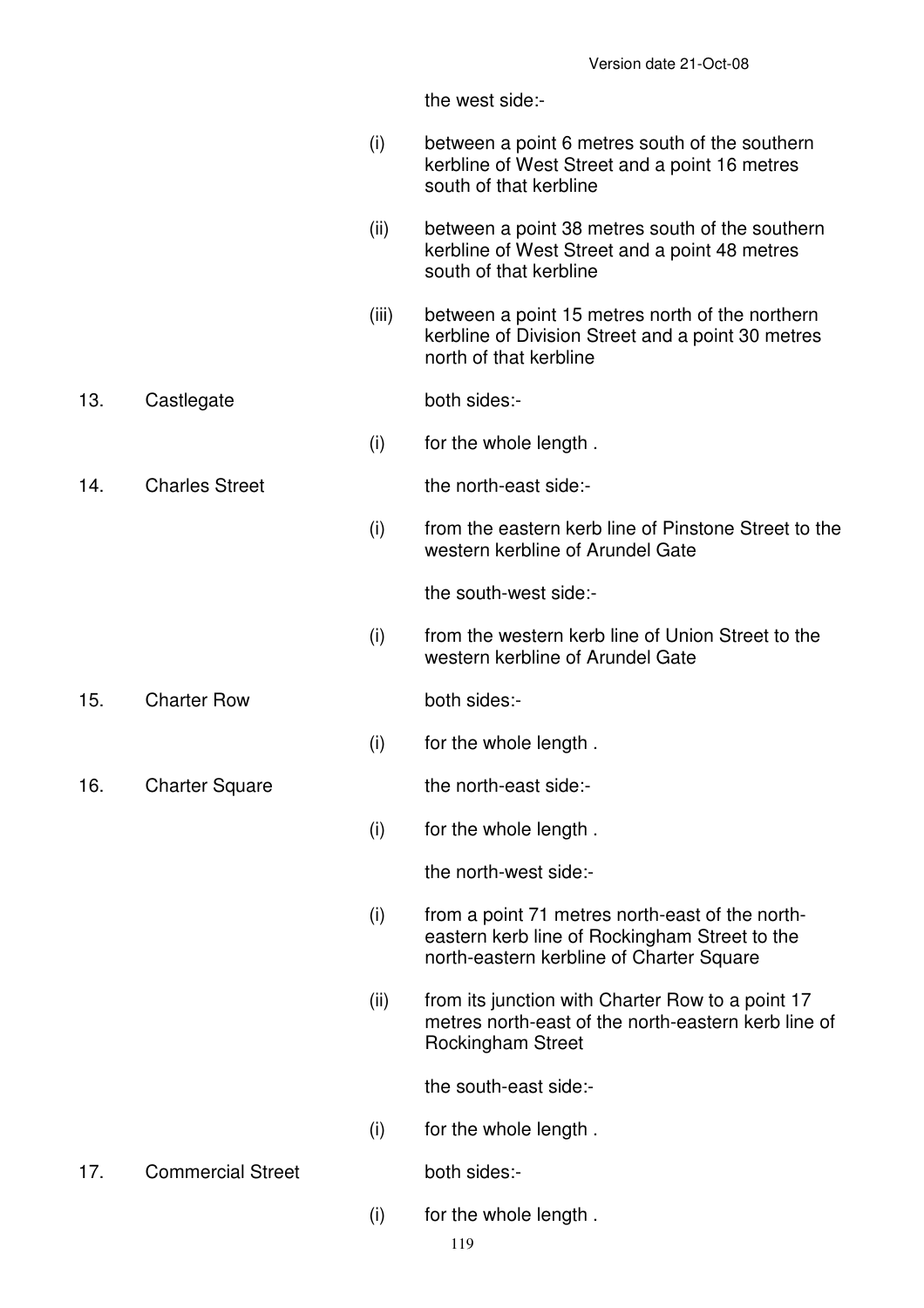the west side:-

(i) between a point 6 metres south of the southern kerbline of West Street and a point 16 metres south of that kerbline

(ii) between a point 38 metres south of the southern kerbline of West Street and a point 48 metres south of that kerbline

(iii) between a point 15 metres north of the northern kerbline of Division Street and a point 30 metres north of that kerbline

13. Castlegate

both sides:-

(i) for the whole length .

14. Charles Street

the north-east side:-

(i) from the eastern kerb line of Pinstone Street to the western kerbline of Arundel Gate

the south-west side:-

(i) from the western kerb line of Union Street to the western kerbline of Arundel Gate

15. Charter Row

both sides:-

(i) for the whole length .

16. Charter Square

the north-east side:-

(i) for the whole length .

the north-west side:-

(i) from a point 71 metres north-east of the north-eastern kerb line of Rockingham Street to the north-eastern kerbline of Charter Square

(ii) from its junction with Charter Row to a point 17 metres north-east of the north-eastern kerb line of Rockingham Street

the south-east side:-

(i) for the whole length .

17. Commercial Street

both sides:-

(i) for the whole length .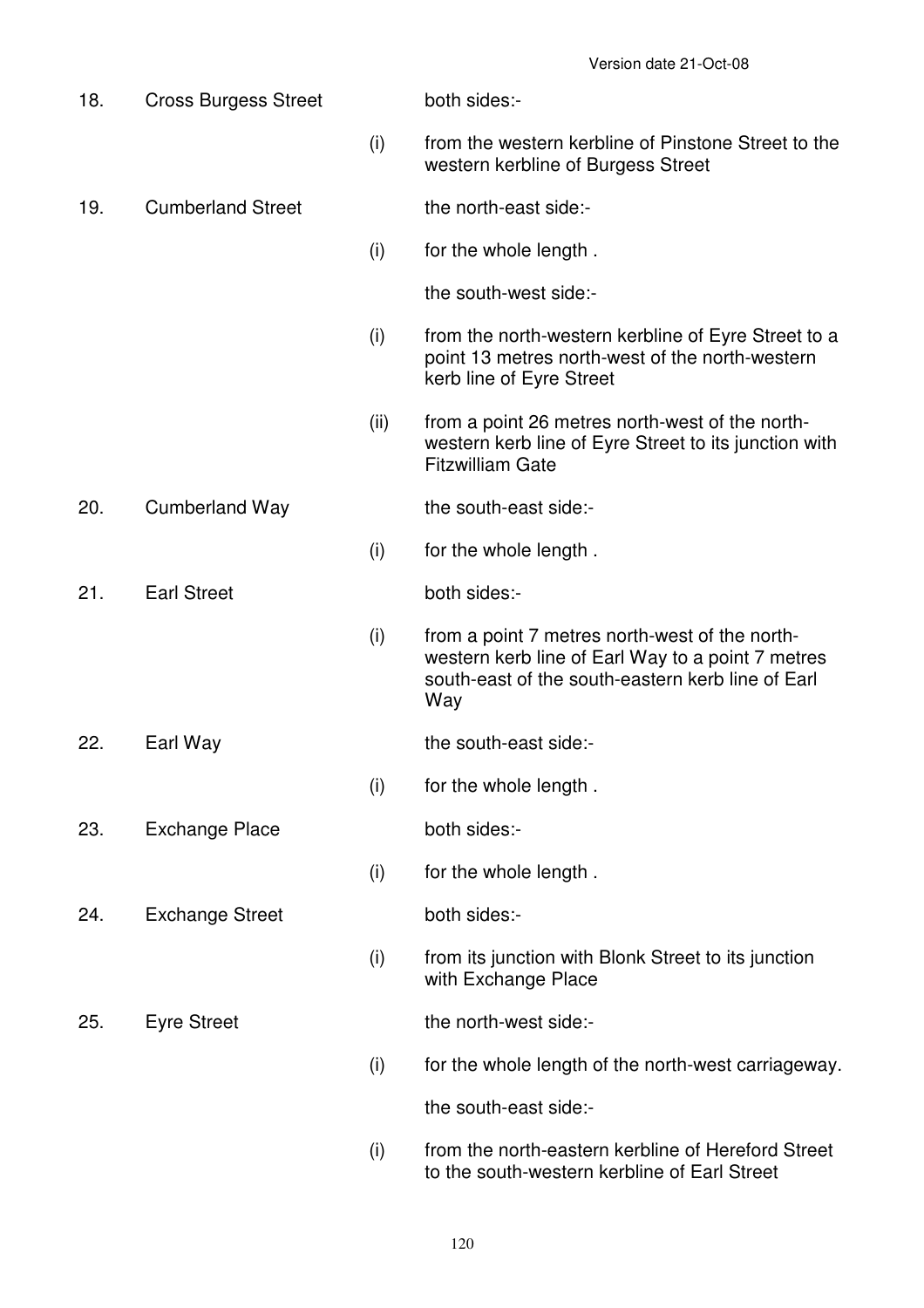| | | | |
|---|---|---|---|
| 18. | Cross Burgess Street | | both sides:- |
| | | (i) | from the western kerbline of Pinstone Street to the western kerbline of Burgess Street |
| 19. | Cumberland Street | | the north-east side:- |
| | | (i) | for the whole length . |
| | | | the south-west side:- |
| | | (i) | from the north-western kerbline of Eyre Street to a point 13 metres north-west of the north-western kerb line of Eyre Street |
| | | (ii) | from a point 26 metres north-west of the north-western kerb line of Eyre Street to its junction with Fitzwilliam Gate |
| 20. | Cumberland Way | | the south-east side:- |
| | | (i) | for the whole length . |
| 21. | Earl Street | | both sides:- |
| | | (i) | from a point 7 metres north-west of the north-western kerb line of Earl Way to a point 7 metres south-east of the south-eastern kerb line of Earl Way |
| 22. | Earl Way | | the south-east side:- |
| | | (i) | for the whole length . |
| 23. | Exchange Place | | both sides:- |
| | | (i) | for the whole length . |
| 24. | Exchange Street | | both sides:- |
| | | (i) | from its junction with Blonk Street to its junction with Exchange Place |
| 25. | Eyre Street | | the north-west side:- |
| | | (i) | for the whole length of the north-west carriageway. |
| | | | the south-east side:- |
| | | (i) | from the north-eastern kerbline of Hereford Street to the south-western kerbline of Earl Street |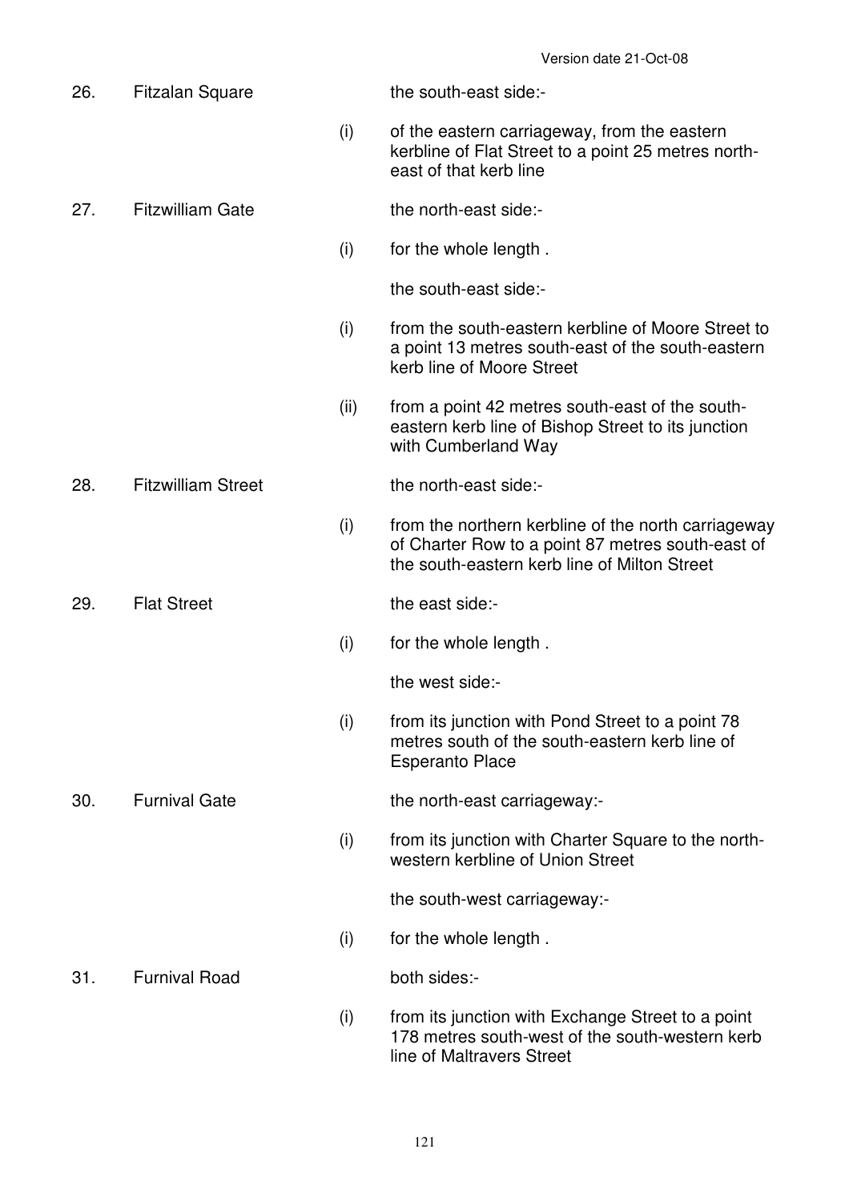| | | | |
|---|---|---|---|
| 26. | Fitzalan Square | | the south-east side:- |
| | | (i) | of the eastern carriageway, from the eastern kerbline of Flat Street to a point 25 metres north-east of that kerb line |
| 27. | Fitzwilliam Gate | | the north-east side:- |
| | | (i) | for the whole length . |
| | | | the south-east side:- |
| | | (i) | from the south-eastern kerbline of Moore Street to a point 13 metres south-east of the south-eastern kerb line of Moore Street |
| | | (ii) | from a point 42 metres south-east of the south-eastern kerb line of Bishop Street to its junction with Cumberland Way |
| 28. | Fitzwilliam Street | | the north-east side:- |
| | | (i) | from the northern kerbline of the north carriageway of Charter Row to a point 87 metres south-east of the south-eastern kerb line of Milton Street |
| 29. | Flat Street | | the east side:- |
| | | (i) | for the whole length . |
| | | | the west side:- |
| | | (i) | from its junction with Pond Street to a point 78 metres south of the south-eastern kerb line of Esperanto Place |
| 30. | Furnival Gate | | the north-east carriageway:- |
| | | (i) | from its junction with Charter Square to the north-western kerbline of Union Street |
| | | | the south-west carriageway:- |
| | | (i) | for the whole length . |
| 31. | Furnival Road | | both sides:- |
| | | (i) | from its junction with Exchange Street to a point 178 metres south-west of the south-western kerb line of Maltravers Street |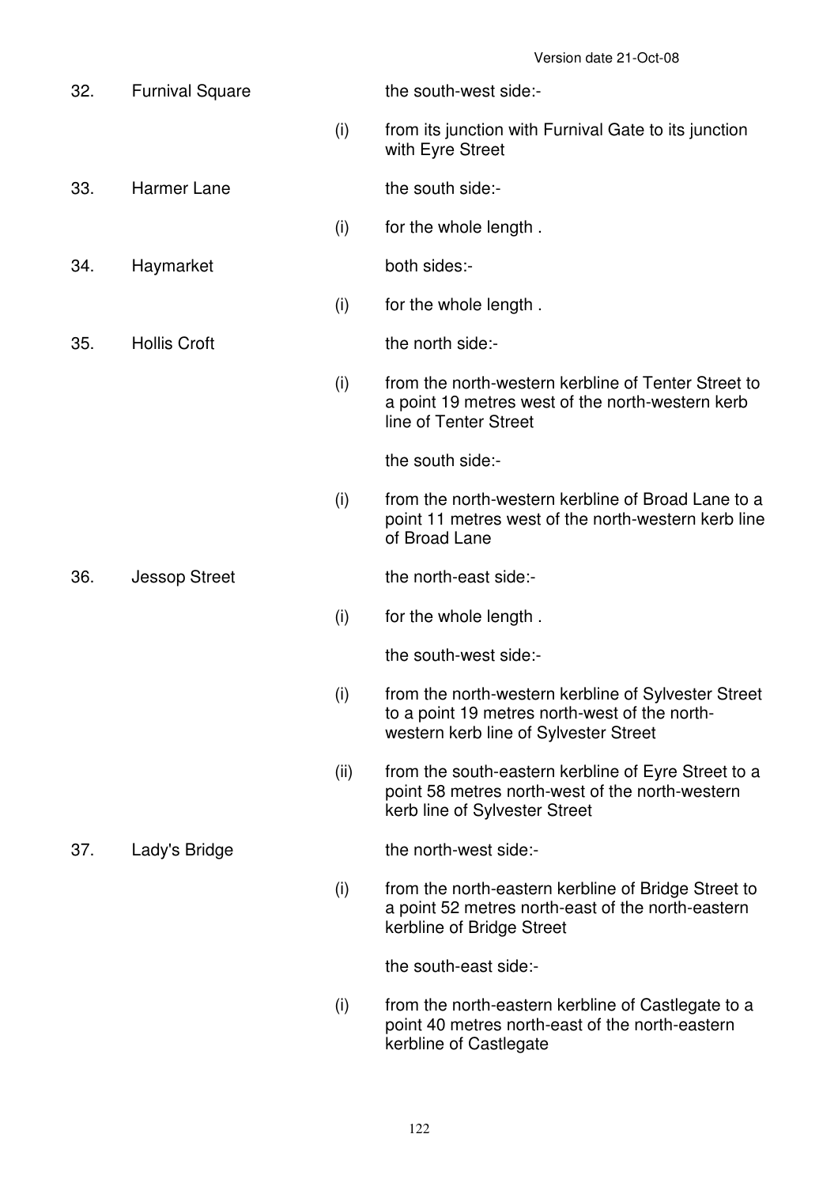| | | | |
|---|---|---|---|
| 32. | Furnival Square | | the south-west side:- |
| | | (i) | from its junction with Furnival Gate to its junction with Eyre Street |
| 33. | Harmer Lane | | the south side:- |
| | | (i) | for the whole length . |
| 34. | Haymarket | | both sides:- |
| | | (i) | for the whole length . |
| 35. | Hollis Croft | | the north side:- |
| | | (i) | from the north-western kerbline of Tenter Street to a point 19 metres west of the north-western kerb line of Tenter Street |
| | | | the south side:- |
| | | (i) | from the north-western kerbline of Broad Lane to a point 11 metres west of the north-western kerb line of Broad Lane |
| 36. | Jessop Street | | the north-east side:- |
| | | (i) | for the whole length . |
| | | | the south-west side:- |
| | | (i) | from the north-western kerbline of Sylvester Street to a point 19 metres north-west of the north-western kerb line of Sylvester Street |
| | | (ii) | from the south-eastern kerbline of Eyre Street to a point 58 metres north-west of the north-western kerb line of Sylvester Street |
| 37. | Lady's Bridge | | the north-west side:- |
| | | (i) | from the north-eastern kerbline of Bridge Street to a point 52 metres north-east of the north-eastern kerbline of Bridge Street |
| | | | the south-east side:- |
| | | (i) | from the north-eastern kerbline of Castlegate to a point 40 metres north-east of the north-eastern kerbline of Castlegate |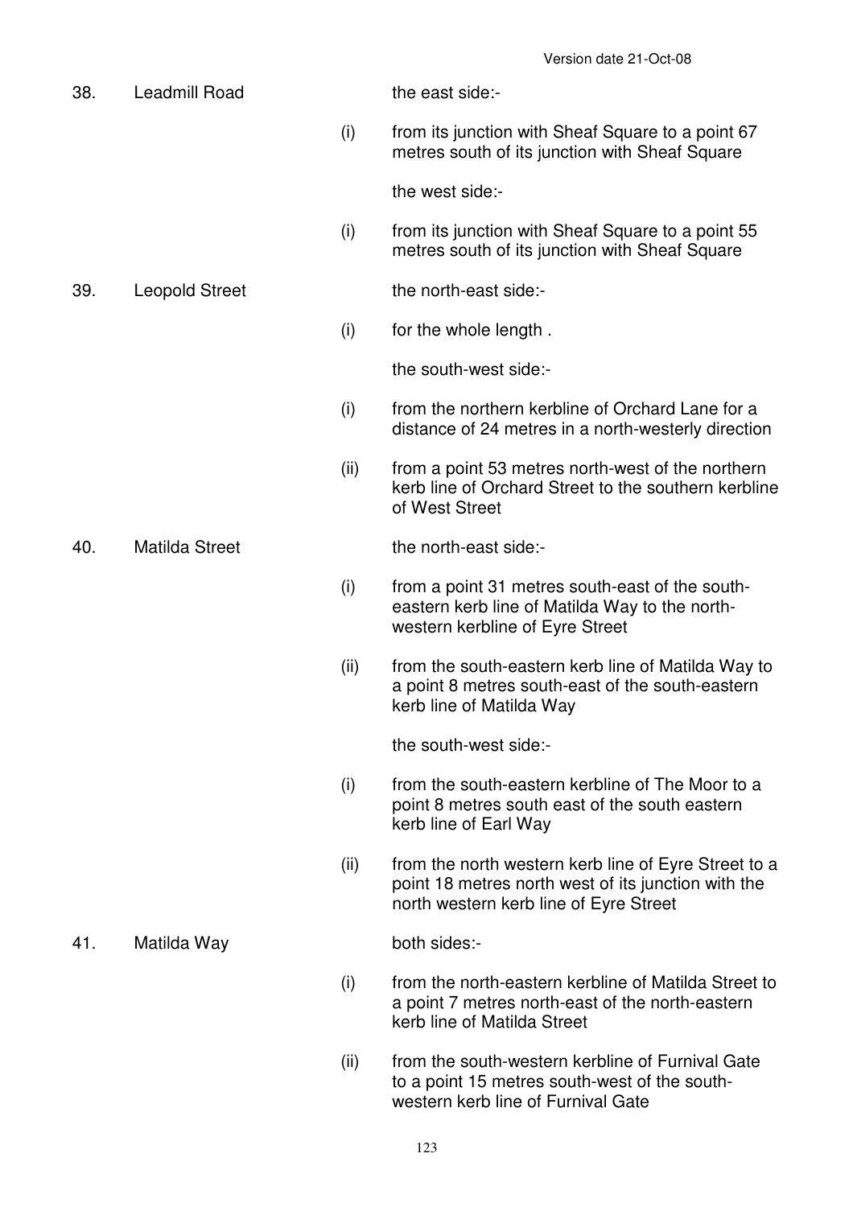| | | | |
|---|---|---|---|
| 38. | Leadmill Road | | the east side:- |
| | | (i) | from its junction with Sheaf Square to a point 67 metres south of its junction with Sheaf Square |
| | | | the west side:- |
| | | (i) | from its junction with Sheaf Square to a point 55 metres south of its junction with Sheaf Square |
| 39. | Leopold Street | | the north-east side:- |
| | | (i) | for the whole length . |
| | | | the south-west side:- |
| | | (i) | from the northern kerbline of Orchard Lane for a distance of 24 metres in a north-westerly direction |
| | | (ii) | from a point 53 metres north-west of the northern kerb line of Orchard Street to the southern kerbline of West Street |
| 40. | Matilda Street | | the north-east side:- |
| | | (i) | from a point 31 metres south-east of the south-eastern kerb line of Matilda Way to the north-western kerbline of Eyre Street |
| | | (ii) | from the south-eastern kerb line of Matilda Way to a point 8 metres south-east of the south-eastern kerb line of Matilda Way |
| | | | the south-west side:- |
| | | (i) | from the south-eastern kerbline of The Moor to a point 8 metres south east of the south eastern kerb line of Earl Way |
| | | (ii) | from the north western kerb line of Eyre Street to a point 18 metres north west of its junction with the north western kerb line of Eyre Street |
| 41. | Matilda Way | | both sides:- |
| | | (i) | from the north-eastern kerbline of Matilda Street to a point 7 metres north-east of the north-eastern kerb line of Matilda Street |
| | | (ii) | from the south-western kerbline of Furnival Gate to a point 15 metres south-west of the south-western kerb line of Furnival Gate |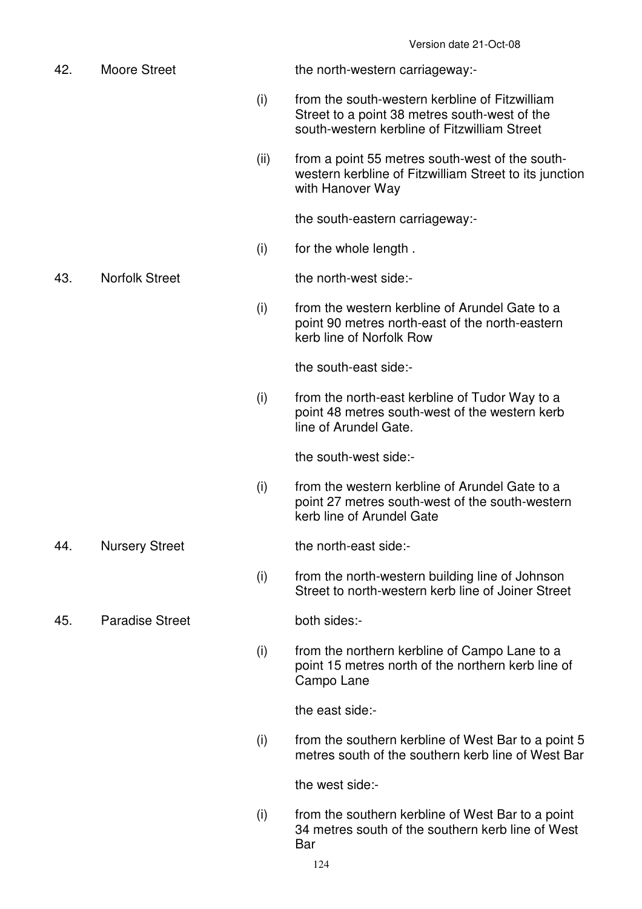| | | | |
|---|---|---|---|
| 42. | Moore Street | | the north-western carriageway:- |
| | | (i) | from the south-western kerbline of Fitzwilliam Street to a point 38 metres south-west of the south-western kerbline of Fitzwilliam Street |
| | | (ii) | from a point 55 metres south-west of the south-western kerbline of Fitzwilliam Street to its junction with Hanover Way |
| | | | the south-eastern carriageway:- |
| | | (i) | for the whole length . |
| 43. | Norfolk Street | | the north-west side:- |
| | | (i) | from the western kerbline of Arundel Gate to a point 90 metres north-east of the north-eastern kerb line of Norfolk Row |
| | | | the south-east side:- |
| | | (i) | from the north-east kerbline of Tudor Way to a point 48 metres south-west of the western kerb line of Arundel Gate. |
| | | | the south-west side:- |
| | | (i) | from the western kerbline of Arundel Gate to a point 27 metres south-west of the south-western kerb line of Arundel Gate |
| 44. | Nursery Street | | the north-east side:- |
| | | (i) | from the north-western building line of Johnson Street to north-western kerb line of Joiner Street |
| 45. | Paradise Street | | both sides:- |
| | | (i) | from the northern kerbline of Campo Lane to a point 15 metres north of the northern kerb line of Campo Lane |
| | | | the east side:- |
| | | (i) | from the southern kerbline of West Bar to a point 5 metres south of the southern kerb line of West Bar |
| | | | the west side:- |
| | | (i) | from the southern kerbline of West Bar to a point 34 metres south of the southern kerb line of West Bar |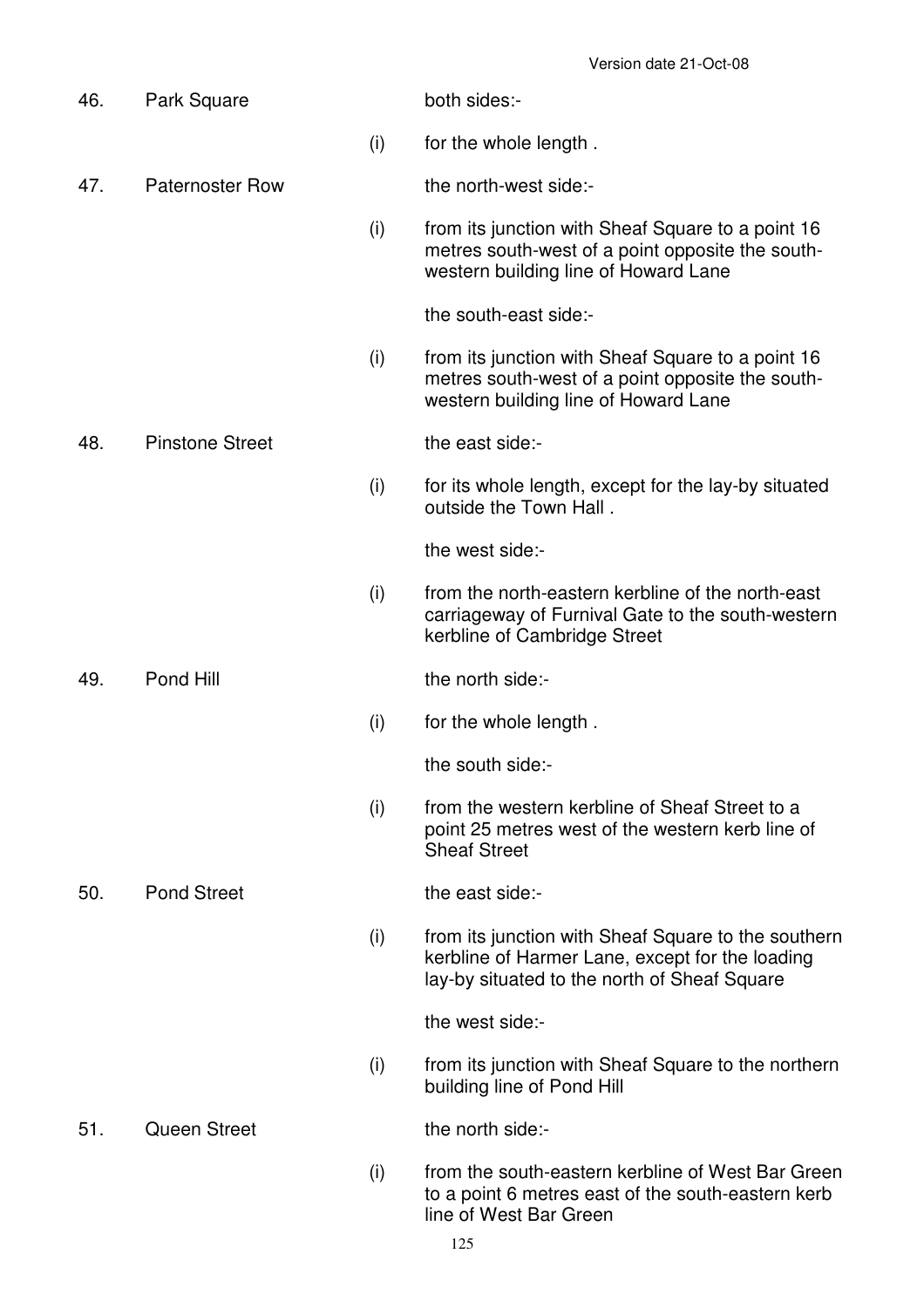| | | | |
|---|---|---|---|
| 46. | Park Square | | both sides:- |
| | | (i) | for the whole length . |
| 47. | Paternoster Row | | the north-west side:- |
| | | (i) | from its junction with Sheaf Square to a point 16 metres south-west of a point opposite the south-western building line of Howard Lane |
| | | | the south-east side:- |
| | | (i) | from its junction with Sheaf Square to a point 16 metres south-west of a point opposite the south-western building line of Howard Lane |
| 48. | Pinstone Street | | the east side:- |
| | | (i) | for its whole length, except for the lay-by situated outside the Town Hall . |
| | | | the west side:- |
| | | (i) | from the north-eastern kerbline of the north-east carriageway of Furnival Gate to the south-western kerbline of Cambridge Street |
| 49. | Pond Hill | | the north side:- |
| | | (i) | for the whole length . |
| | | | the south side:- |
| | | (i) | from the western kerbline of Sheaf Street to a point 25 metres west of the western kerb line of Sheaf Street |
| 50. | Pond Street | | the east side:- |
| | | (i) | from its junction with Sheaf Square to the southern kerbline of Harmer Lane, except for the loading lay-by situated to the north of Sheaf Square |
| | | | the west side:- |
| | | (i) | from its junction with Sheaf Square to the northern building line of Pond Hill |
| 51. | Queen Street | | the north side:- |
| | | (i) | from the south-eastern kerbline of West Bar Green to a point 6 metres east of the south-eastern kerb line of West Bar Green |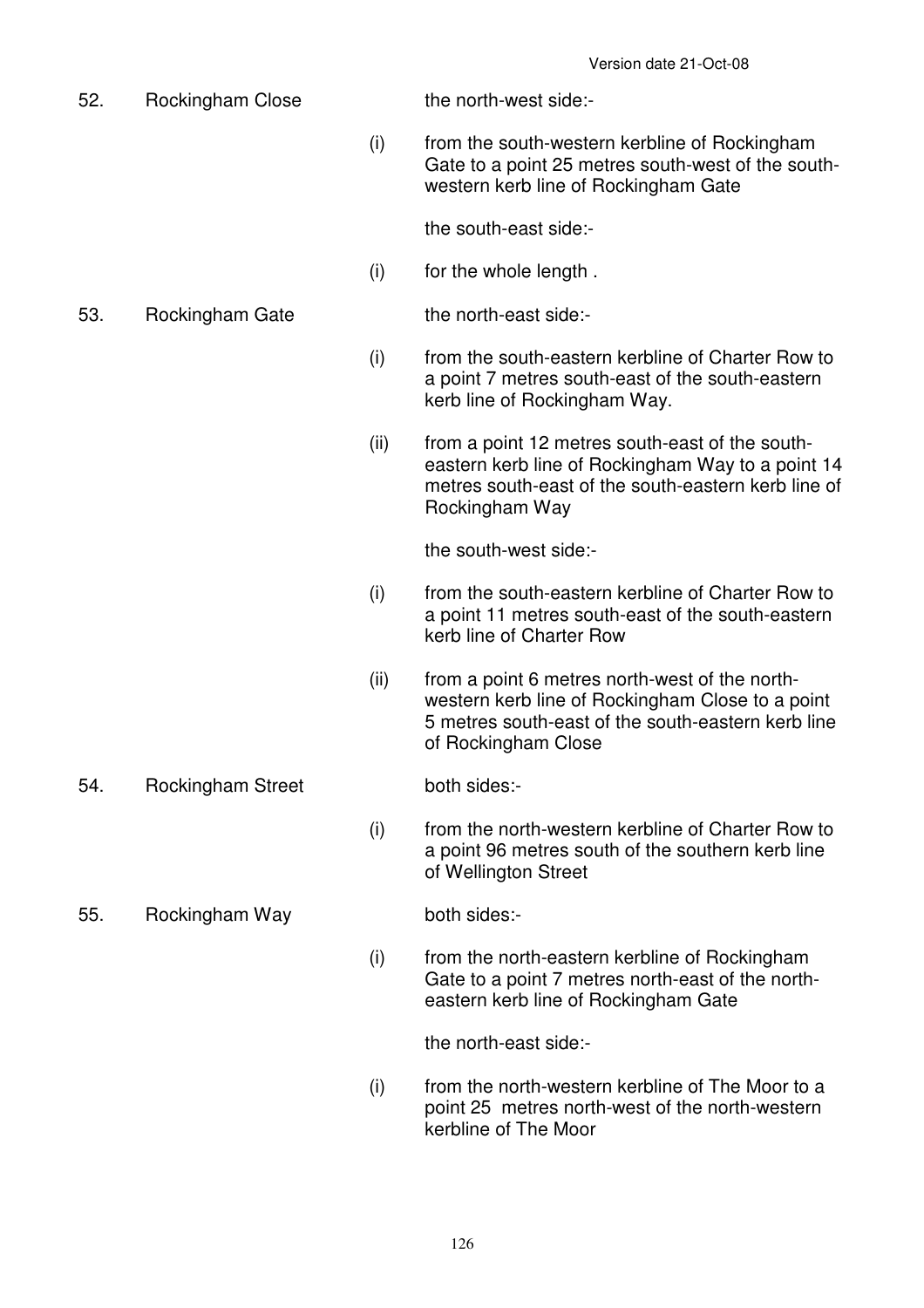| | | | |
|---|---|---|---|
| 52. | Rockingham Close | | the north-west side:- |
| | | (i) | from the south-western kerbline of Rockingham Gate to a point 25 metres south-west of the south-western kerb line of Rockingham Gate |
| | | | the south-east side:- |
| | | (i) | for the whole length . |
| 53. | Rockingham Gate | | the north-east side:- |
| | | (i) | from the south-eastern kerbline of Charter Row to a point 7 metres south-east of the south-eastern kerb line of Rockingham Way. |
| | | (ii) | from a point 12 metres south-east of the south-eastern kerb line of Rockingham Way to a point 14 metres south-east of the south-eastern kerb line of Rockingham Way |
| | | | the south-west side:- |
| | | (i) | from the south-eastern kerbline of Charter Row to a point 11 metres south-east of the south-eastern kerb line of Charter Row |
| | | (ii) | from a point 6 metres north-west of the north-western kerb line of Rockingham Close to a point 5 metres south-east of the south-eastern kerb line of Rockingham Close |
| 54. | Rockingham Street | | both sides:- |
| | | (i) | from the north-western kerbline of Charter Row to a point 96 metres south of the southern kerb line of Wellington Street |
| 55. | Rockingham Way | | both sides:- |
| | | (i) | from the north-eastern kerbline of Rockingham Gate to a point 7 metres north-east of the north-eastern kerb line of Rockingham Gate |
| | | | the north-east side:- |
| | | (i) | from the north-western kerbline of The Moor to a point 25 metres north-west of the north-western kerbline of The Moor |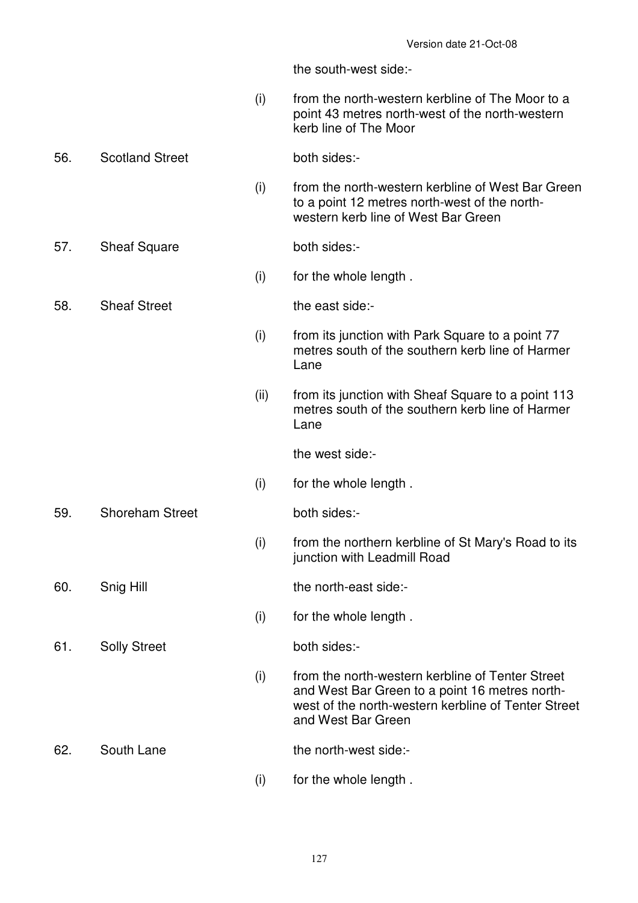the south-west side:-

| | | | |
|---|---|---|---|
| | | (i) | from the north-western kerbline of The Moor to a point 43 metres north-west of the north-western kerb line of The Moor |
| 56. | Scotland Street | | both sides:- |
| | | (i) | from the north-western kerbline of West Bar Green to a point 12 metres north-west of the north-western kerb line of West Bar Green |
| 57. | Sheaf Square | | both sides:- |
| | | (i) | for the whole length . |
| 58. | Sheaf Street | | the east side:- |
| | | (i) | from its junction with Park Square to a point 77 metres south of the southern kerb line of Harmer Lane |
| | | (ii) | from its junction with Sheaf Square to a point 113 metres south of the southern kerb line of Harmer Lane |
| | | | the west side:- |
| | | (i) | for the whole length . |
| 59. | Shoreham Street | | both sides:- |
| | | (i) | from the northern kerbline of St Mary's Road to its junction with Leadmill Road |
| 60. | Snig Hill | | the north-east side:- |
| | | (i) | for the whole length . |
| 61. | Solly Street | | both sides:- |
| | | (i) | from the north-western kerbline of Tenter Street and West Bar Green to a point 16 metres north-west of the north-western kerbline of Tenter Street and West Bar Green |
| 62. | South Lane | | the north-west side:- |
| | | (i) | for the whole length . |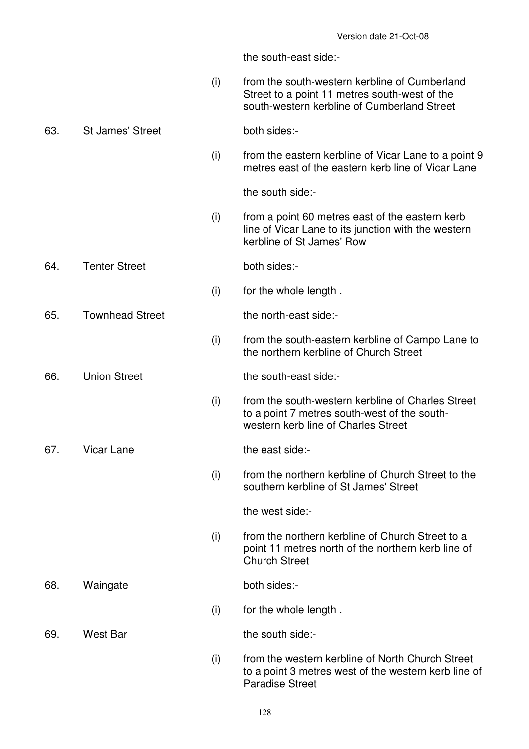| | | | |
|---|---|---|---|
| | | | the south-east side:- |
| | | (i) | from the south-western kerbline of Cumberland Street to a point 11 metres south-west of the south-western kerbline of Cumberland Street |
| 63. | St James' Street | | both sides:- |
| | | (i) | from the eastern kerbline of Vicar Lane to a point 9 metres east of the eastern kerb line of Vicar Lane |
| | | | the south side:- |
| | | (i) | from a point 60 metres east of the eastern kerb line of Vicar Lane to its junction with the western kerbline of St James' Row |
| 64. | Tenter Street | | both sides:- |
| | | (i) | for the whole length . |
| 65. | Townhead Street | | the north-east side:- |
| | | (i) | from the south-eastern kerbline of Campo Lane to the northern kerbline of Church Street |
| 66. | Union Street | | the south-east side:- |
| | | (i) | from the south-western kerbline of Charles Street to a point 7 metres south-west of the south-western kerb line of Charles Street |
| 67. | Vicar Lane | | the east side:- |
| | | (i) | from the northern kerbline of Church Street to the southern kerbline of St James' Street |
| | | | the west side:- |
| | | (i) | from the northern kerbline of Church Street to a point 11 metres north of the northern kerb line of Church Street |
| 68. | Waingate | | both sides:- |
| | | (i) | for the whole length . |
| 69. | West Bar | | the south side:- |
| | | (i) | from the western kerbline of North Church Street to a point 3 metres west of the western kerb line of Paradise Street |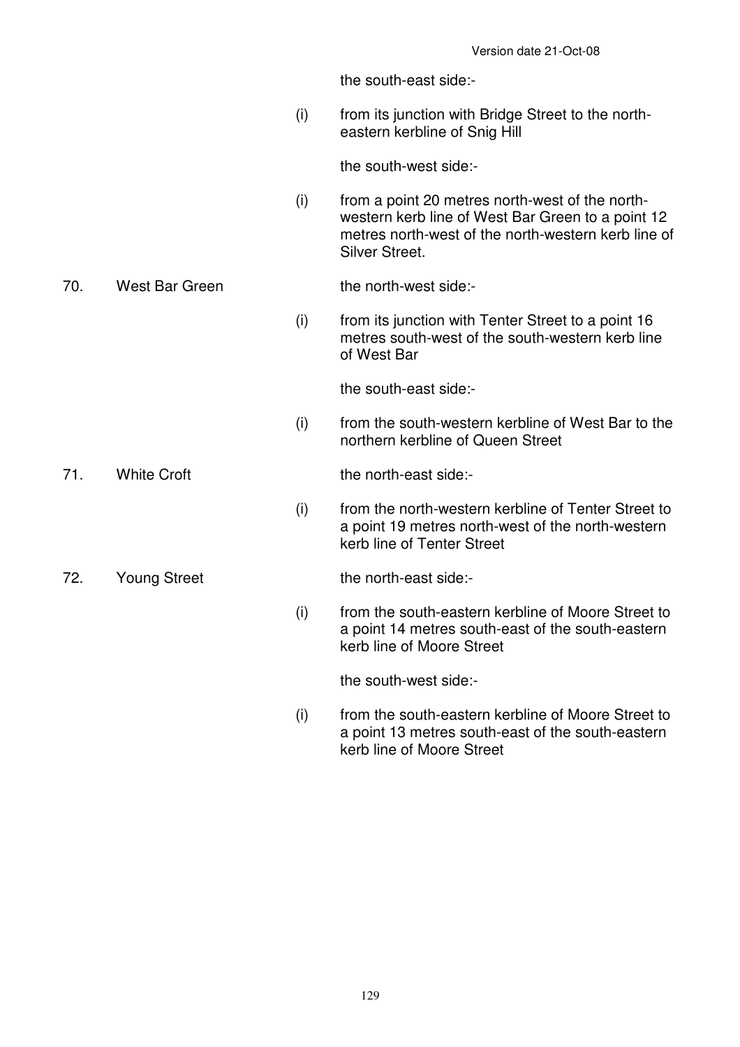Version date 21-Oct-08

| | | | |
|---|---|---|---|
| | | | the south-east side:- |
| | | (i) | from its junction with Bridge Street to the north-eastern kerbline of Snig Hill |
| | | | the south-west side:- |
| | | (i) | from a point 20 metres north-west of the north-western kerb line of West Bar Green to a point 12 metres north-west of the north-western kerb line of Silver Street. |
| 70. | West Bar Green | | the north-west side:- |
| | | (i) | from its junction with Tenter Street to a point 16 metres south-west of the south-western kerb line of West Bar |
| | | | the south-east side:- |
| | | (i) | from the south-western kerbline of West Bar to the northern kerbline of Queen Street |
| 71. | White Croft | | the north-east side:- |
| | | (i) | from the north-western kerbline of Tenter Street to a point 19 metres north-west of the north-western kerb line of Tenter Street |
| 72. | Young Street | | the north-east side:- |
| | | (i) | from the south-eastern kerbline of Moore Street to a point 14 metres south-east of the south-eastern kerb line of Moore Street |
| | | | the south-west side:- |
| | | (i) | from the south-eastern kerbline of Moore Street to a point 13 metres south-east of the south-eastern kerb line of Moore Street |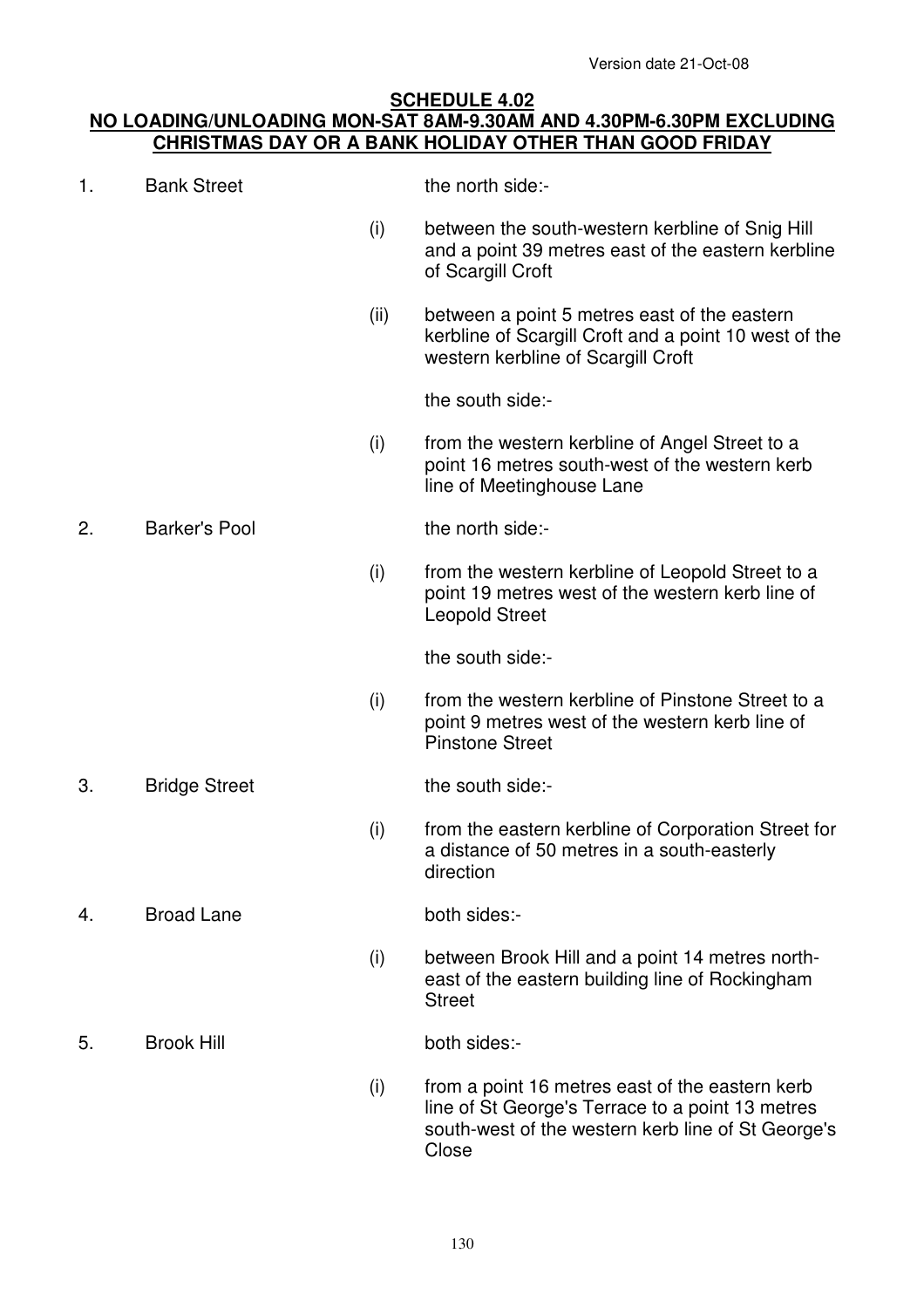Version date 21-Oct-08

## SCHEDULE 4.02
## NO LOADING/UNLOADING MON-SAT 8AM-9.30AM AND 4.30PM-6.30PM EXCLUDING CHRISTMAS DAY OR A BANK HOLIDAY OTHER THAN GOOD FRIDAY

1. Bank Street — the north side:-

   (i) between the south-western kerbline of Snig Hill and a point 39 metres east of the eastern kerbline of Scargill Croft

   (ii) between a point 5 metres east of the eastern kerbline of Scargill Croft and a point 10 west of the western kerbline of Scargill Croft

   the south side:-

   (i) from the western kerbline of Angel Street to a point 16 metres south-west of the western kerb line of Meetinghouse Lane

2. Barker's Pool — the north side:-

   (i) from the western kerbline of Leopold Street to a point 19 metres west of the western kerb line of Leopold Street

   the south side:-

   (i) from the western kerbline of Pinstone Street to a point 9 metres west of the western kerb line of Pinstone Street

3. Bridge Street — the south side:-

   (i) from the eastern kerbline of Corporation Street for a distance of 50 metres in a south-easterly direction

4. Broad Lane — both sides:-

   (i) between Brook Hill and a point 14 metres north-east of the eastern building line of Rockingham Street

5. Brook Hill — both sides:-

   (i) from a point 16 metres east of the eastern kerb line of St George's Terrace to a point 13 metres south-west of the western kerb line of St George's Close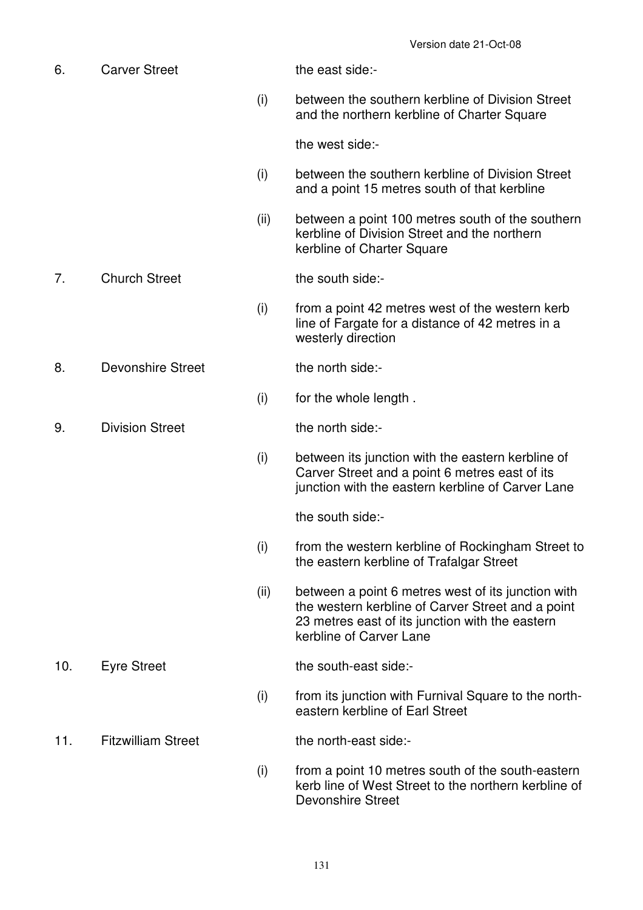| | | | |
|---|---|---|---|
| 6. | Carver Street | | the east side:- |
| | | (i) | between the southern kerbline of Division Street and the northern kerbline of Charter Square |
| | | | the west side:- |
| | | (i) | between the southern kerbline of Division Street and a point 15 metres south of that kerbline |
| | | (ii) | between a point 100 metres south of the southern kerbline of Division Street and the northern kerbline of Charter Square |
| 7. | Church Street | | the south side:- |
| | | (i) | from a point 42 metres west of the western kerb line of Fargate for a distance of 42 metres in a westerly direction |
| 8. | Devonshire Street | | the north side:- |
| | | (i) | for the whole length . |
| 9. | Division Street | | the north side:- |
| | | (i) | between its junction with the eastern kerbline of Carver Street and a point 6 metres east of its junction with the eastern kerbline of Carver Lane |
| | | | the south side:- |
| | | (i) | from the western kerbline of Rockingham Street to the eastern kerbline of Trafalgar Street |
| | | (ii) | between a point 6 metres west of its junction with the western kerbline of Carver Street and a point 23 metres east of its junction with the eastern kerbline of Carver Lane |
| 10. | Eyre Street | | the south-east side:- |
| | | (i) | from its junction with Furnival Square to the north-eastern kerbline of Earl Street |
| 11. | Fitzwilliam Street | | the north-east side:- |
| | | (i) | from a point 10 metres south of the south-eastern kerb line of West Street to the northern kerbline of Devonshire Street |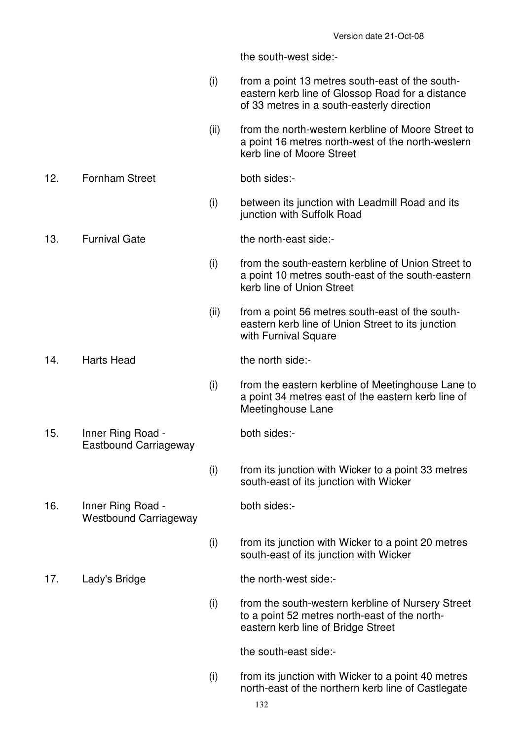the south-west side:-

(i) from a point 13 metres south-east of the south-eastern kerb line of Glossop Road for a distance of 33 metres in a south-easterly direction

(ii) from the north-western kerbline of Moore Street to a point 16 metres north-west of the north-western kerb line of Moore Street

12. Fornham Street

both sides:-

(i) between its junction with Leadmill Road and its junction with Suffolk Road

13. Furnival Gate

the north-east side:-

(i) from the south-eastern kerbline of Union Street to a point 10 metres south-east of the south-eastern kerb line of Union Street

(ii) from a point 56 metres south-east of the south-eastern kerb line of Union Street to its junction with Furnival Square

14. Harts Head

the north side:-

(i) from the eastern kerbline of Meetinghouse Lane to a point 34 metres east of the eastern kerb line of Meetinghouse Lane

15. Inner Ring Road - Eastbound Carriageway

both sides:-

(i) from its junction with Wicker to a point 33 metres south-east of its junction with Wicker

16. Inner Ring Road - Westbound Carriageway

both sides:-

(i) from its junction with Wicker to a point 20 metres south-east of its junction with Wicker

17. Lady's Bridge

the north-west side:-

(i) from the south-western kerbline of Nursery Street to a point 52 metres north-east of the north-eastern kerb line of Bridge Street

the south-east side:-

(i) from its junction with Wicker to a point 40 metres north-east of the northern kerb line of Castlegate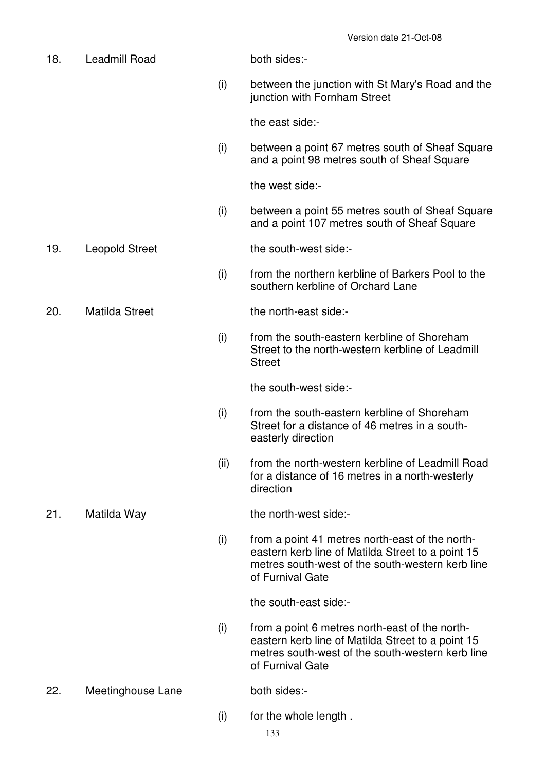18. Leadmill Road

both sides:-

(i) between the junction with St Mary's Road and the junction with Fornham Street

the east side:-

(i) between a point 67 metres south of Sheaf Square and a point 98 metres south of Sheaf Square

the west side:-

(i) between a point 55 metres south of Sheaf Square and a point 107 metres south of Sheaf Square

19. Leopold Street

the south-west side:-

(i) from the northern kerbline of Barkers Pool to the southern kerbline of Orchard Lane

20. Matilda Street

the north-east side:-

(i) from the south-eastern kerbline of Shoreham Street to the north-western kerbline of Leadmill Street

the south-west side:-

(i) from the south-eastern kerbline of Shoreham Street for a distance of 46 metres in a south-easterly direction

(ii) from the north-western kerbline of Leadmill Road for a distance of 16 metres in a north-westerly direction

21. Matilda Way

the north-west side:-

(i) from a point 41 metres north-east of the north-eastern kerb line of Matilda Street to a point 15 metres south-west of the south-western kerb line of Furnival Gate

the south-east side:-

(i) from a point 6 metres north-east of the north-eastern kerb line of Matilda Street to a point 15 metres south-west of the south-western kerb line of Furnival Gate

22. Meetinghouse Lane

both sides:-

(i) for the whole length .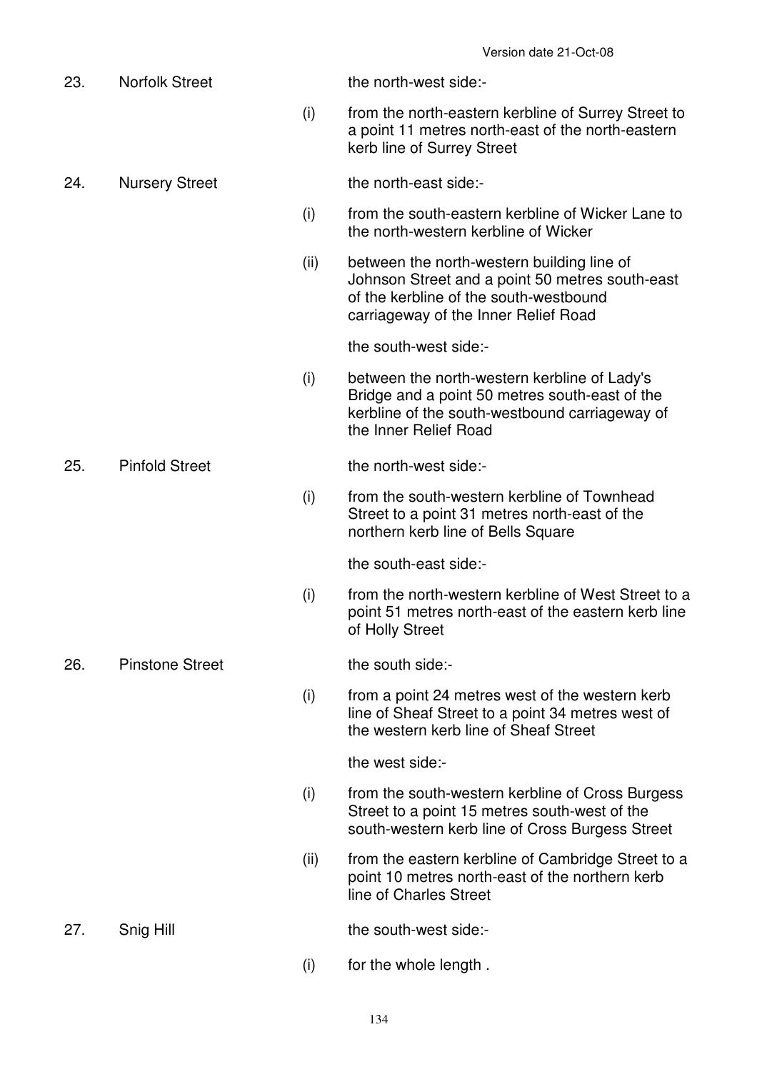| | | | |
|---|---|---|---|
| 23. | Norfolk Street | | the north-west side:- |
| | | (i) | from the north-eastern kerbline of Surrey Street to a point 11 metres north-east of the north-eastern kerb line of Surrey Street |
| 24. | Nursery Street | | the north-east side:- |
| | | (i) | from the south-eastern kerbline of Wicker Lane to the north-western kerbline of Wicker |
| | | (ii) | between the north-western building line of Johnson Street and a point 50 metres south-east of the kerbline of the south-westbound carriageway of the Inner Relief Road |
| | | | the south-west side:- |
| | | (i) | between the north-western kerbline of Lady's Bridge and a point 50 metres south-east of the kerbline of the south-westbound carriageway of the Inner Relief Road |
| 25. | Pinfold Street | | the north-west side:- |
| | | (i) | from the south-western kerbline of Townhead Street to a point 31 metres north-east of the northern kerb line of Bells Square |
| | | | the south-east side:- |
| | | (i) | from the north-western kerbline of West Street to a point 51 metres north-east of the eastern kerb line of Holly Street |
| 26. | Pinstone Street | | the south side:- |
| | | (i) | from a point 24 metres west of the western kerb line of Sheaf Street to a point 34 metres west of the western kerb line of Sheaf Street |
| | | | the west side:- |
| | | (i) | from the south-western kerbline of Cross Burgess Street to a point 15 metres south-west of the south-western kerb line of Cross Burgess Street |
| | | (ii) | from the eastern kerbline of Cambridge Street to a point 10 metres north-east of the northern kerb line of Charles Street |
| 27. | Snig Hill | | the south-west side:- |
| | | (i) | for the whole length . |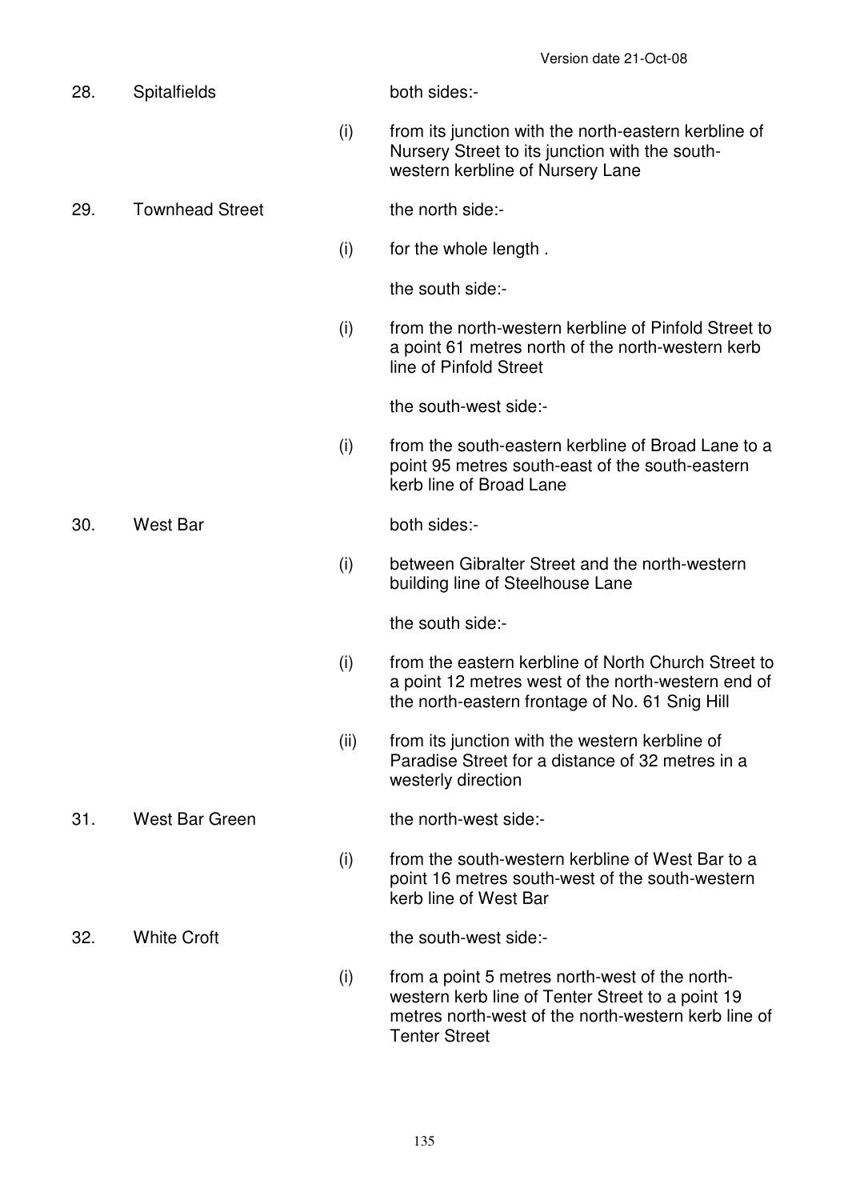| | | | |
|---|---|---|---|
| 28. | Spitalfields | | both sides:- |
| | | (i) | from its junction with the north-eastern kerbline of Nursery Street to its junction with the south-western kerbline of Nursery Lane |
| 29. | Townhead Street | | the north side:- |
| | | (i) | for the whole length . |
| | | | the south side:- |
| | | (i) | from the north-western kerbline of Pinfold Street to a point 61 metres north of the north-western kerb line of Pinfold Street |
| | | | the south-west side:- |
| | | (i) | from the south-eastern kerbline of Broad Lane to a point 95 metres south-east of the south-eastern kerb line of Broad Lane |
| 30. | West Bar | | both sides:- |
| | | (i) | between Gibralter Street and the north-western building line of Steelhouse Lane |
| | | | the south side:- |
| | | (i) | from the eastern kerbline of North Church Street to a point 12 metres west of the north-western end of the north-eastern frontage of No. 61 Snig Hill |
| | | (ii) | from its junction with the western kerbline of Paradise Street for a distance of 32 metres in a westerly direction |
| 31. | West Bar Green | | the north-west side:- |
| | | (i) | from the south-western kerbline of West Bar to a point 16 metres south-west of the south-western kerb line of West Bar |
| 32. | White Croft | | the south-west side:- |
| | | (i) | from a point 5 metres north-west of the north-western kerb line of Tenter Street to a point 19 metres north-west of the north-western kerb line of Tenter Street |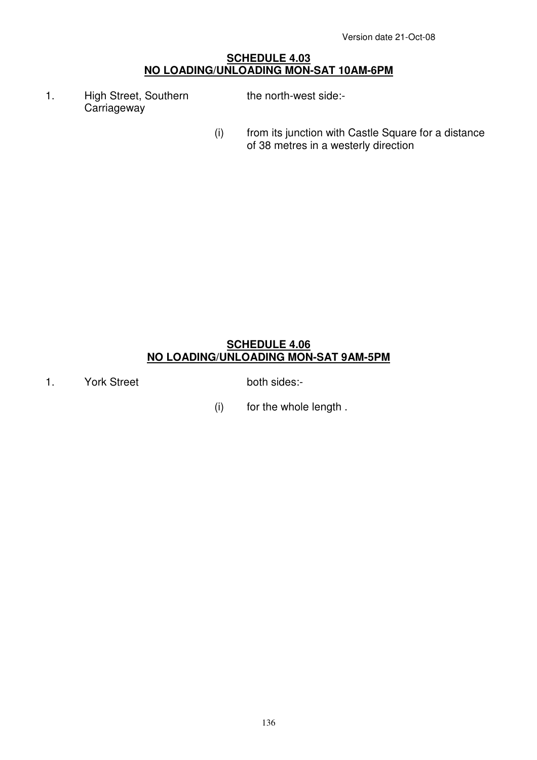## SCHEDULE 4.03
## NO LOADING/UNLOADING MON-SAT 10AM-6PM

| | | | |
|---|---|---|---|
| 1. | High Street, Southern Carriageway | | the north-west side:- |
| | | (i) | from its junction with Castle Square for a distance of 38 metres in a westerly direction |

## SCHEDULE 4.06
## NO LOADING/UNLOADING MON-SAT 9AM-5PM

| | | | |
|---|---|---|---|
| 1. | York Street | | both sides:- |
| | | (i) | for the whole length . |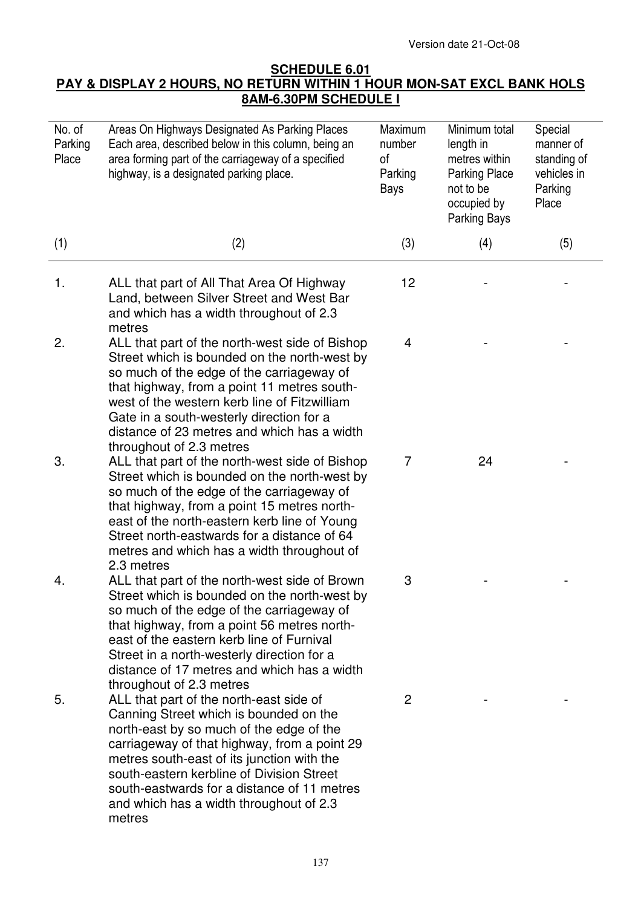Version date 21-Oct-08

**SCHEDULE 6.01**

**PAY & DISPLAY 2 HOURS, NO RETURN WITHIN 1 HOUR MON-SAT EXCL BANK HOLS 8AM-6.30PM SCHEDULE I**

| No. of Parking Place | Areas On Highways Designated As Parking Places Each area, described below in this column, being an area forming part of the carriageway of a specified highway, is a designated parking place. | Maximum number of Parking Bays | Minimum total length in metres within Parking Place not to be occupied by Parking Bays | Special manner of standing of vehicles in Parking Place |
|---|---|---|---|---|
| (1) | (2) | (3) | (4) | (5) |
| 1. | ALL that part of All That Area Of Highway Land, between Silver Street and West Bar and which has a width throughout of 2.3 metres | 12 | - | - |
| 2. | ALL that part of the north-west side of Bishop Street which is bounded on the north-west by so much of the edge of the carriageway of that highway, from a point 11 metres south-west of the western kerb line of Fitzwilliam Gate in a south-westerly direction for a distance of 23 metres and which has a width throughout of 2.3 metres | 4 | - | - |
| 3. | ALL that part of the north-west side of Bishop Street which is bounded on the north-west by so much of the edge of the carriageway of that highway, from a point 15 metres north-east of the north-eastern kerb line of Young Street north-eastwards for a distance of 64 metres and which has a width throughout of 2.3 metres | 7 | 24 | - |
| 4. | ALL that part of the north-west side of Brown Street which is bounded on the north-west by so much of the edge of the carriageway of that highway, from a point 56 metres north-east of the eastern kerb line of Furnival Street in a north-westerly direction for a distance of 17 metres and which has a width throughout of 2.3 metres | 3 | - | - |
| 5. | ALL that part of the north-east side of Canning Street which is bounded on the north-east by so much of the edge of the carriageway of that highway, from a point 29 metres south-east of its junction with the south-eastern kerbline of Division Street south-eastwards for a distance of 11 metres and which has a width throughout of 2.3 metres | 2 | - | - |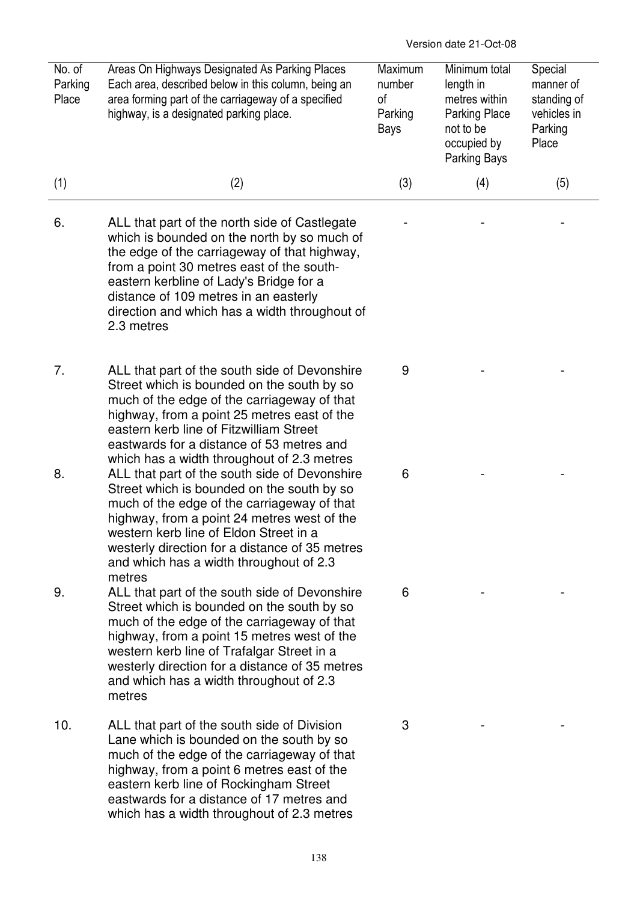Version date 21-Oct-08

| No. of Parking Place | Areas On Highways Designated As Parking Places Each area, described below in this column, being an area forming part of the carriageway of a specified highway, is a designated parking place. | Maximum number of Parking Bays | Minimum total length in metres within Parking Place not to be occupied by Parking Bays | Special manner of standing of vehicles in Parking Place |
|---|---|---|---|---|
| (1) | (2) | (3) | (4) | (5) |
| 6. | ALL that part of the north side of Castlegate which is bounded on the north by so much of the edge of the carriageway of that highway, from a point 30 metres east of the south-eastern kerbline of Lady's Bridge for a distance of 109 metres in an easterly direction and which has a width throughout of 2.3 metres | - | - | - |
| 7. | ALL that part of the south side of Devonshire Street which is bounded on the south by so much of the edge of the carriageway of that highway, from a point 25 metres east of the eastern kerb line of Fitzwilliam Street eastwards for a distance of 53 metres and which has a width throughout of 2.3 metres | 9 | - | - |
| 8. | ALL that part of the south side of Devonshire Street which is bounded on the south by so much of the edge of the carriageway of that highway, from a point 24 metres west of the western kerb line of Eldon Street in a westerly direction for a distance of 35 metres and which has a width throughout of 2.3 metres | 6 | - | - |
| 9. | ALL that part of the south side of Devonshire Street which is bounded on the south by so much of the edge of the carriageway of that highway, from a point 15 metres west of the western kerb line of Trafalgar Street in a westerly direction for a distance of 35 metres and which has a width throughout of 2.3 metres | 6 | - | - |
| 10. | ALL that part of the south side of Division Lane which is bounded on the south by so much of the edge of the carriageway of that highway, from a point 6 metres east of the eastern kerb line of Rockingham Street eastwards for a distance of 17 metres and which has a width throughout of 2.3 metres | 3 | - | - |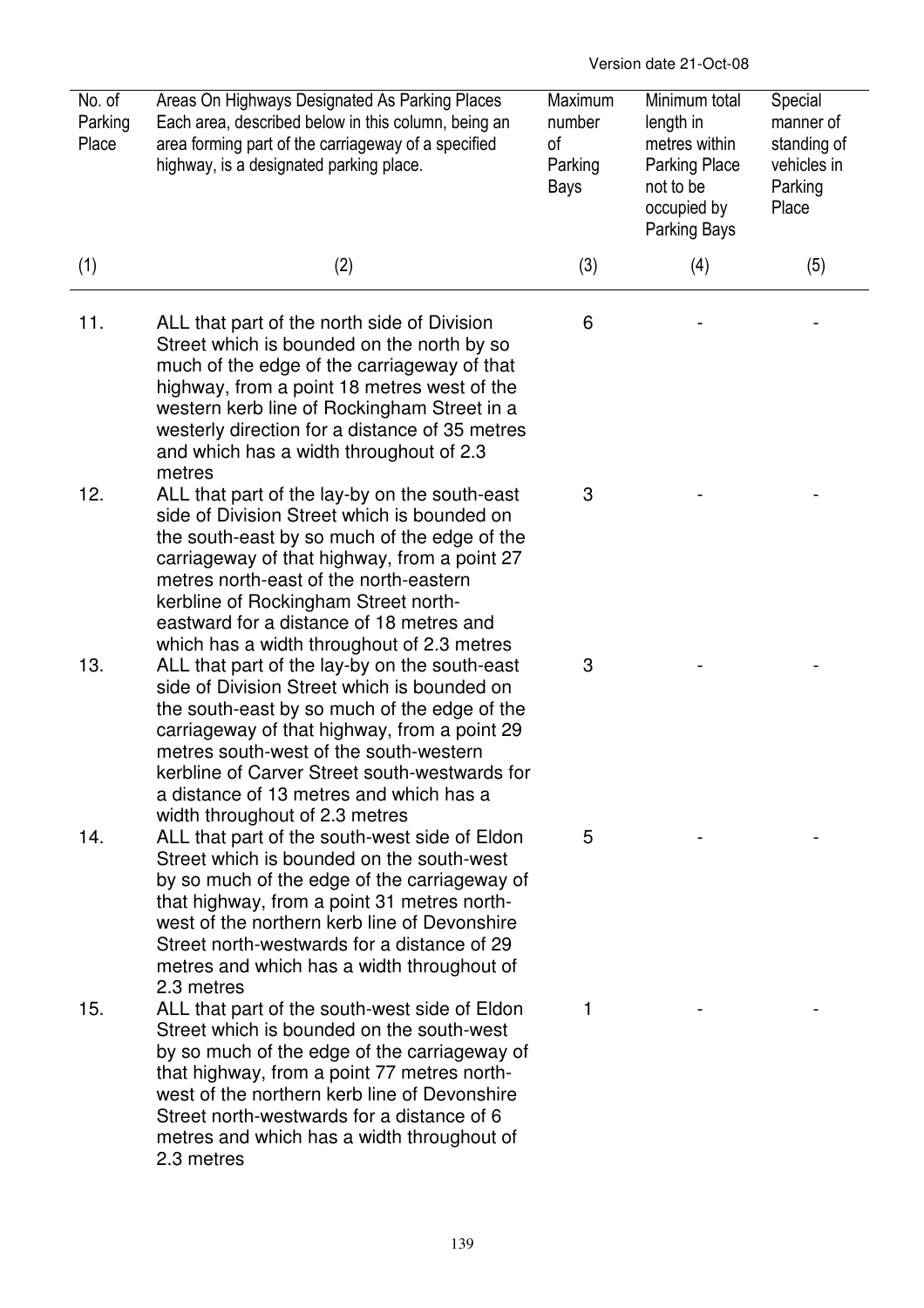| No. of Parking Place | Areas On Highways Designated As Parking Places Each area, described below in this column, being an area forming part of the carriageway of a specified highway, is a designated parking place. | Maximum number of Parking Bays | Minimum total length in metres within Parking Place not to be occupied by Parking Bays | Special manner of standing of vehicles in Parking Place |
|---|---|---|---|---|
| (1) | (2) | (3) | (4) | (5) |
| 11. | ALL that part of the north side of Division Street which is bounded on the north by so much of the edge of the carriageway of that highway, from a point 18 metres west of the western kerb line of Rockingham Street in a westerly direction for a distance of 35 metres and which has a width throughout of 2.3 metres | 6 | - | - |
| 12. | ALL that part of the lay-by on the south-east side of Division Street which is bounded on the south-east by so much of the edge of the carriageway of that highway, from a point 27 metres north-east of the north-eastern kerbline of Rockingham Street north-eastward for a distance of 18 metres and which has a width throughout of 2.3 metres | 3 | - | - |
| 13. | ALL that part of the lay-by on the south-east side of Division Street which is bounded on the south-east by so much of the edge of the carriageway of that highway, from a point 29 metres south-west of the south-western kerbline of Carver Street south-westwards for a distance of 13 metres and which has a width throughout of 2.3 metres | 3 | - | - |
| 14. | ALL that part of the south-west side of Eldon Street which is bounded on the south-west by so much of the edge of the carriageway of that highway, from a point 31 metres north-west of the northern kerb line of Devonshire Street north-westwards for a distance of 29 metres and which has a width throughout of 2.3 metres | 5 | - | - |
| 15. | ALL that part of the south-west side of Eldon Street which is bounded on the south-west by so much of the edge of the carriageway of that highway, from a point 77 metres north-west of the northern kerb line of Devonshire Street north-westwards for a distance of 6 metres and which has a width throughout of 2.3 metres | 1 | - | - |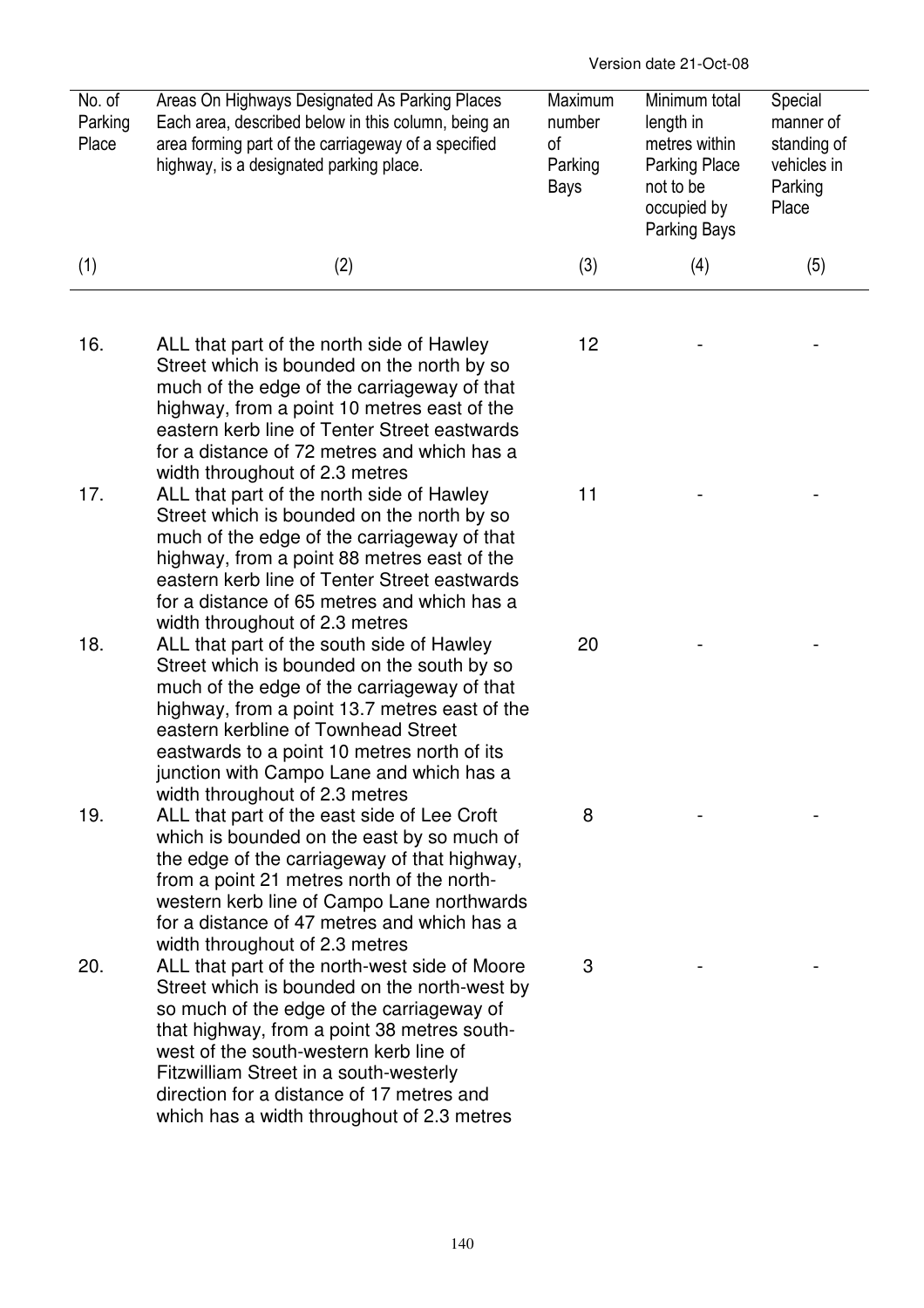| No. of Parking Place | Areas On Highways Designated As Parking Places Each area, described below in this column, being an area forming part of the carriageway of a specified highway, is a designated parking place. | Maximum number of Parking Bays | Minimum total length in metres within Parking Place not to be occupied by Parking Bays | Special manner of standing of vehicles in Parking Place |
|---|---|---|---|---|
| (1) | (2) | (3) | (4) | (5) |
| 16. | ALL that part of the north side of Hawley Street which is bounded on the north by so much of the edge of the carriageway of that highway, from a point 10 metres east of the eastern kerb line of Tenter Street eastwards for a distance of 72 metres and which has a width throughout of 2.3 metres | 12 | - | - |
| 17. | ALL that part of the north side of Hawley Street which is bounded on the north by so much of the edge of the carriageway of that highway, from a point 88 metres east of the eastern kerb line of Tenter Street eastwards for a distance of 65 metres and which has a width throughout of 2.3 metres | 11 | - | - |
| 18. | ALL that part of the south side of Hawley Street which is bounded on the south by so much of the edge of the carriageway of that highway, from a point 13.7 metres east of the eastern kerbline of Townhead Street eastwards to a point 10 metres north of its junction with Campo Lane and which has a width throughout of 2.3 metres | 20 | - | - |
| 19. | ALL that part of the east side of Lee Croft which is bounded on the east by so much of the edge of the carriageway of that highway, from a point 21 metres north of the north-western kerb line of Campo Lane northwards for a distance of 47 metres and which has a width throughout of 2.3 metres | 8 | - | - |
| 20. | ALL that part of the north-west side of Moore Street which is bounded on the north-west by so much of the edge of the carriageway of that highway, from a point 38 metres south-west of the south-western kerb line of Fitzwilliam Street in a south-westerly direction for a distance of 17 metres and which has a width throughout of 2.3 metres | 3 | - | - |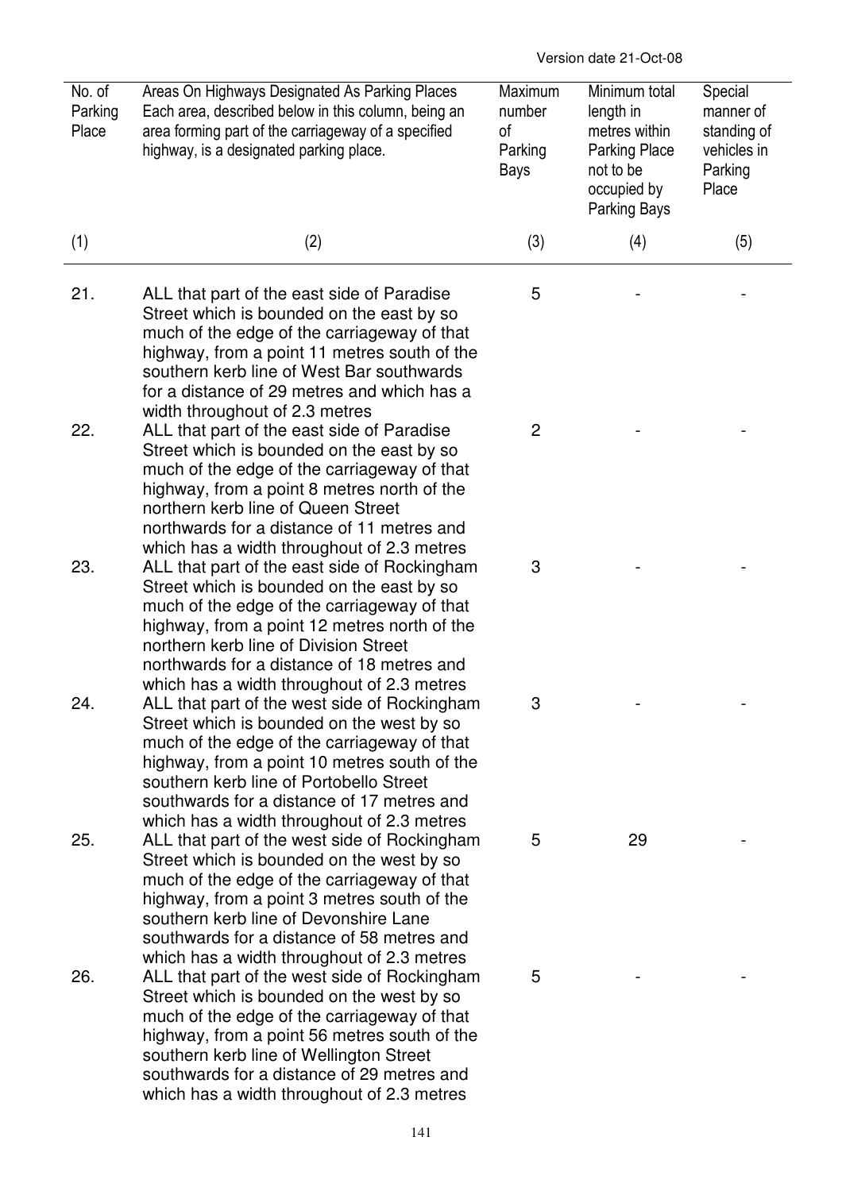Version date 21-Oct-08

| No. of Parking Place | Areas On Highways Designated As Parking Places Each area, described below in this column, being an area forming part of the carriageway of a specified highway, is a designated parking place. | Maximum number of Parking Bays | Minimum total length in metres within Parking Place not to be occupied by Parking Bays | Special manner of standing of vehicles in Parking Place |
|---|---|---|---|---|
| (1) | (2) | (3) | (4) | (5) |
| 21. | ALL that part of the east side of Paradise Street which is bounded on the east by so much of the edge of the carriageway of that highway, from a point 11 metres south of the southern kerb line of West Bar southwards for a distance of 29 metres and which has a width throughout of 2.3 metres | 5 | - | - |
| 22. | ALL that part of the east side of Paradise Street which is bounded on the east by so much of the edge of the carriageway of that highway, from a point 8 metres north of the northern kerb line of Queen Street northwards for a distance of 11 metres and which has a width throughout of 2.3 metres | 2 | - | - |
| 23. | ALL that part of the east side of Rockingham Street which is bounded on the east by so much of the edge of the carriageway of that highway, from a point 12 metres north of the northern kerb line of Division Street northwards for a distance of 18 metres and which has a width throughout of 2.3 metres | 3 | - | - |
| 24. | ALL that part of the west side of Rockingham Street which is bounded on the west by so much of the edge of the carriageway of that highway, from a point 10 metres south of the southern kerb line of Portobello Street southwards for a distance of 17 metres and which has a width throughout of 2.3 metres | 3 | - | - |
| 25. | ALL that part of the west side of Rockingham Street which is bounded on the west by so much of the edge of the carriageway of that highway, from a point 3 metres south of the southern kerb line of Devonshire Lane southwards for a distance of 58 metres and which has a width throughout of 2.3 metres | 5 | 29 | - |
| 26. | ALL that part of the west side of Rockingham Street which is bounded on the west by so much of the edge of the carriageway of that highway, from a point 56 metres south of the southern kerb line of Wellington Street southwards for a distance of 29 metres and which has a width throughout of 2.3 metres | 5 | - | - |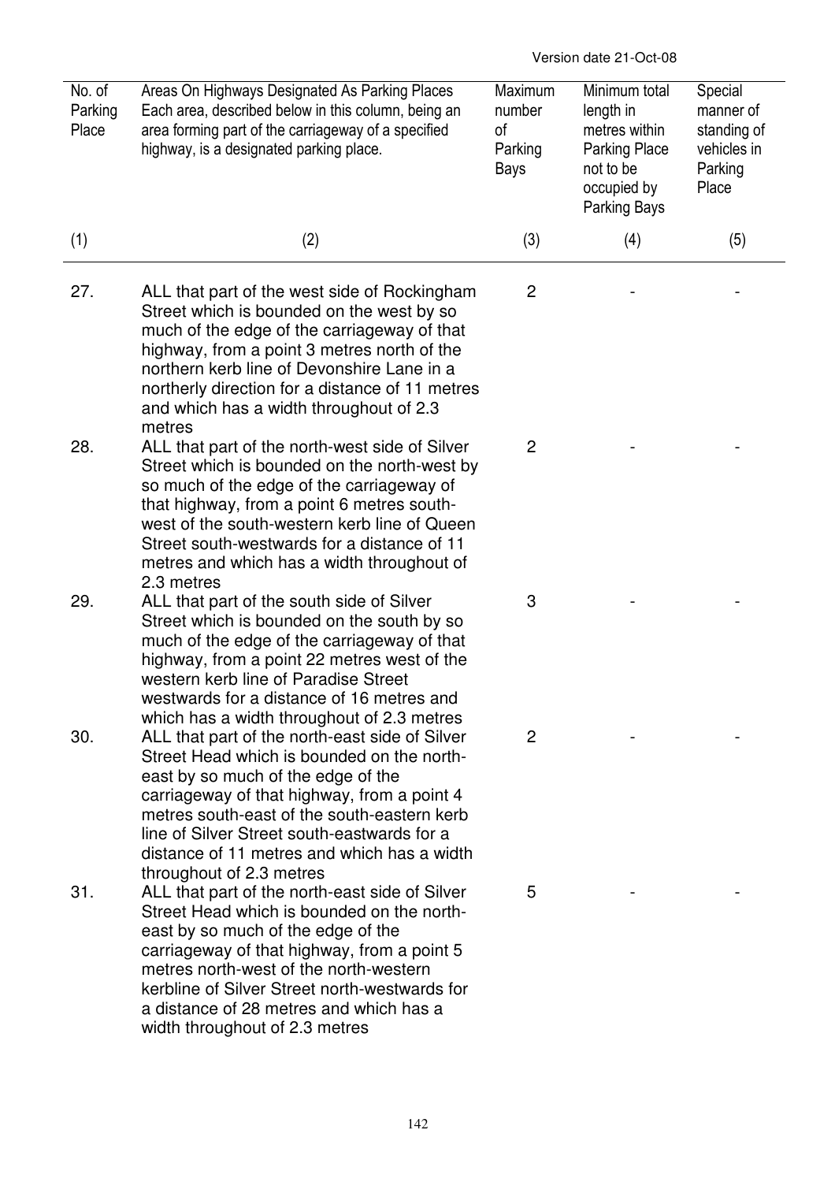| No. of Parking Place | Areas On Highways Designated As Parking Places Each area, described below in this column, being an area forming part of the carriageway of a specified highway, is a designated parking place. | Maximum number of Parking Bays | Minimum total length in metres within Parking Place not to be occupied by Parking Bays | Special manner of standing of vehicles in Parking Place |
|---|---|---|---|---|
| (1) | (2) | (3) | (4) | (5) |
| 27. | ALL that part of the west side of Rockingham Street which is bounded on the west by so much of the edge of the carriageway of that highway, from a point 3 metres north of the northern kerb line of Devonshire Lane in a northerly direction for a distance of 11 metres and which has a width throughout of 2.3 metres | 2 | - | - |
| 28. | ALL that part of the north-west side of Silver Street which is bounded on the north-west by so much of the edge of the carriageway of that highway, from a point 6 metres south-west of the south-western kerb line of Queen Street south-westwards for a distance of 11 metres and which has a width throughout of 2.3 metres | 2 | - | - |
| 29. | ALL that part of the south side of Silver Street which is bounded on the south by so much of the edge of the carriageway of that highway, from a point 22 metres west of the western kerb line of Paradise Street westwards for a distance of 16 metres and which has a width throughout of 2.3 metres | 3 | - | - |
| 30. | ALL that part of the north-east side of Silver Street Head which is bounded on the north-east by so much of the edge of the carriageway of that highway, from a point 4 metres south-east of the south-eastern kerb line of Silver Street south-eastwards for a distance of 11 metres and which has a width throughout of 2.3 metres | 2 | - | - |
| 31. | ALL that part of the north-east side of Silver Street Head which is bounded on the north-east by so much of the edge of the carriageway of that highway, from a point 5 metres north-west of the north-western kerbline of Silver Street north-westwards for a distance of 28 metres and which has a width throughout of 2.3 metres | 5 | - | - |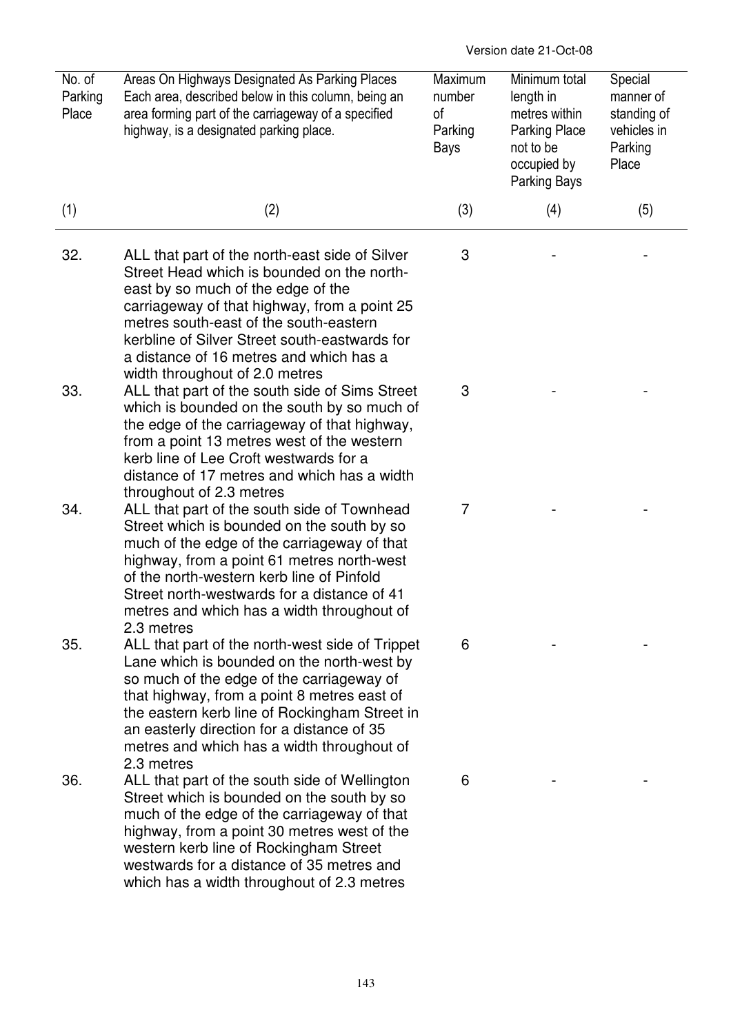Version date 21-Oct-08

| No. of Parking Place | Areas On Highways Designated As Parking Places Each area, described below in this column, being an area forming part of the carriageway of a specified highway, is a designated parking place. | Maximum number of Parking Bays | Minimum total length in metres within Parking Place not to be occupied by Parking Bays | Special manner of standing of vehicles in Parking Place |
|---|---|---|---|---|
| (1) | (2) | (3) | (4) | (5) |
| 32. | ALL that part of the north-east side of Silver Street Head which is bounded on the north-east by so much of the edge of the carriageway of that highway, from a point 25 metres south-east of the south-eastern kerbline of Silver Street south-eastwards for a distance of 16 metres and which has a width throughout of 2.0 metres | 3 | - | - |
| 33. | ALL that part of the south side of Sims Street which is bounded on the south by so much of the edge of the carriageway of that highway, from a point 13 metres west of the western kerb line of Lee Croft westwards for a distance of 17 metres and which has a width throughout of 2.3 metres | 3 | - | - |
| 34. | ALL that part of the south side of Townhead Street which is bounded on the south by so much of the edge of the carriageway of that highway, from a point 61 metres north-west of the north-western kerb line of Pinfold Street north-westwards for a distance of 41 metres and which has a width throughout of 2.3 metres | 7 | - | - |
| 35. | ALL that part of the north-west side of Trippet Lane which is bounded on the north-west by so much of the edge of the carriageway of that highway, from a point 8 metres east of the eastern kerb line of Rockingham Street in an easterly direction for a distance of 35 metres and which has a width throughout of 2.3 metres | 6 | - | - |
| 36. | ALL that part of the south side of Wellington Street which is bounded on the south by so much of the edge of the carriageway of that highway, from a point 30 metres west of the western kerb line of Rockingham Street westwards for a distance of 35 metres and which has a width throughout of 2.3 metres | 6 | - | - |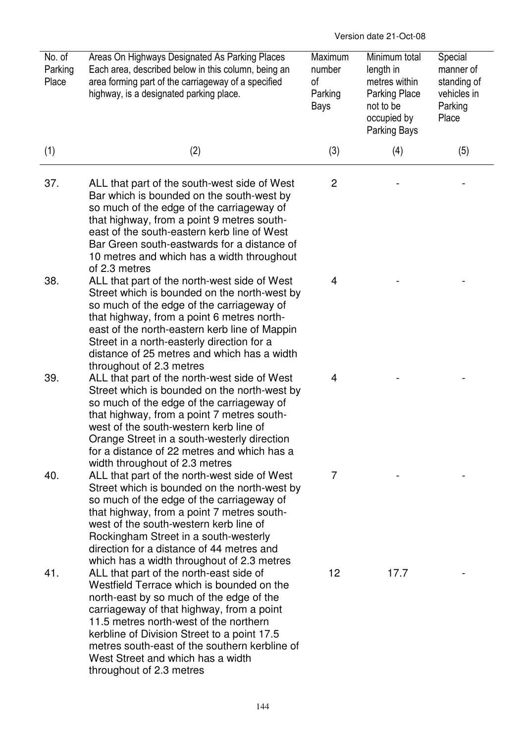Version date 21-Oct-08

| No. of Parking Place | Areas On Highways Designated As Parking Places Each area, described below in this column, being an area forming part of the carriageway of a specified highway, is a designated parking place. | Maximum number of Parking Bays | Minimum total length in metres within Parking Place not to be occupied by Parking Bays | Special manner of standing of vehicles in Parking Place |
|---|---|---|---|---|
| (1) | (2) | (3) | (4) | (5) |
| 37. | ALL that part of the south-west side of West Bar which is bounded on the south-west by so much of the edge of the carriageway of that highway, from a point 9 metres south-east of the south-eastern kerb line of West Bar Green south-eastwards for a distance of 10 metres and which has a width throughout of 2.3 metres | 2 | - | - |
| 38. | ALL that part of the north-west side of West Street which is bounded on the north-west by so much of the edge of the carriageway of that highway, from a point 6 metres north-east of the north-eastern kerb line of Mappin Street in a north-easterly direction for a distance of 25 metres and which has a width throughout of 2.3 metres | 4 | - | - |
| 39. | ALL that part of the north-west side of West Street which is bounded on the north-west by so much of the edge of the carriageway of that highway, from a point 7 metres south-west of the south-western kerb line of Orange Street in a south-westerly direction for a distance of 22 metres and which has a width throughout of 2.3 metres | 4 | - | - |
| 40. | ALL that part of the north-west side of West Street which is bounded on the north-west by so much of the edge of the carriageway of that highway, from a point 7 metres south-west of the south-western kerb line of Rockingham Street in a south-westerly direction for a distance of 44 metres and which has a width throughout of 2.3 metres | 7 | - | - |
| 41. | ALL that part of the north-east side of Westfield Terrace which is bounded on the north-east by so much of the edge of the carriageway of that highway, from a point 11.5 metres north-west of the northern kerbline of Division Street to a point 17.5 metres south-east of the southern kerbline of West Street and which has a width throughout of 2.3 metres | 12 | 17.7 | - |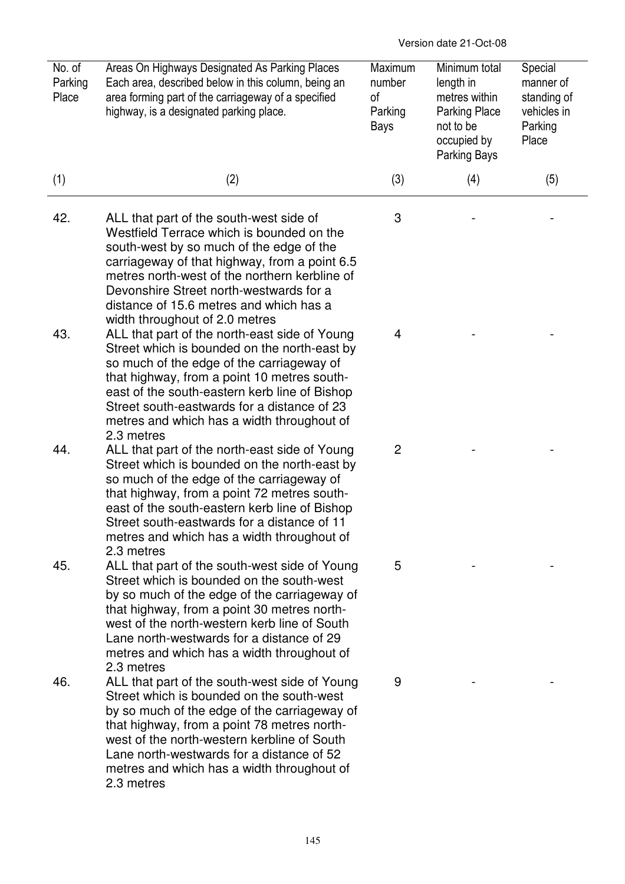Version date 21-Oct-08

| No. of Parking Place | Areas On Highways Designated As Parking Places Each area, described below in this column, being an area forming part of the carriageway of a specified highway, is a designated parking place. | Maximum number of Parking Bays | Minimum total length in metres within Parking Place not to be occupied by Parking Bays | Special manner of standing of vehicles in Parking Place |
|---|---|---|---|---|
| (1) | (2) | (3) | (4) | (5) |
| 42. | ALL that part of the south-west side of Westfield Terrace which is bounded on the south-west by so much of the edge of the carriageway of that highway, from a point 6.5 metres north-west of the northern kerbline of Devonshire Street north-westwards for a distance of 15.6 metres and which has a width throughout of 2.0 metres | 3 | - | - |
| 43. | ALL that part of the north-east side of Young Street which is bounded on the north-east by so much of the edge of the carriageway of that highway, from a point 10 metres south-east of the south-eastern kerb line of Bishop Street south-eastwards for a distance of 23 metres and which has a width throughout of 2.3 metres | 4 | - | - |
| 44. | ALL that part of the north-east side of Young Street which is bounded on the north-east by so much of the edge of the carriageway of that highway, from a point 72 metres south-east of the south-eastern kerb line of Bishop Street south-eastwards for a distance of 11 metres and which has a width throughout of 2.3 metres | 2 | - | - |
| 45. | ALL that part of the south-west side of Young Street which is bounded on the south-west by so much of the edge of the carriageway of that highway, from a point 30 metres north-west of the north-western kerb line of South Lane north-westwards for a distance of 29 metres and which has a width throughout of 2.3 metres | 5 | - | - |
| 46. | ALL that part of the south-west side of Young Street which is bounded on the south-west by so much of the edge of the carriageway of that highway, from a point 78 metres north-west of the north-western kerbline of South Lane north-westwards for a distance of 52 metres and which has a width throughout of 2.3 metres | 9 | - | - |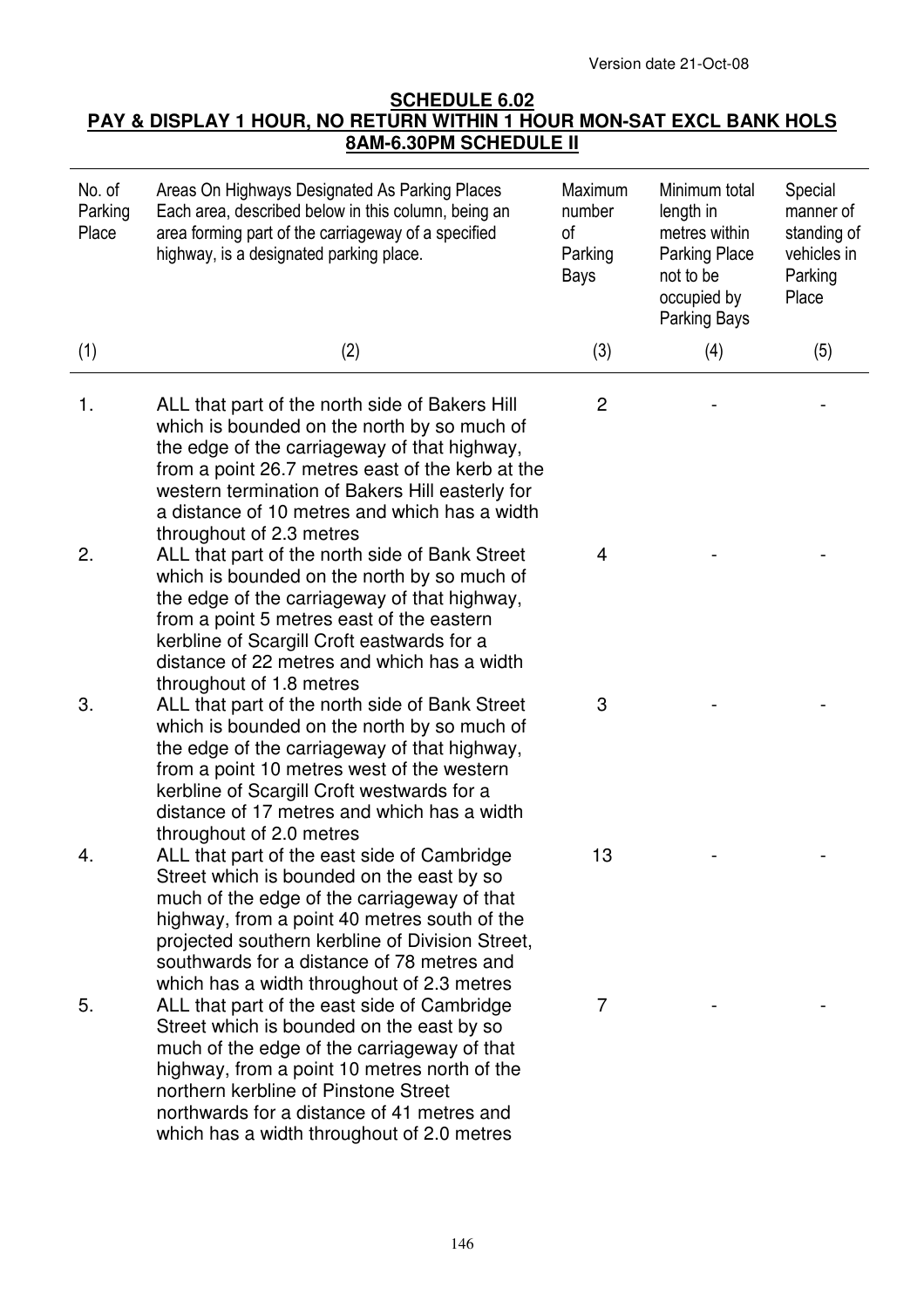Version date 21-Oct-08

**SCHEDULE 6.02**
**PAY & DISPLAY 1 HOUR, NO RETURN WITHIN 1 HOUR MON-SAT EXCL BANK HOLS 8AM-6.30PM SCHEDULE II**

| No. of Parking Place | Areas On Highways Designated As Parking Places Each area, described below in this column, being an area forming part of the carriageway of a specified highway, is a designated parking place. | Maximum number of Parking Bays | Minimum total length in metres within Parking Place not to be occupied by Parking Bays | Special manner of standing of vehicles in Parking Place |
|---|---|---|---|---|
| (1) | (2) | (3) | (4) | (5) |
| 1. | ALL that part of the north side of Bakers Hill which is bounded on the north by so much of the edge of the carriageway of that highway, from a point 26.7 metres east of the kerb at the western termination of Bakers Hill easterly for a distance of 10 metres and which has a width throughout of 2.3 metres | 2 | - | - |
| 2. | ALL that part of the north side of Bank Street which is bounded on the north by so much of the edge of the carriageway of that highway, from a point 5 metres east of the eastern kerbline of Scargill Croft eastwards for a distance of 22 metres and which has a width throughout of 1.8 metres | 4 | - | - |
| 3. | ALL that part of the north side of Bank Street which is bounded on the north by so much of the edge of the carriageway of that highway, from a point 10 metres west of the western kerbline of Scargill Croft westwards for a distance of 17 metres and which has a width throughout of 2.0 metres | 3 | - | - |
| 4. | ALL that part of the east side of Cambridge Street which is bounded on the east by so much of the edge of the carriageway of that highway, from a point 40 metres south of the projected southern kerbline of Division Street, southwards for a distance of 78 metres and which has a width throughout of 2.3 metres | 13 | - | - |
| 5. | ALL that part of the east side of Cambridge Street which is bounded on the east by so much of the edge of the carriageway of that highway, from a point 10 metres north of the northern kerbline of Pinstone Street northwards for a distance of 41 metres and which has a width throughout of 2.0 metres | 7 | - | - |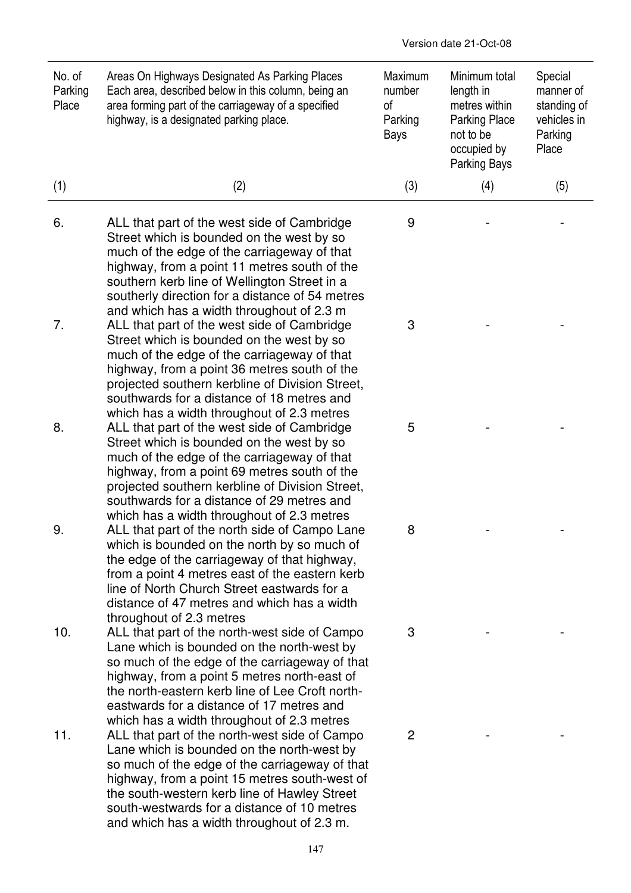| No. of Parking Place | Areas On Highways Designated As Parking Places Each area, described below in this column, being an area forming part of the carriageway of a specified highway, is a designated parking place. | Maximum number of Parking Bays | Minimum total length in metres within Parking Place not to be occupied by Parking Bays | Special manner of standing of vehicles in Parking Place |
|---|---|---|---|---|
| (1) | (2) | (3) | (4) | (5) |
| 6. | ALL that part of the west side of Cambridge Street which is bounded on the west by so much of the edge of the carriageway of that highway, from a point 11 metres south of the southern kerb line of Wellington Street in a southerly direction for a distance of 54 metres and which has a width throughout of 2.3 m | 9 | - | - |
| 7. | ALL that part of the west side of Cambridge Street which is bounded on the west by so much of the edge of the carriageway of that highway, from a point 36 metres south of the projected southern kerbline of Division Street, southwards for a distance of 18 metres and which has a width throughout of 2.3 metres | 3 | - | - |
| 8. | ALL that part of the west side of Cambridge Street which is bounded on the west by so much of the edge of the carriageway of that highway, from a point 69 metres south of the projected southern kerbline of Division Street, southwards for a distance of 29 metres and which has a width throughout of 2.3 metres | 5 | - | - |
| 9. | ALL that part of the north side of Campo Lane which is bounded on the north by so much of the edge of the carriageway of that highway, from a point 4 metres east of the eastern kerb line of North Church Street eastwards for a distance of 47 metres and which has a width throughout of 2.3 metres | 8 | - | - |
| 10. | ALL that part of the north-west side of Campo Lane which is bounded on the north-west by so much of the edge of the carriageway of that highway, from a point 5 metres north-east of the north-eastern kerb line of Lee Croft north-eastwards for a distance of 17 metres and which has a width throughout of 2.3 metres | 3 | - | - |
| 11. | ALL that part of the north-west side of Campo Lane which is bounded on the north-west by so much of the edge of the carriageway of that highway, from a point 15 metres south-west of the south-western kerb line of Hawley Street south-westwards for a distance of 10 metres and which has a width throughout of 2.3 m. | 2 | - | - |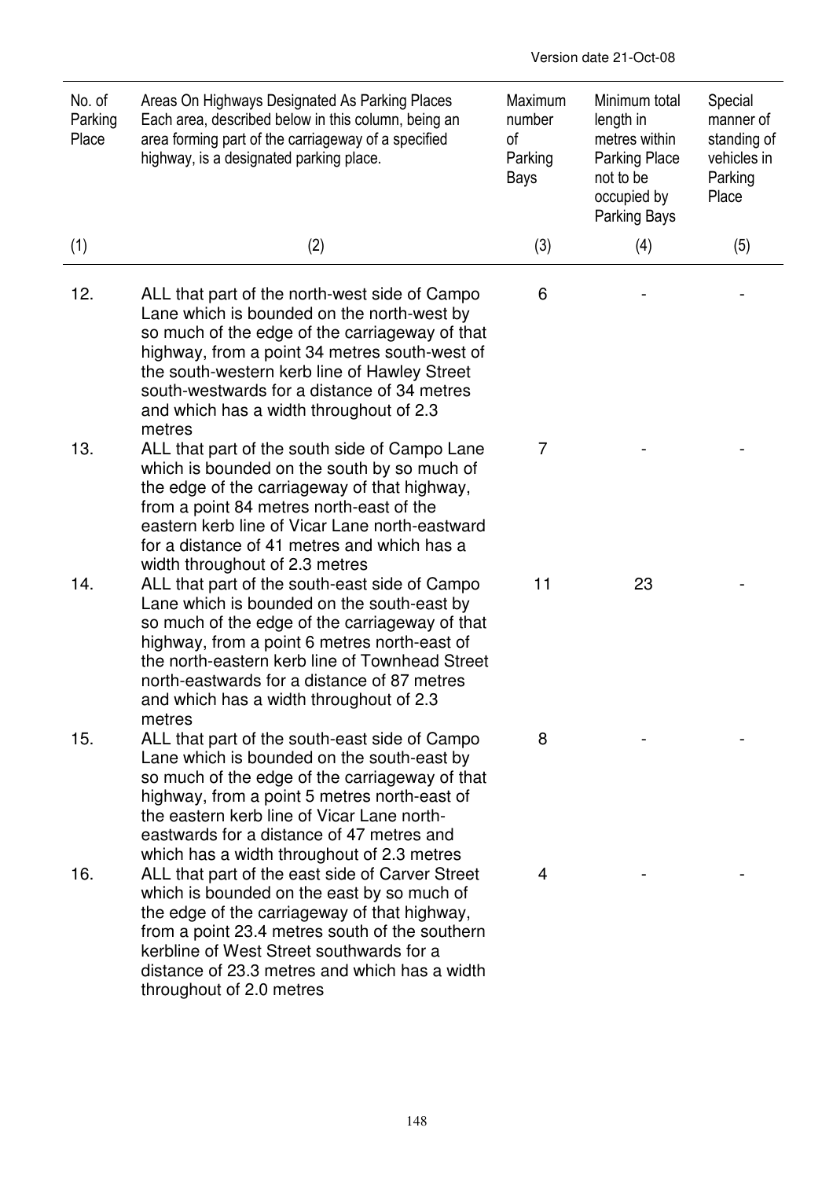| No. of Parking Place | Areas On Highways Designated As Parking Places Each area, described below in this column, being an area forming part of the carriageway of a specified highway, is a designated parking place. | Maximum number of Parking Bays | Minimum total length in metres within Parking Place not to be occupied by Parking Bays | Special manner of standing of vehicles in Parking Place |
|---|---|---|---|---|
| (1) | (2) | (3) | (4) | (5) |
| 12. | ALL that part of the north-west side of Campo Lane which is bounded on the north-west by so much of the edge of the carriageway of that highway, from a point 34 metres south-west of the south-western kerb line of Hawley Street south-westwards for a distance of 34 metres and which has a width throughout of 2.3 metres | 6 | - | - |
| 13. | ALL that part of the south side of Campo Lane which is bounded on the south by so much of the edge of the carriageway of that highway, from a point 84 metres north-east of the eastern kerb line of Vicar Lane north-eastward for a distance of 41 metres and which has a width throughout of 2.3 metres | 7 | - | - |
| 14. | ALL that part of the south-east side of Campo Lane which is bounded on the south-east by so much of the edge of the carriageway of that highway, from a point 6 metres north-east of the north-eastern kerb line of Townhead Street north-eastwards for a distance of 87 metres and which has a width throughout of 2.3 metres | 11 | 23 | - |
| 15. | ALL that part of the south-east side of Campo Lane which is bounded on the south-east by so much of the edge of the carriageway of that highway, from a point 5 metres north-east of the eastern kerb line of Vicar Lane north-eastwards for a distance of 47 metres and which has a width throughout of 2.3 metres | 8 | - | - |
| 16. | ALL that part of the east side of Carver Street which is bounded on the east by so much of the edge of the carriageway of that highway, from a point 23.4 metres south of the southern kerbline of West Street southwards for a distance of 23.3 metres and which has a width throughout of 2.0 metres | 4 | - | - |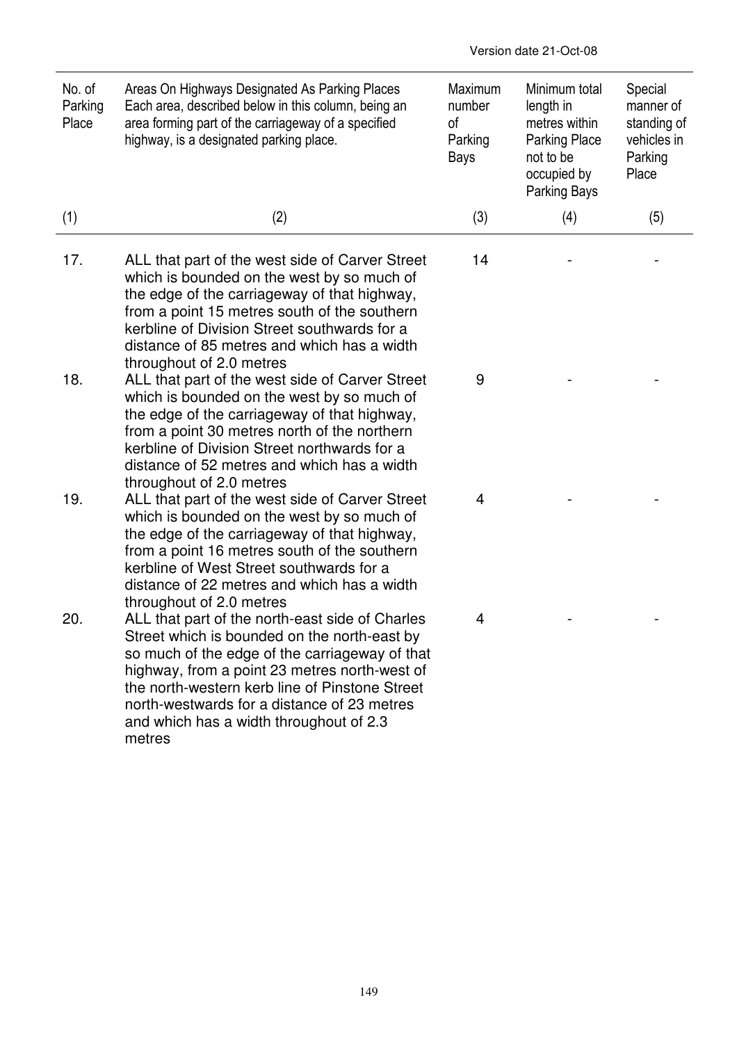Version date 21-Oct-08

| No. of Parking Place | Areas On Highways Designated As Parking Places Each area, described below in this column, being an area forming part of the carriageway of a specified highway, is a designated parking place. | Maximum number of Parking Bays | Minimum total length in metres within Parking Place not to be occupied by Parking Bays | Special manner of standing of vehicles in Parking Place |
|---|---|---|---|---|
| (1) | (2) | (3) | (4) | (5) |
| 17. | ALL that part of the west side of Carver Street which is bounded on the west by so much of the edge of the carriageway of that highway, from a point 15 metres south of the southern kerbline of Division Street southwards for a distance of 85 metres and which has a width throughout of 2.0 metres | 14 | - | - |
| 18. | ALL that part of the west side of Carver Street which is bounded on the west by so much of the edge of the carriageway of that highway, from a point 30 metres north of the northern kerbline of Division Street northwards for a distance of 52 metres and which has a width throughout of 2.0 metres | 9 | - | - |
| 19. | ALL that part of the west side of Carver Street which is bounded on the west by so much of the edge of the carriageway of that highway, from a point 16 metres south of the southern kerbline of West Street southwards for a distance of 22 metres and which has a width throughout of 2.0 metres | 4 | - | - |
| 20. | ALL that part of the north-east side of Charles Street which is bounded on the north-east by so much of the edge of the carriageway of that highway, from a point 23 metres north-west of the north-western kerb line of Pinstone Street north-westwards for a distance of 23 metres and which has a width throughout of 2.3 metres | 4 | - | - |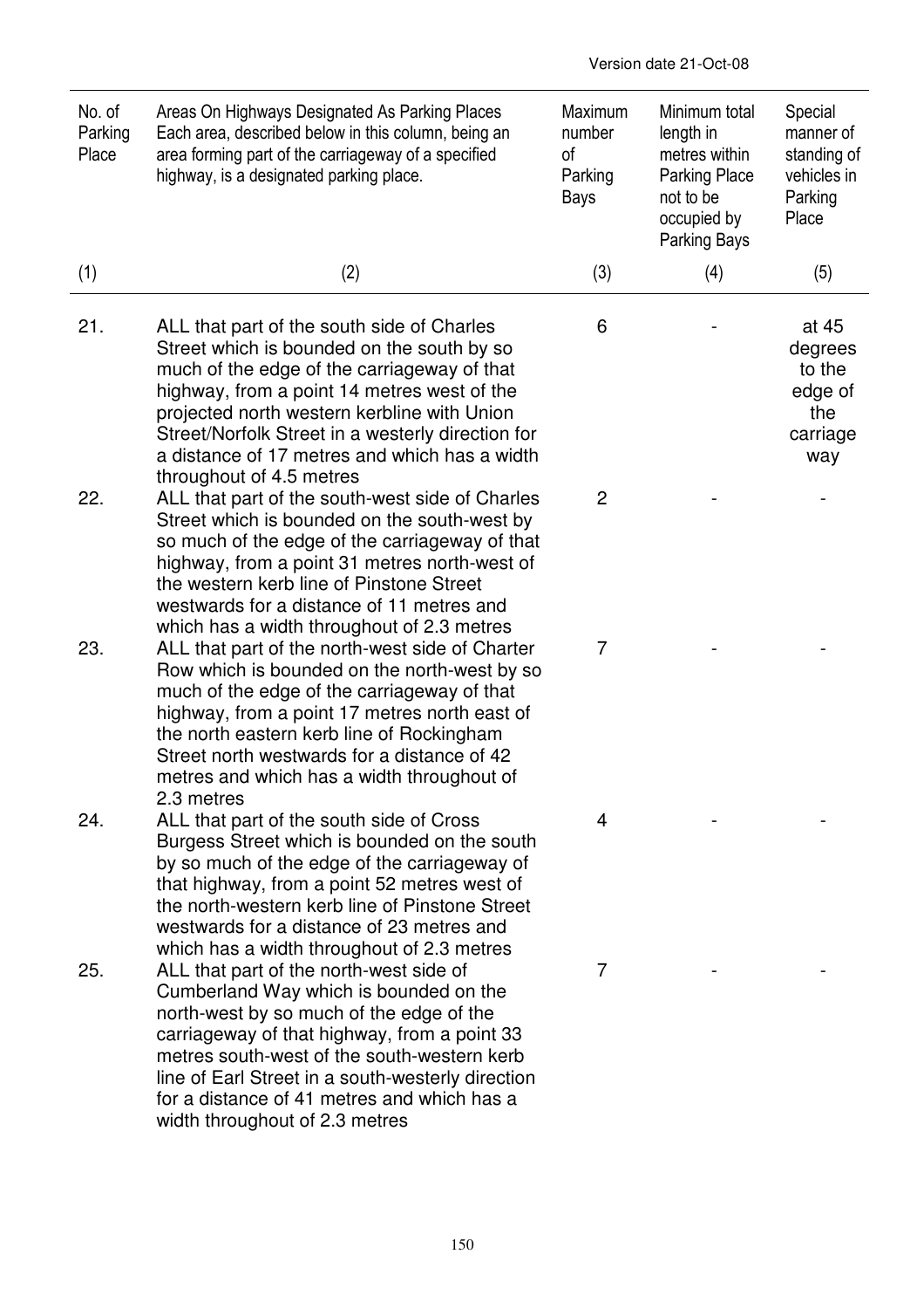Version date 21-Oct-08

| No. of Parking Place | Areas On Highways Designated As Parking Places Each area, described below in this column, being an area forming part of the carriageway of a specified highway, is a designated parking place. | Maximum number of Parking Bays | Minimum total length in metres within Parking Place not to be occupied by Parking Bays | Special manner of standing of vehicles in Parking Place |
|---|---|---|---|---|
| (1) | (2) | (3) | (4) | (5) |
| 21. | ALL that part of the south side of Charles Street which is bounded on the south by so much of the edge of the carriageway of that highway, from a point 14 metres west of the projected north western kerbline with Union Street/Norfolk Street in a westerly direction for a distance of 17 metres and which has a width throughout of 4.5 metres | 6 | - | at 45 degrees to the edge of the carriage way |
| 22. | ALL that part of the south-west side of Charles Street which is bounded on the south-west by so much of the edge of the carriageway of that highway, from a point 31 metres north-west of the western kerb line of Pinstone Street westwards for a distance of 11 metres and which has a width throughout of 2.3 metres | 2 | - | - |
| 23. | ALL that part of the north-west side of Charter Row which is bounded on the north-west by so much of the edge of the carriageway of that highway, from a point 17 metres north east of the north eastern kerb line of Rockingham Street north westwards for a distance of 42 metres and which has a width throughout of 2.3 metres | 7 | - | - |
| 24. | ALL that part of the south side of Cross Burgess Street which is bounded on the south by so much of the edge of the carriageway of that highway, from a point 52 metres west of the north-western kerb line of Pinstone Street westwards for a distance of 23 metres and which has a width throughout of 2.3 metres | 4 | - | - |
| 25. | ALL that part of the north-west side of Cumberland Way which is bounded on the north-west by so much of the edge of the carriageway of that highway, from a point 33 metres south-west of the south-western kerb line of Earl Street in a south-westerly direction for a distance of 41 metres and which has a width throughout of 2.3 metres | 7 | - | - |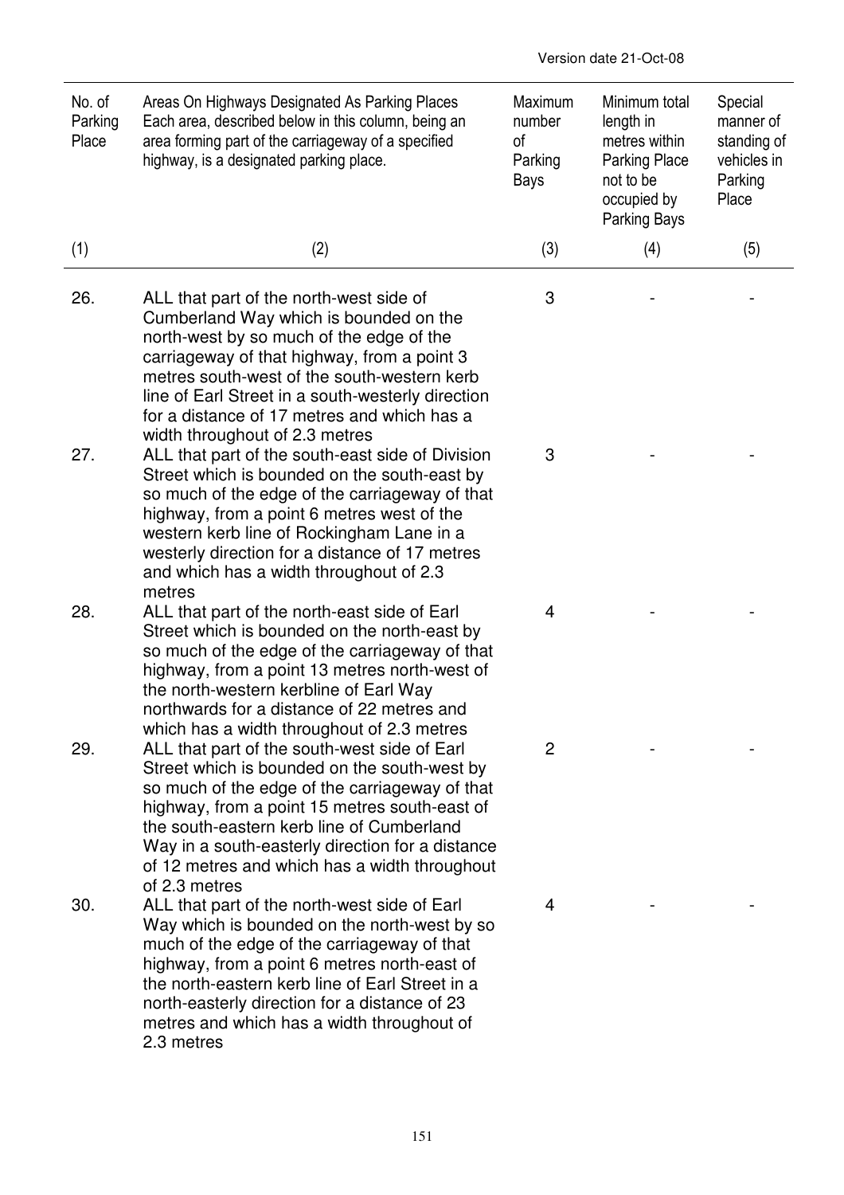Version date 21-Oct-08

| No. of Parking Place | Areas On Highways Designated As Parking Places Each area, described below in this column, being an area forming part of the carriageway of a specified highway, is a designated parking place. | Maximum number of Parking Bays | Minimum total length in metres within Parking Place not to be occupied by Parking Bays | Special manner of standing of vehicles in Parking Place |
|---|---|---|---|---|
| (1) | (2) | (3) | (4) | (5) |
| 26. | ALL that part of the north-west side of Cumberland Way which is bounded on the north-west by so much of the edge of the carriageway of that highway, from a point 3 metres south-west of the south-western kerb line of Earl Street in a south-westerly direction for a distance of 17 metres and which has a width throughout of 2.3 metres | 3 | - | - |
| 27. | ALL that part of the south-east side of Division Street which is bounded on the south-east by so much of the edge of the carriageway of that highway, from a point 6 metres west of the western kerb line of Rockingham Lane in a westerly direction for a distance of 17 metres and which has a width throughout of 2.3 metres | 3 | - | - |
| 28. | ALL that part of the north-east side of Earl Street which is bounded on the north-east by so much of the edge of the carriageway of that highway, from a point 13 metres north-west of the north-western kerbline of Earl Way northwards for a distance of 22 metres and which has a width throughout of 2.3 metres | 4 | - | - |
| 29. | ALL that part of the south-west side of Earl Street which is bounded on the south-west by so much of the edge of the carriageway of that highway, from a point 15 metres south-east of the south-eastern kerb line of Cumberland Way in a south-easterly direction for a distance of 12 metres and which has a width throughout of 2.3 metres | 2 | - | - |
| 30. | ALL that part of the north-west side of Earl Way which is bounded on the north-west by so much of the edge of the carriageway of that highway, from a point 6 metres north-east of the north-eastern kerb line of Earl Street in a north-easterly direction for a distance of 23 metres and which has a width throughout of 2.3 metres | 4 | - | - |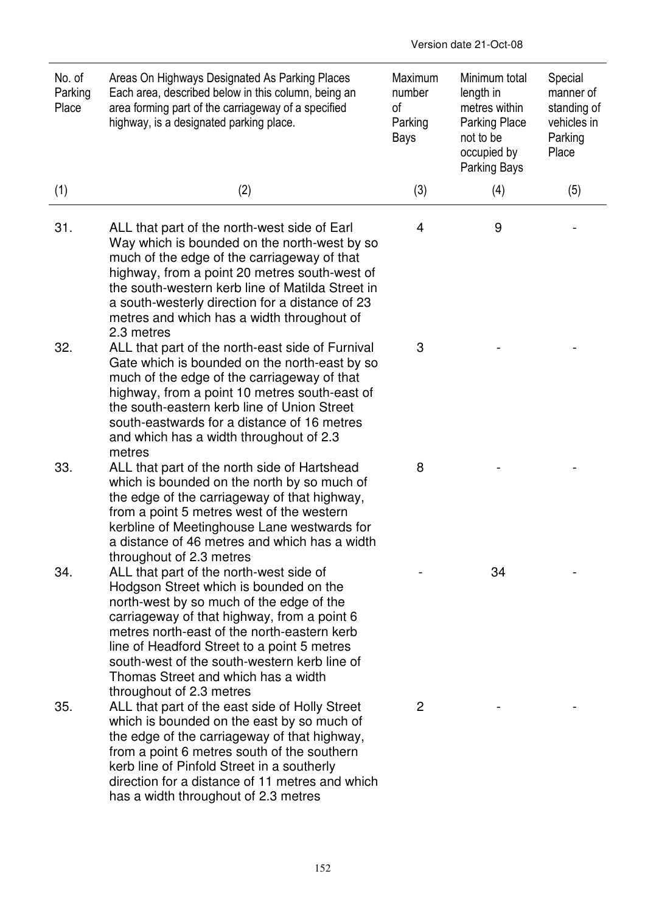Version date 21-Oct-08

| No. of Parking Place | Areas On Highways Designated As Parking Places Each area, described below in this column, being an area forming part of the carriageway of a specified highway, is a designated parking place. | Maximum number of Parking Bays | Minimum total length in metres within Parking Place not to be occupied by Parking Bays | Special manner of standing of vehicles in Parking Place |
|---|---|---|---|---|
| (1) | (2) | (3) | (4) | (5) |
| 31. | ALL that part of the north-west side of Earl Way which is bounded on the north-west by so much of the edge of the carriageway of that highway, from a point 20 metres south-west of the south-western kerb line of Matilda Street in a south-westerly direction for a distance of 23 metres and which has a width throughout of 2.3 metres | 4 | 9 | - |
| 32. | ALL that part of the north-east side of Furnival Gate which is bounded on the north-east by so much of the edge of the carriageway of that highway, from a point 10 metres south-east of the south-eastern kerb line of Union Street south-eastwards for a distance of 16 metres and which has a width throughout of 2.3 metres | 3 | - | - |
| 33. | ALL that part of the north side of Hartshead which is bounded on the north by so much of the edge of the carriageway of that highway, from a point 5 metres west of the western kerbline of Meetinghouse Lane westwards for a distance of 46 metres and which has a width throughout of 2.3 metres | 8 | - | - |
| 34. | ALL that part of the north-west side of Hodgson Street which is bounded on the north-west by so much of the edge of the carriageway of that highway, from a point 6 metres north-east of the north-eastern kerb line of Headford Street to a point 5 metres south-west of the south-western kerb line of Thomas Street and which has a width throughout of 2.3 metres | - | 34 | - |
| 35. | ALL that part of the east side of Holly Street which is bounded on the east by so much of the edge of the carriageway of that highway, from a point 6 metres south of the southern kerb line of Pinfold Street in a southerly direction for a distance of 11 metres and which has a width throughout of 2.3 metres | 2 | - | - |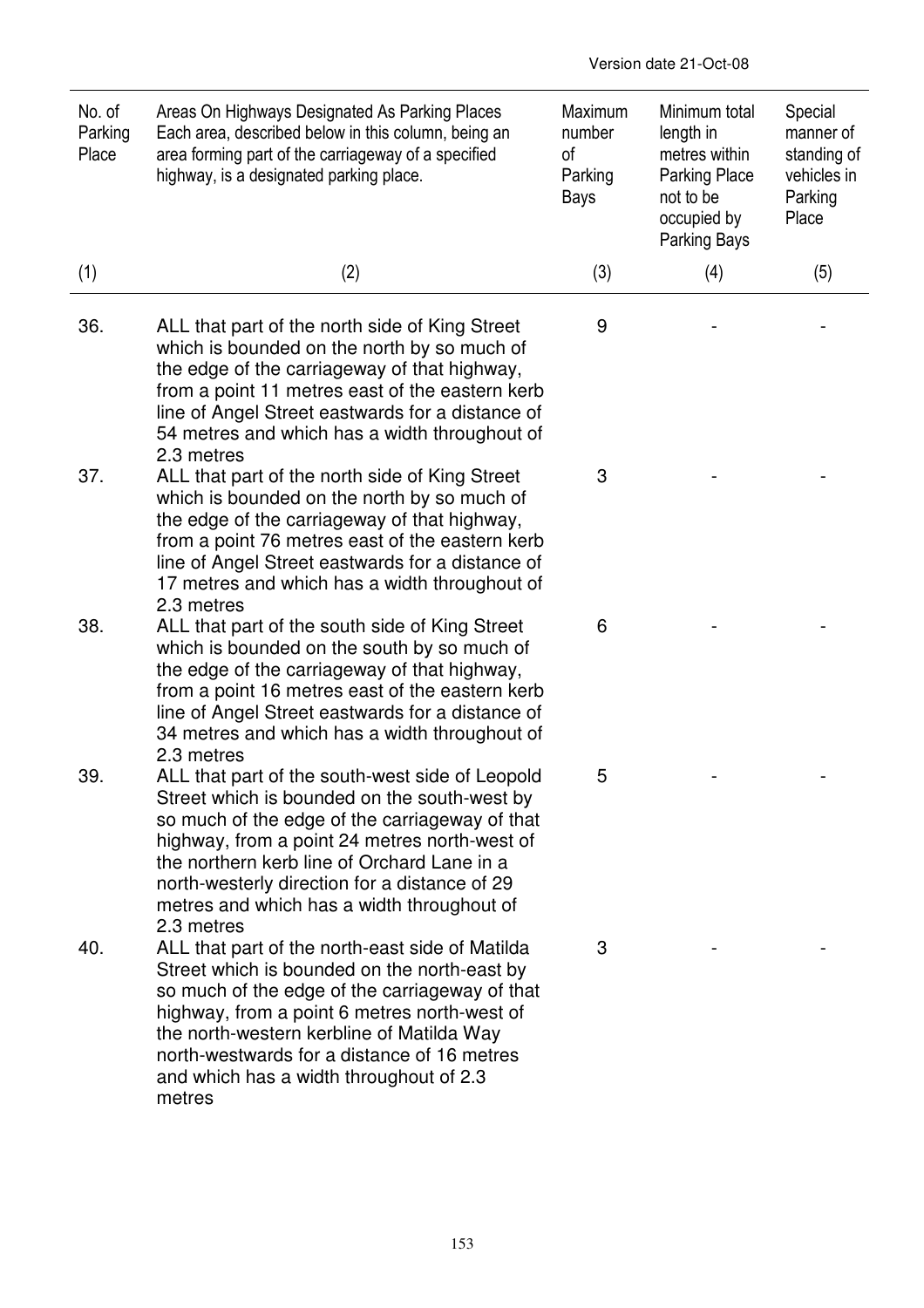Version date 21-Oct-08

| No. of Parking Place | Areas On Highways Designated As Parking Places Each area, described below in this column, being an area forming part of the carriageway of a specified highway, is a designated parking place. | Maximum number of Parking Bays | Minimum total length in metres within Parking Place not to be occupied by Parking Bays | Special manner of standing of vehicles in Parking Place |
|---|---|---|---|---|
| (1) | (2) | (3) | (4) | (5) |
| 36. | ALL that part of the north side of King Street which is bounded on the north by so much of the edge of the carriageway of that highway, from a point 11 metres east of the eastern kerb line of Angel Street eastwards for a distance of 54 metres and which has a width throughout of 2.3 metres | 9 | - | - |
| 37. | ALL that part of the north side of King Street which is bounded on the north by so much of the edge of the carriageway of that highway, from a point 76 metres east of the eastern kerb line of Angel Street eastwards for a distance of 17 metres and which has a width throughout of 2.3 metres | 3 | - | - |
| 38. | ALL that part of the south side of King Street which is bounded on the south by so much of the edge of the carriageway of that highway, from a point 16 metres east of the eastern kerb line of Angel Street eastwards for a distance of 34 metres and which has a width throughout of 2.3 metres | 6 | - | - |
| 39. | ALL that part of the south-west side of Leopold Street which is bounded on the south-west by so much of the edge of the carriageway of that highway, from a point 24 metres north-west of the northern kerb line of Orchard Lane in a north-westerly direction for a distance of 29 metres and which has a width throughout of 2.3 metres | 5 | - | - |
| 40. | ALL that part of the north-east side of Matilda Street which is bounded on the north-east by so much of the edge of the carriageway of that highway, from a point 6 metres north-west of the north-western kerbline of Matilda Way north-westwards for a distance of 16 metres and which has a width throughout of 2.3 metres | 3 | - | - |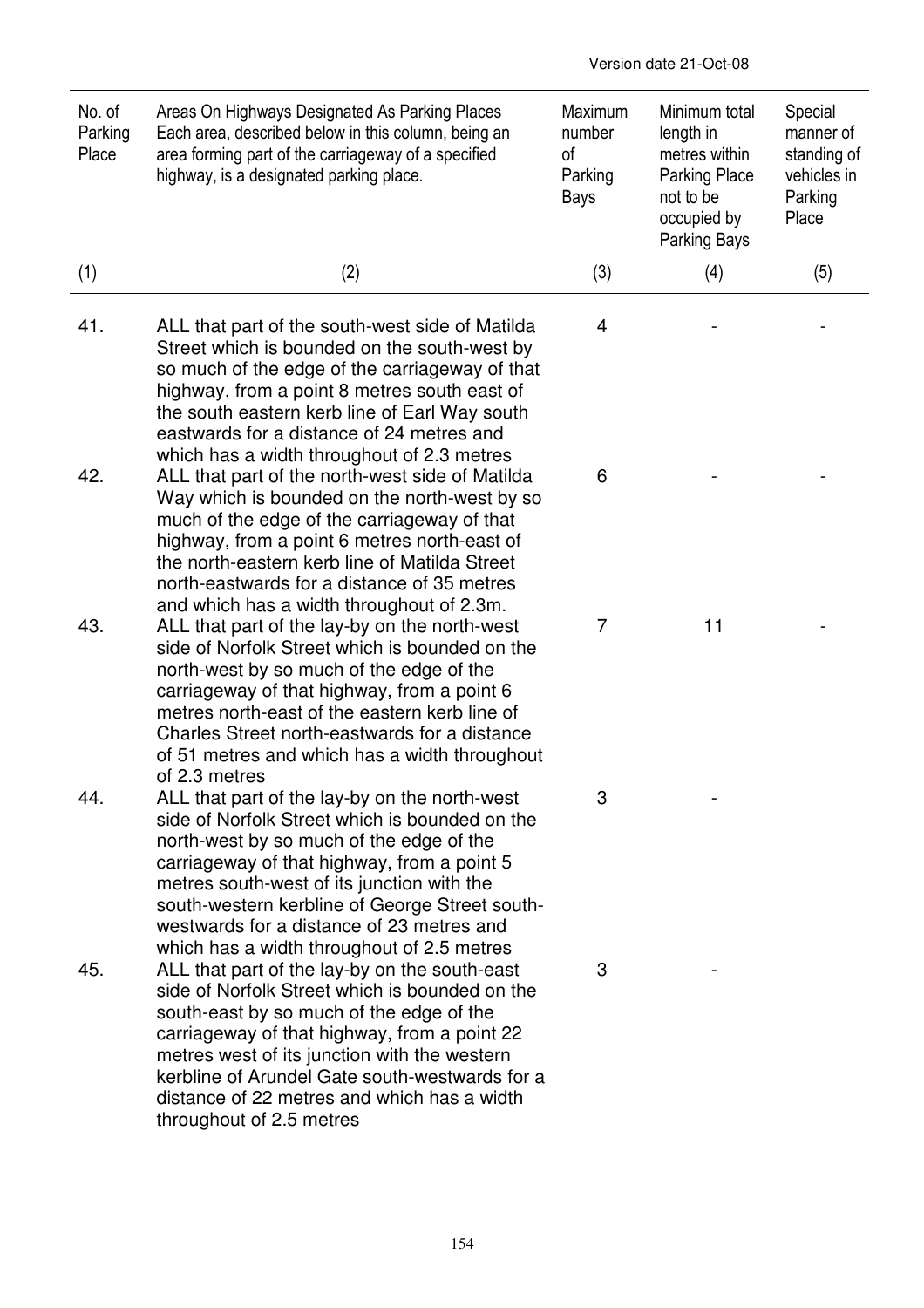| No. of Parking Place | Areas On Highways Designated As Parking Places Each area, described below in this column, being an area forming part of the carriageway of a specified highway, is a designated parking place. | Maximum number of Parking Bays | Minimum total length in metres within Parking Place not to be occupied by Parking Bays | Special manner of standing of vehicles in Parking Place |
|---|---|---|---|---|
| (1) | (2) | (3) | (4) | (5) |
| 41. | ALL that part of the south-west side of Matilda Street which is bounded on the south-west by so much of the edge of the carriageway of that highway, from a point 8 metres south east of the south eastern kerb line of Earl Way south eastwards for a distance of 24 metres and which has a width throughout of 2.3 metres | 4 | - | - |
| 42. | ALL that part of the north-west side of Matilda Way which is bounded on the north-west by so much of the edge of the carriageway of that highway, from a point 6 metres north-east of the north-eastern kerb line of Matilda Street north-eastwards for a distance of 35 metres and which has a width throughout of 2.3m. | 6 | - | - |
| 43. | ALL that part of the lay-by on the north-west side of Norfolk Street which is bounded on the north-west by so much of the edge of the carriageway of that highway, from a point 6 metres north-east of the eastern kerb line of Charles Street north-eastwards for a distance of 51 metres and which has a width throughout of 2.3 metres | 7 | 11 | - |
| 44. | ALL that part of the lay-by on the north-west side of Norfolk Street which is bounded on the north-west by so much of the edge of the carriageway of that highway, from a point 5 metres south-west of its junction with the south-western kerbline of George Street south-westwards for a distance of 23 metres and which has a width throughout of 2.5 metres | 3 | - | |
| 45. | ALL that part of the lay-by on the south-east side of Norfolk Street which is bounded on the south-east by so much of the edge of the carriageway of that highway, from a point 22 metres west of its junction with the western kerbline of Arundel Gate south-westwards for a distance of 22 metres and which has a width throughout of 2.5 metres | 3 | - | |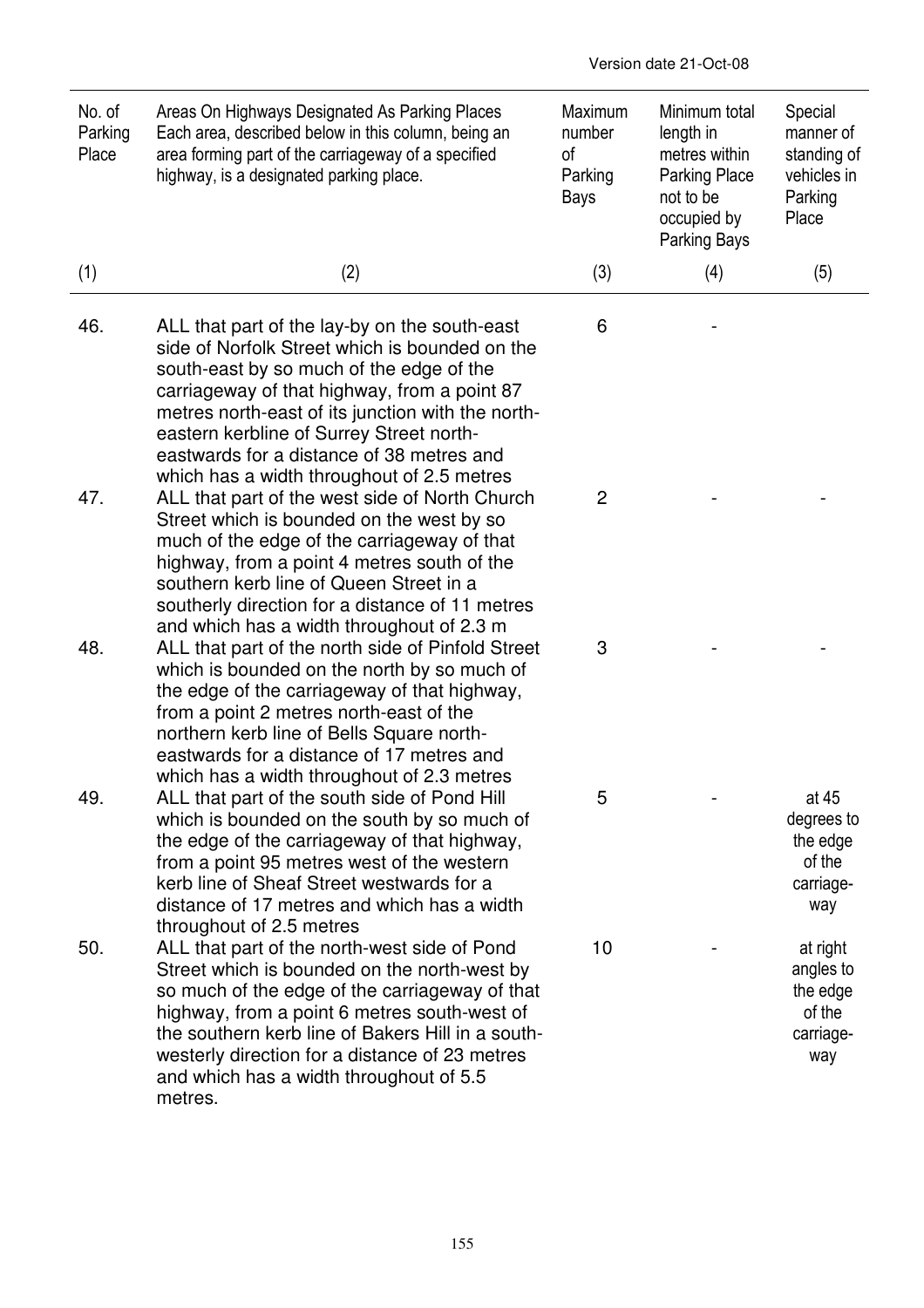Version date 21-Oct-08

| No. of Parking Place | Areas On Highways Designated As Parking Places Each area, described below in this column, being an area forming part of the carriageway of a specified highway, is a designated parking place. | Maximum number of Parking Bays | Minimum total length in metres within Parking Place not to be occupied by Parking Bays | Special manner of standing of vehicles in Parking Place |
|---|---|---|---|---|
| (1) | (2) | (3) | (4) | (5) |
| 46. | ALL that part of the lay-by on the south-east side of Norfolk Street which is bounded on the south-east by so much of the edge of the carriageway of that highway, from a point 87 metres north-east of its junction with the north-eastern kerbline of Surrey Street north-eastwards for a distance of 38 metres and which has a width throughout of 2.5 metres | 6 | - | |
| 47. | ALL that part of the west side of North Church Street which is bounded on the west by so much of the edge of the carriageway of that highway, from a point 4 metres south of the southern kerb line of Queen Street in a southerly direction for a distance of 11 metres and which has a width throughout of 2.3 m | 2 | - | - |
| 48. | ALL that part of the north side of Pinfold Street which is bounded on the north by so much of the edge of the carriageway of that highway, from a point 2 metres north-east of the northern kerb line of Bells Square north-eastwards for a distance of 17 metres and which has a width throughout of 2.3 metres | 3 | - | - |
| 49. | ALL that part of the south side of Pond Hill which is bounded on the south by so much of the edge of the carriageway of that highway, from a point 95 metres west of the western kerb line of Sheaf Street westwards for a distance of 17 metres and which has a width throughout of 2.5 metres | 5 | - | at 45 degrees to the edge of the carriage-way |
| 50. | ALL that part of the north-west side of Pond Street which is bounded on the north-west by so much of the edge of the carriageway of that highway, from a point 6 metres south-west of the southern kerb line of Bakers Hill in a south-westerly direction for a distance of 23 metres and which has a width throughout of 5.5 metres. | 10 | - | at right angles to the edge of the carriage-way |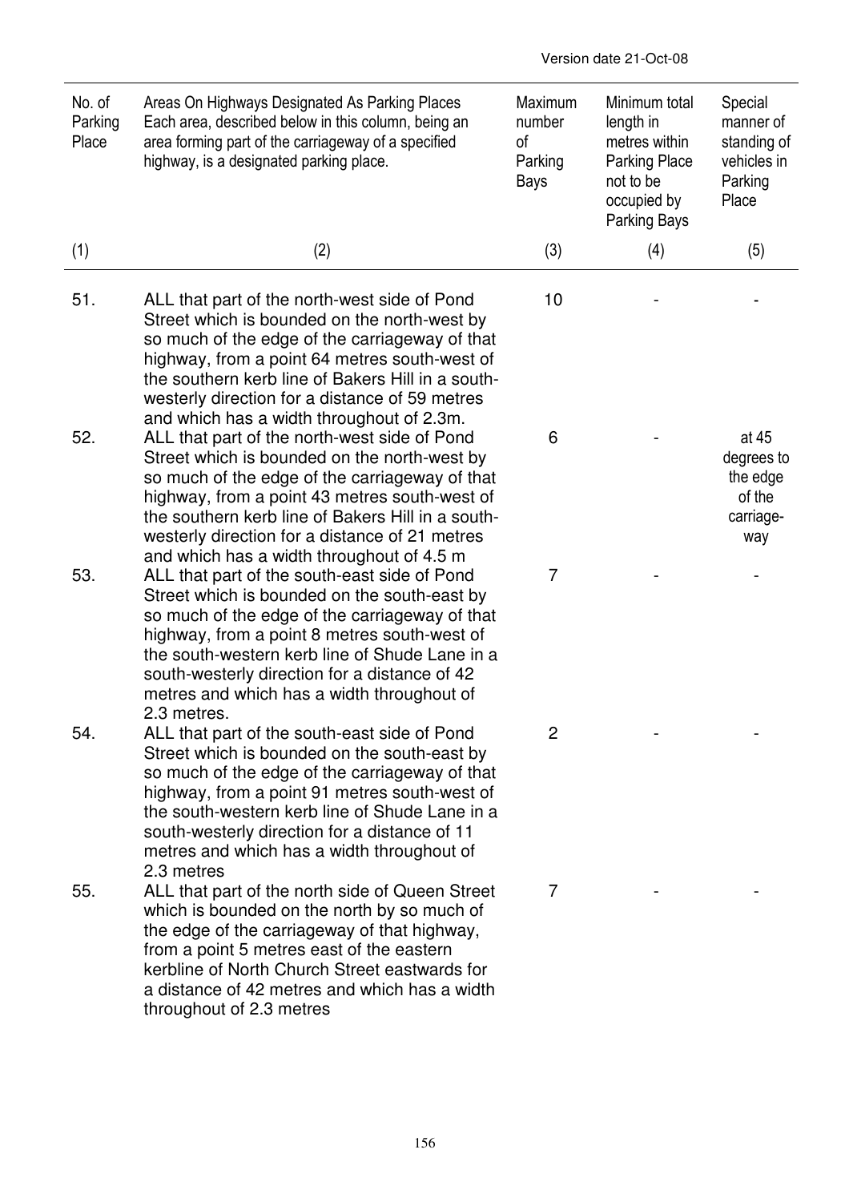Version date 21-Oct-08

| No. of Parking Place | Areas On Highways Designated As Parking Places Each area, described below in this column, being an area forming part of the carriageway of a specified highway, is a designated parking place. | Maximum number of Parking Bays | Minimum total length in metres within Parking Place not to be occupied by Parking Bays | Special manner of standing of vehicles in Parking Place |
|---|---|---|---|---|
| (1) | (2) | (3) | (4) | (5) |
| 51. | ALL that part of the north-west side of Pond Street which is bounded on the north-west by so much of the edge of the carriageway of that highway, from a point 64 metres south-west of the southern kerb line of Bakers Hill in a south-westerly direction for a distance of 59 metres and which has a width throughout of 2.3m. | 10 | - | - |
| 52. | ALL that part of the north-west side of Pond Street which is bounded on the north-west by so much of the edge of the carriageway of that highway, from a point 43 metres south-west of the southern kerb line of Bakers Hill in a south-westerly direction for a distance of 21 metres and which has a width throughout of 4.5 m | 6 | - | at 45 degrees to the edge of the carriage-way |
| 53. | ALL that part of the south-east side of Pond Street which is bounded on the south-east by so much of the edge of the carriageway of that highway, from a point 8 metres south-west of the south-western kerb line of Shude Lane in a south-westerly direction for a distance of 42 metres and which has a width throughout of 2.3 metres. | 7 | - | - |
| 54. | ALL that part of the south-east side of Pond Street which is bounded on the south-east by so much of the edge of the carriageway of that highway, from a point 91 metres south-west of the south-western kerb line of Shude Lane in a south-westerly direction for a distance of 11 metres and which has a width throughout of 2.3 metres | 2 | - | - |
| 55. | ALL that part of the north side of Queen Street which is bounded on the north by so much of the edge of the carriageway of that highway, from a point 5 metres east of the eastern kerbline of North Church Street eastwards for a distance of 42 metres and which has a width throughout of 2.3 metres | 7 | - | - |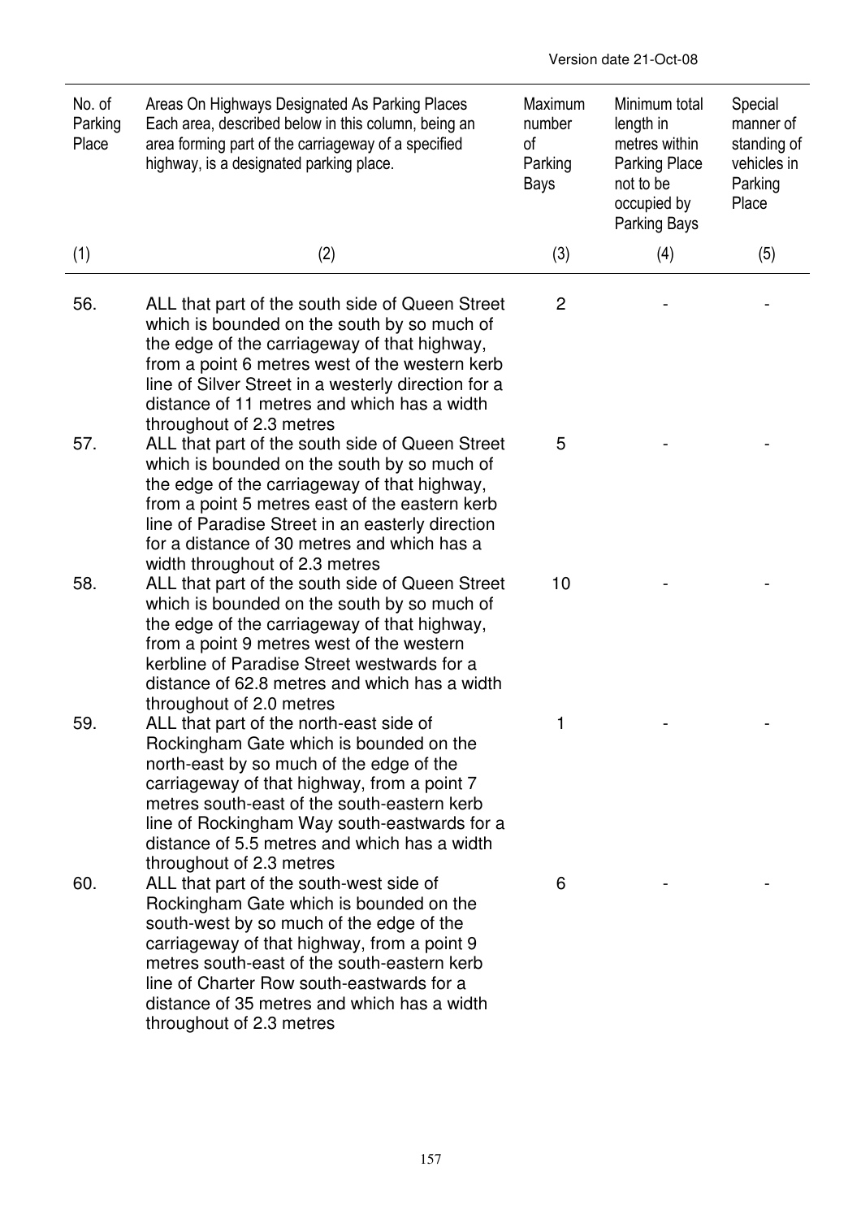Version date 21-Oct-08

| No. of Parking Place | Areas On Highways Designated As Parking Places Each area, described below in this column, being an area forming part of the carriageway of a specified highway, is a designated parking place. | Maximum number of Parking Bays | Minimum total length in metres within Parking Place not to be occupied by Parking Bays | Special manner of standing of vehicles in Parking Place |
|---|---|---|---|---|
| (1) | (2) | (3) | (4) | (5) |
| 56. | ALL that part of the south side of Queen Street which is bounded on the south by so much of the edge of the carriageway of that highway, from a point 6 metres west of the western kerb line of Silver Street in a westerly direction for a distance of 11 metres and which has a width throughout of 2.3 metres | 2 | - | - |
| 57. | ALL that part of the south side of Queen Street which is bounded on the south by so much of the edge of the carriageway of that highway, from a point 5 metres east of the eastern kerb line of Paradise Street in an easterly direction for a distance of 30 metres and which has a width throughout of 2.3 metres | 5 | - | - |
| 58. | ALL that part of the south side of Queen Street which is bounded on the south by so much of the edge of the carriageway of that highway, from a point 9 metres west of the western kerbline of Paradise Street westwards for a distance of 62.8 metres and which has a width throughout of 2.0 metres | 10 | - | - |
| 59. | ALL that part of the north-east side of Rockingham Gate which is bounded on the north-east by so much of the edge of the carriageway of that highway, from a point 7 metres south-east of the south-eastern kerb line of Rockingham Way south-eastwards for a distance of 5.5 metres and which has a width throughout of 2.3 metres | 1 | - | - |
| 60. | ALL that part of the south-west side of Rockingham Gate which is bounded on the south-west by so much of the edge of the carriageway of that highway, from a point 9 metres south-east of the south-eastern kerb line of Charter Row south-eastwards for a distance of 35 metres and which has a width throughout of 2.3 metres | 6 | - | - |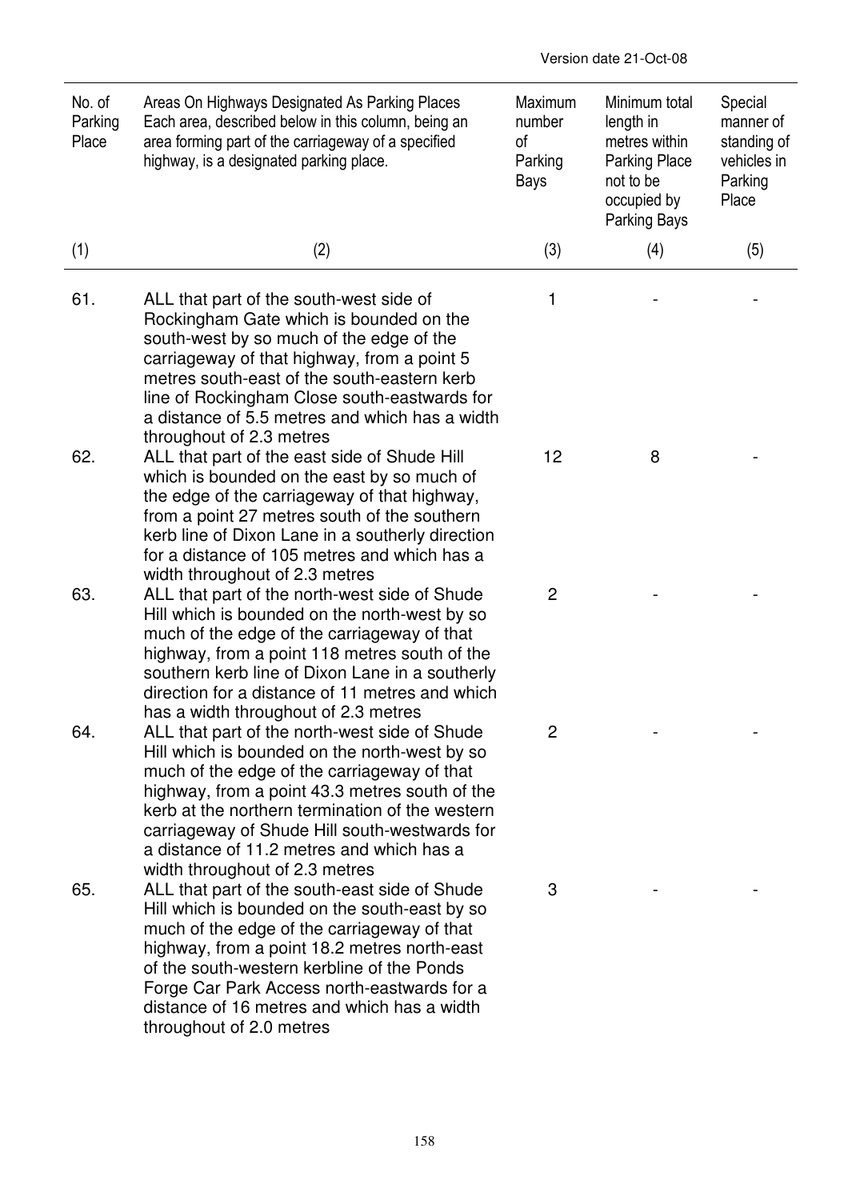| No. of Parking Place | Areas On Highways Designated As Parking Places Each area, described below in this column, being an area forming part of the carriageway of a specified highway, is a designated parking place. | Maximum number of Parking Bays | Minimum total length in metres within Parking Place not to be occupied by Parking Bays | Special manner of standing of vehicles in Parking Place |
|---|---|---|---|---|
| (1) | (2) | (3) | (4) | (5) |
| 61. | ALL that part of the south-west side of Rockingham Gate which is bounded on the south-west by so much of the edge of the carriageway of that highway, from a point 5 metres south-east of the south-eastern kerb line of Rockingham Close south-eastwards for a distance of 5.5 metres and which has a width throughout of 2.3 metres | 1 | - | - |
| 62. | ALL that part of the east side of Shude Hill which is bounded on the east by so much of the edge of the carriageway of that highway, from a point 27 metres south of the southern kerb line of Dixon Lane in a southerly direction for a distance of 105 metres and which has a width throughout of 2.3 metres | 12 | 8 | - |
| 63. | ALL that part of the north-west side of Shude Hill which is bounded on the north-west by so much of the edge of the carriageway of that highway, from a point 118 metres south of the southern kerb line of Dixon Lane in a southerly direction for a distance of 11 metres and which has a width throughout of 2.3 metres | 2 | - | - |
| 64. | ALL that part of the north-west side of Shude Hill which is bounded on the north-west by so much of the edge of the carriageway of that highway, from a point 43.3 metres south of the kerb at the northern termination of the western carriageway of Shude Hill south-westwards for a distance of 11.2 metres and which has a width throughout of 2.3 metres | 2 | - | - |
| 65. | ALL that part of the south-east side of Shude Hill which is bounded on the south-east by so much of the edge of the carriageway of that highway, from a point 18.2 metres north-east of the south-western kerbline of the Ponds Forge Car Park Access north-eastwards for a distance of 16 metres and which has a width throughout of 2.0 metres | 3 | - | - |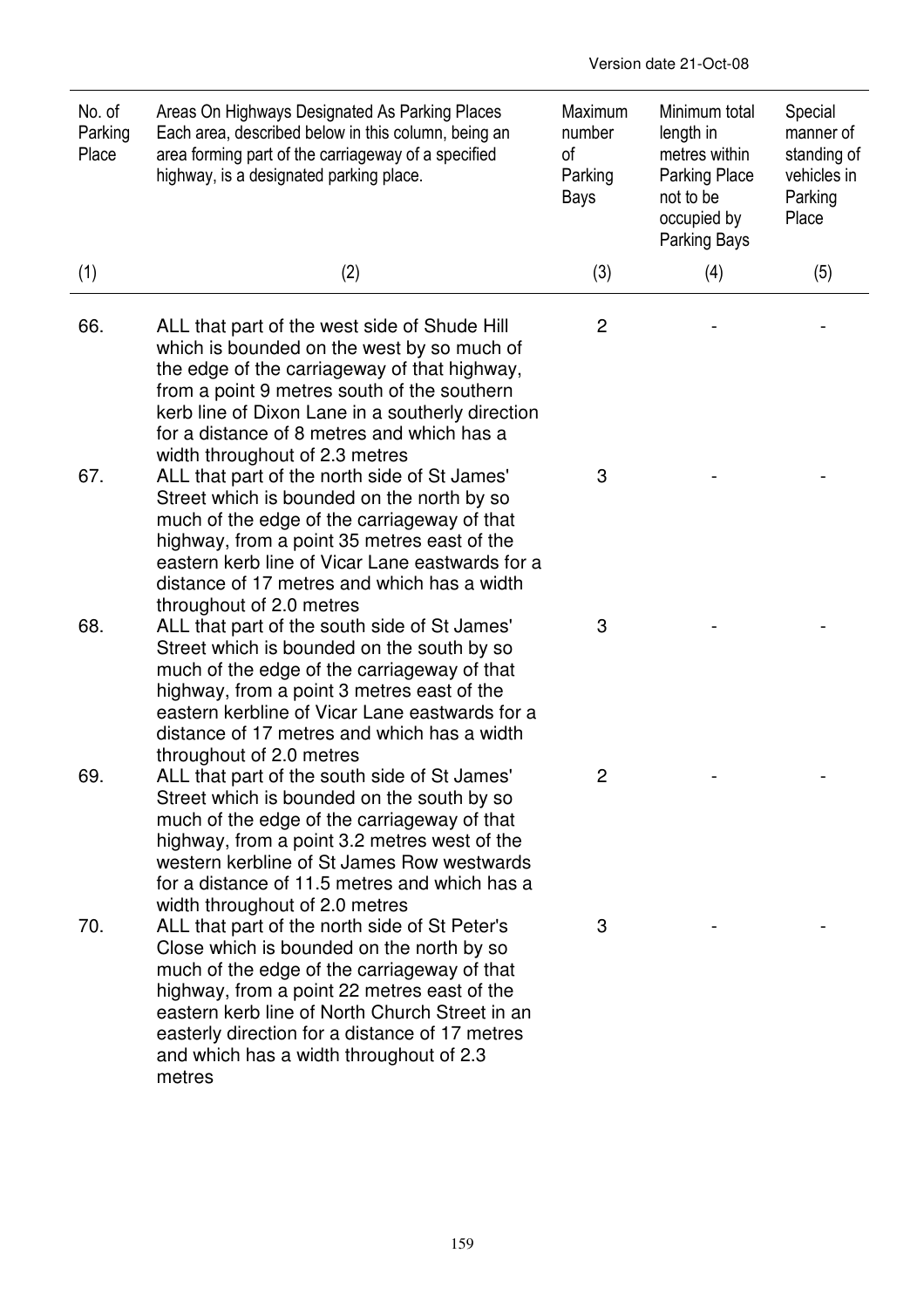Version date 21-Oct-08

| No. of Parking Place | Areas On Highways Designated As Parking Places Each area, described below in this column, being an area forming part of the carriageway of a specified highway, is a designated parking place. | Maximum number of Parking Bays | Minimum total length in metres within Parking Place not to be occupied by Parking Bays | Special manner of standing of vehicles in Parking Place |
|---|---|---|---|---|
| (1) | (2) | (3) | (4) | (5) |
| 66. | ALL that part of the west side of Shude Hill which is bounded on the west by so much of the edge of the carriageway of that highway, from a point 9 metres south of the southern kerb line of Dixon Lane in a southerly direction for a distance of 8 metres and which has a width throughout of 2.3 metres | 2 | - | - |
| 67. | ALL that part of the north side of St James' Street which is bounded on the north by so much of the edge of the carriageway of that highway, from a point 35 metres east of the eastern kerb line of Vicar Lane eastwards for a distance of 17 metres and which has a width throughout of 2.0 metres | 3 | - | - |
| 68. | ALL that part of the south side of St James' Street which is bounded on the south by so much of the edge of the carriageway of that highway, from a point 3 metres east of the eastern kerbline of Vicar Lane eastwards for a distance of 17 metres and which has a width throughout of 2.0 metres | 3 | - | - |
| 69. | ALL that part of the south side of St James' Street which is bounded on the south by so much of the edge of the carriageway of that highway, from a point 3.2 metres west of the western kerbline of St James Row westwards for a distance of 11.5 metres and which has a width throughout of 2.0 metres | 2 | - | - |
| 70. | ALL that part of the north side of St Peter's Close which is bounded on the north by so much of the edge of the carriageway of that highway, from a point 22 metres east of the eastern kerb line of North Church Street in an easterly direction for a distance of 17 metres and which has a width throughout of 2.3 metres | 3 | - | - |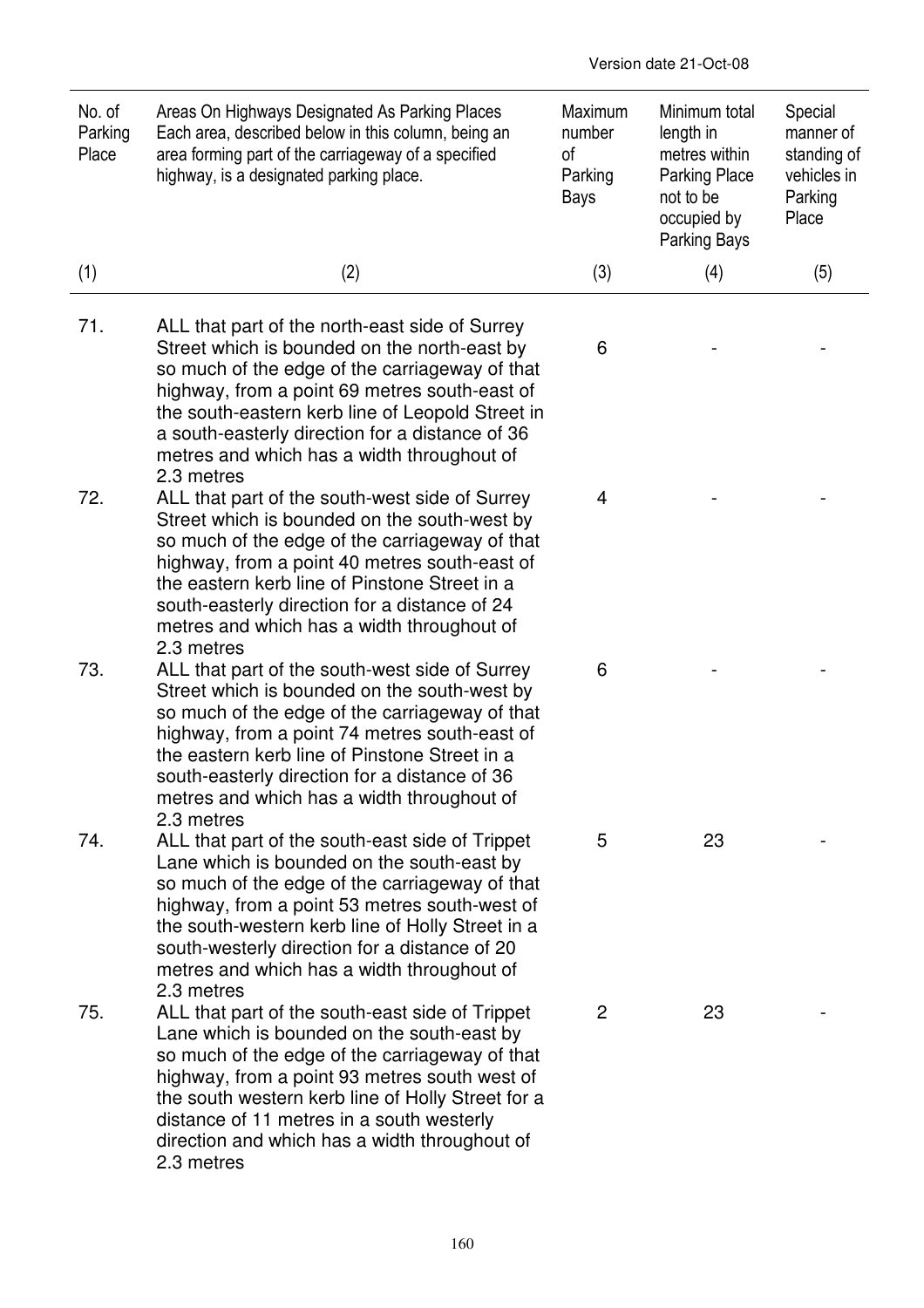Version date 21-Oct-08

| No. of Parking Place | Areas On Highways Designated As Parking Places Each area, described below in this column, being an area forming part of the carriageway of a specified highway, is a designated parking place. | Maximum number of Parking Bays | Minimum total length in metres within Parking Place not to be occupied by Parking Bays | Special manner of standing of vehicles in Parking Place |
|---|---|---|---|---|
| (1) | (2) | (3) | (4) | (5) |
| 71. | ALL that part of the north-east side of Surrey Street which is bounded on the north-east by so much of the edge of the carriageway of that highway, from a point 69 metres south-east of the south-eastern kerb line of Leopold Street in a south-easterly direction for a distance of 36 metres and which has a width throughout of 2.3 metres | 6 | - | - |
| 72. | ALL that part of the south-west side of Surrey Street which is bounded on the south-west by so much of the edge of the carriageway of that highway, from a point 40 metres south-east of the eastern kerb line of Pinstone Street in a south-easterly direction for a distance of 24 metres and which has a width throughout of 2.3 metres | 4 | - | - |
| 73. | ALL that part of the south-west side of Surrey Street which is bounded on the south-west by so much of the edge of the carriageway of that highway, from a point 74 metres south-east of the eastern kerb line of Pinstone Street in a south-easterly direction for a distance of 36 metres and which has a width throughout of 2.3 metres | 6 | - | - |
| 74. | ALL that part of the south-east side of Trippet Lane which is bounded on the south-east by so much of the edge of the carriageway of that highway, from a point 53 metres south-west of the south-western kerb line of Holly Street in a south-westerly direction for a distance of 20 metres and which has a width throughout of 2.3 metres | 5 | 23 | - |
| 75. | ALL that part of the south-east side of Trippet Lane which is bounded on the south-east by so much of the edge of the carriageway of that highway, from a point 93 metres south west of the south western kerb line of Holly Street for a distance of 11 metres in a south westerly direction and which has a width throughout of 2.3 metres | 2 | 23 | - |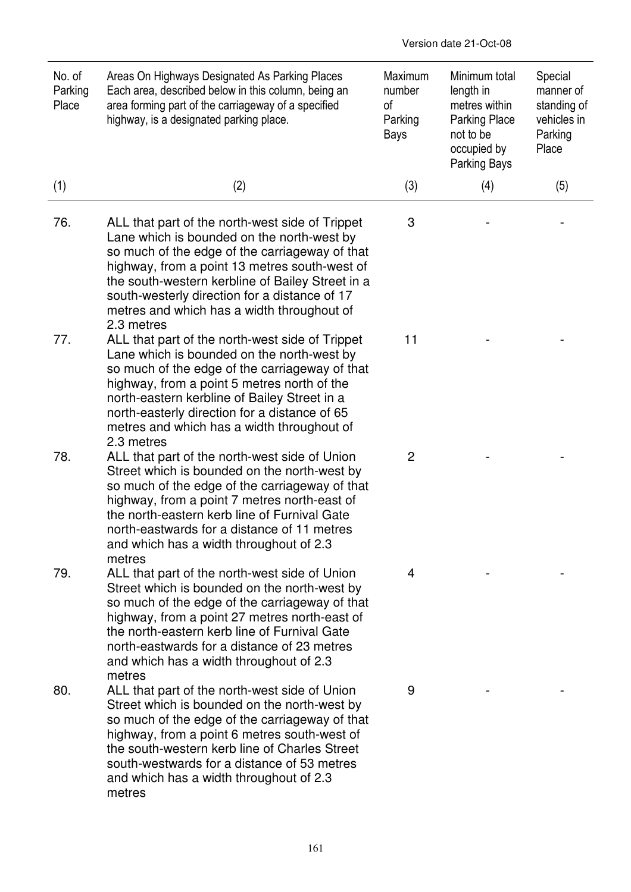Version date 21-Oct-08

| No. of Parking Place | Areas On Highways Designated As Parking Places Each area, described below in this column, being an area forming part of the carriageway of a specified highway, is a designated parking place. | Maximum number of Parking Bays | Minimum total length in metres within Parking Place not to be occupied by Parking Bays | Special manner of standing of vehicles in Parking Place |
|---|---|---|---|---|
| (1) | (2) | (3) | (4) | (5) |
| 76. | ALL that part of the north-west side of Trippet Lane which is bounded on the north-west by so much of the edge of the carriageway of that highway, from a point 13 metres south-west of the south-western kerbline of Bailey Street in a south-westerly direction for a distance of 17 metres and which has a width throughout of 2.3 metres | 3 | - | - |
| 77. | ALL that part of the north-west side of Trippet Lane which is bounded on the north-west by so much of the edge of the carriageway of that highway, from a point 5 metres north of the north-eastern kerbline of Bailey Street in a north-easterly direction for a distance of 65 metres and which has a width throughout of 2.3 metres | 11 | - | - |
| 78. | ALL that part of the north-west side of Union Street which is bounded on the north-west by so much of the edge of the carriageway of that highway, from a point 7 metres north-east of the north-eastern kerb line of Furnival Gate north-eastwards for a distance of 11 metres and which has a width throughout of 2.3 metres | 2 | - | - |
| 79. | ALL that part of the north-west side of Union Street which is bounded on the north-west by so much of the edge of the carriageway of that highway, from a point 27 metres north-east of the north-eastern kerb line of Furnival Gate north-eastwards for a distance of 23 metres and which has a width throughout of 2.3 metres | 4 | - | - |
| 80. | ALL that part of the north-west side of Union Street which is bounded on the north-west by so much of the edge of the carriageway of that highway, from a point 6 metres south-west of the south-western kerb line of Charles Street south-westwards for a distance of 53 metres and which has a width throughout of 2.3 metres | 9 | - | - |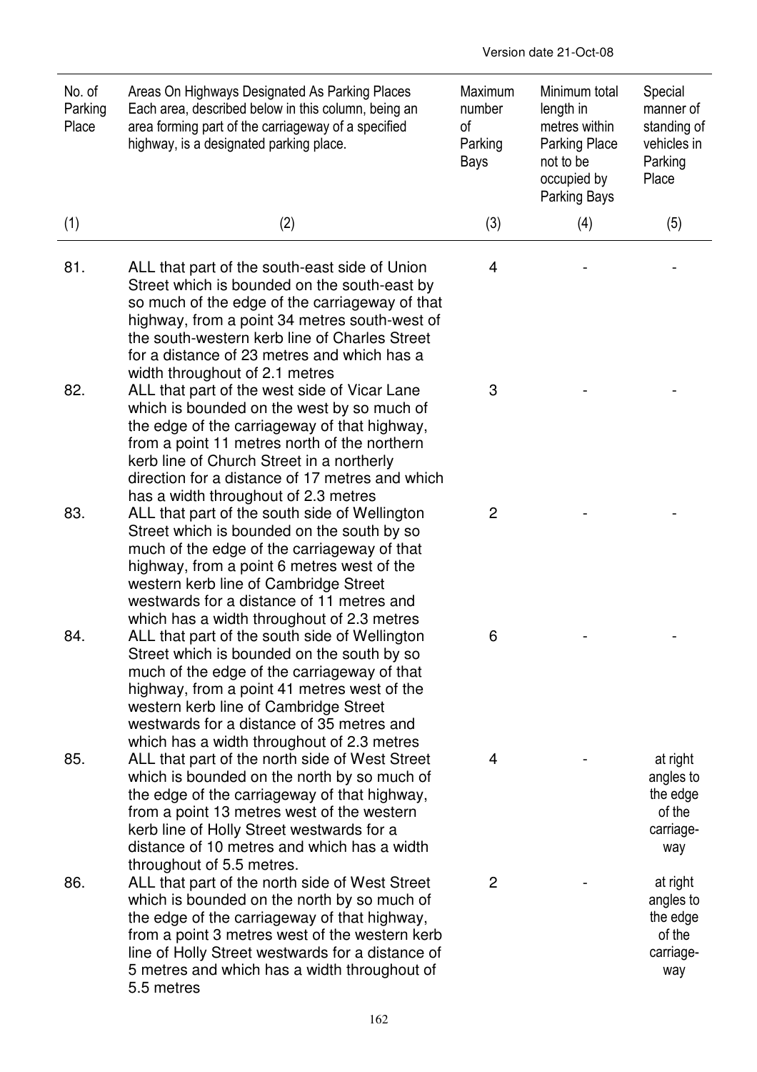Version date 21-Oct-08

| No. of Parking Place | Areas On Highways Designated As Parking Places Each area, described below in this column, being an area forming part of the carriageway of a specified highway, is a designated parking place. | Maximum number of Parking Bays | Minimum total length in metres within Parking Place not to be occupied by Parking Bays | Special manner of standing of vehicles in Parking Place |
|---|---|---|---|---|
| (1) | (2) | (3) | (4) | (5) |
| 81. | ALL that part of the south-east side of Union Street which is bounded on the south-east by so much of the edge of the carriageway of that highway, from a point 34 metres south-west of the south-western kerb line of Charles Street for a distance of 23 metres and which has a width throughout of 2.1 metres | 4 | - | - |
| 82. | ALL that part of the west side of Vicar Lane which is bounded on the west by so much of the edge of the carriageway of that highway, from a point 11 metres north of the northern kerb line of Church Street in a northerly direction for a distance of 17 metres and which has a width throughout of 2.3 metres | 3 | - | - |
| 83. | ALL that part of the south side of Wellington Street which is bounded on the south by so much of the edge of the carriageway of that highway, from a point 6 metres west of the western kerb line of Cambridge Street westwards for a distance of 11 metres and which has a width throughout of 2.3 metres | 2 | - | - |
| 84. | ALL that part of the south side of Wellington Street which is bounded on the south by so much of the edge of the carriageway of that highway, from a point 41 metres west of the western kerb line of Cambridge Street westwards for a distance of 35 metres and which has a width throughout of 2.3 metres | 6 | - | - |
| 85. | ALL that part of the north side of West Street which is bounded on the north by so much of the edge of the carriageway of that highway, from a point 13 metres west of the western kerb line of Holly Street westwards for a distance of 10 metres and which has a width throughout of 5.5 metres. | 4 | - | at right angles to the edge of the carriage-way |
| 86. | ALL that part of the north side of West Street which is bounded on the north by so much of the edge of the carriageway of that highway, from a point 3 metres west of the western kerb line of Holly Street westwards for a distance of 5 metres and which has a width throughout of 5.5 metres | 2 | - | at right angles to the edge of the carriage-way |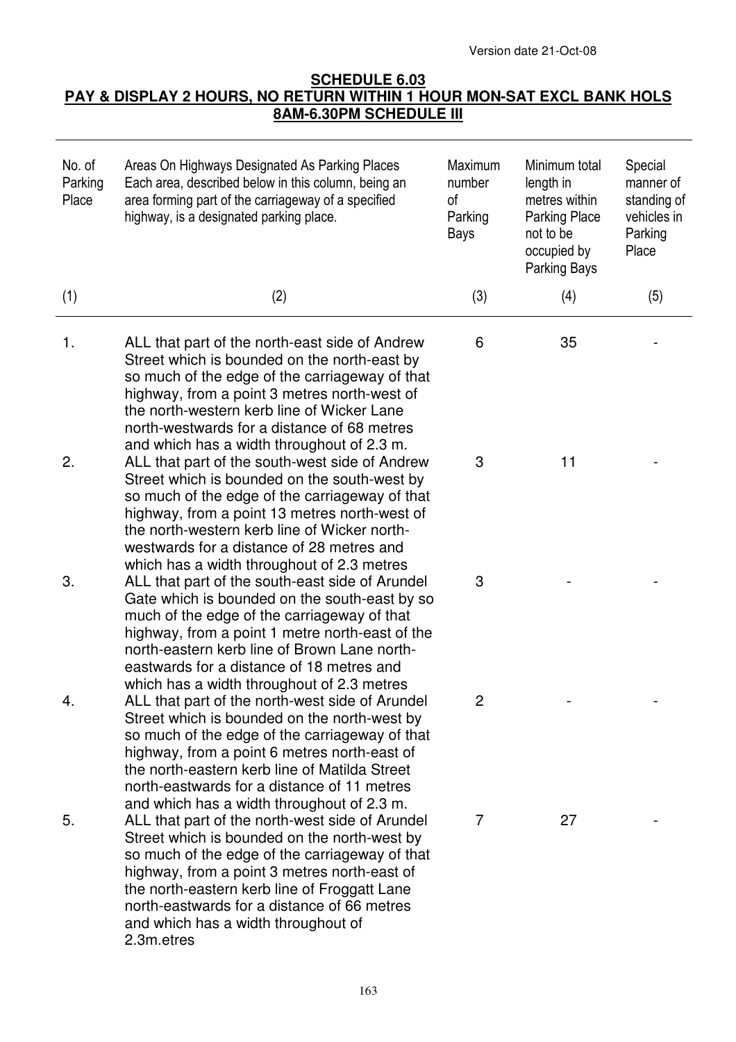Version date 21-Oct-08

**SCHEDULE 6.03**
**PAY & DISPLAY 2 HOURS, NO RETURN WITHIN 1 HOUR MON-SAT EXCL BANK HOLS 8AM-6.30PM SCHEDULE III**

| No. of Parking Place | Areas On Highways Designated As Parking Places Each area, described below in this column, being an area forming part of the carriageway of a specified highway, is a designated parking place. | Maximum number of Parking Bays | Minimum total length in metres within Parking Place not to be occupied by Parking Bays | Special manner of standing of vehicles in Parking Place |
|---|---|---|---|---|
| (1) | (2) | (3) | (4) | (5) |
| 1. | ALL that part of the north-east side of Andrew Street which is bounded on the north-east by so much of the edge of the carriageway of that highway, from a point 3 metres north-west of the north-western kerb line of Wicker Lane north-westwards for a distance of 68 metres and which has a width throughout of 2.3 m. | 6 | 35 | - |
| 2. | ALL that part of the south-west side of Andrew Street which is bounded on the south-west by so much of the edge of the carriageway of that highway, from a point 13 metres north-west of the north-western kerb line of Wicker north-westwards for a distance of 28 metres and which has a width throughout of 2.3 metres | 3 | 11 | - |
| 3. | ALL that part of the south-east side of Arundel Gate which is bounded on the south-east by so much of the edge of the carriageway of that highway, from a point 1 metre north-east of the north-eastern kerb line of Brown Lane north-eastwards for a distance of 18 metres and which has a width throughout of 2.3 metres | 3 | - | - |
| 4. | ALL that part of the north-west side of Arundel Street which is bounded on the north-west by so much of the edge of the carriageway of that highway, from a point 6 metres north-east of the north-eastern kerb line of Matilda Street north-eastwards for a distance of 11 metres and which has a width throughout of 2.3 m. | 2 | - | - |
| 5. | ALL that part of the north-west side of Arundel Street which is bounded on the north-west by so much of the edge of the carriageway of that highway, from a point 3 metres north-east of the north-eastern kerb line of Froggatt Lane north-eastwards for a distance of 66 metres and which has a width throughout of 2.3m.etres | 7 | 27 | - |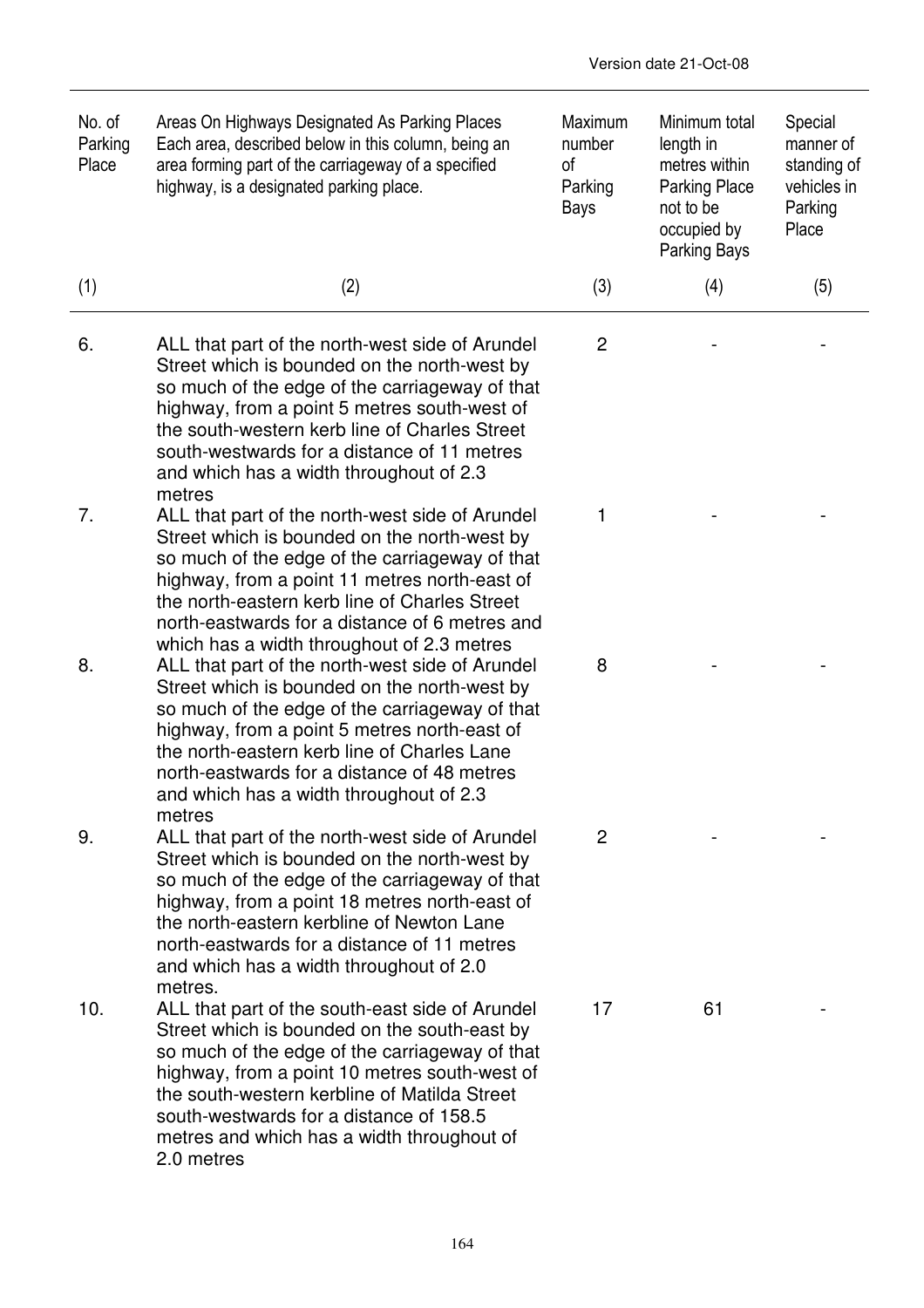Version date 21-Oct-08

| No. of Parking Place | Areas On Highways Designated As Parking Places Each area, described below in this column, being an area forming part of the carriageway of a specified highway, is a designated parking place. | Maximum number of Parking Bays | Minimum total length in metres within Parking Place not to be occupied by Parking Bays | Special manner of standing of vehicles in Parking Place |
|---|---|---|---|---|
| (1) | (2) | (3) | (4) | (5) |
| 6. | ALL that part of the north-west side of Arundel Street which is bounded on the north-west by so much of the edge of the carriageway of that highway, from a point 5 metres south-west of the south-western kerb line of Charles Street south-westwards for a distance of 11 metres and which has a width throughout of 2.3 metres | 2 | - | - |
| 7. | ALL that part of the north-west side of Arundel Street which is bounded on the north-west by so much of the edge of the carriageway of that highway, from a point 11 metres north-east of the north-eastern kerb line of Charles Street north-eastwards for a distance of 6 metres and which has a width throughout of 2.3 metres | 1 | - | - |
| 8. | ALL that part of the north-west side of Arundel Street which is bounded on the north-west by so much of the edge of the carriageway of that highway, from a point 5 metres north-east of the north-eastern kerb line of Charles Lane north-eastwards for a distance of 48 metres and which has a width throughout of 2.3 metres | 8 | - | - |
| 9. | ALL that part of the north-west side of Arundel Street which is bounded on the north-west by so much of the edge of the carriageway of that highway, from a point 18 metres north-east of the north-eastern kerbline of Newton Lane north-eastwards for a distance of 11 metres and which has a width throughout of 2.0 metres. | 2 | - | - |
| 10. | ALL that part of the south-east side of Arundel Street which is bounded on the south-east by so much of the edge of the carriageway of that highway, from a point 10 metres south-west of the south-western kerbline of Matilda Street south-westwards for a distance of 158.5 metres and which has a width throughout of 2.0 metres | 17 | 61 | - |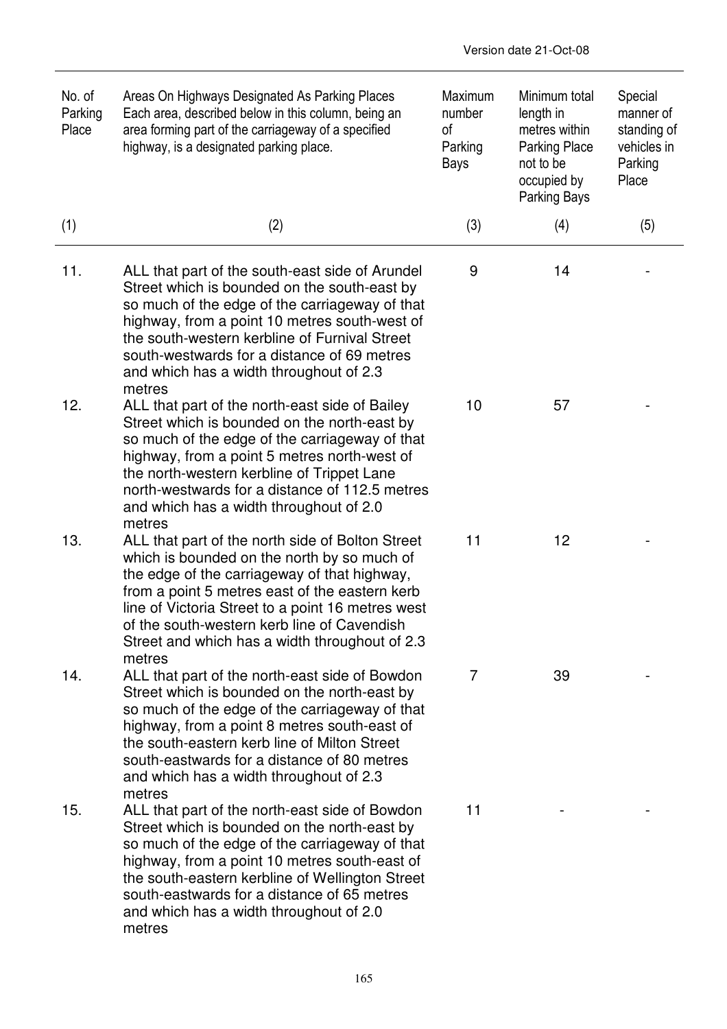| No. of Parking Place | Areas On Highways Designated As Parking Places Each area, described below in this column, being an area forming part of the carriageway of a specified highway, is a designated parking place. | Maximum number of Parking Bays | Minimum total length in metres within Parking Place not to be occupied by Parking Bays | Special manner of standing of vehicles in Parking Place |
|---|---|---|---|---|
| (1) | (2) | (3) | (4) | (5) |
| 11. | ALL that part of the south-east side of Arundel Street which is bounded on the south-east by so much of the edge of the carriageway of that highway, from a point 10 metres south-west of the south-western kerbline of Furnival Street south-westwards for a distance of 69 metres and which has a width throughout of 2.3 metres | 9 | 14 | - |
| 12. | ALL that part of the north-east side of Bailey Street which is bounded on the north-east by so much of the edge of the carriageway of that highway, from a point 5 metres north-west of the north-western kerbline of Trippet Lane north-westwards for a distance of 112.5 metres and which has a width throughout of 2.0 metres | 10 | 57 | - |
| 13. | ALL that part of the north side of Bolton Street which is bounded on the north by so much of the edge of the carriageway of that highway, from a point 5 metres east of the eastern kerb line of Victoria Street to a point 16 metres west of the south-western kerb line of Cavendish Street and which has a width throughout of 2.3 metres | 11 | 12 | - |
| 14. | ALL that part of the north-east side of Bowdon Street which is bounded on the north-east by so much of the edge of the carriageway of that highway, from a point 8 metres south-east of the south-eastern kerb line of Milton Street south-eastwards for a distance of 80 metres and which has a width throughout of 2.3 metres | 7 | 39 | - |
| 15. | ALL that part of the north-east side of Bowdon Street which is bounded on the north-east by so much of the edge of the carriageway of that highway, from a point 10 metres south-east of the south-eastern kerbline of Wellington Street south-eastwards for a distance of 65 metres and which has a width throughout of 2.0 metres | 11 | - | - |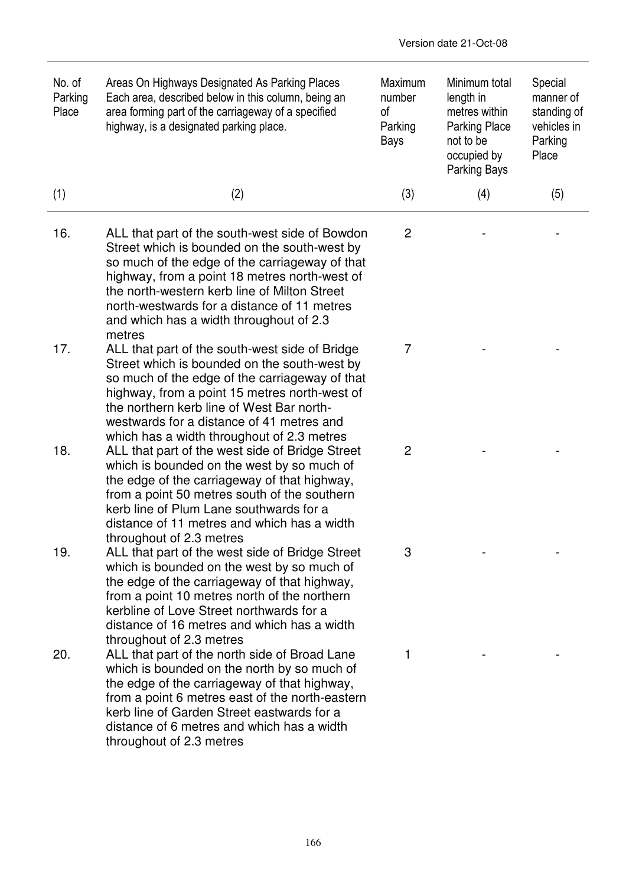Version date 21-Oct-08

| No. of Parking Place | Areas On Highways Designated As Parking Places Each area, described below in this column, being an area forming part of the carriageway of a specified highway, is a designated parking place. | Maximum number of Parking Bays | Minimum total length in metres within Parking Place not to be occupied by Parking Bays | Special manner of standing of vehicles in Parking Place |
|---|---|---|---|---|
| (1) | (2) | (3) | (4) | (5) |
| 16. | ALL that part of the south-west side of Bowdon Street which is bounded on the south-west by so much of the edge of the carriageway of that highway, from a point 18 metres north-west of the north-western kerb line of Milton Street north-westwards for a distance of 11 metres and which has a width throughout of 2.3 metres | 2 | - | - |
| 17. | ALL that part of the south-west side of Bridge Street which is bounded on the south-west by so much of the edge of the carriageway of that highway, from a point 15 metres north-west of the northern kerb line of West Bar north-westwards for a distance of 41 metres and which has a width throughout of 2.3 metres | 7 | - | - |
| 18. | ALL that part of the west side of Bridge Street which is bounded on the west by so much of the edge of the carriageway of that highway, from a point 50 metres south of the southern kerb line of Plum Lane southwards for a distance of 11 metres and which has a width throughout of 2.3 metres | 2 | - | - |
| 19. | ALL that part of the west side of Bridge Street which is bounded on the west by so much of the edge of the carriageway of that highway, from a point 10 metres north of the northern kerbline of Love Street northwards for a distance of 16 metres and which has a width throughout of 2.3 metres | 3 | - | - |
| 20. | ALL that part of the north side of Broad Lane which is bounded on the north by so much of the edge of the carriageway of that highway, from a point 6 metres east of the north-eastern kerb line of Garden Street eastwards for a distance of 6 metres and which has a width throughout of 2.3 metres | 1 | - | - |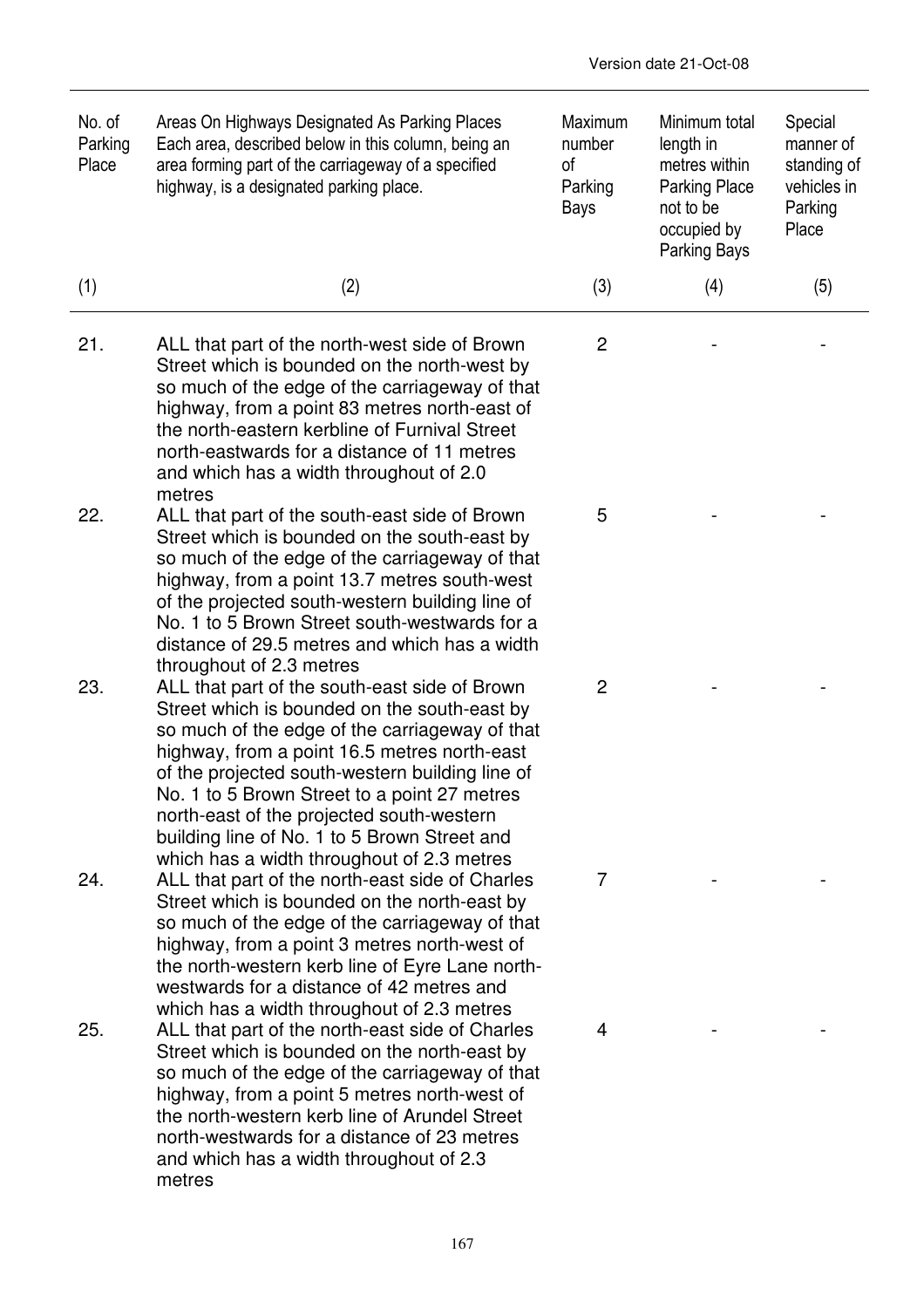| No. of Parking Place | Areas On Highways Designated As Parking Places Each area, described below in this column, being an area forming part of the carriageway of a specified highway, is a designated parking place. | Maximum number of Parking Bays | Minimum total length in metres within Parking Place not to be occupied by Parking Bays | Special manner of standing of vehicles in Parking Place |
|---|---|---|---|---|
| (1) | (2) | (3) | (4) | (5) |
| 21. | ALL that part of the north-west side of Brown Street which is bounded on the north-west by so much of the edge of the carriageway of that highway, from a point 83 metres north-east of the north-eastern kerbline of Furnival Street north-eastwards for a distance of 11 metres and which has a width throughout of 2.0 metres | 2 | - | - |
| 22. | ALL that part of the south-east side of Brown Street which is bounded on the south-east by so much of the edge of the carriageway of that highway, from a point 13.7 metres south-west of the projected south-western building line of No. 1 to 5 Brown Street south-westwards for a distance of 29.5 metres and which has a width throughout of 2.3 metres | 5 | - | - |
| 23. | ALL that part of the south-east side of Brown Street which is bounded on the south-east by so much of the edge of the carriageway of that highway, from a point 16.5 metres north-east of the projected south-western building line of No. 1 to 5 Brown Street to a point 27 metres north-east of the projected south-western building line of No. 1 to 5 Brown Street and which has a width throughout of 2.3 metres | 2 | - | - |
| 24. | ALL that part of the north-east side of Charles Street which is bounded on the north-east by so much of the edge of the carriageway of that highway, from a point 3 metres north-west of the north-western kerb line of Eyre Lane north-westwards for a distance of 42 metres and which has a width throughout of 2.3 metres | 7 | - | - |
| 25. | ALL that part of the north-east side of Charles Street which is bounded on the north-east by so much of the edge of the carriageway of that highway, from a point 5 metres north-west of the north-western kerb line of Arundel Street north-westwards for a distance of 23 metres and which has a width throughout of 2.3 metres | 4 | - | - |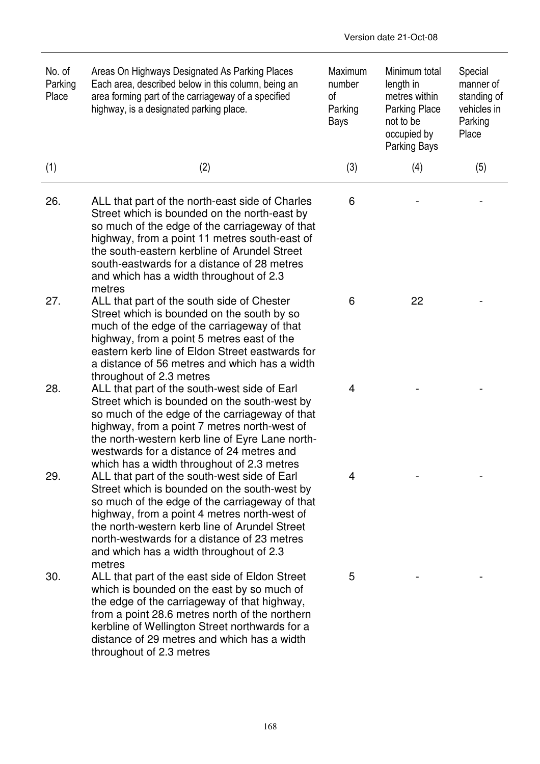Version date 21-Oct-08

| No. of Parking Place | Areas On Highways Designated As Parking Places Each area, described below in this column, being an area forming part of the carriageway of a specified highway, is a designated parking place. | Maximum number of Parking Bays | Minimum total length in metres within Parking Place not to be occupied by Parking Bays | Special manner of standing of vehicles in Parking Place |
|---|---|---|---|---|
| (1) | (2) | (3) | (4) | (5) |
| 26. | ALL that part of the north-east side of Charles Street which is bounded on the north-east by so much of the edge of the carriageway of that highway, from a point 11 metres south-east of the south-eastern kerbline of Arundel Street south-eastwards for a distance of 28 metres and which has a width throughout of 2.3 metres | 6 | - | - |
| 27. | ALL that part of the south side of Chester Street which is bounded on the south by so much of the edge of the carriageway of that highway, from a point 5 metres east of the eastern kerb line of Eldon Street eastwards for a distance of 56 metres and which has a width throughout of 2.3 metres | 6 | 22 | - |
| 28. | ALL that part of the south-west side of Earl Street which is bounded on the south-west by so much of the edge of the carriageway of that highway, from a point 7 metres north-west of the north-western kerb line of Eyre Lane north-westwards for a distance of 24 metres and which has a width throughout of 2.3 metres | 4 | - | - |
| 29. | ALL that part of the south-west side of Earl Street which is bounded on the south-west by so much of the edge of the carriageway of that highway, from a point 4 metres north-west of the north-western kerb line of Arundel Street north-westwards for a distance of 23 metres and which has a width throughout of 2.3 metres | 4 | - | - |
| 30. | ALL that part of the east side of Eldon Street which is bounded on the east by so much of the edge of the carriageway of that highway, from a point 28.6 metres north of the northern kerbline of Wellington Street northwards for a distance of 29 metres and which has a width throughout of 2.3 metres | 5 | - | - |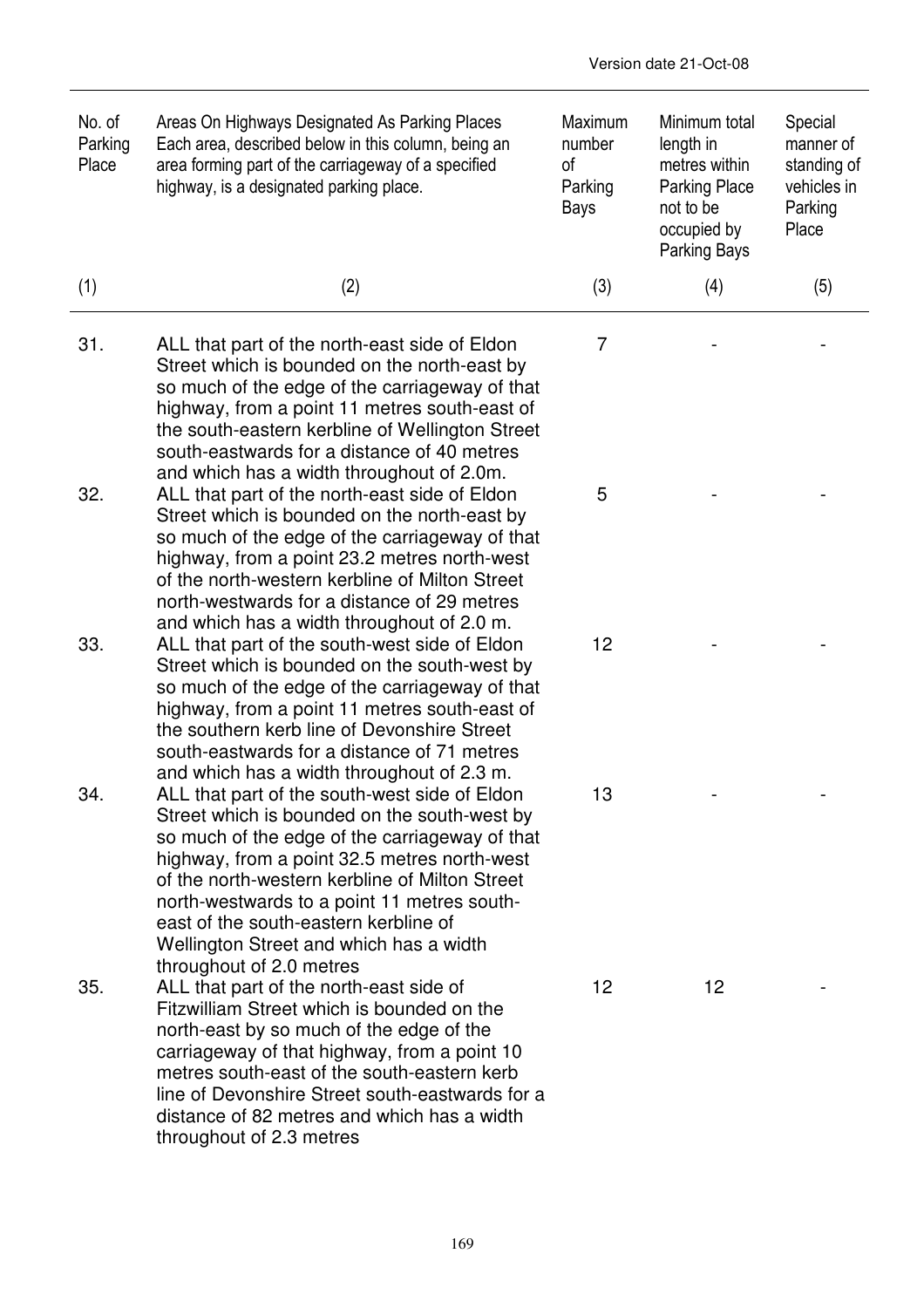| No. of Parking Place | Areas On Highways Designated As Parking Places Each area, described below in this column, being an area forming part of the carriageway of a specified highway, is a designated parking place. | Maximum number of Parking Bays | Minimum total length in metres within Parking Place not to be occupied by Parking Bays | Special manner of standing of vehicles in Parking Place |
|---|---|---|---|---|
| (1) | (2) | (3) | (4) | (5) |
| 31. | ALL that part of the north-east side of Eldon Street which is bounded on the north-east by so much of the edge of the carriageway of that highway, from a point 11 metres south-east of the south-eastern kerbline of Wellington Street south-eastwards for a distance of 40 metres and which has a width throughout of 2.0m. | 7 | - | - |
| 32. | ALL that part of the north-east side of Eldon Street which is bounded on the north-east by so much of the edge of the carriageway of that highway, from a point 23.2 metres north-west of the north-western kerbline of Milton Street north-westwards for a distance of 29 metres and which has a width throughout of 2.0 m. | 5 | - | - |
| 33. | ALL that part of the south-west side of Eldon Street which is bounded on the south-west by so much of the edge of the carriageway of that highway, from a point 11 metres south-east of the southern kerb line of Devonshire Street south-eastwards for a distance of 71 metres and which has a width throughout of 2.3 m. | 12 | - | - |
| 34. | ALL that part of the south-west side of Eldon Street which is bounded on the south-west by so much of the edge of the carriageway of that highway, from a point 32.5 metres north-west of the north-western kerbline of Milton Street north-westwards to a point 11 metres south-east of the south-eastern kerbline of Wellington Street and which has a width throughout of 2.0 metres | 13 | - | - |
| 35. | ALL that part of the north-east side of Fitzwilliam Street which is bounded on the north-east by so much of the edge of the carriageway of that highway, from a point 10 metres south-east of the south-eastern kerb line of Devonshire Street south-eastwards for a distance of 82 metres and which has a width throughout of 2.3 metres | 12 | 12 | - |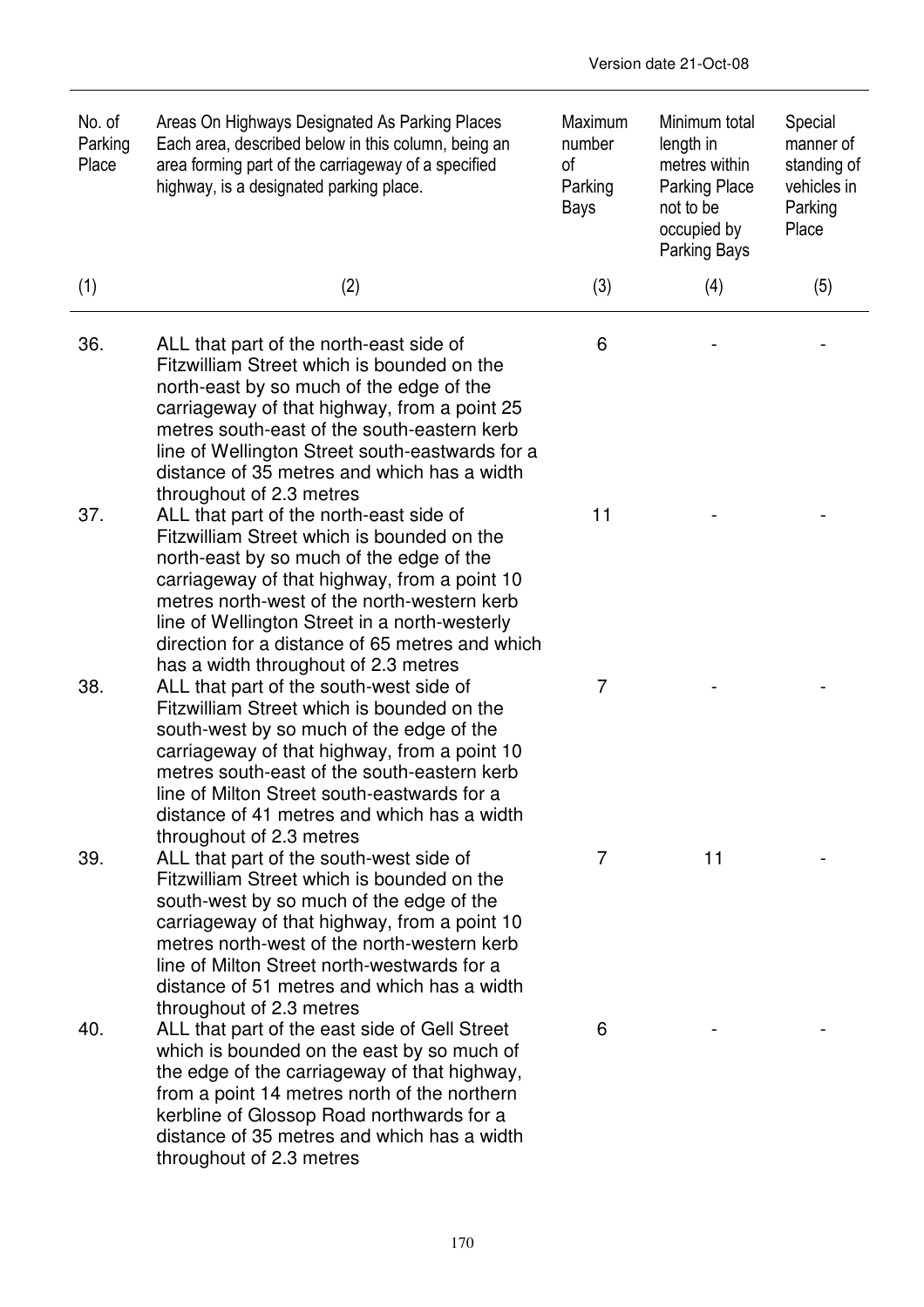Version date 21-Oct-08

| No. of Parking Place | Areas On Highways Designated As Parking Places Each area, described below in this column, being an area forming part of the carriageway of a specified highway, is a designated parking place. | Maximum number of Parking Bays | Minimum total length in metres within Parking Place not to be occupied by Parking Bays | Special manner of standing of vehicles in Parking Place |
|---|---|---|---|---|
| (1) | (2) | (3) | (4) | (5) |
| 36. | ALL that part of the north-east side of Fitzwilliam Street which is bounded on the north-east by so much of the edge of the carriageway of that highway, from a point 25 metres south-east of the south-eastern kerb line of Wellington Street south-eastwards for a distance of 35 metres and which has a width throughout of 2.3 metres | 6 | - | - |
| 37. | ALL that part of the north-east side of Fitzwilliam Street which is bounded on the north-east by so much of the edge of the carriageway of that highway, from a point 10 metres north-west of the north-western kerb line of Wellington Street in a north-westerly direction for a distance of 65 metres and which has a width throughout of 2.3 metres | 11 | - | - |
| 38. | ALL that part of the south-west side of Fitzwilliam Street which is bounded on the south-west by so much of the edge of the carriageway of that highway, from a point 10 metres south-east of the south-eastern kerb line of Milton Street south-eastwards for a distance of 41 metres and which has a width throughout of 2.3 metres | 7 | - | - |
| 39. | ALL that part of the south-west side of Fitzwilliam Street which is bounded on the south-west by so much of the edge of the carriageway of that highway, from a point 10 metres north-west of the north-western kerb line of Milton Street north-westwards for a distance of 51 metres and which has a width throughout of 2.3 metres | 7 | 11 | - |
| 40. | ALL that part of the east side of Gell Street which is bounded on the east by so much of the edge of the carriageway of that highway, from a point 14 metres north of the northern kerbline of Glossop Road northwards for a distance of 35 metres and which has a width throughout of 2.3 metres | 6 | - | - |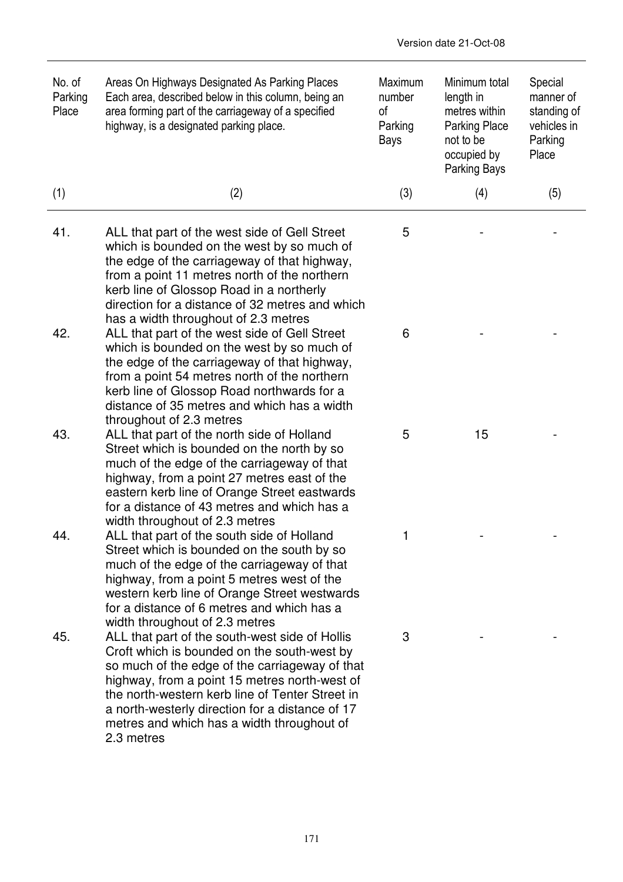Version date 21-Oct-08

| No. of Parking Place | Areas On Highways Designated As Parking Places Each area, described below in this column, being an area forming part of the carriageway of a specified highway, is a designated parking place. | Maximum number of Parking Bays | Minimum total length in metres within Parking Place not to be occupied by Parking Bays | Special manner of standing of vehicles in Parking Place |
|---|---|---|---|---|
| (1) | (2) | (3) | (4) | (5) |
| 41. | ALL that part of the west side of Gell Street which is bounded on the west by so much of the edge of the carriageway of that highway, from a point 11 metres north of the northern kerb line of Glossop Road in a northerly direction for a distance of 32 metres and which has a width throughout of 2.3 metres | 5 | - | - |
| 42. | ALL that part of the west side of Gell Street which is bounded on the west by so much of the edge of the carriageway of that highway, from a point 54 metres north of the northern kerb line of Glossop Road northwards for a distance of 35 metres and which has a width throughout of 2.3 metres | 6 | - | - |
| 43. | ALL that part of the north side of Holland Street which is bounded on the north by so much of the edge of the carriageway of that highway, from a point 27 metres east of the eastern kerb line of Orange Street eastwards for a distance of 43 metres and which has a width throughout of 2.3 metres | 5 | 15 | - |
| 44. | ALL that part of the south side of Holland Street which is bounded on the south by so much of the edge of the carriageway of that highway, from a point 5 metres west of the western kerb line of Orange Street westwards for a distance of 6 metres and which has a width throughout of 2.3 metres | 1 | - | - |
| 45. | ALL that part of the south-west side of Hollis Croft which is bounded on the south-west by so much of the edge of the carriageway of that highway, from a point 15 metres north-west of the north-western kerb line of Tenter Street in a north-westerly direction for a distance of 17 metres and which has a width throughout of 2.3 metres | 3 | - | - |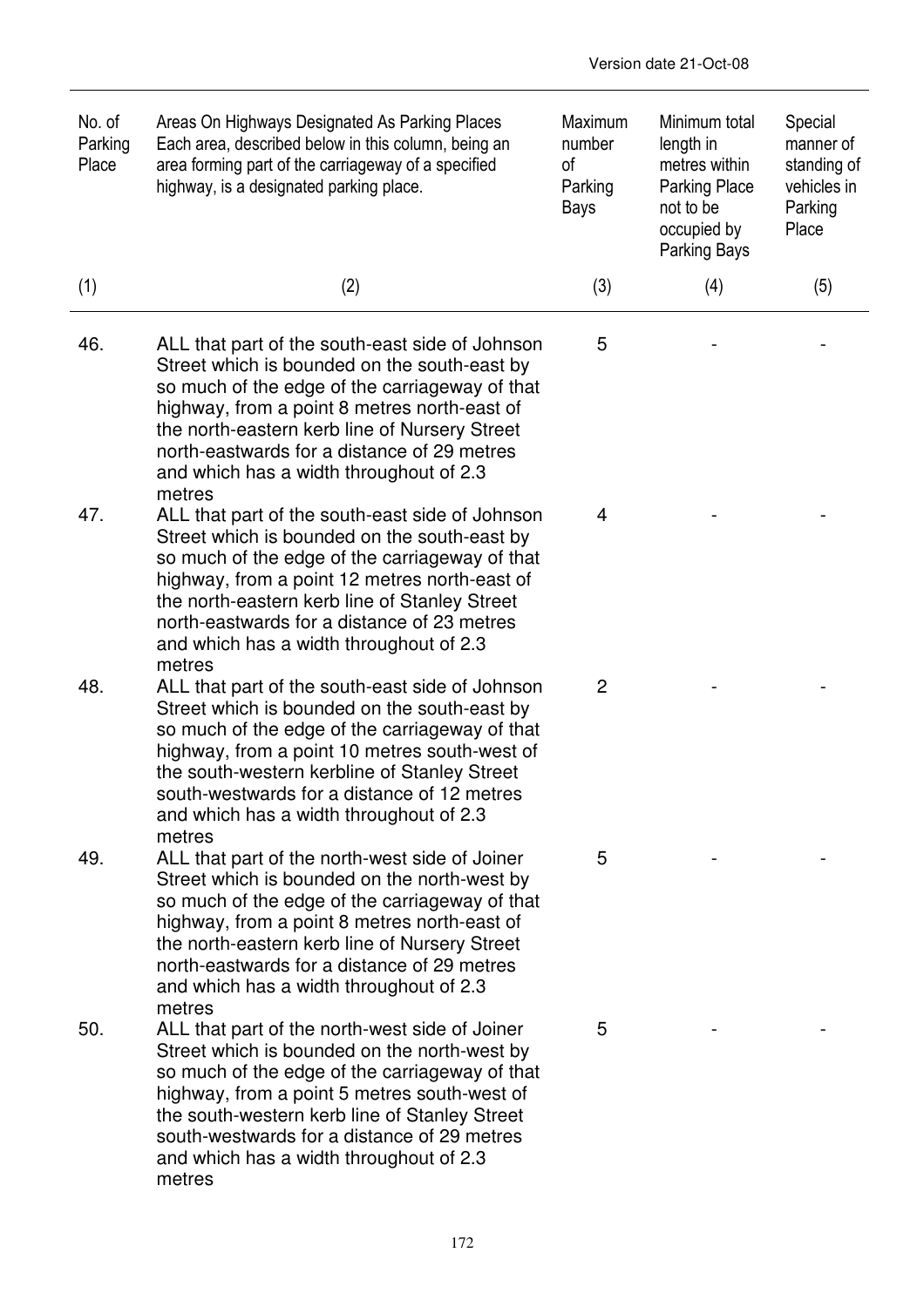| No. of Parking Place | Areas On Highways Designated As Parking Places Each area, described below in this column, being an area forming part of the carriageway of a specified highway, is a designated parking place. | Maximum number of Parking Bays | Minimum total length in metres within Parking Place not to be occupied by Parking Bays | Special manner of standing of vehicles in Parking Place |
|---|---|---|---|---|
| (1) | (2) | (3) | (4) | (5) |
| 46. | ALL that part of the south-east side of Johnson Street which is bounded on the south-east by so much of the edge of the carriageway of that highway, from a point 8 metres north-east of the north-eastern kerb line of Nursery Street north-eastwards for a distance of 29 metres and which has a width throughout of 2.3 metres | 5 | - | - |
| 47. | ALL that part of the south-east side of Johnson Street which is bounded on the south-east by so much of the edge of the carriageway of that highway, from a point 12 metres north-east of the north-eastern kerb line of Stanley Street north-eastwards for a distance of 23 metres and which has a width throughout of 2.3 metres | 4 | - | - |
| 48. | ALL that part of the south-east side of Johnson Street which is bounded on the south-east by so much of the edge of the carriageway of that highway, from a point 10 metres south-west of the south-western kerbline of Stanley Street south-westwards for a distance of 12 metres and which has a width throughout of 2.3 metres | 2 | - | - |
| 49. | ALL that part of the north-west side of Joiner Street which is bounded on the north-west by so much of the edge of the carriageway of that highway, from a point 8 metres north-east of the north-eastern kerb line of Nursery Street north-eastwards for a distance of 29 metres and which has a width throughout of 2.3 metres | 5 | - | - |
| 50. | ALL that part of the north-west side of Joiner Street which is bounded on the north-west by so much of the edge of the carriageway of that highway, from a point 5 metres south-west of the south-western kerb line of Stanley Street south-westwards for a distance of 29 metres and which has a width throughout of 2.3 metres | 5 | - | - |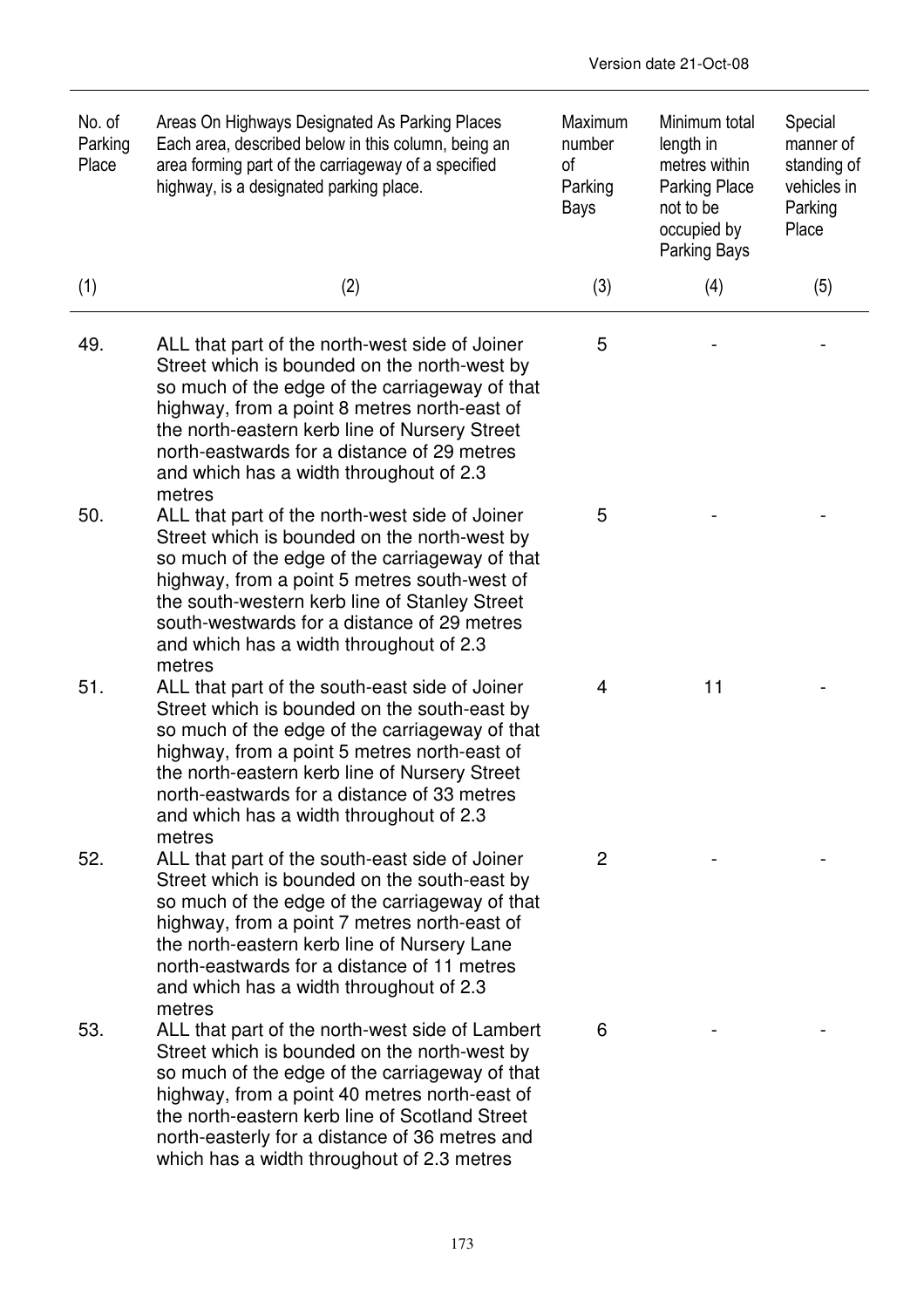| No. of Parking Place | Areas On Highways Designated As Parking Places Each area, described below in this column, being an area forming part of the carriageway of a specified highway, is a designated parking place. | Maximum number of Parking Bays | Minimum total length in metres within Parking Place not to be occupied by Parking Bays | Special manner of standing of vehicles in Parking Place |
|---|---|---|---|---|
| (1) | (2) | (3) | (4) | (5) |
| 49. | ALL that part of the north-west side of Joiner Street which is bounded on the north-west by so much of the edge of the carriageway of that highway, from a point 8 metres north-east of the north-eastern kerb line of Nursery Street north-eastwards for a distance of 29 metres and which has a width throughout of 2.3 metres | 5 | - | - |
| 50. | ALL that part of the north-west side of Joiner Street which is bounded on the north-west by so much of the edge of the carriageway of that highway, from a point 5 metres south-west of the south-western kerb line of Stanley Street south-westwards for a distance of 29 metres and which has a width throughout of 2.3 metres | 5 | - | - |
| 51. | ALL that part of the south-east side of Joiner Street which is bounded on the south-east by so much of the edge of the carriageway of that highway, from a point 5 metres north-east of the north-eastern kerb line of Nursery Street north-eastwards for a distance of 33 metres and which has a width throughout of 2.3 metres | 4 | 11 | - |
| 52. | ALL that part of the south-east side of Joiner Street which is bounded on the south-east by so much of the edge of the carriageway of that highway, from a point 7 metres north-east of the north-eastern kerb line of Nursery Lane north-eastwards for a distance of 11 metres and which has a width throughout of 2.3 metres | 2 | - | - |
| 53. | ALL that part of the north-west side of Lambert Street which is bounded on the north-west by so much of the edge of the carriageway of that highway, from a point 40 metres north-east of the north-eastern kerb line of Scotland Street north-easterly for a distance of 36 metres and which has a width throughout of 2.3 metres | 6 | - | - |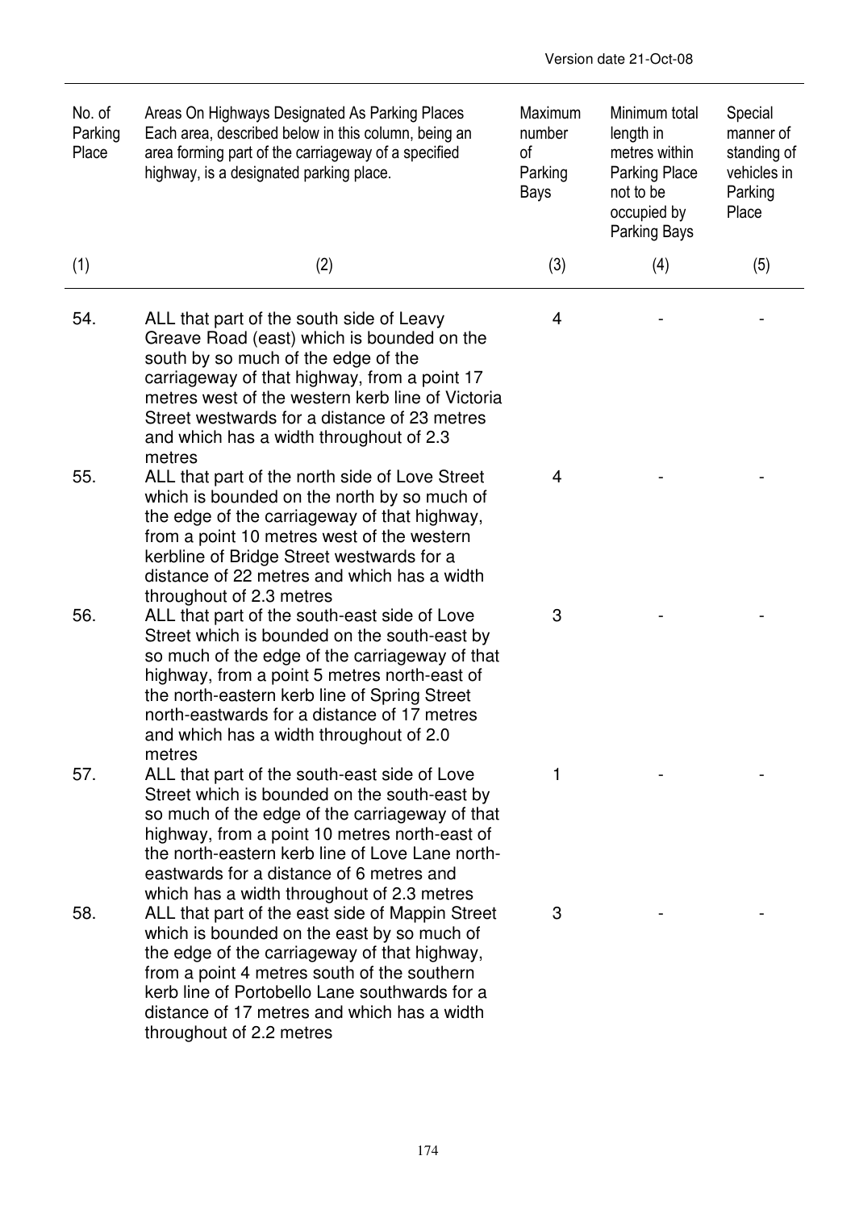| No. of Parking Place | Areas On Highways Designated As Parking Places Each area, described below in this column, being an area forming part of the carriageway of a specified highway, is a designated parking place. | Maximum number of Parking Bays | Minimum total length in metres within Parking Place not to be occupied by Parking Bays | Special manner of standing of vehicles in Parking Place |
|---|---|---|---|---|
| (1) | (2) | (3) | (4) | (5) |
| 54. | ALL that part of the south side of Leavy Greave Road (east) which is bounded on the south by so much of the edge of the carriageway of that highway, from a point 17 metres west of the western kerb line of Victoria Street westwards for a distance of 23 metres and which has a width throughout of 2.3 metres | 4 | - | - |
| 55. | ALL that part of the north side of Love Street which is bounded on the north by so much of the edge of the carriageway of that highway, from a point 10 metres west of the western kerbline of Bridge Street westwards for a distance of 22 metres and which has a width throughout of 2.3 metres | 4 | - | - |
| 56. | ALL that part of the south-east side of Love Street which is bounded on the south-east by so much of the edge of the carriageway of that highway, from a point 5 metres north-east of the north-eastern kerb line of Spring Street north-eastwards for a distance of 17 metres and which has a width throughout of 2.0 metres | 3 | - | - |
| 57. | ALL that part of the south-east side of Love Street which is bounded on the south-east by so much of the edge of the carriageway of that highway, from a point 10 metres north-east of the north-eastern kerb line of Love Lane north-eastwards for a distance of 6 metres and which has a width throughout of 2.3 metres | 1 | - | - |
| 58. | ALL that part of the east side of Mappin Street which is bounded on the east by so much of the edge of the carriageway of that highway, from a point 4 metres south of the southern kerb line of Portobello Lane southwards for a distance of 17 metres and which has a width throughout of 2.2 metres | 3 | - | - |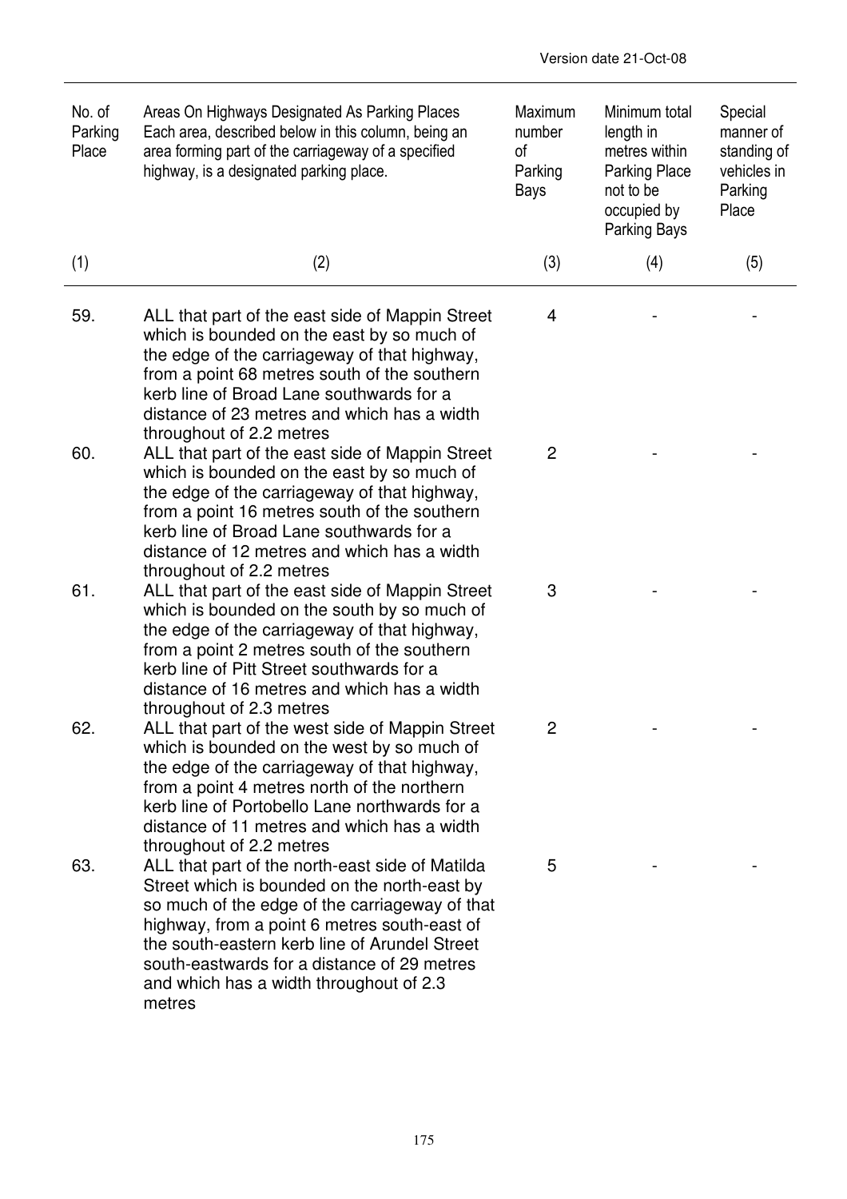| No. of Parking Place | Areas On Highways Designated As Parking Places Each area, described below in this column, being an area forming part of the carriageway of a specified highway, is a designated parking place. | Maximum number of Parking Bays | Minimum total length in metres within Parking Place not to be occupied by Parking Bays | Special manner of standing of vehicles in Parking Place |
|---|---|---|---|---|
| (1) | (2) | (3) | (4) | (5) |
| 59. | ALL that part of the east side of Mappin Street which is bounded on the east by so much of the edge of the carriageway of that highway, from a point 68 metres south of the southern kerb line of Broad Lane southwards for a distance of 23 metres and which has a width throughout of 2.2 metres | 4 | - | - |
| 60. | ALL that part of the east side of Mappin Street which is bounded on the east by so much of the edge of the carriageway of that highway, from a point 16 metres south of the southern kerb line of Broad Lane southwards for a distance of 12 metres and which has a width throughout of 2.2 metres | 2 | - | - |
| 61. | ALL that part of the east side of Mappin Street which is bounded on the south by so much of the edge of the carriageway of that highway, from a point 2 metres south of the southern kerb line of Pitt Street southwards for a distance of 16 metres and which has a width throughout of 2.3 metres | 3 | - | - |
| 62. | ALL that part of the west side of Mappin Street which is bounded on the west by so much of the edge of the carriageway of that highway, from a point 4 metres north of the northern kerb line of Portobello Lane northwards for a distance of 11 metres and which has a width throughout of 2.2 metres | 2 | - | - |
| 63. | ALL that part of the north-east side of Matilda Street which is bounded on the north-east by so much of the edge of the carriageway of that highway, from a point 6 metres south-east of the south-eastern kerb line of Arundel Street south-eastwards for a distance of 29 metres and which has a width throughout of 2.3 metres | 5 | - | - |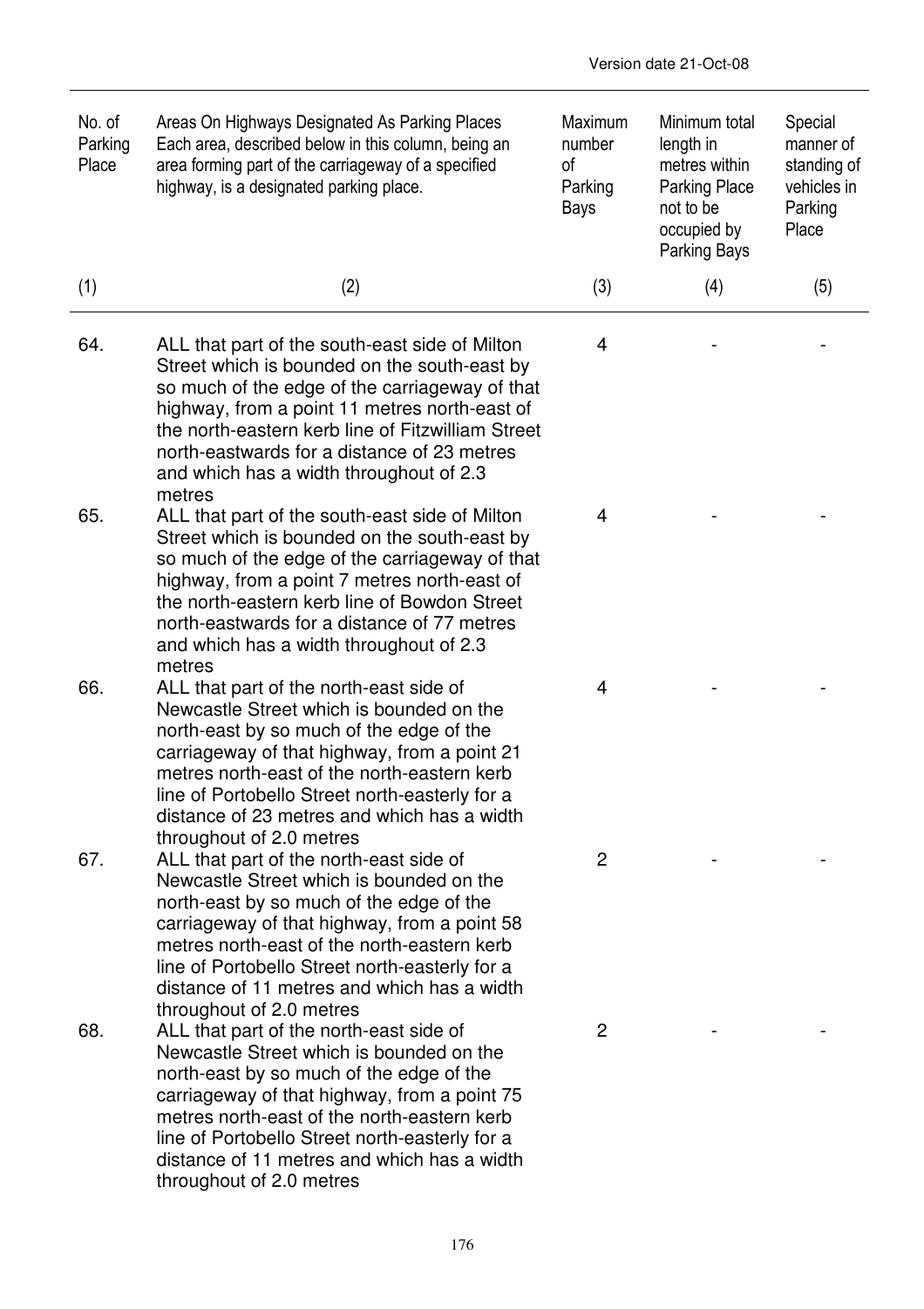Version date 21-Oct-08

| No. of Parking Place | Areas On Highways Designated As Parking Places Each area, described below in this column, being an area forming part of the carriageway of a specified highway, is a designated parking place. | Maximum number of Parking Bays | Minimum total length in metres within Parking Place not to be occupied by Parking Bays | Special manner of standing of vehicles in Parking Place |
|---|---|---|---|---|
| (1) | (2) | (3) | (4) | (5) |
| 64. | ALL that part of the south-east side of Milton Street which is bounded on the south-east by so much of the edge of the carriageway of that highway, from a point 11 metres north-east of the north-eastern kerb line of Fitzwilliam Street north-eastwards for a distance of 23 metres and which has a width throughout of 2.3 metres | 4 | - | - |
| 65. | ALL that part of the south-east side of Milton Street which is bounded on the south-east by so much of the edge of the carriageway of that highway, from a point 7 metres north-east of the north-eastern kerb line of Bowdon Street north-eastwards for a distance of 77 metres and which has a width throughout of 2.3 metres | 4 | - | - |
| 66. | ALL that part of the north-east side of Newcastle Street which is bounded on the north-east by so much of the edge of the carriageway of that highway, from a point 21 metres north-east of the north-eastern kerb line of Portobello Street north-easterly for a distance of 23 metres and which has a width throughout of 2.0 metres | 4 | - | - |
| 67. | ALL that part of the north-east side of Newcastle Street which is bounded on the north-east by so much of the edge of the carriageway of that highway, from a point 58 metres north-east of the north-eastern kerb line of Portobello Street north-easterly for a distance of 11 metres and which has a width throughout of 2.0 metres | 2 | - | - |
| 68. | ALL that part of the north-east side of Newcastle Street which is bounded on the north-east by so much of the edge of the carriageway of that highway, from a point 75 metres north-east of the north-eastern kerb line of Portobello Street north-easterly for a distance of 11 metres and which has a width throughout of 2.0 metres | 2 | - | - |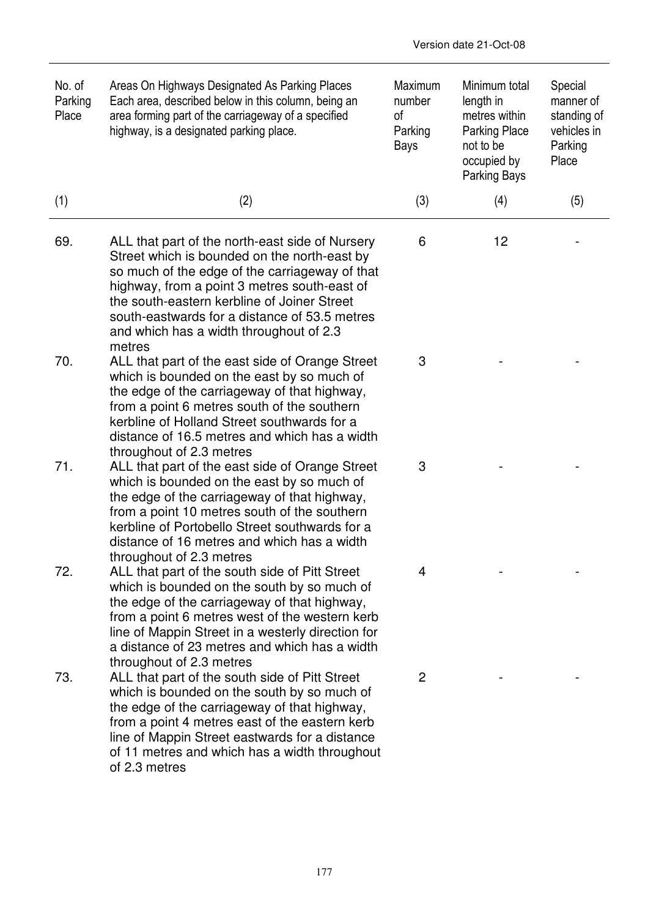| No. of Parking Place | Areas On Highways Designated As Parking Places Each area, described below in this column, being an area forming part of the carriageway of a specified highway, is a designated parking place. | Maximum number of Parking Bays | Minimum total length in metres within Parking Place not to be occupied by Parking Bays | Special manner of standing of vehicles in Parking Place |
|---|---|---|---|---|
| (1) | (2) | (3) | (4) | (5) |
| 69. | ALL that part of the north-east side of Nursery Street which is bounded on the north-east by so much of the edge of the carriageway of that highway, from a point 3 metres south-east of the south-eastern kerbline of Joiner Street south-eastwards for a distance of 53.5 metres and which has a width throughout of 2.3 metres | 6 | 12 | - |
| 70. | ALL that part of the east side of Orange Street which is bounded on the east by so much of the edge of the carriageway of that highway, from a point 6 metres south of the southern kerbline of Holland Street southwards for a distance of 16.5 metres and which has a width throughout of 2.3 metres | 3 | - | - |
| 71. | ALL that part of the east side of Orange Street which is bounded on the east by so much of the edge of the carriageway of that highway, from a point 10 metres south of the southern kerbline of Portobello Street southwards for a distance of 16 metres and which has a width throughout of 2.3 metres | 3 | - | - |
| 72. | ALL that part of the south side of Pitt Street which is bounded on the south by so much of the edge of the carriageway of that highway, from a point 6 metres west of the western kerb line of Mappin Street in a westerly direction for a distance of 23 metres and which has a width throughout of 2.3 metres | 4 | - | - |
| 73. | ALL that part of the south side of Pitt Street which is bounded on the south by so much of the edge of the carriageway of that highway, from a point 4 metres east of the eastern kerb line of Mappin Street eastwards for a distance of 11 metres and which has a width throughout of 2.3 metres | 2 | - | - |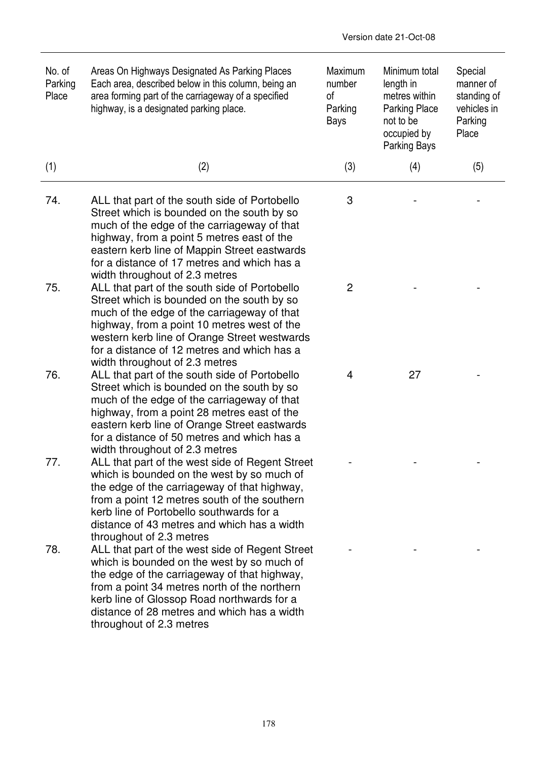Version date 21-Oct-08

| No. of Parking Place | Areas On Highways Designated As Parking Places Each area, described below in this column, being an area forming part of the carriageway of a specified highway, is a designated parking place. | Maximum number of Parking Bays | Minimum total length in metres within Parking Place not to be occupied by Parking Bays | Special manner of standing of vehicles in Parking Place |
|---|---|---|---|---|
| (1) | (2) | (3) | (4) | (5) |
| 74. | ALL that part of the south side of Portobello Street which is bounded on the south by so much of the edge of the carriageway of that highway, from a point 5 metres east of the eastern kerb line of Mappin Street eastwards for a distance of 17 metres and which has a width throughout of 2.3 metres | 3 | - | - |
| 75. | ALL that part of the south side of Portobello Street which is bounded on the south by so much of the edge of the carriageway of that highway, from a point 10 metres west of the western kerb line of Orange Street westwards for a distance of 12 metres and which has a width throughout of 2.3 metres | 2 | - | - |
| 76. | ALL that part of the south side of Portobello Street which is bounded on the south by so much of the edge of the carriageway of that highway, from a point 28 metres east of the eastern kerb line of Orange Street eastwards for a distance of 50 metres and which has a width throughout of 2.3 metres | 4 | 27 | - |
| 77. | ALL that part of the west side of Regent Street which is bounded on the west by so much of the edge of the carriageway of that highway, from a point 12 metres south of the southern kerb line of Portobello southwards for a distance of 43 metres and which has a width throughout of 2.3 metres | - | - | - |
| 78. | ALL that part of the west side of Regent Street which is bounded on the west by so much of the edge of the carriageway of that highway, from a point 34 metres north of the northern kerb line of Glossop Road northwards for a distance of 28 metres and which has a width throughout of 2.3 metres | - | - | - |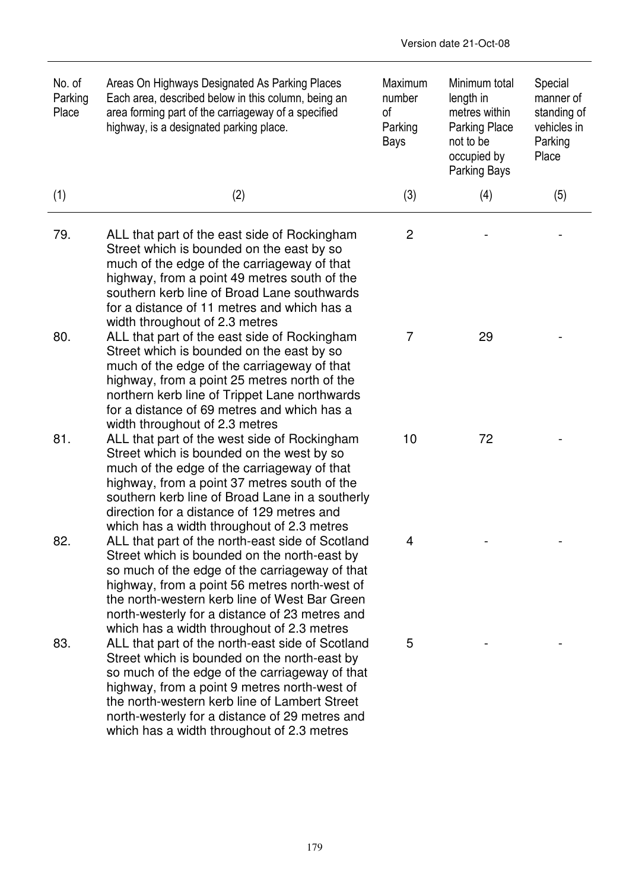| No. of Parking Place | Areas On Highways Designated As Parking Places Each area, described below in this column, being an area forming part of the carriageway of a specified highway, is a designated parking place. | Maximum number of Parking Bays | Minimum total length in metres within Parking Place not to be occupied by Parking Bays | Special manner of standing of vehicles in Parking Place |
|---|---|---|---|---|
| (1) | (2) | (3) | (4) | (5) |
| 79. | ALL that part of the east side of Rockingham Street which is bounded on the east by so much of the edge of the carriageway of that highway, from a point 49 metres south of the southern kerb line of Broad Lane southwards for a distance of 11 metres and which has a width throughout of 2.3 metres | 2 | - | - |
| 80. | ALL that part of the east side of Rockingham Street which is bounded on the east by so much of the edge of the carriageway of that highway, from a point 25 metres north of the northern kerb line of Trippet Lane northwards for a distance of 69 metres and which has a width throughout of 2.3 metres | 7 | 29 | - |
| 81. | ALL that part of the west side of Rockingham Street which is bounded on the west by so much of the edge of the carriageway of that highway, from a point 37 metres south of the southern kerb line of Broad Lane in a southerly direction for a distance of 129 metres and which has a width throughout of 2.3 metres | 10 | 72 | - |
| 82. | ALL that part of the north-east side of Scotland Street which is bounded on the north-east by so much of the edge of the carriageway of that highway, from a point 56 metres north-west of the north-western kerb line of West Bar Green north-westerly for a distance of 23 metres and which has a width throughout of 2.3 metres | 4 | - | - |
| 83. | ALL that part of the north-east side of Scotland Street which is bounded on the north-east by so much of the edge of the carriageway of that highway, from a point 9 metres north-west of the north-western kerb line of Lambert Street north-westerly for a distance of 29 metres and which has a width throughout of 2.3 metres | 5 | - | - |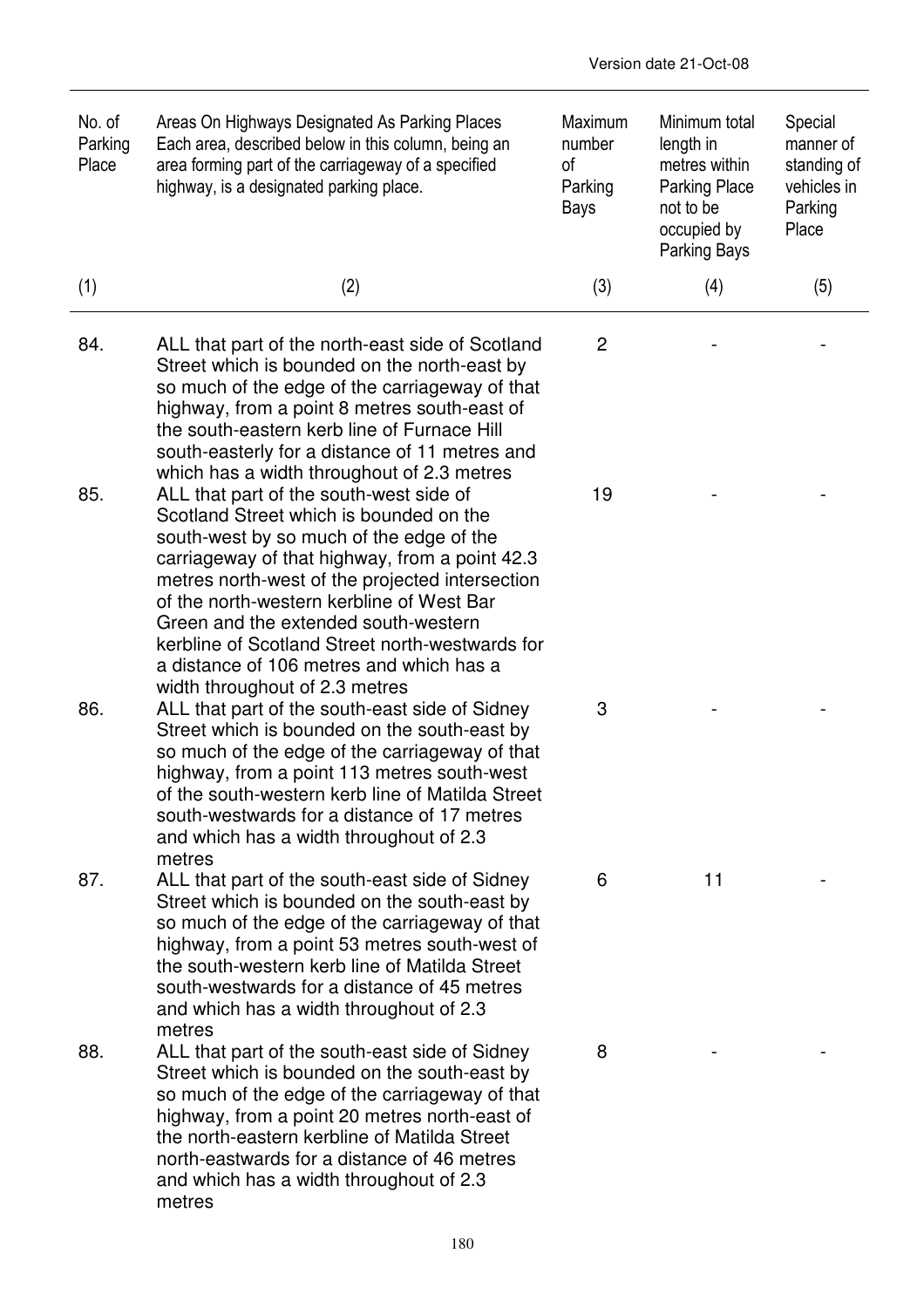| No. of Parking Place | Areas On Highways Designated As Parking Places Each area, described below in this column, being an area forming part of the carriageway of a specified highway, is a designated parking place. | Maximum number of Parking Bays | Minimum total length in metres within Parking Place not to be occupied by Parking Bays | Special manner of standing of vehicles in Parking Place |
|---|---|---|---|---|
| (1) | (2) | (3) | (4) | (5) |
| 84. | ALL that part of the north-east side of Scotland Street which is bounded on the north-east by so much of the edge of the carriageway of that highway, from a point 8 metres south-east of the south-eastern kerb line of Furnace Hill south-easterly for a distance of 11 metres and which has a width throughout of 2.3 metres | 2 | - | - |
| 85. | ALL that part of the south-west side of Scotland Street which is bounded on the south-west by so much of the edge of the carriageway of that highway, from a point 42.3 metres north-west of the projected intersection of the north-western kerbline of West Bar Green and the extended south-western kerbline of Scotland Street north-westwards for a distance of 106 metres and which has a width throughout of 2.3 metres | 19 | - | - |
| 86. | ALL that part of the south-east side of Sidney Street which is bounded on the south-east by so much of the edge of the carriageway of that highway, from a point 113 metres south-west of the south-western kerb line of Matilda Street south-westwards for a distance of 17 metres and which has a width throughout of 2.3 metres | 3 | - | - |
| 87. | ALL that part of the south-east side of Sidney Street which is bounded on the south-east by so much of the edge of the carriageway of that highway, from a point 53 metres south-west of the south-western kerb line of Matilda Street south-westwards for a distance of 45 metres and which has a width throughout of 2.3 metres | 6 | 11 | - |
| 88. | ALL that part of the south-east side of Sidney Street which is bounded on the south-east by so much of the edge of the carriageway of that highway, from a point 20 metres north-east of the north-eastern kerbline of Matilda Street north-eastwards for a distance of 46 metres and which has a width throughout of 2.3 metres | 8 | - | - |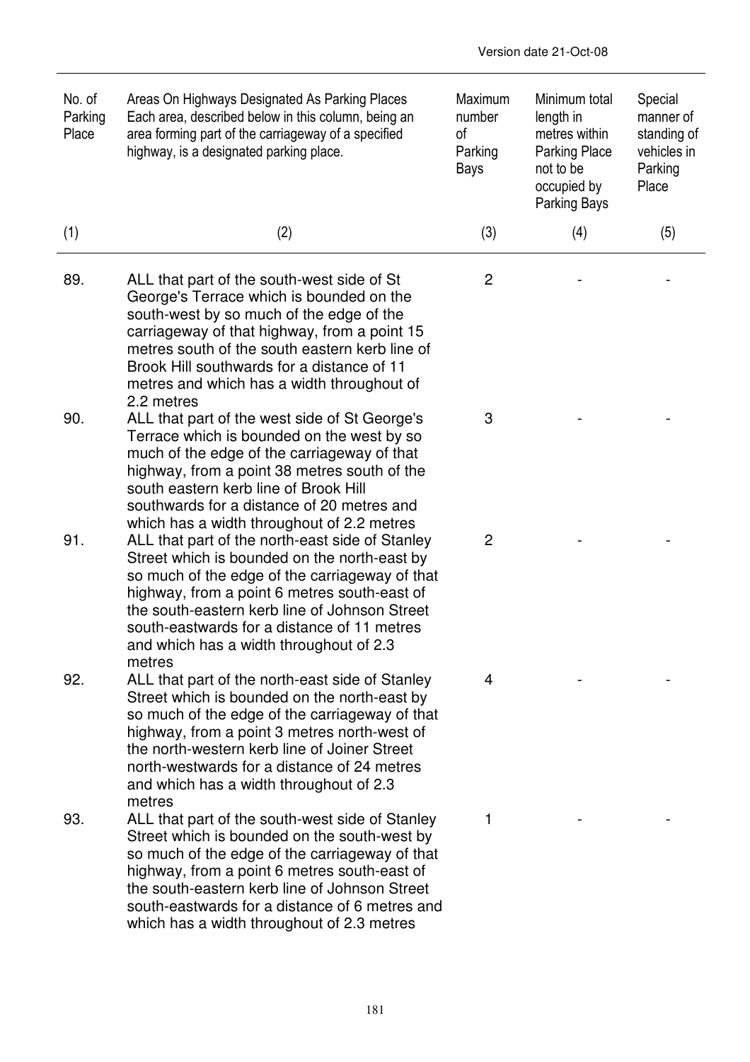| No. of Parking Place | Areas On Highways Designated As Parking Places Each area, described below in this column, being an area forming part of the carriageway of a specified highway, is a designated parking place. | Maximum number of Parking Bays | Minimum total length in metres within Parking Place not to be occupied by Parking Bays | Special manner of standing of vehicles in Parking Place |
|---|---|---|---|---|
| (1) | (2) | (3) | (4) | (5) |
| 89. | ALL that part of the south-west side of St George's Terrace which is bounded on the south-west by so much of the edge of the carriageway of that highway, from a point 15 metres south of the south eastern kerb line of Brook Hill southwards for a distance of 11 metres and which has a width throughout of 2.2 metres | 2 | - | - |
| 90. | ALL that part of the west side of St George's Terrace which is bounded on the west by so much of the edge of the carriageway of that highway, from a point 38 metres south of the south eastern kerb line of Brook Hill southwards for a distance of 20 metres and which has a width throughout of 2.2 metres | 3 | - | - |
| 91. | ALL that part of the north-east side of Stanley Street which is bounded on the north-east by so much of the edge of the carriageway of that highway, from a point 6 metres south-east of the south-eastern kerb line of Johnson Street south-eastwards for a distance of 11 metres and which has a width throughout of 2.3 metres | 2 | - | - |
| 92. | ALL that part of the north-east side of Stanley Street which is bounded on the north-east by so much of the edge of the carriageway of that highway, from a point 3 metres north-west of the north-western kerb line of Joiner Street north-westwards for a distance of 24 metres and which has a width throughout of 2.3 metres | 4 | - | - |
| 93. | ALL that part of the south-west side of Stanley Street which is bounded on the south-west by so much of the edge of the carriageway of that highway, from a point 6 metres south-east of the south-eastern kerb line of Johnson Street south-eastwards for a distance of 6 metres and which has a width throughout of 2.3 metres | 1 | - | - |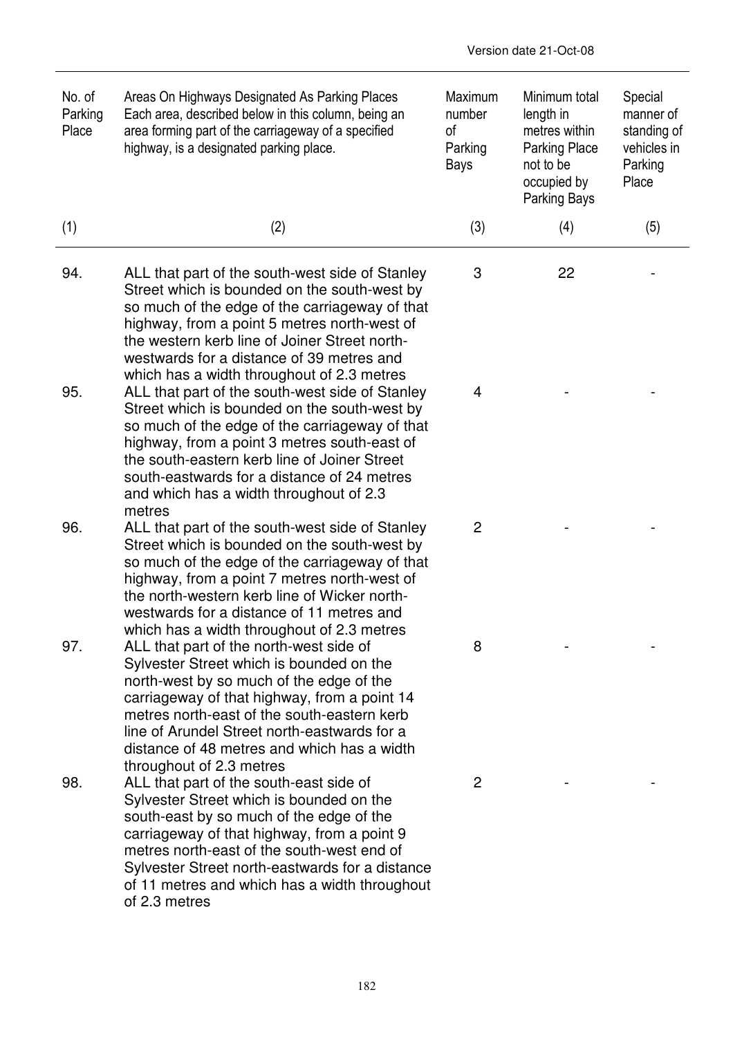| No. of Parking Place | Areas On Highways Designated As Parking Places Each area, described below in this column, being an area forming part of the carriageway of a specified highway, is a designated parking place. | Maximum number of Parking Bays | Minimum total length in metres within Parking Place not to be occupied by Parking Bays | Special manner of standing of vehicles in Parking Place |
|---|---|---|---|---|
| (1) | (2) | (3) | (4) | (5) |
| 94. | ALL that part of the south-west side of Stanley Street which is bounded on the south-west by so much of the edge of the carriageway of that highway, from a point 5 metres north-west of the western kerb line of Joiner Street north-westwards for a distance of 39 metres and which has a width throughout of 2.3 metres | 3 | 22 | - |
| 95. | ALL that part of the south-west side of Stanley Street which is bounded on the south-west by so much of the edge of the carriageway of that highway, from a point 3 metres south-east of the south-eastern kerb line of Joiner Street south-eastwards for a distance of 24 metres and which has a width throughout of 2.3 metres | 4 | - | - |
| 96. | ALL that part of the south-west side of Stanley Street which is bounded on the south-west by so much of the edge of the carriageway of that highway, from a point 7 metres north-west of the north-western kerb line of Wicker north-westwards for a distance of 11 metres and which has a width throughout of 2.3 metres | 2 | - | - |
| 97. | ALL that part of the north-west side of Sylvester Street which is bounded on the north-west by so much of the edge of the carriageway of that highway, from a point 14 metres north-east of the south-eastern kerb line of Arundel Street north-eastwards for a distance of 48 metres and which has a width throughout of 2.3 metres | 8 | - | - |
| 98. | ALL that part of the south-east side of Sylvester Street which is bounded on the south-east by so much of the edge of the carriageway of that highway, from a point 9 metres north-east of the south-west end of Sylvester Street north-eastwards for a distance of 11 metres and which has a width throughout of 2.3 metres | 2 | - | - |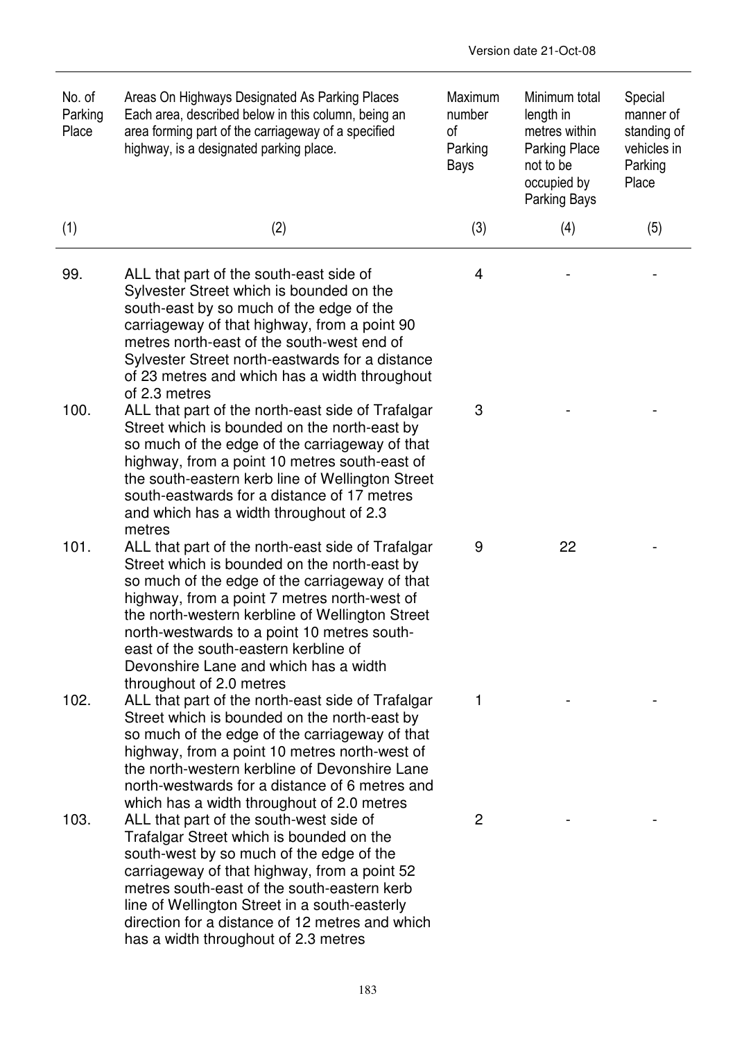Version date 21-Oct-08

| No. of Parking Place | Areas On Highways Designated As Parking Places Each area, described below in this column, being an area forming part of the carriageway of a specified highway, is a designated parking place. | Maximum number of Parking Bays | Minimum total length in metres within Parking Place not to be occupied by Parking Bays | Special manner of standing of vehicles in Parking Place |
|---|---|---|---|---|
| (1) | (2) | (3) | (4) | (5) |
| 99. | ALL that part of the south-east side of Sylvester Street which is bounded on the south-east by so much of the edge of the carriageway of that highway, from a point 90 metres north-east of the south-west end of Sylvester Street north-eastwards for a distance of 23 metres and which has a width throughout of 2.3 metres | 4 | - | - |
| 100. | ALL that part of the north-east side of Trafalgar Street which is bounded on the north-east by so much of the edge of the carriageway of that highway, from a point 10 metres south-east of the south-eastern kerb line of Wellington Street south-eastwards for a distance of 17 metres and which has a width throughout of 2.3 metres | 3 | - | - |
| 101. | ALL that part of the north-east side of Trafalgar Street which is bounded on the north-east by so much of the edge of the carriageway of that highway, from a point 7 metres north-west of the north-western kerbline of Wellington Street north-westwards to a point 10 metres south-east of the south-eastern kerbline of Devonshire Lane and which has a width throughout of 2.0 metres | 9 | 22 | - |
| 102. | ALL that part of the north-east side of Trafalgar Street which is bounded on the north-east by so much of the edge of the carriageway of that highway, from a point 10 metres north-west of the north-western kerbline of Devonshire Lane north-westwards for a distance of 6 metres and which has a width throughout of 2.0 metres | 1 | - | - |
| 103. | ALL that part of the south-west side of Trafalgar Street which is bounded on the south-west by so much of the edge of the carriageway of that highway, from a point 52 metres south-east of the south-eastern kerb line of Wellington Street in a south-easterly direction for a distance of 12 metres and which has a width throughout of 2.3 metres | 2 | - | - |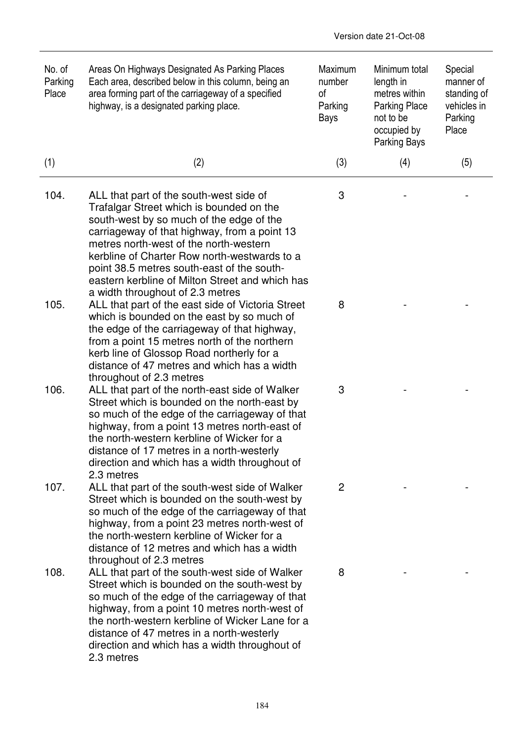Version date 21-Oct-08

| No. of Parking Place | Areas On Highways Designated As Parking Places Each area, described below in this column, being an area forming part of the carriageway of a specified highway, is a designated parking place. | Maximum number of Parking Bays | Minimum total length in metres within Parking Place not to be occupied by Parking Bays | Special manner of standing of vehicles in Parking Place |
|---|---|---|---|---|
| (1) | (2) | (3) | (4) | (5) |
| 104. | ALL that part of the south-west side of Trafalgar Street which is bounded on the south-west by so much of the edge of the carriageway of that highway, from a point 13 metres north-west of the north-western kerbline of Charter Row north-westwards to a point 38.5 metres south-east of the south-eastern kerbline of Milton Street and which has a width throughout of 2.3 metres | 3 | - | - |
| 105. | ALL that part of the east side of Victoria Street which is bounded on the east by so much of the edge of the carriageway of that highway, from a point 15 metres north of the northern kerb line of Glossop Road northerly for a distance of 47 metres and which has a width throughout of 2.3 metres | 8 | - | - |
| 106. | ALL that part of the north-east side of Walker Street which is bounded on the north-east by so much of the edge of the carriageway of that highway, from a point 13 metres north-east of the north-western kerbline of Wicker for a distance of 17 metres in a north-westerly direction and which has a width throughout of 2.3 metres | 3 | - | - |
| 107. | ALL that part of the south-west side of Walker Street which is bounded on the south-west by so much of the edge of the carriageway of that highway, from a point 23 metres north-west of the north-western kerbline of Wicker for a distance of 12 metres and which has a width throughout of 2.3 metres | 2 | - | - |
| 108. | ALL that part of the south-west side of Walker Street which is bounded on the south-west by so much of the edge of the carriageway of that highway, from a point 10 metres north-west of the north-western kerbline of Wicker Lane for a distance of 47 metres in a north-westerly direction and which has a width throughout of 2.3 metres | 8 | - | - |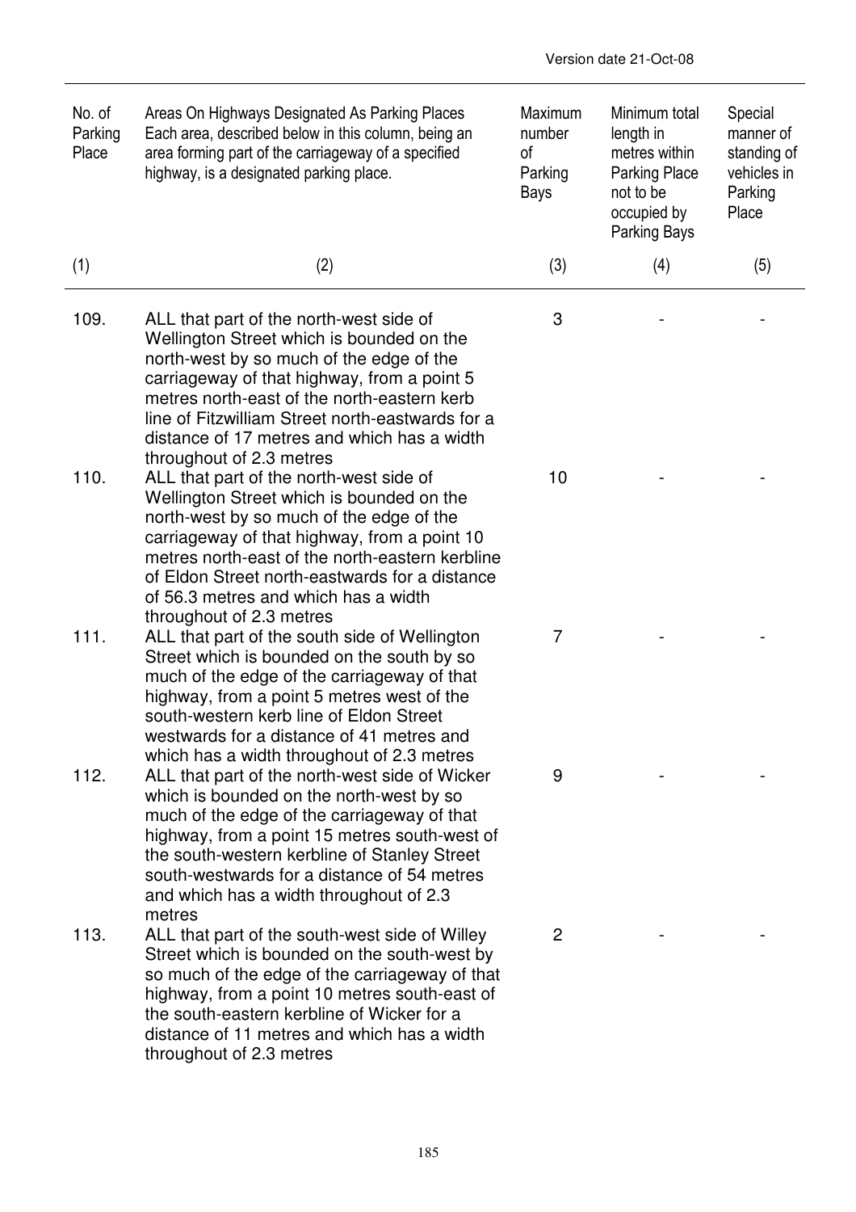| No. of Parking Place | Areas On Highways Designated As Parking Places Each area, described below in this column, being an area forming part of the carriageway of a specified highway, is a designated parking place. | Maximum number of Parking Bays | Minimum total length in metres within Parking Place not to be occupied by Parking Bays | Special manner of standing of vehicles in Parking Place |
|---|---|---|---|---|
| (1) | (2) | (3) | (4) | (5) |
| 109. | ALL that part of the north-west side of Wellington Street which is bounded on the north-west by so much of the edge of the carriageway of that highway, from a point 5 metres north-east of the north-eastern kerb line of Fitzwilliam Street north-eastwards for a distance of 17 metres and which has a width throughout of 2.3 metres | 3 | - | - |
| 110. | ALL that part of the north-west side of Wellington Street which is bounded on the north-west by so much of the edge of the carriageway of that highway, from a point 10 metres north-east of the north-eastern kerbline of Eldon Street north-eastwards for a distance of 56.3 metres and which has a width throughout of 2.3 metres | 10 | - | - |
| 111. | ALL that part of the south side of Wellington Street which is bounded on the south by so much of the edge of the carriageway of that highway, from a point 5 metres west of the south-western kerb line of Eldon Street westwards for a distance of 41 metres and which has a width throughout of 2.3 metres | 7 | - | - |
| 112. | ALL that part of the north-west side of Wicker which is bounded on the north-west by so much of the edge of the carriageway of that highway, from a point 15 metres south-west of the south-western kerbline of Stanley Street south-westwards for a distance of 54 metres and which has a width throughout of 2.3 metres | 9 | - | - |
| 113. | ALL that part of the south-west side of Willey Street which is bounded on the south-west by so much of the edge of the carriageway of that highway, from a point 10 metres south-east of the south-eastern kerbline of Wicker for a distance of 11 metres and which has a width throughout of 2.3 metres | 2 | - | - |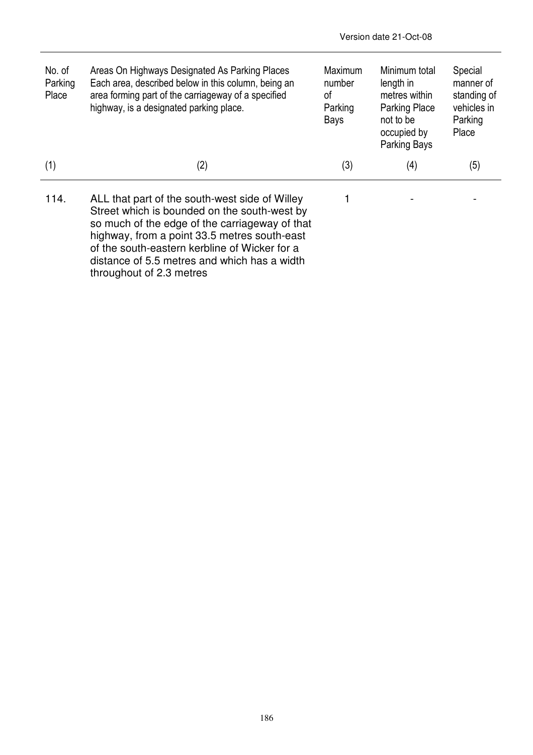Version date 21-Oct-08

| No. of Parking Place | Areas On Highways Designated As Parking Places Each area, described below in this column, being an area forming part of the carriageway of a specified highway, is a designated parking place. | Maximum number of Parking Bays | Minimum total length in metres within Parking Place not to be occupied by Parking Bays | Special manner of standing of vehicles in Parking Place |
|---|---|---|---|---|
| (1) | (2) | (3) | (4) | (5) |
| 114. | ALL that part of the south-west side of Willey Street which is bounded on the south-west by so much of the edge of the carriageway of that highway, from a point 33.5 metres south-east of the south-eastern kerbline of Wicker for a distance of 5.5 metres and which has a width throughout of 2.3 metres | 1 | - | - |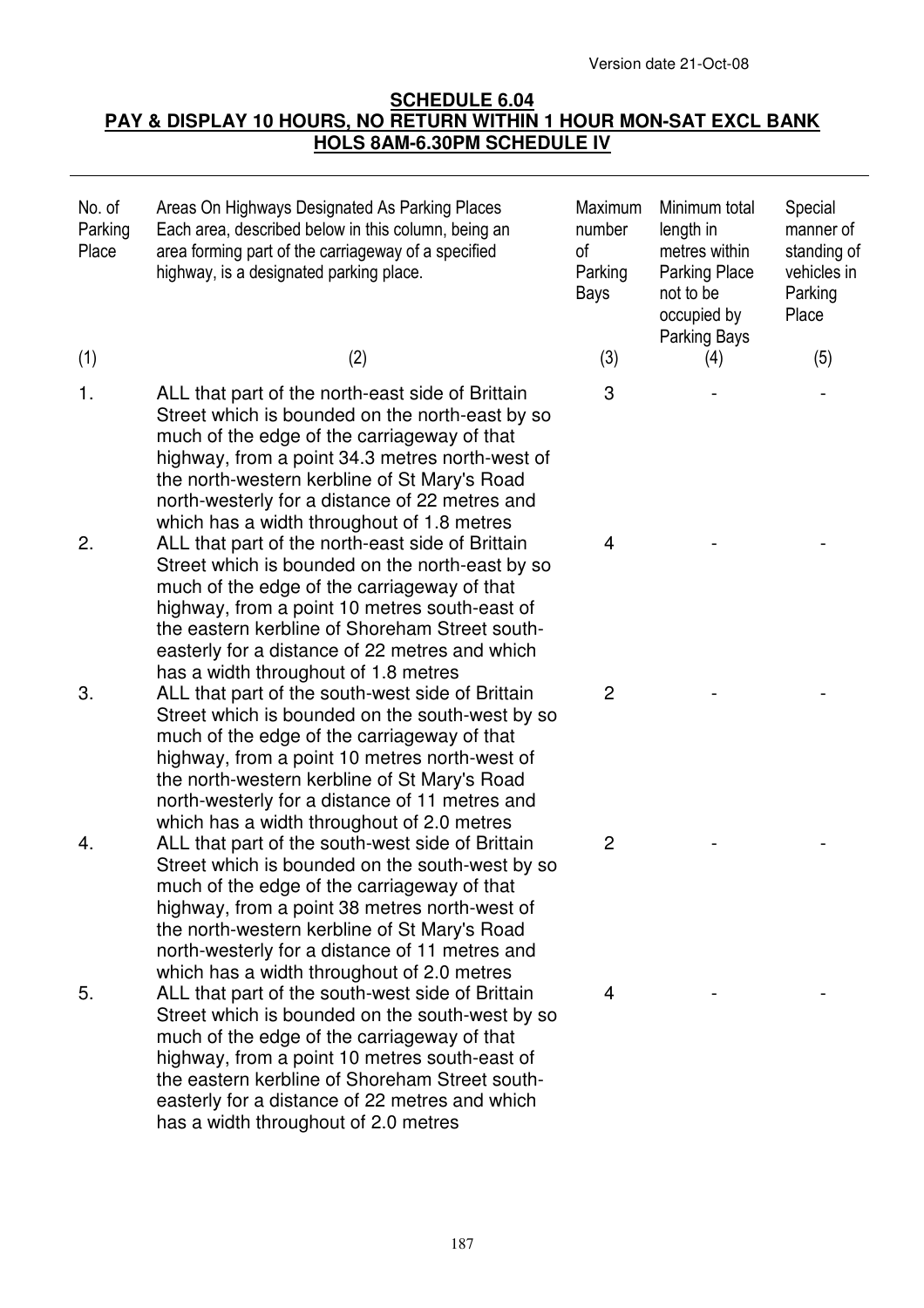Version date 21-Oct-08

## SCHEDULE 6.04
## PAY & DISPLAY 10 HOURS, NO RETURN WITHIN 1 HOUR MON-SAT EXCL BANK HOLS 8AM-6.30PM SCHEDULE IV

| No. of Parking Place | Areas On Highways Designated As Parking Places Each area, described below in this column, being an area forming part of the carriageway of a specified highway, is a designated parking place. | Maximum number of Parking Bays | Minimum total length in metres within Parking Place not to be occupied by Parking Bays | Special manner of standing of vehicles in Parking Place |
|---|---|---|---|---|
| (1) | (2) | (3) | (4) | (5) |
| 1. | ALL that part of the north-east side of Brittain Street which is bounded on the north-east by so much of the edge of the carriageway of that highway, from a point 34.3 metres north-west of the north-western kerbline of St Mary's Road north-westerly for a distance of 22 metres and which has a width throughout of 1.8 metres | 3 | - | - |
| 2. | ALL that part of the north-east side of Brittain Street which is bounded on the north-east by so much of the edge of the carriageway of that highway, from a point 10 metres south-east of the eastern kerbline of Shoreham Street south-easterly for a distance of 22 metres and which has a width throughout of 1.8 metres | 4 | - | - |
| 3. | ALL that part of the south-west side of Brittain Street which is bounded on the south-west by so much of the edge of the carriageway of that highway, from a point 10 metres north-west of the north-western kerbline of St Mary's Road north-westerly for a distance of 11 metres and which has a width throughout of 2.0 metres | 2 | - | - |
| 4. | ALL that part of the south-west side of Brittain Street which is bounded on the south-west by so much of the edge of the carriageway of that highway, from a point 38 metres north-west of the north-western kerbline of St Mary's Road north-westerly for a distance of 11 metres and which has a width throughout of 2.0 metres | 2 | - | - |
| 5. | ALL that part of the south-west side of Brittain Street which is bounded on the south-west by so much of the edge of the carriageway of that highway, from a point 10 metres south-east of the eastern kerbline of Shoreham Street south-easterly for a distance of 22 metres and which has a width throughout of 2.0 metres | 4 | - | - |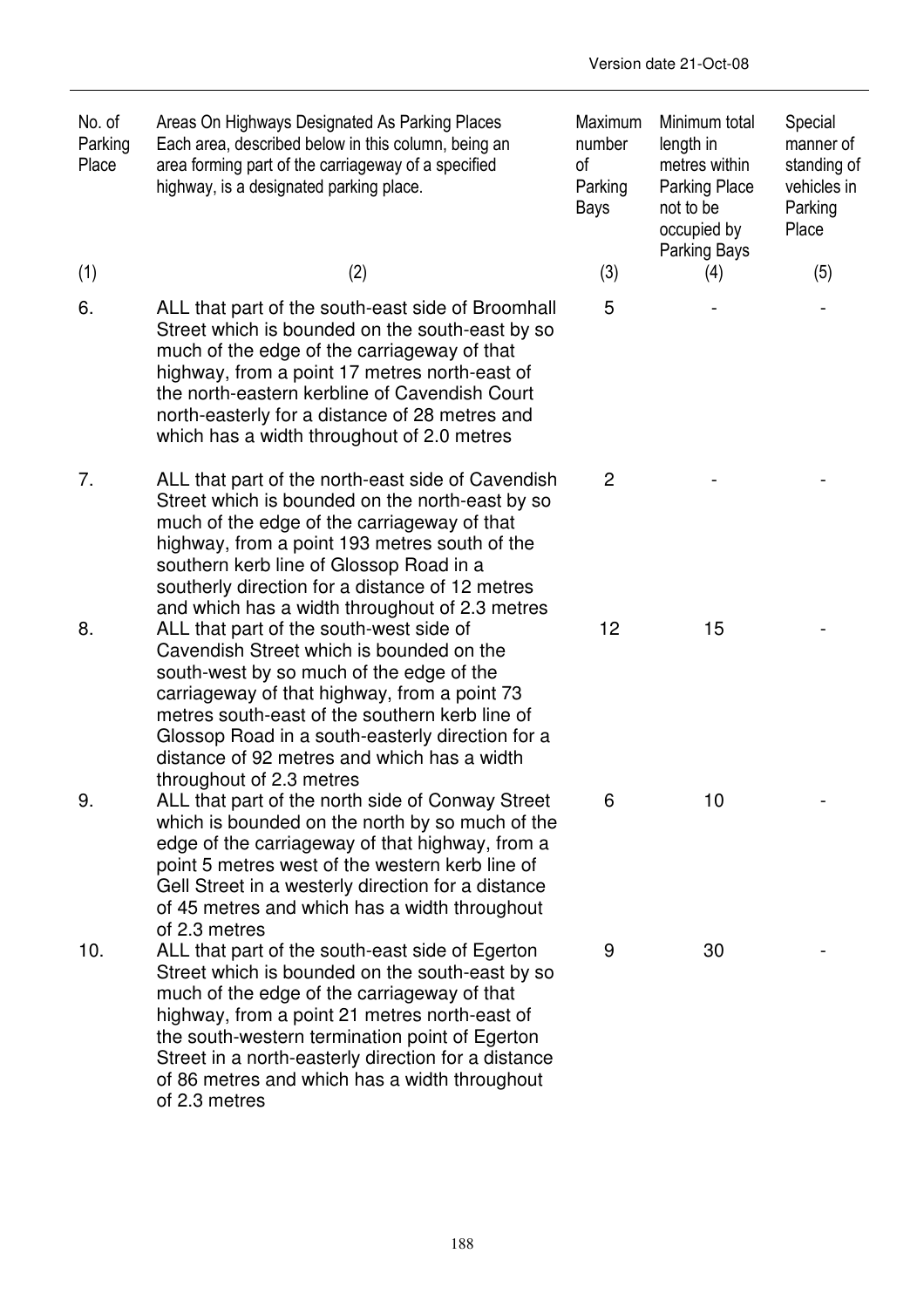| No. of Parking Place | Areas On Highways Designated As Parking Places Each area, described below in this column, being an area forming part of the carriageway of a specified highway, is a designated parking place. | Maximum number of Parking Bays | Minimum total length in metres within Parking Place not to be occupied by Parking Bays | Special manner of standing of vehicles in Parking Place |
|---|---|---|---|---|
| (1) | (2) | (3) | (4) | (5) |
| 6. | ALL that part of the south-east side of Broomhall Street which is bounded on the south-east by so much of the edge of the carriageway of that highway, from a point 17 metres north-east of the north-eastern kerbline of Cavendish Court north-easterly for a distance of 28 metres and which has a width throughout of 2.0 metres | 5 | - | - |
| 7. | ALL that part of the north-east side of Cavendish Street which is bounded on the north-east by so much of the edge of the carriageway of that highway, from a point 193 metres south of the southern kerb line of Glossop Road in a southerly direction for a distance of 12 metres and which has a width throughout of 2.3 metres | 2 | - | - |
| 8. | ALL that part of the south-west side of Cavendish Street which is bounded on the south-west by so much of the edge of the carriageway of that highway, from a point 73 metres south-east of the southern kerb line of Glossop Road in a south-easterly direction for a distance of 92 metres and which has a width throughout of 2.3 metres | 12 | 15 | - |
| 9. | ALL that part of the north side of Conway Street which is bounded on the north by so much of the edge of the carriageway of that highway, from a point 5 metres west of the western kerb line of Gell Street in a westerly direction for a distance of 45 metres and which has a width throughout of 2.3 metres | 6 | 10 | - |
| 10. | ALL that part of the south-east side of Egerton Street which is bounded on the south-east by so much of the edge of the carriageway of that highway, from a point 21 metres north-east of the south-western termination point of Egerton Street in a north-easterly direction for a distance of 86 metres and which has a width throughout of 2.3 metres | 9 | 30 | - |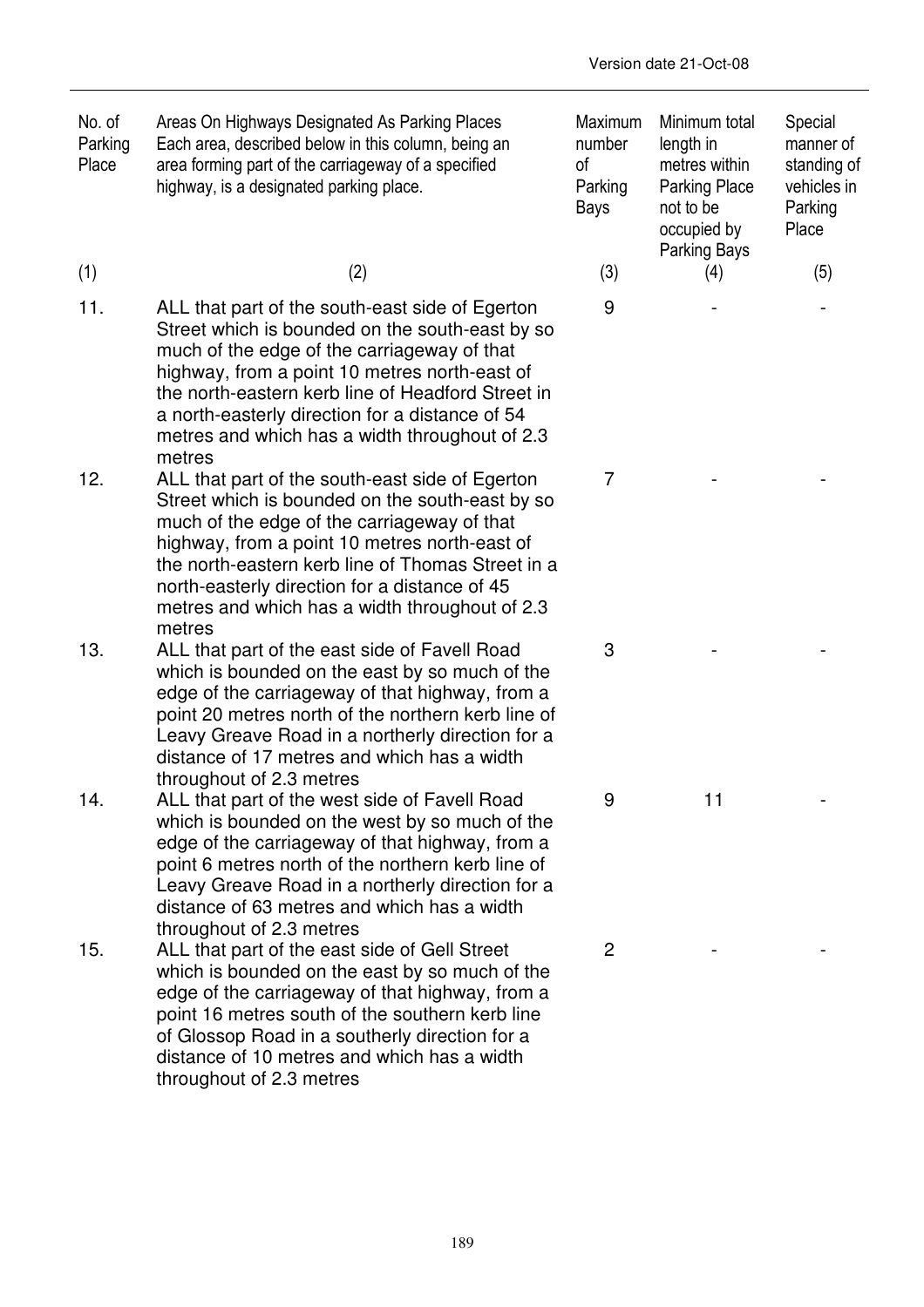| No. of Parking Place | Areas On Highways Designated As Parking Places Each area, described below in this column, being an area forming part of the carriageway of a specified highway, is a designated parking place. | Maximum number of Parking Bays | Minimum total length in metres within Parking Place not to be occupied by Parking Bays | Special manner of standing of vehicles in Parking Place |
|---|---|---|---|---|
| (1) | (2) | (3) | (4) | (5) |
| 11. | ALL that part of the south-east side of Egerton Street which is bounded on the south-east by so much of the edge of the carriageway of that highway, from a point 10 metres north-east of the north-eastern kerb line of Headford Street in a north-easterly direction for a distance of 54 metres and which has a width throughout of 2.3 metres | 9 | - | - |
| 12. | ALL that part of the south-east side of Egerton Street which is bounded on the south-east by so much of the edge of the carriageway of that highway, from a point 10 metres north-east of the north-eastern kerb line of Thomas Street in a north-easterly direction for a distance of 45 metres and which has a width throughout of 2.3 metres | 7 | - | - |
| 13. | ALL that part of the east side of Favell Road which is bounded on the east by so much of the edge of the carriageway of that highway, from a point 20 metres north of the northern kerb line of Leavy Greave Road in a northerly direction for a distance of 17 metres and which has a width throughout of 2.3 metres | 3 | - | - |
| 14. | ALL that part of the west side of Favell Road which is bounded on the west by so much of the edge of the carriageway of that highway, from a point 6 metres north of the northern kerb line of Leavy Greave Road in a northerly direction for a distance of 63 metres and which has a width throughout of 2.3 metres | 9 | 11 | - |
| 15. | ALL that part of the east side of Gell Street which is bounded on the east by so much of the edge of the carriageway of that highway, from a point 16 metres south of the southern kerb line of Glossop Road in a southerly direction for a distance of 10 metres and which has a width throughout of 2.3 metres | 2 | - | - |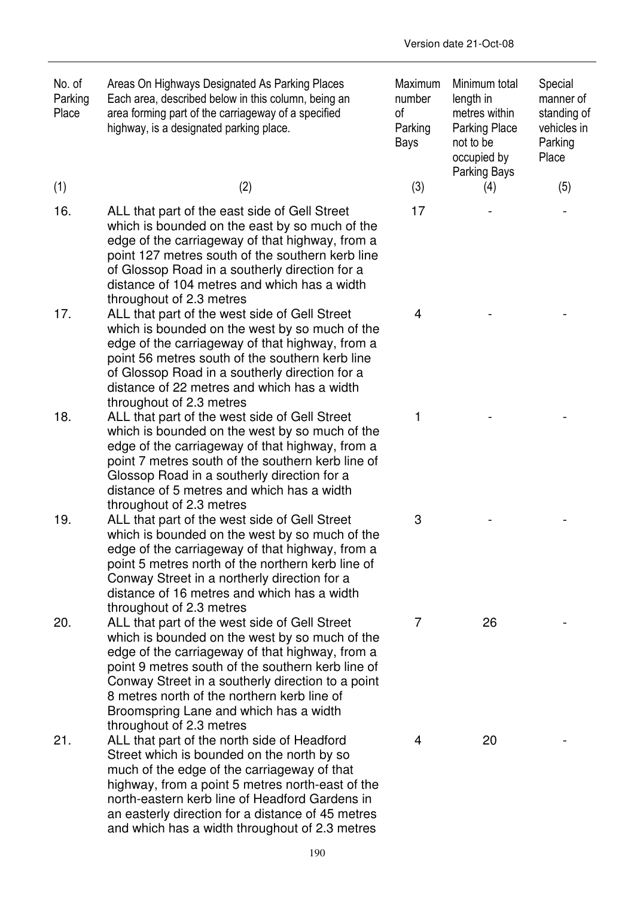| No. of Parking Place | Areas On Highways Designated As Parking Places Each area, described below in this column, being an area forming part of the carriageway of a specified highway, is a designated parking place. | Maximum number of Parking Bays | Minimum total length in metres within Parking Place not to be occupied by Parking Bays | Special manner of standing of vehicles in Parking Place |
|---|---|---|---|---|
| (1) | (2) | (3) | (4) | (5) |
| 16. | ALL that part of the east side of Gell Street which is bounded on the east by so much of the edge of the carriageway of that highway, from a point 127 metres south of the southern kerb line of Glossop Road in a southerly direction for a distance of 104 metres and which has a width throughout of 2.3 metres | 17 | - | - |
| 17. | ALL that part of the west side of Gell Street which is bounded on the west by so much of the edge of the carriageway of that highway, from a point 56 metres south of the southern kerb line of Glossop Road in a southerly direction for a distance of 22 metres and which has a width throughout of 2.3 metres | 4 | - | - |
| 18. | ALL that part of the west side of Gell Street which is bounded on the west by so much of the edge of the carriageway of that highway, from a point 7 metres south of the southern kerb line of Glossop Road in a southerly direction for a distance of 5 metres and which has a width throughout of 2.3 metres | 1 | - | - |
| 19. | ALL that part of the west side of Gell Street which is bounded on the west by so much of the edge of the carriageway of that highway, from a point 5 metres north of the northern kerb line of Conway Street in a northerly direction for a distance of 16 metres and which has a width throughout of 2.3 metres | 3 | - | - |
| 20. | ALL that part of the west side of Gell Street which is bounded on the west by so much of the edge of the carriageway of that highway, from a point 9 metres south of the southern kerb line of Conway Street in a southerly direction to a point 8 metres north of the northern kerb line of Broomspring Lane and which has a width throughout of 2.3 metres | 7 | 26 | - |
| 21. | ALL that part of the north side of Headford Street which is bounded on the north by so much of the edge of the carriageway of that highway, from a point 5 metres north-east of the north-eastern kerb line of Headford Gardens in an easterly direction for a distance of 45 metres and which has a width throughout of 2.3 metres | 4 | 20 | - |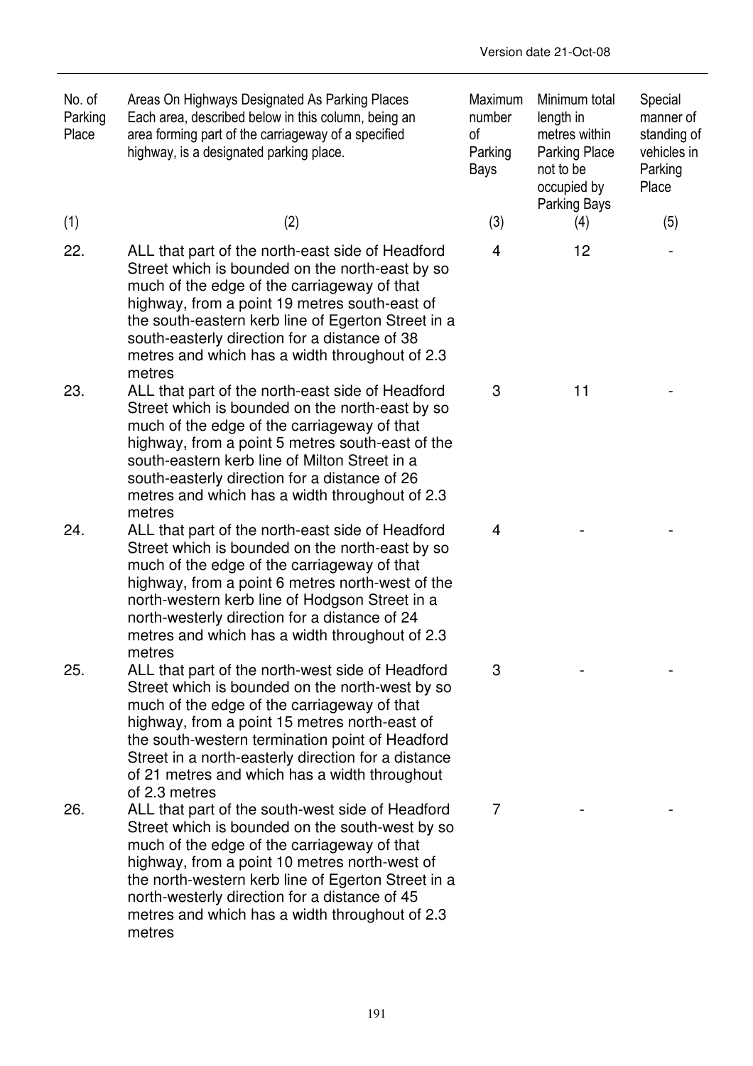Version date 21-Oct-08

| No. of Parking Place | Areas On Highways Designated As Parking Places Each area, described below in this column, being an area forming part of the carriageway of a specified highway, is a designated parking place. | Maximum number of Parking Bays | Minimum total length in metres within Parking Place not to be occupied by Parking Bays | Special manner of standing of vehicles in Parking Place |
|---|---|---|---|---|
| (1) | (2) | (3) | (4) | (5) |
| 22. | ALL that part of the north-east side of Headford Street which is bounded on the north-east by so much of the edge of the carriageway of that highway, from a point 19 metres south-east of the south-eastern kerb line of Egerton Street in a south-easterly direction for a distance of 38 metres and which has a width throughout of 2.3 metres | 4 | 12 | - |
| 23. | ALL that part of the north-east side of Headford Street which is bounded on the north-east by so much of the edge of the carriageway of that highway, from a point 5 metres south-east of the south-eastern kerb line of Milton Street in a south-easterly direction for a distance of 26 metres and which has a width throughout of 2.3 metres | 3 | 11 | - |
| 24. | ALL that part of the north-east side of Headford Street which is bounded on the north-east by so much of the edge of the carriageway of that highway, from a point 6 metres north-west of the north-western kerb line of Hodgson Street in a north-westerly direction for a distance of 24 metres and which has a width throughout of 2.3 metres | 4 | - | - |
| 25. | ALL that part of the north-west side of Headford Street which is bounded on the north-west by so much of the edge of the carriageway of that highway, from a point 15 metres north-east of the south-western termination point of Headford Street in a north-easterly direction for a distance of 21 metres and which has a width throughout of 2.3 metres | 3 | - | - |
| 26. | ALL that part of the south-west side of Headford Street which is bounded on the south-west by so much of the edge of the carriageway of that highway, from a point 10 metres north-west of the north-western kerb line of Egerton Street in a north-westerly direction for a distance of 45 metres and which has a width throughout of 2.3 metres | 7 | - | - |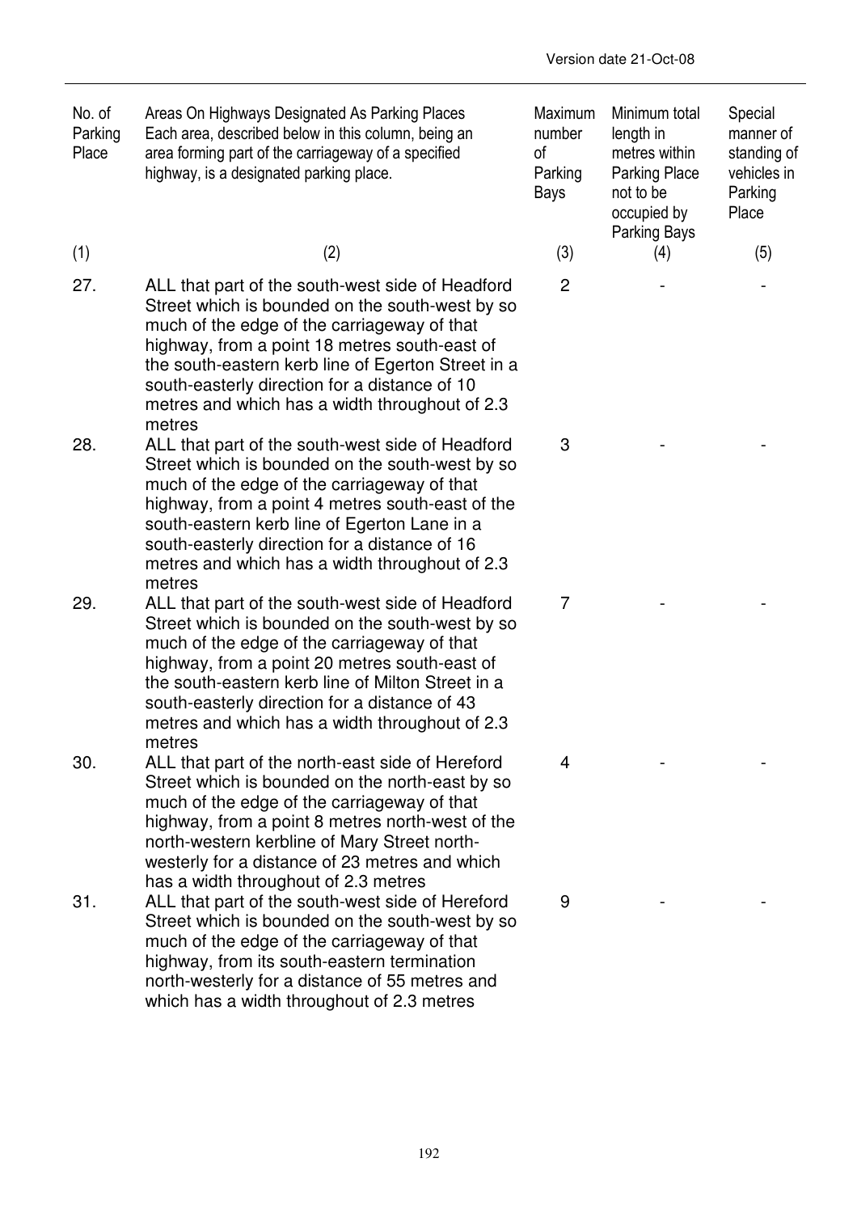| No. of Parking Place | Areas On Highways Designated As Parking Places Each area, described below in this column, being an area forming part of the carriageway of a specified highway, is a designated parking place. | Maximum number of Parking Bays | Minimum total length in metres within Parking Place not to be occupied by Parking Bays | Special manner of standing of vehicles in Parking Place |
|---|---|---|---|---|
| (1) | (2) | (3) | (4) | (5) |
| 27. | ALL that part of the south-west side of Headford Street which is bounded on the south-west by so much of the edge of the carriageway of that highway, from a point 18 metres south-east of the south-eastern kerb line of Egerton Street in a south-easterly direction for a distance of 10 metres and which has a width throughout of 2.3 metres | 2 | - | - |
| 28. | ALL that part of the south-west side of Headford Street which is bounded on the south-west by so much of the edge of the carriageway of that highway, from a point 4 metres south-east of the south-eastern kerb line of Egerton Lane in a south-easterly direction for a distance of 16 metres and which has a width throughout of 2.3 metres | 3 | - | - |
| 29. | ALL that part of the south-west side of Headford Street which is bounded on the south-west by so much of the edge of the carriageway of that highway, from a point 20 metres south-east of the south-eastern kerb line of Milton Street in a south-easterly direction for a distance of 43 metres and which has a width throughout of 2.3 metres | 7 | - | - |
| 30. | ALL that part of the north-east side of Hereford Street which is bounded on the north-east by so much of the edge of the carriageway of that highway, from a point 8 metres north-west of the north-western kerbline of Mary Street north-westerly for a distance of 23 metres and which has a width throughout of 2.3 metres | 4 | - | - |
| 31. | ALL that part of the south-west side of Hereford Street which is bounded on the south-west by so much of the edge of the carriageway of that highway, from its south-eastern termination north-westerly for a distance of 55 metres and which has a width throughout of 2.3 metres | 9 | - | - |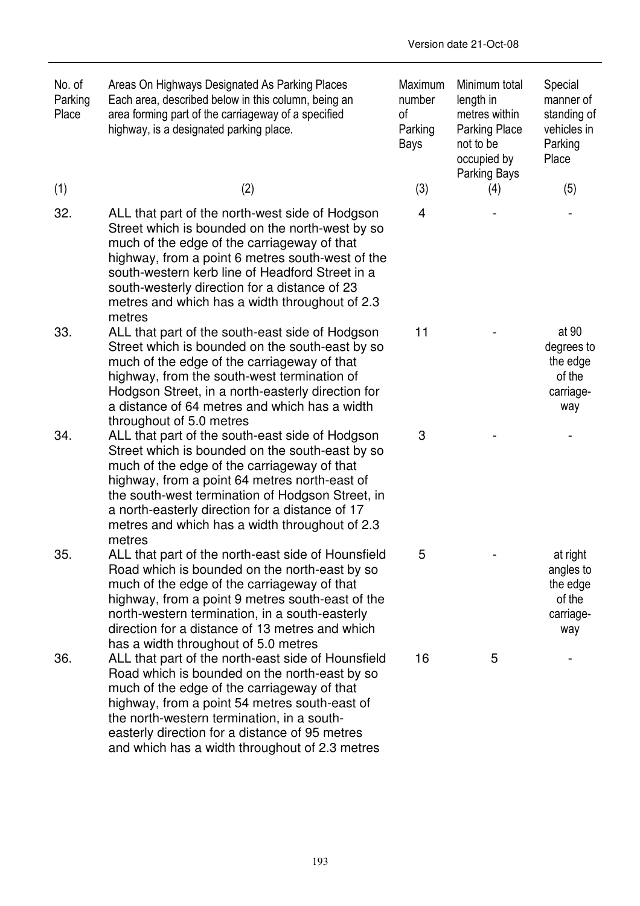| No. of Parking Place | Areas On Highways Designated As Parking Places Each area, described below in this column, being an area forming part of the carriageway of a specified highway, is a designated parking place. | Maximum number of Parking Bays | Minimum total length in metres within Parking Place not to be occupied by Parking Bays | Special manner of standing of vehicles in Parking Place |
|---|---|---|---|---|
| (1) | (2) | (3) | (4) | (5) |
| 32. | ALL that part of the north-west side of Hodgson Street which is bounded on the north-west by so much of the edge of the carriageway of that highway, from a point 6 metres south-west of the south-western kerb line of Headford Street in a south-westerly direction for a distance of 23 metres and which has a width throughout of 2.3 metres | 4 | - | - |
| 33. | ALL that part of the south-east side of Hodgson Street which is bounded on the south-east by so much of the edge of the carriageway of that highway, from the south-west termination of Hodgson Street, in a north-easterly direction for a distance of 64 metres and which has a width throughout of 5.0 metres | 11 | - | at 90 degrees to the edge of the carriage-way |
| 34. | ALL that part of the south-east side of Hodgson Street which is bounded on the south-east by so much of the edge of the carriageway of that highway, from a point 64 metres north-east of the south-west termination of Hodgson Street, in a north-easterly direction for a distance of 17 metres and which has a width throughout of 2.3 metres | 3 | - | - |
| 35. | ALL that part of the north-east side of Hounsfield Road which is bounded on the north-east by so much of the edge of the carriageway of that highway, from a point 9 metres south-east of the north-western termination, in a south-easterly direction for a distance of 13 metres and which has a width throughout of 5.0 metres | 5 | - | at right angles to the edge of the carriage-way |
| 36. | ALL that part of the north-east side of Hounsfield Road which is bounded on the north-east by so much of the edge of the carriageway of that highway, from a point 54 metres south-east of the north-western termination, in a south-easterly direction for a distance of 95 metres and which has a width throughout of 2.3 metres | 16 | 5 | - |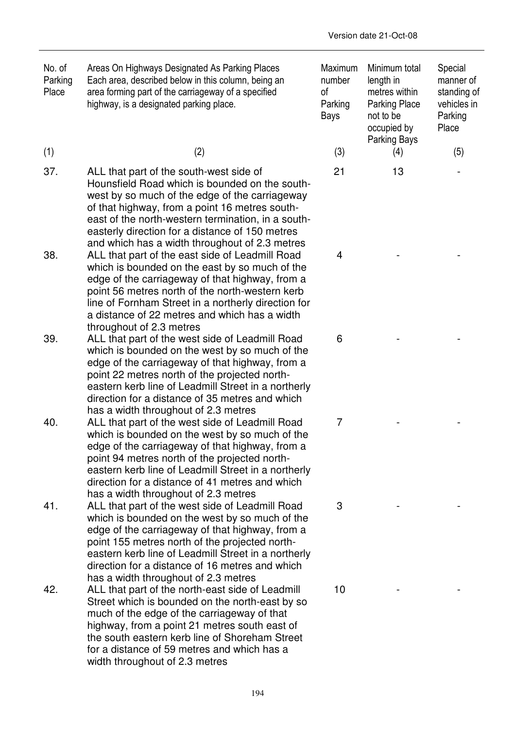| No. of Parking Place | Areas On Highways Designated As Parking Places Each area, described below in this column, being an area forming part of the carriageway of a specified highway, is a designated parking place. | Maximum number of Parking Bays | Minimum total length in metres within Parking Place not to be occupied by Parking Bays | Special manner of standing of vehicles in Parking Place |
|---|---|---|---|---|
| (1) | (2) | (3) | (4) | (5) |
| 37. | ALL that part of the south-west side of Hounsfield Road which is bounded on the south-west by so much of the edge of the carriageway of that highway, from a point 16 metres south-east of the north-western termination, in a south-easterly direction for a distance of 150 metres and which has a width throughout of 2.3 metres | 21 | 13 | - |
| 38. | ALL that part of the east side of Leadmill Road which is bounded on the east by so much of the edge of the carriageway of that highway, from a point 56 metres north of the north-western kerb line of Fornham Street in a northerly direction for a distance of 22 metres and which has a width throughout of 2.3 metres | 4 | - | - |
| 39. | ALL that part of the west side of Leadmill Road which is bounded on the west by so much of the edge of the carriageway of that highway, from a point 22 metres north of the projected north-eastern kerb line of Leadmill Street in a northerly direction for a distance of 35 metres and which has a width throughout of 2.3 metres | 6 | - | - |
| 40. | ALL that part of the west side of Leadmill Road which is bounded on the west by so much of the edge of the carriageway of that highway, from a point 94 metres north of the projected north-eastern kerb line of Leadmill Street in a northerly direction for a distance of 41 metres and which has a width throughout of 2.3 metres | 7 | - | - |
| 41. | ALL that part of the west side of Leadmill Road which is bounded on the west by so much of the edge of the carriageway of that highway, from a point 155 metres north of the projected north-eastern kerb line of Leadmill Street in a northerly direction for a distance of 16 metres and which has a width throughout of 2.3 metres | 3 | - | - |
| 42. | ALL that part of the north-east side of Leadmill Street which is bounded on the north-east by so much of the edge of the carriageway of that highway, from a point 21 metres south east of the south eastern kerb line of Shoreham Street for a distance of 59 metres and which has a width throughout of 2.3 metres | 10 | - | - |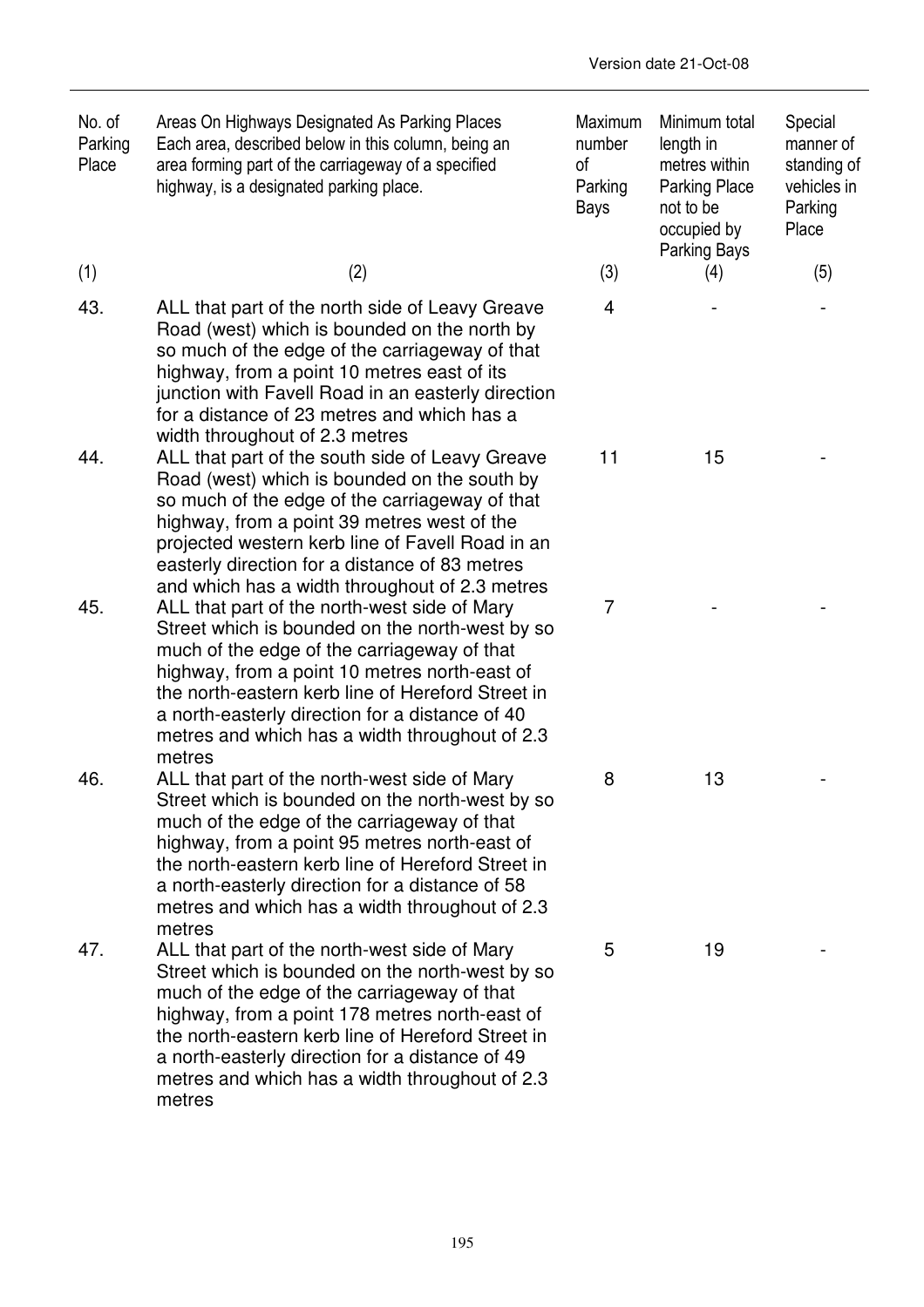| No. of Parking Place | Areas On Highways Designated As Parking Places Each area, described below in this column, being an area forming part of the carriageway of a specified highway, is a designated parking place. | Maximum number of Parking Bays | Minimum total length in metres within Parking Place not to be occupied by Parking Bays | Special manner of standing of vehicles in Parking Place |
|---|---|---|---|---|
| (1) | (2) | (3) | (4) | (5) |
| 43. | ALL that part of the north side of Leavy Greave Road (west) which is bounded on the north by so much of the edge of the carriageway of that highway, from a point 10 metres east of its junction with Favell Road in an easterly direction for a distance of 23 metres and which has a width throughout of 2.3 metres | 4 | - | - |
| 44. | ALL that part of the south side of Leavy Greave Road (west) which is bounded on the south by so much of the edge of the carriageway of that highway, from a point 39 metres west of the projected western kerb line of Favell Road in an easterly direction for a distance of 83 metres and which has a width throughout of 2.3 metres | 11 | 15 | - |
| 45. | ALL that part of the north-west side of Mary Street which is bounded on the north-west by so much of the edge of the carriageway of that highway, from a point 10 metres north-east of the north-eastern kerb line of Hereford Street in a north-easterly direction for a distance of 40 metres and which has a width throughout of 2.3 metres | 7 | - | - |
| 46. | ALL that part of the north-west side of Mary Street which is bounded on the north-west by so much of the edge of the carriageway of that highway, from a point 95 metres north-east of the north-eastern kerb line of Hereford Street in a north-easterly direction for a distance of 58 metres and which has a width throughout of 2.3 metres | 8 | 13 | - |
| 47. | ALL that part of the north-west side of Mary Street which is bounded on the north-west by so much of the edge of the carriageway of that highway, from a point 178 metres north-east of the north-eastern kerb line of Hereford Street in a north-easterly direction for a distance of 49 metres and which has a width throughout of 2.3 metres | 5 | 19 | - |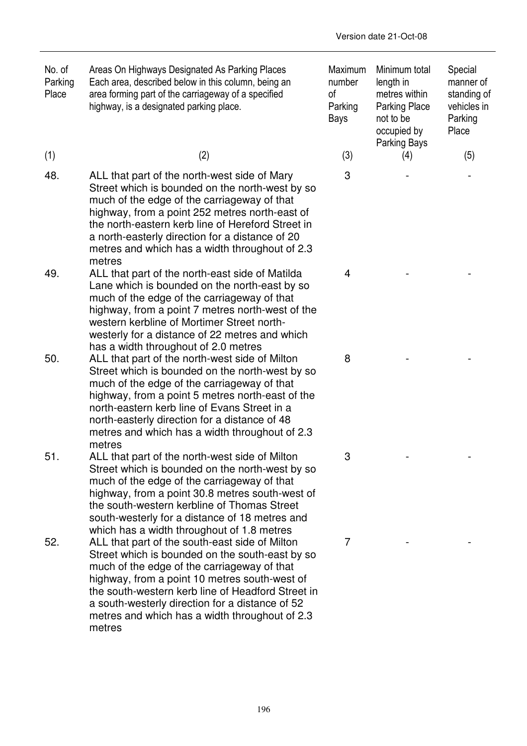| No. of Parking Place | Areas On Highways Designated As Parking Places Each area, described below in this column, being an area forming part of the carriageway of a specified highway, is a designated parking place. | Maximum number of Parking Bays | Minimum total length in metres within Parking Place not to be occupied by Parking Bays | Special manner of standing of vehicles in Parking Place |
|---|---|---|---|---|
| (1) | (2) | (3) | (4) | (5) |
| 48. | ALL that part of the north-west side of Mary Street which is bounded on the north-west by so much of the edge of the carriageway of that highway, from a point 252 metres north-east of the north-eastern kerb line of Hereford Street in a north-easterly direction for a distance of 20 metres and which has a width throughout of 2.3 metres | 3 | - | - |
| 49. | ALL that part of the north-east side of Matilda Lane which is bounded on the north-east by so much of the edge of the carriageway of that highway, from a point 7 metres north-west of the western kerbline of Mortimer Street north-westerly for a distance of 22 metres and which has a width throughout of 2.0 metres | 4 | - | - |
| 50. | ALL that part of the north-west side of Milton Street which is bounded on the north-west by so much of the edge of the carriageway of that highway, from a point 5 metres north-east of the north-eastern kerb line of Evans Street in a north-easterly direction for a distance of 48 metres and which has a width throughout of 2.3 metres | 8 | - | - |
| 51. | ALL that part of the north-west side of Milton Street which is bounded on the north-west by so much of the edge of the carriageway of that highway, from a point 30.8 metres south-west of the south-western kerbline of Thomas Street south-westerly for a distance of 18 metres and which has a width throughout of 1.8 metres | 3 | - | - |
| 52. | ALL that part of the south-east side of Milton Street which is bounded on the south-east by so much of the edge of the carriageway of that highway, from a point 10 metres south-west of the south-western kerb line of Headford Street in a south-westerly direction for a distance of 52 metres and which has a width throughout of 2.3 metres | 7 | - | - |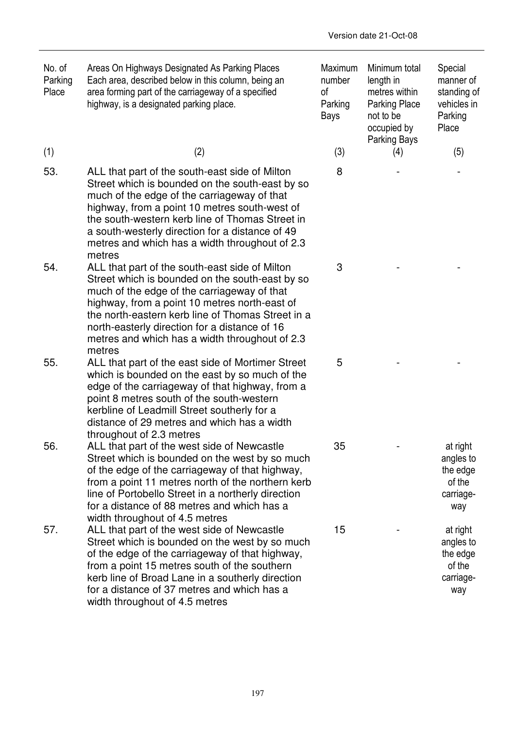| No. of Parking Place | Areas On Highways Designated As Parking Places Each area, described below in this column, being an area forming part of the carriageway of a specified highway, is a designated parking place. | Maximum number of Parking Bays | Minimum total length in metres within Parking Place not to be occupied by Parking Bays | Special manner of standing of vehicles in Parking Place |
|---|---|---|---|---|
| (1) | (2) | (3) | (4) | (5) |
| 53. | ALL that part of the south-east side of Milton Street which is bounded on the south-east by so much of the edge of the carriageway of that highway, from a point 10 metres south-west of the south-western kerb line of Thomas Street in a south-westerly direction for a distance of 49 metres and which has a width throughout of 2.3 metres | 8 | - | - |
| 54. | ALL that part of the south-east side of Milton Street which is bounded on the south-east by so much of the edge of the carriageway of that highway, from a point 10 metres north-east of the north-eastern kerb line of Thomas Street in a north-easterly direction for a distance of 16 metres and which has a width throughout of 2.3 metres | 3 | - | - |
| 55. | ALL that part of the east side of Mortimer Street which is bounded on the east by so much of the edge of the carriageway of that highway, from a point 8 metres south of the south-western kerbline of Leadmill Street southerly for a distance of 29 metres and which has a width throughout of 2.3 metres | 5 | - | - |
| 56. | ALL that part of the west side of Newcastle Street which is bounded on the west by so much of the edge of the carriageway of that highway, from a point 11 metres north of the northern kerb line of Portobello Street in a northerly direction for a distance of 88 metres and which has a width throughout of 4.5 metres | 35 | - | at right angles to the edge of the carriage-way |
| 57. | ALL that part of the west side of Newcastle Street which is bounded on the west by so much of the edge of the carriageway of that highway, from a point 15 metres south of the southern kerb line of Broad Lane in a southerly direction for a distance of 37 metres and which has a width throughout of 4.5 metres | 15 | - | at right angles to the edge of the carriage-way |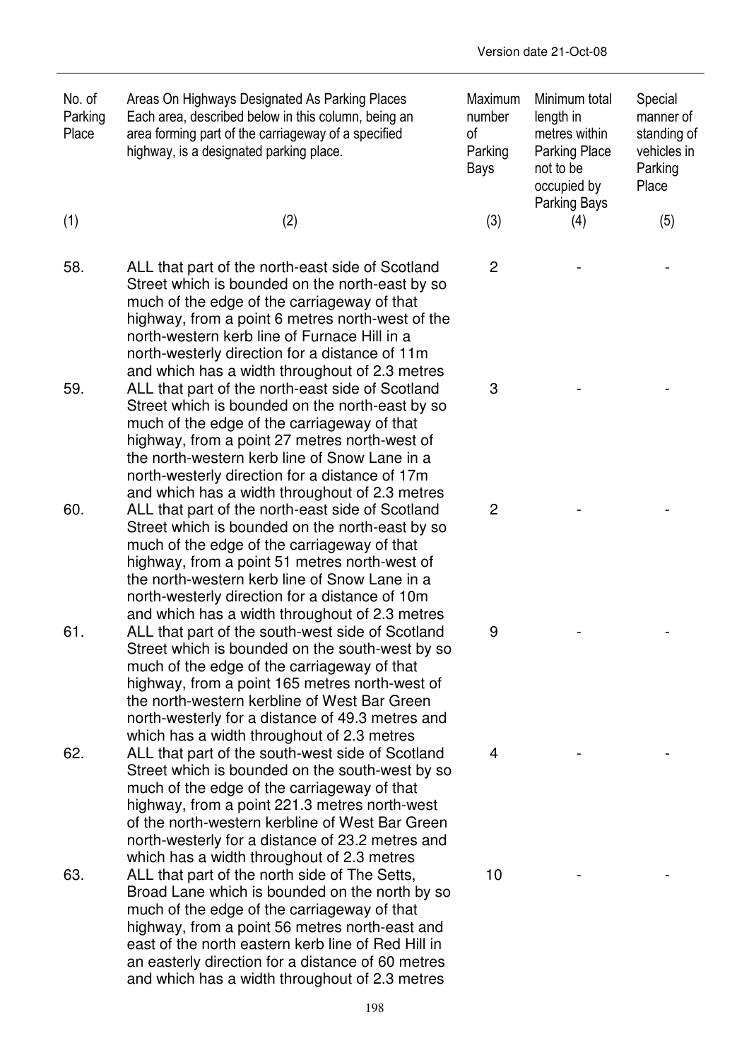| No. of Parking Place | Areas On Highways Designated As Parking Places Each area, described below in this column, being an area forming part of the carriageway of a specified highway, is a designated parking place. | Maximum number of Parking Bays | Minimum total length in metres within Parking Place not to be occupied by Parking Bays | Special manner of standing of vehicles in Parking Place |
|---|---|---|---|---|
| (1) | (2) | (3) | (4) | (5) |
| 58. | ALL that part of the north-east side of Scotland Street which is bounded on the north-east by so much of the edge of the carriageway of that highway, from a point 6 metres north-west of the north-western kerb line of Furnace Hill in a north-westerly direction for a distance of 11m and which has a width throughout of 2.3 metres | 2 | - | - |
| 59. | ALL that part of the north-east side of Scotland Street which is bounded on the north-east by so much of the edge of the carriageway of that highway, from a point 27 metres north-west of the north-western kerb line of Snow Lane in a north-westerly direction for a distance of 17m and which has a width throughout of 2.3 metres | 3 | - | - |
| 60. | ALL that part of the north-east side of Scotland Street which is bounded on the north-east by so much of the edge of the carriageway of that highway, from a point 51 metres north-west of the north-western kerb line of Snow Lane in a north-westerly direction for a distance of 10m and which has a width throughout of 2.3 metres | 2 | - | - |
| 61. | ALL that part of the south-west side of Scotland Street which is bounded on the south-west by so much of the edge of the carriageway of that highway, from a point 165 metres north-west of the north-western kerbline of West Bar Green north-westerly for a distance of 49.3 metres and which has a width throughout of 2.3 metres | 9 | - | - |
| 62. | ALL that part of the south-west side of Scotland Street which is bounded on the south-west by so much of the edge of the carriageway of that highway, from a point 221.3 metres north-west of the north-western kerbline of West Bar Green north-westerly for a distance of 23.2 metres and which has a width throughout of 2.3 metres | 4 | - | - |
| 63. | ALL that part of the north side of The Setts, Broad Lane which is bounded on the north by so much of the edge of the carriageway of that highway, from a point 56 metres north-east and east of the north eastern kerb line of Red Hill in an easterly direction for a distance of 60 metres and which has a width throughout of 2.3 metres | 10 | - | - |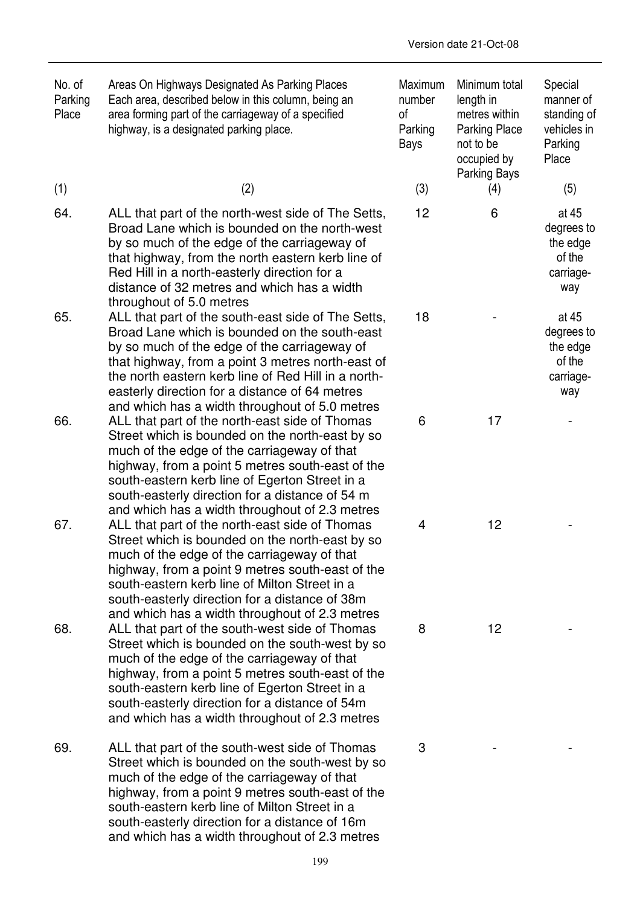Version date 21-Oct-08

| No. of Parking Place | Areas On Highways Designated As Parking Places Each area, described below in this column, being an area forming part of the carriageway of a specified highway, is a designated parking place. | Maximum number of Parking Bays | Minimum total length in metres within Parking Place not to be occupied by Parking Bays | Special manner of standing of vehicles in Parking Place |
|---|---|---|---|---|
| (1) | (2) | (3) | (4) | (5) |
| 64. | ALL that part of the north-west side of The Setts, Broad Lane which is bounded on the north-west by so much of the edge of the carriageway of that highway, from the north eastern kerb line of Red Hill in a north-easterly direction for a distance of 32 metres and which has a width throughout of 5.0 metres | 12 | 6 | at 45 degrees to the edge of the carriage-way |
| 65. | ALL that part of the south-east side of The Setts, Broad Lane which is bounded on the south-east by so much of the edge of the carriageway of that highway, from a point 3 metres north-east of the north eastern kerb line of Red Hill in a north-easterly direction for a distance of 64 metres and which has a width throughout of 5.0 metres | 18 | - | at 45 degrees to the edge of the carriage-way |
| 66. | ALL that part of the north-east side of Thomas Street which is bounded on the north-east by so much of the edge of the carriageway of that highway, from a point 5 metres south-east of the south-eastern kerb line of Egerton Street in a south-easterly direction for a distance of 54 m and which has a width throughout of 2.3 metres | 6 | 17 | - |
| 67. | ALL that part of the north-east side of Thomas Street which is bounded on the north-east by so much of the edge of the carriageway of that highway, from a point 9 metres south-east of the south-eastern kerb line of Milton Street in a south-easterly direction for a distance of 38m and which has a width throughout of 2.3 metres | 4 | 12 | - |
| 68. | ALL that part of the south-west side of Thomas Street which is bounded on the south-west by so much of the edge of the carriageway of that highway, from a point 5 metres south-east of the south-eastern kerb line of Egerton Street in a south-easterly direction for a distance of 54m and which has a width throughout of 2.3 metres | 8 | 12 | - |
| 69. | ALL that part of the south-west side of Thomas Street which is bounded on the south-west by so much of the edge of the carriageway of that highway, from a point 9 metres south-east of the south-eastern kerb line of Milton Street in a south-easterly direction for a distance of 16m and which has a width throughout of 2.3 metres | 3 | - | - |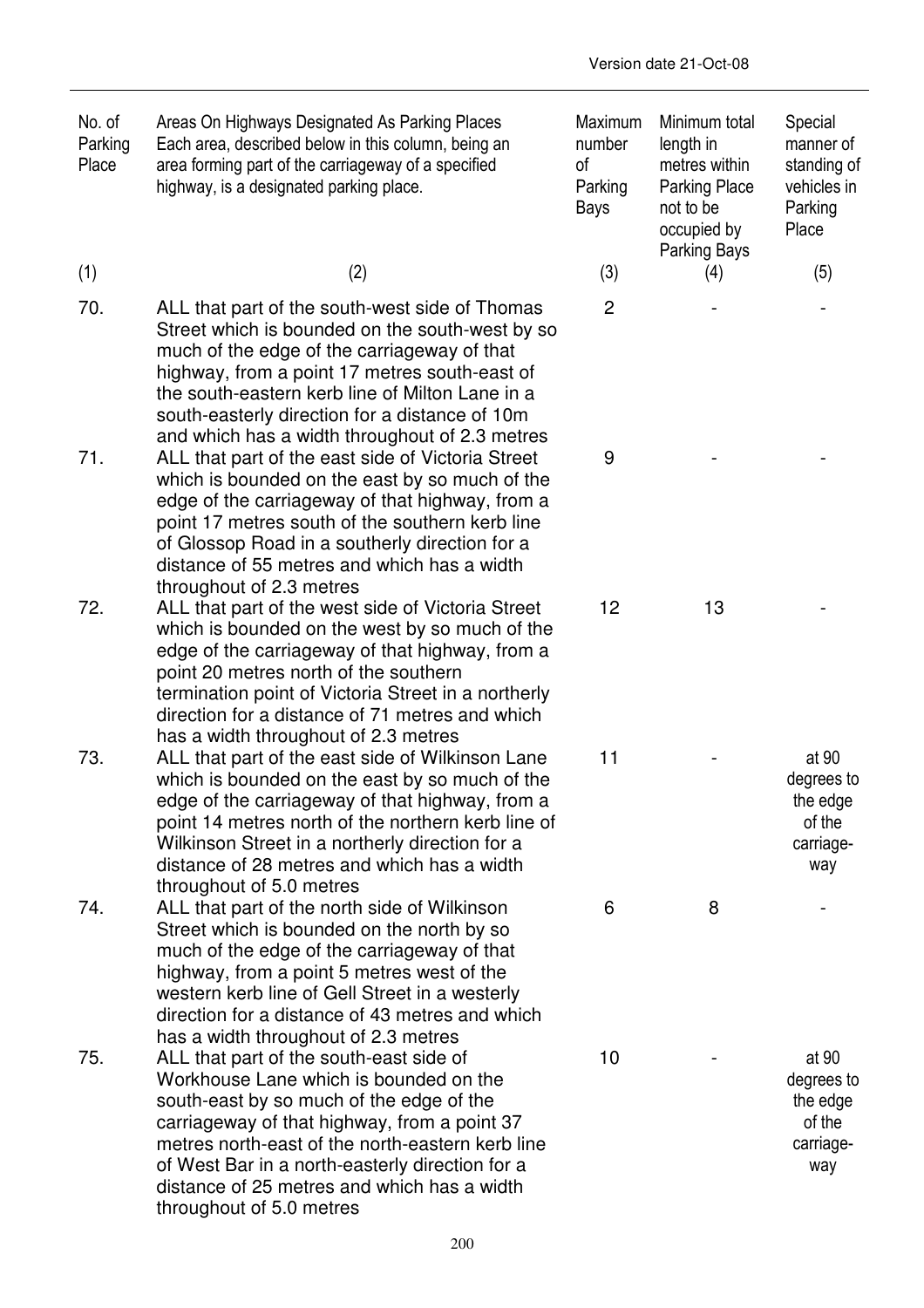| No. of Parking Place | Areas On Highways Designated As Parking Places Each area, described below in this column, being an area forming part of the carriageway of a specified highway, is a designated parking place. | Maximum number of Parking Bays | Minimum total length in metres within Parking Place not to be occupied by Parking Bays | Special manner of standing of vehicles in Parking Place |
|---|---|---|---|---|
| (1) | (2) | (3) | (4) | (5) |
| 70. | ALL that part of the south-west side of Thomas Street which is bounded on the south-west by so much of the edge of the carriageway of that highway, from a point 17 metres south-east of the south-eastern kerb line of Milton Lane in a south-easterly direction for a distance of 10m and which has a width throughout of 2.3 metres | 2 | - | - |
| 71. | ALL that part of the east side of Victoria Street which is bounded on the east by so much of the edge of the carriageway of that highway, from a point 17 metres south of the southern kerb line of Glossop Road in a southerly direction for a distance of 55 metres and which has a width throughout of 2.3 metres | 9 | - | - |
| 72. | ALL that part of the west side of Victoria Street which is bounded on the west by so much of the edge of the carriageway of that highway, from a point 20 metres north of the southern termination point of Victoria Street in a northerly direction for a distance of 71 metres and which has a width throughout of 2.3 metres | 12 | 13 | - |
| 73. | ALL that part of the east side of Wilkinson Lane which is bounded on the east by so much of the edge of the carriageway of that highway, from a point 14 metres north of the northern kerb line of Wilkinson Street in a northerly direction for a distance of 28 metres and which has a width throughout of 5.0 metres | 11 | - | at 90 degrees to the edge of the carriage-way |
| 74. | ALL that part of the north side of Wilkinson Street which is bounded on the north by so much of the edge of the carriageway of that highway, from a point 5 metres west of the western kerb line of Gell Street in a westerly direction for a distance of 43 metres and which has a width throughout of 2.3 metres | 6 | 8 | - |
| 75. | ALL that part of the south-east side of Workhouse Lane which is bounded on the south-east by so much of the edge of the carriageway of that highway, from a point 37 metres north-east of the north-eastern kerb line of West Bar in a north-easterly direction for a distance of 25 metres and which has a width throughout of 5.0 metres | 10 | - | at 90 degrees to the edge of the carriage-way |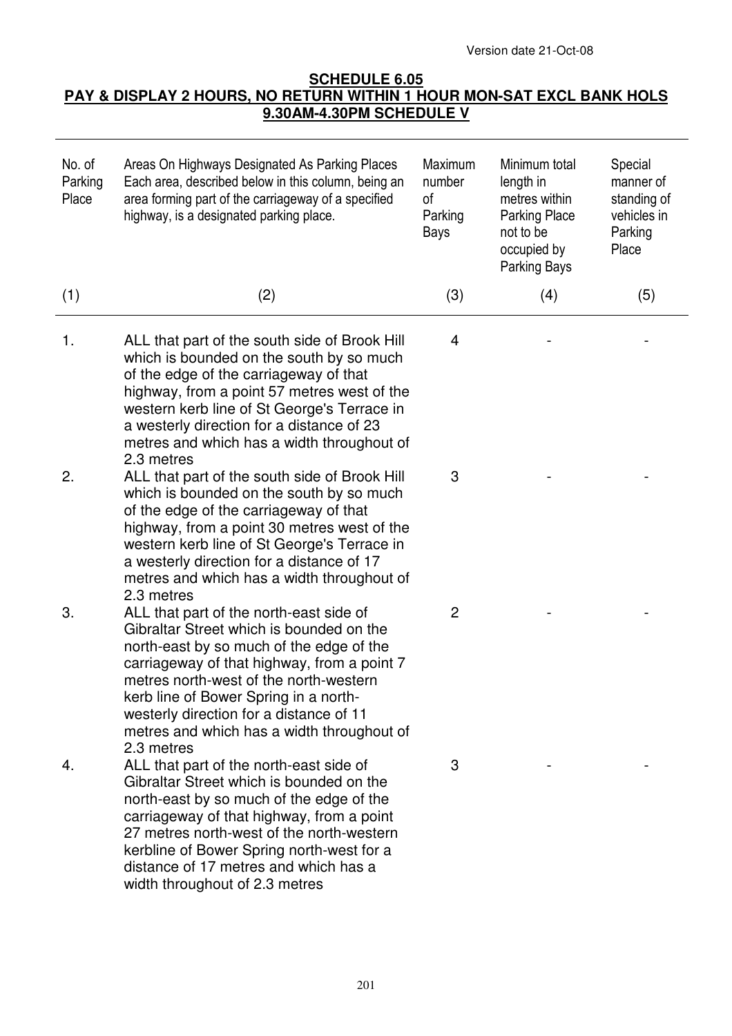Version date 21-Oct-08

## SCHEDULE 6.05
## PAY & DISPLAY 2 HOURS, NO RETURN WITHIN 1 HOUR MON-SAT EXCL BANK HOLS 9.30AM-4.30PM SCHEDULE V

| No. of Parking Place | Areas On Highways Designated As Parking Places Each area, described below in this column, being an area forming part of the carriageway of a specified highway, is a designated parking place. | Maximum number of Parking Bays | Minimum total length in metres within Parking Place not to be occupied by Parking Bays | Special manner of standing of vehicles in Parking Place |
|---|---|---|---|---|
| (1) | (2) | (3) | (4) | (5) |
| 1. | ALL that part of the south side of Brook Hill which is bounded on the south by so much of the edge of the carriageway of that highway, from a point 57 metres west of the western kerb line of St George's Terrace in a westerly direction for a distance of 23 metres and which has a width throughout of 2.3 metres | 4 | - | - |
| 2. | ALL that part of the south side of Brook Hill which is bounded on the south by so much of the edge of the carriageway of that highway, from a point 30 metres west of the western kerb line of St George's Terrace in a westerly direction for a distance of 17 metres and which has a width throughout of 2.3 metres | 3 | - | - |
| 3. | ALL that part of the north-east side of Gibraltar Street which is bounded on the north-east by so much of the edge of the carriageway of that highway, from a point 7 metres north-west of the north-western kerb line of Bower Spring in a north-westerly direction for a distance of 11 metres and which has a width throughout of 2.3 metres | 2 | - | - |
| 4. | ALL that part of the north-east side of Gibraltar Street which is bounded on the north-east by so much of the edge of the carriageway of that highway, from a point 27 metres north-west of the north-western kerbline of Bower Spring north-west for a distance of 17 metres and which has a width throughout of 2.3 metres | 3 | - | - |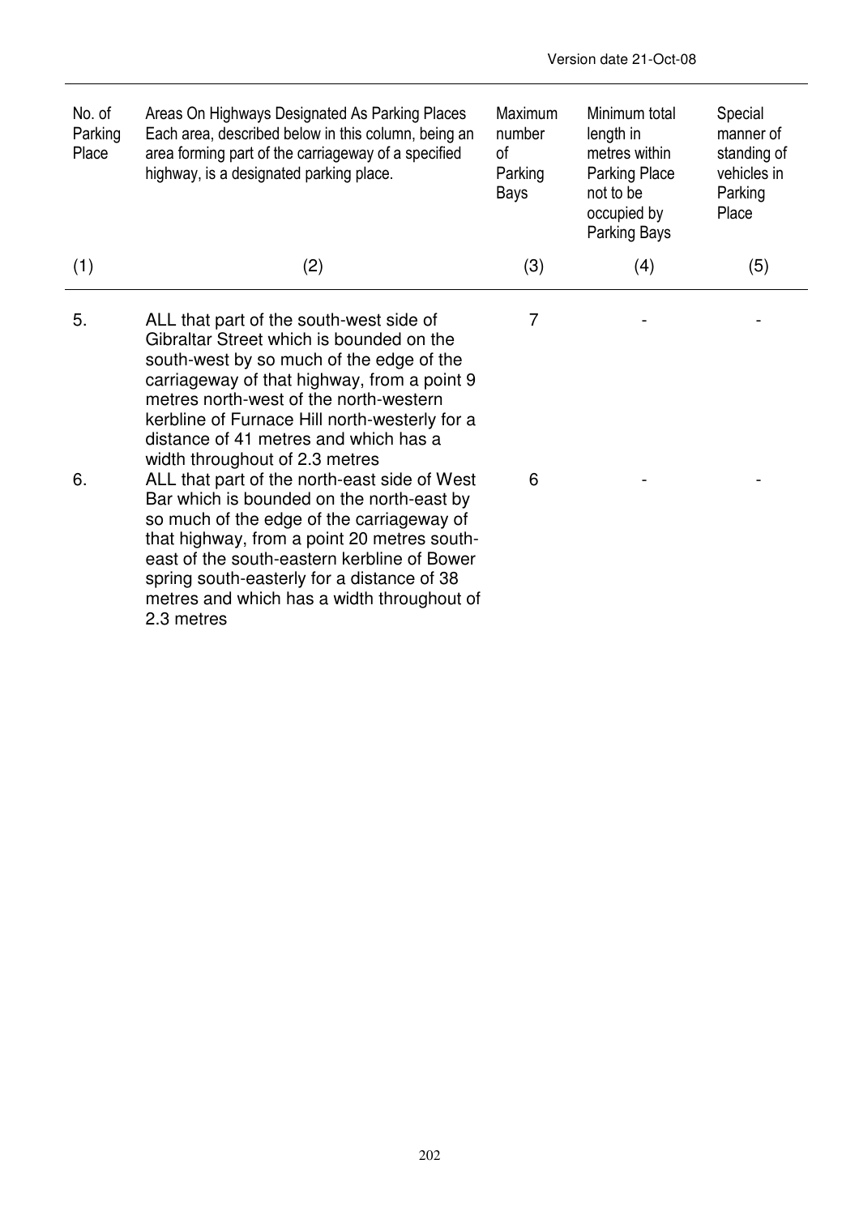| No. of Parking Place | Areas On Highways Designated As Parking Places Each area, described below in this column, being an area forming part of the carriageway of a specified highway, is a designated parking place. | Maximum number of Parking Bays | Minimum total length in metres within Parking Place not to be occupied by Parking Bays | Special manner of standing of vehicles in Parking Place |
|---|---|---|---|---|
| (1) | (2) | (3) | (4) | (5) |
| 5. | ALL that part of the south-west side of Gibraltar Street which is bounded on the south-west by so much of the edge of the carriageway of that highway, from a point 9 metres north-west of the north-western kerbline of Furnace Hill north-westerly for a distance of 41 metres and which has a width throughout of 2.3 metres | 7 | - | - |
| 6. | ALL that part of the north-east side of West Bar which is bounded on the north-east by so much of the edge of the carriageway of that highway, from a point 20 metres south-east of the south-eastern kerbline of Bower spring south-easterly for a distance of 38 metres and which has a width throughout of 2.3 metres | 6 | - | - |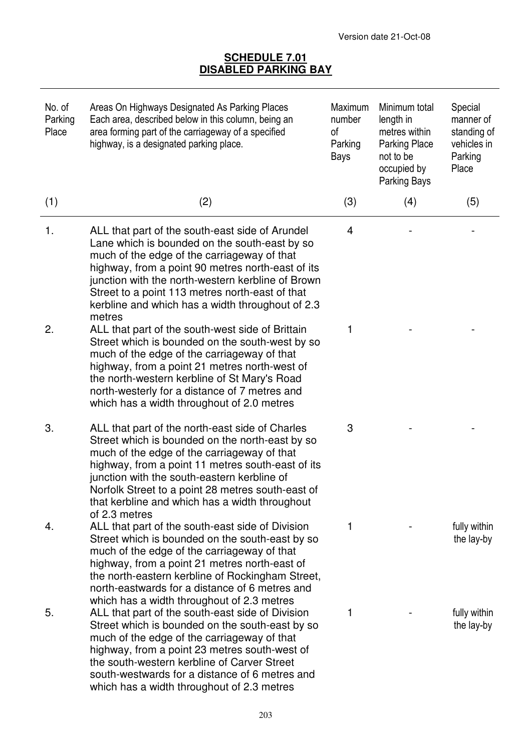Version date 21-Oct-08

## SCHEDULE 7.01
## DISABLED PARKING BAY

| No. of Parking Place | Areas On Highways Designated As Parking Places Each area, described below in this column, being an area forming part of the carriageway of a specified highway, is a designated parking place. | Maximum number of Parking Bays | Minimum total length in metres within Parking Place not to be occupied by Parking Bays | Special manner of standing of vehicles in Parking Place |
|---|---|---|---|---|
| (1) | (2) | (3) | (4) | (5) |
| 1. | ALL that part of the south-east side of Arundel Lane which is bounded on the south-east by so much of the edge of the carriageway of that highway, from a point 90 metres north-east of its junction with the north-western kerbline of Brown Street to a point 113 metres north-east of that kerbline and which has a width throughout of 2.3 metres | 4 | - | - |
| 2. | ALL that part of the south-west side of Brittain Street which is bounded on the south-west by so much of the edge of the carriageway of that highway, from a point 21 metres north-west of the north-western kerbline of St Mary's Road north-westerly for a distance of 7 metres and which has a width throughout of 2.0 metres | 1 | - | - |
| 3. | ALL that part of the north-east side of Charles Street which is bounded on the north-east by so much of the edge of the carriageway of that highway, from a point 11 metres south-east of its junction with the south-eastern kerbline of Norfolk Street to a point 28 metres south-east of that kerbline and which has a width throughout of 2.3 metres | 3 | - | - |
| 4. | ALL that part of the south-east side of Division Street which is bounded on the south-east by so much of the edge of the carriageway of that highway, from a point 21 metres north-east of the north-eastern kerbline of Rockingham Street, north-eastwards for a distance of 6 metres and which has a width throughout of 2.3 metres | 1 | - | fully within the lay-by |
| 5. | ALL that part of the south-east side of Division Street which is bounded on the south-east by so much of the edge of the carriageway of that highway, from a point 23 metres south-west of the south-western kerbline of Carver Street south-westwards for a distance of 6 metres and which has a width throughout of 2.3 metres | 1 | - | fully within the lay-by |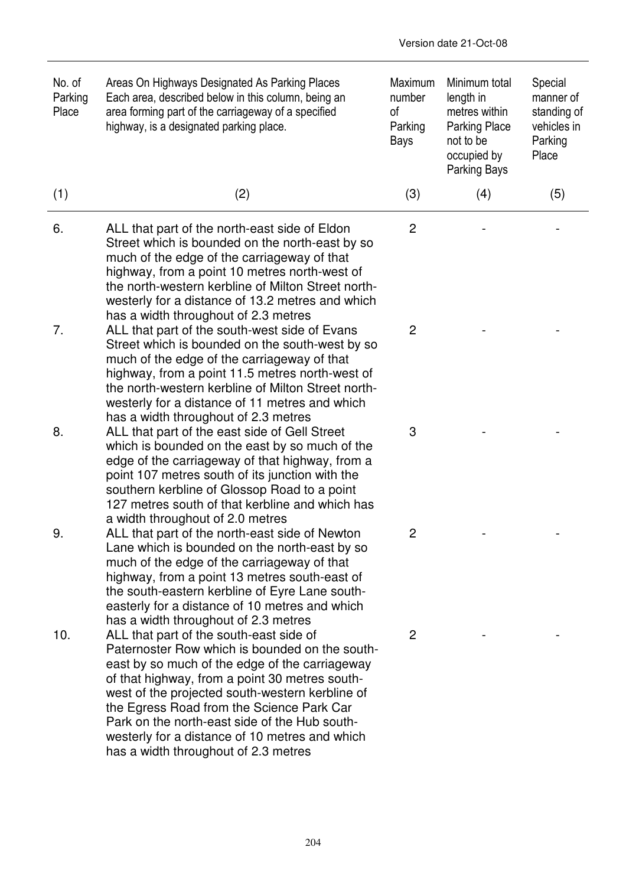Version date 21-Oct-08

| No. of Parking Place | Areas On Highways Designated As Parking Places Each area, described below in this column, being an area forming part of the carriageway of a specified highway, is a designated parking place. | Maximum number of Parking Bays | Minimum total length in metres within Parking Place not to be occupied by Parking Bays | Special manner of standing of vehicles in Parking Place |
|---|---|---|---|---|
| (1) | (2) | (3) | (4) | (5) |
| 6. | ALL that part of the north-east side of Eldon Street which is bounded on the north-east by so much of the edge of the carriageway of that highway, from a point 10 metres north-west of the north-western kerbline of Milton Street north-westerly for a distance of 13.2 metres and which has a width throughout of 2.3 metres | 2 | - | - |
| 7. | ALL that part of the south-west side of Evans Street which is bounded on the south-west by so much of the edge of the carriageway of that highway, from a point 11.5 metres north-west of the north-western kerbline of Milton Street north-westerly for a distance of 11 metres and which has a width throughout of 2.3 metres | 2 | - | - |
| 8. | ALL that part of the east side of Gell Street which is bounded on the east by so much of the edge of the carriageway of that highway, from a point 107 metres south of its junction with the southern kerbline of Glossop Road to a point 127 metres south of that kerbline and which has a width throughout of 2.0 metres | 3 | - | - |
| 9. | ALL that part of the north-east side of Newton Lane which is bounded on the north-east by so much of the edge of the carriageway of that highway, from a point 13 metres south-east of the south-eastern kerbline of Eyre Lane south-easterly for a distance of 10 metres and which has a width throughout of 2.3 metres | 2 | - | - |
| 10. | ALL that part of the south-east side of Paternoster Row which is bounded on the south-east by so much of the edge of the carriageway of that highway, from a point 30 metres south-west of the projected south-western kerbline of the Egress Road from the Science Park Car Park on the north-east side of the Hub south-westerly for a distance of 10 metres and which has a width throughout of 2.3 metres | 2 | - | - |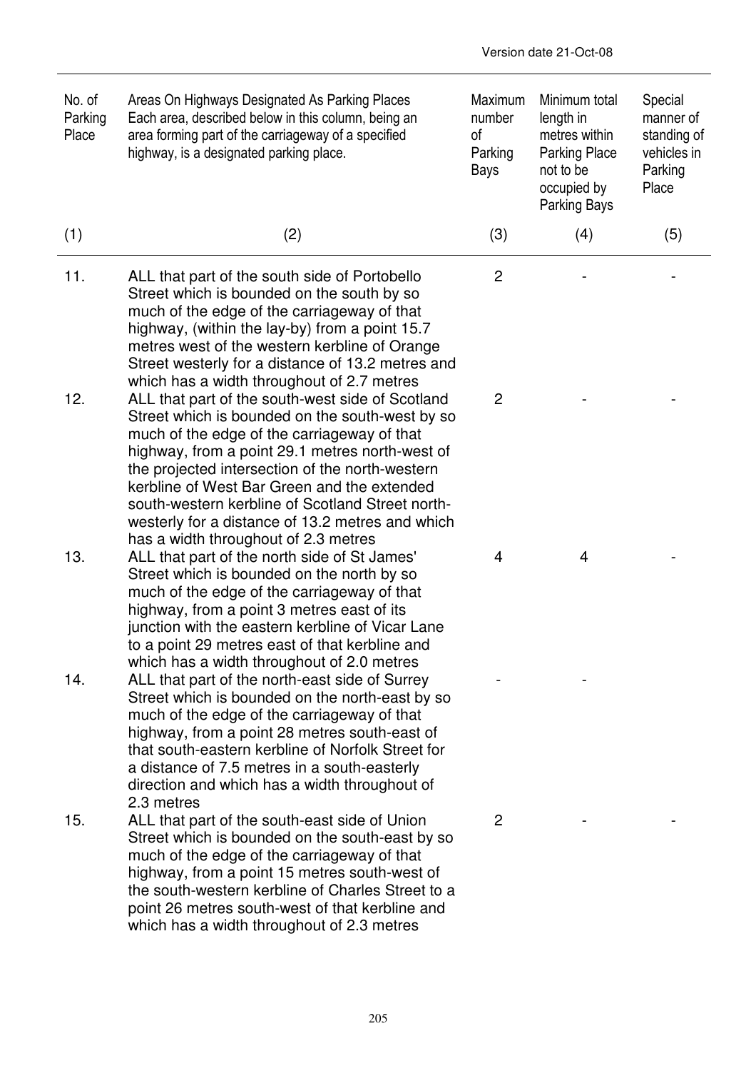| No. of Parking Place | Areas On Highways Designated As Parking Places Each area, described below in this column, being an area forming part of the carriageway of a specified highway, is a designated parking place. | Maximum number of Parking Bays | Minimum total length in metres within Parking Place not to be occupied by Parking Bays | Special manner of standing of vehicles in Parking Place |
|---|---|---|---|---|
| (1) | (2) | (3) | (4) | (5) |
| 11. | ALL that part of the south side of Portobello Street which is bounded on the south by so much of the edge of the carriageway of that highway, (within the lay-by) from a point 15.7 metres west of the western kerbline of Orange Street westerly for a distance of 13.2 metres and which has a width throughout of 2.7 metres | 2 | - | - |
| 12. | ALL that part of the south-west side of Scotland Street which is bounded on the south-west by so much of the edge of the carriageway of that highway, from a point 29.1 metres north-west of the projected intersection of the north-western kerbline of West Bar Green and the extended south-western kerbline of Scotland Street north-westerly for a distance of 13.2 metres and which has a width throughout of 2.3 metres | 2 | - | - |
| 13. | ALL that part of the north side of St James' Street which is bounded on the north by so much of the edge of the carriageway of that highway, from a point 3 metres east of its junction with the eastern kerbline of Vicar Lane to a point 29 metres east of that kerbline and which has a width throughout of 2.0 metres | 4 | 4 | - |
| 14. | ALL that part of the north-east side of Surrey Street which is bounded on the north-east by so much of the edge of the carriageway of that highway, from a point 28 metres south-east of that south-eastern kerbline of Norfolk Street for a distance of 7.5 metres in a south-easterly direction and which has a width throughout of 2.3 metres | - | - | |
| 15. | ALL that part of the south-east side of Union Street which is bounded on the south-east by so much of the edge of the carriageway of that highway, from a point 15 metres south-west of the south-western kerbline of Charles Street to a point 26 metres south-west of that kerbline and which has a width throughout of 2.3 metres | 2 | - | - |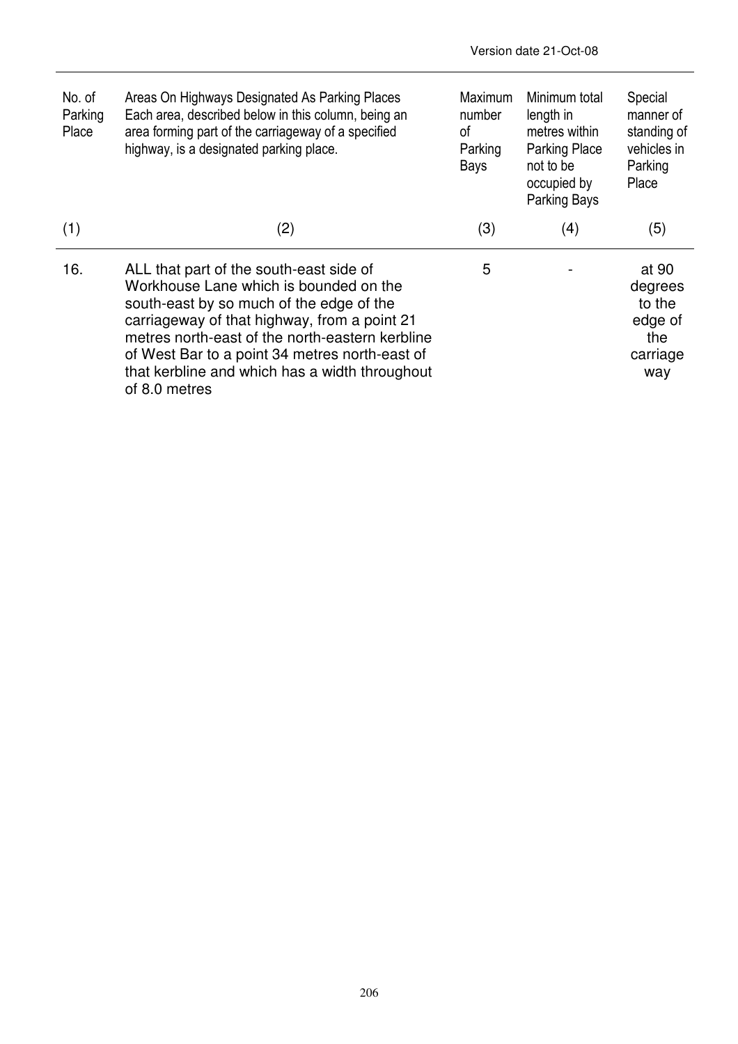Version date 21-Oct-08

| No. of Parking Place | Areas On Highways Designated As Parking Places Each area, described below in this column, being an area forming part of the carriageway of a specified highway, is a designated parking place. | Maximum number of Parking Bays | Minimum total length in metres within Parking Place not to be occupied by Parking Bays | Special manner of standing of vehicles in Parking Place |
|---|---|---|---|---|
| (1) | (2) | (3) | (4) | (5) |
| 16. | ALL that part of the south-east side of Workhouse Lane which is bounded on the south-east by so much of the edge of the carriageway of that highway, from a point 21 metres north-east of the north-eastern kerbline of West Bar to a point 34 metres north-east of that kerbline and which has a width throughout of 8.0 metres | 5 | - | at 90 degrees to the edge of the carriage way |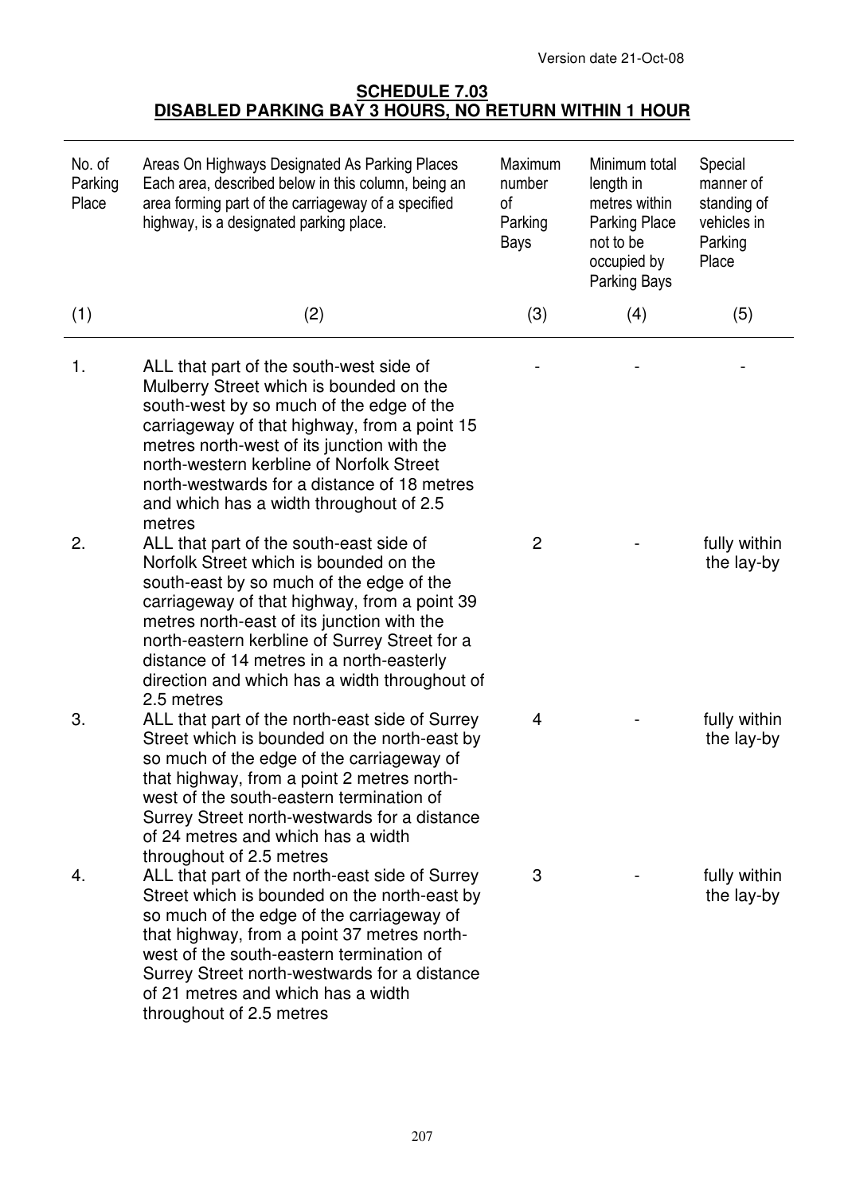Version date 21-Oct-08

## SCHEDULE 7.03
## DISABLED PARKING BAY 3 HOURS, NO RETURN WITHIN 1 HOUR

| No. of Parking Place | Areas On Highways Designated As Parking Places Each area, described below in this column, being an area forming part of the carriageway of a specified highway, is a designated parking place. | Maximum number of Parking Bays | Minimum total length in metres within Parking Place not to be occupied by Parking Bays | Special manner of standing of vehicles in Parking Place |
|---|---|---|---|---|
| (1) | (2) | (3) | (4) | (5) |
| 1. | ALL that part of the south-west side of Mulberry Street which is bounded on the south-west by so much of the edge of the carriageway of that highway, from a point 15 metres north-west of its junction with the north-western kerbline of Norfolk Street north-westwards for a distance of 18 metres and which has a width throughout of 2.5 metres | - | - | - |
| 2. | ALL that part of the south-east side of Norfolk Street which is bounded on the south-east by so much of the edge of the carriageway of that highway, from a point 39 metres north-east of its junction with the north-eastern kerbline of Surrey Street for a distance of 14 metres in a north-easterly direction and which has a width throughout of 2.5 metres | 2 | - | fully within the lay-by |
| 3. | ALL that part of the north-east side of Surrey Street which is bounded on the north-east by so much of the edge of the carriageway of that highway, from a point 2 metres north-west of the south-eastern termination of Surrey Street north-westwards for a distance of 24 metres and which has a width throughout of 2.5 metres | 4 | - | fully within the lay-by |
| 4. | ALL that part of the north-east side of Surrey Street which is bounded on the north-east by so much of the edge of the carriageway of that highway, from a point 37 metres north-west of the south-eastern termination of Surrey Street north-westwards for a distance of 21 metres and which has a width throughout of 2.5 metres | 3 | - | fully within the lay-by |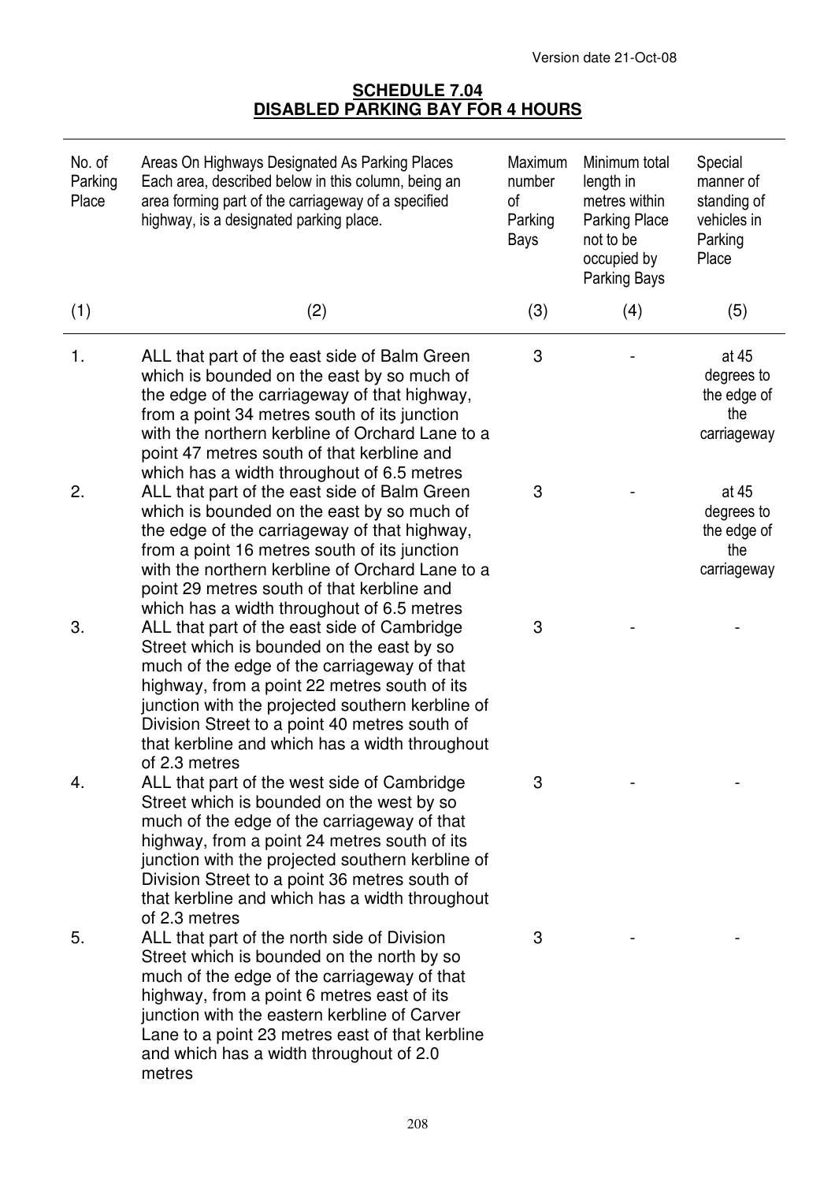Version date 21-Oct-08

## SCHEDULE 7.04
## DISABLED PARKING BAY FOR 4 HOURS

| No. of Parking Place | Areas On Highways Designated As Parking Places Each area, described below in this column, being an area forming part of the carriageway of a specified highway, is a designated parking place. | Maximum number of Parking Bays | Minimum total length in metres within Parking Place not to be occupied by Parking Bays | Special manner of standing of vehicles in Parking Place |
|---|---|---|---|---|
| (1) | (2) | (3) | (4) | (5) |
| 1. | ALL that part of the east side of Balm Green which is bounded on the east by so much of the edge of the carriageway of that highway, from a point 34 metres south of its junction with the northern kerbline of Orchard Lane to a point 47 metres south of that kerbline and which has a width throughout of 6.5 metres | 3 | - | at 45 degrees to the edge of the carriageway |
| 2. | ALL that part of the east side of Balm Green which is bounded on the east by so much of the edge of the carriageway of that highway, from a point 16 metres south of its junction with the northern kerbline of Orchard Lane to a point 29 metres south of that kerbline and which has a width throughout of 6.5 metres | 3 | - | at 45 degrees to the edge of the carriageway |
| 3. | ALL that part of the east side of Cambridge Street which is bounded on the east by so much of the edge of the carriageway of that highway, from a point 22 metres south of its junction with the projected southern kerbline of Division Street to a point 40 metres south of that kerbline and which has a width throughout of 2.3 metres | 3 | - | - |
| 4. | ALL that part of the west side of Cambridge Street which is bounded on the west by so much of the edge of the carriageway of that highway, from a point 24 metres south of its junction with the projected southern kerbline of Division Street to a point 36 metres south of that kerbline and which has a width throughout of 2.3 metres | 3 | - | - |
| 5. | ALL that part of the north side of Division Street which is bounded on the north by so much of the edge of the carriageway of that highway, from a point 6 metres east of its junction with the eastern kerbline of Carver Lane to a point 23 metres east of that kerbline and which has a width throughout of 2.0 metres | 3 | - | - |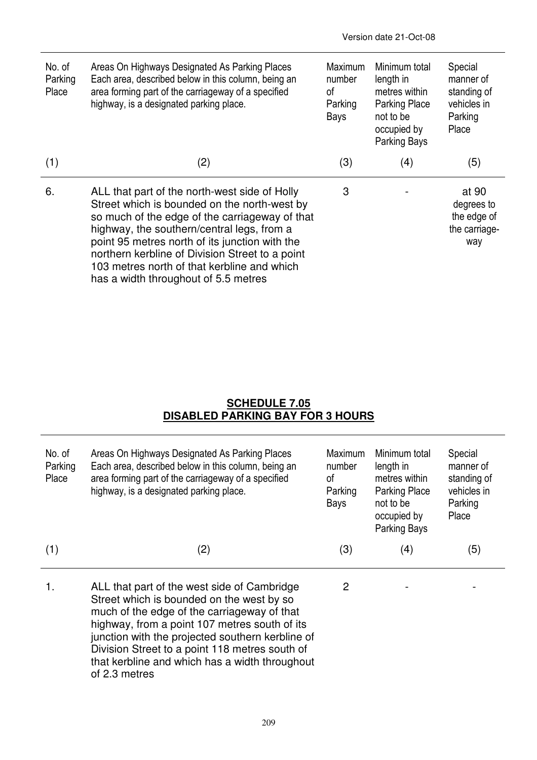Version date 21-Oct-08

| No. of Parking Place | Areas On Highways Designated As Parking Places Each area, described below in this column, being an area forming part of the carriageway of a specified highway, is a designated parking place. | Maximum number of Parking Bays | Minimum total length in metres within Parking Place not to be occupied by Parking Bays | Special manner of standing of vehicles in Parking Place |
|---|---|---|---|---|
| (1) | (2) | (3) | (4) | (5) |
| 6. | ALL that part of the north-west side of Holly Street which is bounded on the north-west by so much of the edge of the carriageway of that highway, the southern/central legs, from a point 95 metres north of its junction with the northern kerbline of Division Street to a point 103 metres north of that kerbline and which has a width throughout of 5.5 metres | 3 | - | at 90 degrees to the edge of the carriage-way |

## SCHEDULE 7.05
## DISABLED PARKING BAY FOR 3 HOURS

| No. of Parking Place | Areas On Highways Designated As Parking Places Each area, described below in this column, being an area forming part of the carriageway of a specified highway, is a designated parking place. | Maximum number of Parking Bays | Minimum total length in metres within Parking Place not to be occupied by Parking Bays | Special manner of standing of vehicles in Parking Place |
|---|---|---|---|---|
| (1) | (2) | (3) | (4) | (5) |
| 1. | ALL that part of the west side of Cambridge Street which is bounded on the west by so much of the edge of the carriageway of that highway, from a point 107 metres south of its junction with the projected southern kerbline of Division Street to a point 118 metres south of that kerbline and which has a width throughout of 2.3 metres | 2 | - | - |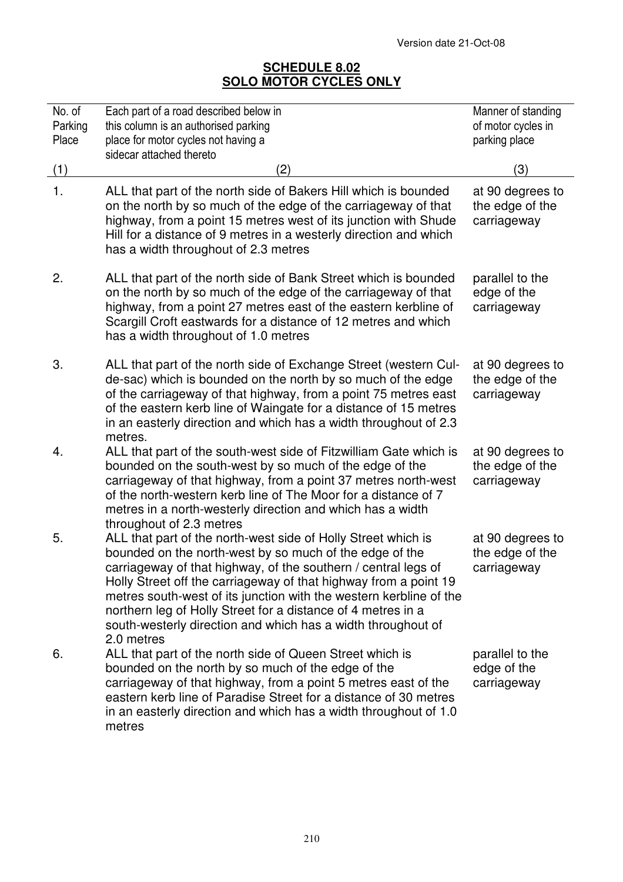Version date 21-Oct-08

## SCHEDULE 8.02
## SOLO MOTOR CYCLES ONLY

| No. of Parking Place | Each part of a road described below in this column is an authorised parking place for motor cycles not having a sidecar attached thereto | Manner of standing of motor cycles in parking place |
|---|---|---|
| (1) | (2) | (3) |
| 1. | ALL that part of the north side of Bakers Hill which is bounded on the north by so much of the edge of the carriageway of that highway, from a point 15 metres west of its junction with Shude Hill for a distance of 9 metres in a westerly direction and which has a width throughout of 2.3 metres | at 90 degrees to the edge of the carriageway |
| 2. | ALL that part of the north side of Bank Street which is bounded on the north by so much of the edge of the carriageway of that highway, from a point 27 metres east of the eastern kerbline of Scargill Croft eastwards for a distance of 12 metres and which has a width throughout of 1.0 metres | parallel to the edge of the carriageway |
| 3. | ALL that part of the north side of Exchange Street (western Cul-de-sac) which is bounded on the north by so much of the edge of the carriageway of that highway, from a point 75 metres east of the eastern kerb line of Waingate for a distance of 15 metres in an easterly direction and which has a width throughout of 2.3 metres. | at 90 degrees to the edge of the carriageway |
| 4. | ALL that part of the south-west side of Fitzwilliam Gate which is bounded on the south-west by so much of the edge of the carriageway of that highway, from a point 37 metres north-west of the north-western kerb line of The Moor for a distance of 7 metres in a north-westerly direction and which has a width throughout of 2.3 metres | at 90 degrees to the edge of the carriageway |
| 5. | ALL that part of the north-west side of Holly Street which is bounded on the north-west by so much of the edge of the carriageway of that highway, of the southern / central legs of Holly Street off the carriageway of that highway from a point 19 metres south-west of its junction with the western kerbline of the northern leg of Holly Street for a distance of 4 metres in a south-westerly direction and which has a width throughout of 2.0 metres | at 90 degrees to the edge of the carriageway |
| 6. | ALL that part of the north side of Queen Street which is bounded on the north by so much of the edge of the carriageway of that highway, from a point 5 metres east of the eastern kerb line of Paradise Street for a distance of 30 metres in an easterly direction and which has a width throughout of 1.0 metres | parallel to the edge of the carriageway |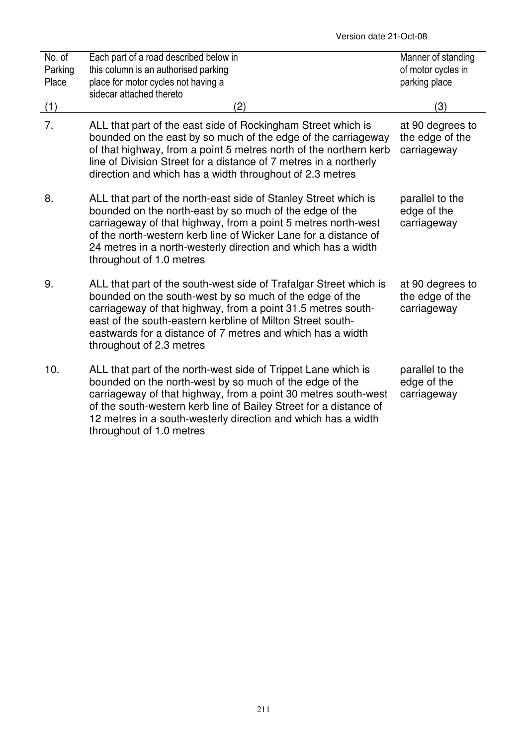Version date 21-Oct-08

| No. of Parking Place | Each part of a road described below in this column is an authorised parking place for motor cycles not having a sidecar attached thereto | Manner of standing of motor cycles in parking place |
|---|---|---|
| (1) | (2) | (3) |
| 7. | ALL that part of the east side of Rockingham Street which is bounded on the east by so much of the edge of the carriageway of that highway, from a point 5 metres north of the northern kerb line of Division Street for a distance of 7 metres in a northerly direction and which has a width throughout of 2.3 metres | at 90 degrees to the edge of the carriageway |
| 8. | ALL that part of the north-east side of Stanley Street which is bounded on the north-east by so much of the edge of the carriageway of that highway, from a point 5 metres north-west of the north-western kerb line of Wicker Lane for a distance of 24 metres in a north-westerly direction and which has a width throughout of 1.0 metres | parallel to the edge of the carriageway |
| 9. | ALL that part of the south-west side of Trafalgar Street which is bounded on the south-west by so much of the edge of the carriageway of that highway, from a point 31.5 metres south-east of the south-eastern kerbline of Milton Street south-eastwards for a distance of 7 metres and which has a width throughout of 2.3 metres | at 90 degrees to the edge of the carriageway |
| 10. | ALL that part of the north-west side of Trippet Lane which is bounded on the north-west by so much of the edge of the carriageway of that highway, from a point 30 metres south-west of the south-western kerb line of Bailey Street for a distance of 12 metres in a south-westerly direction and which has a width throughout of 1.0 metres | parallel to the edge of the carriageway |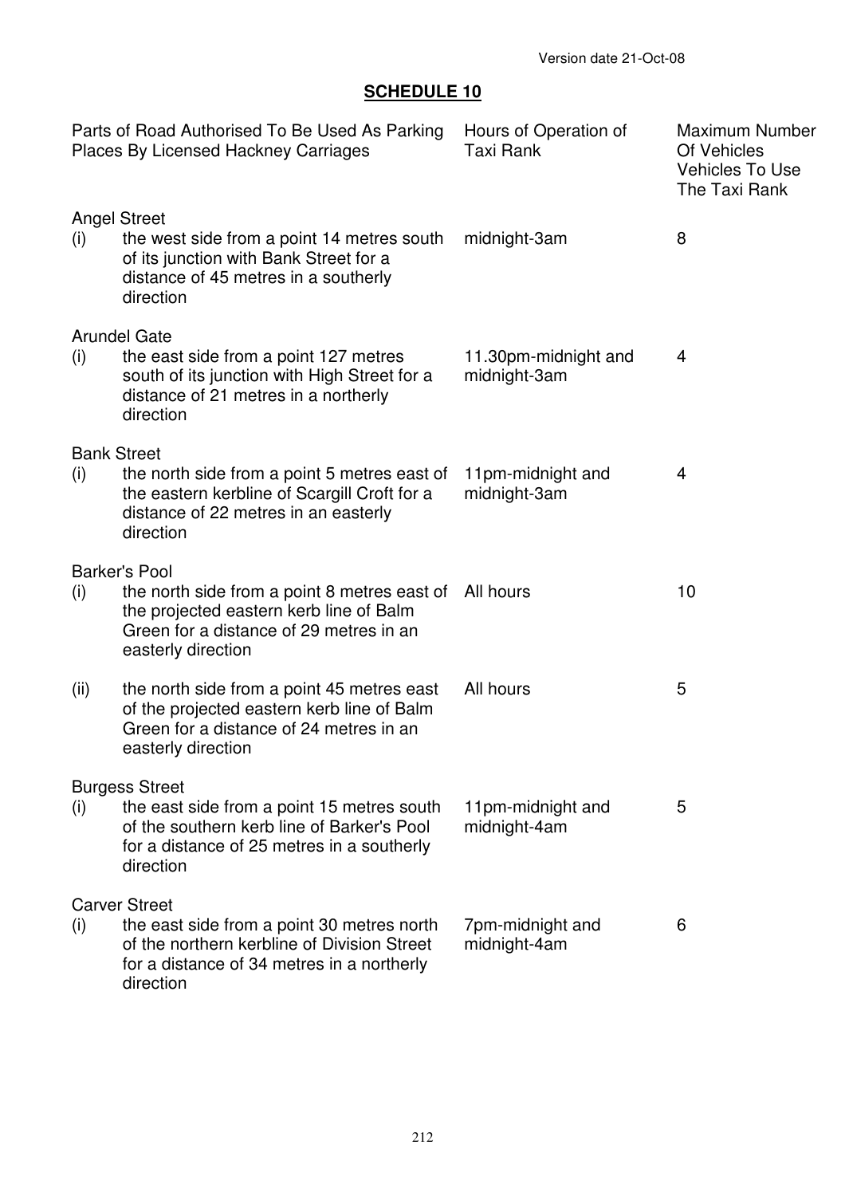Version date 21-Oct-08

## SCHEDULE 10

| Parts of Road Authorised To Be Used As Parking Places By Licensed Hackney Carriages | | Hours of Operation of Taxi Rank | Maximum Number Of Vehicles Vehicles To Use The Taxi Rank |
|---|---|---|---|
| **Angel Street** | | | |
| (i) | the west side from a point 14 metres south of its junction with Bank Street for a distance of 45 metres in a southerly direction | midnight-3am | 8 |
| **Arundel Gate** | | | |
| (i) | the east side from a point 127 metres south of its junction with High Street for a distance of 21 metres in a northerly direction | 11.30pm-midnight and midnight-3am | 4 |
| **Bank Street** | | | |
| (i) | the north side from a point 5 metres east of the eastern kerbline of Scargill Croft for a distance of 22 metres in an easterly direction | 11pm-midnight and midnight-3am | 4 |
| **Barker's Pool** | | | |
| (i) | the north side from a point 8 metres east of the projected eastern kerb line of Balm Green for a distance of 29 metres in an easterly direction | All hours | 10 |
| (ii) | the north side from a point 45 metres east of the projected eastern kerb line of Balm Green for a distance of 24 metres in an easterly direction | All hours | 5 |
| **Burgess Street** | | | |
| (i) | the east side from a point 15 metres south of the southern kerb line of Barker's Pool for a distance of 25 metres in a southerly direction | 11pm-midnight and midnight-4am | 5 |
| **Carver Street** | | | |
| (i) | the east side from a point 30 metres north of the northern kerbline of Division Street for a distance of 34 metres in a northerly direction | 7pm-midnight and midnight-4am | 6 |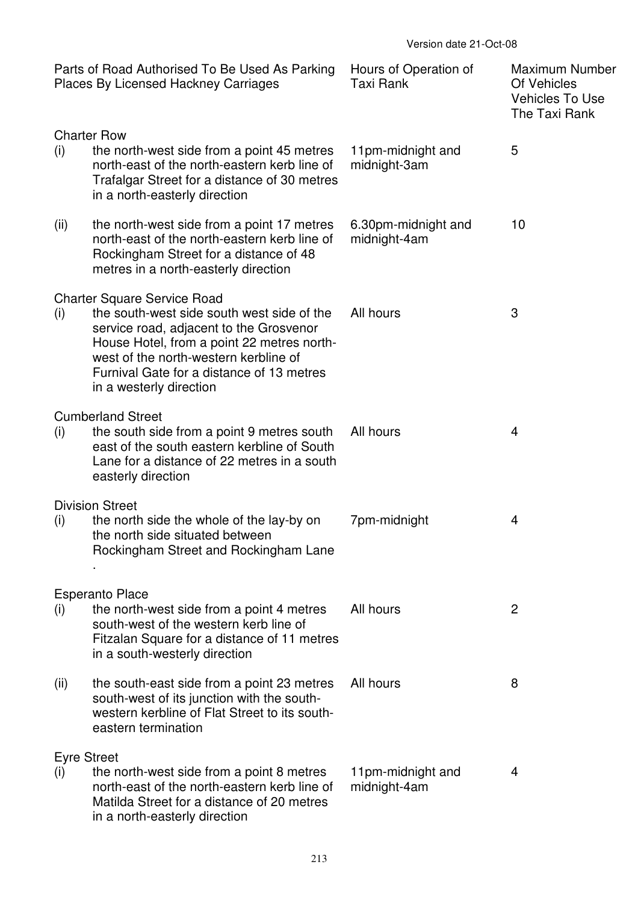Version date 21-Oct-08

| Parts of Road Authorised To Be Used As Parking Places By Licensed Hackney Carriages | | Hours of Operation of Taxi Rank | Maximum Number Of Vehicles Vehicles To Use The Taxi Rank |
|---|---|---|---|
| **Charter Row** | | | |
| (i) | the north-west side from a point 45 metres north-east of the north-eastern kerb line of Trafalgar Street for a distance of 30 metres in a north-easterly direction | 11pm-midnight and midnight-3am | 5 |
| (ii) | the north-west side from a point 17 metres north-east of the north-eastern kerb line of Rockingham Street for a distance of 48 metres in a north-easterly direction | 6.30pm-midnight and midnight-4am | 10 |
| **Charter Square Service Road** | | | |
| (i) | the south-west side south west side of the service road, adjacent to the Grosvenor House Hotel, from a point 22 metres north-west of the north-western kerbline of Furnival Gate for a distance of 13 metres in a westerly direction | All hours | 3 |
| **Cumberland Street** | | | |
| (i) | the south side from a point 9 metres south east of the south eastern kerbline of South Lane for a distance of 22 metres in a south easterly direction | All hours | 4 |
| **Division Street** | | | |
| (i) | the north side the whole of the lay-by on the north side situated between Rockingham Street and Rockingham Lane . | 7pm-midnight | 4 |
| **Esperanto Place** | | | |
| (i) | the north-west side from a point 4 metres south-west of the western kerb line of Fitzalan Square for a distance of 11 metres in a south-westerly direction | All hours | 2 |
| (ii) | the south-east side from a point 23 metres south-west of its junction with the south-western kerbline of Flat Street to its south-eastern termination | All hours | 8 |
| **Eyre Street** | | | |
| (i) | the north-west side from a point 8 metres north-east of the north-eastern kerb line of Matilda Street for a distance of 20 metres in a north-easterly direction | 11pm-midnight and midnight-4am | 4 |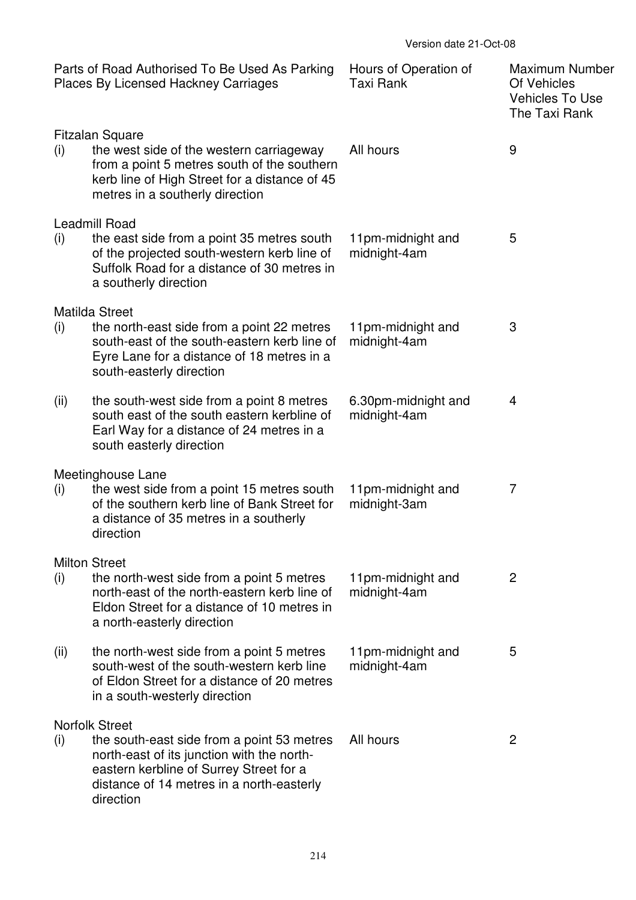Version date 21-Oct-08

| Parts of Road Authorised To Be Used As Parking Places By Licensed Hackney Carriages | | Hours of Operation of Taxi Rank | Maximum Number Of Vehicles Vehicles To Use The Taxi Rank |
|---|---|---|---|
| Fitzalan Square | | | |
| (i) | the west side of the western carriageway from a point 5 metres south of the southern kerb line of High Street for a distance of 45 metres in a southerly direction | All hours | 9 |
| Leadmill Road | | | |
| (i) | the east side from a point 35 metres south of the projected south-western kerb line of Suffolk Road for a distance of 30 metres in a southerly direction | 11pm-midnight and midnight-4am | 5 |
| Matilda Street | | | |
| (i) | the north-east side from a point 22 metres south-east of the south-eastern kerb line of Eyre Lane for a distance of 18 metres in a south-easterly direction | 11pm-midnight and midnight-4am | 3 |
| (ii) | the south-west side from a point 8 metres south east of the south eastern kerbline of Earl Way for a distance of 24 metres in a south easterly direction | 6.30pm-midnight and midnight-4am | 4 |
| Meetinghouse Lane | | | |
| (i) | the west side from a point 15 metres south of the southern kerb line of Bank Street for a distance of 35 metres in a southerly direction | 11pm-midnight and midnight-3am | 7 |
| Milton Street | | | |
| (i) | the north-west side from a point 5 metres north-east of the north-eastern kerb line of Eldon Street for a distance of 10 metres in a north-easterly direction | 11pm-midnight and midnight-4am | 2 |
| (ii) | the north-west side from a point 5 metres south-west of the south-western kerb line of Eldon Street for a distance of 20 metres in a south-westerly direction | 11pm-midnight and midnight-4am | 5 |
| Norfolk Street | | | |
| (i) | the south-east side from a point 53 metres north-east of its junction with the north-eastern kerbline of Surrey Street for a distance of 14 metres in a north-easterly direction | All hours | 2 |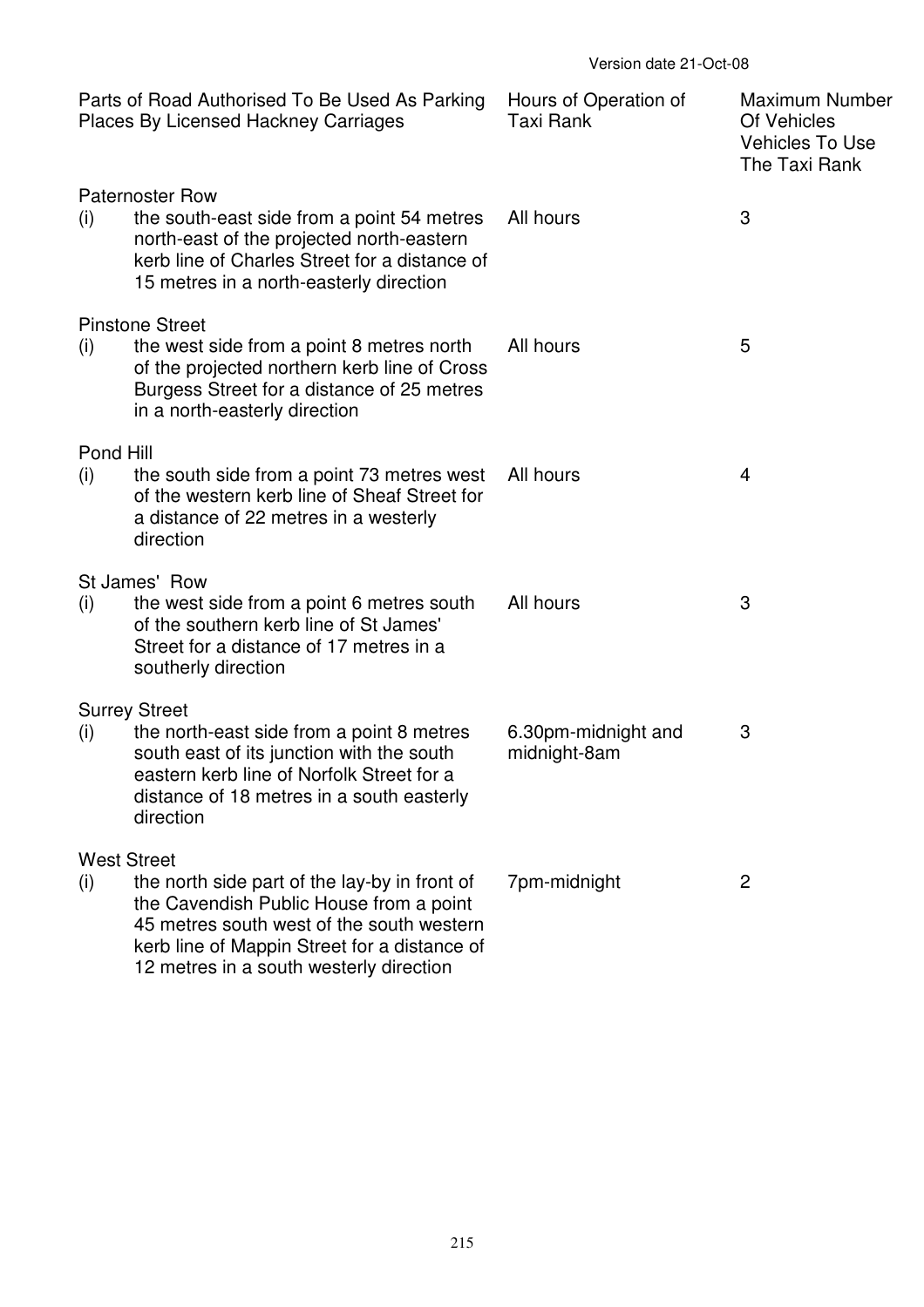Version date 21-Oct-08

| Parts of Road Authorised To Be Used As Parking Places By Licensed Hackney Carriages | Hours of Operation of Taxi Rank | Maximum Number Of Vehicles Vehicles To Use The Taxi Rank |
|---|---|---|
| **Paternoster Row** | | |
| (i) the south-east side from a point 54 metres north-east of the projected north-eastern kerb line of Charles Street for a distance of 15 metres in a north-easterly direction | All hours | 3 |
| **Pinstone Street** | | |
| (i) the west side from a point 8 metres north of the projected northern kerb line of Cross Burgess Street for a distance of 25 metres in a north-easterly direction | All hours | 5 |
| **Pond Hill** | | |
| (i) the south side from a point 73 metres west of the western kerb line of Sheaf Street for a distance of 22 metres in a westerly direction | All hours | 4 |
| **St James' Row** | | |
| (i) the west side from a point 6 metres south of the southern kerb line of St James' Street for a distance of 17 metres in a southerly direction | All hours | 3 |
| **Surrey Street** | | |
| (i) the north-east side from a point 8 metres south east of its junction with the south eastern kerb line of Norfolk Street for a distance of 18 metres in a south easterly direction | 6.30pm-midnight and midnight-8am | 3 |
| **West Street** | | |
| (i) the north side part of the lay-by in front of the Cavendish Public House from a point 45 metres south west of the south western kerb line of Mappin Street for a distance of 12 metres in a south westerly direction | 7pm-midnight | 2 |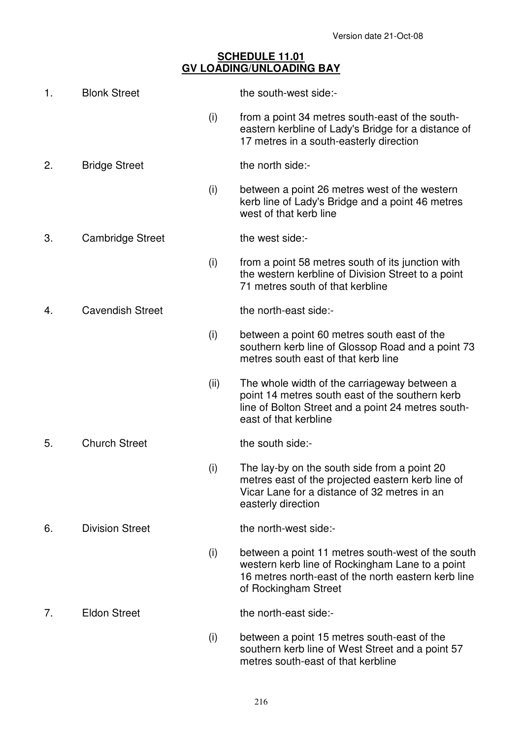Version date 21-Oct-08

## SCHEDULE 11.01
## GV LOADING/UNLOADING BAY

1. Blonk Street — the south-west side:-

   (i) from a point 34 metres south-east of the south-eastern kerbline of Lady's Bridge for a distance of 17 metres in a south-easterly direction

2. Bridge Street — the north side:-

   (i) between a point 26 metres west of the western kerb line of Lady's Bridge and a point 46 metres west of that kerb line

3. Cambridge Street — the west side:-

   (i) from a point 58 metres south of its junction with the western kerbline of Division Street to a point 71 metres south of that kerbline

4. Cavendish Street — the north-east side:-

   (i) between a point 60 metres south east of the southern kerb line of Glossop Road and a point 73 metres south east of that kerb line

   (ii) The whole width of the carriageway between a point 14 metres south east of the southern kerb line of Bolton Street and a point 24 metres south-east of that kerbline

5. Church Street — the south side:-

   (i) The lay-by on the south side from a point 20 metres east of the projected eastern kerb line of Vicar Lane for a distance of 32 metres in an easterly direction

6. Division Street — the north-west side:-

   (i) between a point 11 metres south-west of the south western kerb line of Rockingham Lane to a point 16 metres north-east of the north eastern kerb line of Rockingham Street

7. Eldon Street — the north-east side:-

   (i) between a point 15 metres south-east of the southern kerb line of West Street and a point 57 metres south-east of that kerbline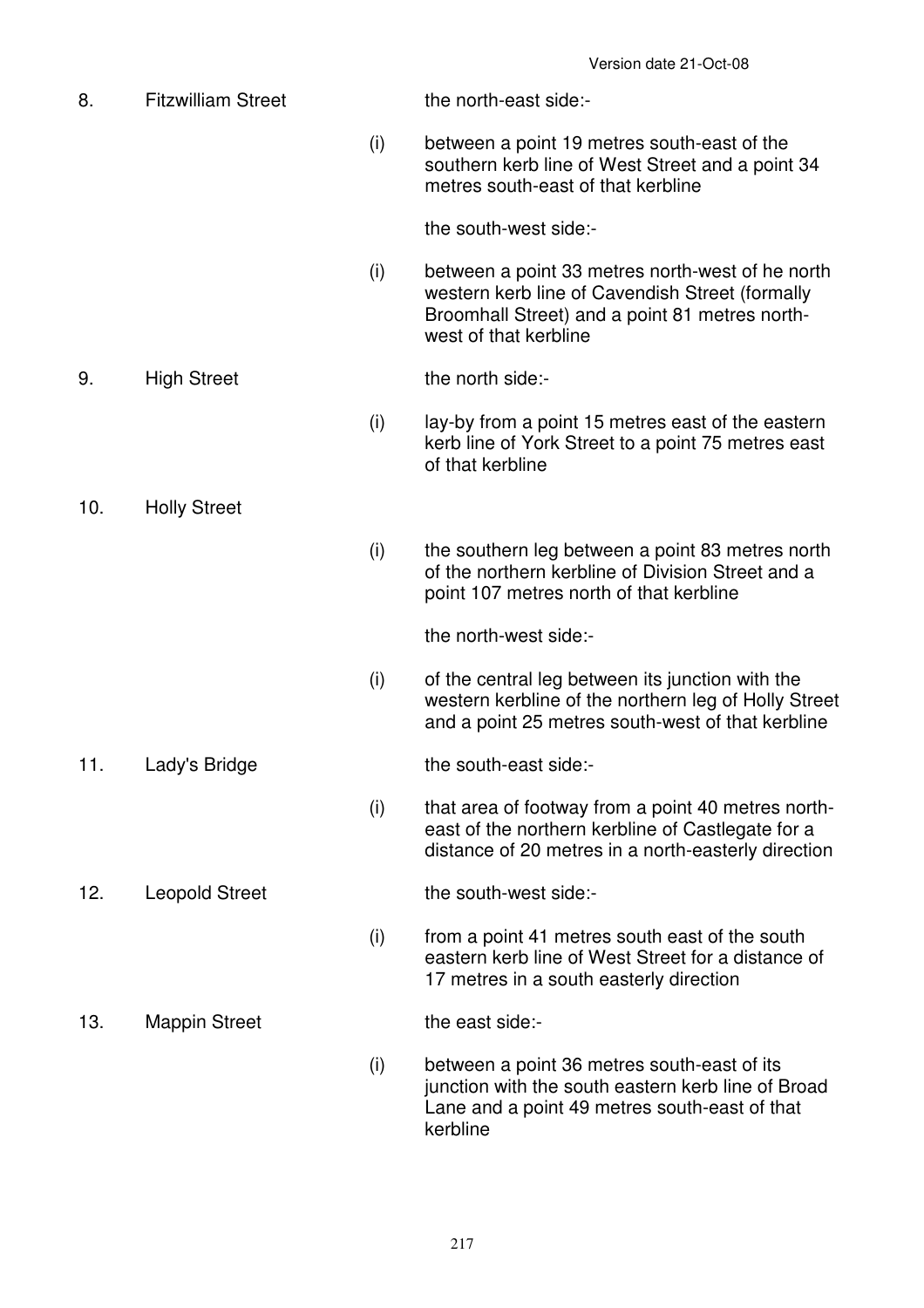Version date 21-Oct-08

| | | | |
|---|---|---|---|
| 8. | Fitzwilliam Street | | the north-east side:- |
| | | (i) | between a point 19 metres south-east of the southern kerb line of West Street and a point 34 metres south-east of that kerbline |
| | | | the south-west side:- |
| | | (i) | between a point 33 metres north-west of he north western kerb line of Cavendish Street (formally Broomhall Street) and a point 81 metres north-west of that kerbline |
| 9. | High Street | | the north side:- |
| | | (i) | lay-by from a point 15 metres east of the eastern kerb line of York Street to a point 75 metres east of that kerbline |
| 10. | Holly Street | | |
| | | (i) | the southern leg between a point 83 metres north of the northern kerbline of Division Street and a point 107 metres north of that kerbline |
| | | | the north-west side:- |
| | | (i) | of the central leg between its junction with the western kerbline of the northern leg of Holly Street and a point 25 metres south-west of that kerbline |
| 11. | Lady's Bridge | | the south-east side:- |
| | | (i) | that area of footway from a point 40 metres north-east of the northern kerbline of Castlegate for a distance of 20 metres in a north-easterly direction |
| 12. | Leopold Street | | the south-west side:- |
| | | (i) | from a point 41 metres south east of the south eastern kerb line of West Street for a distance of 17 metres in a south easterly direction |
| 13. | Mappin Street | | the east side:- |
| | | (i) | between a point 36 metres south-east of its junction with the south eastern kerb line of Broad Lane and a point 49 metres south-east of that kerbline |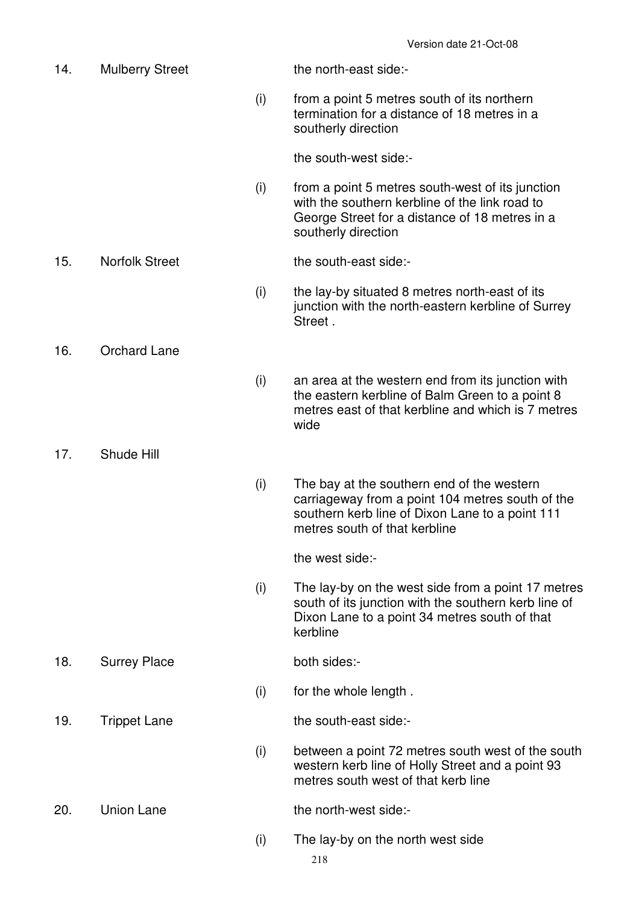| | | | |
|---|---|---|---|
| 14. | Mulberry Street | | the north-east side:- |
| | | (i) | from a point 5 metres south of its northern termination for a distance of 18 metres in a southerly direction |
| | | | the south-west side:- |
| | | (i) | from a point 5 metres south-west of its junction with the southern kerbline of the link road to George Street for a distance of 18 metres in a southerly direction |
| 15. | Norfolk Street | | the south-east side:- |
| | | (i) | the lay-by situated 8 metres north-east of its junction with the north-eastern kerbline of Surrey Street . |
| 16. | Orchard Lane | | |
| | | (i) | an area at the western end from its junction with the eastern kerbline of Balm Green to a point 8 metres east of that kerbline and which is 7 metres wide |
| 17. | Shude Hill | | |
| | | (i) | The bay at the southern end of the western carriageway from a point 104 metres south of the southern kerb line of Dixon Lane to a point 111 metres south of that kerbline |
| | | | the west side:- |
| | | (i) | The lay-by on the west side from a point 17 metres south of its junction with the southern kerb line of Dixon Lane to a point 34 metres south of that kerbline |
| 18. | Surrey Place | | both sides:- |
| | | (i) | for the whole length . |
| 19. | Trippet Lane | | the south-east side:- |
| | | (i) | between a point 72 metres south west of the south western kerb line of Holly Street and a point 93 metres south west of that kerb line |
| 20. | Union Lane | | the north-west side:- |
| | | (i) | The lay-by on the north west side |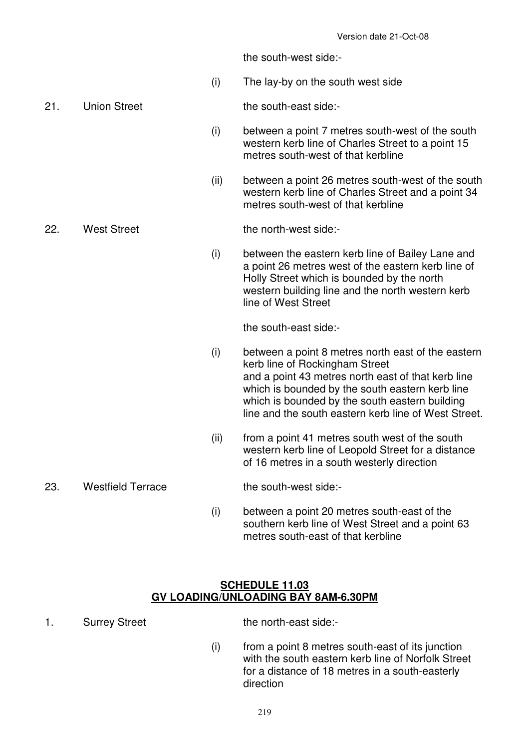the south-west side:-

(i) The lay-by on the south west side

21. Union Street — the south-east side:-

(i) between a point 7 metres south-west of the south western kerb line of Charles Street to a point 15 metres south-west of that kerbline

(ii) between a point 26 metres south-west of the south western kerb line of Charles Street and a point 34 metres south-west of that kerbline

22. West Street — the north-west side:-

(i) between the eastern kerb line of Bailey Lane and a point 26 metres west of the eastern kerb line of Holly Street which is bounded by the north western building line and the north western kerb line of West Street

the south-east side:-

(i) between a point 8 metres north east of the eastern kerb line of Rockingham Street and a point 43 metres north east of that kerb line which is bounded by the south eastern kerb line which is bounded by the south eastern building line and the south eastern kerb line of West Street.

(ii) from a point 41 metres south west of the south western kerb line of Leopold Street for a distance of 16 metres in a south westerly direction

23. Westfield Terrace — the south-west side:-

(i) between a point 20 metres south-east of the southern kerb line of West Street and a point 63 metres south-east of that kerbline

## SCHEDULE 11.03
## GV LOADING/UNLOADING BAY 8AM-6.30PM

1. Surrey Street — the north-east side:-

(i) from a point 8 metres south-east of its junction with the south eastern kerb line of Norfolk Street for a distance of 18 metres in a south-easterly direction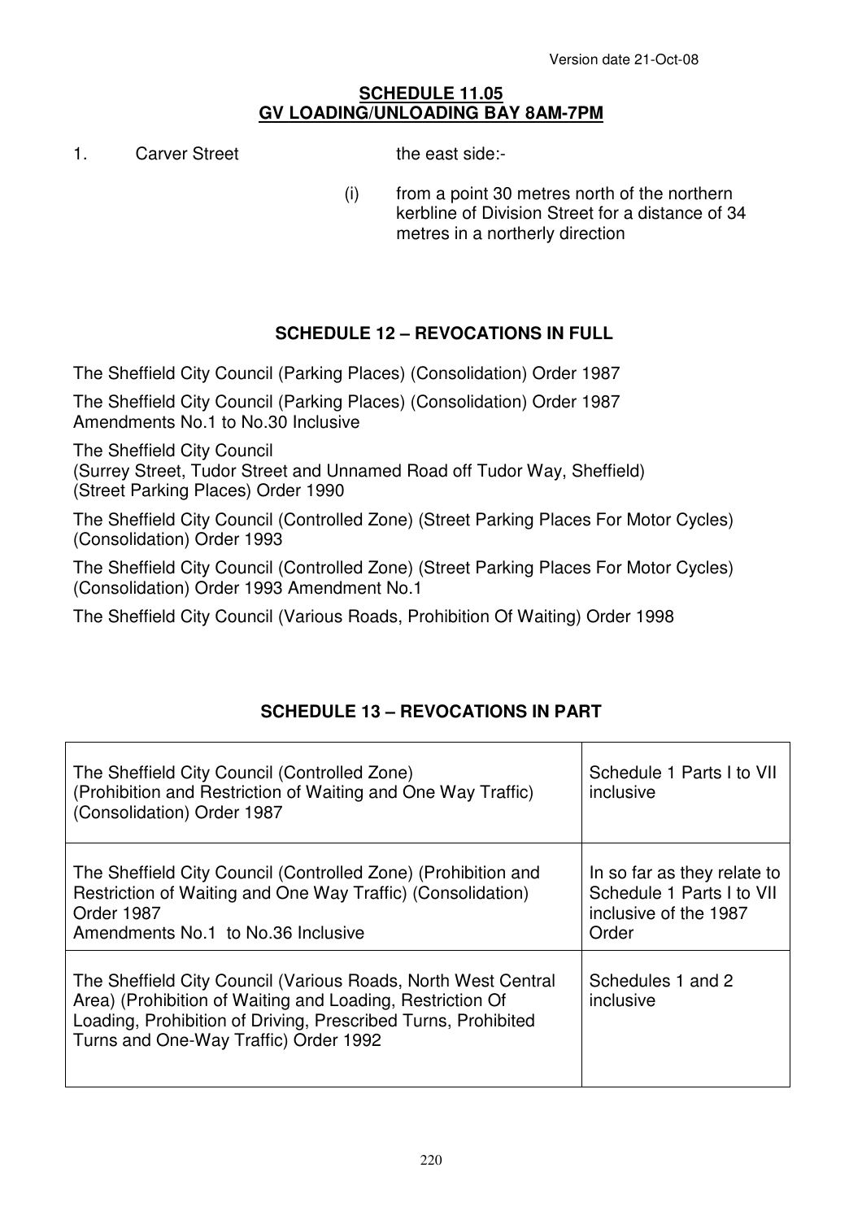Version date 21-Oct-08

## SCHEDULE 11.05
## GV LOADING/UNLOADING BAY 8AM-7PM

1. Carver Street the east side:-

   (i) from a point 30 metres north of the northern kerbline of Division Street for a distance of 34 metres in a northerly direction

## SCHEDULE 12 – REVOCATIONS IN FULL

The Sheffield City Council (Parking Places) (Consolidation) Order 1987

The Sheffield City Council (Parking Places) (Consolidation) Order 1987
Amendments No.1 to No.30 Inclusive

The Sheffield City Council
(Surrey Street, Tudor Street and Unnamed Road off Tudor Way, Sheffield)
(Street Parking Places) Order 1990

The Sheffield City Council (Controlled Zone) (Street Parking Places For Motor Cycles) (Consolidation) Order 1993

The Sheffield City Council (Controlled Zone) (Street Parking Places For Motor Cycles) (Consolidation) Order 1993 Amendment No.1

The Sheffield City Council (Various Roads, Prohibition Of Waiting) Order 1998

## SCHEDULE 13 – REVOCATIONS IN PART

| | |
|---|---|
| The Sheffield City Council (Controlled Zone) (Prohibition and Restriction of Waiting and One Way Traffic) (Consolidation) Order 1987 | Schedule 1 Parts I to VII inclusive |
| The Sheffield City Council (Controlled Zone) (Prohibition and Restriction of Waiting and One Way Traffic) (Consolidation) Order 1987<br>Amendments No.1 to No.36 Inclusive | In so far as they relate to Schedule 1 Parts I to VII inclusive of the 1987 Order |
| The Sheffield City Council (Various Roads, North West Central Area) (Prohibition of Waiting and Loading, Restriction Of Loading, Prohibition of Driving, Prescribed Turns, Prohibited Turns and One-Way Traffic) Order 1992 | Schedules 1 and 2 inclusive |